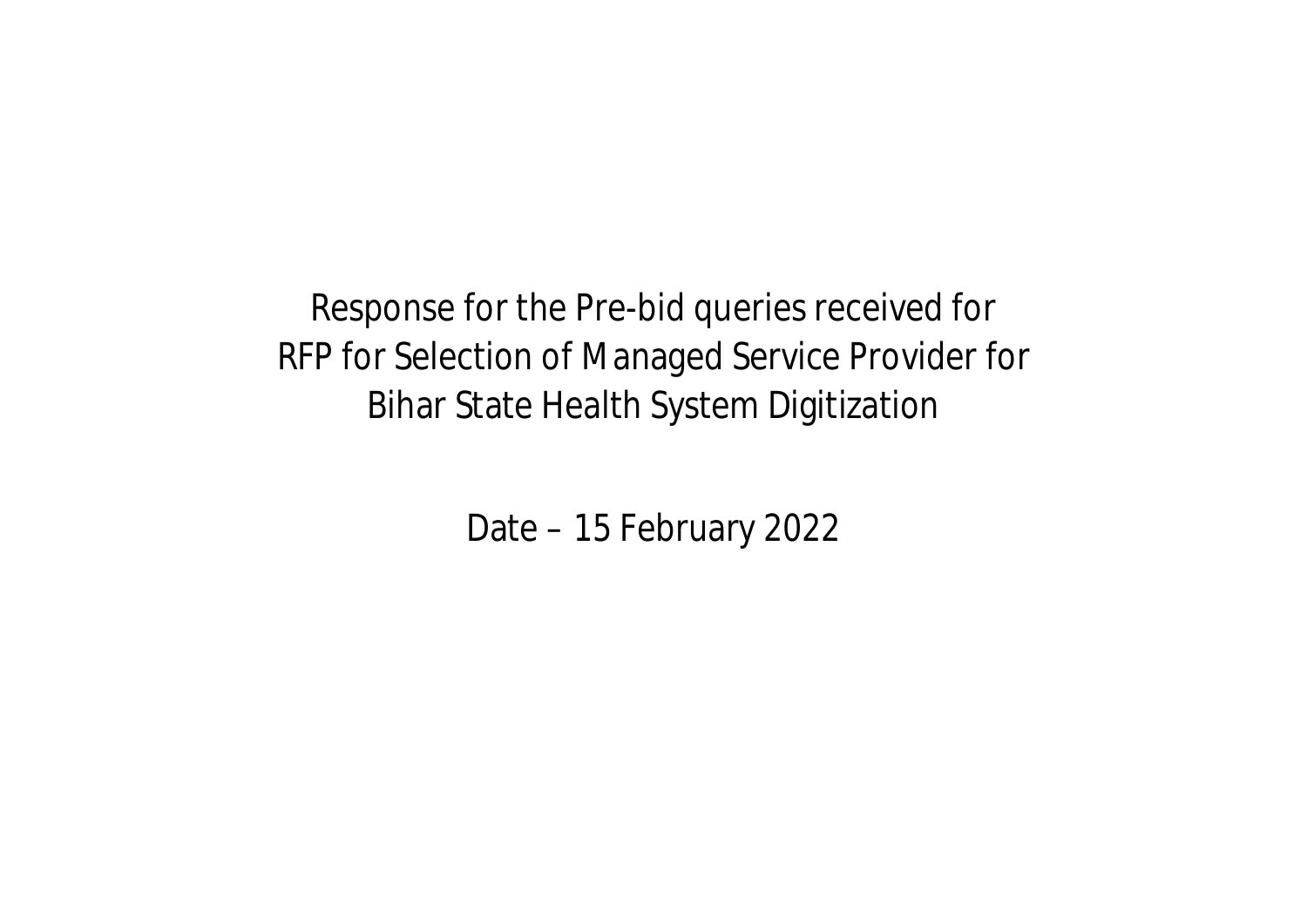# Response for the Pre-bid queries received for RFP for Selection of Managed Service Provider for Bihar State Health System Digitization

Date – 15 February 2022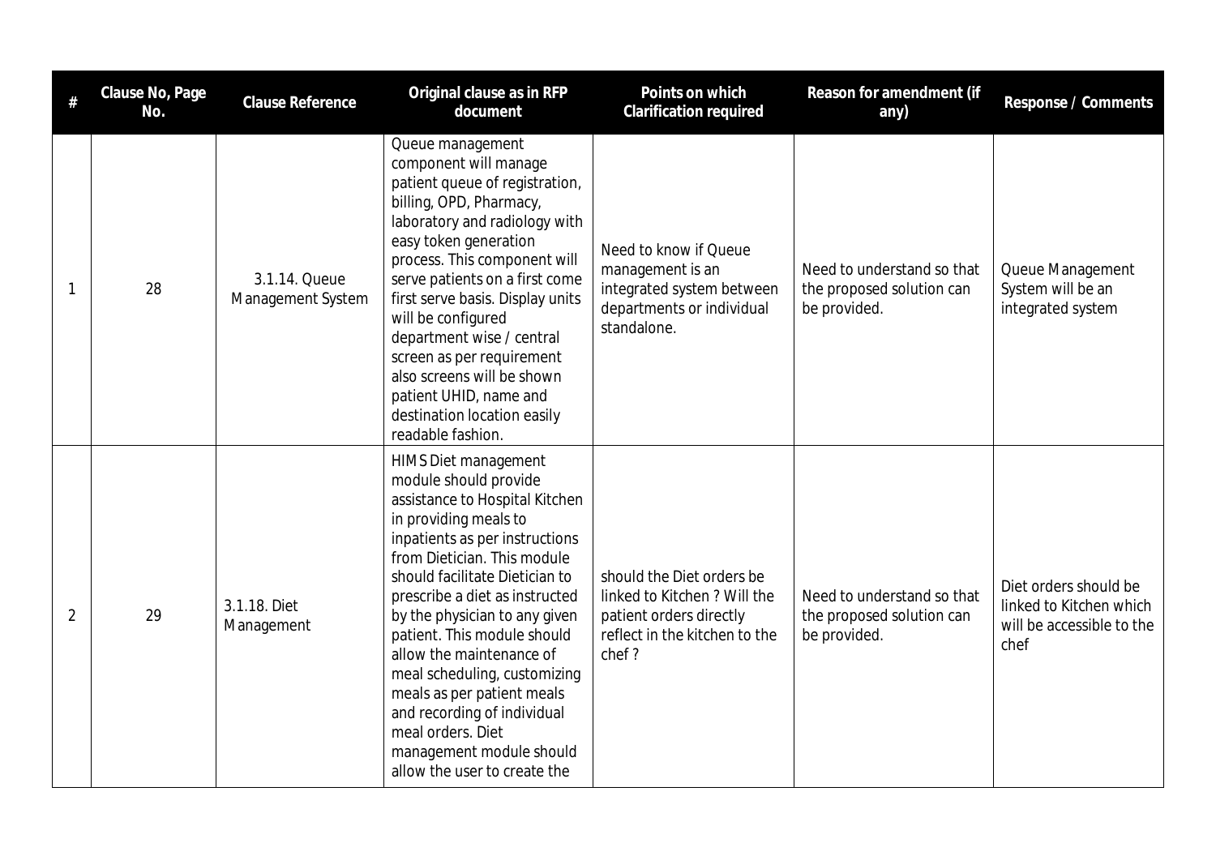| # | Clause No, Page No. | Clause Reference | Original clause as in RFP document | Points on which Clarification required | Reason for amendment (if any) | Response / Comments |
|---|---|---|---|---|---|---|
| 1 | 28 | 3.1.14. Queue Management System | Queue management component will manage patient queue of registration, billing, OPD, Pharmacy, laboratory and radiology with easy token generation process. This component will serve patients on a first come first serve basis. Display units will be configured department wise / central screen as per requirement also screens will be shown patient UHID, name and destination location easily readable fashion. | Need to know if Queue management is an integrated system between departments or individual standalone. | Need to understand so that the proposed solution can be provided. | Queue Management System will be an integrated system |
| 2 | 29 | 3.1.18. Diet Management | HIMS Diet management module should provide assistance to Hospital Kitchen in providing meals to inpatients as per instructions from Dietician. This module should facilitate Dietician to prescribe a diet as instructed by the physician to any given patient. This module should allow the maintenance of meal scheduling, customizing meals as per patient meals and recording of individual meal orders. Diet management module should allow the user to create the | should the Diet orders be linked to Kitchen ? Will the patient orders directly reflect in the kitchen to the chef ? | Need to understand so that the proposed solution can be provided. | Diet orders should be linked to Kitchen which will be accessible to the chef |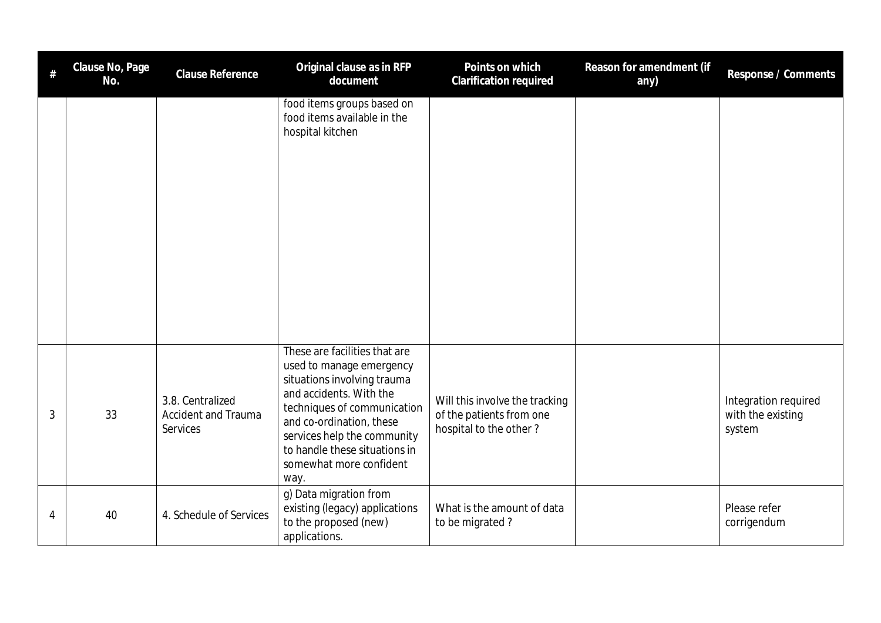| # | Clause No, Page No. | Clause Reference | Original clause as in RFP document | Points on which Clarification required | Reason for amendment (if any) | Response / Comments |
|---|---|---|---|---|---|---|
| | | | food items groups based on food items available in the hospital kitchen | | | |
| 3 | 33 | 3.8. Centralized Accident and Trauma Services | These are facilities that are used to manage emergency situations involving trauma and accidents. With the techniques of communication and co-ordination, these services help the community to handle these situations in somewhat more confident way. | Will this involve the tracking of the patients from one hospital to the other ? | | Integration required with the existing system |
| 4 | 40 | 4. Schedule of Services | g) Data migration from existing (legacy) applications to the proposed (new) applications. | What is the amount of data to be migrated ? | | Please refer corrigendum |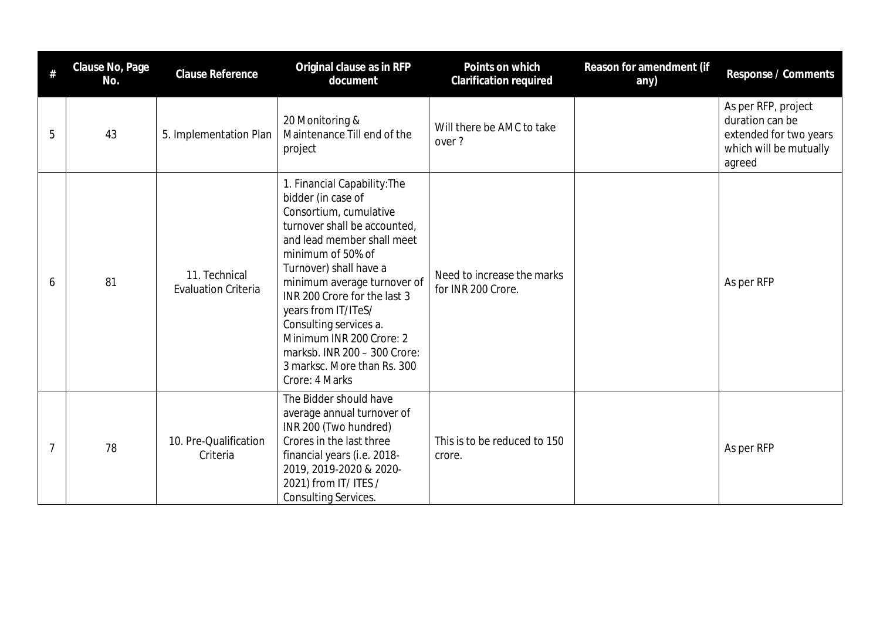| # | Clause No, Page No. | Clause Reference | Original clause as in RFP document | Points on which Clarification required | Reason for amendment (if any) | Response / Comments |
|---|---|---|---|---|---|---|
| 5 | 43 | 5. Implementation Plan | 20 Monitoring & Maintenance Till end of the project | Will there be AMC to take over ? | | As per RFP, project duration can be extended for two years which will be mutually agreed |
| 6 | 81 | 11. Technical Evaluation Criteria | 1. Financial Capability:The bidder (in case of Consortium, cumulative turnover shall be accounted, and lead member shall meet minimum of 50% of Turnover) shall have a minimum average turnover of INR 200 Crore for the last 3 years from IT/ITeS/ Consulting services a. Minimum INR 200 Crore: 2 marksb. INR 200 – 300 Crore: 3 marksc. More than Rs. 300 Crore: 4 Marks | Need to increase the marks for INR 200 Crore. | | As per RFP |
| 7 | 78 | 10. Pre-Qualification Criteria | The Bidder should have average annual turnover of INR 200 (Two hundred) Crores in the last three financial years (i.e. 2018-2019, 2019-2020 & 2020-2021) from IT/ ITES / Consulting Services. | This is to be reduced to 150 crore. | | As per RFP |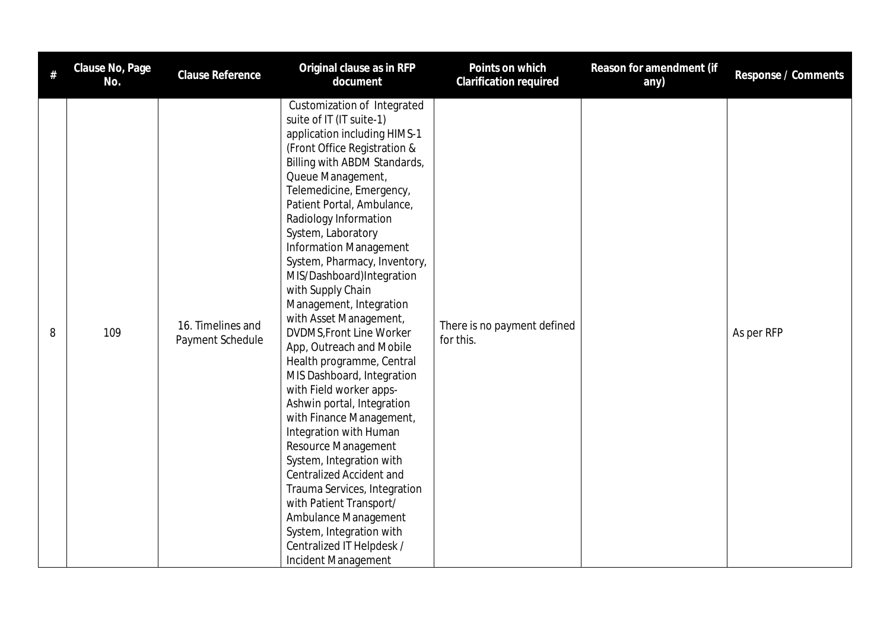| # | Clause No, Page No. | Clause Reference | Original clause as in RFP document | Points on which Clarification required | Reason for amendment (if any) | Response / Comments |
|---|---|---|---|---|---|---|
| 8 | 109 | 16. Timelines and Payment Schedule | Customization of Integrated suite of IT (IT suite-1) application including HIMS-1 (Front Office Registration & Billing with ABDM Standards, Queue Management, Telemedicine, Emergency, Patient Portal, Ambulance, Radiology Information System, Laboratory Information Management System, Pharmacy, Inventory, MIS/Dashboard)Integration with Supply Chain Management, Integration with Asset Management, DVDMS,Front Line Worker App, Outreach and Mobile Health programme, Central MIS Dashboard, Integration with Field worker apps-Ashwin portal, Integration with Finance Management, Integration with Human Resource Management System, Integration with Centralized Accident and Trauma Services, Integration with Patient Transport/ Ambulance Management System, Integration with Centralized IT Helpdesk / Incident Management | There is no payment defined for this. | | As per RFP |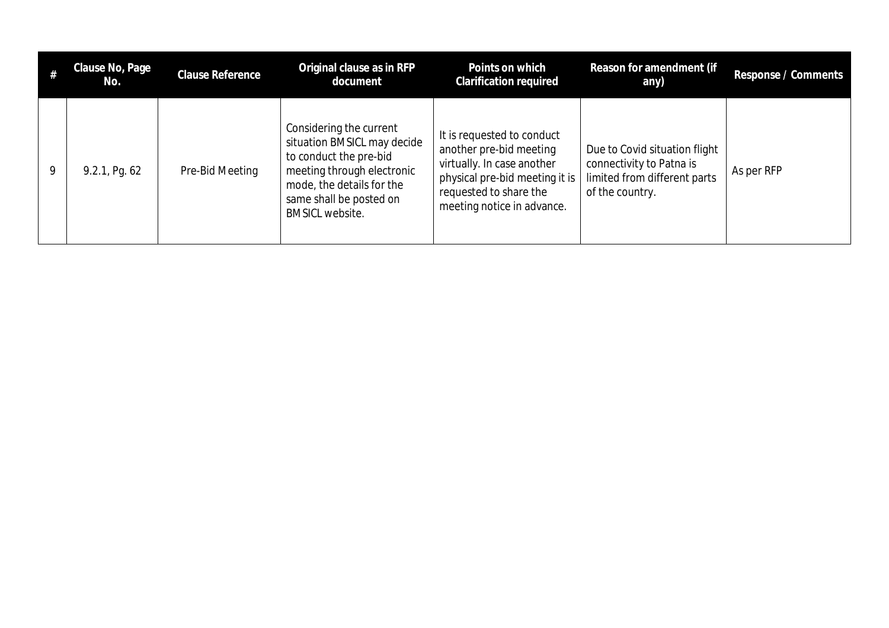| # | Clause No, Page No. | Clause Reference | Original clause as in RFP document | Points on which Clarification required | Reason for amendment (if any) | Response / Comments |
|---|---|---|---|---|---|---|
| 9 | 9.2.1, Pg. 62 | Pre-Bid Meeting | Considering the current situation BMSICL may decide to conduct the pre-bid meeting through electronic mode, the details for the same shall be posted on BMSICL website. | It is requested to conduct another pre-bid meeting virtually. In case another physical pre-bid meeting it is requested to share the meeting notice in advance. | Due to Covid situation flight connectivity to Patna is limited from different parts of the country. | As per RFP |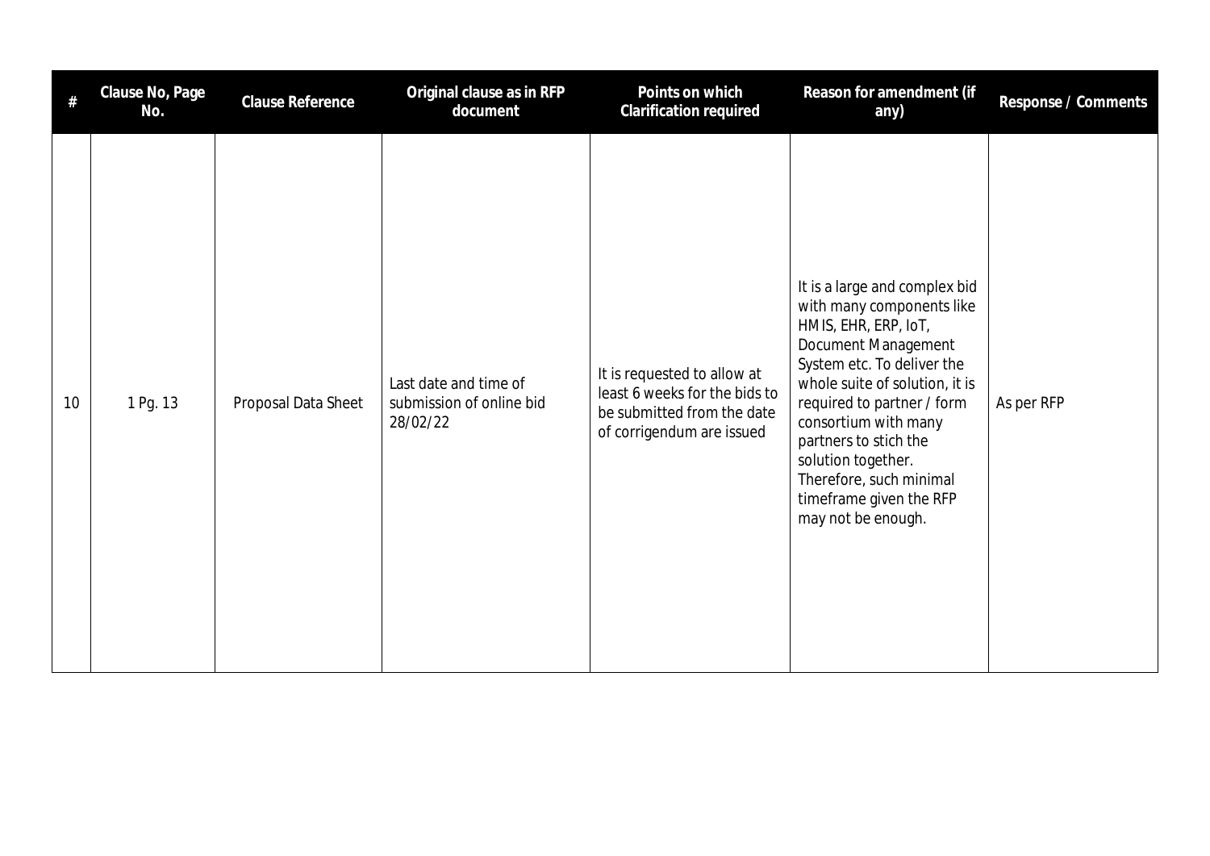| # | Clause No, Page No. | Clause Reference | Original clause as in RFP document | Points on which Clarification required | Reason for amendment (if any) | Response / Comments |
|---|---|---|---|---|---|---|
| 10 | 1 Pg. 13 | Proposal Data Sheet | Last date and time of submission of online bid 28/02/22 | It is requested to allow at least 6 weeks for the bids to be submitted from the date of corrigendum are issued | It is a large and complex bid with many components like HMIS, EHR, ERP, IoT, Document Management System etc. To deliver the whole suite of solution, it is required to partner / form consortium with many partners to stich the solution together. Therefore, such minimal timeframe given the RFP may not be enough. | As per RFP |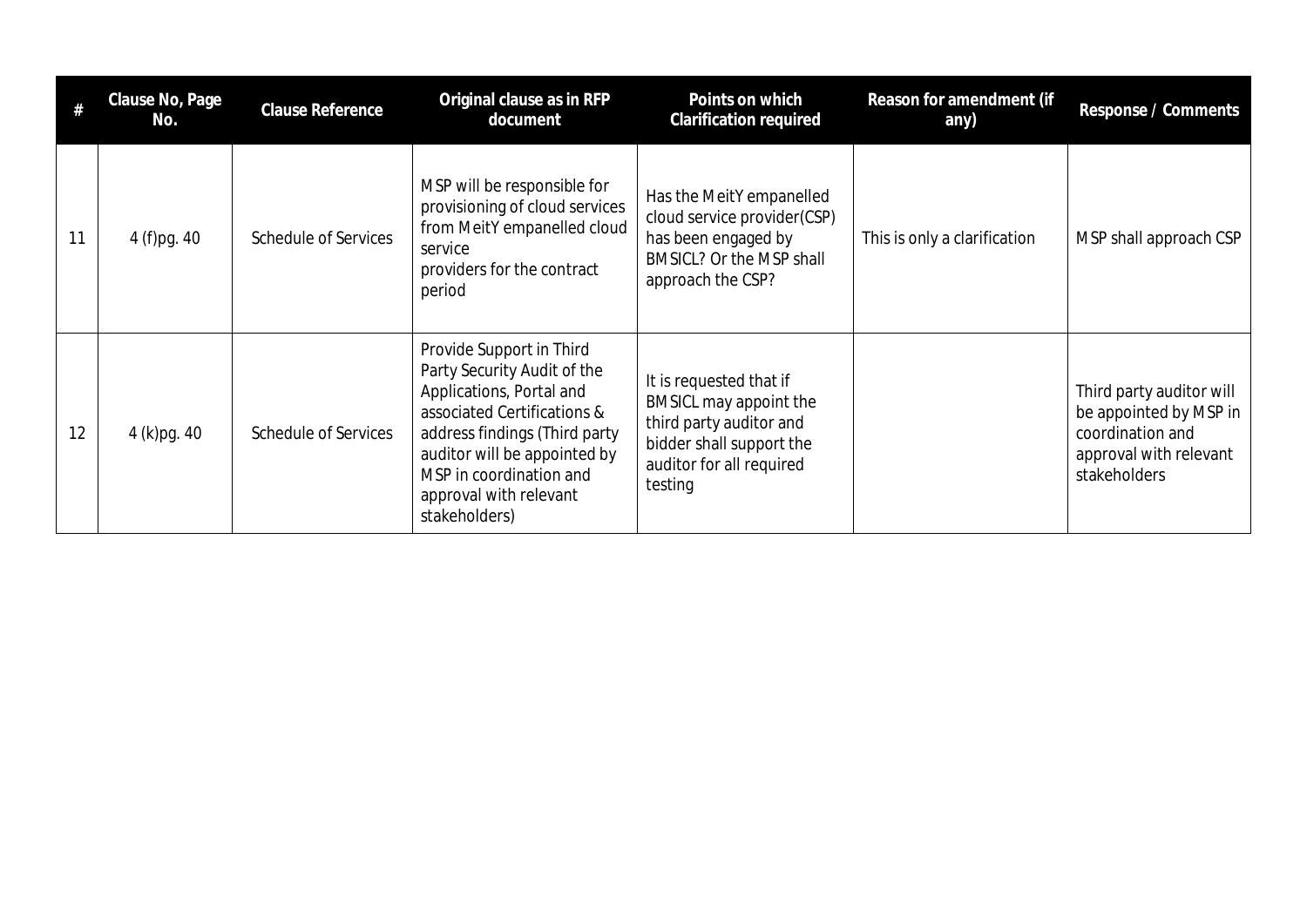| # | Clause No, Page No. | Clause Reference | Original clause as in RFP document | Points on which Clarification required | Reason for amendment (if any) | Response / Comments |
|---|---|---|---|---|---|---|
| 11 | 4 (f)pg. 40 | Schedule of Services | MSP will be responsible for provisioning of cloud services from MeitY empanelled cloud service providers for the contract period | Has the MeitY empanelled cloud service provider(CSP) has been engaged by BMSICL? Or the MSP shall approach the CSP? | This is only a clarification | MSP shall approach CSP |
| 12 | 4 (k)pg. 40 | Schedule of Services | Provide Support in Third Party Security Audit of the Applications, Portal and associated Certifications & address findings (Third party auditor will be appointed by MSP in coordination and approval with relevant stakeholders) | It is requested that if BMSICL may appoint the third party auditor and bidder shall support the auditor for all required testing | | Third party auditor will be appointed by MSP in coordination and approval with relevant stakeholders |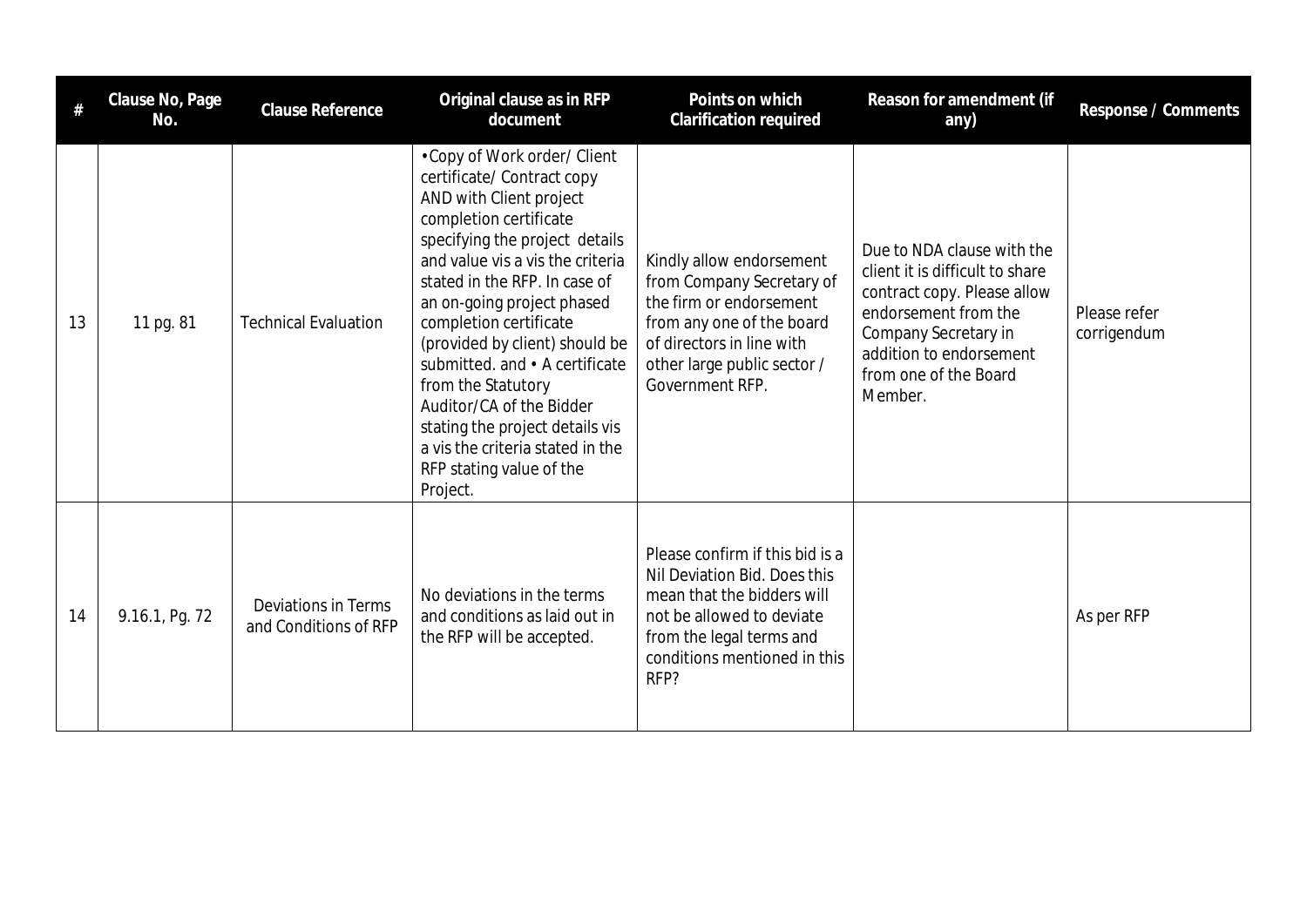| # | Clause No, Page No. | Clause Reference | Original clause as in RFP document | Points on which Clarification required | Reason for amendment (if any) | Response / Comments |
|---|---|---|---|---|---|---|
| 13 | 11 pg. 81 | Technical Evaluation | •Copy of Work order/ Client certificate/ Contract copy AND with Client project completion certificate specifying the project details and value vis a vis the criteria stated in the RFP. In case of an on-going project phased completion certificate (provided by client) should be submitted. and • A certificate from the Statutory Auditor/CA of the Bidder stating the project details vis a vis the criteria stated in the RFP stating value of the Project. | Kindly allow endorsement from Company Secretary of the firm or endorsement from any one of the board of directors in line with other large public sector / Government RFP. | Due to NDA clause with the client it is difficult to share contract copy. Please allow endorsement from the Company Secretary in addition to endorsement from one of the Board Member. | Please refer corrigendum |
| 14 | 9.16.1, Pg. 72 | Deviations in Terms and Conditions of RFP | No deviations in the terms and conditions as laid out in the RFP will be accepted. | Please confirm if this bid is a Nil Deviation Bid. Does this mean that the bidders will not be allowed to deviate from the legal terms and conditions mentioned in this RFP? | | As per RFP |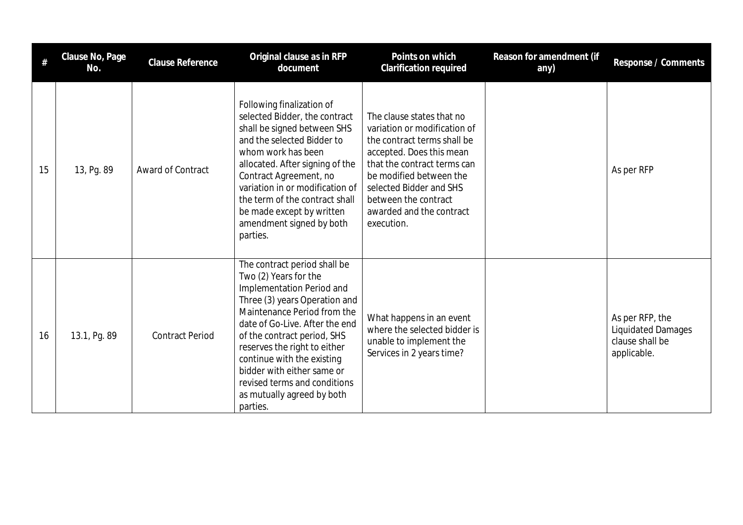| # | Clause No, Page No. | Clause Reference | Original clause as in RFP document | Points on which Clarification required | Reason for amendment (if any) | Response / Comments |
|---|---|---|---|---|---|---|
| 15 | 13, Pg. 89 | Award of Contract | Following finalization of selected Bidder, the contract shall be signed between SHS and the selected Bidder to whom work has been allocated. After signing of the Contract Agreement, no variation in or modification of the term of the contract shall be made except by written amendment signed by both parties. | The clause states that no variation or modification of the contract terms shall be accepted. Does this mean that the contract terms can be modified between the selected Bidder and SHS between the contract awarded and the contract execution. | | As per RFP |
| 16 | 13.1, Pg. 89 | Contract Period | The contract period shall be Two (2) Years for the Implementation Period and Three (3) years Operation and Maintenance Period from the date of Go-Live. After the end of the contract period, SHS reserves the right to either continue with the existing bidder with either same or revised terms and conditions as mutually agreed by both parties. | What happens in an event where the selected bidder is unable to implement the Services in 2 years time? | | As per RFP, the Liquidated Damages clause shall be applicable. |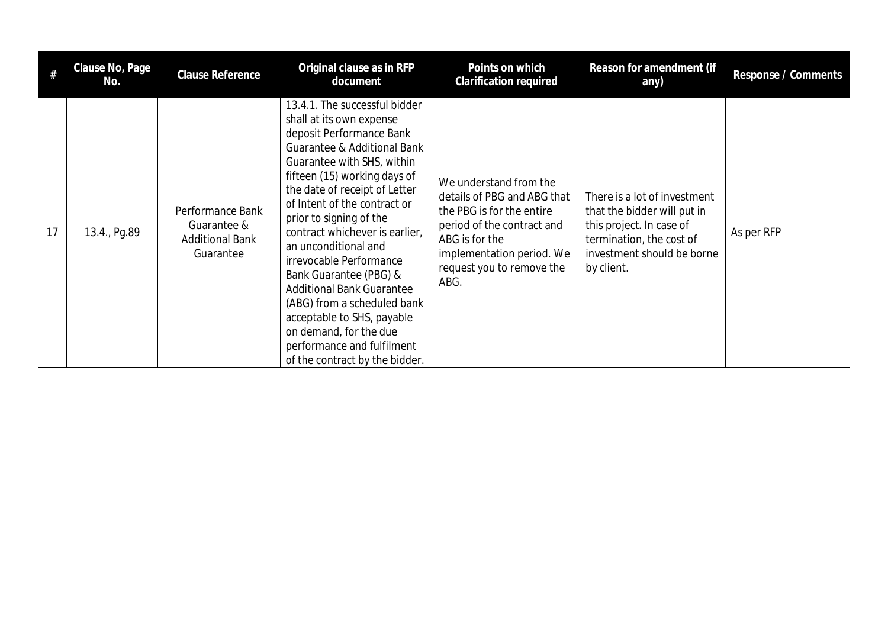| # | Clause No, Page No. | Clause Reference | Original clause as in RFP document | Points on which Clarification required | Reason for amendment (if any) | Response / Comments |
|---|---|---|---|---|---|---|
| 17 | 13.4., Pg.89 | Performance Bank Guarantee & Additional Bank Guarantee | 13.4.1. The successful bidder shall at its own expense deposit Performance Bank Guarantee & Additional Bank Guarantee with SHS, within fifteen (15) working days of the date of receipt of Letter of Intent of the contract or prior to signing of the contract whichever is earlier, an unconditional and irrevocable Performance Bank Guarantee (PBG) & Additional Bank Guarantee (ABG) from a scheduled bank acceptable to SHS, payable on demand, for the due performance and fulfilment of the contract by the bidder. | We understand from the details of PBG and ABG that the PBG is for the entire period of the contract and ABG is for the implementation period. We request you to remove the ABG. | There is a lot of investment that the bidder will put in this project. In case of termination, the cost of investment should be borne by client. | As per RFP |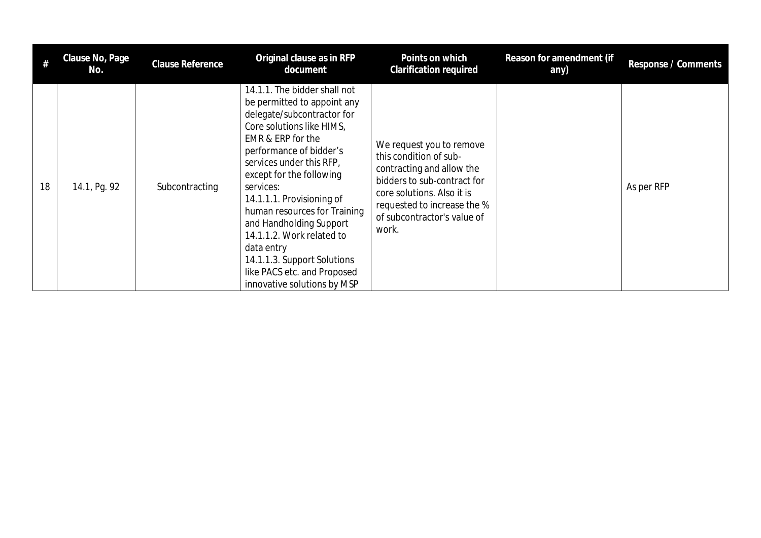| # | Clause No, Page No. | Clause Reference | Original clause as in RFP document | Points on which Clarification required | Reason for amendment (if any) | Response / Comments |
|---|---|---|---|---|---|---|
| 18 | 14.1, Pg. 92 | Subcontracting | 14.1.1. The bidder shall not be permitted to appoint any delegate/subcontractor for Core solutions like HIMS, EMR & ERP for the performance of bidder's services under this RFP, except for the following services:<br>14.1.1.1. Provisioning of human resources for Training and Handholding Support<br>14.1.1.2. Work related to data entry<br>14.1.1.3. Support Solutions like PACS etc. and Proposed innovative solutions by MSP | We request you to remove this condition of sub-contracting and allow the bidders to sub-contract for core solutions. Also it is requested to increase the % of subcontractor's value of work. | | As per RFP |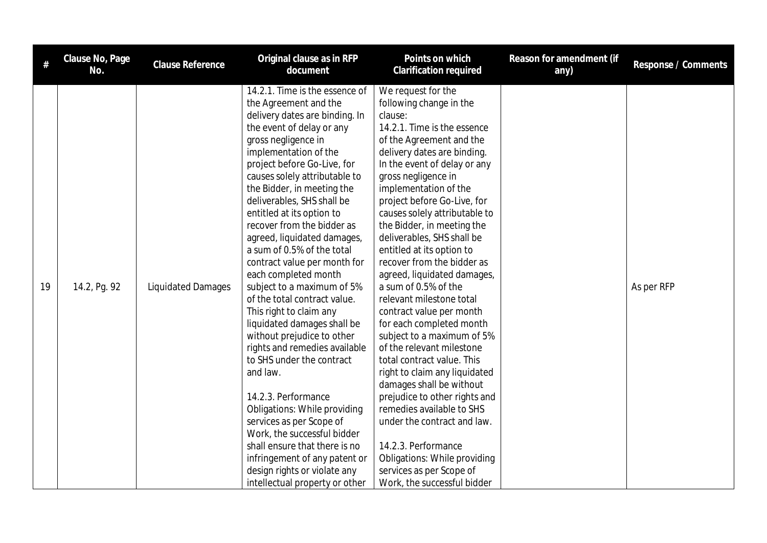| # | Clause No, Page No. | Clause Reference | Original clause as in RFP document | Points on which Clarification required | Reason for amendment (if any) | Response / Comments |
|---|---|---|---|---|---|---|
| 19 | 14.2, Pg. 92 | Liquidated Damages | 14.2.1. Time is the essence of the Agreement and the delivery dates are binding. In the event of delay or any gross negligence in implementation of the project before Go-Live, for causes solely attributable to the Bidder, in meeting the deliverables, SHS shall be entitled at its option to recover from the bidder as agreed, liquidated damages, a sum of 0.5% of the total contract value per month for each completed month subject to a maximum of 5% of the total contract value. This right to claim any liquidated damages shall be without prejudice to other rights and remedies available to SHS under the contract and law.<br><br>14.2.3. Performance Obligations: While providing services as per Scope of Work, the successful bidder shall ensure that there is no infringement of any patent or design rights or violate any intellectual property or other | We request for the following change in the clause:<br>14.2.1. Time is the essence of the Agreement and the delivery dates are binding. In the event of delay or any gross negligence in implementation of the project before Go-Live, for causes solely attributable to the Bidder, in meeting the deliverables, SHS shall be entitled at its option to recover from the bidder as agreed, liquidated damages, a sum of 0.5% of the relevant milestone total contract value per month for each completed month subject to a maximum of 5% of the relevant milestone total contract value. This right to claim any liquidated damages shall be without prejudice to other rights and remedies available to SHS under the contract and law.<br><br>14.2.3. Performance Obligations: While providing services as per Scope of Work, the successful bidder | | As per RFP |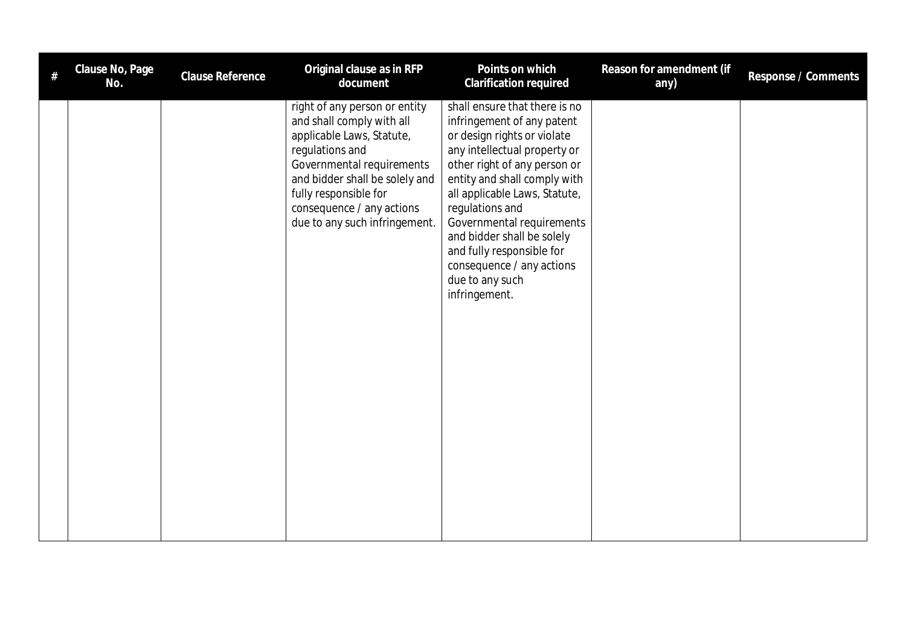| # | Clause No, Page No. | Clause Reference | Original clause as in RFP document | Points on which Clarification required | Reason for amendment (if any) | Response / Comments |
|---|---|---|---|---|---|---|
| | | | right of any person or entity and shall comply with all applicable Laws, Statute, regulations and Governmental requirements and bidder shall be solely and fully responsible for consequence / any actions due to any such infringement. | shall ensure that there is no infringement of any patent or design rights or violate any intellectual property or other right of any person or entity and shall comply with all applicable Laws, Statute, regulations and Governmental requirements and bidder shall be solely and fully responsible for consequence / any actions due to any such infringement. | | |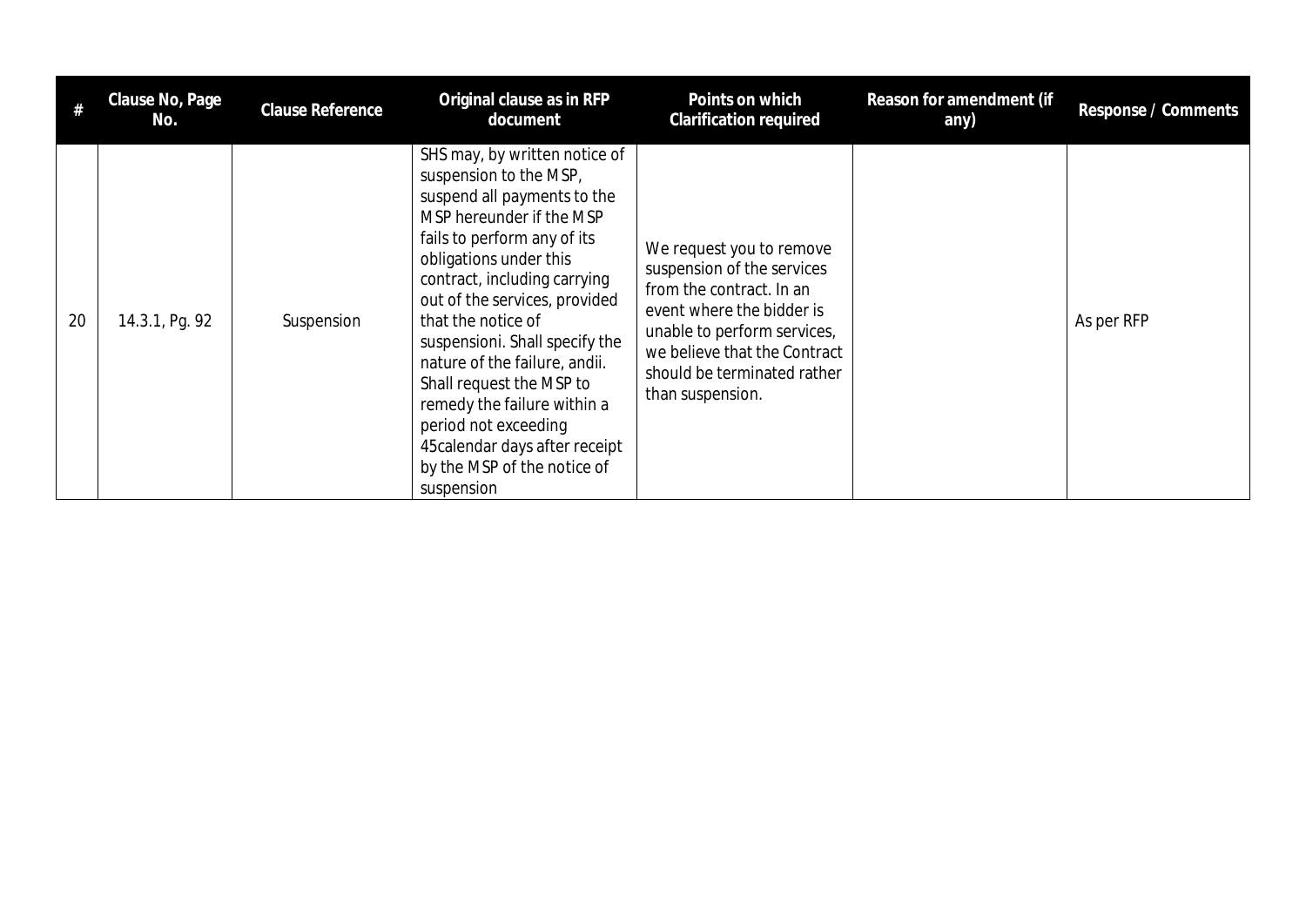| # | Clause No, Page No. | Clause Reference | Original clause as in RFP document | Points on which Clarification required | Reason for amendment (if any) | Response / Comments |
|---|---|---|---|---|---|---|
| 20 | 14.3.1, Pg. 92 | Suspension | SHS may, by written notice of suspension to the MSP, suspend all payments to the MSP hereunder if the MSP fails to perform any of its obligations under this contract, including carrying out of the services, provided that the notice of suspensioni. Shall specify the nature of the failure, andii. Shall request the MSP to remedy the failure within a period not exceeding 45calendar days after receipt by the MSP of the notice of suspension | We request you to remove suspension of the services from the contract. In an event where the bidder is unable to perform services, we believe that the Contract should be terminated rather than suspension. | | As per RFP |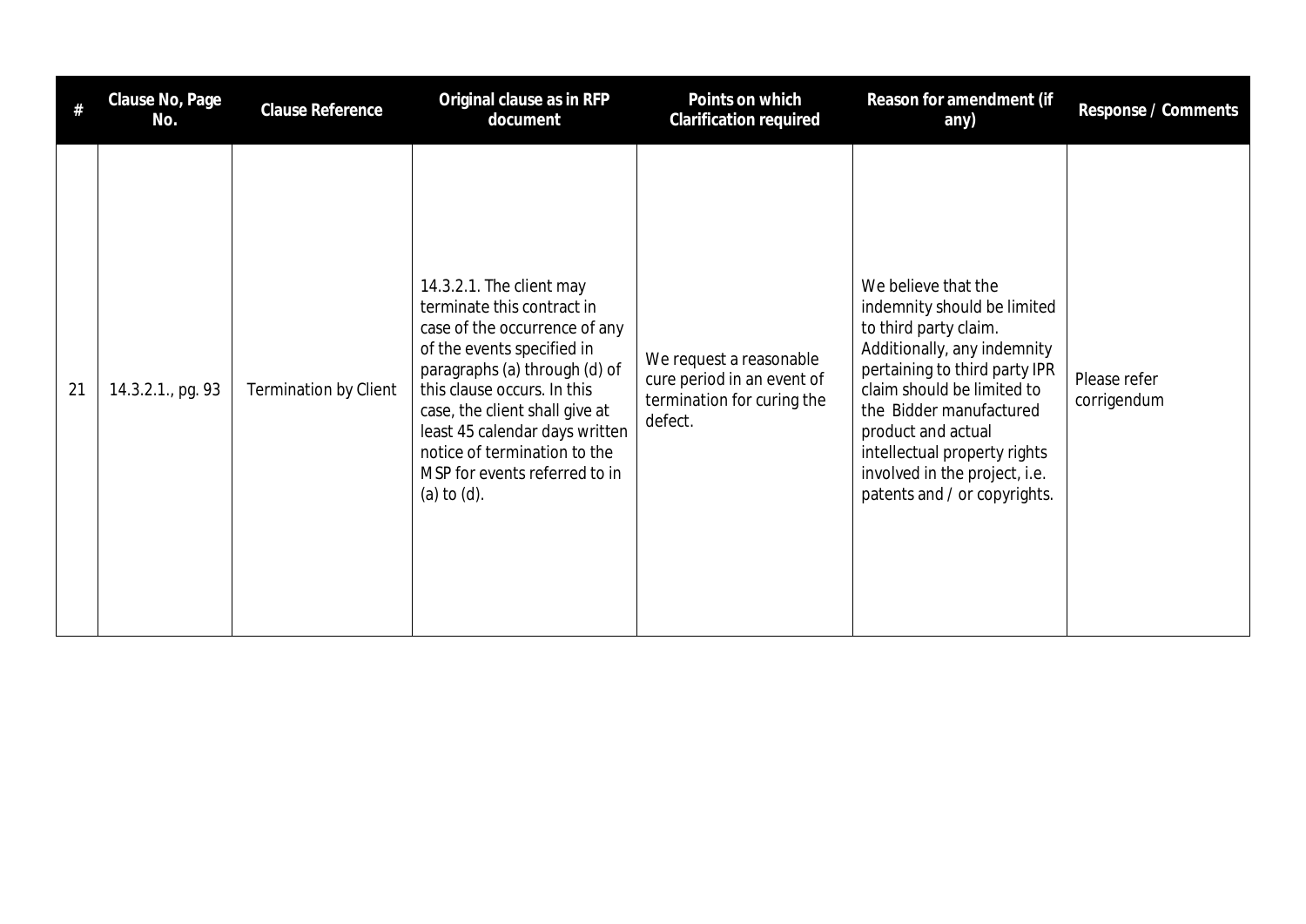| # | Clause No, Page No. | Clause Reference | Original clause as in RFP document | Points on which Clarification required | Reason for amendment (if any) | Response / Comments |
|---|---|---|---|---|---|---|
| 21 | 14.3.2.1., pg. 93 | Termination by Client | 14.3.2.1. The client may terminate this contract in case of the occurrence of any of the events specified in paragraphs (a) through (d) of this clause occurs. In this case, the client shall give at least 45 calendar days written notice of termination to the MSP for events referred to in (a) to (d). | We request a reasonable cure period in an event of termination for curing the defect. | We believe that the indemnity should be limited to third party claim. Additionally, any indemnity pertaining to third party IPR claim should be limited to the Bidder manufactured product and actual intellectual property rights involved in the project, i.e. patents and / or copyrights. | Please refer corrigendum |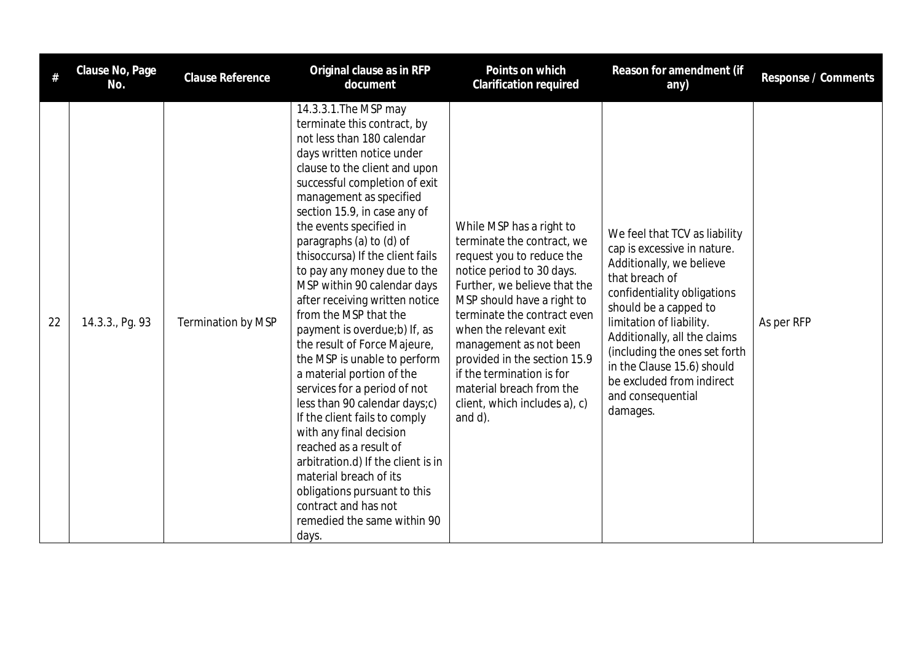| # | Clause No, Page No. | Clause Reference | Original clause as in RFP document | Points on which Clarification required | Reason for amendment (if any) | Response / Comments |
|---|---|---|---|---|---|---|
| 22 | 14.3.3., Pg. 93 | Termination by MSP | 14.3.3.1.The MSP may terminate this contract, by not less than 180 calendar days written notice under clause to the client and upon successful completion of exit management as specified section 15.9, in case any of the events specified in paragraphs (a) to (d) of thisoccursa) If the client fails to pay any money due to the MSP within 90 calendar days after receiving written notice from the MSP that the payment is overdue;b) If, as the result of Force Majeure, the MSP is unable to perform a material portion of the services for a period of not less than 90 calendar days;c) If the client fails to comply with any final decision reached as a result of arbitration.d) If the client is in material breach of its obligations pursuant to this contract and has not remedied the same within 90 days. | While MSP has a right to terminate the contract, we request you to reduce the notice period to 30 days. Further, we believe that the MSP should have a right to terminate the contract even when the relevant exit management as not been provided in the section 15.9 if the termination is for material breach from the client, which includes a), c) and d). | We feel that TCV as liability cap is excessive in nature. Additionally, we believe that breach of confidentiality obligations should be a capped to limitation of liability. Additionally, all the claims (including the ones set forth in the Clause 15.6) should be excluded from indirect and consequential damages. | As per RFP |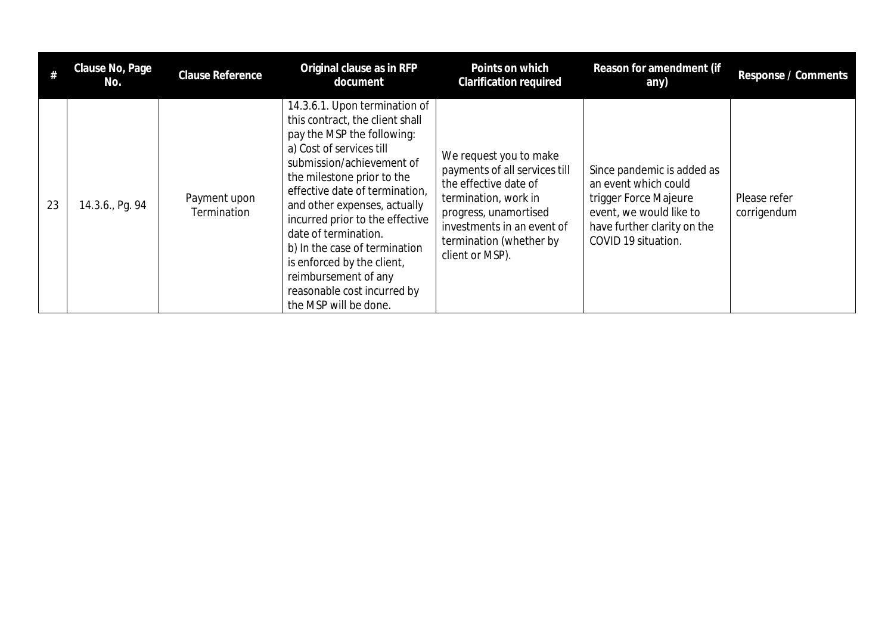| # | Clause No, Page No. | Clause Reference | Original clause as in RFP document | Points on which Clarification required | Reason for amendment (if any) | Response / Comments |
|---|---|---|---|---|---|---|
| 23 | 14.3.6., Pg. 94 | Payment upon Termination | 14.3.6.1. Upon termination of this contract, the client shall pay the MSP the following:<br>a) Cost of services till submission/achievement of the milestone prior to the effective date of termination, and other expenses, actually incurred prior to the effective date of termination.<br>b) In the case of termination is enforced by the client, reimbursement of any reasonable cost incurred by the MSP will be done. | We request you to make payments of all services till the effective date of termination, work in progress, unamortised investments in an event of termination (whether by client or MSP). | Since pandemic is added as an event which could trigger Force Majeure event, we would like to have further clarity on the COVID 19 situation. | Please refer corrigendum |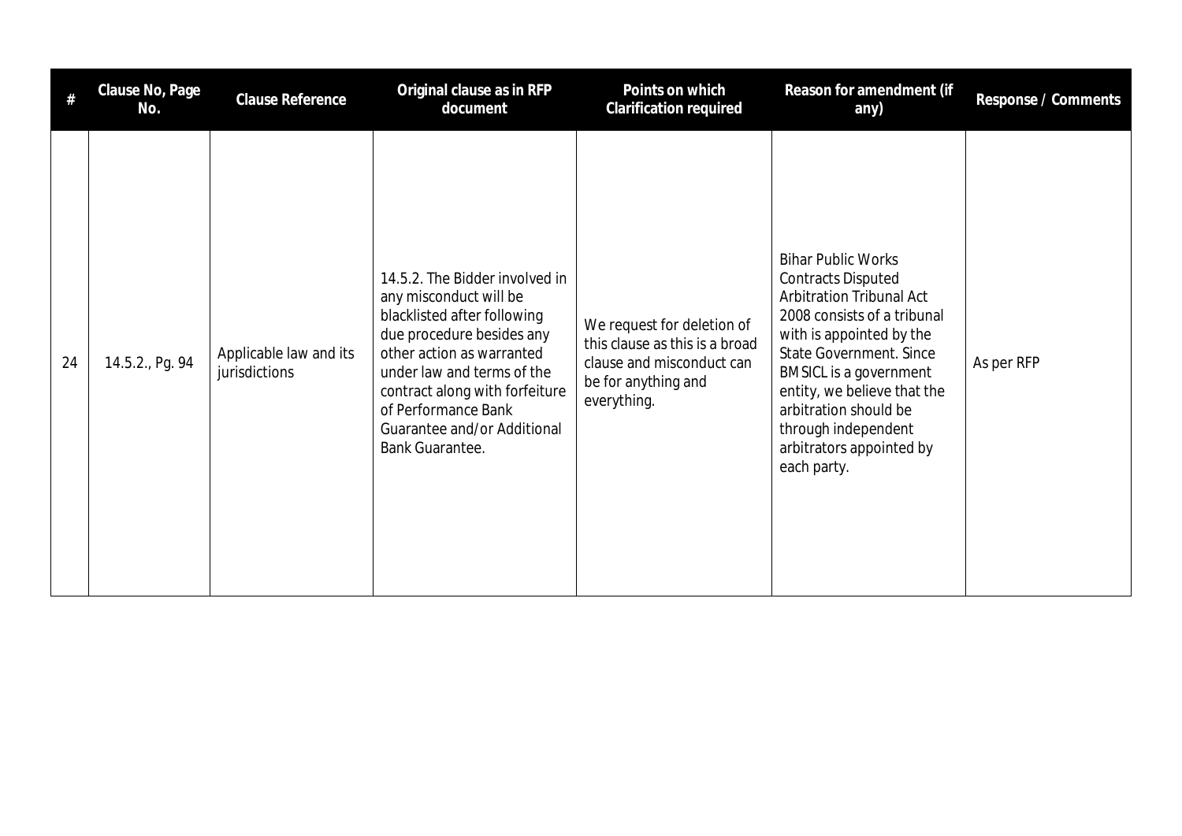| # | Clause No, Page No. | Clause Reference | Original clause as in RFP document | Points on which Clarification required | Reason for amendment (if any) | Response / Comments |
|---|---|---|---|---|---|---|
| 24 | 14.5.2., Pg. 94 | Applicable law and its jurisdictions | 14.5.2. The Bidder involved in any misconduct will be blacklisted after following due procedure besides any other action as warranted under law and terms of the contract along with forfeiture of Performance Bank Guarantee and/or Additional Bank Guarantee. | We request for deletion of this clause as this is a broad clause and misconduct can be for anything and everything. | Bihar Public Works Contracts Disputed Arbitration Tribunal Act 2008 consists of a tribunal with is appointed by the State Government. Since BMSICL is a government entity, we believe that the arbitration should be through independent arbitrators appointed by each party. | As per RFP |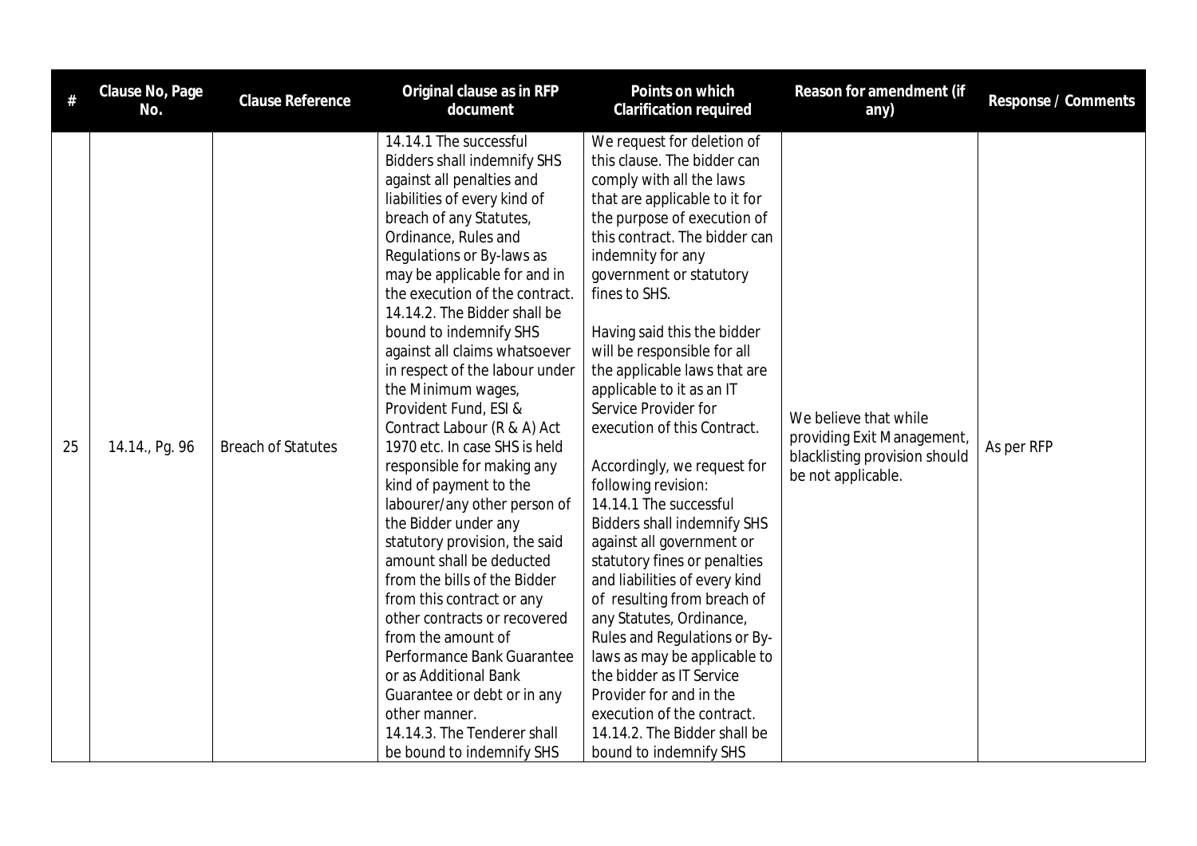| # | Clause No, Page No. | Clause Reference | Original clause as in RFP document | Points on which Clarification required | Reason for amendment (if any) | Response / Comments |
|---|---|---|---|---|---|---|
| 25 | 14.14., Pg. 96 | Breach of Statutes | 14.14.1 The successful Bidders shall indemnify SHS against all penalties and liabilities of every kind of breach of any Statutes, Ordinance, Rules and Regulations or By-laws as may be applicable for and in the execution of the contract.<br>14.14.2. The Bidder shall be bound to indemnify SHS against all claims whatsoever in respect of the labour under the Minimum wages, Provident Fund, ESI & Contract Labour (R & A) Act 1970 etc. In case SHS is held responsible for making any kind of payment to the labourer/any other person of the Bidder under any statutory provision, the said amount shall be deducted from the bills of the Bidder from this contract or any other contracts or recovered from the amount of Performance Bank Guarantee or as Additional Bank Guarantee or debt or in any other manner.<br>14.14.3. The Tenderer shall be bound to indemnify SHS | We request for deletion of this clause. The bidder can comply with all the laws that are applicable to it for the purpose of execution of this contract. The bidder can indemnity for any government or statutory fines to SHS.<br><br>Having said this the bidder will be responsible for all the applicable laws that are applicable to it as an IT Service Provider for execution of this Contract.<br><br>Accordingly, we request for following revision:<br>14.14.1 The successful Bidders shall indemnify SHS against all government or statutory fines or penalties and liabilities of every kind of resulting from breach of any Statutes, Ordinance, Rules and Regulations or By-laws as may be applicable to the bidder as IT Service Provider for and in the execution of the contract.<br>14.14.2. The Bidder shall be bound to indemnify SHS | We believe that while providing Exit Management, blacklisting provision should be not applicable. | As per RFP |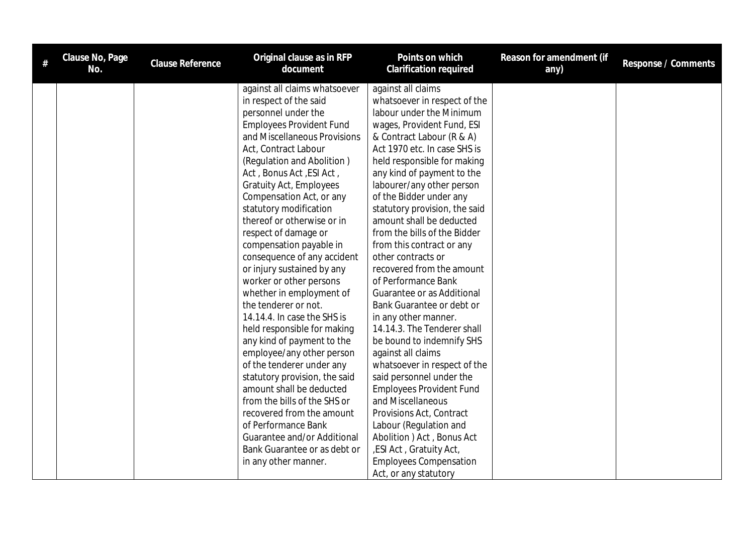| # | Clause No, Page No. | Clause Reference | Original clause as in RFP document | Points on which Clarification required | Reason for amendment (if any) | Response / Comments |
|---|---|---|---|---|---|---|
| | | | against all claims whatsoever in respect of the said personnel under the Employees Provident Fund and Miscellaneous Provisions Act, Contract Labour (Regulation and Abolition ) Act , Bonus Act ,ESI Act , Gratuity Act, Employees Compensation Act, or any statutory modification thereof or otherwise or in respect of damage or compensation payable in consequence of any accident or injury sustained by any worker or other persons whether in employment of the tenderer or not.<br>14.14.4. In case the SHS is held responsible for making any kind of payment to the employee/any other person of the tenderer under any statutory provision, the said amount shall be deducted from the bills of the SHS or recovered from the amount of Performance Bank Guarantee and/or Additional Bank Guarantee or as debt or in any other manner. | against all claims whatsoever in respect of the labour under the Minimum wages, Provident Fund, ESI & Contract Labour (R & A) Act 1970 etc. In case SHS is held responsible for making any kind of payment to the labourer/any other person of the Bidder under any statutory provision, the said amount shall be deducted from the bills of the Bidder from this contract or any other contracts or recovered from the amount of Performance Bank Guarantee or as Additional Bank Guarantee or debt or in any other manner.<br>14.14.3. The Tenderer shall be bound to indemnify SHS against all claims whatsoever in respect of the said personnel under the Employees Provident Fund and Miscellaneous Provisions Act, Contract Labour (Regulation and Abolition ) Act , Bonus Act ,ESI Act , Gratuity Act, Employees Compensation Act, or any statutory | | |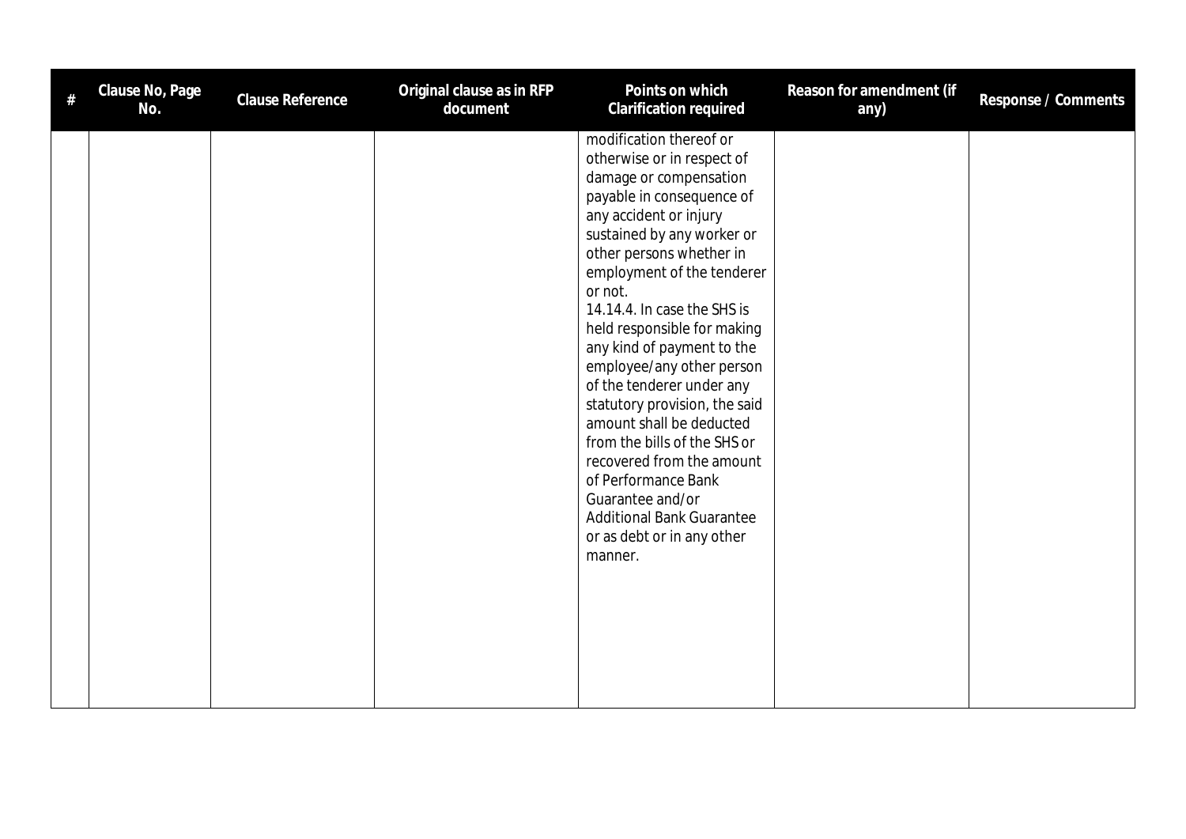| # | Clause No, Page No. | Clause Reference | Original clause as in RFP document | Points on which Clarification required | Reason for amendment (if any) | Response / Comments |
|---|---|---|---|---|---|---|
| | | | | modification thereof or otherwise or in respect of damage or compensation payable in consequence of any accident or injury sustained by any worker or other persons whether in employment of the tenderer or not.<br>14.14.4. In case the SHS is held responsible for making any kind of payment to the employee/any other person of the tenderer under any statutory provision, the said amount shall be deducted from the bills of the SHS or recovered from the amount of Performance Bank Guarantee and/or Additional Bank Guarantee or as debt or in any other manner. | | |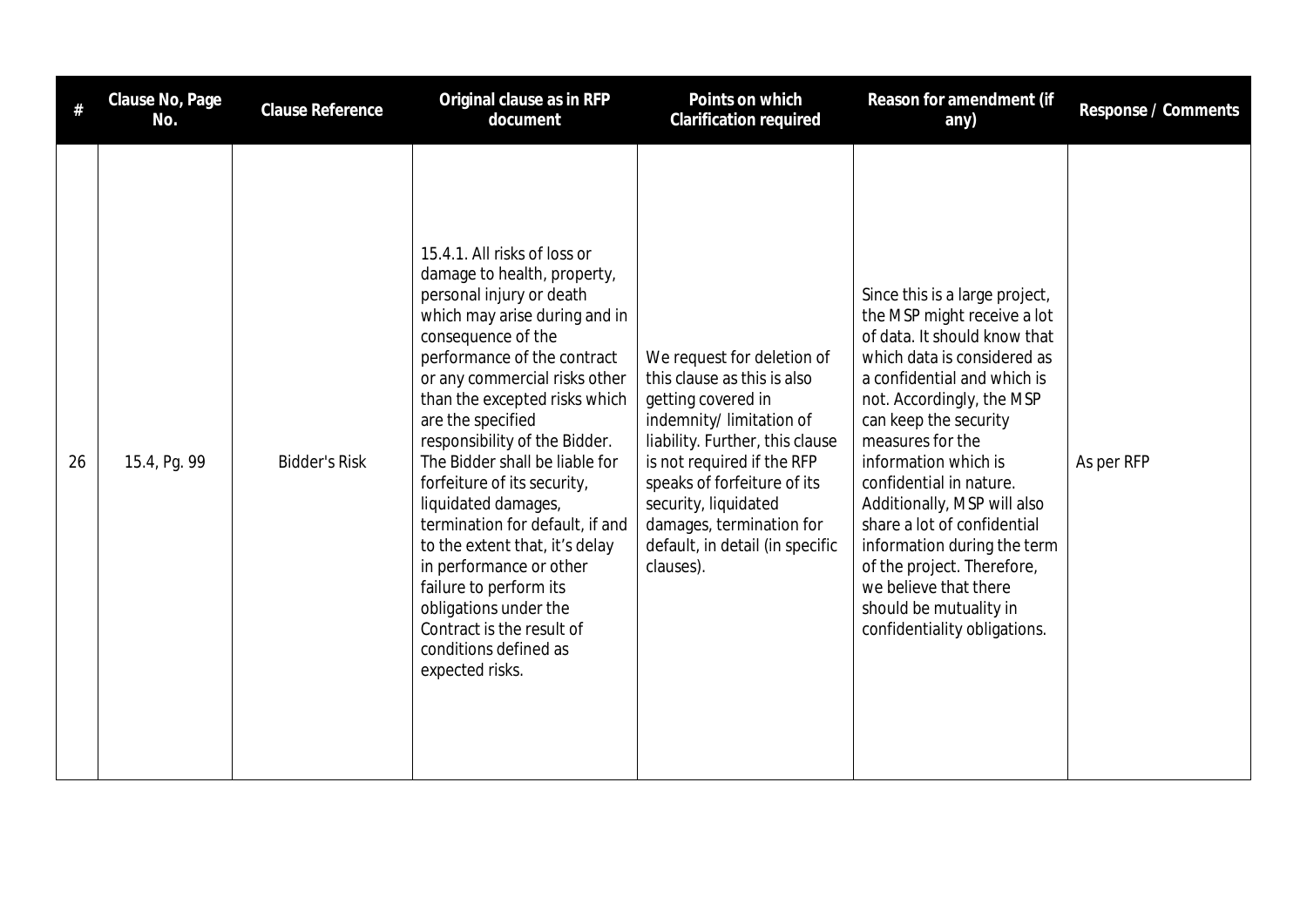| # | Clause No, Page No. | Clause Reference | Original clause as in RFP document | Points on which Clarification required | Reason for amendment (if any) | Response / Comments |
|---|---|---|---|---|---|---|
| 26 | 15.4, Pg. 99 | Bidder's Risk | 15.4.1. All risks of loss or damage to health, property, personal injury or death which may arise during and in consequence of the performance of the contract or any commercial risks other than the excepted risks which are the specified responsibility of the Bidder. The Bidder shall be liable for forfeiture of its security, liquidated damages, termination for default, if and to the extent that, it's delay in performance or other failure to perform its obligations under the Contract is the result of conditions defined as expected risks. | We request for deletion of this clause as this is also getting covered in indemnity/ limitation of liability. Further, this clause is not required if the RFP speaks of forfeiture of its security, liquidated damages, termination for default, in detail (in specific clauses). | Since this is a large project, the MSP might receive a lot of data. It should know that which data is considered as a confidential and which is not. Accordingly, the MSP can keep the security measures for the information which is confidential in nature. Additionally, MSP will also share a lot of confidential information during the term of the project. Therefore, we believe that there should be mutuality in confidentiality obligations. | As per RFP |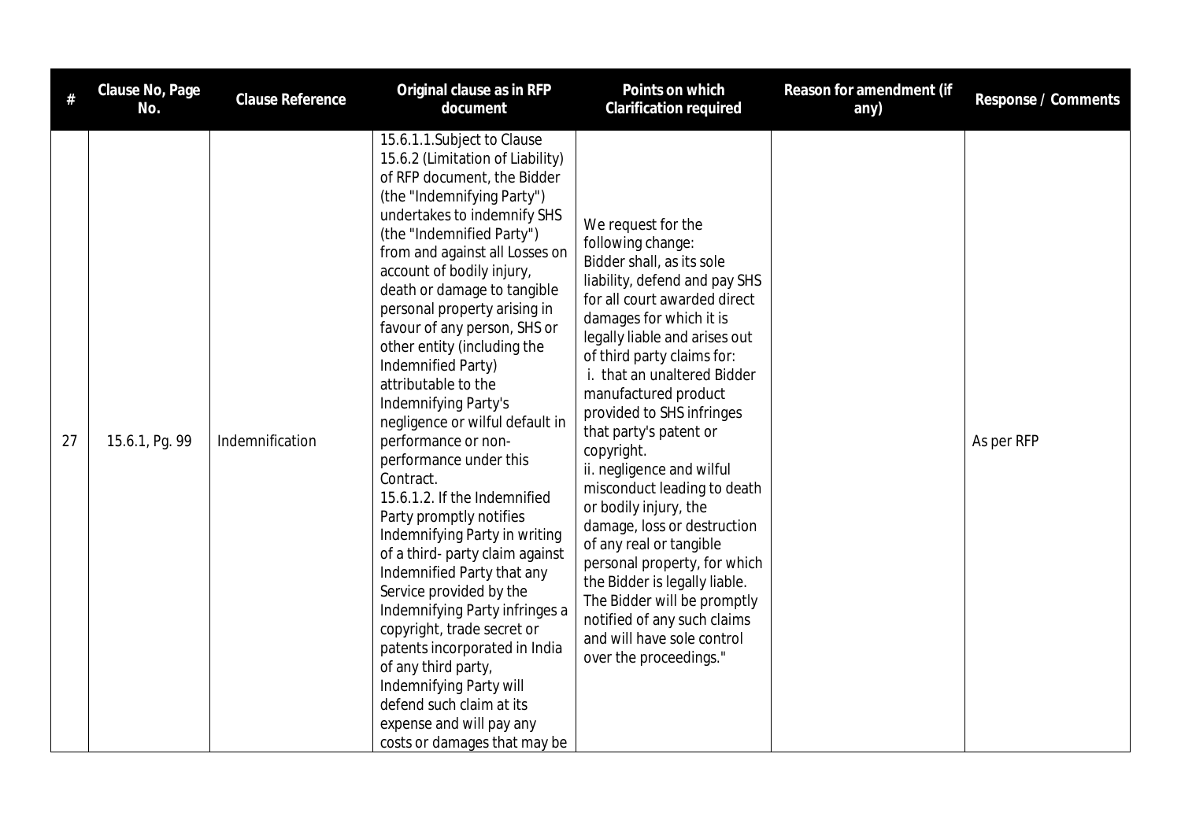| # | Clause No, Page No. | Clause Reference | Original clause as in RFP document | Points on which Clarification required | Reason for amendment (if any) | Response / Comments |
|---|---|---|---|---|---|---|
| 27 | 15.6.1, Pg. 99 | Indemnification | 15.6.1.1.Subject to Clause 15.6.2 (Limitation of Liability) of RFP document, the Bidder (the "Indemnifying Party") undertakes to indemnify SHS (the "Indemnified Party") from and against all Losses on account of bodily injury, death or damage to tangible personal property arising in favour of any person, SHS or other entity (including the Indemnified Party) attributable to the Indemnifying Party's negligence or wilful default in performance or non-performance under this Contract.<br>15.6.1.2. If the Indemnified Party promptly notifies Indemnifying Party in writing of a third- party claim against Indemnified Party that any Service provided by the Indemnifying Party infringes a copyright, trade secret or patents incorporated in India of any third party, Indemnifying Party will defend such claim at its expense and will pay any costs or damages that may be | We request for the following change:<br>Bidder shall, as its sole liability, defend and pay SHS for all court awarded direct damages for which it is legally liable and arises out of third party claims for:<br>i. that an unaltered Bidder manufactured product provided to SHS infringes that party's patent or copyright.<br>ii. negligence and wilful misconduct leading to death or bodily injury, the damage, loss or destruction of any real or tangible personal property, for which the Bidder is legally liable. The Bidder will be promptly notified of any such claims and will have sole control over the proceedings." | | As per RFP |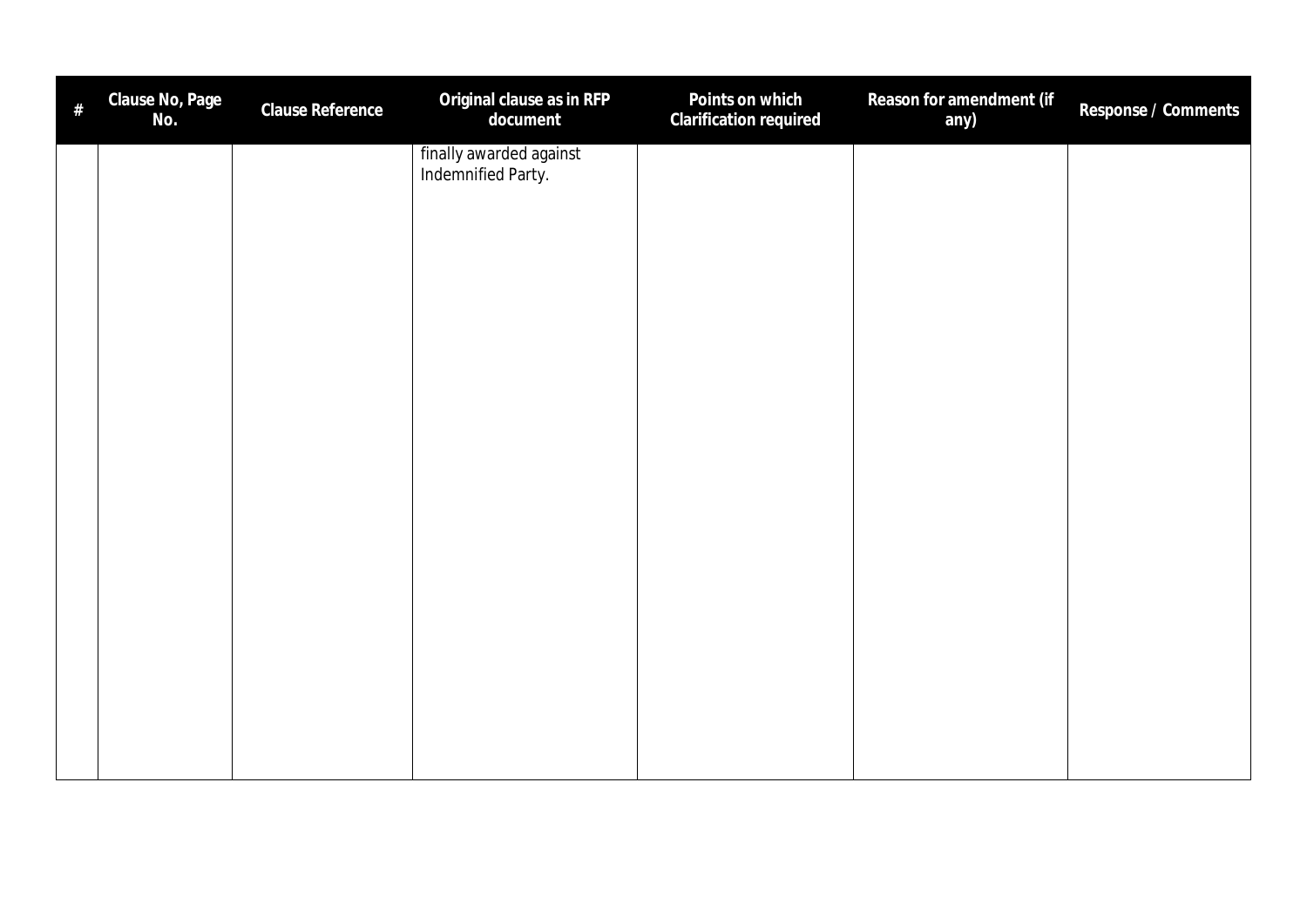| # | Clause No, Page No. | Clause Reference | Original clause as in RFP document | Points on which Clarification required | Reason for amendment (if any) | Response / Comments |
|---|---|---|---|---|---|---|
| | | | finally awarded against Indemnified Party. | | | |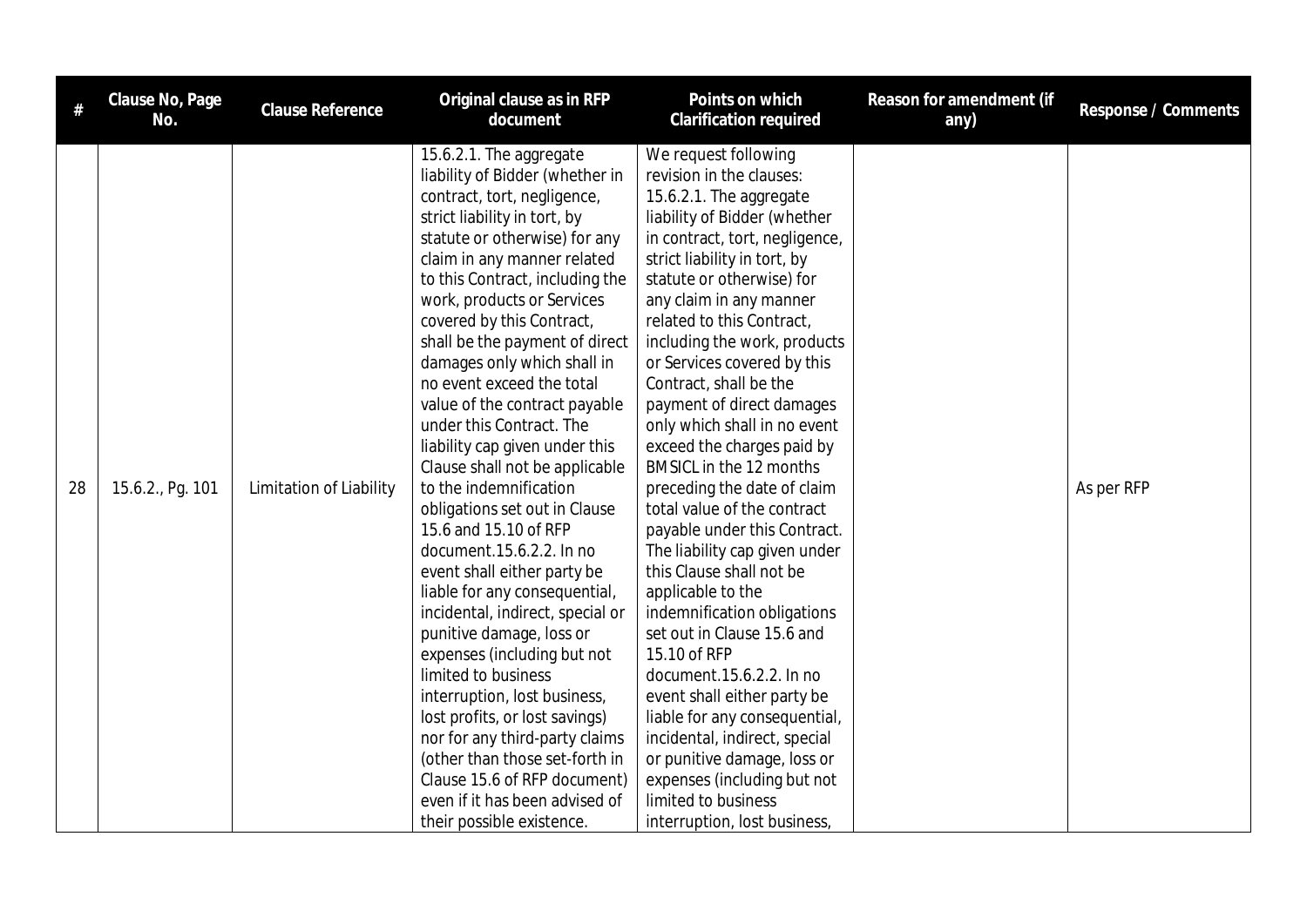| # | Clause No, Page No. | Clause Reference | Original clause as in RFP document | Points on which Clarification required | Reason for amendment (if any) | Response / Comments |
|---|---|---|---|---|---|---|
| 28 | 15.6.2., Pg. 101 | Limitation of Liability | 15.6.2.1. The aggregate liability of Bidder (whether in contract, tort, negligence, strict liability in tort, by statute or otherwise) for any claim in any manner related to this Contract, including the work, products or Services covered by this Contract, shall be the payment of direct damages only which shall in no event exceed the total value of the contract payable under this Contract. The liability cap given under this Clause shall not be applicable to the indemnification obligations set out in Clause 15.6 and 15.10 of RFP document.15.6.2.2. In no event shall either party be liable for any consequential, incidental, indirect, special or punitive damage, loss or expenses (including but not limited to business interruption, lost business, lost profits, or lost savings) nor for any third-party claims (other than those set-forth in Clause 15.6 of RFP document) even if it has been advised of their possible existence. | We request following revision in the clauses: 15.6.2.1. The aggregate liability of Bidder (whether in contract, tort, negligence, strict liability in tort, by statute or otherwise) for any claim in any manner related to this Contract, including the work, products or Services covered by this Contract, shall be the payment of direct damages only which shall in no event exceed the charges paid by BMSICL in the 12 months preceding the date of claim total value of the contract payable under this Contract. The liability cap given under this Clause shall not be applicable to the indemnification obligations set out in Clause 15.6 and 15.10 of RFP document.15.6.2.2. In no event shall either party be liable for any consequential, incidental, indirect, special or punitive damage, loss or expenses (including but not limited to business interruption, lost business, | | As per RFP |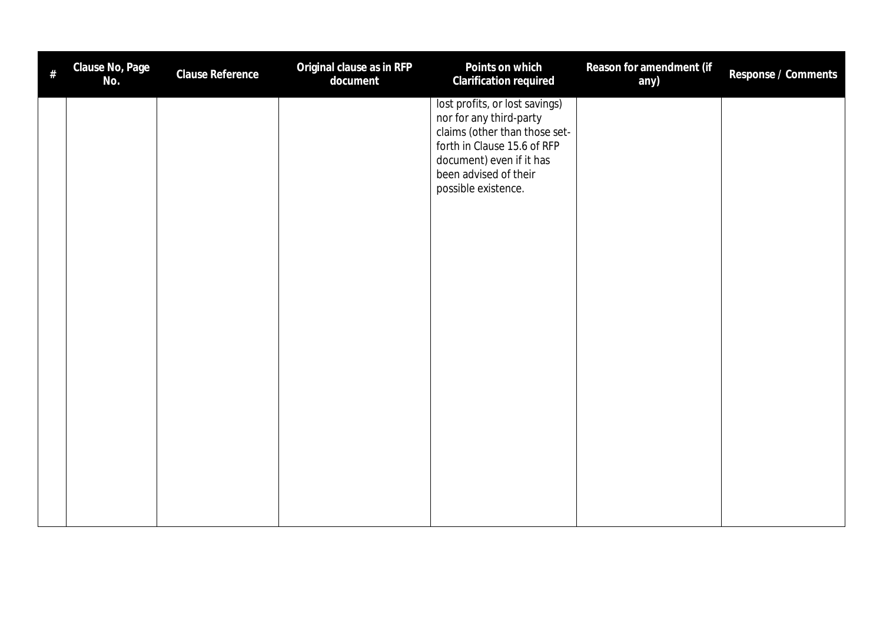| # | Clause No, Page No. | Clause Reference | Original clause as in RFP document | Points on which Clarification required | Reason for amendment (if any) | Response / Comments |
|---|---|---|---|---|---|---|
| | | | | lost profits, or lost savings) nor for any third-party claims (other than those set-forth in Clause 15.6 of RFP document) even if it has been advised of their possible existence. | | |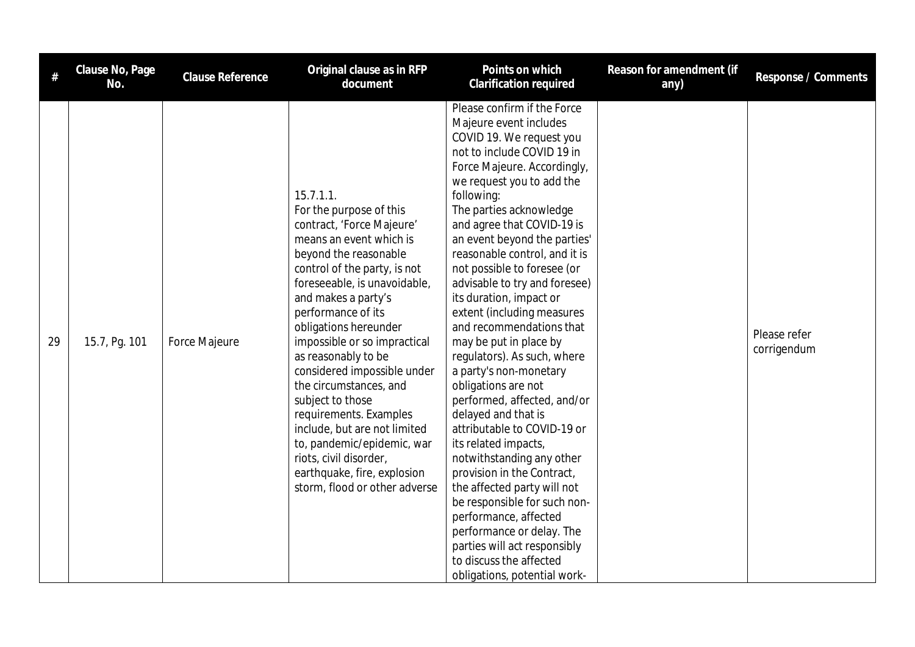| # | Clause No, Page No. | Clause Reference | Original clause as in RFP document | Points on which Clarification required | Reason for amendment (if any) | Response / Comments |
|---|---|---|---|---|---|---|
| 29 | 15.7, Pg. 101 | Force Majeure | 15.7.1.1. For the purpose of this contract, 'Force Majeure' means an event which is beyond the reasonable control of the party, is not foreseeable, is unavoidable, and makes a party's performance of its obligations hereunder impossible or so impractical as reasonably to be considered impossible under the circumstances, and subject to those requirements. Examples include, but are not limited to, pandemic/epidemic, war riots, civil disorder, earthquake, fire, explosion storm, flood or other adverse | Please confirm if the Force Majeure event includes COVID 19. We request you not to include COVID 19 in Force Majeure. Accordingly, we request you to add the following: The parties acknowledge and agree that COVID-19 is an event beyond the parties' reasonable control, and it is not possible to foresee (or advisable to try and foresee) its duration, impact or extent (including measures and recommendations that may be put in place by regulators). As such, where a party's non-monetary obligations are not performed, affected, and/or delayed and that is attributable to COVID-19 or its related impacts, notwithstanding any other provision in the Contract, the affected party will not be responsible for such non-performance, affected performance or delay. The parties will act responsibly to discuss the affected obligations, potential work- | | Please refer corrigendum |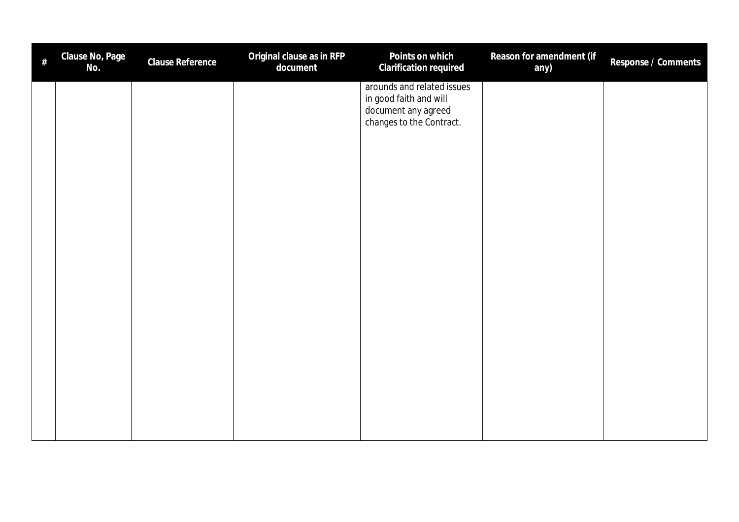| # | Clause No, Page No. | Clause Reference | Original clause as in RFP document | Points on which Clarification required | Reason for amendment (if any) | Response / Comments |
|---|---|---|---|---|---|---|
| | | | | arounds and related issues in good faith and will document any agreed changes to the Contract. | | |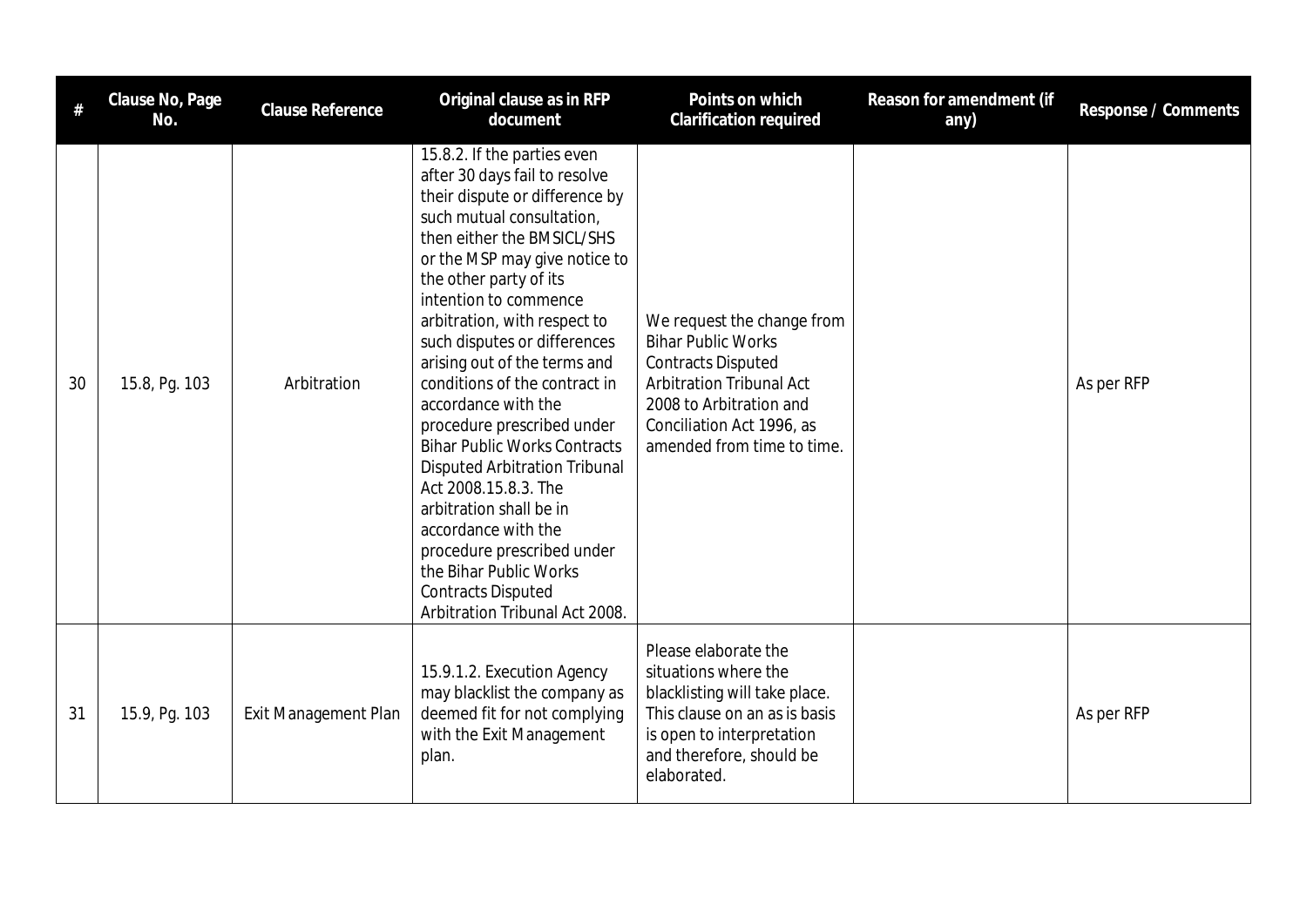| # | Clause No, Page No. | Clause Reference | Original clause as in RFP document | Points on which Clarification required | Reason for amendment (if any) | Response / Comments |
|---|---|---|---|---|---|---|
| 30 | 15.8, Pg. 103 | Arbitration | 15.8.2. If the parties even after 30 days fail to resolve their dispute or difference by such mutual consultation, then either the BMSICL/SHS or the MSP may give notice to the other party of its intention to commence arbitration, with respect to such disputes or differences arising out of the terms and conditions of the contract in accordance with the procedure prescribed under Bihar Public Works Contracts Disputed Arbitration Tribunal Act 2008.15.8.3. The arbitration shall be in accordance with the procedure prescribed under the Bihar Public Works Contracts Disputed Arbitration Tribunal Act 2008. | We request the change from Bihar Public Works Contracts Disputed Arbitration Tribunal Act 2008 to Arbitration and Conciliation Act 1996, as amended from time to time. | | As per RFP |
| 31 | 15.9, Pg. 103 | Exit Management Plan | 15.9.1.2. Execution Agency may blacklist the company as deemed fit for not complying with the Exit Management plan. | Please elaborate the situations where the blacklisting will take place. This clause on an as is basis is open to interpretation and therefore, should be elaborated. | | As per RFP |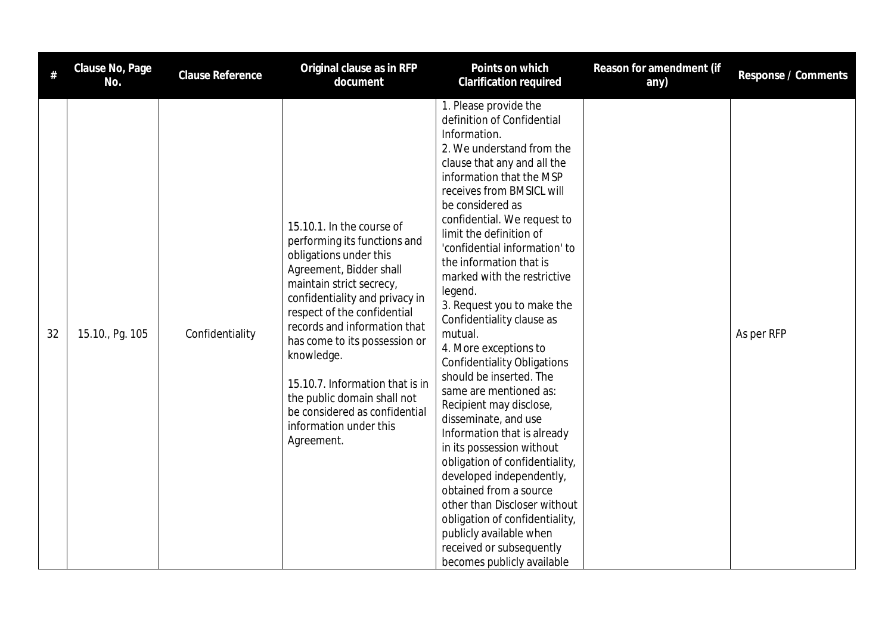| # | Clause No, Page No. | Clause Reference | Original clause as in RFP document | Points on which Clarification required | Reason for amendment (if any) | Response / Comments |
|---|---|---|---|---|---|---|
| 32 | 15.10., Pg. 105 | Confidentiality | 15.10.1. In the course of performing its functions and obligations under this Agreement, Bidder shall maintain strict secrecy, confidentiality and privacy in respect of the confidential records and information that has come to its possession or knowledge.<br><br>15.10.7. Information that is in the public domain shall not be considered as confidential information under this Agreement. | 1. Please provide the definition of Confidential Information.<br>2. We understand from the clause that any and all the information that the MSP receives from BMSICL will be considered as confidential. We request to limit the definition of 'confidential information' to the information that is marked with the restrictive legend.<br>3. Request you to make the Confidentiality clause as mutual.<br>4. More exceptions to Confidentiality Obligations should be inserted. The same are mentioned as: Recipient may disclose, disseminate, and use Information that is already in its possession without obligation of confidentiality, developed independently, obtained from a source other than Discloser without obligation of confidentiality, publicly available when received or subsequently becomes publicly available | | As per RFP |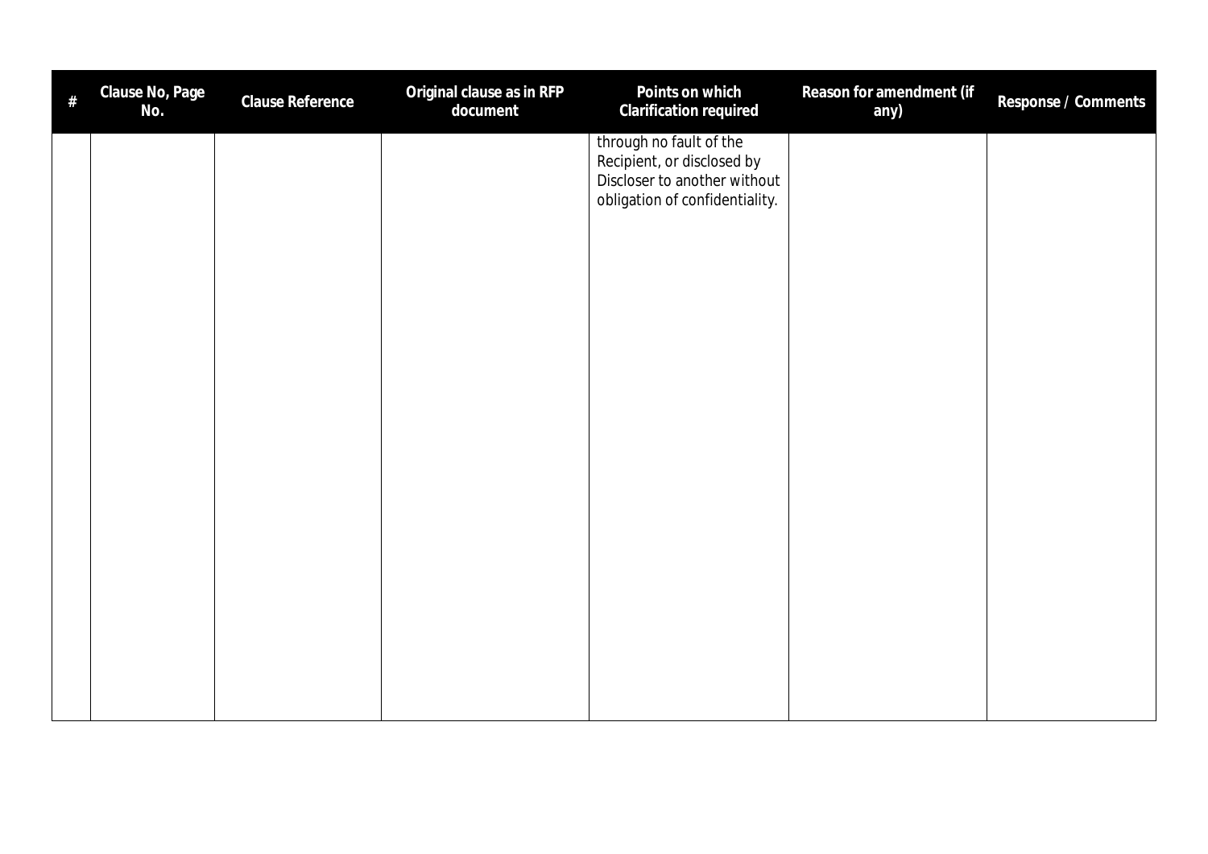| # | Clause No, Page No. | Clause Reference | Original clause as in RFP document | Points on which Clarification required | Reason for amendment (if any) | Response / Comments |
|---|---|---|---|---|---|---|
| | | | | through no fault of the Recipient, or disclosed by Discloser to another without obligation of confidentiality. | | |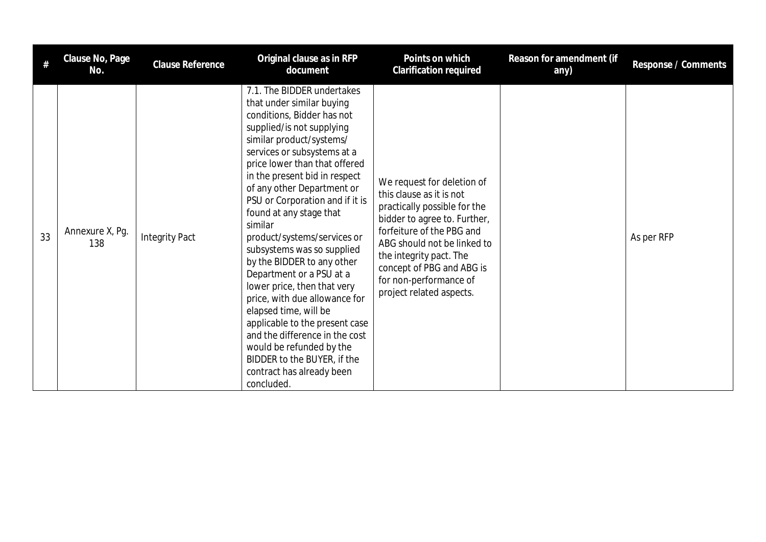| # | Clause No, Page No. | Clause Reference | Original clause as in RFP document | Points on which Clarification required | Reason for amendment (if any) | Response / Comments |
|---|---|---|---|---|---|---|
| 33 | Annexure X, Pg. 138 | Integrity Pact | 7.1. The BIDDER undertakes that under similar buying conditions, Bidder has not supplied/is not supplying similar product/systems/ services or subsystems at a price lower than that offered in the present bid in respect of any other Department or PSU or Corporation and if it is found at any stage that similar product/systems/services or subsystems was so supplied by the BIDDER to any other Department or a PSU at a lower price, then that very price, with due allowance for elapsed time, will be applicable to the present case and the difference in the cost would be refunded by the BIDDER to the BUYER, if the contract has already been concluded. | We request for deletion of this clause as it is not practically possible for the bidder to agree to. Further, forfeiture of the PBG and ABG should not be linked to the integrity pact. The concept of PBG and ABG is for non-performance of project related aspects. | | As per RFP |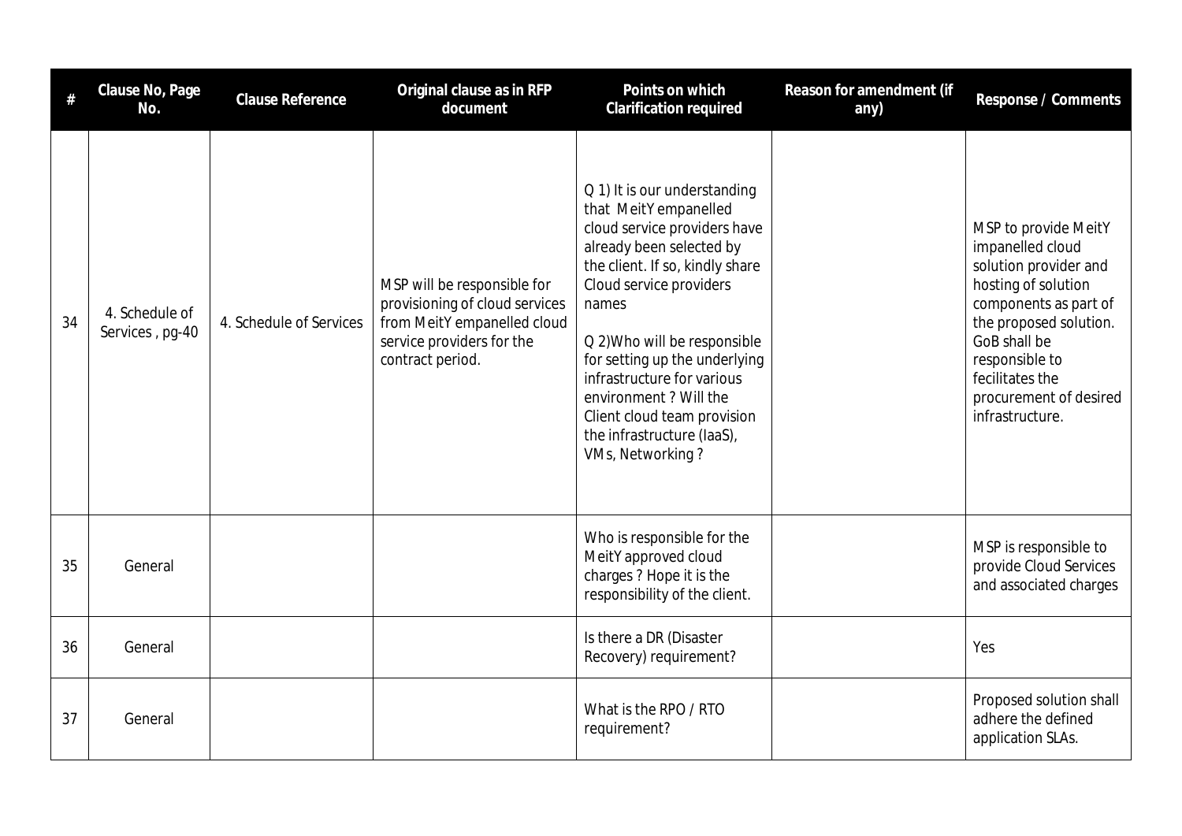| # | Clause No, Page No. | Clause Reference | Original clause as in RFP document | Points on which Clarification required | Reason for amendment (if any) | Response / Comments |
|---|---|---|---|---|---|---|
| 34 | 4. Schedule of Services , pg-40 | 4. Schedule of Services | MSP will be responsible for provisioning of cloud services from MeitY empanelled cloud service providers for the contract period. | Q 1) It is our understanding that MeitY empanelled cloud service providers have already been selected by the client. If so, kindly share Cloud service providers names<br><br>Q 2)Who will be responsible for setting up the underlying infrastructure for various environment ? Will the Client cloud team provision the infrastructure (IaaS), VMs, Networking ? | | MSP to provide MeitY impanelled cloud solution provider and hosting of solution components as part of the proposed solution. GoB shall be responsible to fecilitates the procurement of desired infrastructure. |
| 35 | General | | | Who is responsible for the MeitY approved cloud charges ? Hope it is the responsibility of the client. | | MSP is responsible to provide Cloud Services and associated charges |
| 36 | General | | | Is there a DR (Disaster Recovery) requirement? | | Yes |
| 37 | General | | | What is the RPO / RTO requirement? | | Proposed solution shall adhere the defined application SLAs. |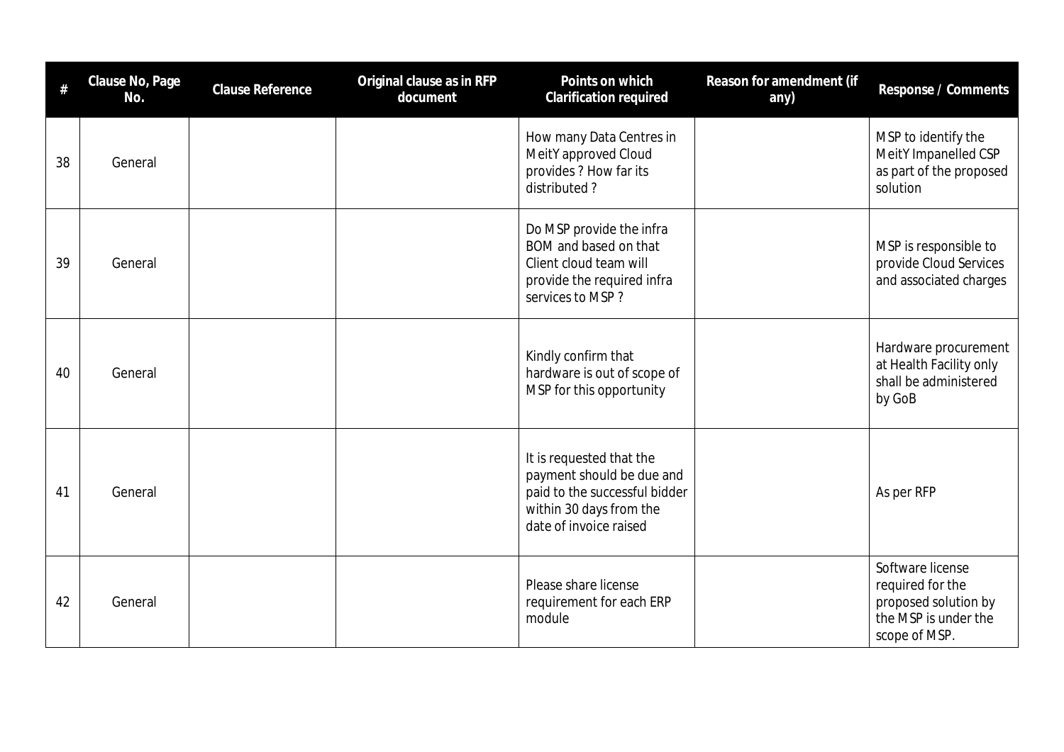| # | Clause No, Page No. | Clause Reference | Original clause as in RFP document | Points on which Clarification required | Reason for amendment (if any) | Response / Comments |
|---|---|---|---|---|---|---|
| 38 | General | | | How many Data Centres in MeitY approved Cloud provides ? How far its distributed ? | | MSP to identify the MeitY Impanelled CSP as part of the proposed solution |
| 39 | General | | | Do MSP provide the infra BOM and based on that Client cloud team will provide the required infra services to MSP ? | | MSP is responsible to provide Cloud Services and associated charges |
| 40 | General | | | Kindly confirm that hardware is out of scope of MSP for this opportunity | | Hardware procurement at Health Facility only shall be administered by GoB |
| 41 | General | | | It is requested that the payment should be due and paid to the successful bidder within 30 days from the date of invoice raised | | As per RFP |
| 42 | General | | | Please share license requirement for each ERP module | | Software license required for the proposed solution by the MSP is under the scope of MSP. |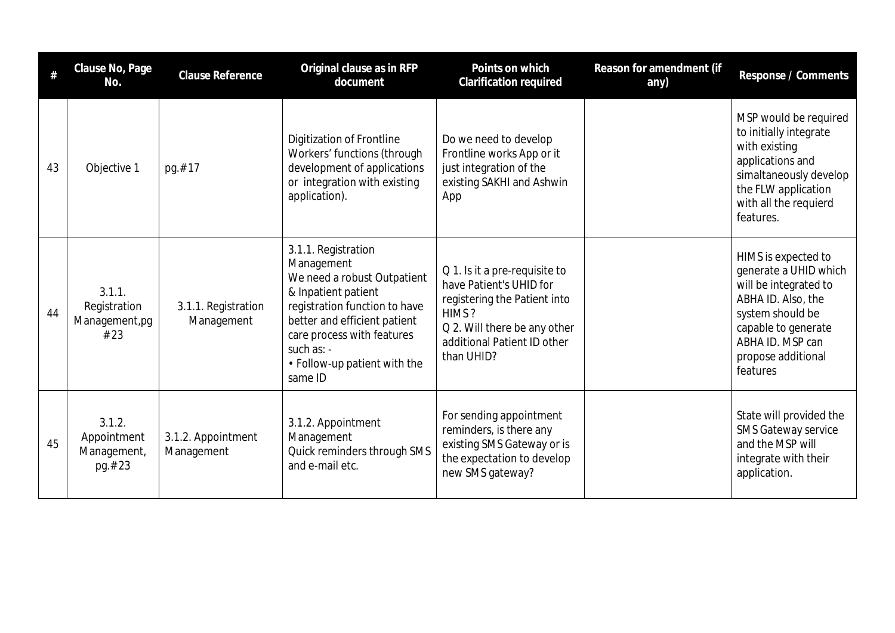| # | Clause No, Page No. | Clause Reference | Original clause as in RFP document | Points on which Clarification required | Reason for amendment (if any) | Response / Comments |
|---|---|---|---|---|---|---|
| 43 | Objective 1 | pg.#17 | Digitization of Frontline Workers' functions (through development of applications or integration with existing application). | Do we need to develop Frontline works App or it just integration of the existing SAKHI and Ashwin App | | MSP would be required to initially integrate with existing applications and simaltaneously develop the FLW application with all the requierd features. |
| 44 | 3.1.1. Registration Management,pg #23 | 3.1.1. Registration Management | 3.1.1. Registration Management<br>We need a robust Outpatient & Inpatient patient registration function to have better and efficient patient care process with features such as: -<br>• Follow-up patient with the same ID | Q 1. Is it a pre-requisite to have Patient's UHID for registering the Patient into HIMS ?<br>Q 2. Will there be any other additional Patient ID other than UHID? | | HIMS is expected to generate a UHID which will be integrated to ABHA ID. Also, the system should be capable to generate ABHA ID. MSP can propose additional features |
| 45 | 3.1.2. Appointment Management, pg.#23 | 3.1.2. Appointment Management | 3.1.2. Appointment Management<br>Quick reminders through SMS and e-mail etc. | For sending appointment reminders, is there any existing SMS Gateway or is the expectation to develop new SMS gateway? | | State will provided the SMS Gateway service and the MSP will integrate with their application. |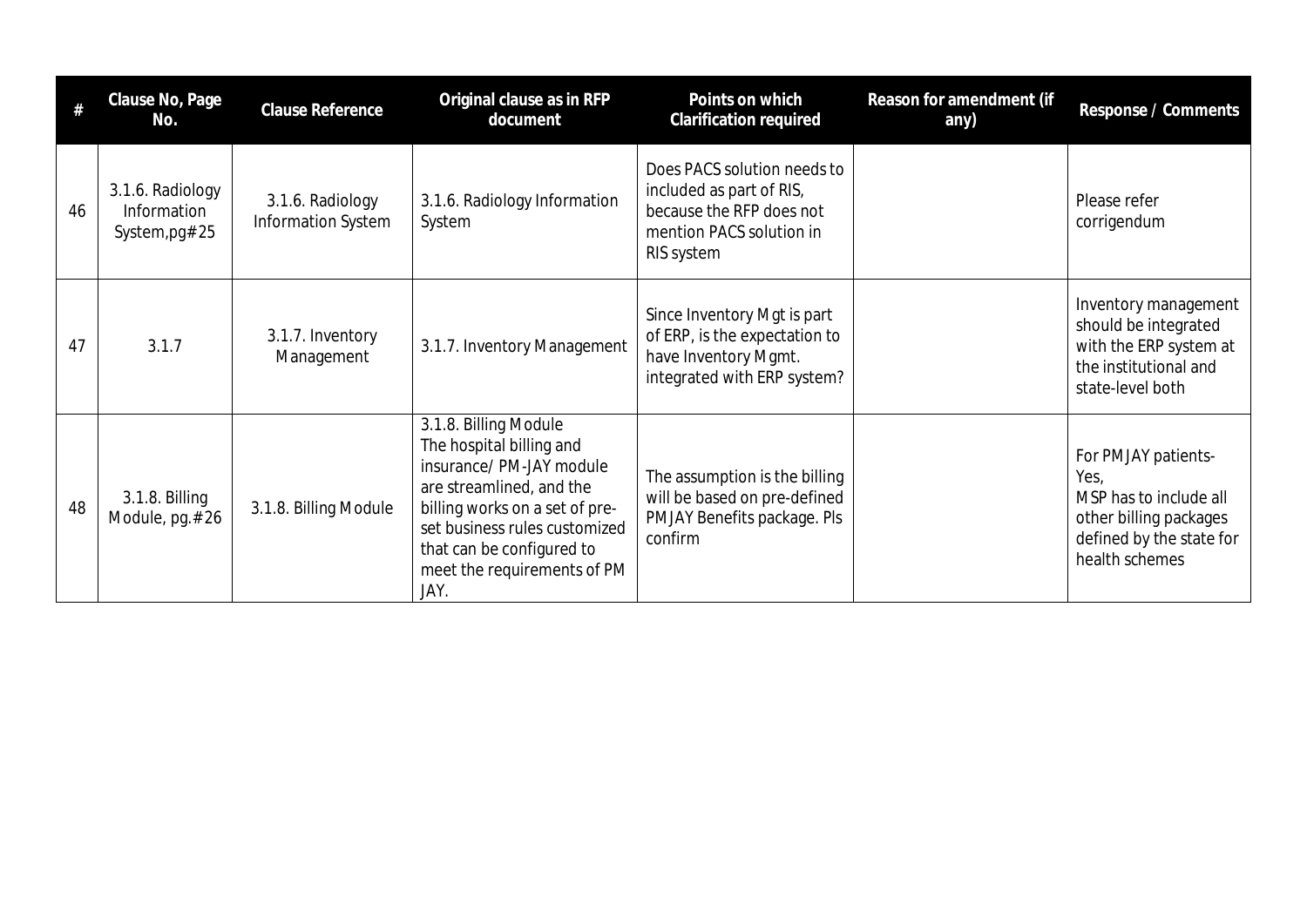| # | Clause No, Page No. | Clause Reference | Original clause as in RFP document | Points on which Clarification required | Reason for amendment (if any) | Response / Comments |
|---|---|---|---|---|---|---|
| 46 | 3.1.6. Radiology Information System,pg#25 | 3.1.6. Radiology Information System | 3.1.6. Radiology Information System | Does PACS solution needs to included as part of RIS, because the RFP does not mention PACS solution in RIS system | | Please refer corrigendum |
| 47 | 3.1.7 | 3.1.7. Inventory Management | 3.1.7. Inventory Management | Since Inventory Mgt is part of ERP, is the expectation to have Inventory Mgmt. integrated with ERP system? | | Inventory management should be integrated with the ERP system at the institutional and state-level both |
| 48 | 3.1.8. Billing Module, pg.#26 | 3.1.8. Billing Module | 3.1.8. Billing Module<br>The hospital billing and insurance/ PM-JAY module are streamlined, and the billing works on a set of pre-set business rules customized that can be configured to meet the requirements of PM JAY. | The assumption is the billing will be based on pre-defined PMJAY Benefits package. Pls confirm | | For PMJAY patients- Yes,<br>MSP has to include all other billing packages defined by the state for health schemes |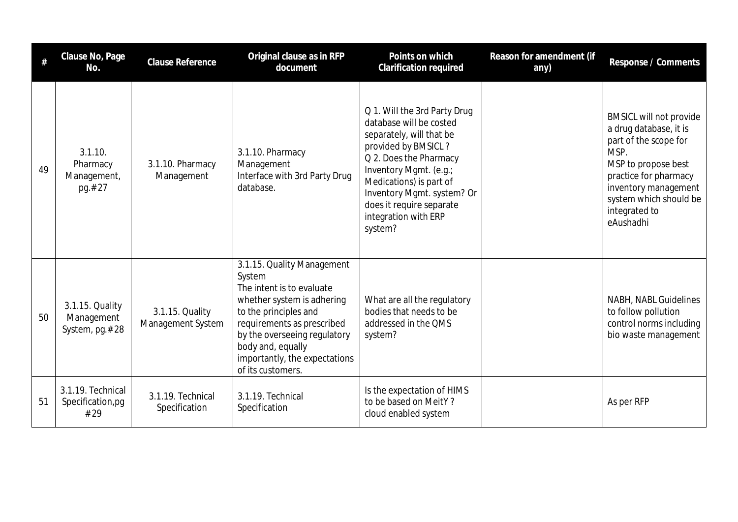| # | Clause No, Page No. | Clause Reference | Original clause as in RFP document | Points on which Clarification required | Reason for amendment (if any) | Response / Comments |
|---|---|---|---|---|---|---|
| 49 | 3.1.10. Pharmacy Management, pg.#27 | 3.1.10. Pharmacy Management | 3.1.10. Pharmacy Management<br>Interface with 3rd Party Drug database. | Q 1. Will the 3rd Party Drug database will be costed separately, will that be provided by BMSICL ?<br>Q 2. Does the Pharmacy Inventory Mgmt. (e.g.; Medications) is part of Inventory Mgmt. system? Or does it require separate integration with ERP system? | | BMSICL will not provide a drug database, it is part of the scope for MSP.<br>MSP to propose best practice for pharmacy inventory management system which should be integrated to eAushadhi |
| 50 | 3.1.15. Quality Management System, pg.#28 | 3.1.15. Quality Management System | 3.1.15. Quality Management System<br>The intent is to evaluate whether system is adhering to the principles and requirements as prescribed by the overseeing regulatory body and, equally importantly, the expectations of its customers. | What are all the regulatory bodies that needs to be addressed in the QMS system? | | NABH, NABL Guidelines to follow pollution control norms including bio waste management |
| 51 | 3.1.19. Technical Specification,pg #29 | 3.1.19. Technical Specification | 3.1.19. Technical Specification | Is the expectation of HIMS to be based on MeitY ? cloud enabled system | | As per RFP |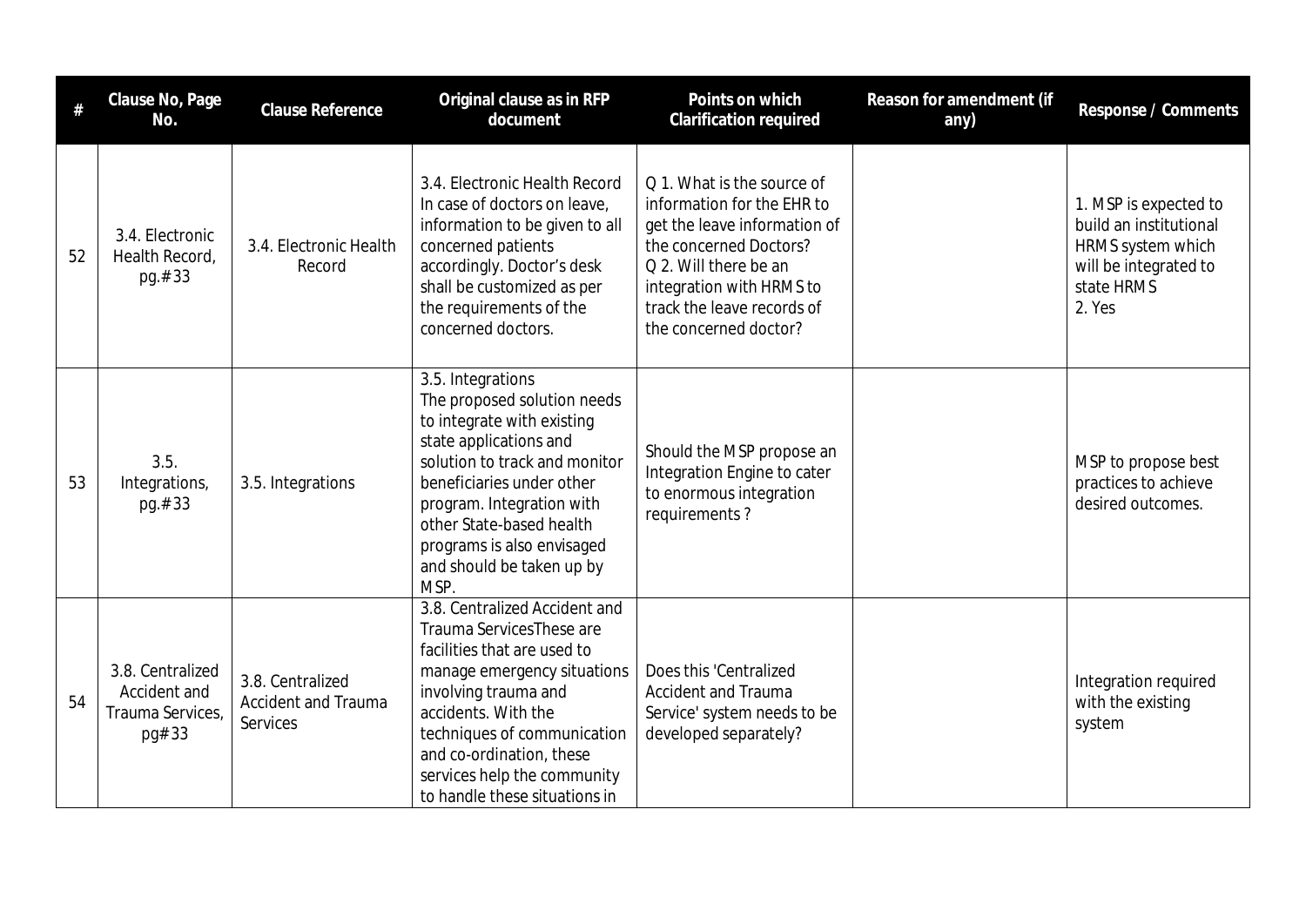| # | Clause No, Page No. | Clause Reference | Original clause as in RFP document | Points on which Clarification required | Reason for amendment (if any) | Response / Comments |
|---|---|---|---|---|---|---|
| 52 | 3.4. Electronic Health Record, pg.#33 | 3.4. Electronic Health Record | 3.4. Electronic Health Record In case of doctors on leave, information to be given to all concerned patients accordingly. Doctor's desk shall be customized as per the requirements of the concerned doctors. | Q 1. What is the source of information for the EHR to get the leave information of the concerned Doctors?<br>Q 2. Will there be an integration with HRMS to track the leave records of the concerned doctor? | | 1. MSP is expected to build an institutional HRMS system which will be integrated to state HRMS<br>2. Yes |
| 53 | 3.5. Integrations, pg.#33 | 3.5. Integrations | 3.5. Integrations<br>The proposed solution needs to integrate with existing state applications and solution to track and monitor beneficiaries under other program. Integration with other State-based health programs is also envisaged and should be taken up by MSP. | Should the MSP propose an Integration Engine to cater to enormous integration requirements ? | | MSP to propose best practices to achieve desired outcomes. |
| 54 | 3.8. Centralized Accident and Trauma Services, pg#33 | 3.8. Centralized Accident and Trauma Services | 3.8. Centralized Accident and Trauma ServicesThese are facilities that are used to manage emergency situations involving trauma and accidents. With the techniques of communication and co-ordination, these services help the community to handle these situations in | Does this 'Centralized Accident and Trauma Service' system needs to be developed separately? | | Integration required with the existing system |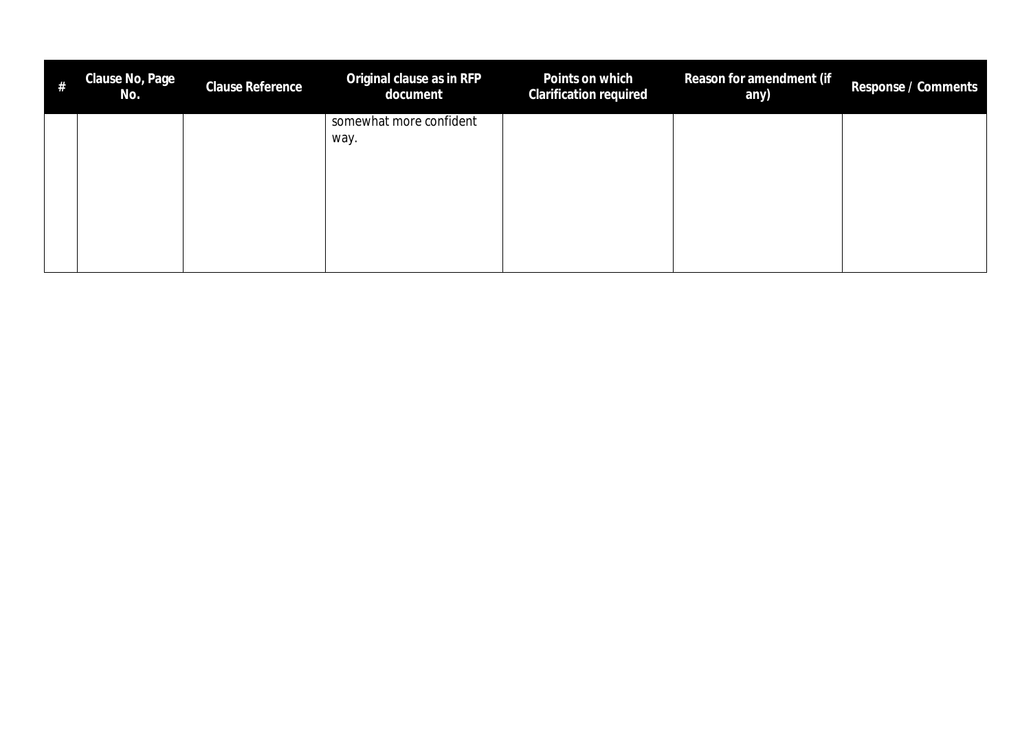| # | Clause No, Page No. | Clause Reference | Original clause as in RFP document | Points on which Clarification required | Reason for amendment (if any) | Response / Comments |
|---|---|---|---|---|---|---|
| | | | somewhat more confident way. | | | |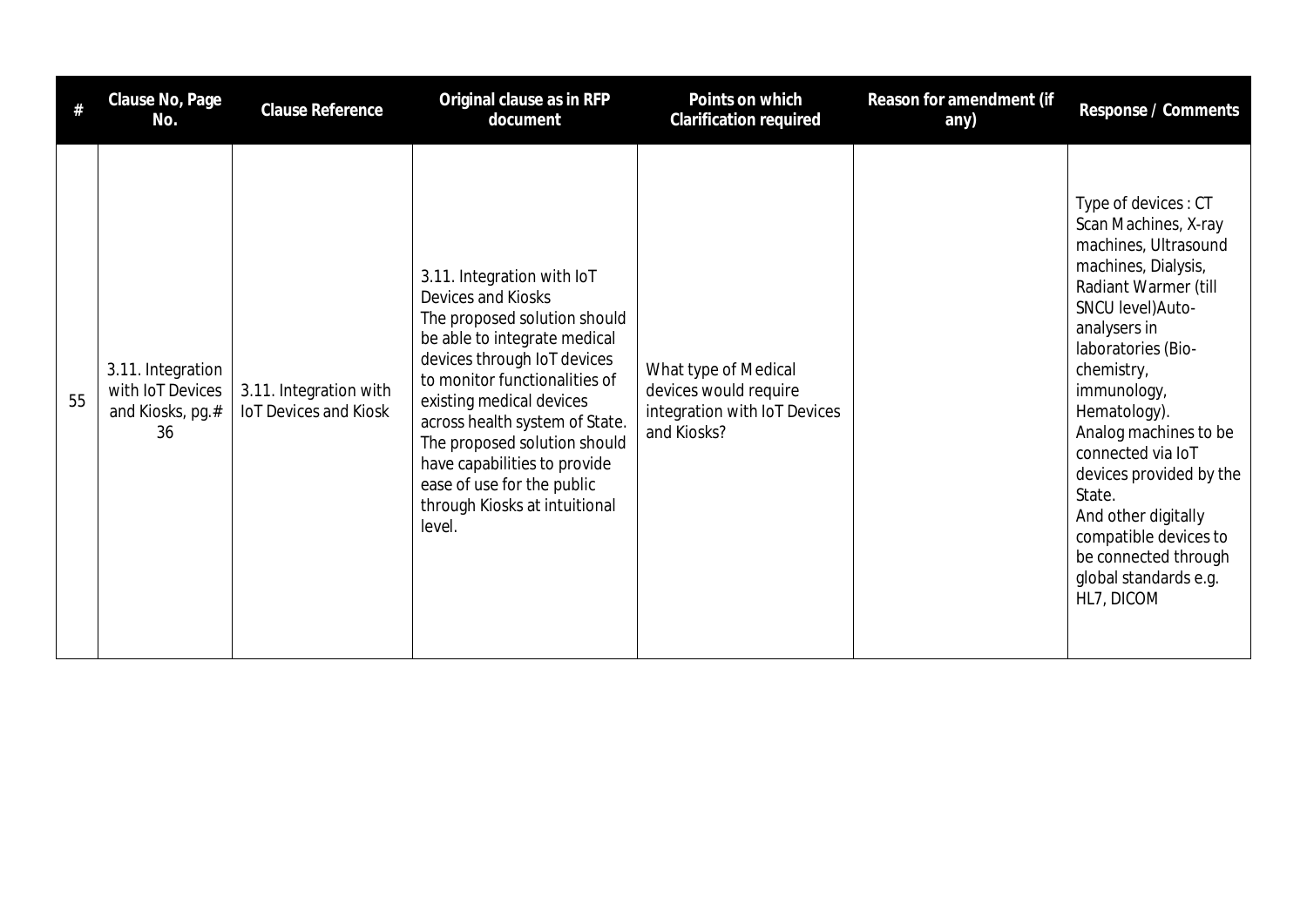| # | Clause No, Page No. | Clause Reference | Original clause as in RFP document | Points on which Clarification required | Reason for amendment (if any) | Response / Comments |
|---|---|---|---|---|---|---|
| 55 | 3.11. Integration with IoT Devices and Kiosks, pg.# 36 | 3.11. Integration with IoT Devices and Kiosk | 3.11. Integration with IoT Devices and Kiosks<br>The proposed solution should be able to integrate medical devices through IoT devices to monitor functionalities of existing medical devices across health system of State. The proposed solution should have capabilities to provide ease of use for the public through Kiosks at intuitional level. | What type of Medical devices would require integration with IoT Devices and Kiosks? | | Type of devices : CT Scan Machines, X-ray machines, Ultrasound machines, Dialysis, Radiant Warmer (till SNCU level)Auto-analysers in laboratories (Bio-chemistry, immunology, Hematology).<br>Analog machines to be connected via IoT devices provided by the State.<br>And other digitally compatible devices to be connected through global standards e.g. HL7, DICOM |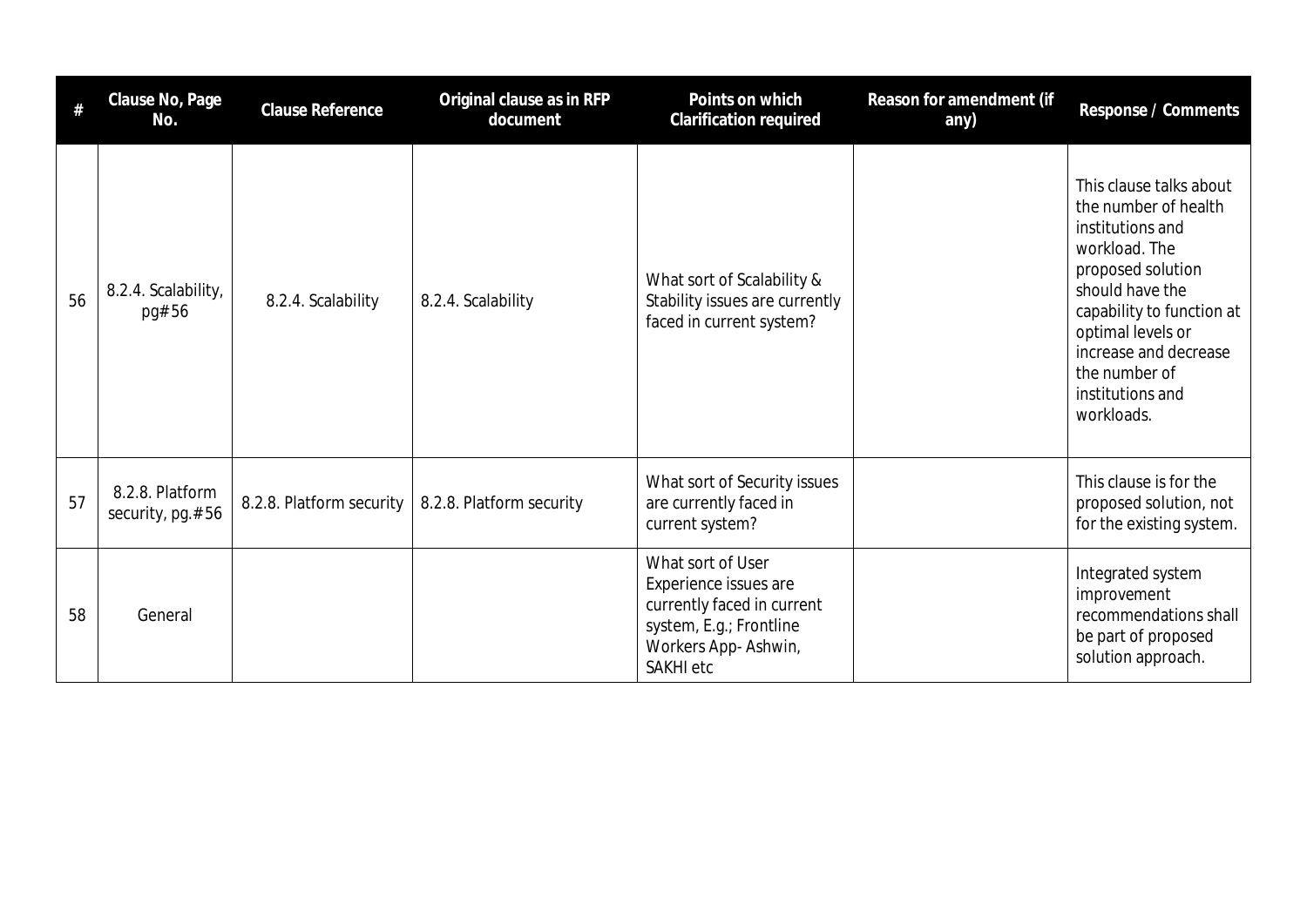| # | Clause No, Page No. | Clause Reference | Original clause as in RFP document | Points on which Clarification required | Reason for amendment (if any) | Response / Comments |
|---|---|---|---|---|---|---|
| 56 | 8.2.4. Scalability, pg#56 | 8.2.4. Scalability | 8.2.4. Scalability | What sort of Scalability & Stability issues are currently faced in current system? | | This clause talks about the number of health institutions and workload. The proposed solution should have the capability to function at optimal levels or increase and decrease the number of institutions and workloads. |
| 57 | 8.2.8. Platform security, pg.#56 | 8.2.8. Platform security | 8.2.8. Platform security | What sort of Security issues are currently faced in current system? | | This clause is for the proposed solution, not for the existing system. |
| 58 | General | | | What sort of User Experience issues are currently faced in current system, E.g.; Frontline Workers App- Ashwin, SAKHI etc | | Integrated system improvement recommendations shall be part of proposed solution approach. |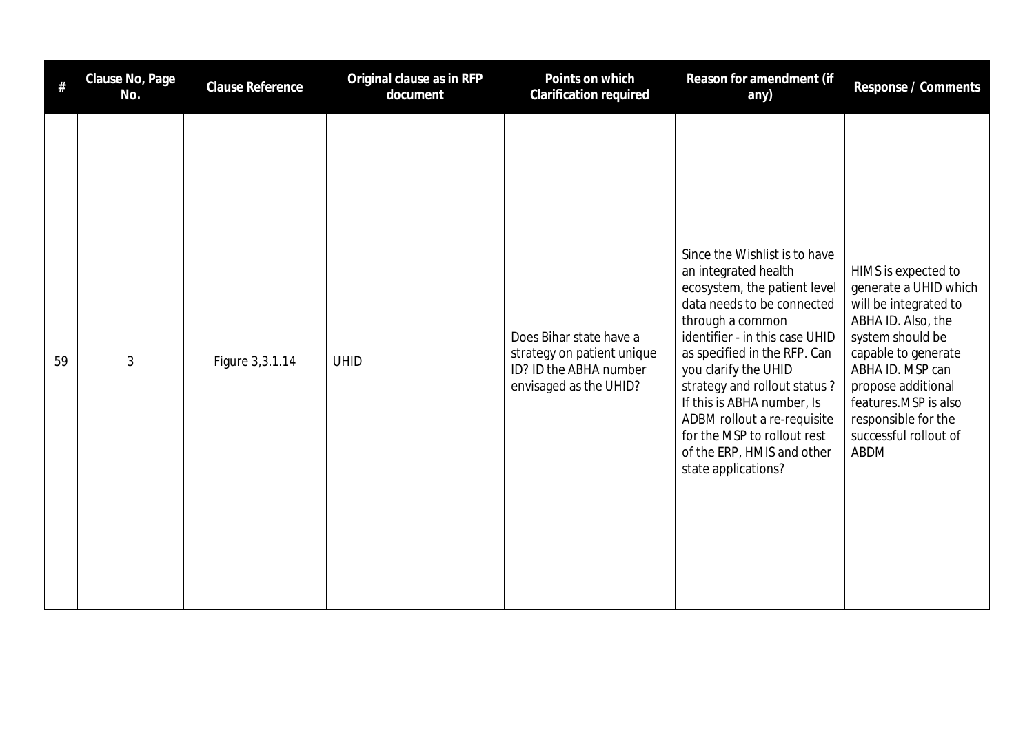| # | Clause No, Page No. | Clause Reference | Original clause as in RFP document | Points on which Clarification required | Reason for amendment (if any) | Response / Comments |
|---|---|---|---|---|---|---|
| 59 | 3 | Figure 3,3.1.14 | UHID | Does Bihar state have a strategy on patient unique ID? ID the ABHA number envisaged as the UHID? | Since the Wishlist is to have an integrated health ecosystem, the patient level data needs to be connected through a common identifier - in this case UHID as specified in the RFP. Can you clarify the UHID strategy and rollout status ? If this is ABHA number, Is ADBM rollout a re-requisite for the MSP to rollout rest of the ERP, HMIS and other state applications? | HIMS is expected to generate a UHID which will be integrated to ABHA ID. Also, the system should be capable to generate ABHA ID. MSP can propose additional features.MSP is also responsible for the successful rollout of ABDM |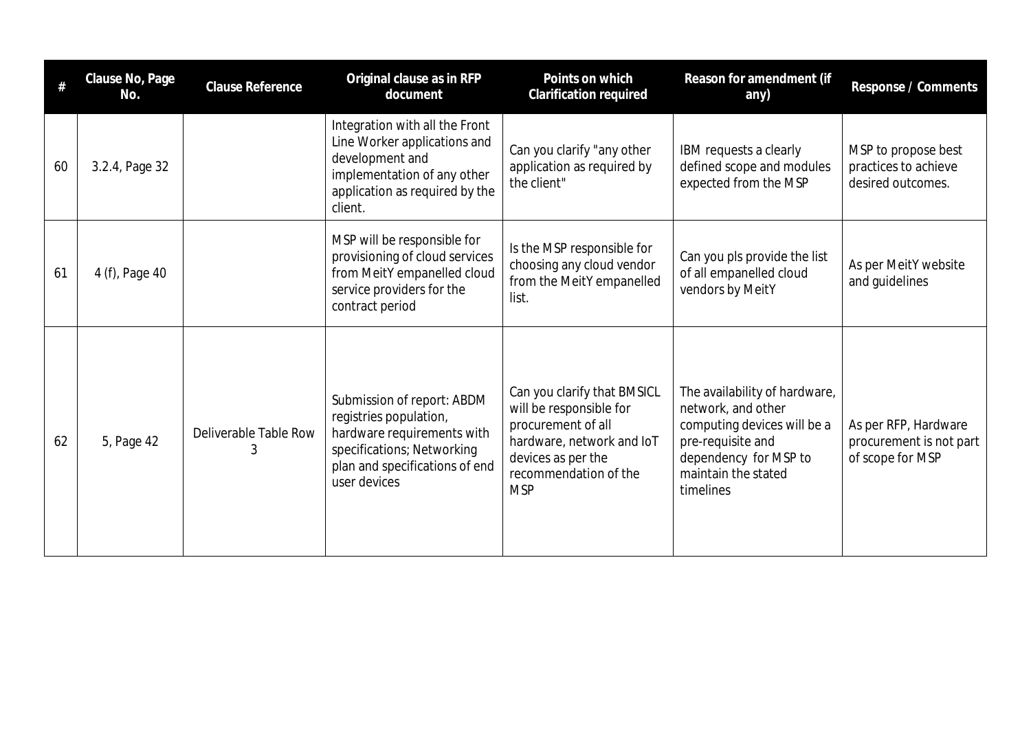| # | Clause No, Page No. | Clause Reference | Original clause as in RFP document | Points on which Clarification required | Reason for amendment (if any) | Response / Comments |
|---|---|---|---|---|---|---|
| 60 | 3.2.4, Page 32 | | Integration with all the Front Line Worker applications and development and implementation of any other application as required by the client. | Can you clarify "any other application as required by the client" | IBM requests a clearly defined scope and modules expected from the MSP | MSP to propose best practices to achieve desired outcomes. |
| 61 | 4 (f), Page 40 | | MSP will be responsible for provisioning of cloud services from MeitY empanelled cloud service providers for the contract period | Is the MSP responsible for choosing any cloud vendor from the MeitY empanelled list. | Can you pls provide the list of all empanelled cloud vendors by MeitY | As per MeitY website and guidelines |
| 62 | 5, Page 42 | Deliverable Table Row 3 | Submission of report: ABDM registries population, hardware requirements with specifications; Networking plan and specifications of end user devices | Can you clarify that BMSICL will be responsible for procurement of all hardware, network and IoT devices as per the recommendation of the MSP | The availability of hardware, network, and other computing devices will be a pre-requisite and dependency for MSP to maintain the stated timelines | As per RFP, Hardware procurement is not part of scope for MSP |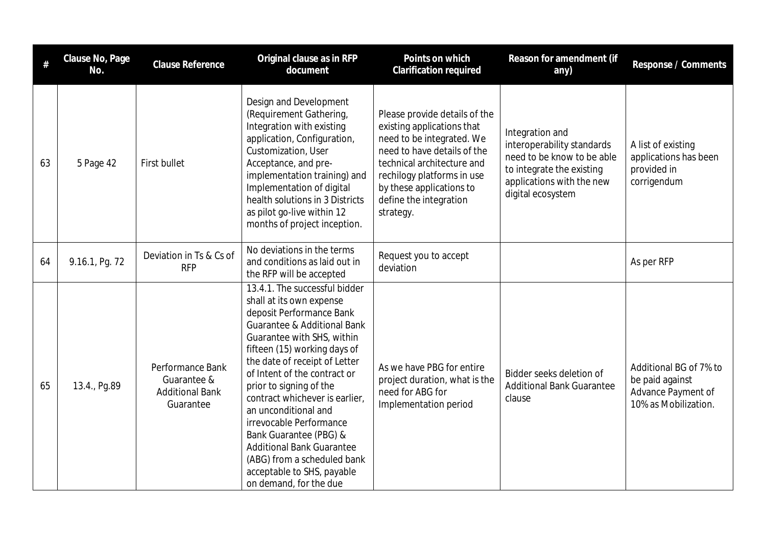| # | Clause No, Page No. | Clause Reference | Original clause as in RFP document | Points on which Clarification required | Reason for amendment (if any) | Response / Comments |
|---|---|---|---|---|---|---|
| 63 | 5 Page 42 | First bullet | Design and Development (Requirement Gathering, Integration with existing application, Configuration, Customization, User Acceptance, and pre-implementation training) and Implementation of digital health solutions in 3 Districts as pilot go-live within 12 months of project inception. | Please provide details of the existing applications that need to be integrated. We need to have details of the technical architecture and rechilogy platforms in use by these applications to define the integration strategy. | Integration and interoperability standards need to be know to be able to integrate the existing applications with the new digital ecosystem | A list of existing applications has been provided in corrigendum |
| 64 | 9.16.1, Pg. 72 | Deviation in Ts & Cs of RFP | No deviations in the terms and conditions as laid out in the RFP will be accepted | Request you to accept deviation | | As per RFP |
| 65 | 13.4., Pg.89 | Performance Bank Guarantee & Additional Bank Guarantee | 13.4.1. The successful bidder shall at its own expense deposit Performance Bank Guarantee & Additional Bank Guarantee with SHS, within fifteen (15) working days of the date of receipt of Letter of Intent of the contract or prior to signing of the contract whichever is earlier, an unconditional and irrevocable Performance Bank Guarantee (PBG) & Additional Bank Guarantee (ABG) from a scheduled bank acceptable to SHS, payable on demand, for the due | As we have PBG for entire project duration, what is the need for ABG for Implementation period | Bidder seeks deletion of Additional Bank Guarantee clause | Additional BG of 7% to be paid against Advance Payment of 10% as Mobilization. |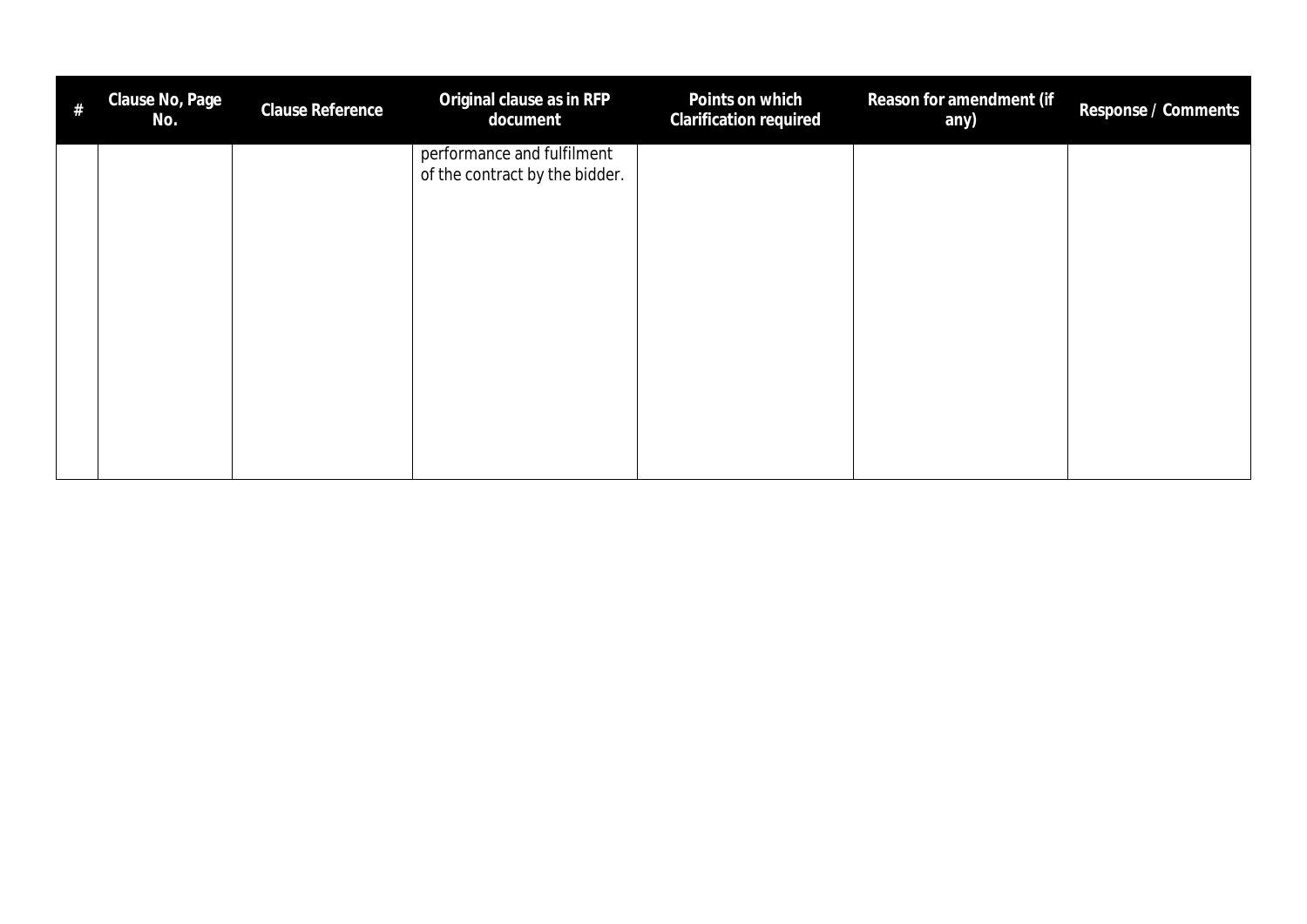| # | Clause No, Page No. | Clause Reference | Original clause as in RFP document | Points on which Clarification required | Reason for amendment (if any) | Response / Comments |
|---|---|---|---|---|---|---|
| | | | performance and fulfilment of the contract by the bidder. | | | |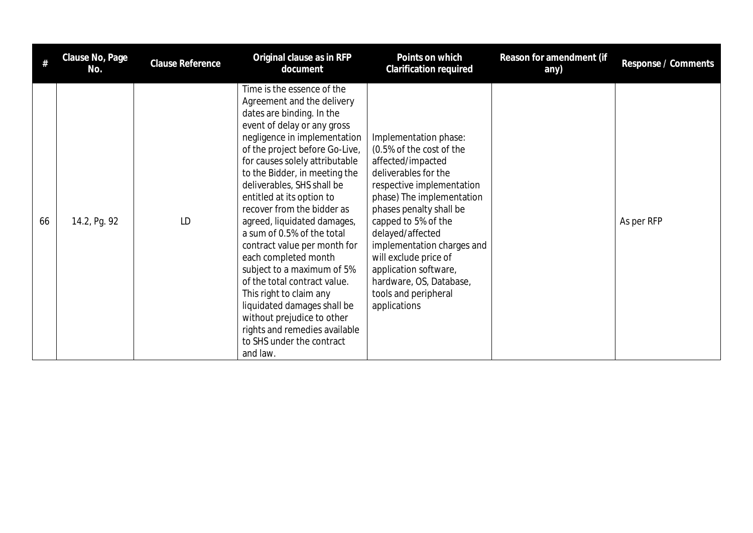| # | Clause No, Page No. | Clause Reference | Original clause as in RFP document | Points on which Clarification required | Reason for amendment (if any) | Response / Comments |
|---|---|---|---|---|---|---|
| 66 | 14.2, Pg. 92 | LD | Time is the essence of the Agreement and the delivery dates are binding. In the event of delay or any gross negligence in implementation of the project before Go-Live, for causes solely attributable to the Bidder, in meeting the deliverables, SHS shall be entitled at its option to recover from the bidder as agreed, liquidated damages, a sum of 0.5% of the total contract value per month for each completed month subject to a maximum of 5% of the total contract value. This right to claim any liquidated damages shall be without prejudice to other rights and remedies available to SHS under the contract and law. | Implementation phase: (0.5% of the cost of the affected/impacted deliverables for the respective implementation phase) The implementation phases penalty shall be capped to 5% of the delayed/affected implementation charges and will exclude price of application software, hardware, OS, Database, tools and peripheral applications | | As per RFP |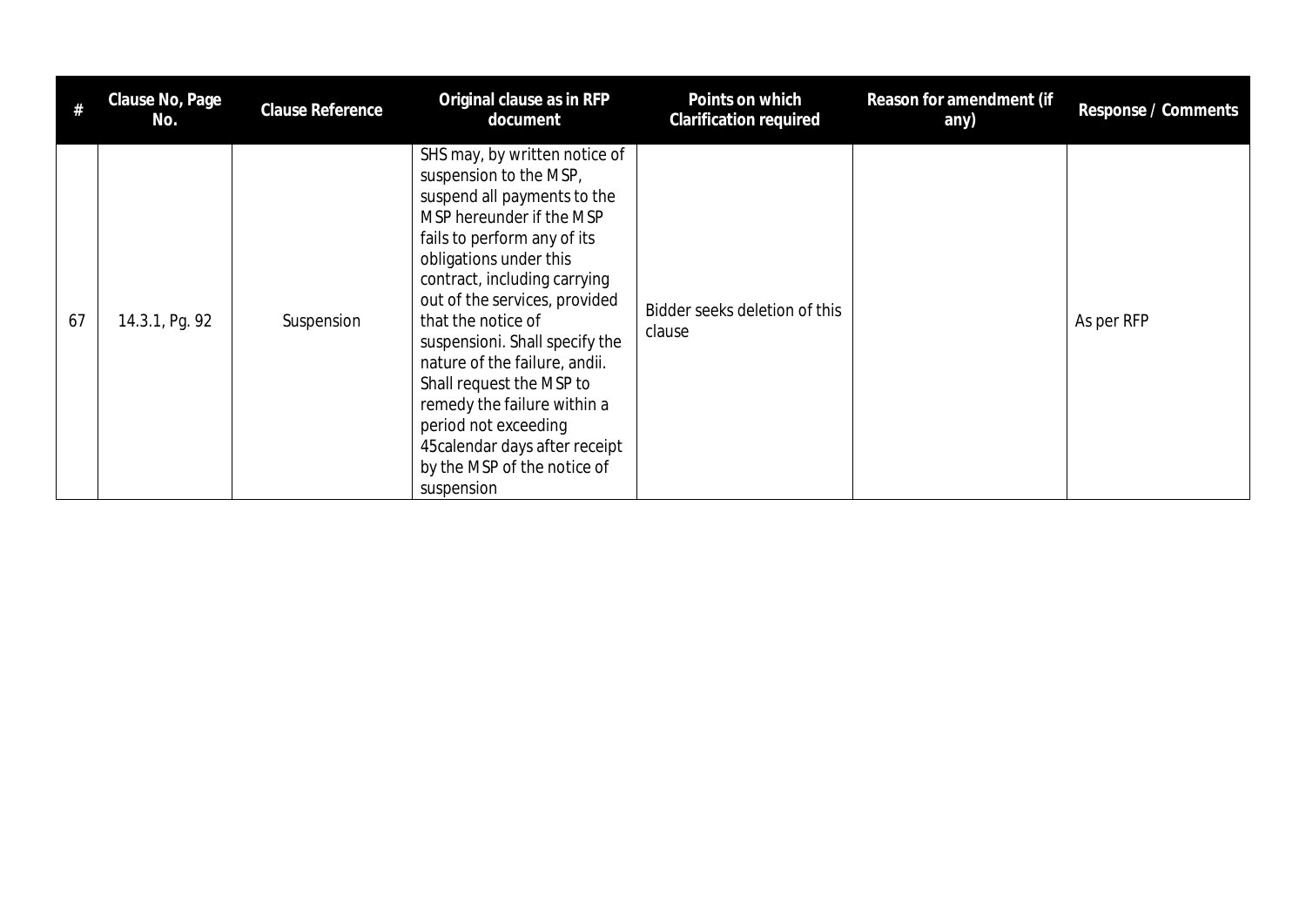| # | Clause No, Page No. | Clause Reference | Original clause as in RFP document | Points on which Clarification required | Reason for amendment (if any) | Response / Comments |
|---|---|---|---|---|---|---|
| 67 | 14.3.1, Pg. 92 | Suspension | SHS may, by written notice of suspension to the MSP, suspend all payments to the MSP hereunder if the MSP fails to perform any of its obligations under this contract, including carrying out of the services, provided that the notice of suspensioni. Shall specify the nature of the failure, andii. Shall request the MSP to remedy the failure within a period not exceeding 45calendar days after receipt by the MSP of the notice of suspension | Bidder seeks deletion of this clause | | As per RFP |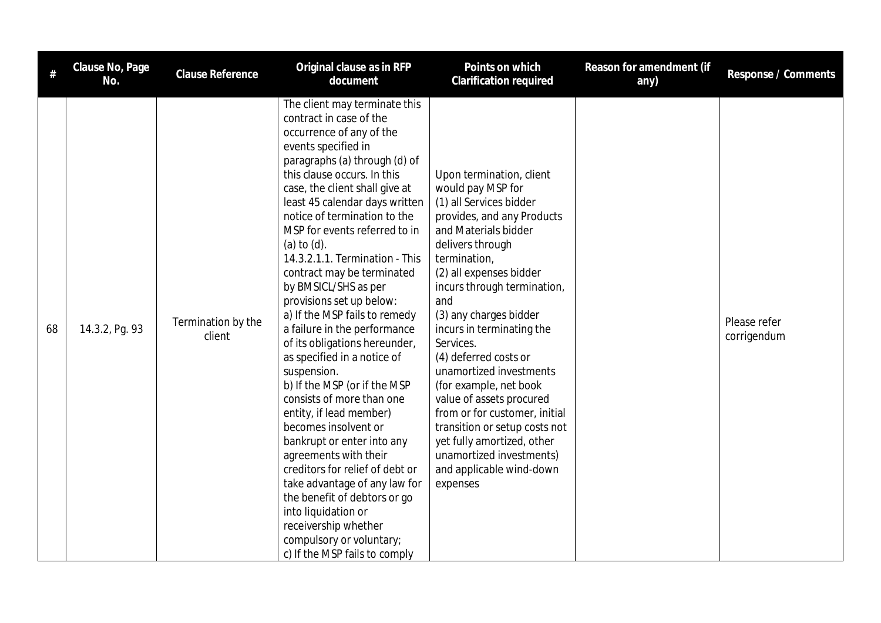| # | Clause No, Page No. | Clause Reference | Original clause as in RFP document | Points on which Clarification required | Reason for amendment (if any) | Response / Comments |
|---|---|---|---|---|---|---|
| 68 | 14.3.2, Pg. 93 | Termination by the client | The client may terminate this contract in case of the occurrence of any of the events specified in paragraphs (a) through (d) of this clause occurs. In this case, the client shall give at least 45 calendar days written notice of termination to the MSP for events referred to in (a) to (d).<br>14.3.2.1.1. Termination - This contract may be terminated by BMSICL/SHS as per provisions set up below:<br>a) If the MSP fails to remedy a failure in the performance of its obligations hereunder, as specified in a notice of suspension.<br>b) If the MSP (or if the MSP consists of more than one entity, if lead member) becomes insolvent or bankrupt or enter into any agreements with their creditors for relief of debt or take advantage of any law for the benefit of debtors or go into liquidation or receivership whether compulsory or voluntary;<br>c) If the MSP fails to comply | Upon termination, client would pay MSP for<br>(1) all Services bidder provides, and any Products and Materials bidder delivers through termination,<br>(2) all expenses bidder incurs through termination, and<br>(3) any charges bidder incurs in terminating the Services.<br>(4) deferred costs or unamortized investments (for example, net book value of assets procured from or for customer, initial transition or setup costs not yet fully amortized, other unamortized investments) and applicable wind-down expenses | | Please refer corrigendum |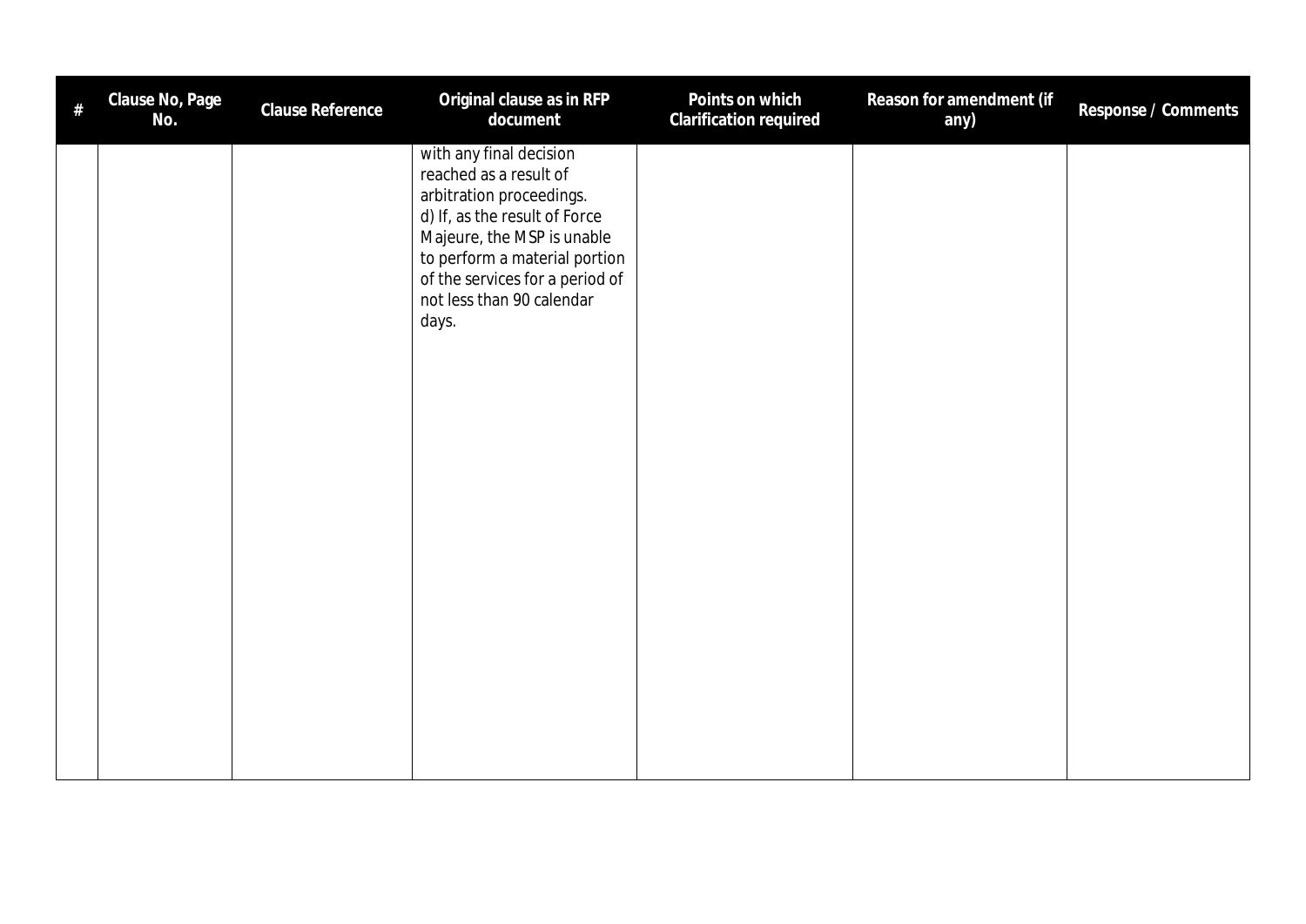| # | Clause No, Page No. | Clause Reference | Original clause as in RFP document | Points on which Clarification required | Reason for amendment (if any) | Response / Comments |
|---|---|---|---|---|---|---|
| | | | with any final decision reached as a result of arbitration proceedings.<br>d) If, as the result of Force Majeure, the MSP is unable to perform a material portion of the services for a period of not less than 90 calendar days. | | | |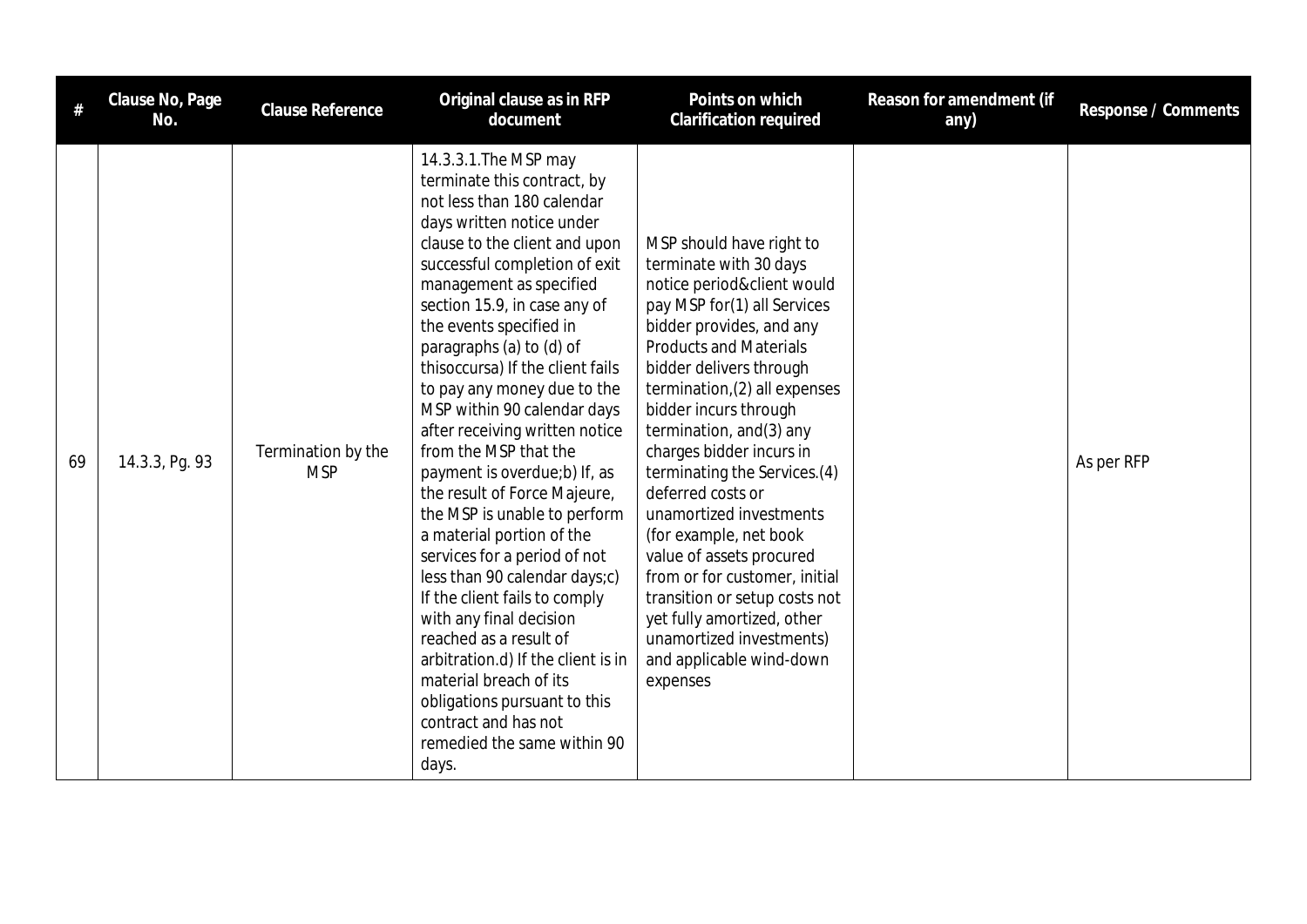| # | Clause No, Page No. | Clause Reference | Original clause as in RFP document | Points on which Clarification required | Reason for amendment (if any) | Response / Comments |
|---|---|---|---|---|---|---|
| 69 | 14.3.3, Pg. 93 | Termination by the MSP | 14.3.3.1.The MSP may terminate this contract, by not less than 180 calendar days written notice under clause to the client and upon successful completion of exit management as specified section 15.9, in case any of the events specified in paragraphs (a) to (d) of thisoccursa) If the client fails to pay any money due to the MSP within 90 calendar days after receiving written notice from the MSP that the payment is overdue;b) If, as the result of Force Majeure, the MSP is unable to perform a material portion of the services for a period of not less than 90 calendar days;c) If the client fails to comply with any final decision reached as a result of arbitration.d) If the client is in material breach of its obligations pursuant to this contract and has not remedied the same within 90 days. | MSP should have right to terminate with 30 days notice period&client would pay MSP for(1) all Services bidder provides, and any Products and Materials bidder delivers through termination,(2) all expenses bidder incurs through termination, and(3) any charges bidder incurs in terminating the Services.(4) deferred costs or unamortized investments (for example, net book value of assets procured from or for customer, initial transition or setup costs not yet fully amortized, other unamortized investments) and applicable wind-down expenses | | As per RFP |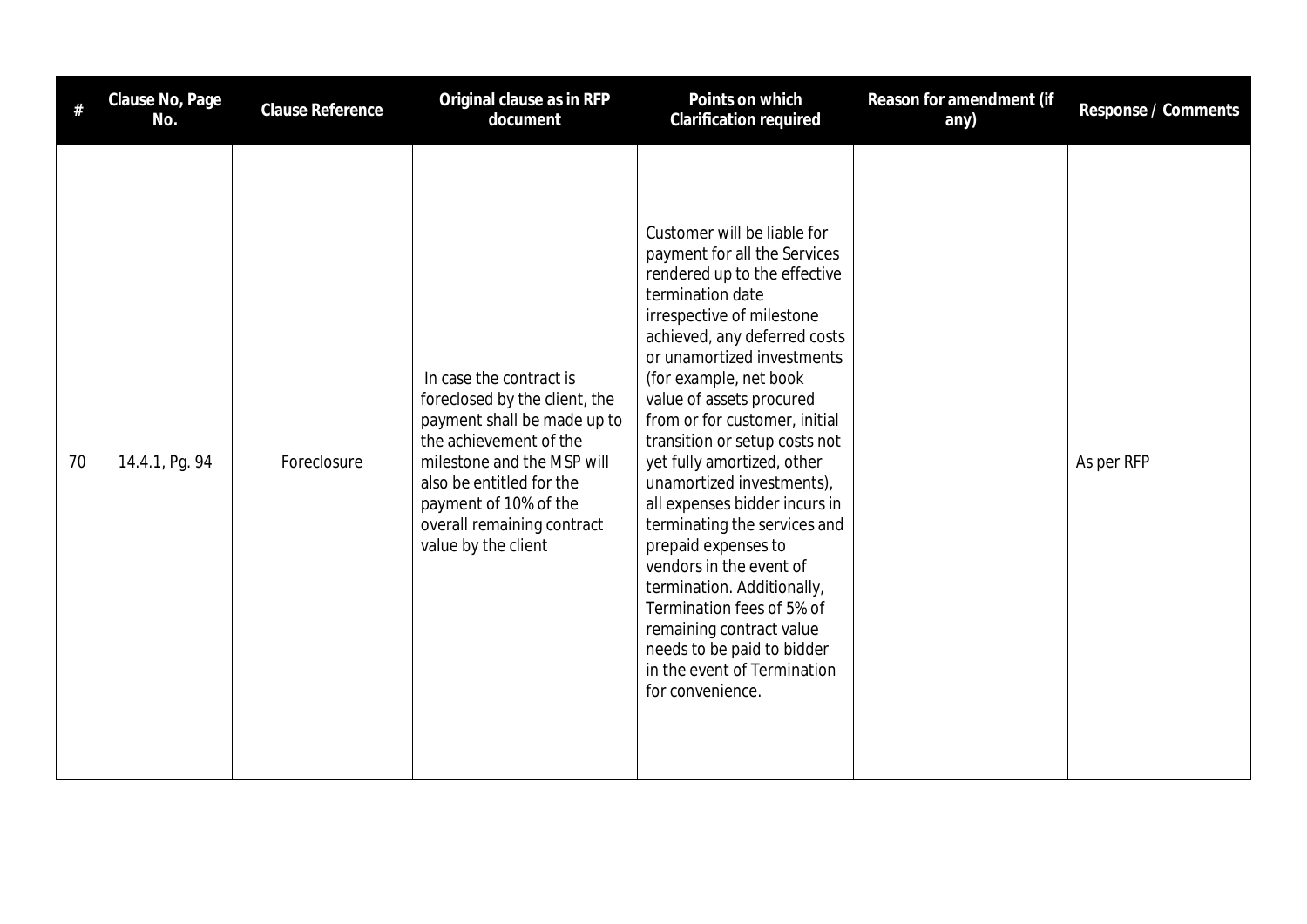| # | Clause No, Page No. | Clause Reference | Original clause as in RFP document | Points on which Clarification required | Reason for amendment (if any) | Response / Comments |
|---|---|---|---|---|---|---|
| 70 | 14.4.1, Pg. 94 | Foreclosure | In case the contract is foreclosed by the client, the payment shall be made up to the achievement of the milestone and the MSP will also be entitled for the payment of 10% of the overall remaining contract value by the client | Customer will be liable for payment for all the Services rendered up to the effective termination date irrespective of milestone achieved, any deferred costs or unamortized investments (for example, net book value of assets procured from or for customer, initial transition or setup costs not yet fully amortized, other unamortized investments), all expenses bidder incurs in terminating the services and prepaid expenses to vendors in the event of termination. Additionally, Termination fees of 5% of remaining contract value needs to be paid to bidder in the event of Termination for convenience. | | As per RFP |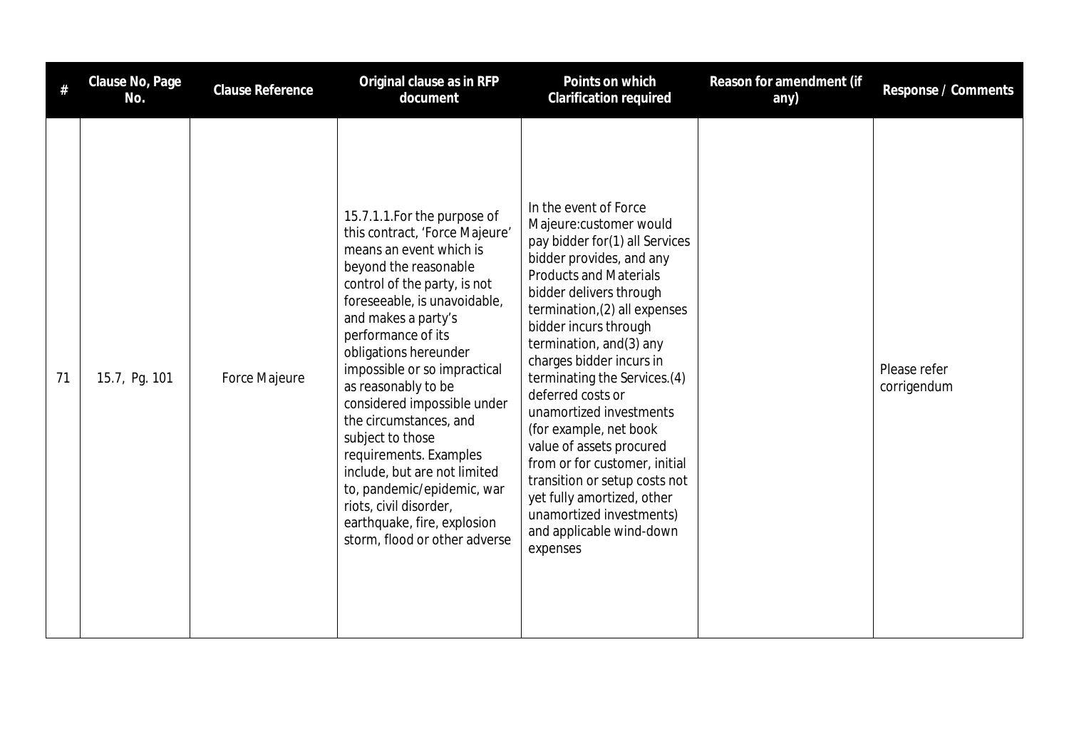| # | Clause No, Page No. | Clause Reference | Original clause as in RFP document | Points on which Clarification required | Reason for amendment (if any) | Response / Comments |
|---|---|---|---|---|---|---|
| 71 | 15.7, Pg. 101 | Force Majeure | 15.7.1.1.For the purpose of this contract, 'Force Majeure' means an event which is beyond the reasonable control of the party, is not foreseeable, is unavoidable, and makes a party's performance of its obligations hereunder impossible or so impractical as reasonably to be considered impossible under the circumstances, and subject to those requirements. Examples include, but are not limited to, pandemic/epidemic, war riots, civil disorder, earthquake, fire, explosion storm, flood or other adverse | In the event of Force Majeure:customer would pay bidder for(1) all Services bidder provides, and any Products and Materials bidder delivers through termination,(2) all expenses bidder incurs through termination, and(3) any charges bidder incurs in terminating the Services.(4) deferred costs or unamortized investments (for example, net book value of assets procured from or for customer, initial transition or setup costs not yet fully amortized, other unamortized investments) and applicable wind-down expenses | | Please refer corrigendum |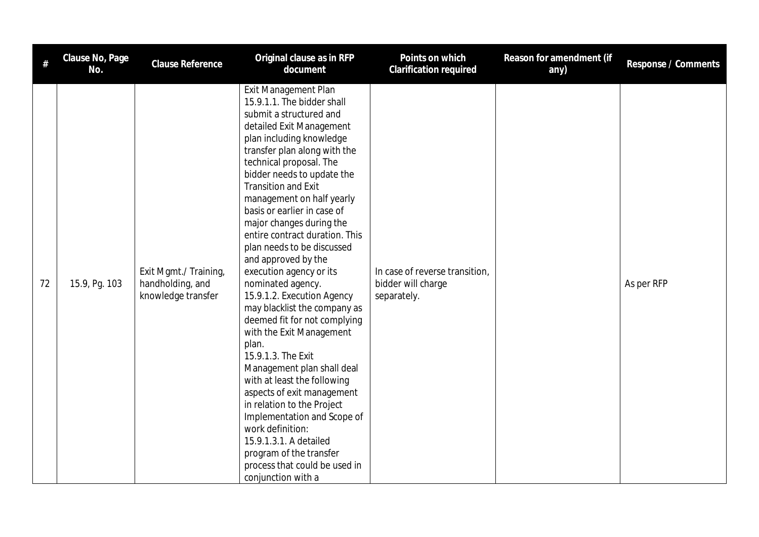| # | Clause No, Page No. | Clause Reference | Original clause as in RFP document | Points on which Clarification required | Reason for amendment (if any) | Response / Comments |
|---|---|---|---|---|---|---|
| 72 | 15.9, Pg. 103 | Exit Mgmt./ Training, handholding, and knowledge transfer | Exit Management Plan<br>15.9.1.1. The bidder shall submit a structured and detailed Exit Management plan including knowledge transfer plan along with the technical proposal. The bidder needs to update the Transition and Exit management on half yearly basis or earlier in case of major changes during the entire contract duration. This plan needs to be discussed and approved by the execution agency or its nominated agency.<br>15.9.1.2. Execution Agency may blacklist the company as deemed fit for not complying with the Exit Management plan.<br>15.9.1.3. The Exit Management plan shall deal with at least the following aspects of exit management in relation to the Project Implementation and Scope of work definition:<br>15.9.1.3.1. A detailed program of the transfer process that could be used in conjunction with a | In case of reverse transition, bidder will charge separately. | | As per RFP |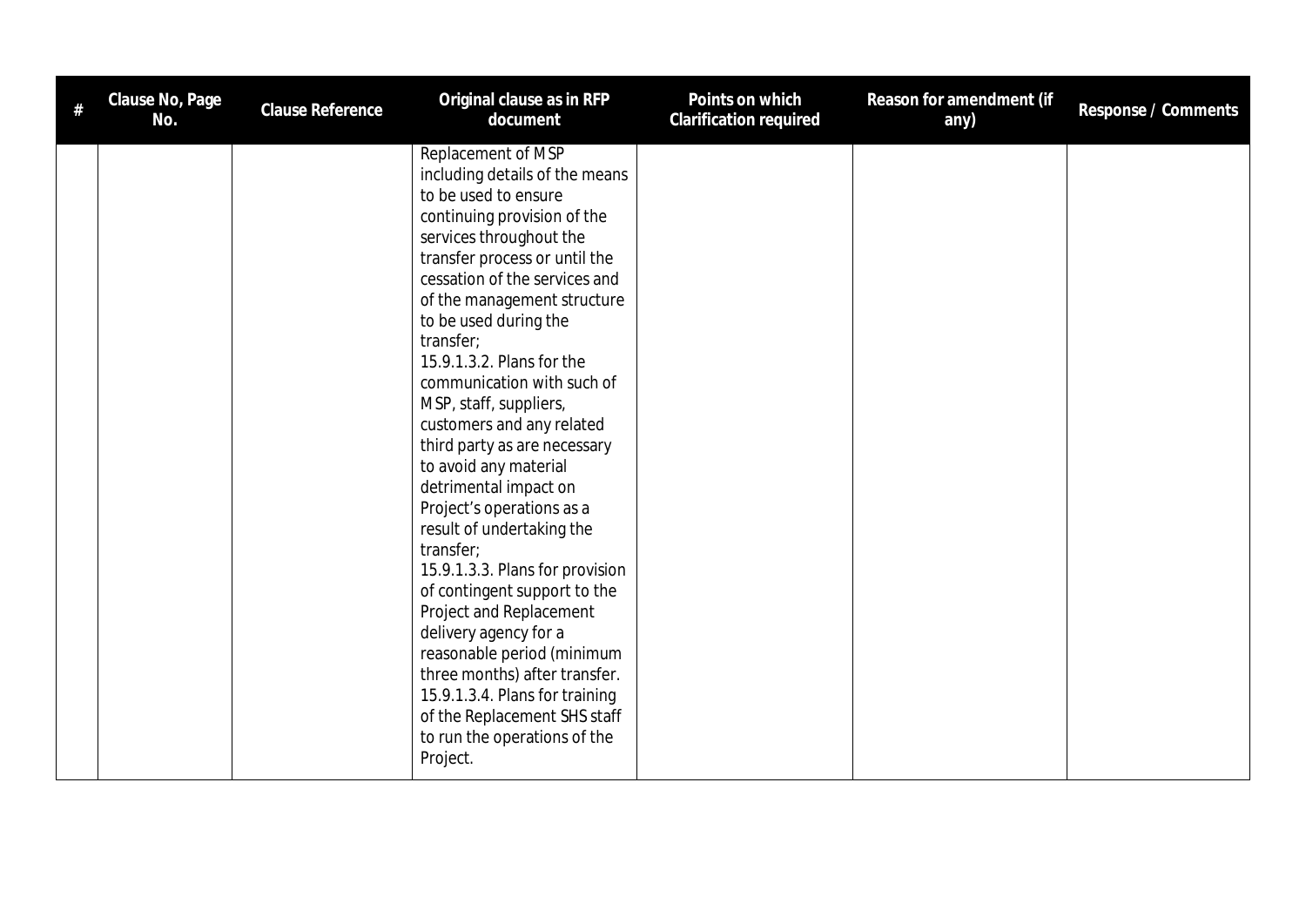| # | Clause No, Page No. | Clause Reference | Original clause as in RFP document | Points on which Clarification required | Reason for amendment (if any) | Response / Comments |
|---|---|---|---|---|---|---|
| | | | Replacement of MSP including details of the means to be used to ensure continuing provision of the services throughout the transfer process or until the cessation of the services and of the management structure to be used during the transfer;<br>15.9.1.3.2. Plans for the communication with such of MSP, staff, suppliers, customers and any related third party as are necessary to avoid any material detrimental impact on Project's operations as a result of undertaking the transfer;<br>15.9.1.3.3. Plans for provision of contingent support to the Project and Replacement delivery agency for a reasonable period (minimum three months) after transfer.<br>15.9.1.3.4. Plans for training of the Replacement SHS staff to run the operations of the Project. | | | |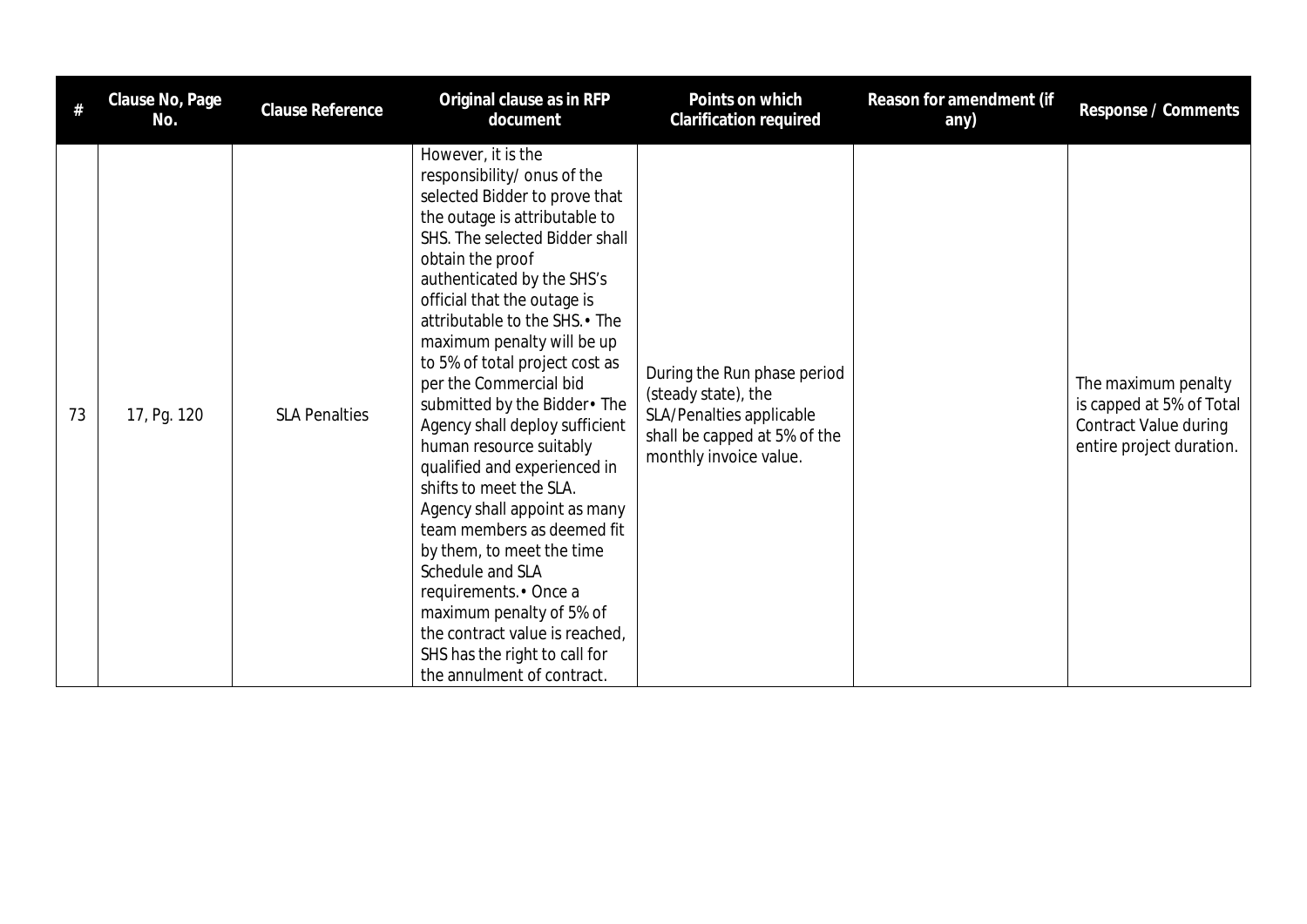| # | Clause No, Page No. | Clause Reference | Original clause as in RFP document | Points on which Clarification required | Reason for amendment (if any) | Response / Comments |
|---|---|---|---|---|---|---|
| 73 | 17, Pg. 120 | SLA Penalties | However, it is the responsibility/ onus of the selected Bidder to prove that the outage is attributable to SHS. The selected Bidder shall obtain the proof authenticated by the SHS's official that the outage is attributable to the SHS.• The maximum penalty will be up to 5% of total project cost as per the Commercial bid submitted by the Bidder• The Agency shall deploy sufficient human resource suitably qualified and experienced in shifts to meet the SLA. Agency shall appoint as many team members as deemed fit by them, to meet the time Schedule and SLA requirements.• Once a maximum penalty of 5% of the contract value is reached, SHS has the right to call for the annulment of contract. | During the Run phase period (steady state), the SLA/Penalties applicable shall be capped at 5% of the monthly invoice value. | | The maximum penalty is capped at 5% of Total Contract Value during entire project duration. |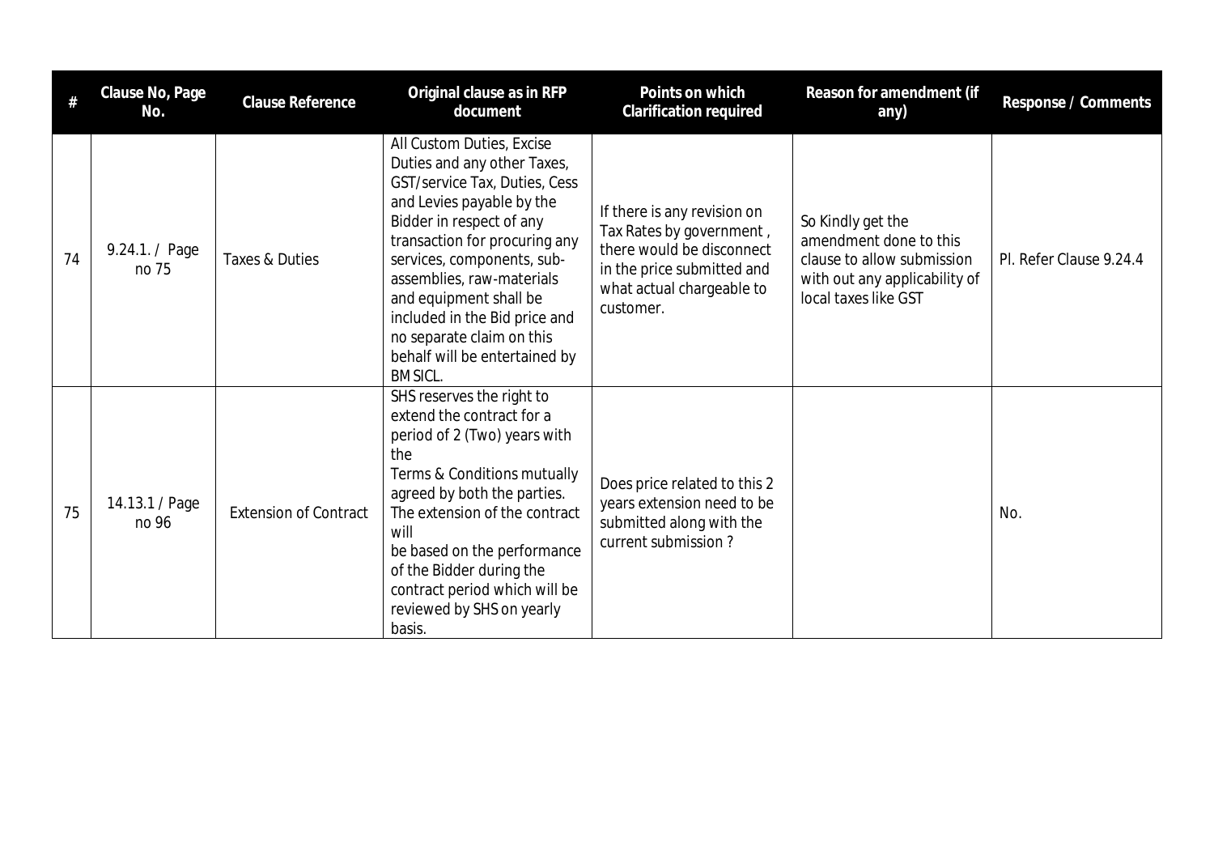| # | Clause No, Page No. | Clause Reference | Original clause as in RFP document | Points on which Clarification required | Reason for amendment (if any) | Response / Comments |
|---|---|---|---|---|---|---|
| 74 | 9.24.1. / Page no 75 | Taxes & Duties | All Custom Duties, Excise Duties and any other Taxes, GST/service Tax, Duties, Cess and Levies payable by the Bidder in respect of any transaction for procuring any services, components, sub-assemblies, raw-materials and equipment shall be included in the Bid price and no separate claim on this behalf will be entertained by BMSICL. | If there is any revision on Tax Rates by government , there would be disconnect in the price submitted and what actual chargeable to customer. | So Kindly get the amendment done to this clause to allow submission with out any applicability of local taxes like GST | Pl. Refer Clause 9.24.4 |
| 75 | 14.13.1 / Page no 96 | Extension of Contract | SHS reserves the right to extend the contract for a period of 2 (Two) years with the Terms & Conditions mutually agreed by both the parties. The extension of the contract will be based on the performance of the Bidder during the contract period which will be reviewed by SHS on yearly basis. | Does price related to this 2 years extension need to be submitted along with the current submission ? | | No. |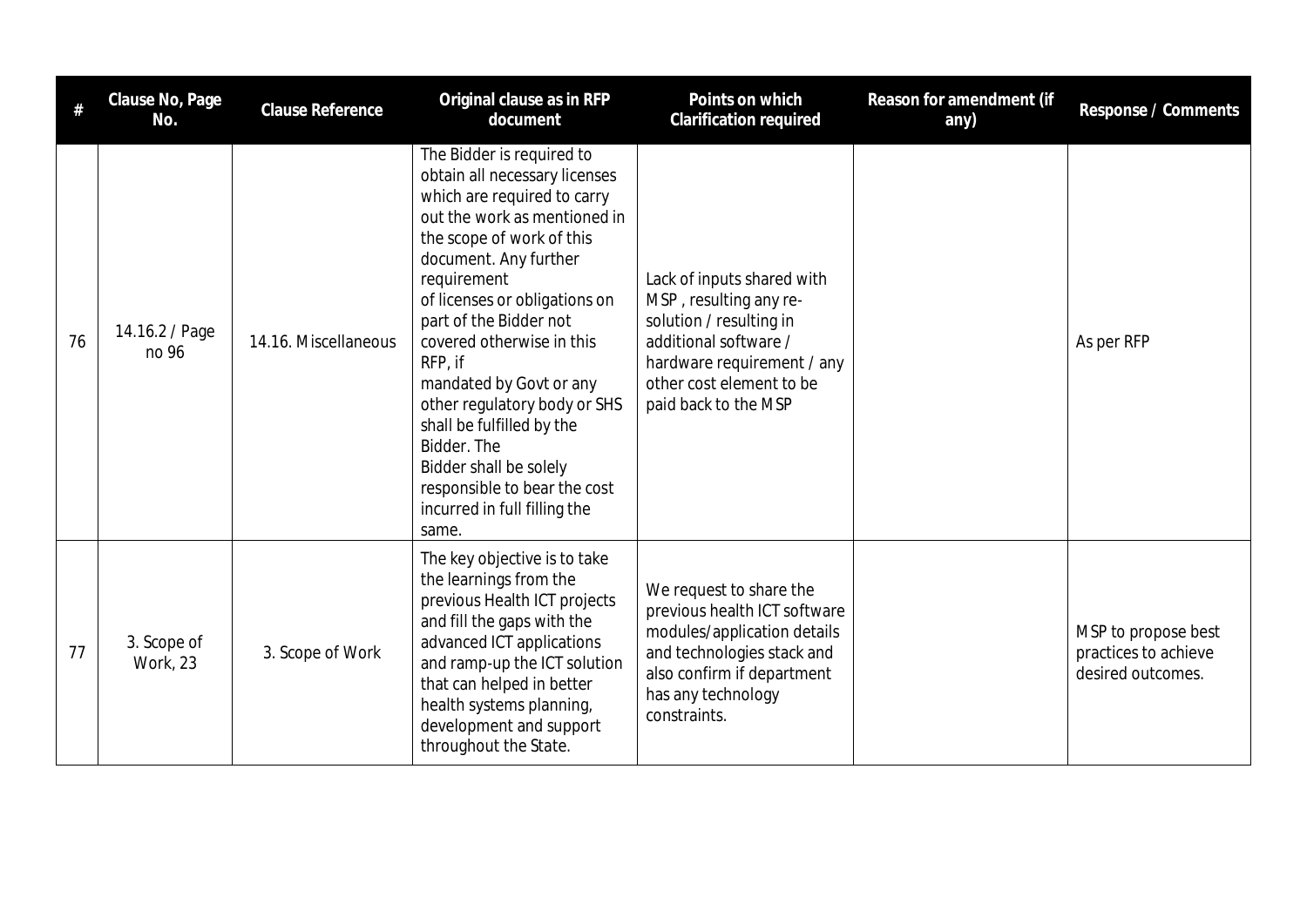| # | Clause No, Page No. | Clause Reference | Original clause as in RFP document | Points on which Clarification required | Reason for amendment (if any) | Response / Comments |
|---|---|---|---|---|---|---|
| 76 | 14.16.2 / Page no 96 | 14.16. Miscellaneous | The Bidder is required to obtain all necessary licenses which are required to carry out the work as mentioned in the scope of work of this document. Any further requirement of licenses or obligations on part of the Bidder not covered otherwise in this RFP, if mandated by Govt or any other regulatory body or SHS shall be fulfilled by the Bidder. The Bidder shall be solely responsible to bear the cost incurred in full filling the same. | Lack of inputs shared with MSP , resulting any re-solution / resulting in additional software / hardware requirement / any other cost element to be paid back to the MSP | | As per RFP |
| 77 | 3. Scope of Work, 23 | 3. Scope of Work | The key objective is to take the learnings from the previous Health ICT projects and fill the gaps with the advanced ICT applications and ramp-up the ICT solution that can helped in better health systems planning, development and support throughout the State. | We request to share the previous health ICT software modules/application details and technologies stack and also confirm if department has any technology constraints. | | MSP to propose best practices to achieve desired outcomes. |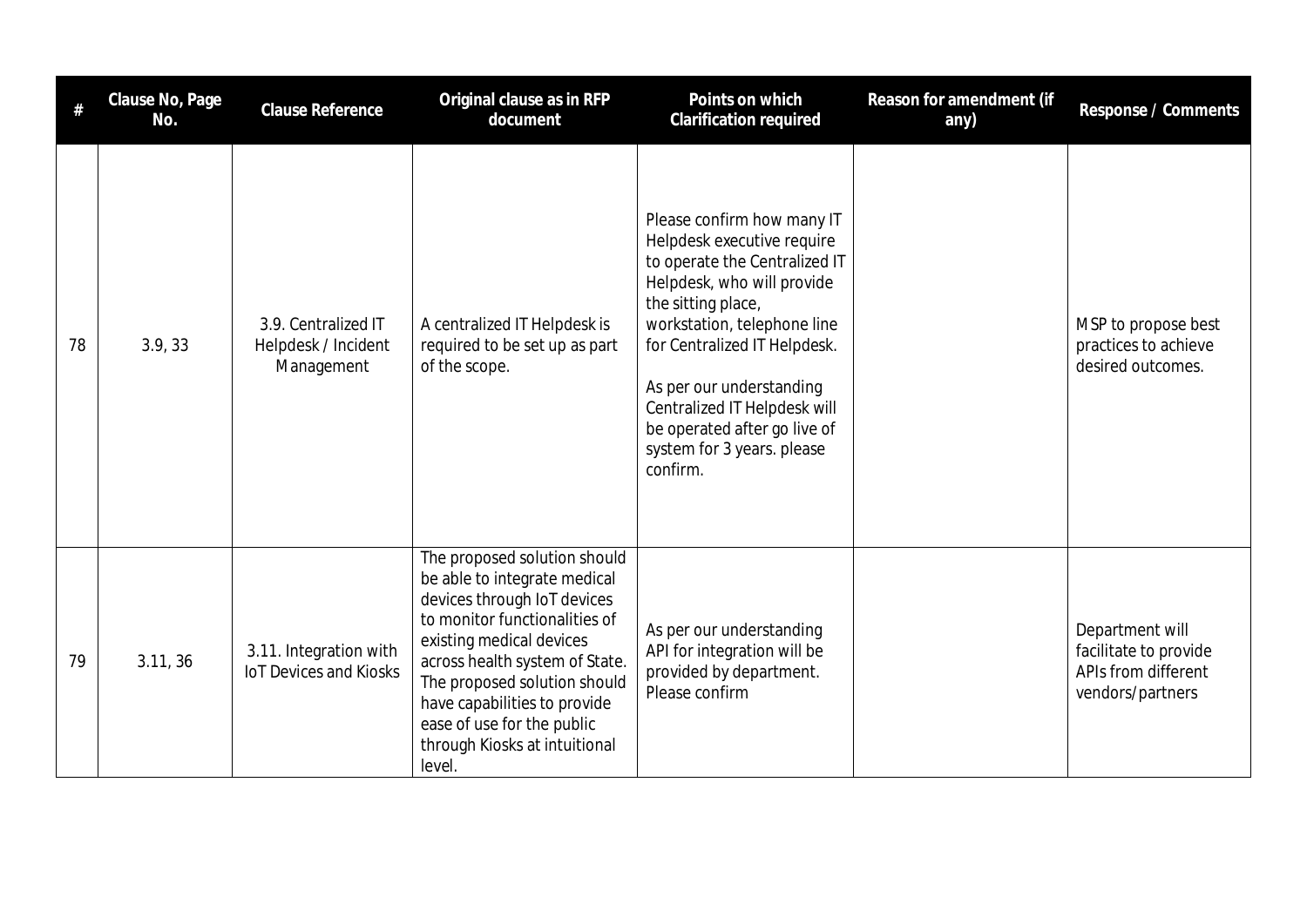| # | Clause No, Page No. | Clause Reference | Original clause as in RFP document | Points on which Clarification required | Reason for amendment (if any) | Response / Comments |
|---|---|---|---|---|---|---|
| 78 | 3.9, 33 | 3.9. Centralized IT Helpdesk / Incident Management | A centralized IT Helpdesk is required to be set up as part of the scope. | Please confirm how many IT Helpdesk executive require to operate the Centralized IT Helpdesk, who will provide the sitting place, workstation, telephone line for Centralized IT Helpdesk.<br><br>As per our understanding Centralized IT Helpdesk will be operated after go live of system for 3 years. please confirm. | | MSP to propose best practices to achieve desired outcomes. |
| 79 | 3.11, 36 | 3.11. Integration with IoT Devices and Kiosks | The proposed solution should be able to integrate medical devices through IoT devices to monitor functionalities of existing medical devices across health system of State. The proposed solution should have capabilities to provide ease of use for the public through Kiosks at intuitional level. | As per our understanding API for integration will be provided by department. Please confirm | | Department will facilitate to provide APIs from different vendors/partners |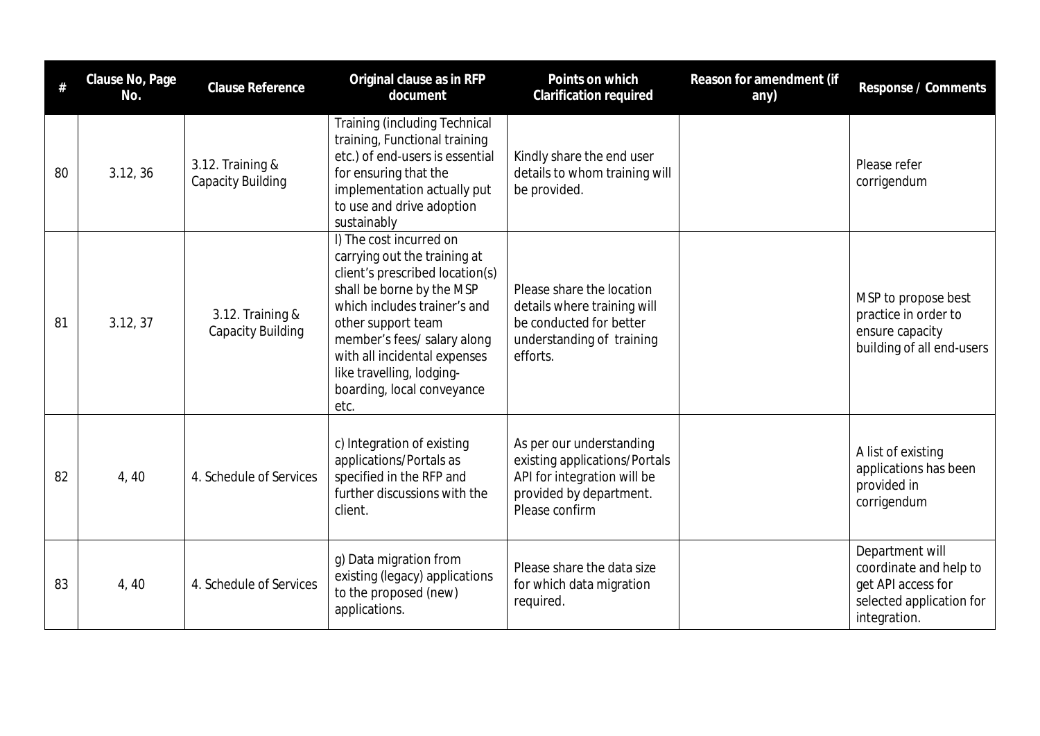| # | Clause No, Page No. | Clause Reference | Original clause as in RFP document | Points on which Clarification required | Reason for amendment (if any) | Response / Comments |
|---|---|---|---|---|---|---|
| 80 | 3.12, 36 | 3.12. Training & Capacity Building | Training (including Technical training, Functional training etc.) of end-users is essential for ensuring that the implementation actually put to use and drive adoption sustainably | Kindly share the end user details to whom training will be provided. | | Please refer corrigendum |
| 81 | 3.12, 37 | 3.12. Training & Capacity Building | l) The cost incurred on carrying out the training at client's prescribed location(s) shall be borne by the MSP which includes trainer's and other support team member's fees/ salary along with all incidental expenses like travelling, lodging-boarding, local conveyance etc. | Please share the location details where training will be conducted for better understanding of training efforts. | | MSP to propose best practice in order to ensure capacity building of all end-users |
| 82 | 4, 40 | 4. Schedule of Services | c) Integration of existing applications/Portals as specified in the RFP and further discussions with the client. | As per our understanding existing applications/Portals API for integration will be provided by department. Please confirm | | A list of existing applications has been provided in corrigendum |
| 83 | 4, 40 | 4. Schedule of Services | g) Data migration from existing (legacy) applications to the proposed (new) applications. | Please share the data size for which data migration required. | | Department will coordinate and help to get API access for selected application for integration. |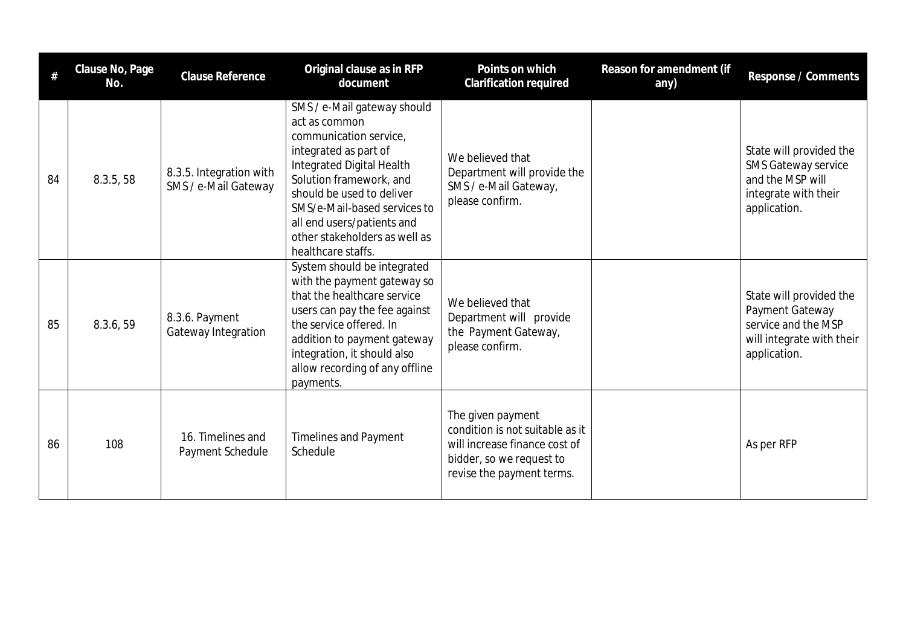| # | Clause No, Page No. | Clause Reference | Original clause as in RFP document | Points on which Clarification required | Reason for amendment (if any) | Response / Comments |
|---|---|---|---|---|---|---|
| 84 | 8.3.5, 58 | 8.3.5. Integration with SMS / e-Mail Gateway | SMS / e-Mail gateway should act as common communication service, integrated as part of Integrated Digital Health Solution framework, and should be used to deliver SMS/e-Mail-based services to all end users/patients and other stakeholders as well as healthcare staffs. | We believed that Department will provide the SMS / e-Mail Gateway, please confirm. | | State will provided the SMS Gateway service and the MSP will integrate with their application. |
| 85 | 8.3.6, 59 | 8.3.6. Payment Gateway Integration | System should be integrated with the payment gateway so that the healthcare service users can pay the fee against the service offered. In addition to payment gateway integration, it should also allow recording of any offline payments. | We believed that Department will provide the Payment Gateway, please confirm. | | State will provided the Payment Gateway service and the MSP will integrate with their application. |
| 86 | 108 | 16. Timelines and Payment Schedule | Timelines and Payment Schedule | The given payment condition is not suitable as it will increase finance cost of bidder, so we request to revise the payment terms. | | As per RFP |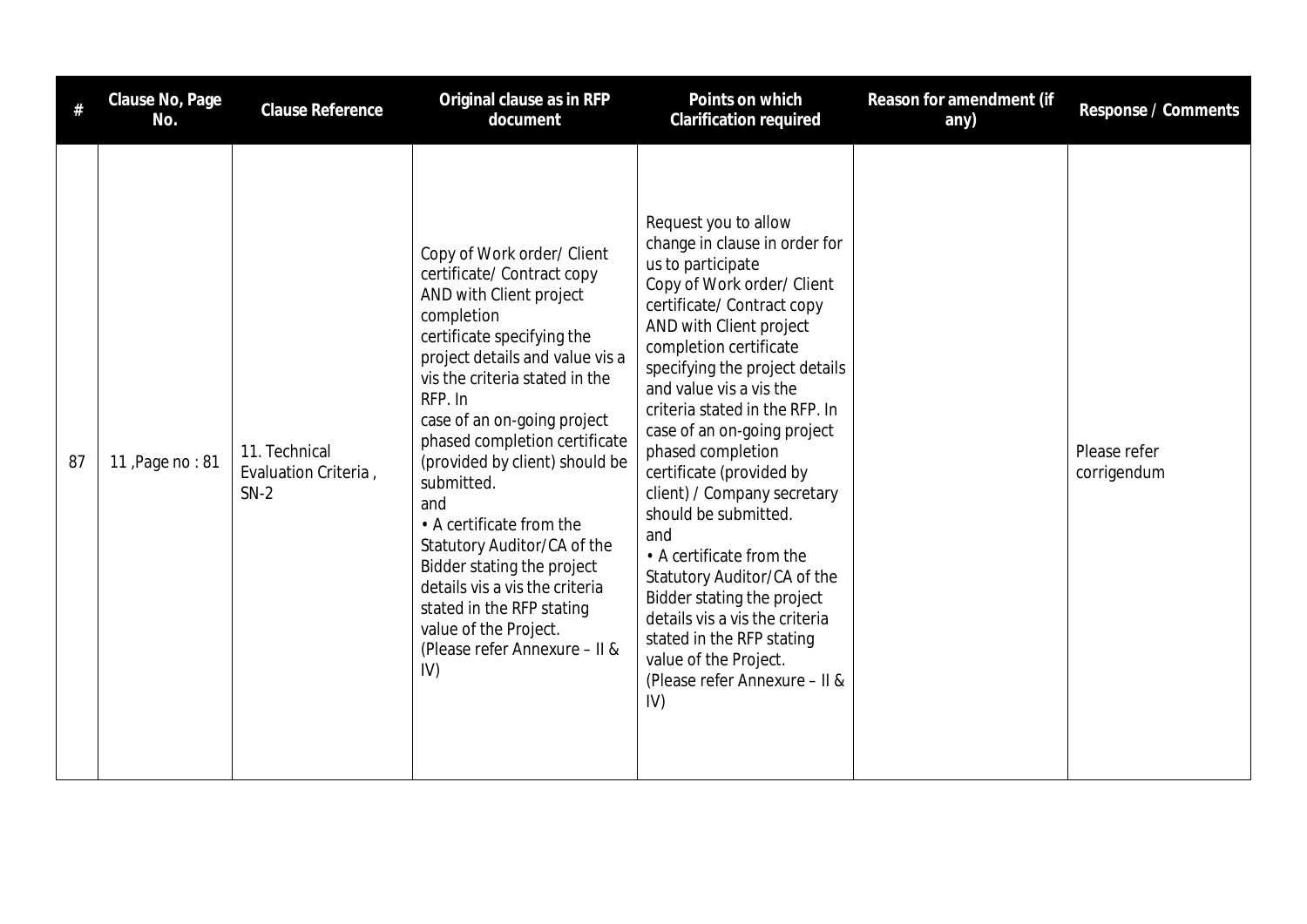| # | Clause No, Page No. | Clause Reference | Original clause as in RFP document | Points on which Clarification required | Reason for amendment (if any) | Response / Comments |
|---|---|---|---|---|---|---|
| 87 | 11 ,Page no : 81 | 11. Technical Evaluation Criteria , SN-2 | Copy of Work order/ Client certificate/ Contract copy AND with Client project completion certificate specifying the project details and value vis a vis the criteria stated in the RFP. In case of an on-going project phased completion certificate (provided by client) should be submitted.<br>and<br>• A certificate from the Statutory Auditor/CA of the Bidder stating the project details vis a vis the criteria stated in the RFP stating value of the Project.<br>(Please refer Annexure – II & IV) | Request you to allow change in clause in order for us to participate<br>Copy of Work order/ Client certificate/ Contract copy AND with Client project completion certificate specifying the project details and value vis a vis the criteria stated in the RFP. In case of an on-going project phased completion certificate (provided by client) / Company secretary should be submitted.<br>and<br>• A certificate from the Statutory Auditor/CA of the Bidder stating the project details vis a vis the criteria stated in the RFP stating value of the Project.<br>(Please refer Annexure – II & IV) | | Please refer corrigendum |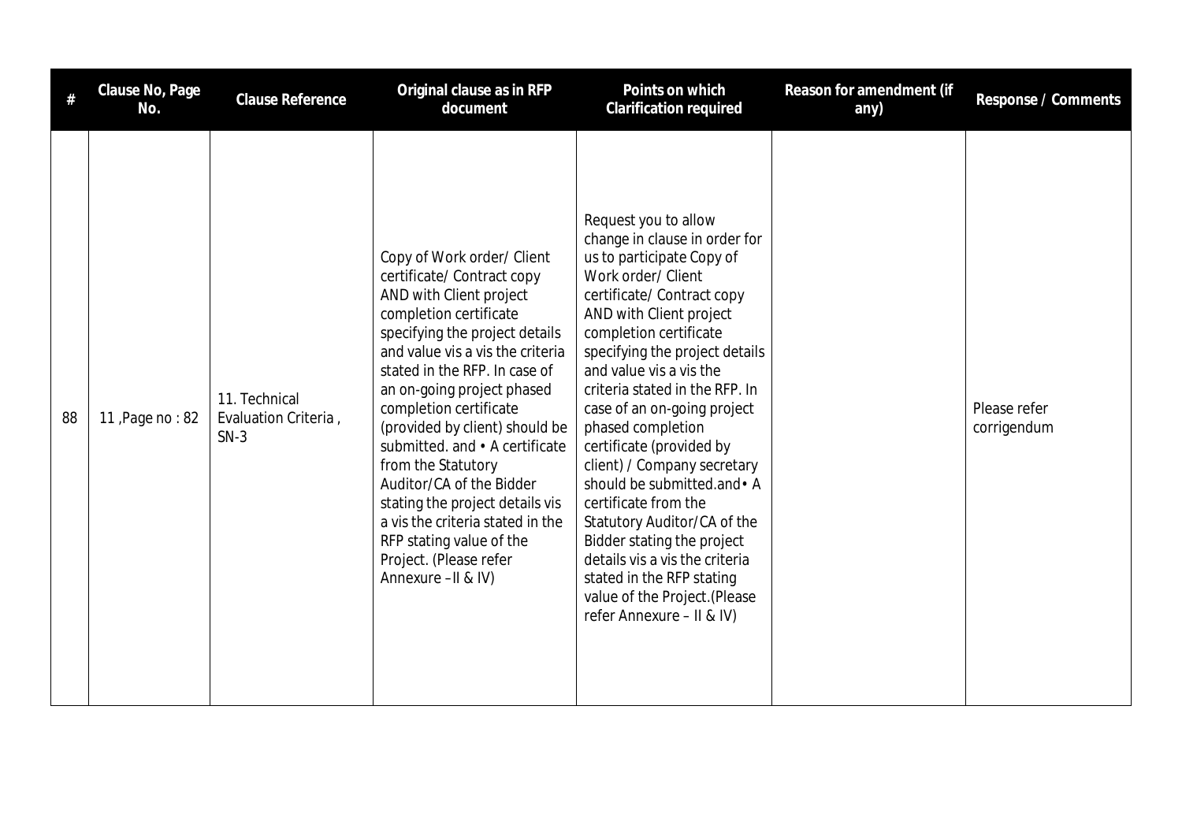| # | Clause No, Page No. | Clause Reference | Original clause as in RFP document | Points on which Clarification required | Reason for amendment (if any) | Response / Comments |
|---|---|---|---|---|---|---|
| 88 | 11 ,Page no : 82 | 11. Technical Evaluation Criteria , SN-3 | Copy of Work order/ Client certificate/ Contract copy AND with Client project completion certificate specifying the project details and value vis a vis the criteria stated in the RFP. In case of an on-going project phased completion certificate (provided by client) should be submitted. and • A certificate from the Statutory Auditor/CA of the Bidder stating the project details vis a vis the criteria stated in the RFP stating value of the Project. (Please refer Annexure –II & IV) | Request you to allow change in clause in order for us to participate Copy of Work order/ Client certificate/ Contract copy AND with Client project completion certificate specifying the project details and value vis a vis the criteria stated in the RFP. In case of an on-going project phased completion certificate (provided by client) / Company secretary should be submitted.and• A certificate from the Statutory Auditor/CA of the Bidder stating the project details vis a vis the criteria stated in the RFP stating value of the Project.(Please refer Annexure – II & IV) | | Please refer corrigendum |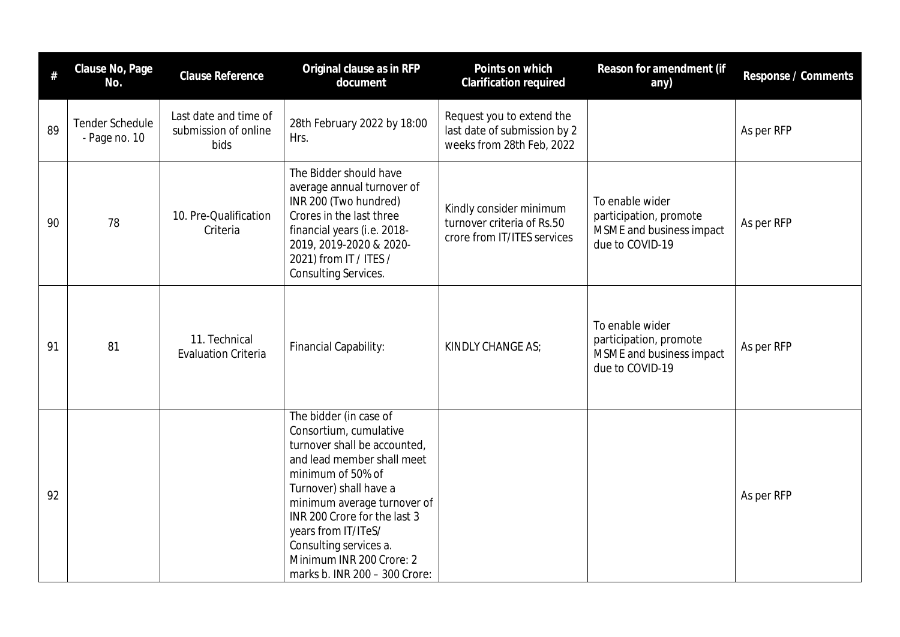| # | Clause No, Page No. | Clause Reference | Original clause as in RFP document | Points on which Clarification required | Reason for amendment (if any) | Response / Comments |
|---|---|---|---|---|---|---|
| 89 | Tender Schedule - Page no. 10 | Last date and time of submission of online bids | 28th February 2022 by 18:00 Hrs. | Request you to extend the last date of submission by 2 weeks from 28th Feb, 2022 | | As per RFP |
| 90 | 78 | 10. Pre-Qualification Criteria | The Bidder should have average annual turnover of INR 200 (Two hundred) Crores in the last three financial years (i.e. 2018-2019, 2019-2020 & 2020-2021) from IT / ITES / Consulting Services. | Kindly consider minimum turnover criteria of Rs.50 crore from IT/ITES services | To enable wider participation, promote MSME and business impact due to COVID-19 | As per RFP |
| 91 | 81 | 11. Technical Evaluation Criteria | Financial Capability: | KINDLY CHANGE AS; | To enable wider participation, promote MSME and business impact due to COVID-19 | As per RFP |
| 92 | | | The bidder (in case of Consortium, cumulative turnover shall be accounted, and lead member shall meet minimum of 50% of Turnover) shall have a minimum average turnover of INR 200 Crore for the last 3 years from IT/ITeS/ Consulting services a. Minimum INR 200 Crore: 2 marks b. INR 200 – 300 Crore: | | | As per RFP |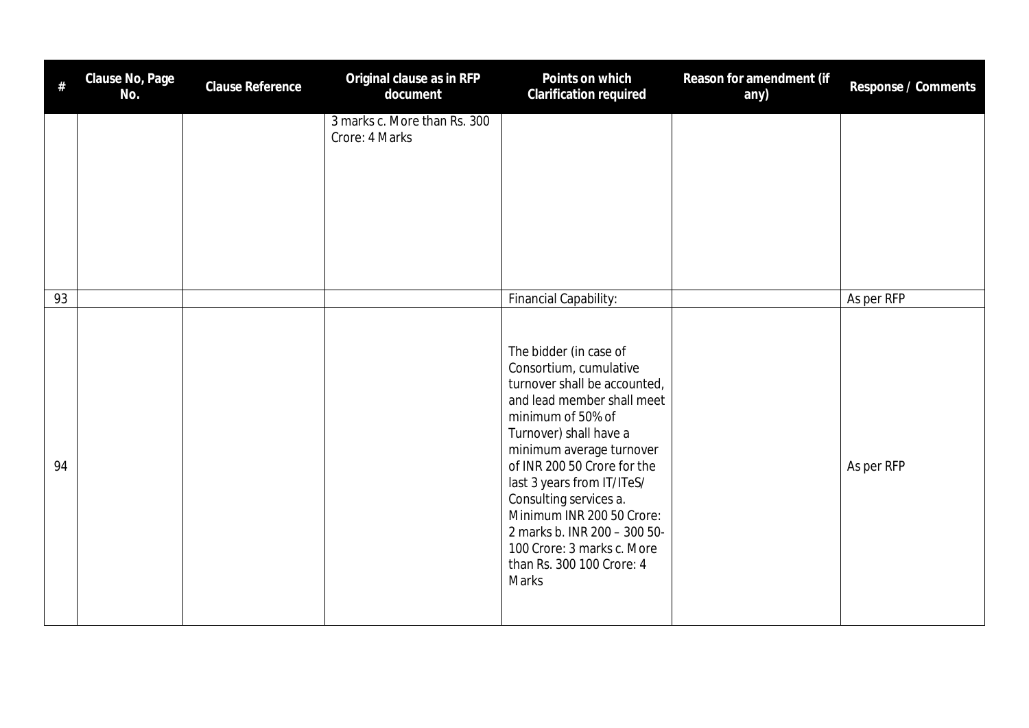| # | Clause No, Page No. | Clause Reference | Original clause as in RFP document | Points on which Clarification required | Reason for amendment (if any) | Response / Comments |
|---|---|---|---|---|---|---|
| | | | 3 marks c. More than Rs. 300 Crore: 4 Marks | | | |
| 93 | | | | Financial Capability: | | As per RFP |
| 94 | | | | The bidder (in case of Consortium, cumulative turnover shall be accounted, and lead member shall meet minimum of 50% of Turnover) shall have a minimum average turnover of INR 200 50 Crore for the last 3 years from IT/ITeS/ Consulting services a. Minimum INR 200 50 Crore: 2 marks b. INR 200 – 300 50-100 Crore: 3 marks c. More than Rs. 300 100 Crore: 4 Marks | | As per RFP |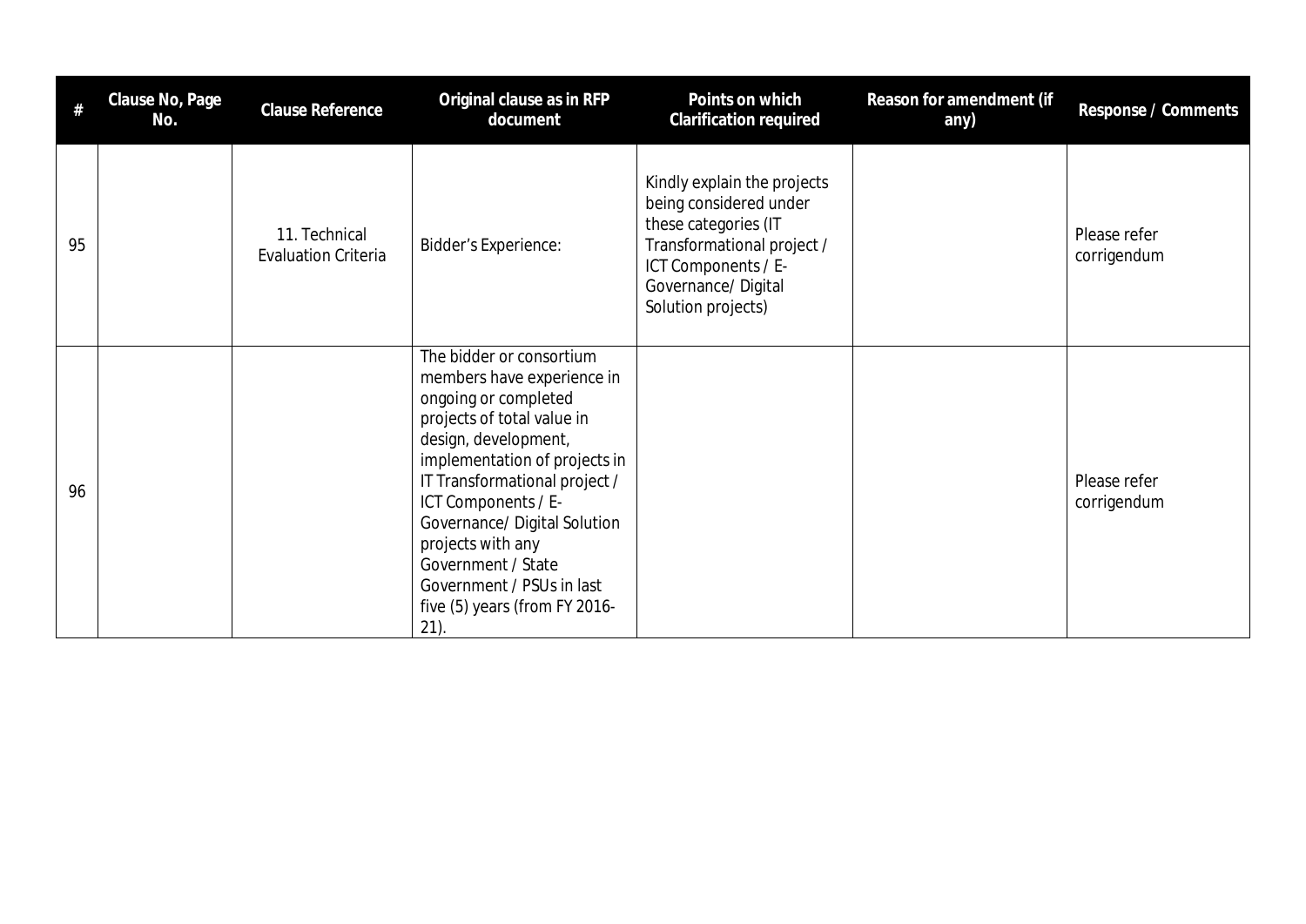| # | Clause No, Page No. | Clause Reference | Original clause as in RFP document | Points on which Clarification required | Reason for amendment (if any) | Response / Comments |
|---|---|---|---|---|---|---|
| 95 | | 11. Technical Evaluation Criteria | Bidder's Experience: | Kindly explain the projects being considered under these categories (IT Transformational project / ICT Components / E-Governance/ Digital Solution projects) | | Please refer corrigendum |
| 96 | | | The bidder or consortium members have experience in ongoing or completed projects of total value in design, development, implementation of projects in IT Transformational project / ICT Components / E-Governance/ Digital Solution projects with any Government / State Government / PSUs in last five (5) years (from FY 2016-21). | | | Please refer corrigendum |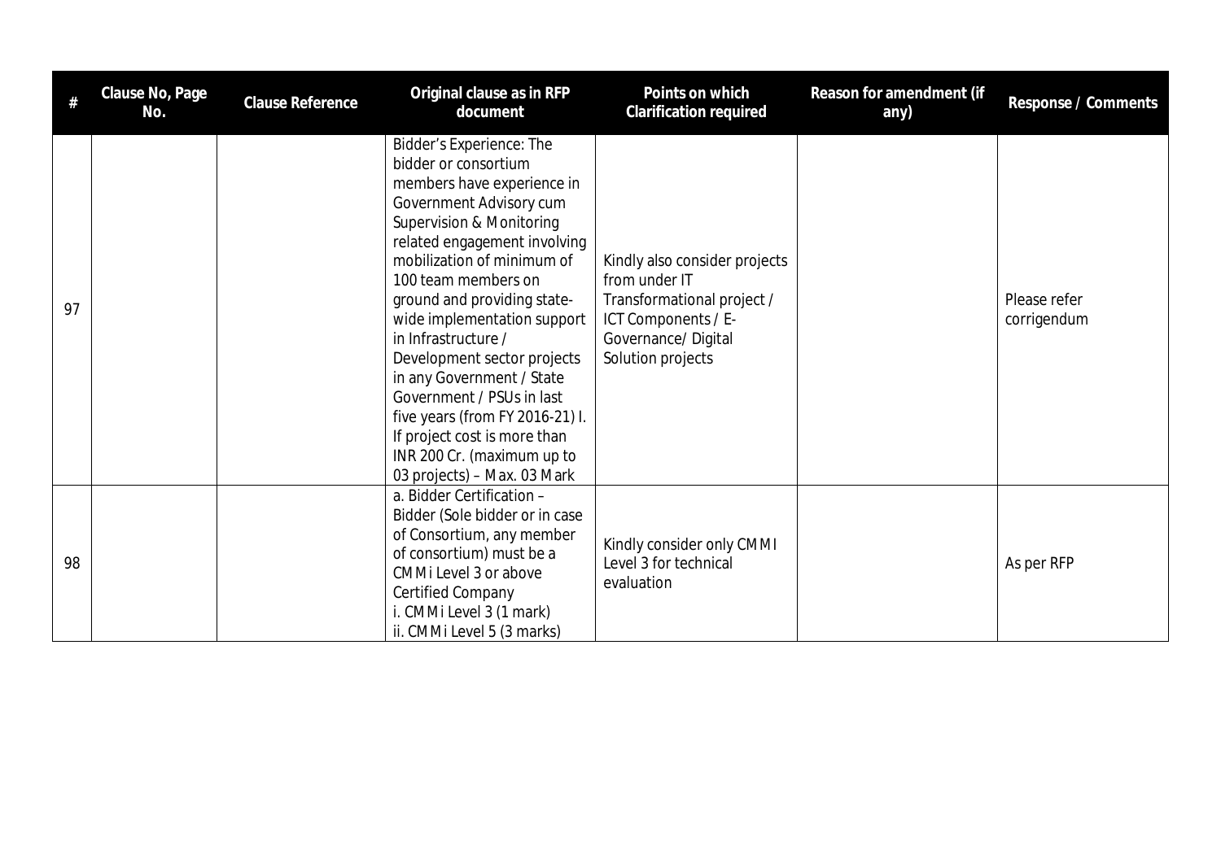| # | Clause No, Page No. | Clause Reference | Original clause as in RFP document | Points on which Clarification required | Reason for amendment (if any) | Response / Comments |
|---|---|---|---|---|---|---|
| 97 | | | Bidder's Experience: The bidder or consortium members have experience in Government Advisory cum Supervision & Monitoring related engagement involving mobilization of minimum of 100 team members on ground and providing state-wide implementation support in Infrastructure / Development sector projects in any Government / State Government / PSUs in last five years (from FY 2016-21) I. If project cost is more than INR 200 Cr. (maximum up to 03 projects) – Max. 03 Mark | Kindly also consider projects from under IT Transformational project / ICT Components / E-Governance/ Digital Solution projects | | Please refer corrigendum |
| 98 | | | a. Bidder Certification – Bidder (Sole bidder or in case of Consortium, any member of consortium) must be a CMMi Level 3 or above Certified Company<br>i. CMMi Level 3 (1 mark)<br>ii. CMMi Level 5 (3 marks) | Kindly consider only CMMI Level 3 for technical evaluation | | As per RFP |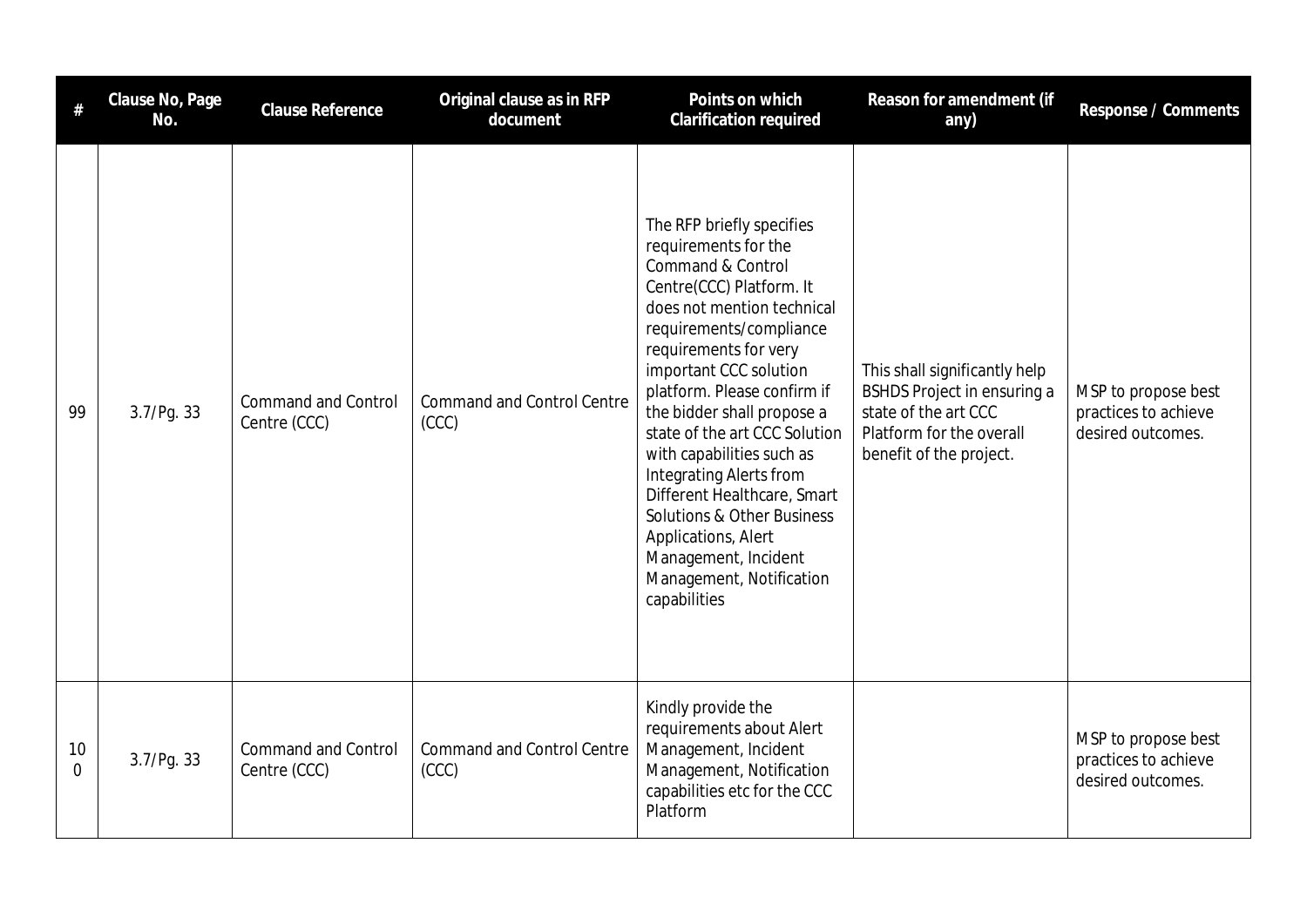| # | Clause No, Page No. | Clause Reference | Original clause as in RFP document | Points on which Clarification required | Reason for amendment (if any) | Response / Comments |
|---|---|---|---|---|---|---|
| 99 | 3.7/Pg. 33 | Command and Control Centre (CCC) | Command and Control Centre (CCC) | The RFP briefly specifies requirements for the Command & Control Centre(CCC) Platform. It does not mention technical requirements/compliance requirements for very important CCC solution platform. Please confirm if the bidder shall propose a state of the art CCC Solution with capabilities such as Integrating Alerts from Different Healthcare, Smart Solutions & Other Business Applications, Alert Management, Incident Management, Notification capabilities | This shall significantly help BSHDS Project in ensuring a state of the art CCC Platform for the overall benefit of the project. | MSP to propose best practices to achieve desired outcomes. |
| 100 | 3.7/Pg. 33 | Command and Control Centre (CCC) | Command and Control Centre (CCC) | Kindly provide the requirements about Alert Management, Incident Management, Notification capabilities etc for the CCC Platform | | MSP to propose best practices to achieve desired outcomes. |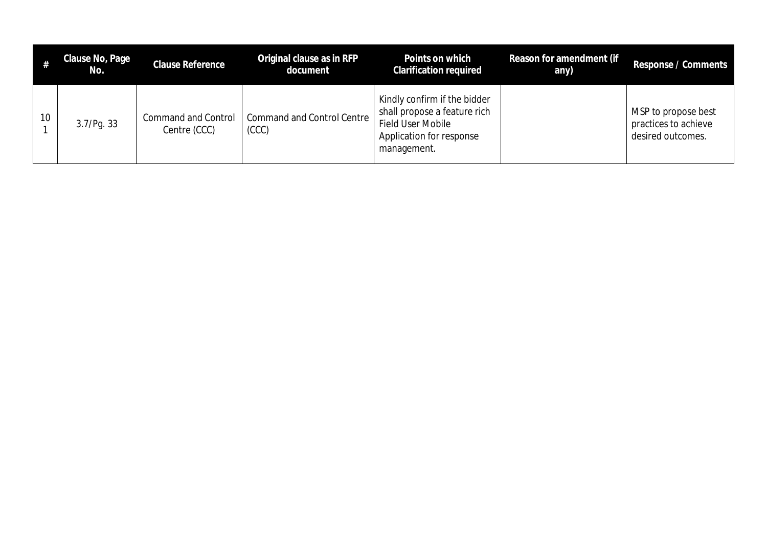| # | Clause No, Page No. | Clause Reference | Original clause as in RFP document | Points on which Clarification required | Reason for amendment (if any) | Response / Comments |
|---|---|---|---|---|---|---|
| 101 | 3.7/Pg. 33 | Command and Control Centre (CCC) | Command and Control Centre (CCC) | Kindly confirm if the bidder shall propose a feature rich Field User Mobile Application for response management. | | MSP to propose best practices to achieve desired outcomes. |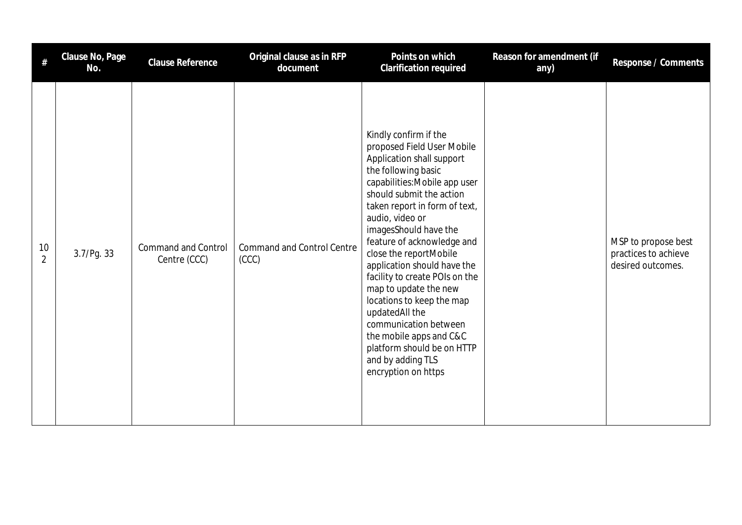| # | Clause No, Page No. | Clause Reference | Original clause as in RFP document | Points on which Clarification required | Reason for amendment (if any) | Response / Comments |
|---|---|---|---|---|---|---|
| 102 | 3.7/Pg. 33 | Command and Control Centre (CCC) | Command and Control Centre (CCC) | Kindly confirm if the proposed Field User Mobile Application shall support the following basic capabilities:Mobile app user should submit the action taken report in form of text, audio, video or imagesShould have the feature of acknowledge and close the reportMobile application should have the facility to create POIs on the map to update the new locations to keep the map updatedAll the communication between the mobile apps and C&C platform should be on HTTP and by adding TLS encryption on https | | MSP to propose best practices to achieve desired outcomes. |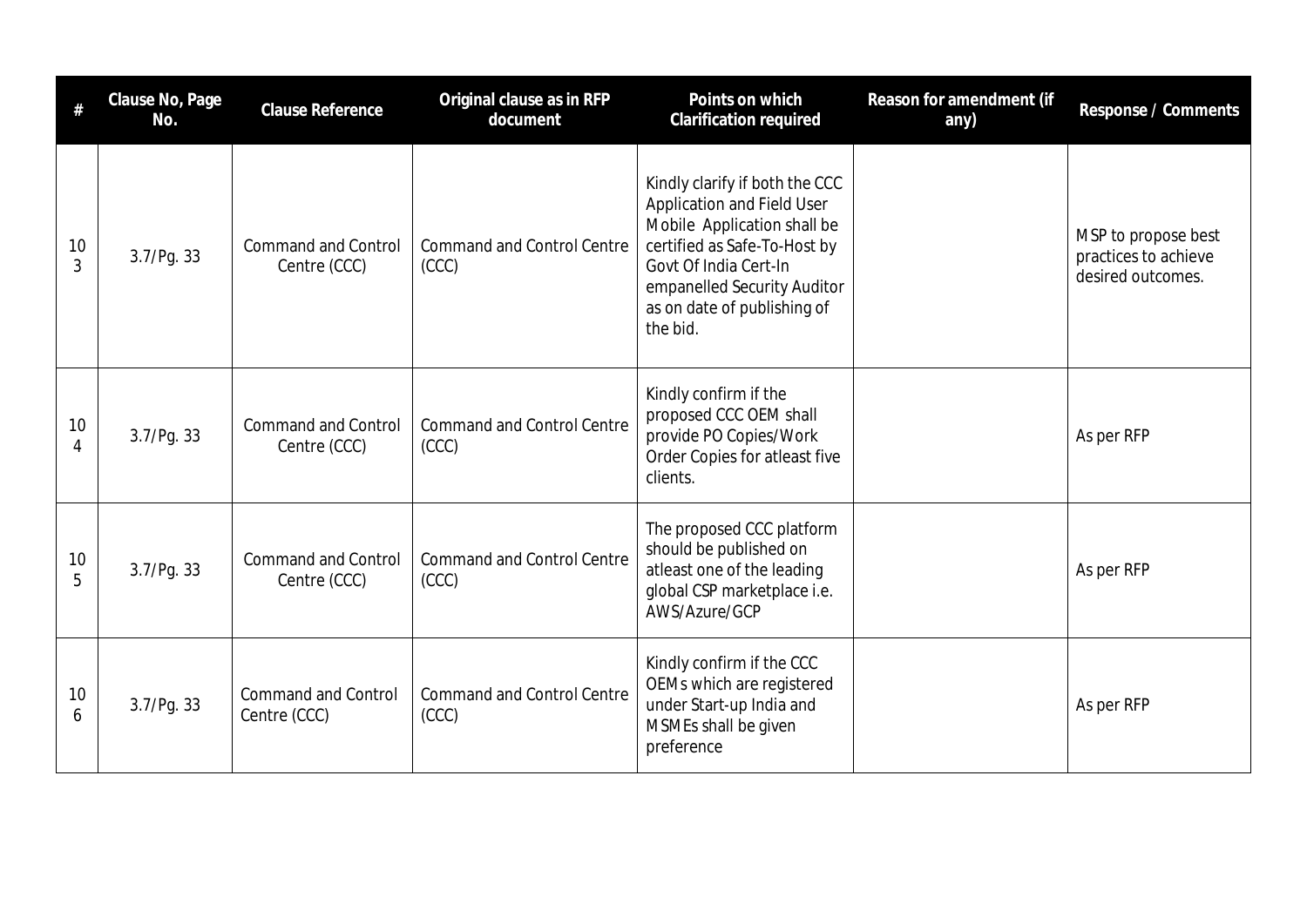| # | Clause No, Page No. | Clause Reference | Original clause as in RFP document | Points on which Clarification required | Reason for amendment (if any) | Response / Comments |
|---|---|---|---|---|---|---|
| 103 | 3.7/Pg. 33 | Command and Control Centre (CCC) | Command and Control Centre (CCC) | Kindly clarify if both the CCC Application and Field User Mobile Application shall be certified as Safe-To-Host by Govt Of India Cert-In empanelled Security Auditor as on date of publishing of the bid. | | MSP to propose best practices to achieve desired outcomes. |
| 104 | 3.7/Pg. 33 | Command and Control Centre (CCC) | Command and Control Centre (CCC) | Kindly confirm if the proposed CCC OEM shall provide PO Copies/Work Order Copies for atleast five clients. | | As per RFP |
| 105 | 3.7/Pg. 33 | Command and Control Centre (CCC) | Command and Control Centre (CCC) | The proposed CCC platform should be published on atleast one of the leading global CSP marketplace i.e. AWS/Azure/GCP | | As per RFP |
| 106 | 3.7/Pg. 33 | Command and Control Centre (CCC) | Command and Control Centre (CCC) | Kindly confirm if the CCC OEMs which are registered under Start-up India and MSMEs shall be given preference | | As per RFP |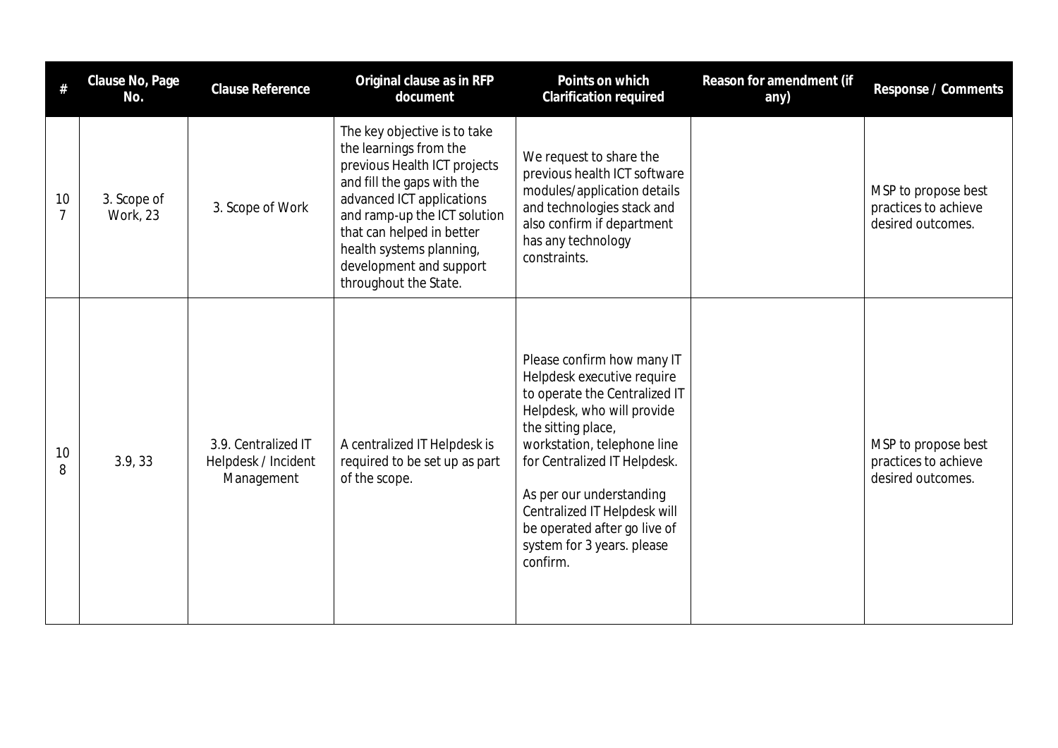| # | Clause No, Page No. | Clause Reference | Original clause as in RFP document | Points on which Clarification required | Reason for amendment (if any) | Response / Comments |
|---|---|---|---|---|---|---|
| 107 | 3. Scope of Work, 23 | 3. Scope of Work | The key objective is to take the learnings from the previous Health ICT projects and fill the gaps with the advanced ICT applications and ramp-up the ICT solution that can helped in better health systems planning, development and support throughout the State. | We request to share the previous health ICT software modules/application details and technologies stack and also confirm if department has any technology constraints. | | MSP to propose best practices to achieve desired outcomes. |
| 108 | 3.9, 33 | 3.9. Centralized IT Helpdesk / Incident Management | A centralized IT Helpdesk is required to be set up as part of the scope. | Please confirm how many IT Helpdesk executive require to operate the Centralized IT Helpdesk, who will provide the sitting place, workstation, telephone line for Centralized IT Helpdesk.<br><br>As per our understanding Centralized IT Helpdesk will be operated after go live of system for 3 years. please confirm. | | MSP to propose best practices to achieve desired outcomes. |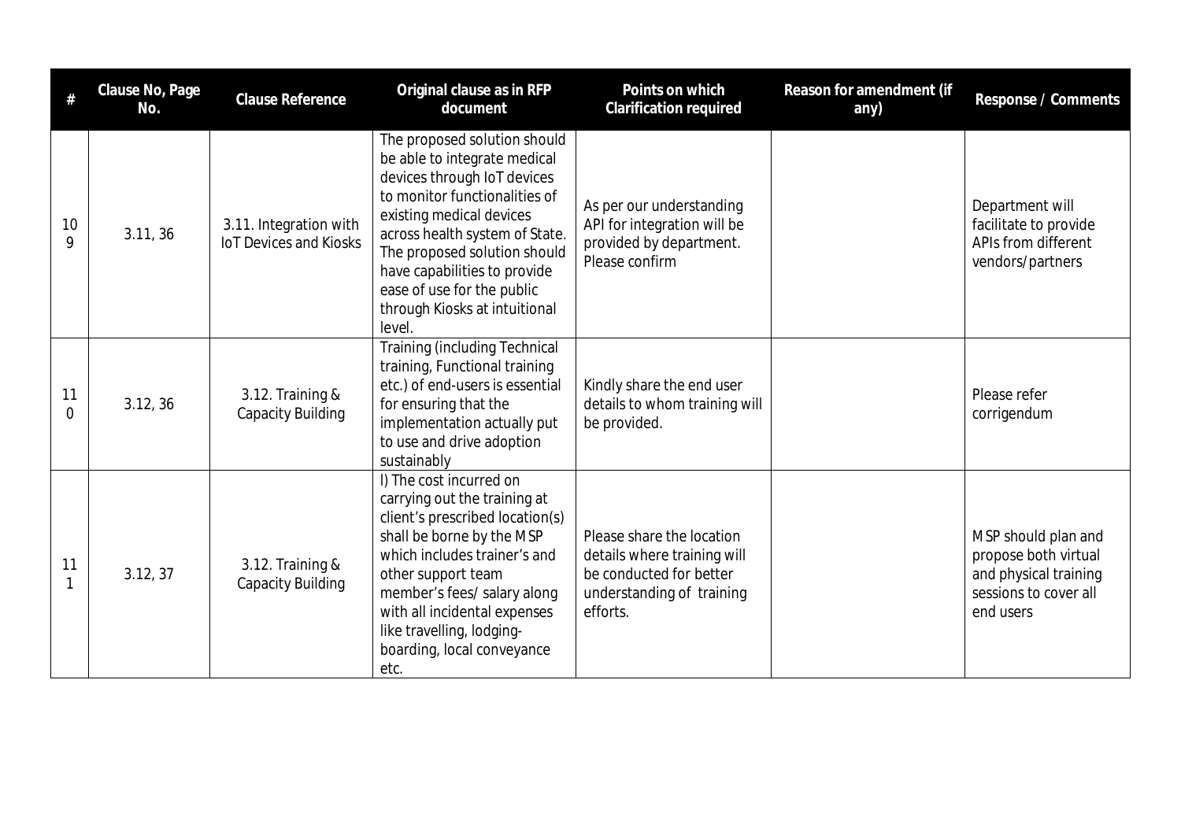| # | Clause No, Page No. | Clause Reference | Original clause as in RFP document | Points on which Clarification required | Reason for amendment (if any) | Response / Comments |
|---|---|---|---|---|---|---|
| 109 | 3.11, 36 | 3.11. Integration with IoT Devices and Kiosks | The proposed solution should be able to integrate medical devices through IoT devices to monitor functionalities of existing medical devices across health system of State. The proposed solution should have capabilities to provide ease of use for the public through Kiosks at intuitional level. | As per our understanding API for integration will be provided by department. Please confirm | | Department will facilitate to provide APIs from different vendors/partners |
| 110 | 3.12, 36 | 3.12. Training & Capacity Building | Training (including Technical training, Functional training etc.) of end-users is essential for ensuring that the implementation actually put to use and drive adoption sustainably | Kindly share the end user details to whom training will be provided. | | Please refer corrigendum |
| 111 | 3.12, 37 | 3.12. Training & Capacity Building | l) The cost incurred on carrying out the training at client's prescribed location(s) shall be borne by the MSP which includes trainer's and other support team member's fees/ salary along with all incidental expenses like travelling, lodging-boarding, local conveyance etc. | Please share the location details where training will be conducted for better understanding of training efforts. | | MSP should plan and propose both virtual and physical training sessions to cover all end users |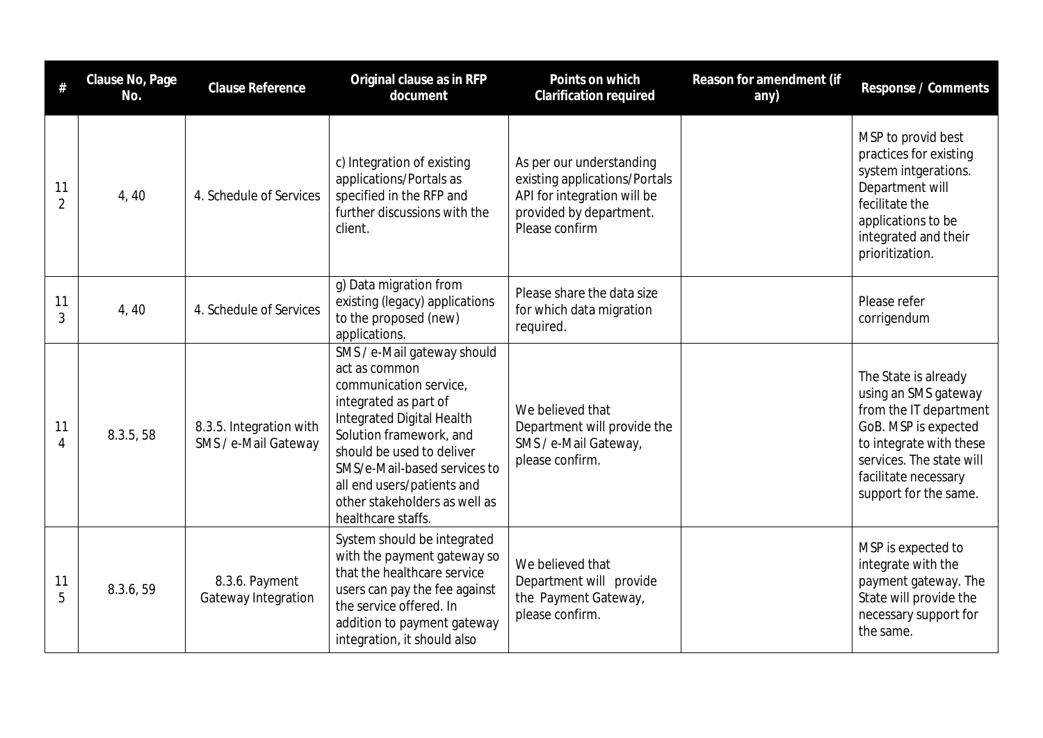| # | Clause No, Page No. | Clause Reference | Original clause as in RFP document | Points on which Clarification required | Reason for amendment (if any) | Response / Comments |
|---|---|---|---|---|---|---|
| 112 | 4, 40 | 4. Schedule of Services | c) Integration of existing applications/Portals as specified in the RFP and further discussions with the client. | As per our understanding existing applications/Portals API for integration will be provided by department. Please confirm | | MSP to provid best practices for existing system intgerations. Department will fecilitate the applications to be integrated and their prioritization. |
| 113 | 4, 40 | 4. Schedule of Services | g) Data migration from existing (legacy) applications to the proposed (new) applications. | Please share the data size for which data migration required. | | Please refer corrigendum |
| 114 | 8.3.5, 58 | 8.3.5. Integration with SMS / e-Mail Gateway | SMS / e-Mail gateway should act as common communication service, integrated as part of Integrated Digital Health Solution framework, and should be used to deliver SMS/e-Mail-based services to all end users/patients and other stakeholders as well as healthcare staffs. | We believed that Department will provide the SMS / e-Mail Gateway, please confirm. | | The State is already using an SMS gateway from the IT department GoB. MSP is expected to integrate with these services. The state will facilitate necessary support for the same. |
| 115 | 8.3.6, 59 | 8.3.6. Payment Gateway Integration | System should be integrated with the payment gateway so that the healthcare service users can pay the fee against the service offered. In addition to payment gateway integration, it should also | We believed that Department will provide the Payment Gateway, please confirm. | | MSP is expected to integrate with the payment gateway. The State will provide the necessary support for the same. |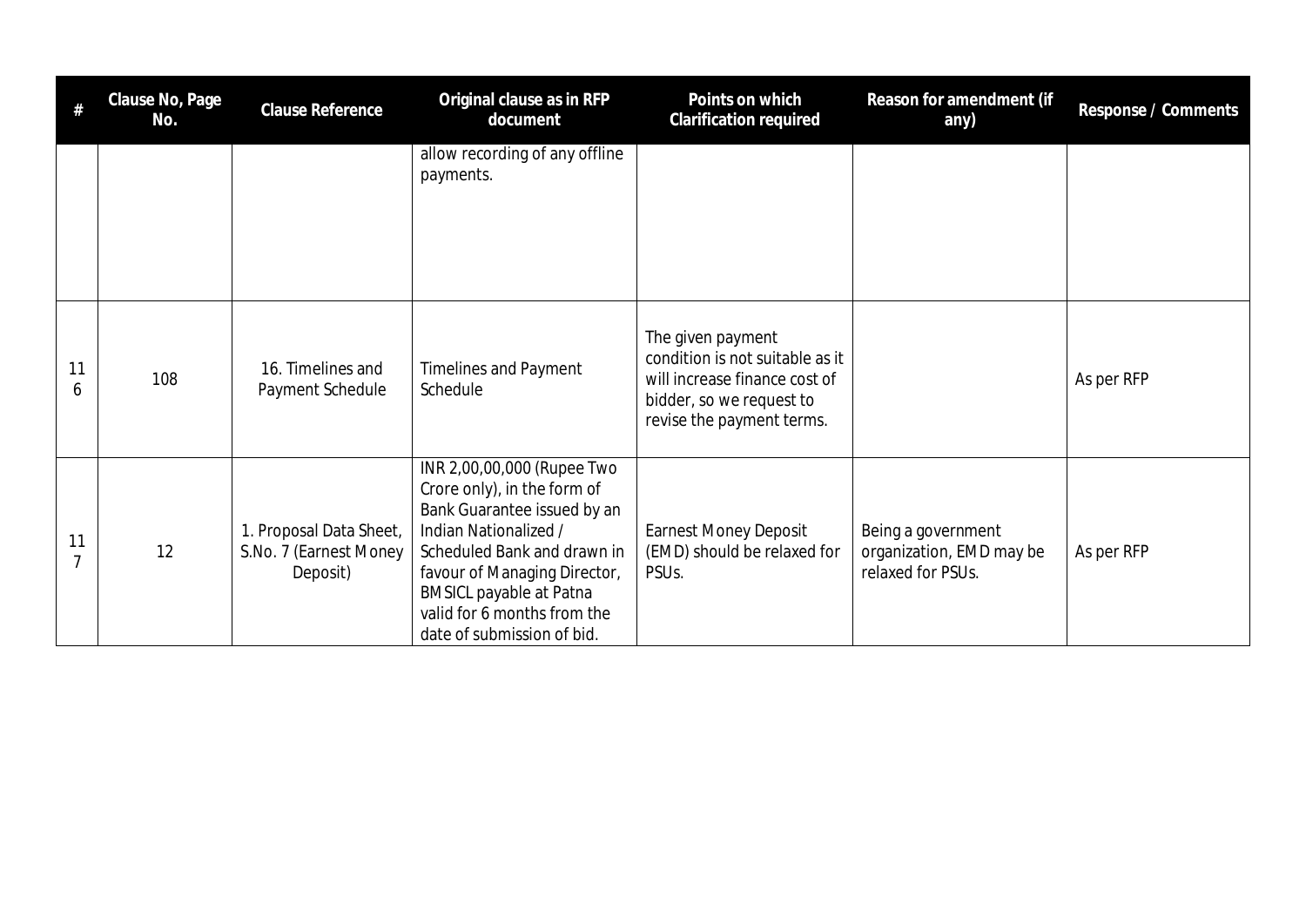| # | Clause No, Page No. | Clause Reference | Original clause as in RFP document | Points on which Clarification required | Reason for amendment (if any) | Response / Comments |
|---|---|---|---|---|---|---|
| | | | allow recording of any offline payments. | | | |
| 116 | 108 | 16. Timelines and Payment Schedule | Timelines and Payment Schedule | The given payment condition is not suitable as it will increase finance cost of bidder, so we request to revise the payment terms. | | As per RFP |
| 117 | 12 | 1. Proposal Data Sheet, S.No. 7 (Earnest Money Deposit) | INR 2,00,00,000 (Rupee Two Crore only), in the form of Bank Guarantee issued by an Indian Nationalized / Scheduled Bank and drawn in favour of Managing Director, BMSICL payable at Patna valid for 6 months from the date of submission of bid. | Earnest Money Deposit (EMD) should be relaxed for PSUs. | Being a government organization, EMD may be relaxed for PSUs. | As per RFP |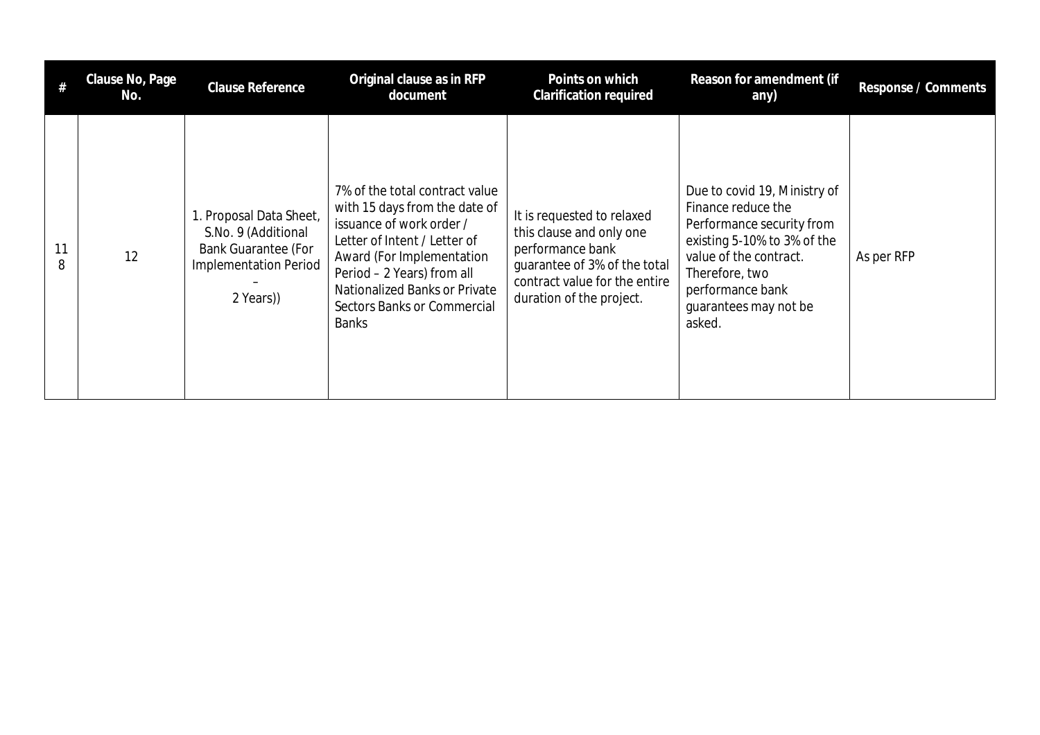| # | Clause No, Page No. | Clause Reference | Original clause as in RFP document | Points on which Clarification required | Reason for amendment (if any) | Response / Comments |
|---|---|---|---|---|---|---|
| 118 | 12 | 1. Proposal Data Sheet, S.No. 9 (Additional Bank Guarantee (For Implementation Period – 2 Years)) | 7% of the total contract value with 15 days from the date of issuance of work order / Letter of Intent / Letter of Award (For Implementation Period – 2 Years) from all Nationalized Banks or Private Sectors Banks or Commercial Banks | It is requested to relaxed this clause and only one performance bank guarantee of 3% of the total contract value for the entire duration of the project. | Due to covid 19, Ministry of Finance reduce the Performance security from existing 5-10% to 3% of the value of the contract. Therefore, two performance bank guarantees may not be asked. | As per RFP |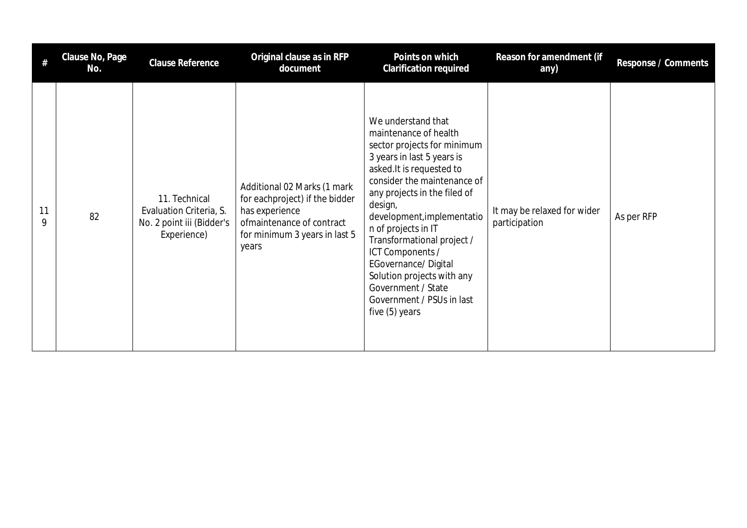| # | Clause No, Page No. | Clause Reference | Original clause as in RFP document | Points on which Clarification required | Reason for amendment (if any) | Response / Comments |
|---|---|---|---|---|---|---|
| 119 | 82 | 11. Technical Evaluation Criteria, S. No. 2 point iii (Bidder's Experience) | Additional 02 Marks (1 mark for eachproject) if the bidder has experience ofmaintenance of contract for minimum 3 years in last 5 years | We understand that maintenance of health sector projects for minimum 3 years in last 5 years is asked.It is requested to consider the maintenance of any projects in the filed of design, development,implementation of projects in IT Transformational project / ICT Components / EGovernance/ Digital Solution projects with any Government / State Government / PSUs in last five (5) years | It may be relaxed for wider participation | As per RFP |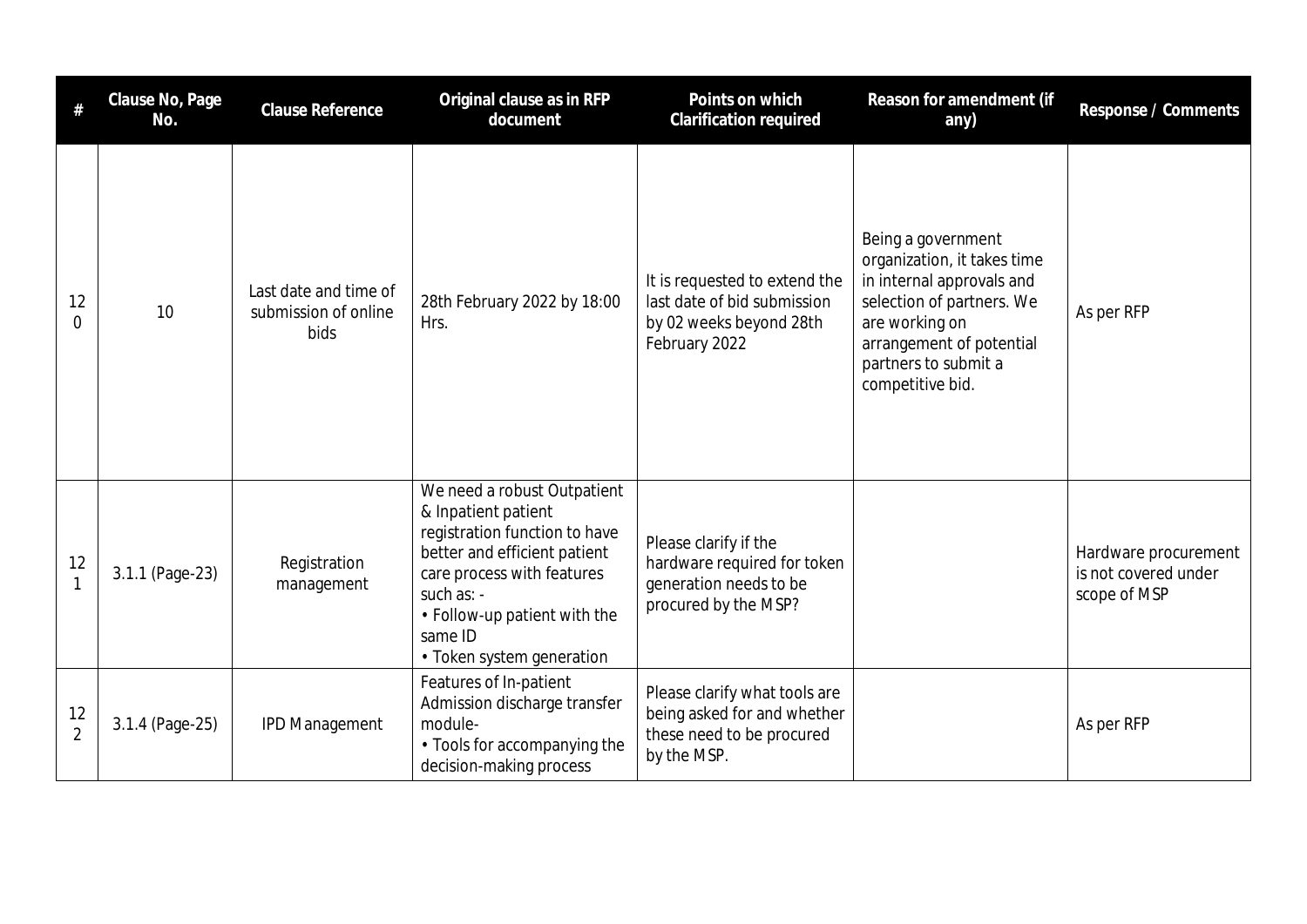| # | Clause No, Page No. | Clause Reference | Original clause as in RFP document | Points on which Clarification required | Reason for amendment (if any) | Response / Comments |
|---|---|---|---|---|---|---|
| 120 | 10 | Last date and time of submission of online bids | 28th February 2022 by 18:00 Hrs. | It is requested to extend the last date of bid submission by 02 weeks beyond 28th February 2022 | Being a government organization, it takes time in internal approvals and selection of partners. We are working on arrangement of potential partners to submit a competitive bid. | As per RFP |
| 121 | 3.1.1 (Page-23) | Registration management | We need a robust Outpatient & Inpatient patient registration function to have better and efficient patient care process with features such as: -<br>• Follow-up patient with the same ID<br>• Token system generation | Please clarify if the hardware required for token generation needs to be procured by the MSP? | | Hardware procurement is not covered under scope of MSP |
| 122 | 3.1.4 (Page-25) | IPD Management | Features of In-patient Admission discharge transfer module-<br>• Tools for accompanying the decision-making process | Please clarify what tools are being asked for and whether these need to be procured by the MSP. | | As per RFP |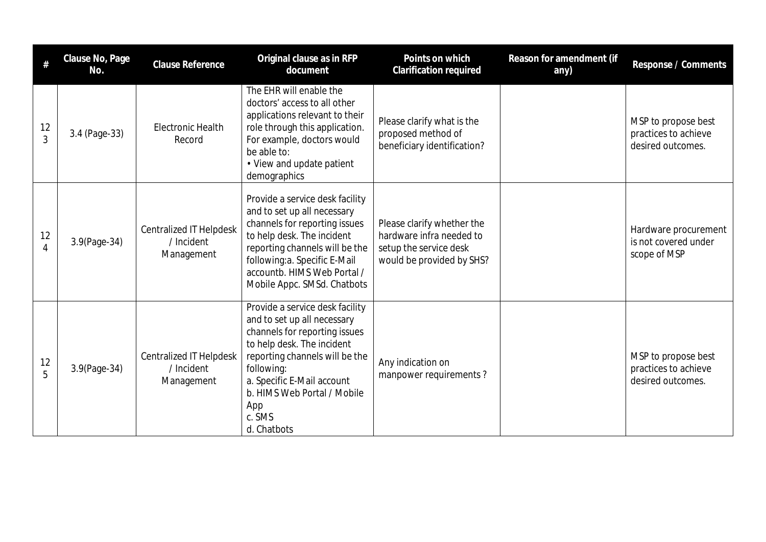| # | Clause No, Page No. | Clause Reference | Original clause as in RFP document | Points on which Clarification required | Reason for amendment (if any) | Response / Comments |
|---|---|---|---|---|---|---|
| 123 | 3.4 (Page-33) | Electronic Health Record | The EHR will enable the doctors' access to all other applications relevant to their role through this application. For example, doctors would be able to:<br>• View and update patient demographics | Please clarify what is the proposed method of beneficiary identification? | | MSP to propose best practices to achieve desired outcomes. |
| 124 | 3.9(Page-34) | Centralized IT Helpdesk / Incident Management | Provide a service desk facility and to set up all necessary channels for reporting issues to help desk. The incident reporting channels will be the following:a. Specific E-Mail accountb. HIMS Web Portal / Mobile Appc. SMSd. Chatbots | Please clarify whether the hardware infra needed to setup the service desk would be provided by SHS? | | Hardware procurement is not covered under scope of MSP |
| 125 | 3.9(Page-34) | Centralized IT Helpdesk / Incident Management | Provide a service desk facility and to set up all necessary channels for reporting issues to help desk. The incident reporting channels will be the following:<br>a. Specific E-Mail account<br>b. HIMS Web Portal / Mobile App<br>c. SMS<br>d. Chatbots | Any indication on manpower requirements ? | | MSP to propose best practices to achieve desired outcomes. |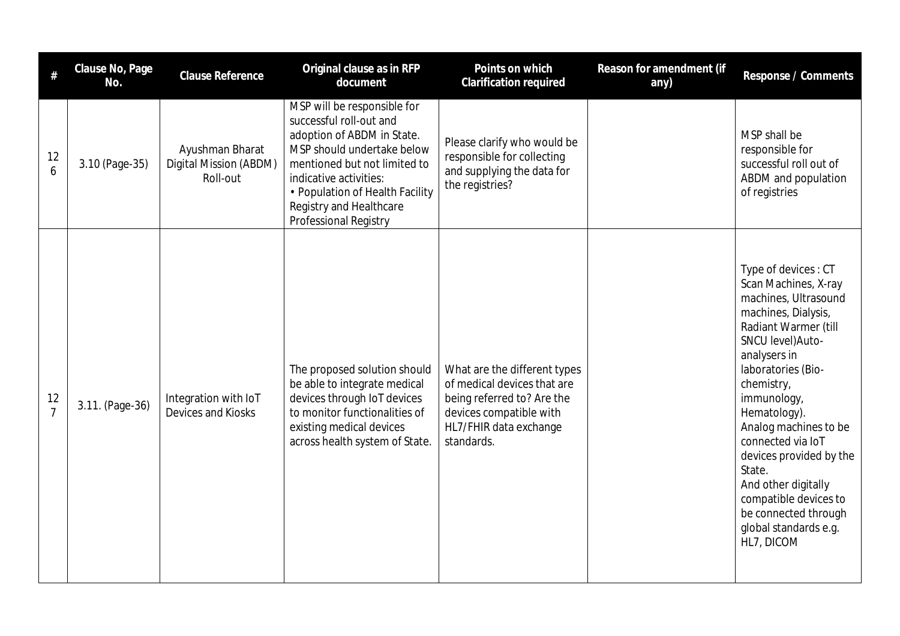| # | Clause No, Page No. | Clause Reference | Original clause as in RFP document | Points on which Clarification required | Reason for amendment (if any) | Response / Comments |
|---|---|---|---|---|---|---|
| 126 | 3.10 (Page-35) | Ayushman Bharat Digital Mission (ABDM) Roll-out | MSP will be responsible for successful roll-out and adoption of ABDM in State. MSP should undertake below mentioned but not limited to indicative activities:<br>• Population of Health Facility Registry and Healthcare Professional Registry | Please clarify who would be responsible for collecting and supplying the data for the registries? | | MSP shall be responsible for successful roll out of ABDM and population of registries |
| 127 | 3.11. (Page-36) | Integration with IoT Devices and Kiosks | The proposed solution should be able to integrate medical devices through IoT devices to monitor functionalities of existing medical devices across health system of State. | What are the different types of medical devices that are being referred to? Are the devices compatible with HL7/FHIR data exchange standards. | | Type of devices : CT Scan Machines, X-ray machines, Ultrasound machines, Dialysis, Radiant Warmer (till SNCU level)Auto-analysers in laboratories (Bio-chemistry, immunology, Hematology).<br>Analog machines to be connected via IoT devices provided by the State.<br>And other digitally compatible devices to be connected through global standards e.g. HL7, DICOM |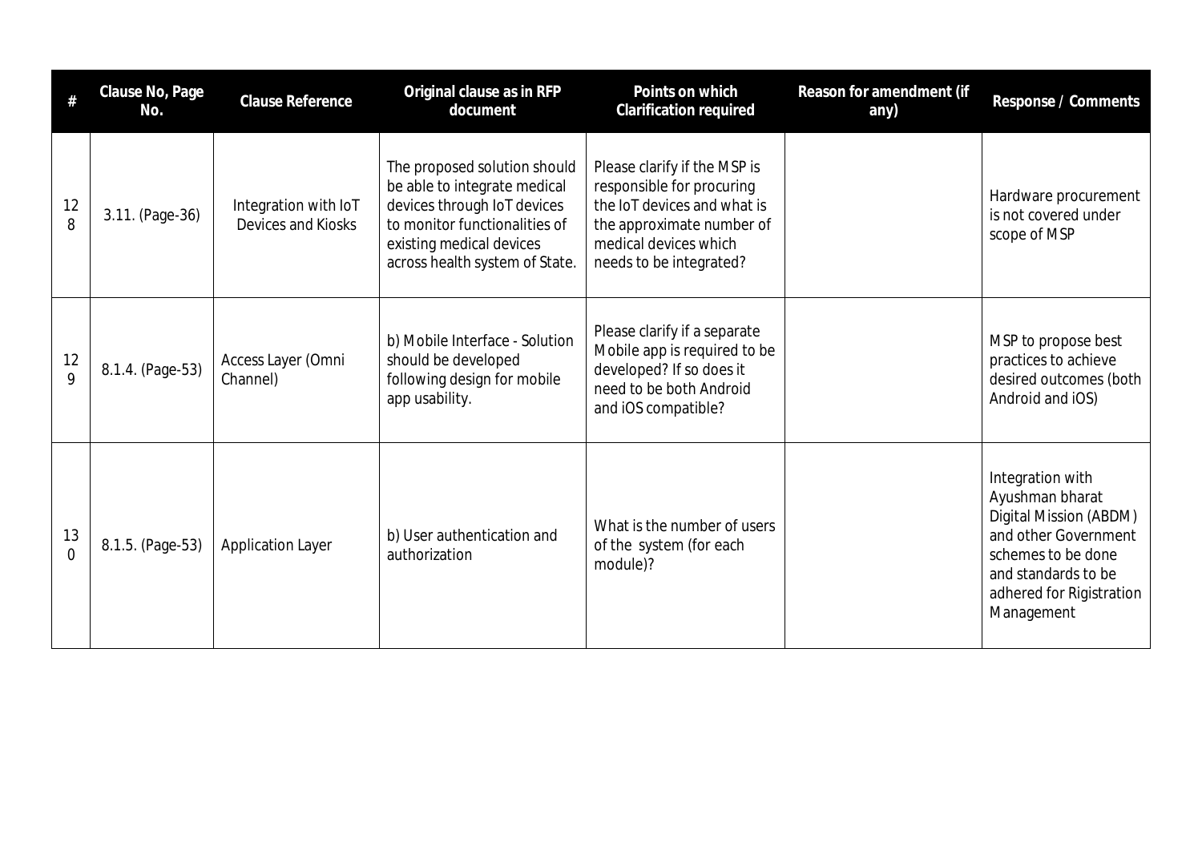| # | Clause No, Page No. | Clause Reference | Original clause as in RFP document | Points on which Clarification required | Reason for amendment (if any) | Response / Comments |
|---|---|---|---|---|---|---|
| 128 | 3.11. (Page-36) | Integration with IoT Devices and Kiosks | The proposed solution should be able to integrate medical devices through IoT devices to monitor functionalities of existing medical devices across health system of State. | Please clarify if the MSP is responsible for procuring the IoT devices and what is the approximate number of medical devices which needs to be integrated? | | Hardware procurement is not covered under scope of MSP |
| 129 | 8.1.4. (Page-53) | Access Layer (Omni Channel) | b) Mobile Interface - Solution should be developed following design for mobile app usability. | Please clarify if a separate Mobile app is required to be developed? If so does it need to be both Android and iOS compatible? | | MSP to propose best practices to achieve desired outcomes (both Android and iOS) |
| 130 | 8.1.5. (Page-53) | Application Layer | b) User authentication and authorization | What is the number of users of the system (for each module)? | | Integration with Ayushman bharat Digital Mission (ABDM) and other Government schemes to be done and standards to be adhered for Rigistration Management |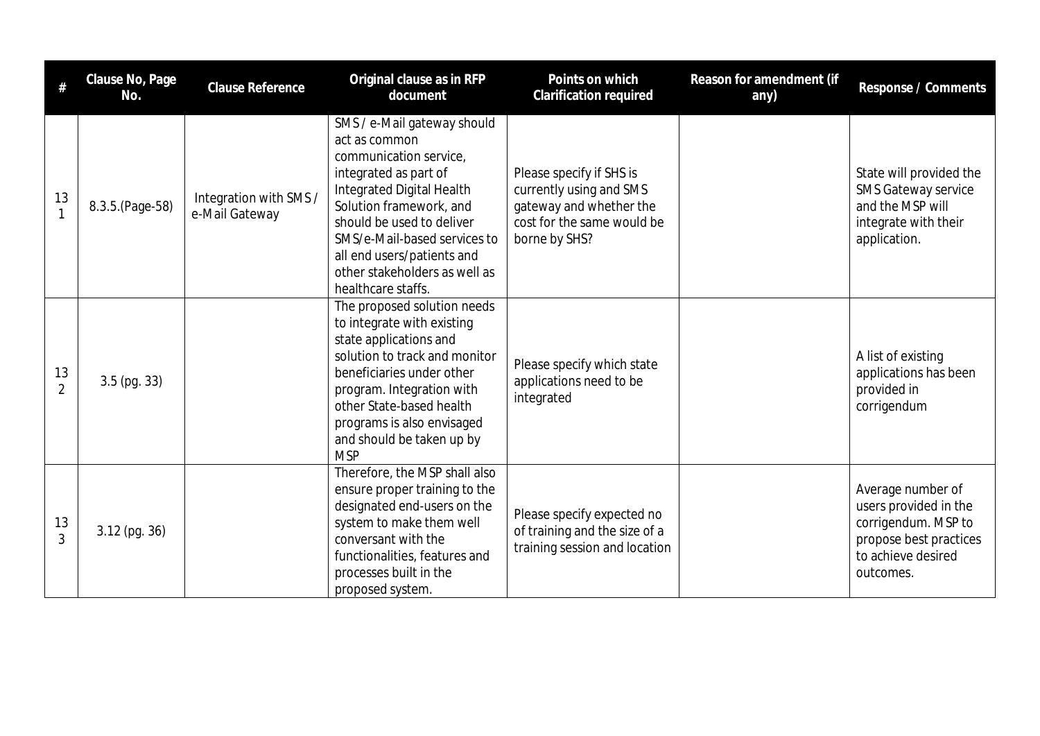| # | Clause No, Page No. | Clause Reference | Original clause as in RFP document | Points on which Clarification required | Reason for amendment (if any) | Response / Comments |
|---|---|---|---|---|---|---|
| 131 | 8.3.5.(Page-58) | Integration with SMS / e-Mail Gateway | SMS / e-Mail gateway should act as common communication service, integrated as part of Integrated Digital Health Solution framework, and should be used to deliver SMS/e-Mail-based services to all end users/patients and other stakeholders as well as healthcare staffs. | Please specify if SHS is currently using and SMS gateway and whether the cost for the same would be borne by SHS? | | State will provided the SMS Gateway service and the MSP will integrate with their application. |
| 132 | 3.5 (pg. 33) | | The proposed solution needs to integrate with existing state applications and solution to track and monitor beneficiaries under other program. Integration with other State-based health programs is also envisaged and should be taken up by MSP | Please specify which state applications need to be integrated | | A list of existing applications has been provided in corrigendum |
| 133 | 3.12 (pg. 36) | | Therefore, the MSP shall also ensure proper training to the designated end-users on the system to make them well conversant with the functionalities, features and processes built in the proposed system. | Please specify expected no of training and the size of a training session and location | | Average number of users provided in the corrigendum. MSP to propose best practices to achieve desired outcomes. |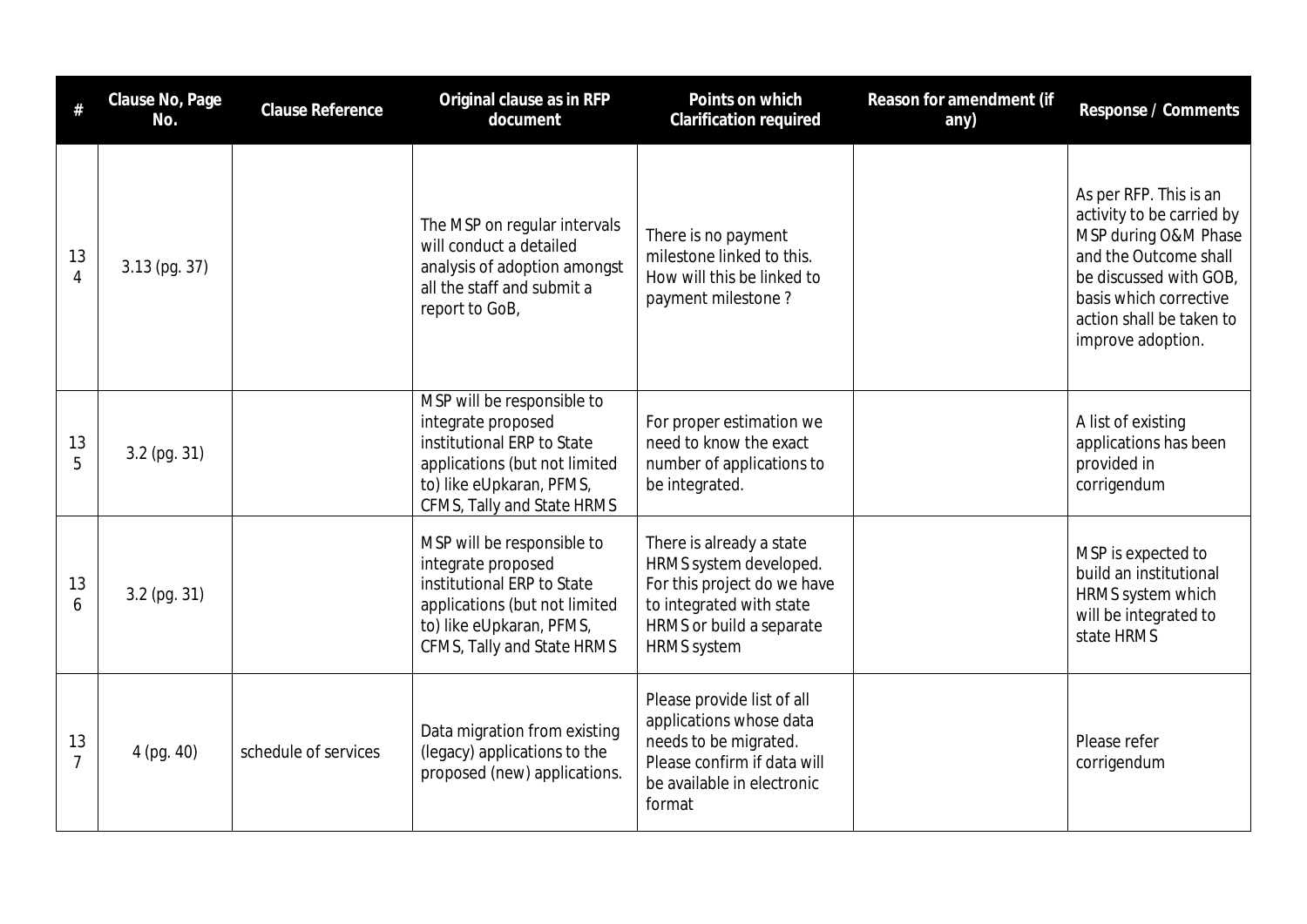| # | Clause No, Page No. | Clause Reference | Original clause as in RFP document | Points on which Clarification required | Reason for amendment (if any) | Response / Comments |
|---|---|---|---|---|---|---|
| 134 | 3.13 (pg. 37) | | The MSP on regular intervals will conduct a detailed analysis of adoption amongst all the staff and submit a report to GoB, | There is no payment milestone linked to this. How will this be linked to payment milestone ? | | As per RFP. This is an activity to be carried by MSP during O&M Phase and the Outcome shall be discussed with GOB, basis which corrective action shall be taken to improve adoption. |
| 135 | 3.2 (pg. 31) | | MSP will be responsible to integrate proposed institutional ERP to State applications (but not limited to) like eUpkaran, PFMS, CFMS, Tally and State HRMS | For proper estimation we need to know the exact number of applications to be integrated. | | A list of existing applications has been provided in corrigendum |
| 136 | 3.2 (pg. 31) | | MSP will be responsible to integrate proposed institutional ERP to State applications (but not limited to) like eUpkaran, PFMS, CFMS, Tally and State HRMS | There is already a state HRMS system developed. For this project do we have to integrated with state HRMS or build a separate HRMS system | | MSP is expected to build an institutional HRMS system which will be integrated to state HRMS |
| 137 | 4 (pg. 40) | schedule of services | Data migration from existing (legacy) applications to the proposed (new) applications. | Please provide list of all applications whose data needs to be migrated. Please confirm if data will be available in electronic format | | Please refer corrigendum |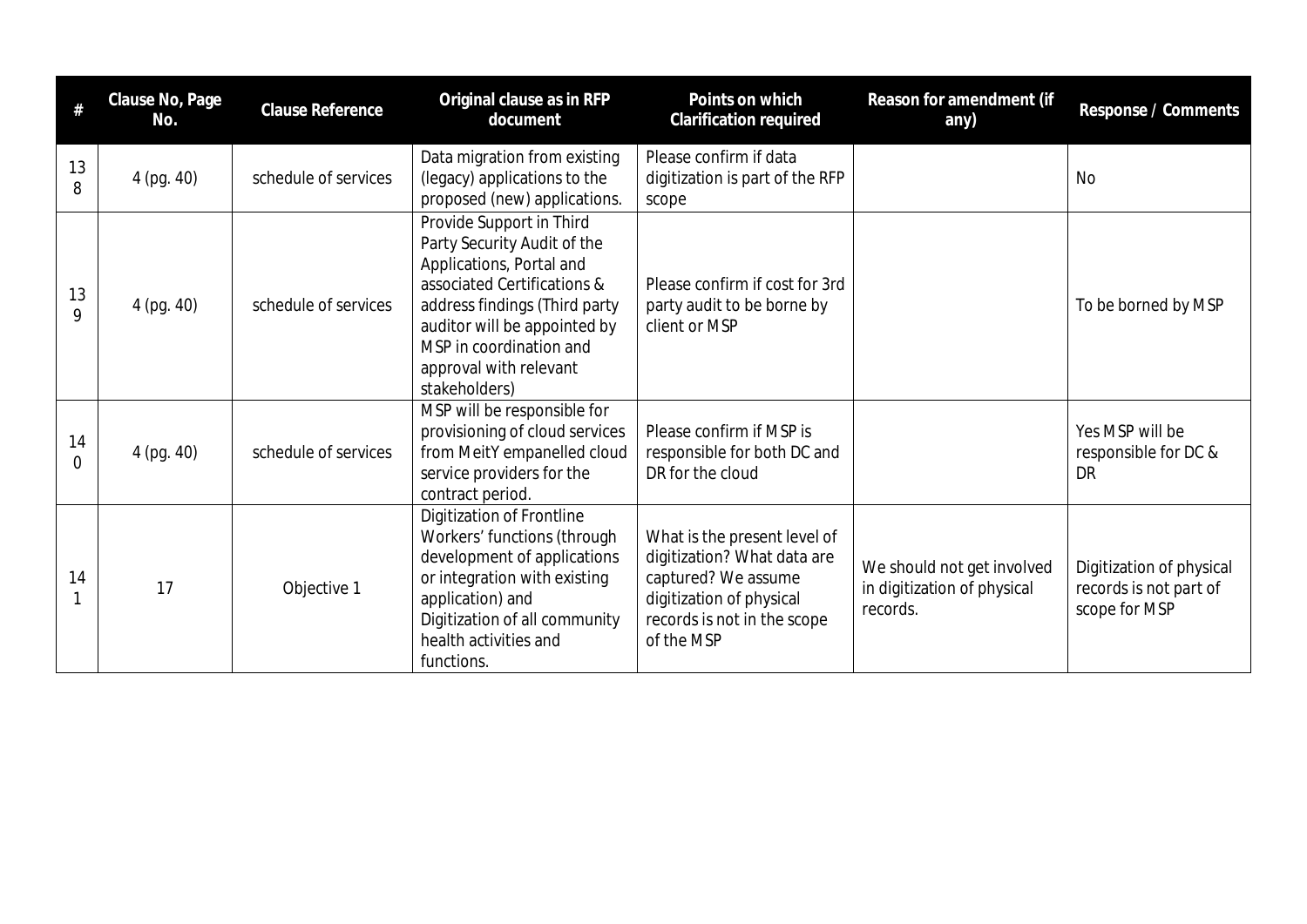| # | Clause No, Page No. | Clause Reference | Original clause as in RFP document | Points on which Clarification required | Reason for amendment (if any) | Response / Comments |
|---|---|---|---|---|---|---|
| 138 | 4 (pg. 40) | schedule of services | Data migration from existing (legacy) applications to the proposed (new) applications. | Please confirm if data digitization is part of the RFP scope | | No |
| 139 | 4 (pg. 40) | schedule of services | Provide Support in Third Party Security Audit of the Applications, Portal and associated Certifications & address findings (Third party auditor will be appointed by MSP in coordination and approval with relevant stakeholders) | Please confirm if cost for 3rd party audit to be borne by client or MSP | | To be borned by MSP |
| 140 | 4 (pg. 40) | schedule of services | MSP will be responsible for provisioning of cloud services from MeitY empanelled cloud service providers for the contract period. | Please confirm if MSP is responsible for both DC and DR for the cloud | | Yes MSP will be responsible for DC & DR |
| 141 | 17 | Objective 1 | Digitization of Frontline Workers' functions (through development of applications or integration with existing application) and Digitization of all community health activities and functions. | What is the present level of digitization? What data are captured? We assume digitization of physical records is not in the scope of the MSP | We should not get involved in digitization of physical records. | Digitization of physical records is not part of scope for MSP |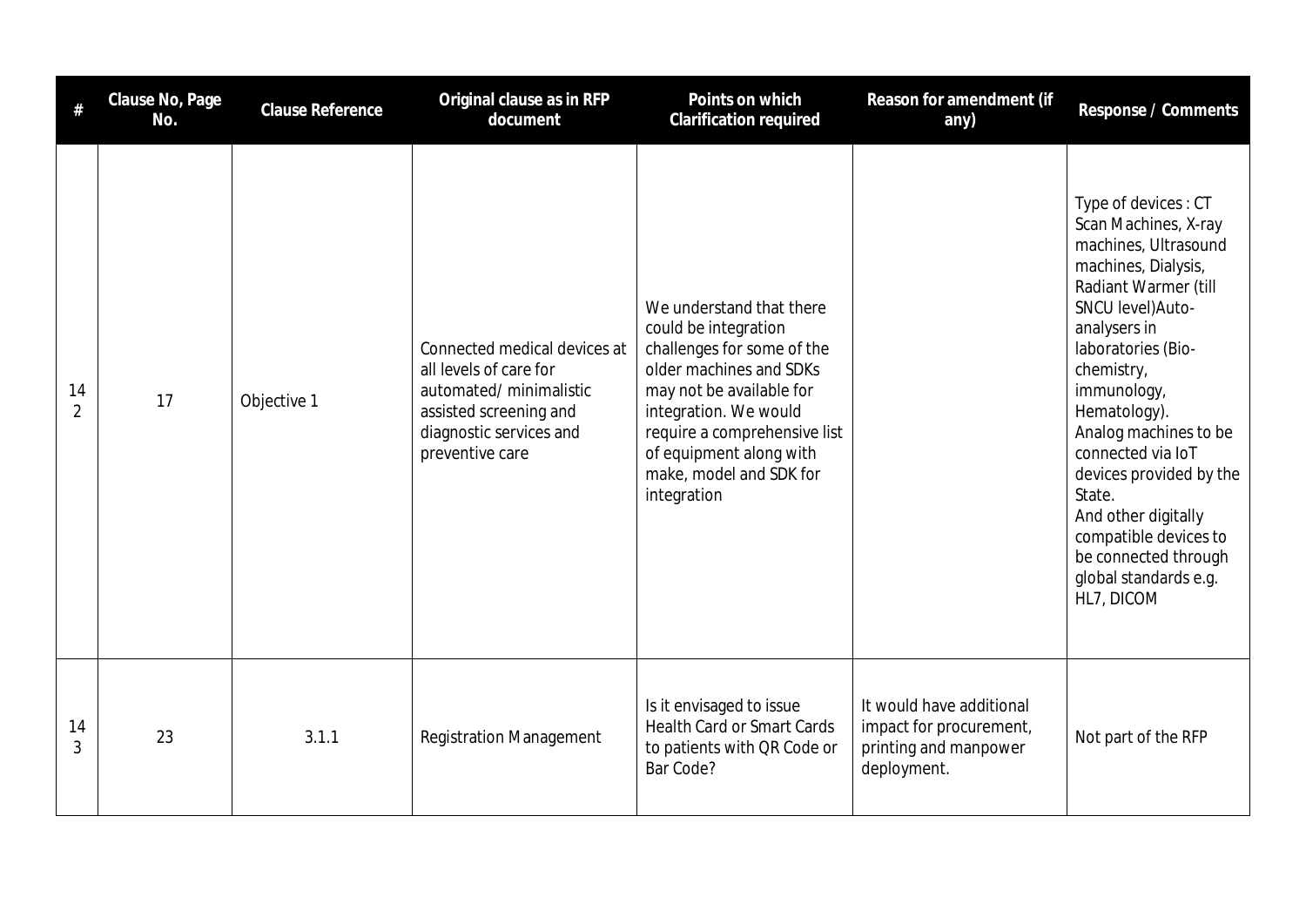| # | Clause No, Page No. | Clause Reference | Original clause as in RFP document | Points on which Clarification required | Reason for amendment (if any) | Response / Comments |
|---|---|---|---|---|---|---|
| 142 | 17 | Objective 1 | Connected medical devices at all levels of care for automated/ minimalistic assisted screening and diagnostic services and preventive care | We understand that there could be integration challenges for some of the older machines and SDKs may not be available for integration. We would require a comprehensive list of equipment along with make, model and SDK for integration | | Type of devices : CT Scan Machines, X-ray machines, Ultrasound machines, Dialysis, Radiant Warmer (till SNCU level)Auto-analysers in laboratories (Bio-chemistry, immunology, Hematology). Analog machines to be connected via IoT devices provided by the State. And other digitally compatible devices to be connected through global standards e.g. HL7, DICOM |
| 143 | 23 | 3.1.1 | Registration Management | Is it envisaged to issue Health Card or Smart Cards to patients with QR Code or Bar Code? | It would have additional impact for procurement, printing and manpower deployment. | Not part of the RFP |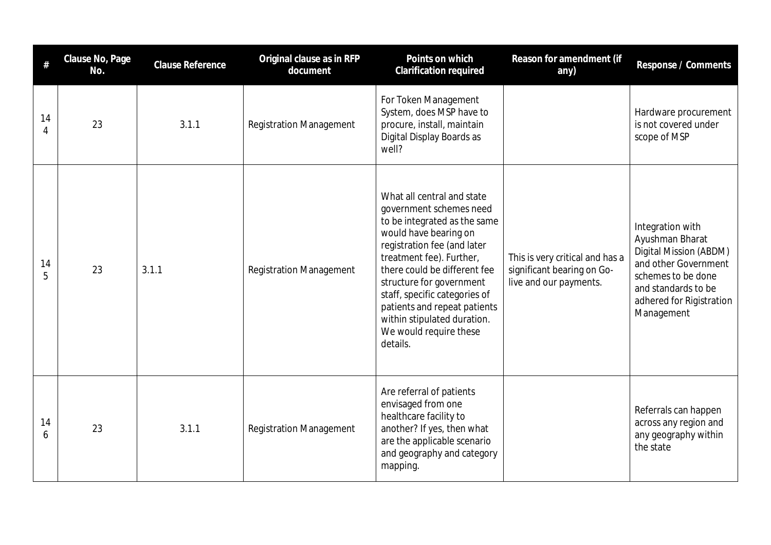| # | Clause No, Page No. | Clause Reference | Original clause as in RFP document | Points on which Clarification required | Reason for amendment (if any) | Response / Comments |
|---|---|---|---|---|---|---|
| 144 | 23 | 3.1.1 | Registration Management | For Token Management System, does MSP have to procure, install, maintain Digital Display Boards as well? | | Hardware procurement is not covered under scope of MSP |
| 145 | 23 | 3.1.1 | Registration Management | What all central and state government schemes need to be integrated as the same would have bearing on registration fee (and later treatment fee). Further, there could be different fee structure for government staff, specific categories of patients and repeat patients within stipulated duration. We would require these details. | This is very critical and has a significant bearing on Go-live and our payments. | Integration with Ayushman Bharat Digital Mission (ABDM) and other Government schemes to be done and standards to be adhered for Rigistration Management |
| 146 | 23 | 3.1.1 | Registration Management | Are referral of patients envisaged from one healthcare facility to another? If yes, then what are the applicable scenario and geography and category mapping. | | Referrals can happen across any region and any geography within the state |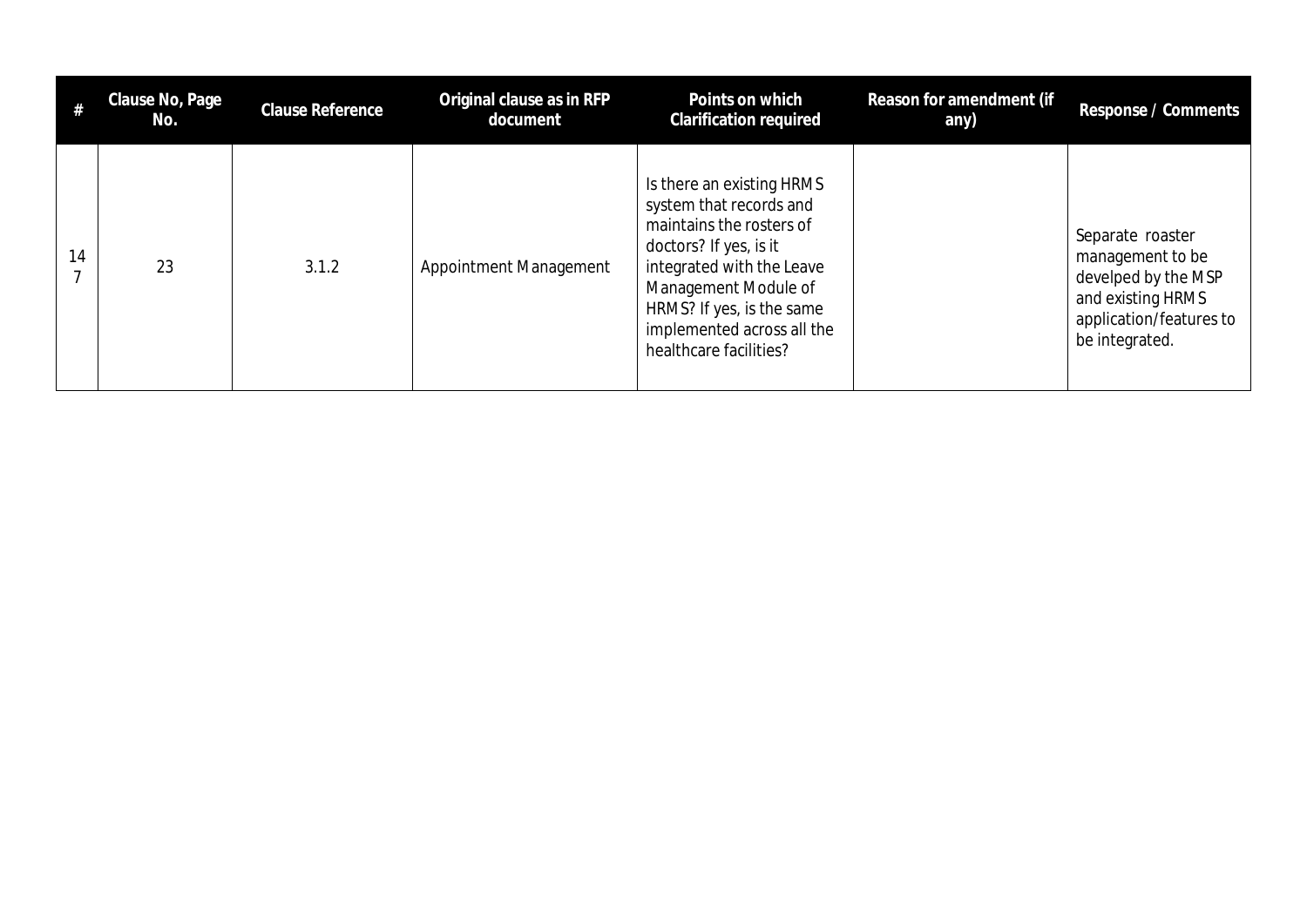| # | Clause No, Page No. | Clause Reference | Original clause as in RFP document | Points on which Clarification required | Reason for amendment (if any) | Response / Comments |
|---|---|---|---|---|---|---|
| 147 | 23 | 3.1.2 | Appointment Management | Is there an existing HRMS system that records and maintains the rosters of doctors? If yes, is it integrated with the Leave Management Module of HRMS? If yes, is the same implemented across all the healthcare facilities? | | Separate roaster management to be develped by the MSP and existing HRMS application/features to be integrated. |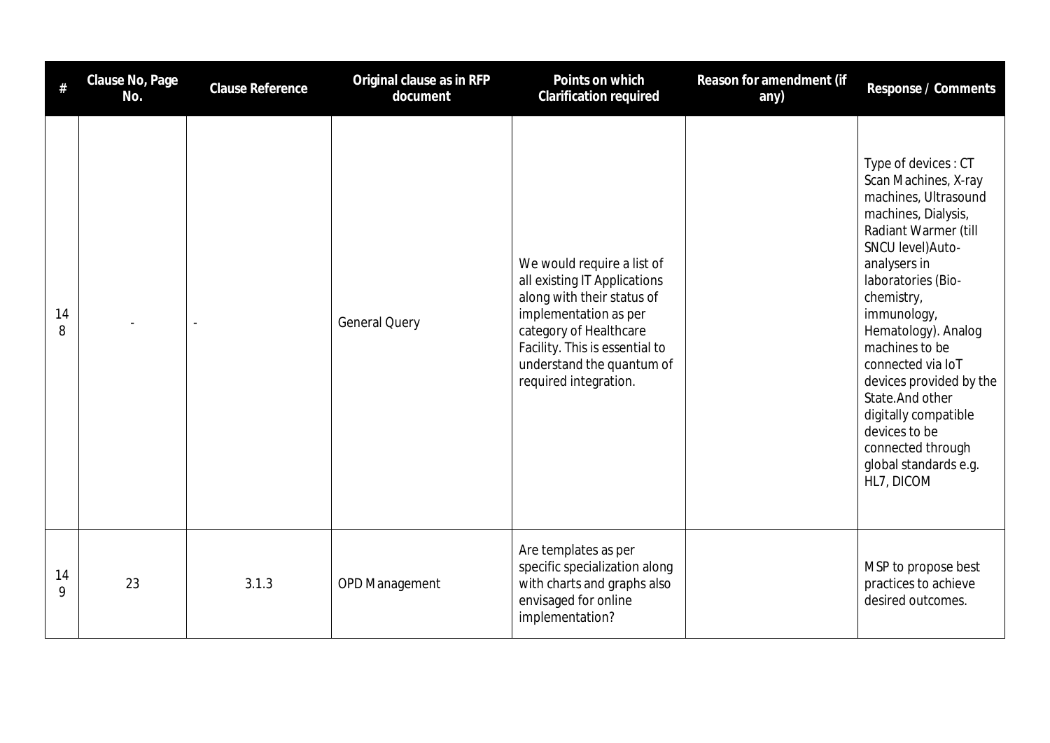| # | Clause No, Page No. | Clause Reference | Original clause as in RFP document | Points on which Clarification required | Reason for amendment (if any) | Response / Comments |
|---|---|---|---|---|---|---|
| 148 | - | - | General Query | We would require a list of all existing IT Applications along with their status of implementation as per category of Healthcare Facility. This is essential to understand the quantum of required integration. | | Type of devices : CT Scan Machines, X-ray machines, Ultrasound machines, Dialysis, Radiant Warmer (till SNCU level)Auto-analysers in laboratories (Bio-chemistry, immunology, Hematology). Analog machines to be connected via IoT devices provided by the State.And other digitally compatible devices to be connected through global standards e.g. HL7, DICOM |
| 149 | 23 | 3.1.3 | OPD Management | Are templates as per specific specialization along with charts and graphs also envisaged for online implementation? | | MSP to propose best practices to achieve desired outcomes. |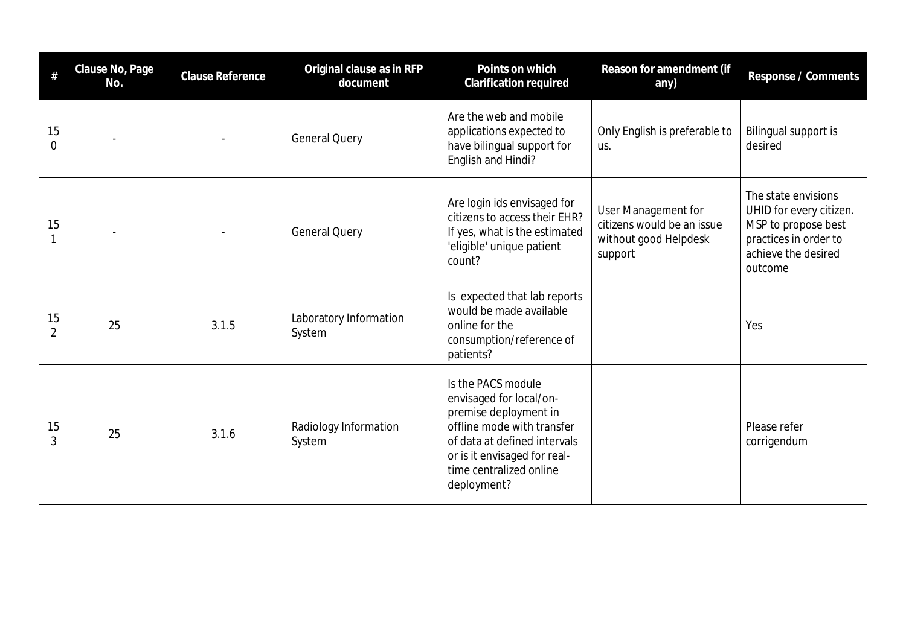| # | Clause No, Page No. | Clause Reference | Original clause as in RFP document | Points on which Clarification required | Reason for amendment (if any) | Response / Comments |
|---|---|---|---|---|---|---|
| 150 | - | - | General Query | Are the web and mobile applications expected to have bilingual support for English and Hindi? | Only English is preferable to us. | Bilingual support is desired |
| 151 | - | - | General Query | Are login ids envisaged for citizens to access their EHR? If yes, what is the estimated 'eligible' unique patient count? | User Management for citizens would be an issue without good Helpdesk support | The state envisions UHID for every citizen. MSP to propose best practices in order to achieve the desired outcome |
| 152 | 25 | 3.1.5 | Laboratory Information System | Is expected that lab reports would be made available online for the consumption/reference of patients? | | Yes |
| 153 | 25 | 3.1.6 | Radiology Information System | Is the PACS module envisaged for local/on-premise deployment in offline mode with transfer of data at defined intervals or is it envisaged for real-time centralized online deployment? | | Please refer corrigendum |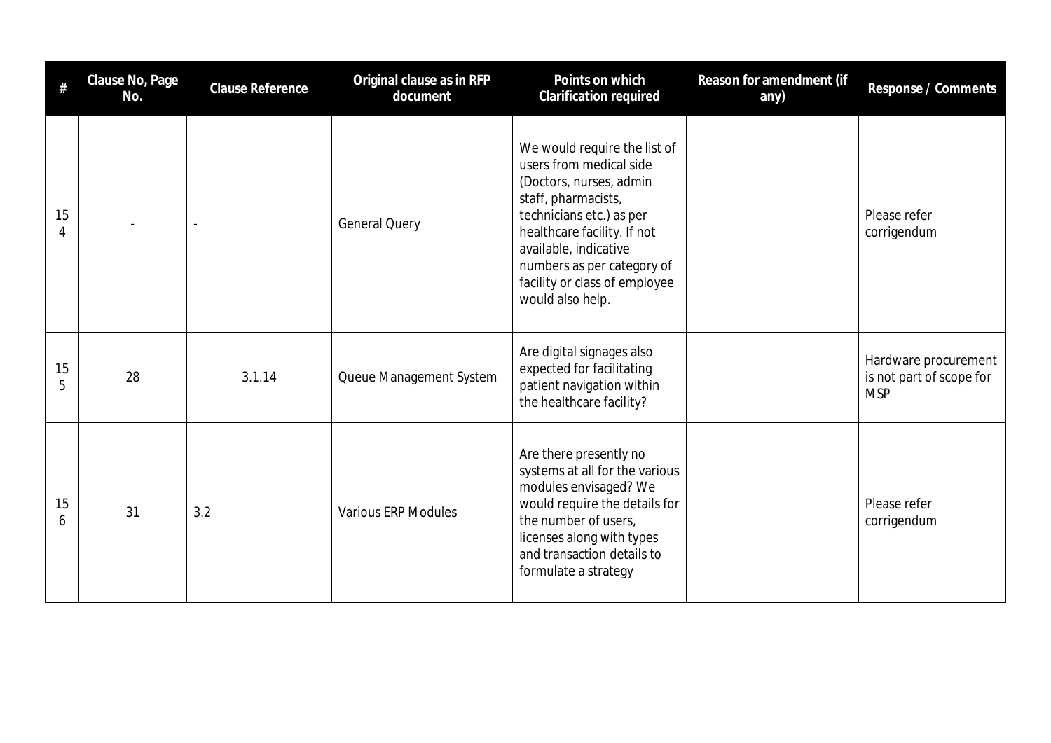| # | Clause No, Page No. | Clause Reference | Original clause as in RFP document | Points on which Clarification required | Reason for amendment (if any) | Response / Comments |
|---|---|---|---|---|---|---|
| 154 | - | - | General Query | We would require the list of users from medical side (Doctors, nurses, admin staff, pharmacists, technicians etc.) as per healthcare facility. If not available, indicative numbers as per category of facility or class of employee would also help. | | Please refer corrigendum |
| 155 | 28 | 3.1.14 | Queue Management System | Are digital signages also expected for facilitating patient navigation within the healthcare facility? | | Hardware procurement is not part of scope for MSP |
| 156 | 31 | 3.2 | Various ERP Modules | Are there presently no systems at all for the various modules envisaged? We would require the details for the number of users, licenses along with types and transaction details to formulate a strategy | | Please refer corrigendum |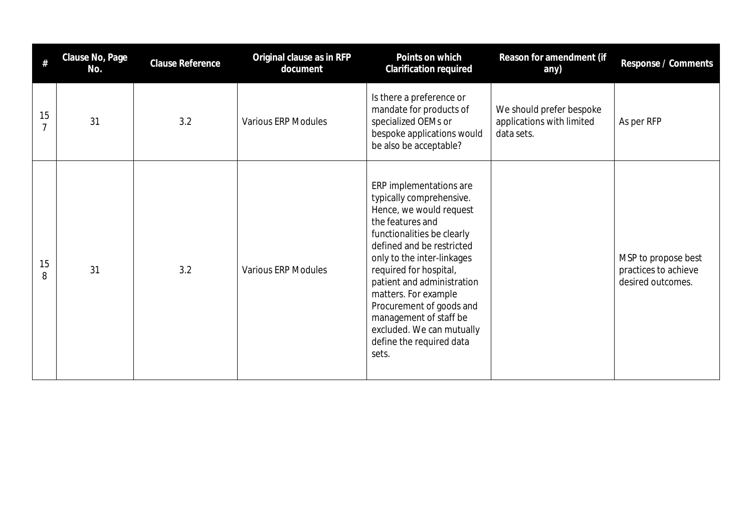| # | Clause No, Page No. | Clause Reference | Original clause as in RFP document | Points on which Clarification required | Reason for amendment (if any) | Response / Comments |
|---|---|---|---|---|---|---|
| 157 | 31 | 3.2 | Various ERP Modules | Is there a preference or mandate for products of specialized OEMs or bespoke applications would be also be acceptable? | We should prefer bespoke applications with limited data sets. | As per RFP |
| 158 | 31 | 3.2 | Various ERP Modules | ERP implementations are typically comprehensive. Hence, we would request the features and functionalities be clearly defined and be restricted only to the inter-linkages required for hospital, patient and administration matters. For example Procurement of goods and management of staff be excluded. We can mutually define the required data sets. | | MSP to propose best practices to achieve desired outcomes. |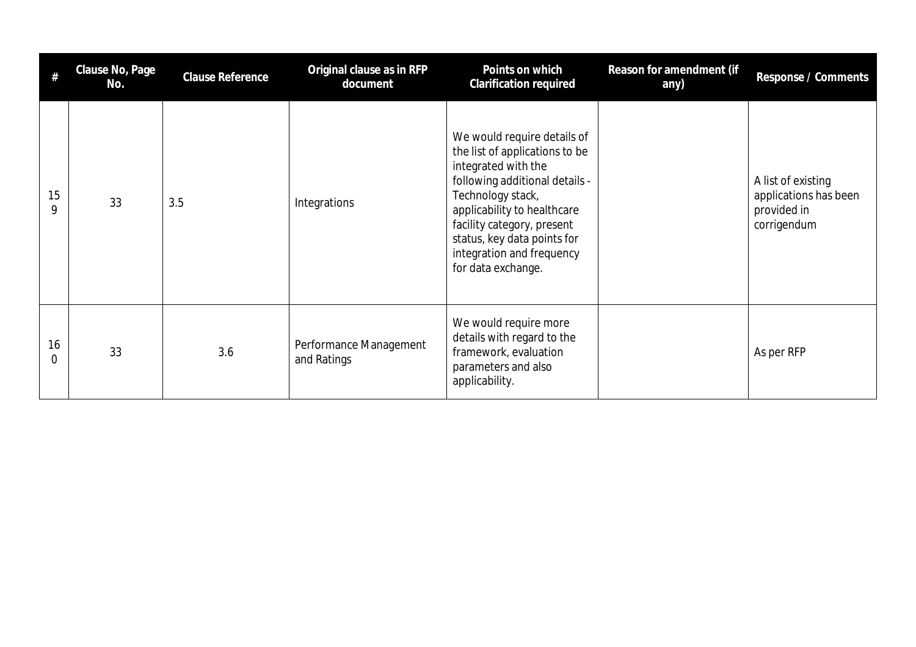| # | Clause No, Page No. | Clause Reference | Original clause as in RFP document | Points on which Clarification required | Reason for amendment (if any) | Response / Comments |
|---|---|---|---|---|---|---|
| 159 | 33 | 3.5 | Integrations | We would require details of the list of applications to be integrated with the following additional details - Technology stack, applicability to healthcare facility category, present status, key data points for integration and frequency for data exchange. | | A list of existing applications has been provided in corrigendum |
| 160 | 33 | 3.6 | Performance Management and Ratings | We would require more details with regard to the framework, evaluation parameters and also applicability. | | As per RFP |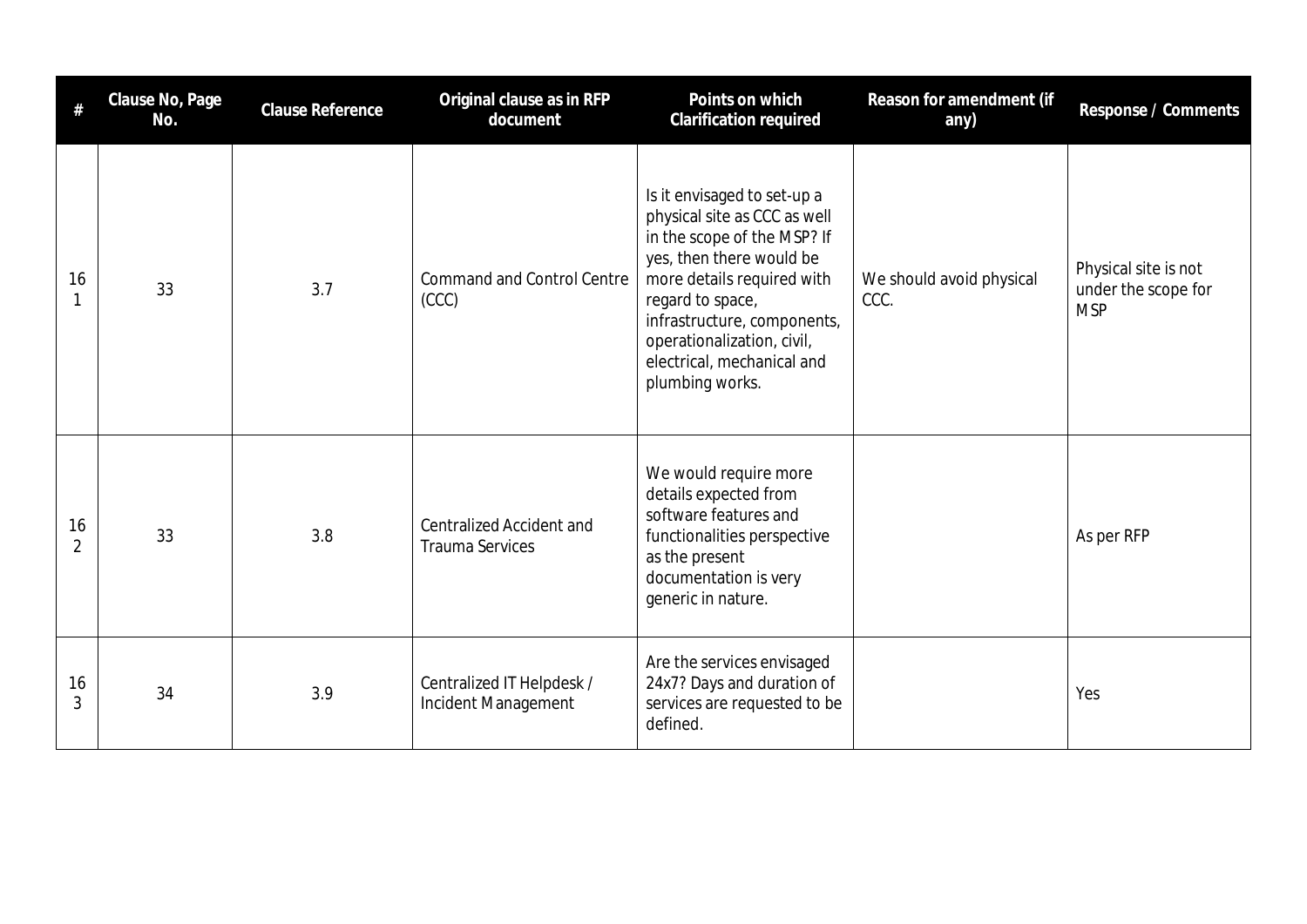| # | Clause No, Page No. | Clause Reference | Original clause as in RFP document | Points on which Clarification required | Reason for amendment (if any) | Response / Comments |
|---|---|---|---|---|---|---|
| 161 | 33 | 3.7 | Command and Control Centre (CCC) | Is it envisaged to set-up a physical site as CCC as well in the scope of the MSP? If yes, then there would be more details required with regard to space, infrastructure, components, operationalization, civil, electrical, mechanical and plumbing works. | We should avoid physical CCC. | Physical site is not under the scope for MSP |
| 162 | 33 | 3.8 | Centralized Accident and Trauma Services | We would require more details expected from software features and functionalities perspective as the present documentation is very generic in nature. | | As per RFP |
| 163 | 34 | 3.9 | Centralized IT Helpdesk / Incident Management | Are the services envisaged 24x7? Days and duration of services are requested to be defined. | | Yes |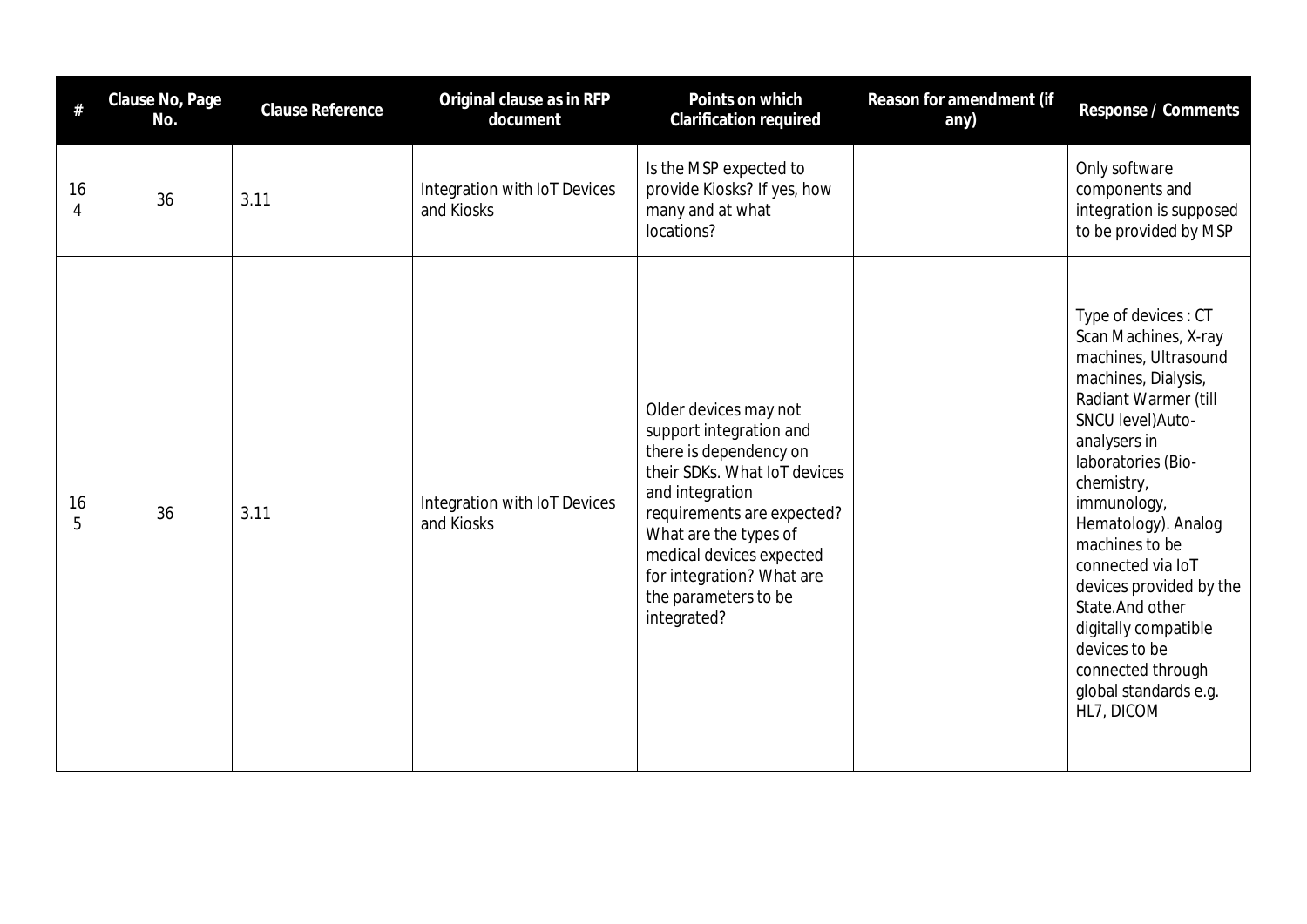| # | Clause No, Page No. | Clause Reference | Original clause as in RFP document | Points on which Clarification required | Reason for amendment (if any) | Response / Comments |
|---|---|---|---|---|---|---|
| 164 | 36 | 3.11 | Integration with IoT Devices and Kiosks | Is the MSP expected to provide Kiosks? If yes, how many and at what locations? | | Only software components and integration is supposed to be provided by MSP |
| 165 | 36 | 3.11 | Integration with IoT Devices and Kiosks | Older devices may not support integration and there is dependency on their SDKs. What IoT devices and integration requirements are expected? What are the types of medical devices expected for integration? What are the parameters to be integrated? | | Type of devices : CT Scan Machines, X-ray machines, Ultrasound machines, Dialysis, Radiant Warmer (till SNCU level)Auto-analysers in laboratories (Bio-chemistry, immunology, Hematology). Analog machines to be connected via IoT devices provided by the State.And other digitally compatible devices to be connected through global standards e.g. HL7, DICOM |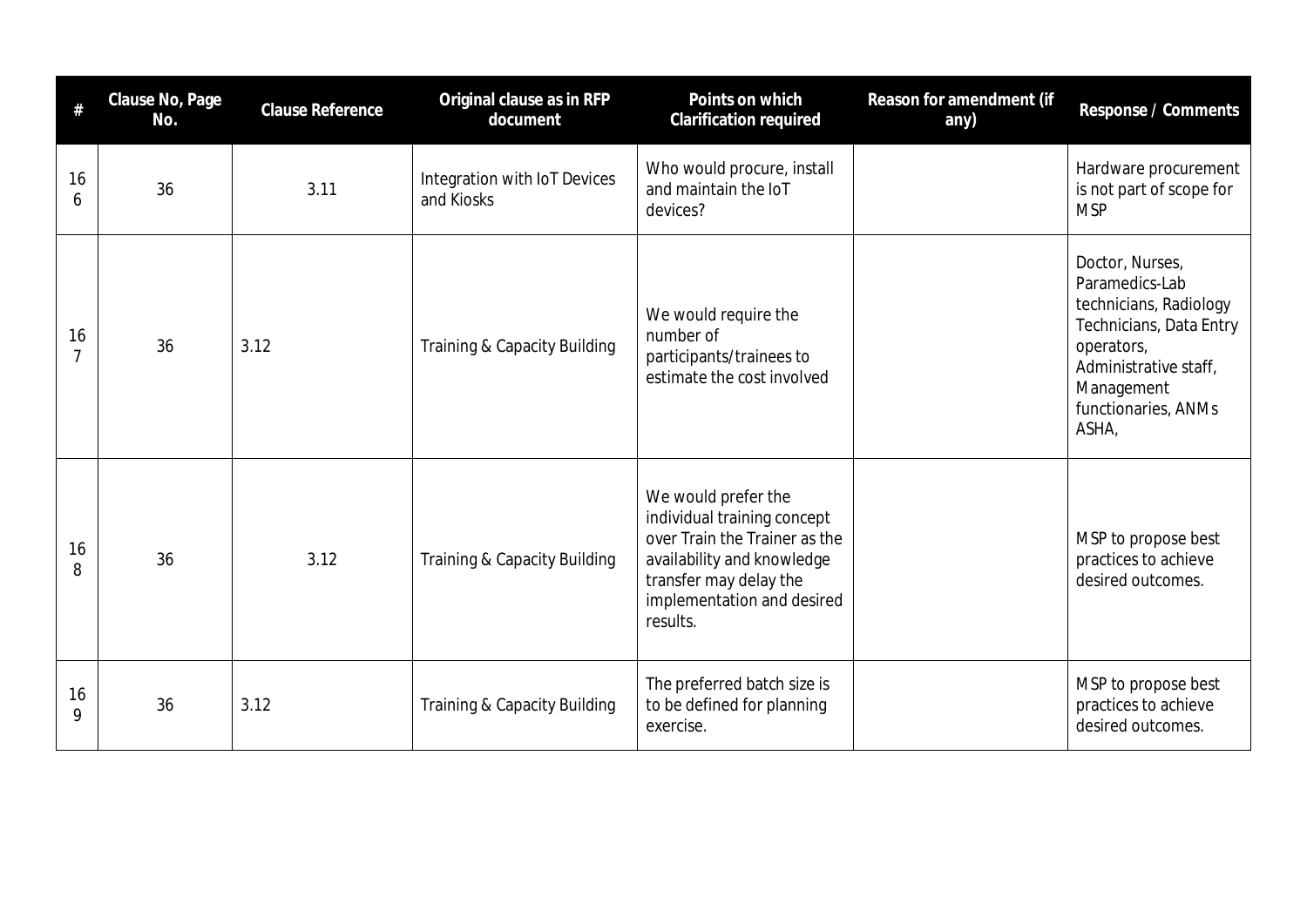| # | Clause No, Page No. | Clause Reference | Original clause as in RFP document | Points on which Clarification required | Reason for amendment (if any) | Response / Comments |
|---|---|---|---|---|---|---|
| 166 | 36 | 3.11 | Integration with IoT Devices and Kiosks | Who would procure, install and maintain the IoT devices? | | Hardware procurement is not part of scope for MSP |
| 167 | 36 | 3.12 | Training & Capacity Building | We would require the number of participants/trainees to estimate the cost involved | | Doctor, Nurses, Paramedics-Lab technicians, Radiology Technicians, Data Entry operators, Administrative staff, Management functionaries, ANMs ASHA, |
| 168 | 36 | 3.12 | Training & Capacity Building | We would prefer the individual training concept over Train the Trainer as the availability and knowledge transfer may delay the implementation and desired results. | | MSP to propose best practices to achieve desired outcomes. |
| 169 | 36 | 3.12 | Training & Capacity Building | The preferred batch size is to be defined for planning exercise. | | MSP to propose best practices to achieve desired outcomes. |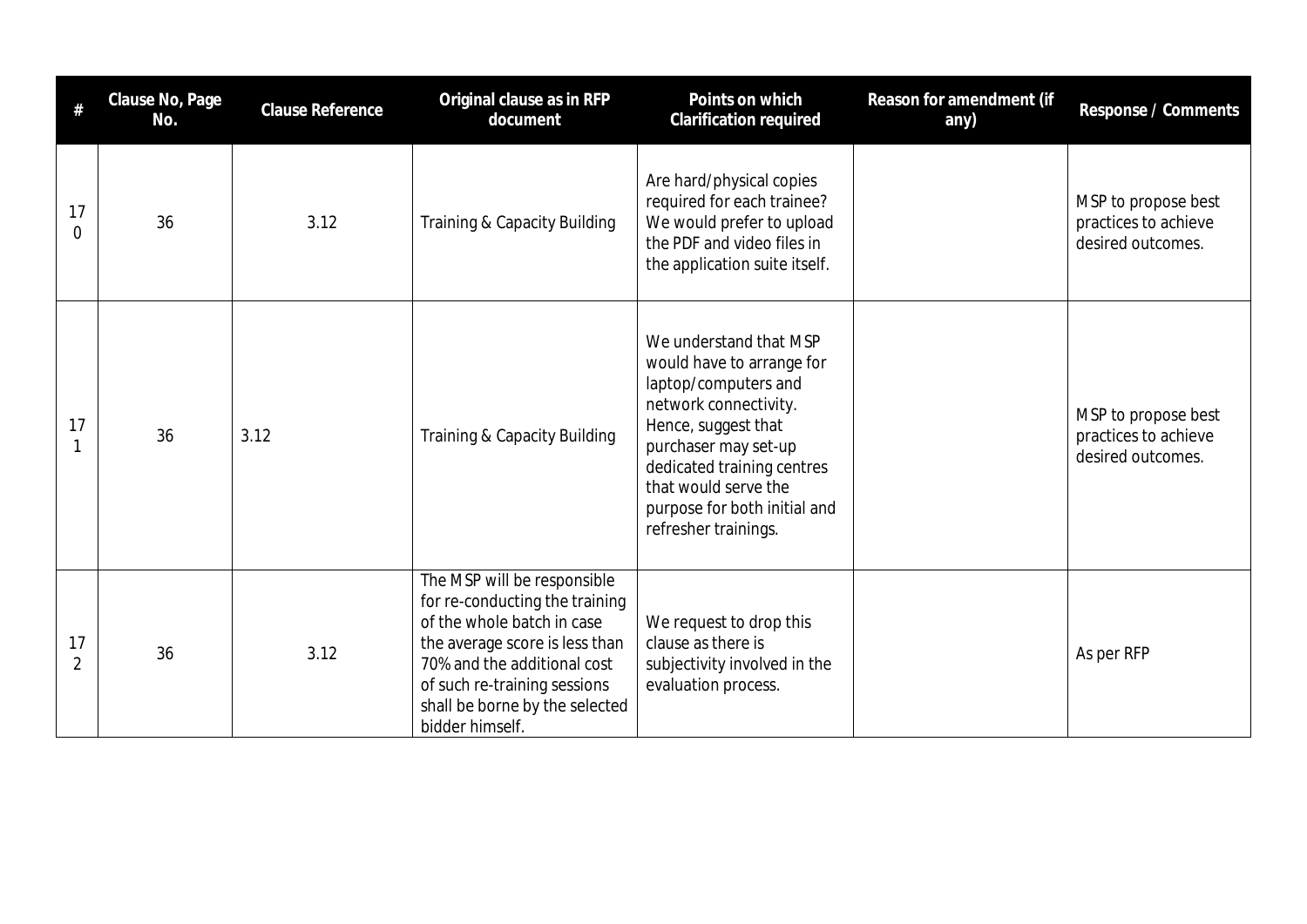| # | Clause No, Page No. | Clause Reference | Original clause as in RFP document | Points on which Clarification required | Reason for amendment (if any) | Response / Comments |
|---|---|---|---|---|---|---|
| 170 | 36 | 3.12 | Training & Capacity Building | Are hard/physical copies required for each trainee? We would prefer to upload the PDF and video files in the application suite itself. | | MSP to propose best practices to achieve desired outcomes. |
| 171 | 36 | 3.12 | Training & Capacity Building | We understand that MSP would have to arrange for laptop/computers and network connectivity. Hence, suggest that purchaser may set-up dedicated training centres that would serve the purpose for both initial and refresher trainings. | | MSP to propose best practices to achieve desired outcomes. |
| 172 | 36 | 3.12 | The MSP will be responsible for re-conducting the training of the whole batch in case the average score is less than 70% and the additional cost of such re-training sessions shall be borne by the selected bidder himself. | We request to drop this clause as there is subjectivity involved in the evaluation process. | | As per RFP |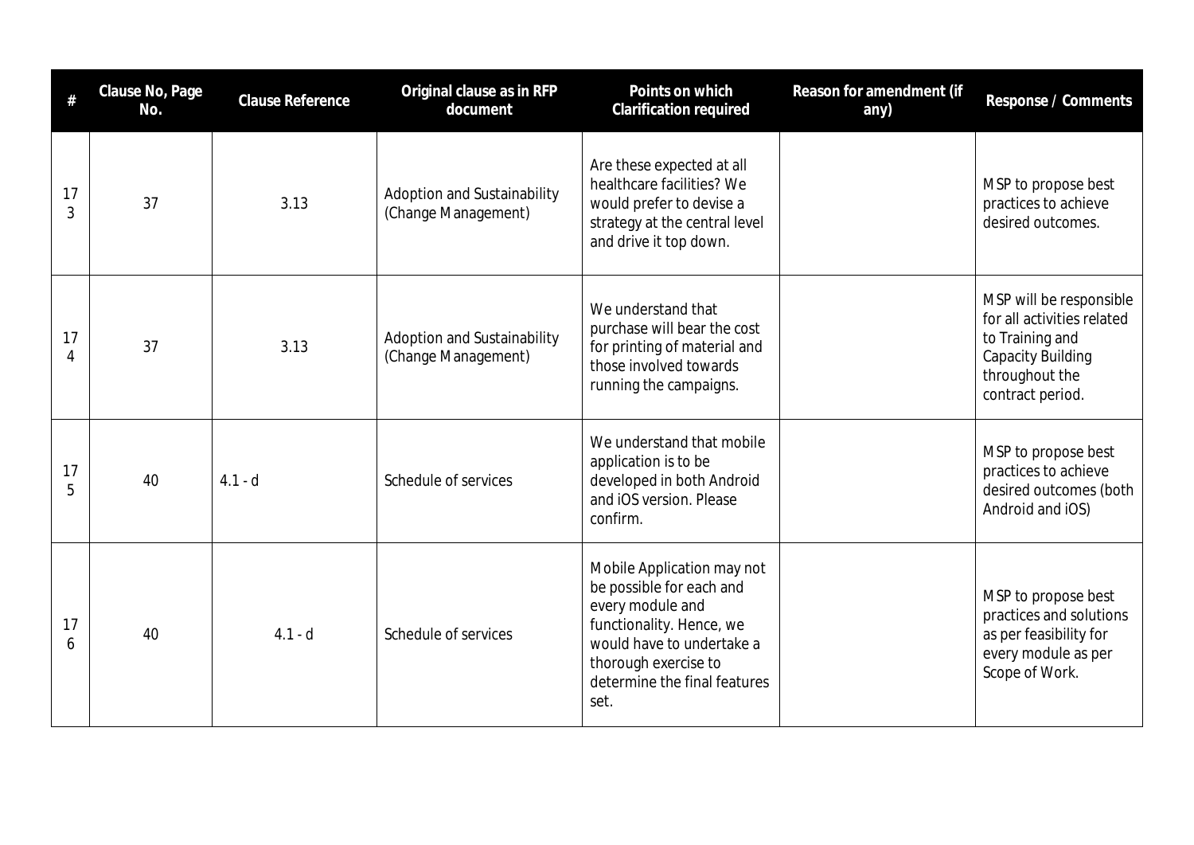| # | Clause No, Page No. | Clause Reference | Original clause as in RFP document | Points on which Clarification required | Reason for amendment (if any) | Response / Comments |
|---|---|---|---|---|---|---|
| 173 | 37 | 3.13 | Adoption and Sustainability (Change Management) | Are these expected at all healthcare facilities? We would prefer to devise a strategy at the central level and drive it top down. | | MSP to propose best practices to achieve desired outcomes. |
| 174 | 37 | 3.13 | Adoption and Sustainability (Change Management) | We understand that purchase will bear the cost for printing of material and those involved towards running the campaigns. | | MSP will be responsible for all activities related to Training and Capacity Building throughout the contract period. |
| 175 | 40 | 4.1 - d | Schedule of services | We understand that mobile application is to be developed in both Android and iOS version. Please confirm. | | MSP to propose best practices to achieve desired outcomes (both Android and iOS) |
| 176 | 40 | 4.1 - d | Schedule of services | Mobile Application may not be possible for each and every module and functionality. Hence, we would have to undertake a thorough exercise to determine the final features set. | | MSP to propose best practices and solutions as per feasibility for every module as per Scope of Work. |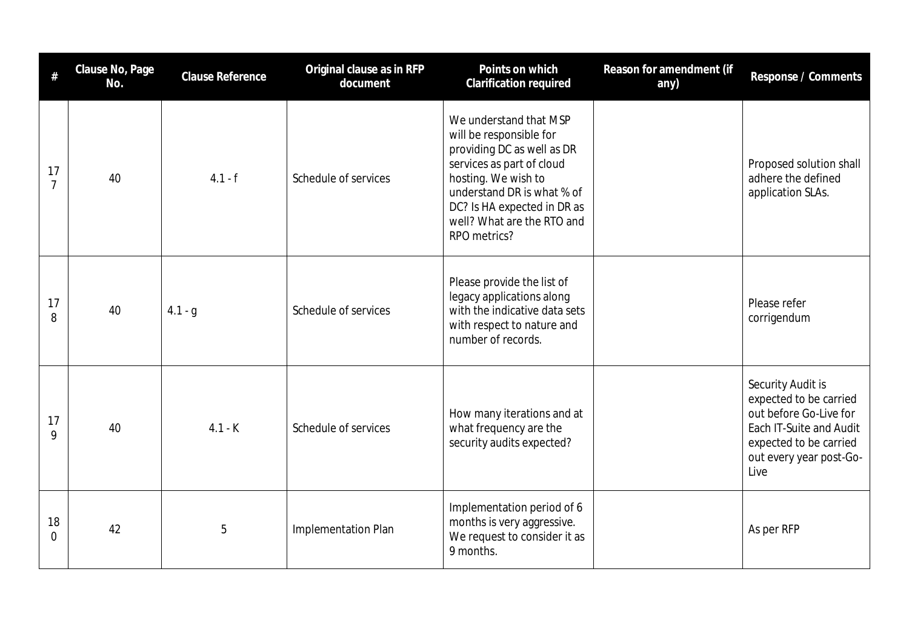| # | Clause No, Page No. | Clause Reference | Original clause as in RFP document | Points on which Clarification required | Reason for amendment (if any) | Response / Comments |
|---|---|---|---|---|---|---|
| 177 | 40 | 4.1 - f | Schedule of services | We understand that MSP will be responsible for providing DC as well as DR services as part of cloud hosting. We wish to understand DR is what % of DC? Is HA expected in DR as well? What are the RTO and RPO metrics? | | Proposed solution shall adhere the defined application SLAs. |
| 178 | 40 | 4.1 - g | Schedule of services | Please provide the list of legacy applications along with the indicative data sets with respect to nature and number of records. | | Please refer corrigendum |
| 179 | 40 | 4.1 - K | Schedule of services | How many iterations and at what frequency are the security audits expected? | | Security Audit is expected to be carried out before Go-Live for Each IT-Suite and Audit expected to be carried out every year post-Go-Live |
| 180 | 42 | 5 | Implementation Plan | Implementation period of 6 months is very aggressive. We request to consider it as 9 months. | | As per RFP |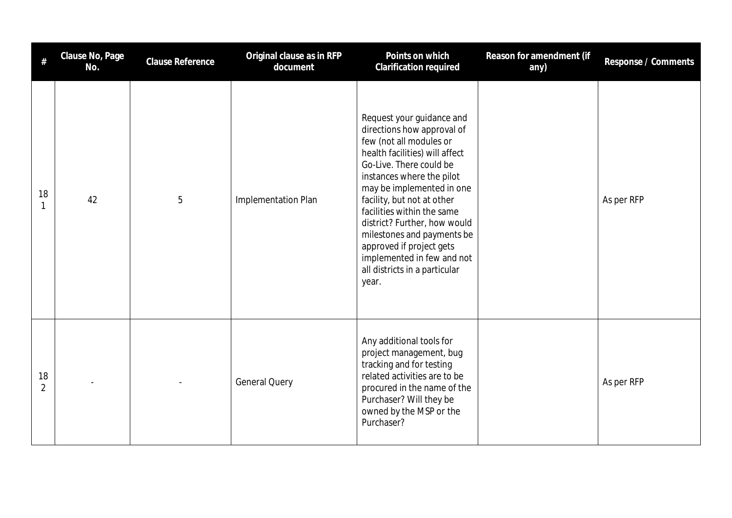| # | Clause No, Page No. | Clause Reference | Original clause as in RFP document | Points on which Clarification required | Reason for amendment (if any) | Response / Comments |
|---|---|---|---|---|---|---|
| 181 | 42 | 5 | Implementation Plan | Request your guidance and directions how approval of few (not all modules or health facilities) will affect Go-Live. There could be instances where the pilot may be implemented in one facility, but not at other facilities within the same district? Further, how would milestones and payments be approved if project gets implemented in few and not all districts in a particular year. | | As per RFP |
| 182 | - | - | General Query | Any additional tools for project management, bug tracking and for testing related activities are to be procured in the name of the Purchaser? Will they be owned by the MSP or the Purchaser? | | As per RFP |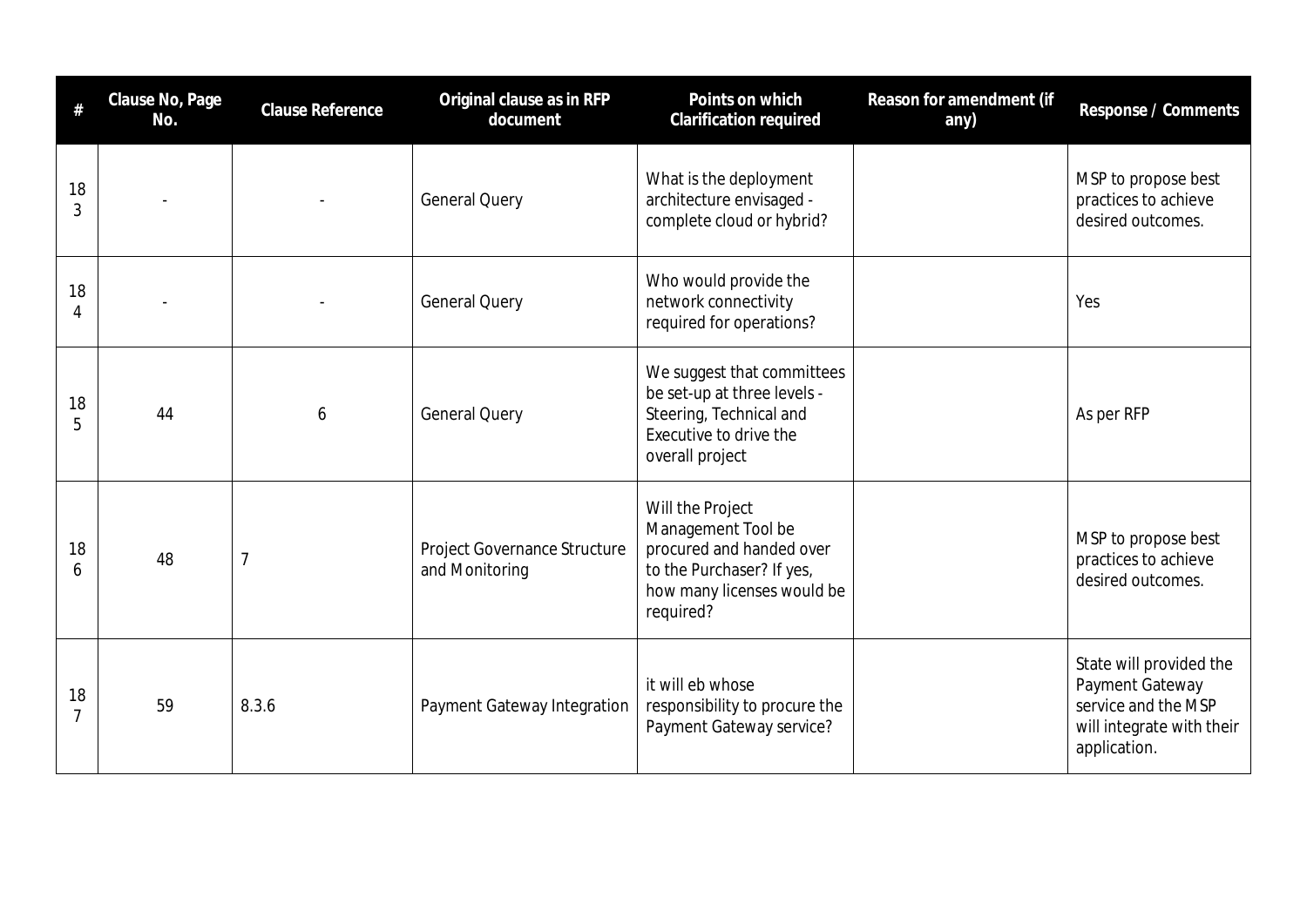| # | Clause No, Page No. | Clause Reference | Original clause as in RFP document | Points on which Clarification required | Reason for amendment (if any) | Response / Comments |
|---|---|---|---|---|---|---|
| 183 | - | - | General Query | What is the deployment architecture envisaged - complete cloud or hybrid? | | MSP to propose best practices to achieve desired outcomes. |
| 184 | - | - | General Query | Who would provide the network connectivity required for operations? | | Yes |
| 185 | 44 | 6 | General Query | We suggest that committees be set-up at three levels - Steering, Technical and Executive to drive the overall project | | As per RFP |
| 186 | 48 | 7 | Project Governance Structure and Monitoring | Will the Project Management Tool be procured and handed over to the Purchaser? If yes, how many licenses would be required? | | MSP to propose best practices to achieve desired outcomes. |
| 187 | 59 | 8.3.6 | Payment Gateway Integration | it will eb whose responsibility to procure the Payment Gateway service? | | State will provided the Payment Gateway service and the MSP will integrate with their application. |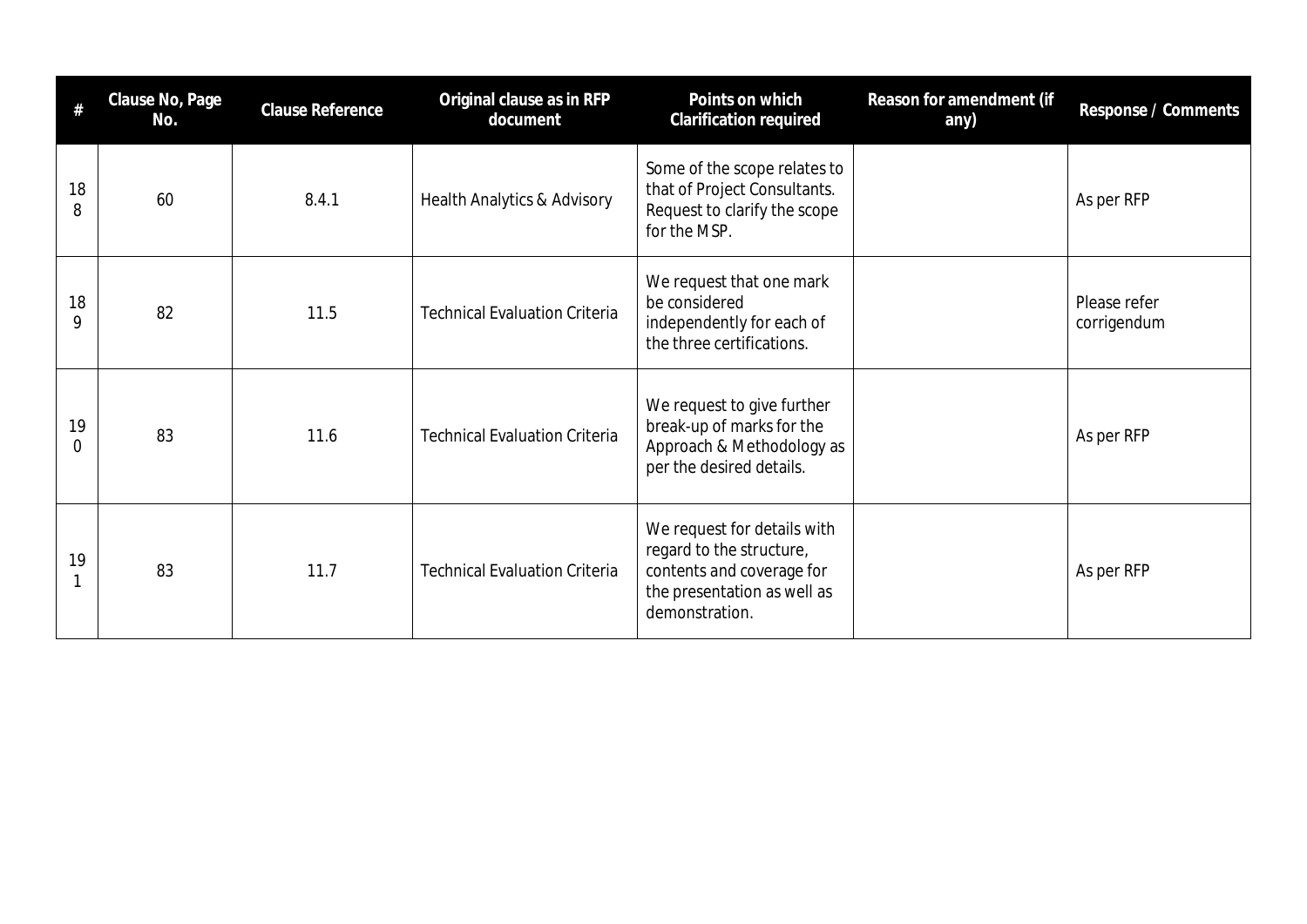| # | Clause No, Page No. | Clause Reference | Original clause as in RFP document | Points on which Clarification required | Reason for amendment (if any) | Response / Comments |
|---|---|---|---|---|---|---|
| 188 | 60 | 8.4.1 | Health Analytics & Advisory | Some of the scope relates to that of Project Consultants. Request to clarify the scope for the MSP. | | As per RFP |
| 189 | 82 | 11.5 | Technical Evaluation Criteria | We request that one mark be considered independently for each of the three certifications. | | Please refer corrigendum |
| 190 | 83 | 11.6 | Technical Evaluation Criteria | We request to give further break-up of marks for the Approach & Methodology as per the desired details. | | As per RFP |
| 191 | 83 | 11.7 | Technical Evaluation Criteria | We request for details with regard to the structure, contents and coverage for the presentation as well as demonstration. | | As per RFP |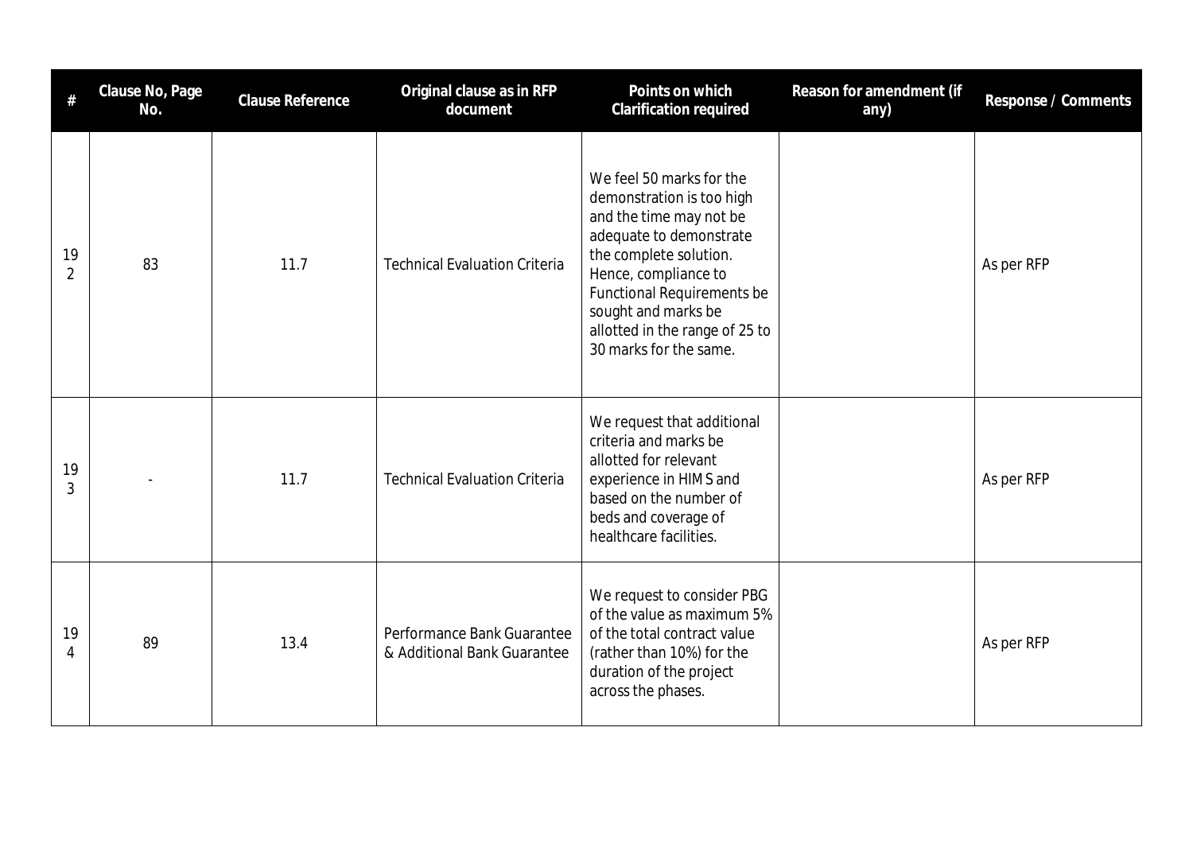| # | Clause No, Page No. | Clause Reference | Original clause as in RFP document | Points on which Clarification required | Reason for amendment (if any) | Response / Comments |
|---|---|---|---|---|---|---|
| 192 | 83 | 11.7 | Technical Evaluation Criteria | We feel 50 marks for the demonstration is too high and the time may not be adequate to demonstrate the complete solution. Hence, compliance to Functional Requirements be sought and marks be allotted in the range of 25 to 30 marks for the same. | | As per RFP |
| 193 | - | 11.7 | Technical Evaluation Criteria | We request that additional criteria and marks be allotted for relevant experience in HIMS and based on the number of beds and coverage of healthcare facilities. | | As per RFP |
| 194 | 89 | 13.4 | Performance Bank Guarantee & Additional Bank Guarantee | We request to consider PBG of the value as maximum 5% of the total contract value (rather than 10%) for the duration of the project across the phases. | | As per RFP |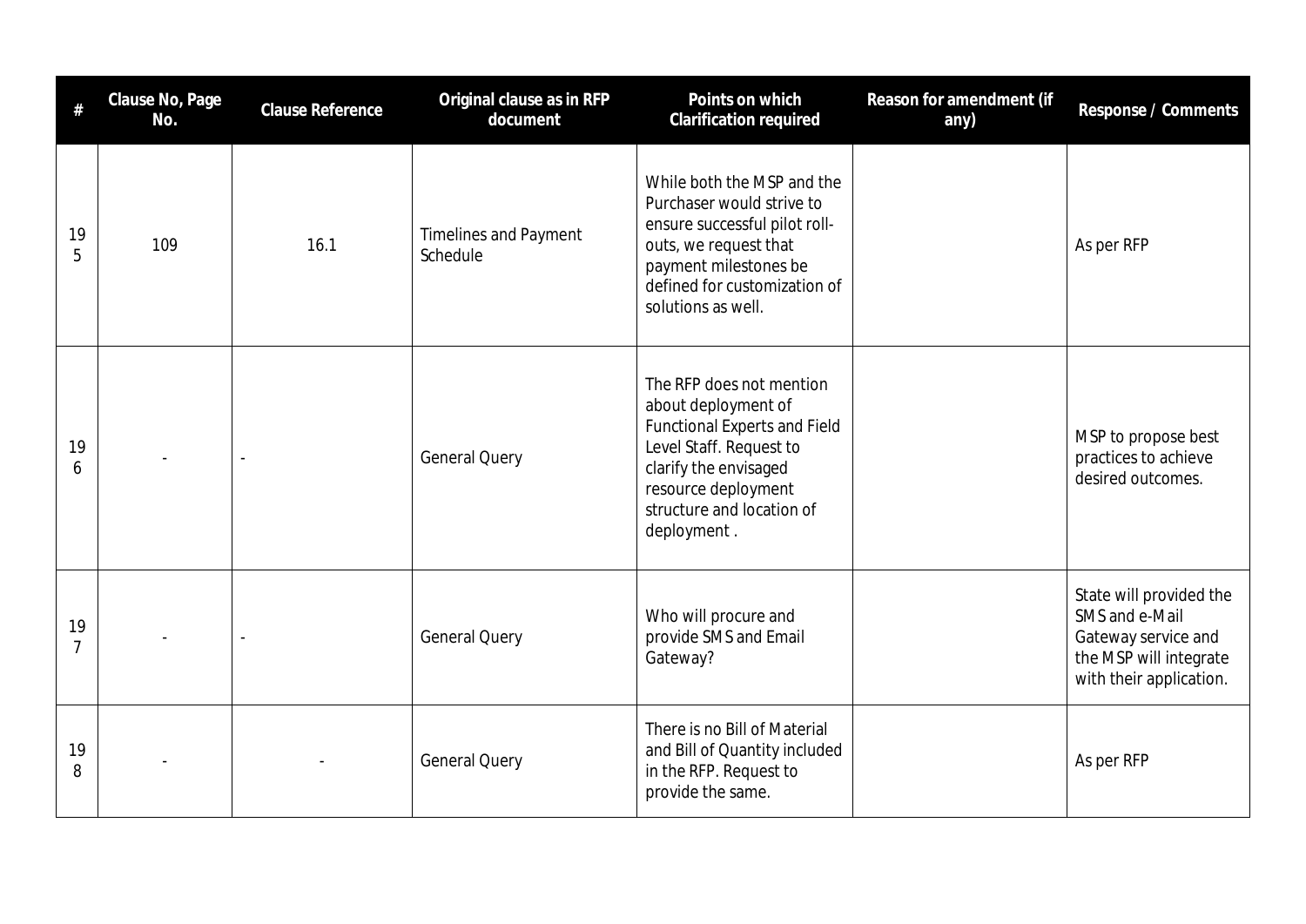| # | Clause No, Page No. | Clause Reference | Original clause as in RFP document | Points on which Clarification required | Reason for amendment (if any) | Response / Comments |
|---|---|---|---|---|---|---|
| 195 | 109 | 16.1 | Timelines and Payment Schedule | While both the MSP and the Purchaser would strive to ensure successful pilot roll-outs, we request that payment milestones be defined for customization of solutions as well. | | As per RFP |
| 196 | - | - | General Query | The RFP does not mention about deployment of Functional Experts and Field Level Staff. Request to clarify the envisaged resource deployment structure and location of deployment . | | MSP to propose best practices to achieve desired outcomes. |
| 197 | - | - | General Query | Who will procure and provide SMS and Email Gateway? | | State will provided the SMS and e-Mail Gateway service and the MSP will integrate with their application. |
| 198 | - | - | General Query | There is no Bill of Material and Bill of Quantity included in the RFP. Request to provide the same. | | As per RFP |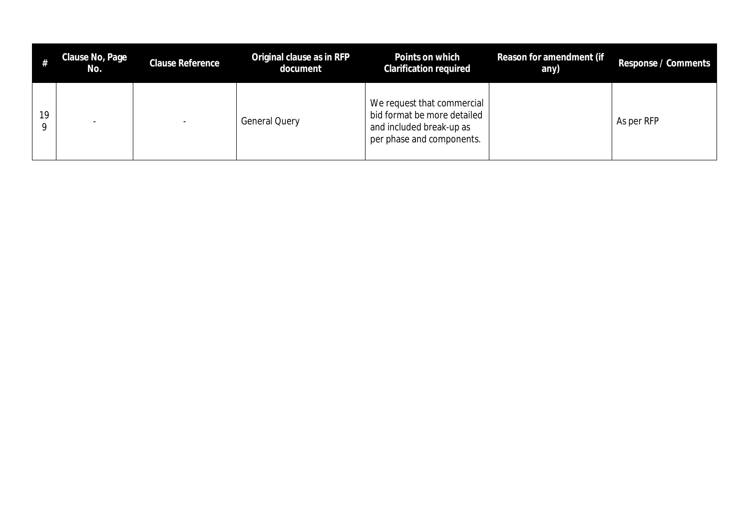| # | Clause No, Page No. | Clause Reference | Original clause as in RFP document | Points on which Clarification required | Reason for amendment (if any) | Response / Comments |
|---|---|---|---|---|---|---|
| 199 | - | - | General Query | We request that commercial bid format be more detailed and included break-up as per phase and components. | | As per RFP |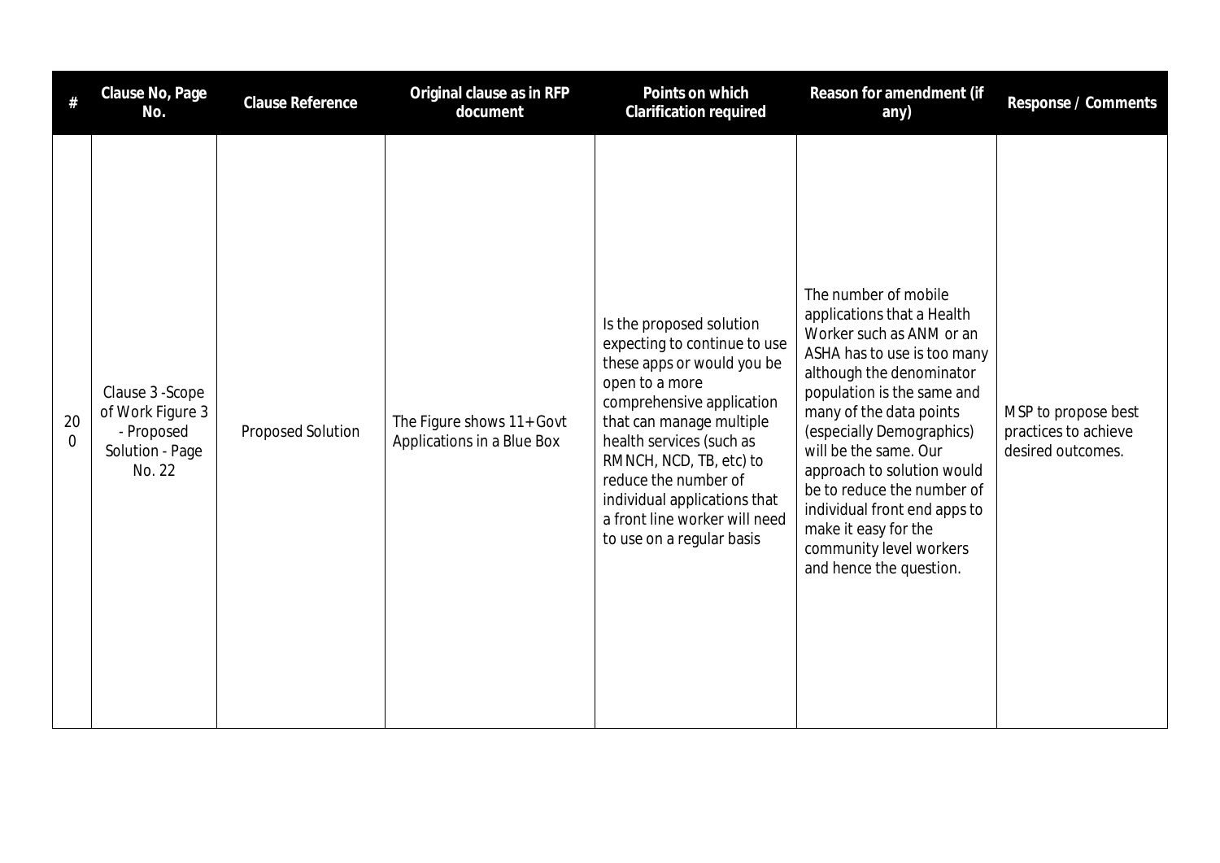| # | Clause No, Page No. | Clause Reference | Original clause as in RFP document | Points on which Clarification required | Reason for amendment (if any) | Response / Comments |
|---|---|---|---|---|---|---|
| 200 | Clause 3 -Scope of Work Figure 3 - Proposed Solution - Page No. 22 | Proposed Solution | The Figure shows 11+Govt Applications in a Blue Box | Is the proposed solution expecting to continue to use these apps or would you be open to a more comprehensive application that can manage multiple health services (such as RMNCH, NCD, TB, etc) to reduce the number of individual applications that a front line worker will need to use on a regular basis | The number of mobile applications that a Health Worker such as ANM or an ASHA has to use is too many although the denominator population is the same and many of the data points (especially Demographics) will be the same. Our approach to solution would be to reduce the number of individual front end apps to make it easy for the community level workers and hence the question. | MSP to propose best practices to achieve desired outcomes. |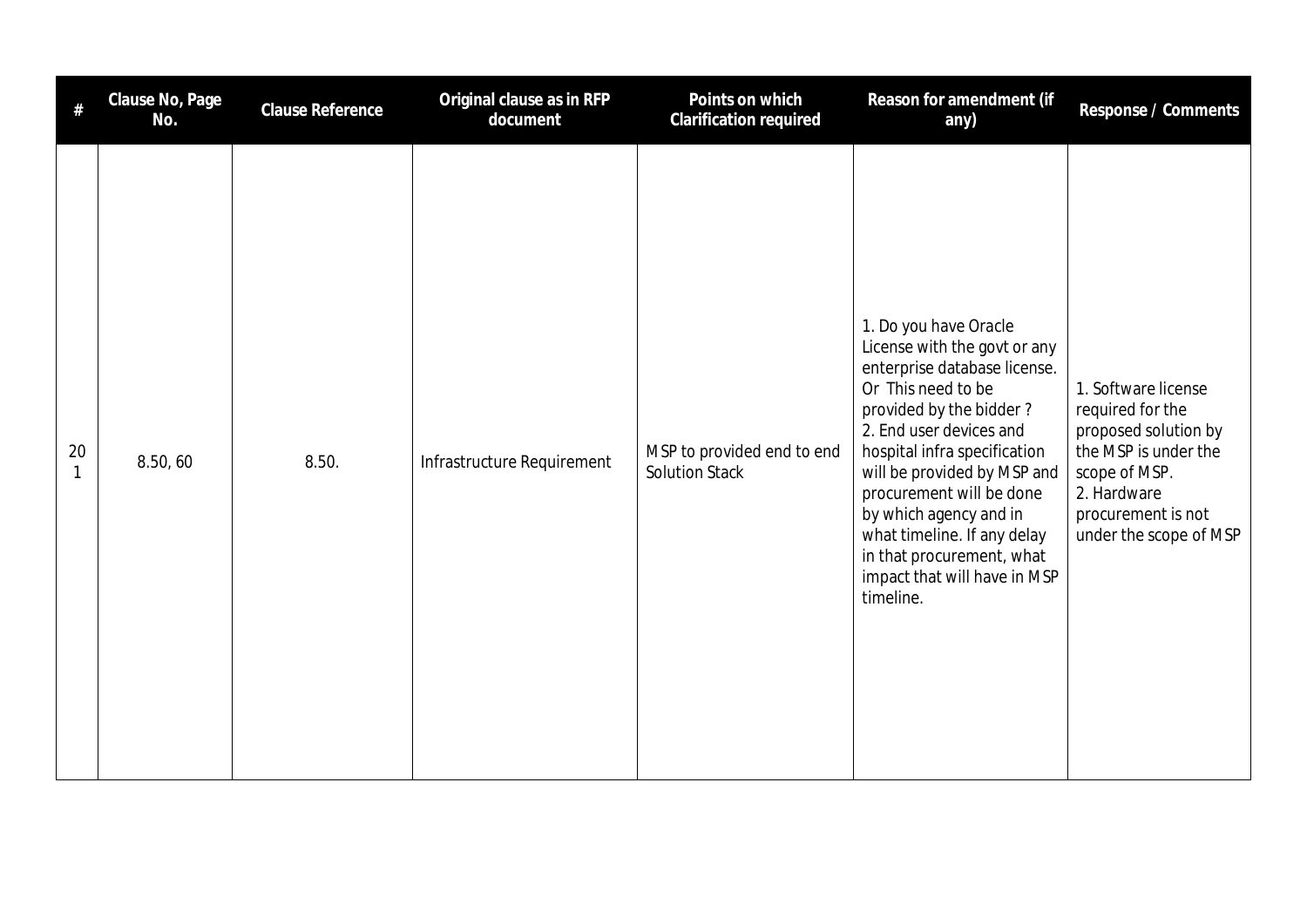| # | Clause No, Page No. | Clause Reference | Original clause as in RFP document | Points on which Clarification required | Reason for amendment (if any) | Response / Comments |
|---|---|---|---|---|---|---|
| 201 | 8.50, 60 | 8.50. | Infrastructure Requirement | MSP to provided end to end Solution Stack | 1. Do you have Oracle License with the govt or any enterprise database license. Or This need to be provided by the bidder ?<br>2. End user devices and hospital infra specification will be provided by MSP and procurement will be done by which agency and in what timeline. If any delay in that procurement, what impact that will have in MSP timeline. | 1. Software license required for the proposed solution by the MSP is under the scope of MSP.<br>2. Hardware procurement is not under the scope of MSP |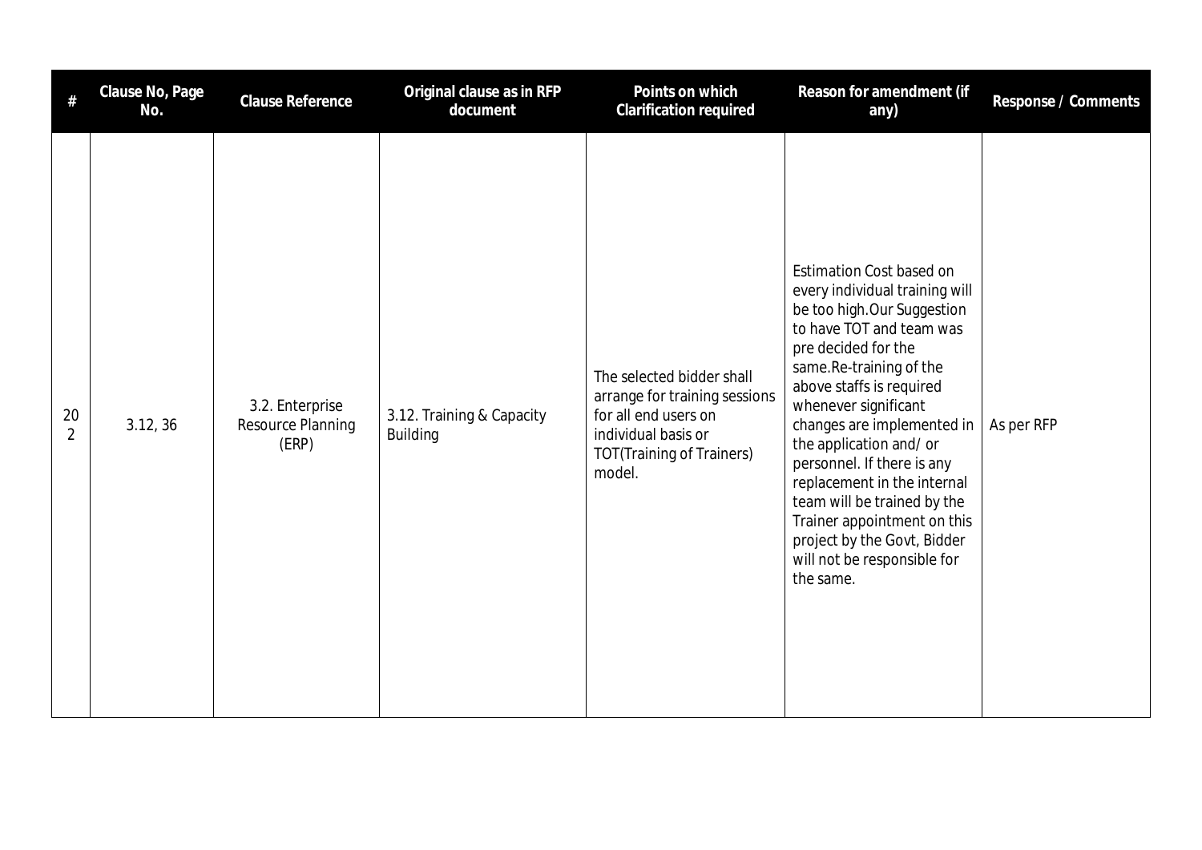| # | Clause No, Page No. | Clause Reference | Original clause as in RFP document | Points on which Clarification required | Reason for amendment (if any) | Response / Comments |
|---|---|---|---|---|---|---|
| 202 | 3.12, 36 | 3.2. Enterprise Resource Planning (ERP) | 3.12. Training & Capacity Building | The selected bidder shall arrange for training sessions for all end users on individual basis or TOT(Training of Trainers) model. | Estimation Cost based on every individual training will be too high.Our Suggestion to have TOT and team was pre decided for the same.Re-training of the above staffs is required whenever significant changes are implemented in the application and/ or personnel. If there is any replacement in the internal team will be trained by the Trainer appointment on this project by the Govt, Bidder will not be responsible for the same. | As per RFP |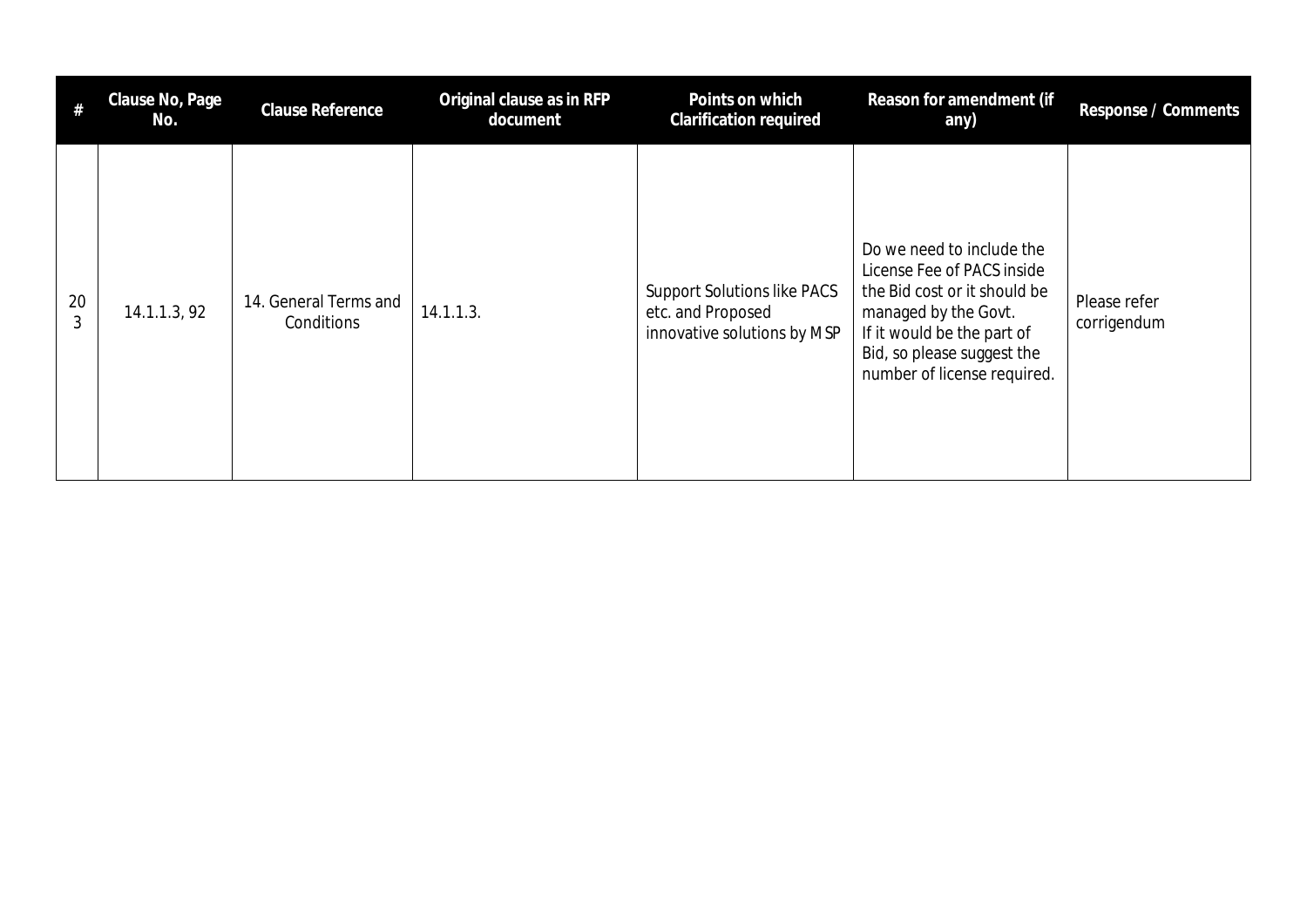| # | Clause No, Page No. | Clause Reference | Original clause as in RFP document | Points on which Clarification required | Reason for amendment (if any) | Response / Comments |
|---|---|---|---|---|---|---|
| 203 | 14.1.1.3, 92 | 14. General Terms and Conditions | 14.1.1.3. | Support Solutions like PACS etc. and Proposed innovative solutions by MSP | Do we need to include the License Fee of PACS inside the Bid cost or it should be managed by the Govt. If it would be the part of Bid, so please suggest the number of license required. | Please refer corrigendum |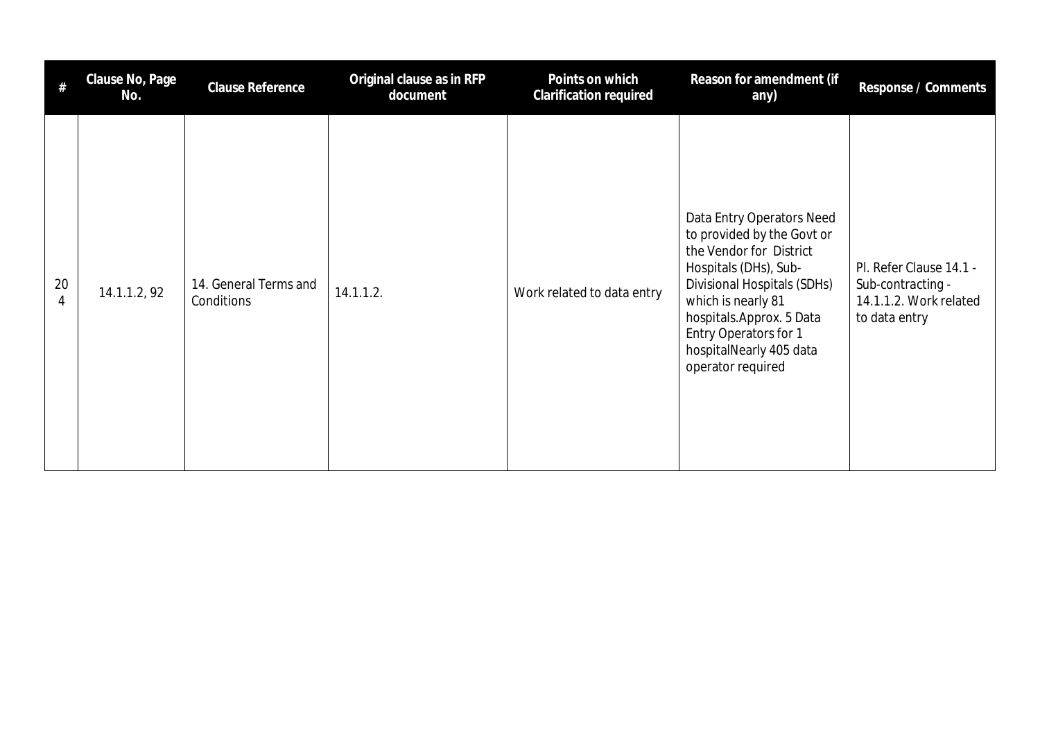| # | Clause No, Page No. | Clause Reference | Original clause as in RFP document | Points on which Clarification required | Reason for amendment (if any) | Response / Comments |
|---|---|---|---|---|---|---|
| 204 | 14.1.1.2, 92 | 14. General Terms and Conditions | 14.1.1.2. | Work related to data entry | Data Entry Operators Need to provided by the Govt or the Vendor for District Hospitals (DHs), Sub-Divisional Hospitals (SDHs) which is nearly 81 hospitals.Approx. 5 Data Entry Operators for 1 hospitalNearly 405 data operator required | Pl. Refer Clause 14.1 - Sub-contracting - 14.1.1.2. Work related to data entry |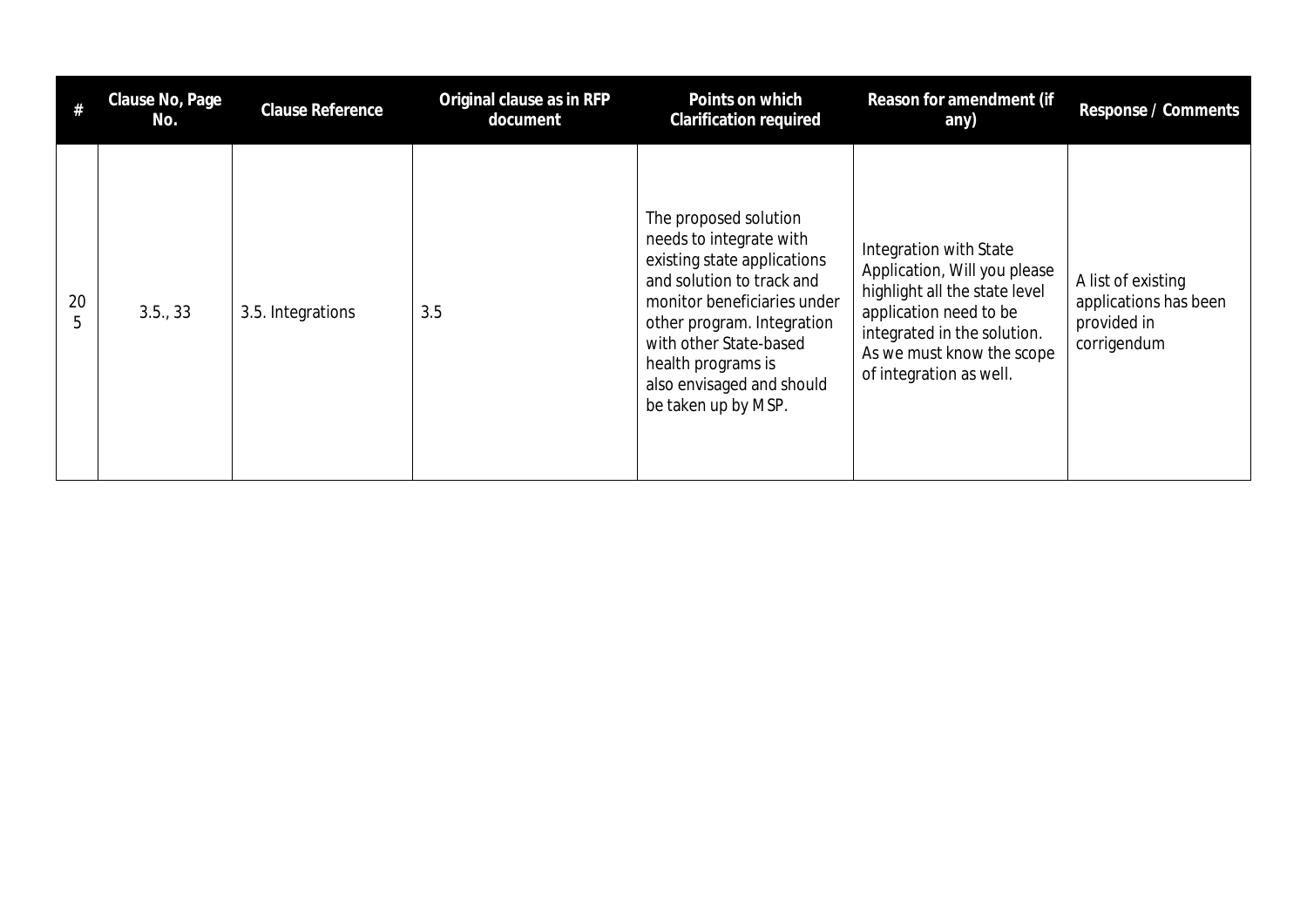| # | Clause No, Page No. | Clause Reference | Original clause as in RFP document | Points on which Clarification required | Reason for amendment (if any) | Response / Comments |
|---|---|---|---|---|---|---|
| 205 | 3.5., 33 | 3.5. Integrations | 3.5 | The proposed solution needs to integrate with existing state applications and solution to track and monitor beneficiaries under other program. Integration with other State-based health programs is also envisaged and should be taken up by MSP. | Integration with State Application, Will you please highlight all the state level application need to be integrated in the solution. As we must know the scope of integration as well. | A list of existing applications has been provided in corrigendum |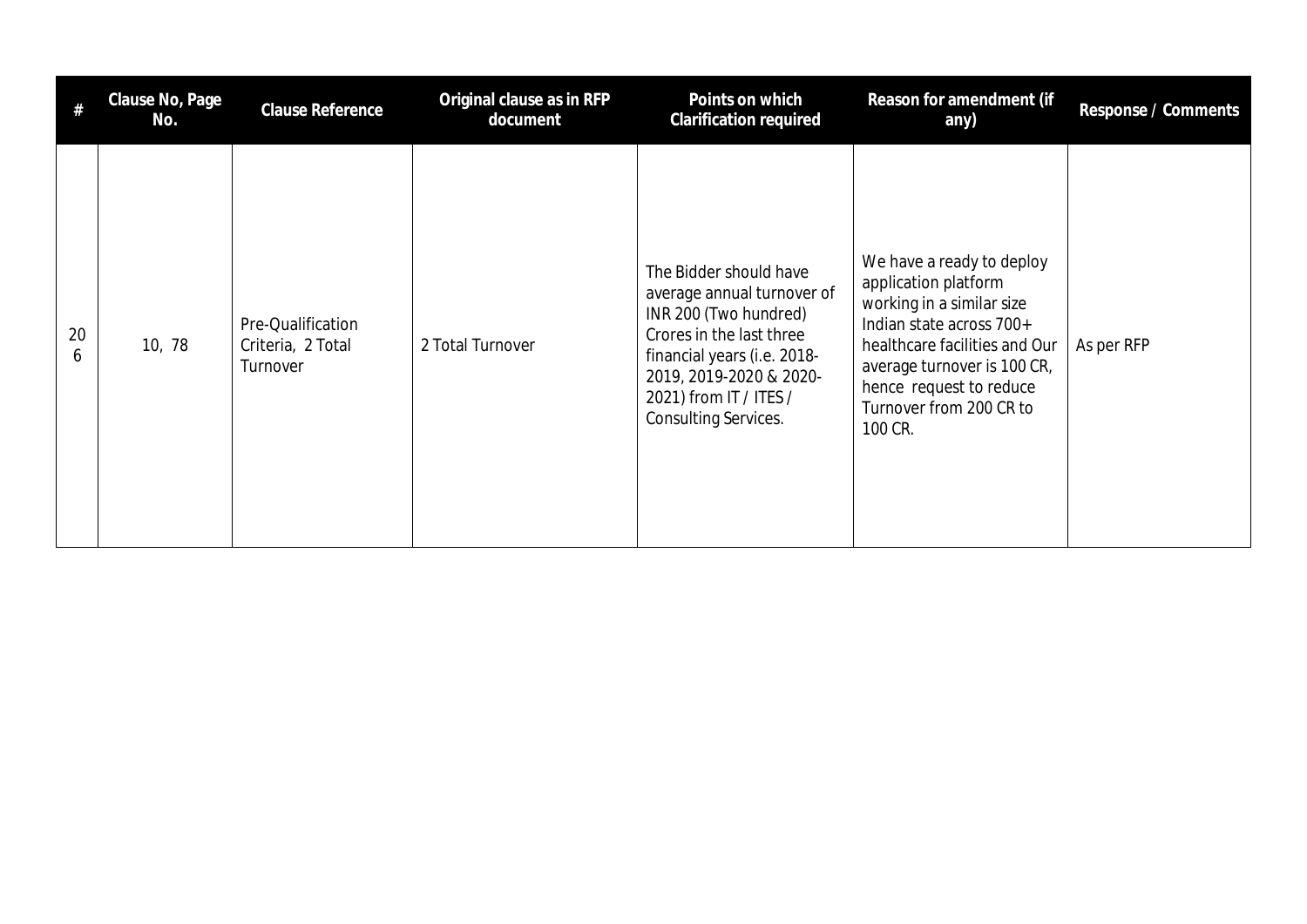| # | Clause No, Page No. | Clause Reference | Original clause as in RFP document | Points on which Clarification required | Reason for amendment (if any) | Response / Comments |
|---|---|---|---|---|---|---|
| 206 | 10, 78 | Pre-Qualification Criteria, 2 Total Turnover | 2 Total Turnover | The Bidder should have average annual turnover of INR 200 (Two hundred) Crores in the last three financial years (i.e. 2018-2019, 2019-2020 & 2020-2021) from IT / ITES / Consulting Services. | We have a ready to deploy application platform working in a similar size Indian state across 700+ healthcare facilities and Our average turnover is 100 CR, hence request to reduce Turnover from 200 CR to 100 CR. | As per RFP |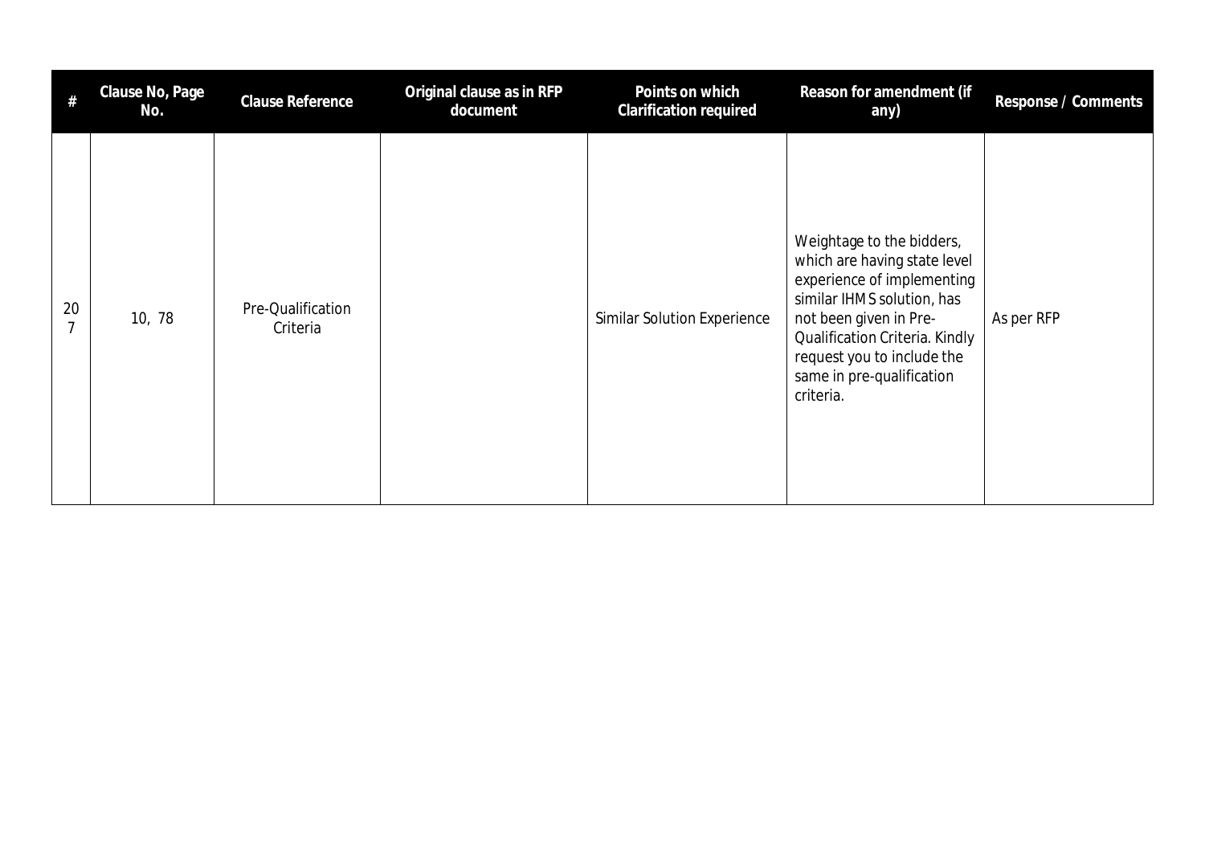| # | Clause No, Page No. | Clause Reference | Original clause as in RFP document | Points on which Clarification required | Reason for amendment (if any) | Response / Comments |
|---|---|---|---|---|---|---|
| 207 | 10, 78 | Pre-Qualification Criteria | | Similar Solution Experience | Weightage to the bidders, which are having state level experience of implementing similar IHMS solution, has not been given in Pre-Qualification Criteria. Kindly request you to include the same in pre-qualification criteria. | As per RFP |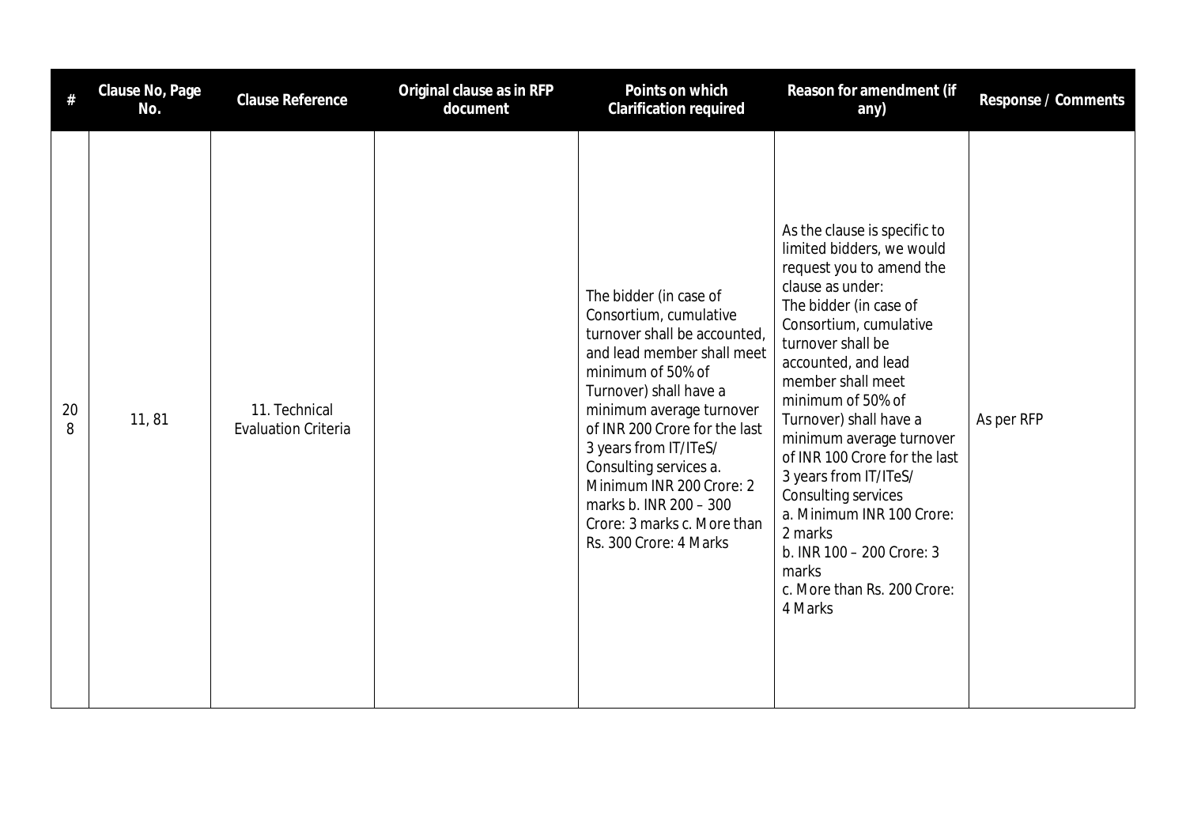| # | Clause No, Page No. | Clause Reference | Original clause as in RFP document | Points on which Clarification required | Reason for amendment (if any) | Response / Comments |
|---|---|---|---|---|---|---|
| 208 | 11, 81 | 11. Technical Evaluation Criteria | | The bidder (in case of Consortium, cumulative turnover shall be accounted, and lead member shall meet minimum of 50% of Turnover) shall have a minimum average turnover of INR 200 Crore for the last 3 years from IT/ITeS/ Consulting services a. Minimum INR 200 Crore: 2 marks b. INR 200 – 300 Crore: 3 marks c. More than Rs. 300 Crore: 4 Marks | As the clause is specific to limited bidders, we would request you to amend the clause as under:<br>The bidder (in case of Consortium, cumulative turnover shall be accounted, and lead member shall meet minimum of 50% of Turnover) shall have a minimum average turnover of INR 100 Crore for the last 3 years from IT/ITeS/ Consulting services<br>a. Minimum INR 100 Crore: 2 marks<br>b. INR 100 – 200 Crore: 3 marks<br>c. More than Rs. 200 Crore: 4 Marks | As per RFP |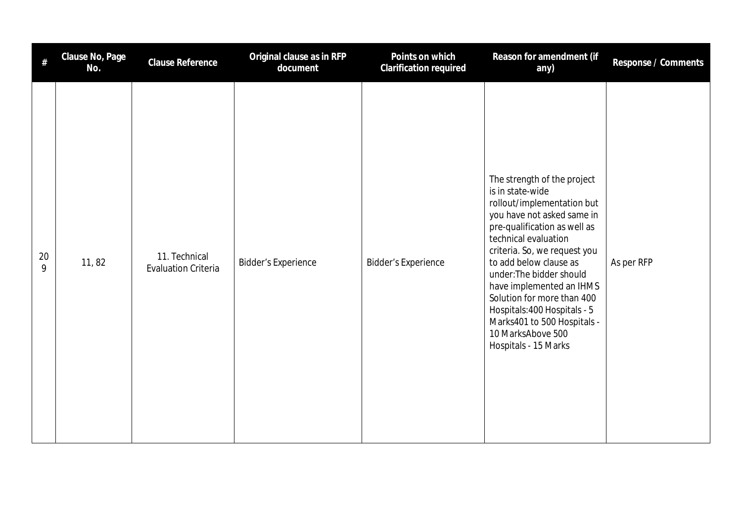| # | Clause No, Page No. | Clause Reference | Original clause as in RFP document | Points on which Clarification required | Reason for amendment (if any) | Response / Comments |
|---|---|---|---|---|---|---|
| 209 | 11, 82 | 11. Technical Evaluation Criteria | Bidder's Experience | Bidder's Experience | The strength of the project is in state-wide rollout/implementation but you have not asked same in pre-qualification as well as technical evaluation criteria. So, we request you to add below clause as under:The bidder should have implemented an IHMS Solution for more than 400 Hospitals:400 Hospitals - 5 Marks401 to 500 Hospitals - 10 MarksAbove 500 Hospitals - 15 Marks | As per RFP |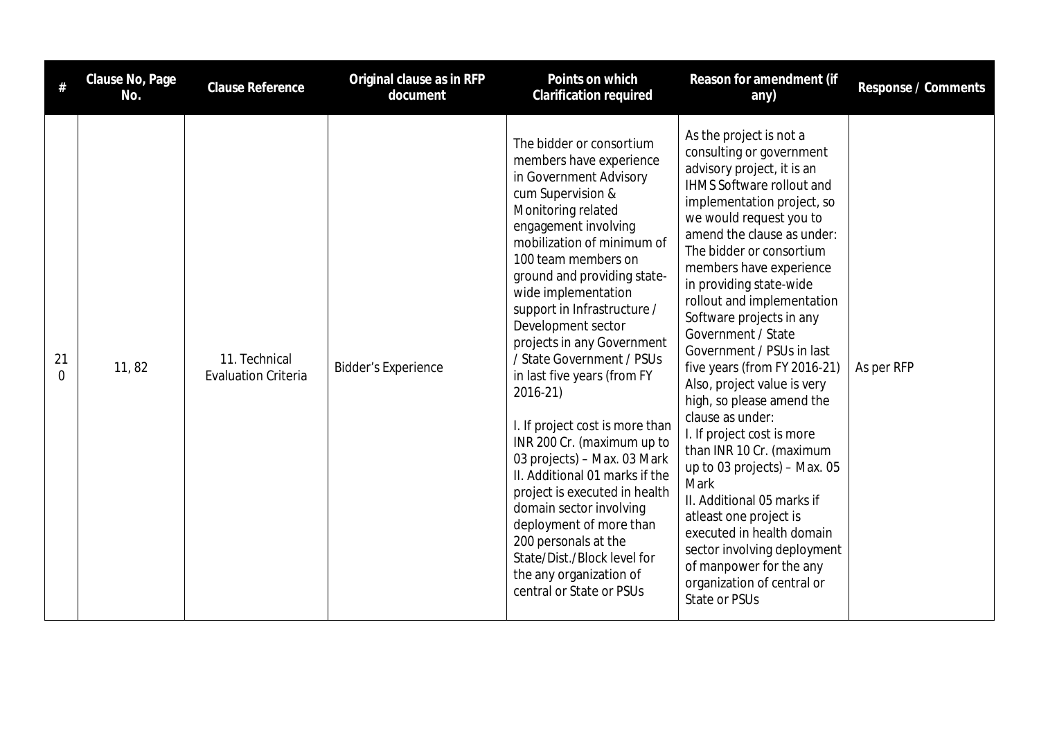| # | Clause No, Page No. | Clause Reference | Original clause as in RFP document | Points on which Clarification required | Reason for amendment (if any) | Response / Comments |
|---|---|---|---|---|---|---|
| 210 | 11, 82 | 11. Technical Evaluation Criteria | Bidder's Experience | The bidder or consortium members have experience in Government Advisory cum Supervision & Monitoring related engagement involving mobilization of minimum of 100 team members on ground and providing state-wide implementation support in Infrastructure / Development sector projects in any Government / State Government / PSUs in last five years (from FY 2016-21)<br><br>I. If project cost is more than INR 200 Cr. (maximum up to 03 projects) – Max. 03 Mark<br>II. Additional 01 marks if the project is executed in health domain sector involving deployment of more than 200 personals at the State/Dist./Block level for the any organization of central or State or PSUs | As the project is not a consulting or government advisory project, it is an IHMS Software rollout and implementation project, so we would request you to amend the clause as under:<br>The bidder or consortium members have experience in providing state-wide rollout and implementation Software projects in any Government / State Government / PSUs in last five years (from FY 2016-21)<br>Also, project value is very high, so please amend the clause as under:<br>I. If project cost is more than INR 10 Cr. (maximum up to 03 projects) – Max. 05 Mark<br>II. Additional 05 marks if atleast one project is executed in health domain sector involving deployment of manpower for the any organization of central or State or PSUs | As per RFP |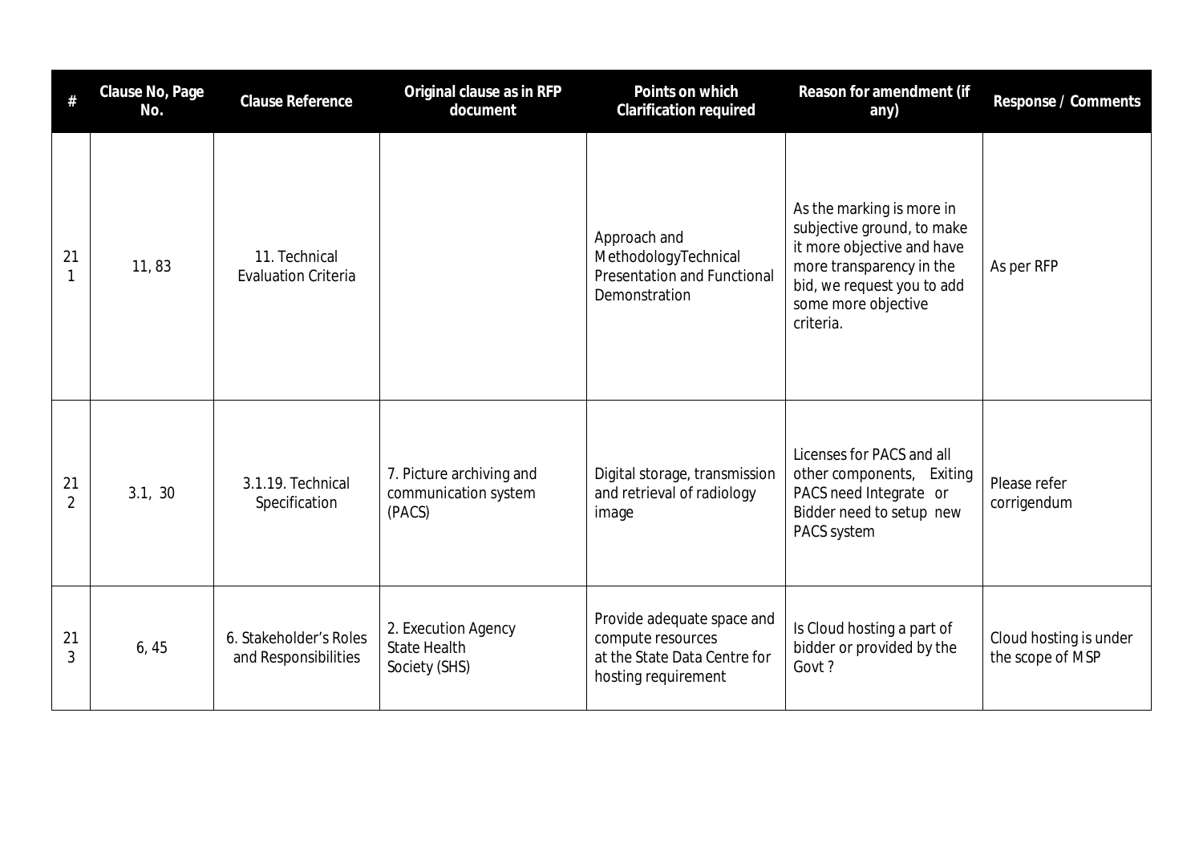| # | Clause No, Page No. | Clause Reference | Original clause as in RFP document | Points on which Clarification required | Reason for amendment (if any) | Response / Comments |
|---|---|---|---|---|---|---|
| 211 | 11, 83 | 11. Technical Evaluation Criteria | | Approach and MethodologyTechnical Presentation and Functional Demonstration | As the marking is more in subjective ground, to make it more objective and have more transparency in the bid, we request you to add some more objective criteria. | As per RFP |
| 212 | 3.1, 30 | 3.1.19. Technical Specification | 7. Picture archiving and communication system (PACS) | Digital storage, transmission and retrieval of radiology image | Licenses for PACS and all other components, Exiting PACS need Integrate or Bidder need to setup new PACS system | Please refer corrigendum |
| 213 | 6, 45 | 6. Stakeholder's Roles and Responsibilities | 2. Execution Agency State Health Society (SHS) | Provide adequate space and compute resources at the State Data Centre for hosting requirement | Is Cloud hosting a part of bidder or provided by the Govt ? | Cloud hosting is under the scope of MSP |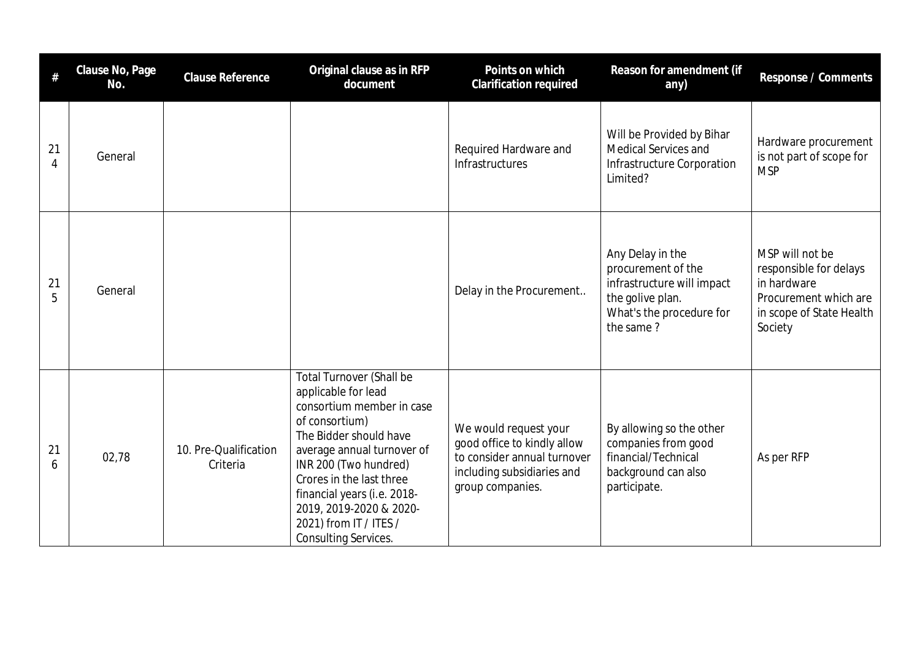| # | Clause No, Page No. | Clause Reference | Original clause as in RFP document | Points on which Clarification required | Reason for amendment (if any) | Response / Comments |
|---|---|---|---|---|---|---|
| 214 | General | | | Required Hardware and Infrastructures | Will be Provided by Bihar Medical Services and Infrastructure Corporation Limited? | Hardware procurement is not part of scope for MSP |
| 215 | General | | | Delay in the Procurement.. | Any Delay in the procurement of the infrastructure will impact the golive plan. What's the procedure for the same ? | MSP will not be responsible for delays in hardware Procurement which are in scope of State Health Society |
| 216 | 02,78 | 10. Pre-Qualification Criteria | Total Turnover (Shall be applicable for lead consortium member in case of consortium) The Bidder should have average annual turnover of INR 200 (Two hundred) Crores in the last three financial years (i.e. 2018-2019, 2019-2020 & 2020-2021) from IT / ITES / Consulting Services. | We would request your good office to kindly allow to consider annual turnover including subsidiaries and group companies. | By allowing so the other companies from good financial/Technical background can also participate. | As per RFP |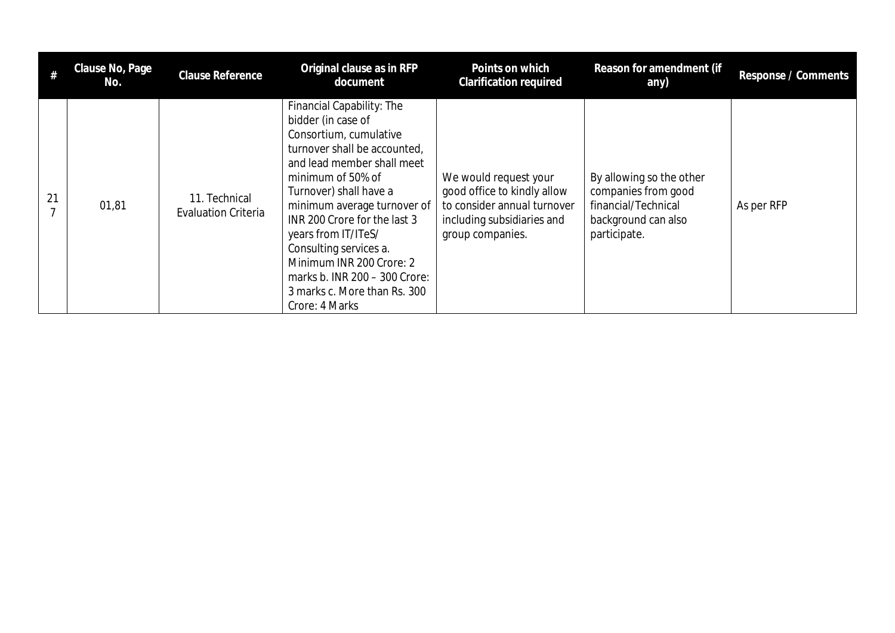| # | Clause No, Page No. | Clause Reference | Original clause as in RFP document | Points on which Clarification required | Reason for amendment (if any) | Response / Comments |
|---|---|---|---|---|---|---|
| 217 | 01,81 | 11. Technical Evaluation Criteria | Financial Capability: The bidder (in case of Consortium, cumulative turnover shall be accounted, and lead member shall meet minimum of 50% of Turnover) shall have a minimum average turnover of INR 200 Crore for the last 3 years from IT/ITeS/ Consulting services a. Minimum INR 200 Crore: 2 marks b. INR 200 – 300 Crore: 3 marks c. More than Rs. 300 Crore: 4 Marks | We would request your good office to kindly allow to consider annual turnover including subsidiaries and group companies. | By allowing so the other companies from good financial/Technical background can also participate. | As per RFP |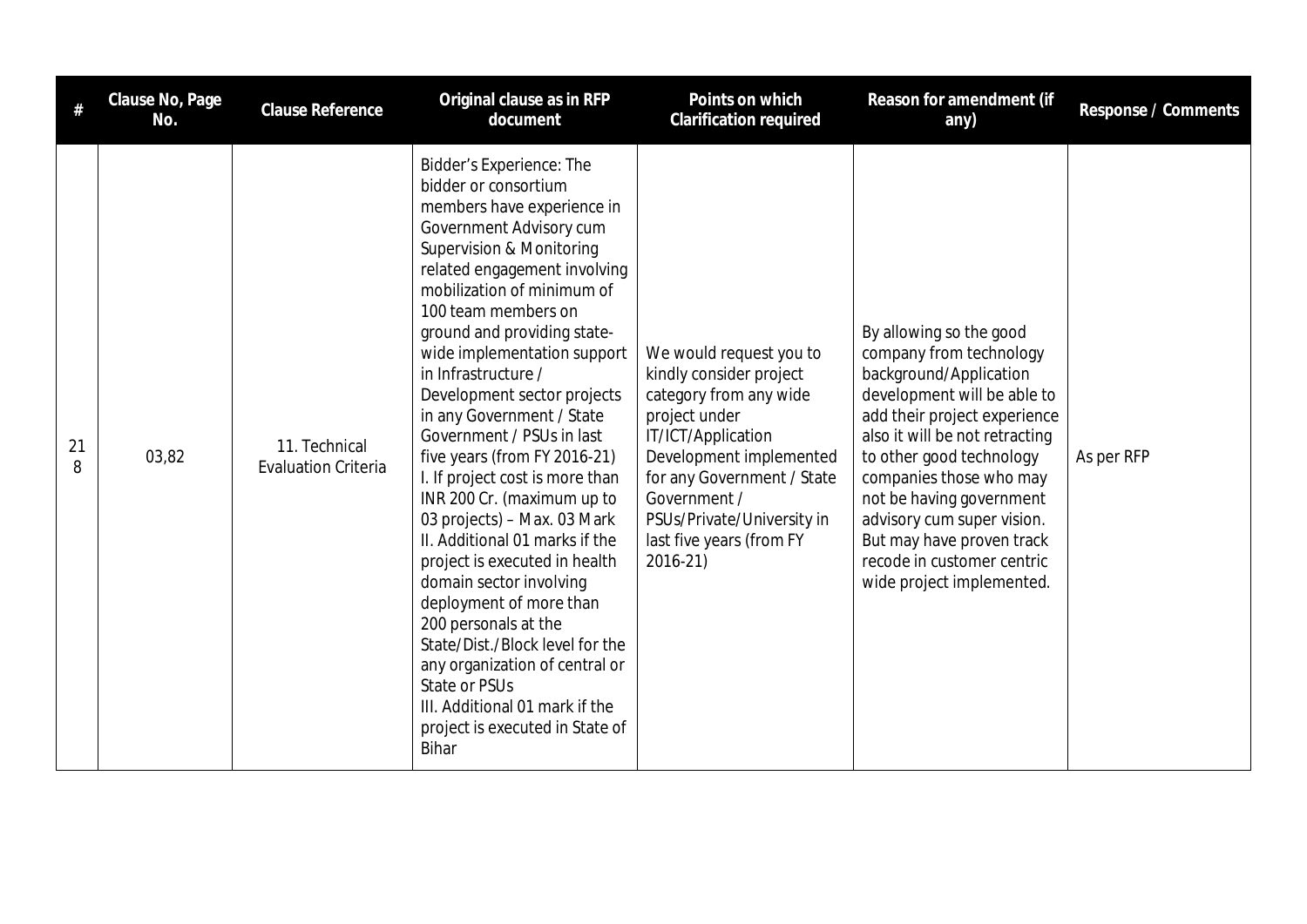| # | Clause No, Page No. | Clause Reference | Original clause as in RFP document | Points on which Clarification required | Reason for amendment (if any) | Response / Comments |
|---|---|---|---|---|---|---|
| 218 | 03,82 | 11. Technical Evaluation Criteria | Bidder's Experience: The bidder or consortium members have experience in Government Advisory cum Supervision & Monitoring related engagement involving mobilization of minimum of 100 team members on ground and providing state-wide implementation support in Infrastructure / Development sector projects in any Government / State Government / PSUs in last five years (from FY 2016-21)<br>I. If project cost is more than INR 200 Cr. (maximum up to 03 projects) – Max. 03 Mark<br>II. Additional 01 marks if the project is executed in health domain sector involving deployment of more than 200 personals at the State/Dist./Block level for the any organization of central or State or PSUs<br>III. Additional 01 mark if the project is executed in State of Bihar | We would request you to kindly consider project category from any wide project under IT/ICT/Application Development implemented for any Government / State Government / PSUs/Private/University in last five years (from FY 2016-21) | By allowing so the good company from technology background/Application development will be able to add their project experience also it will be not retracting to other good technology companies those who may not be having government advisory cum super vision. But may have proven track recode in customer centric wide project implemented. | As per RFP |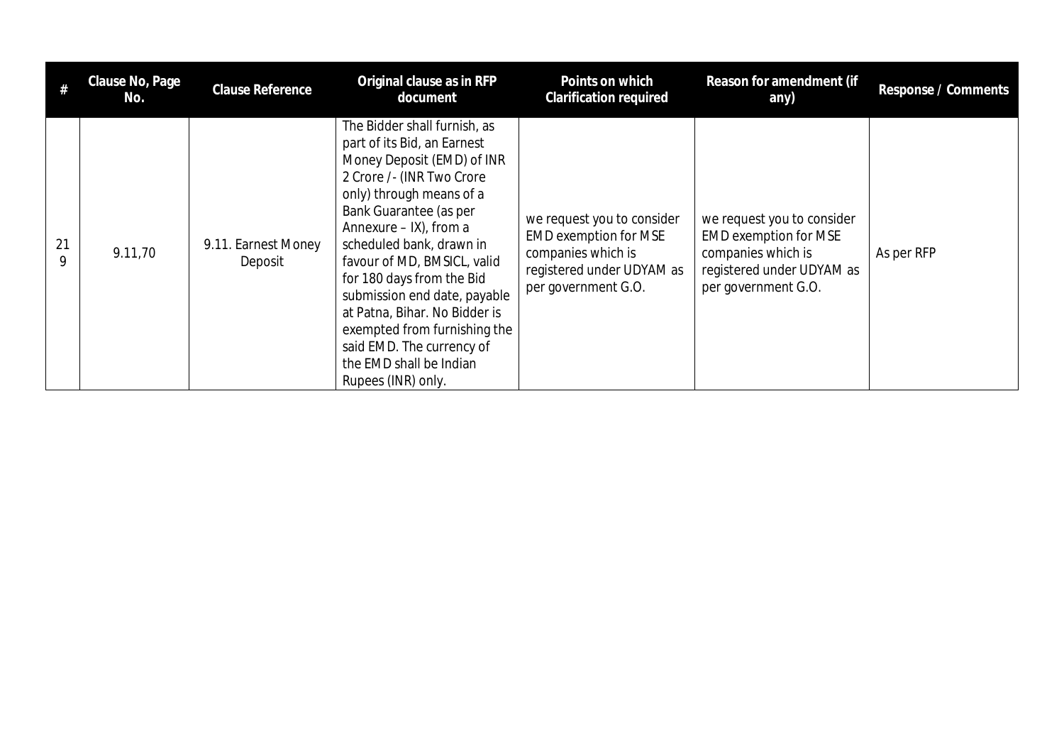| # | Clause No, Page No. | Clause Reference | Original clause as in RFP document | Points on which Clarification required | Reason for amendment (if any) | Response / Comments |
|---|---|---|---|---|---|---|
| 219 | 9.11,70 | 9.11. Earnest Money Deposit | The Bidder shall furnish, as part of its Bid, an Earnest Money Deposit (EMD) of INR 2 Crore /- (INR Two Crore only) through means of a Bank Guarantee (as per Annexure – IX), from a scheduled bank, drawn in favour of MD, BMSICL, valid for 180 days from the Bid submission end date, payable at Patna, Bihar. No Bidder is exempted from furnishing the said EMD. The currency of the EMD shall be Indian Rupees (INR) only. | we request you to consider EMD exemption for MSE companies which is registered under UDYAM as per government G.O. | we request you to consider EMD exemption for MSE companies which is registered under UDYAM as per government G.O. | As per RFP |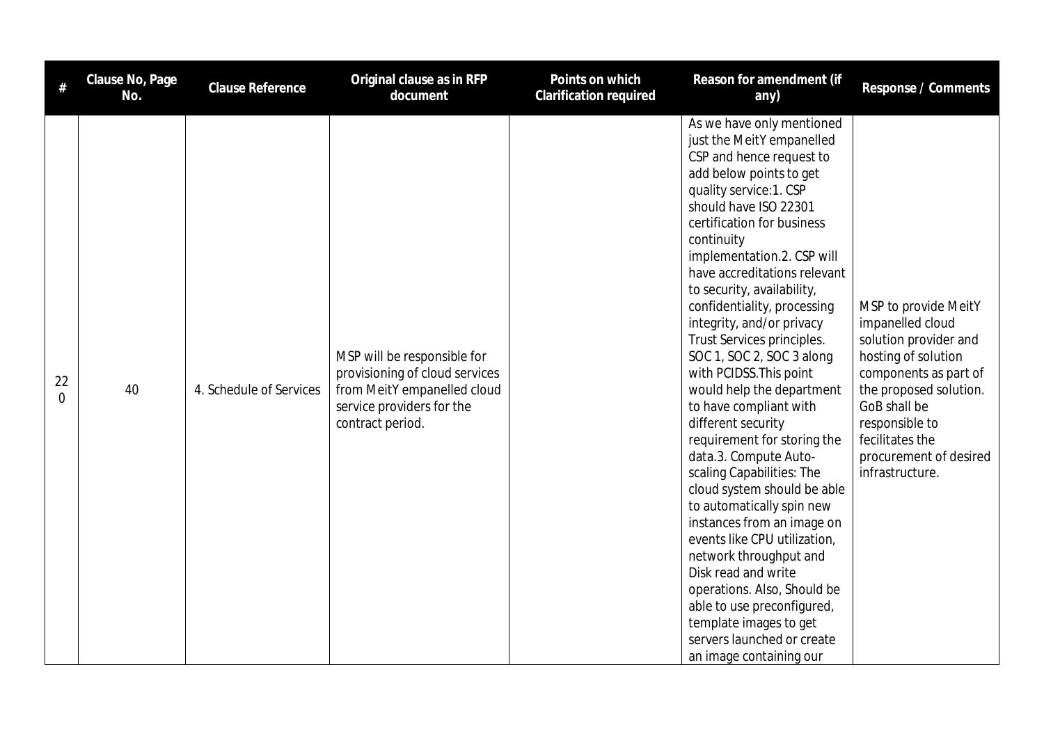| # | Clause No, Page No. | Clause Reference | Original clause as in RFP document | Points on which Clarification required | Reason for amendment (if any) | Response / Comments |
|---|---|---|---|---|---|---|
| 220 | 40 | 4. Schedule of Services | MSP will be responsible for provisioning of cloud services from MeitY empanelled cloud service providers for the contract period. | | As we have only mentioned just the MeitY empanelled CSP and hence request to add below points to get quality service:1. CSP should have ISO 22301 certification for business continuity implementation.2. CSP will have accreditations relevant to security, availability, confidentiality, processing integrity, and/or privacy Trust Services principles. SOC 1, SOC 2, SOC 3 along with PCIDSS.This point would help the department to have compliant with different security requirement for storing the data.3. Compute Auto-scaling Capabilities: The cloud system should be able to automatically spin new instances from an image on events like CPU utilization, network throughput and Disk read and write operations. Also, Should be able to use preconfigured, template images to get servers launched or create an image containing our | MSP to provide MeitY impanelled cloud solution provider and hosting of solution components as part of the proposed solution. GoB shall be responsible to facilitates the procurement of desired infrastructure. |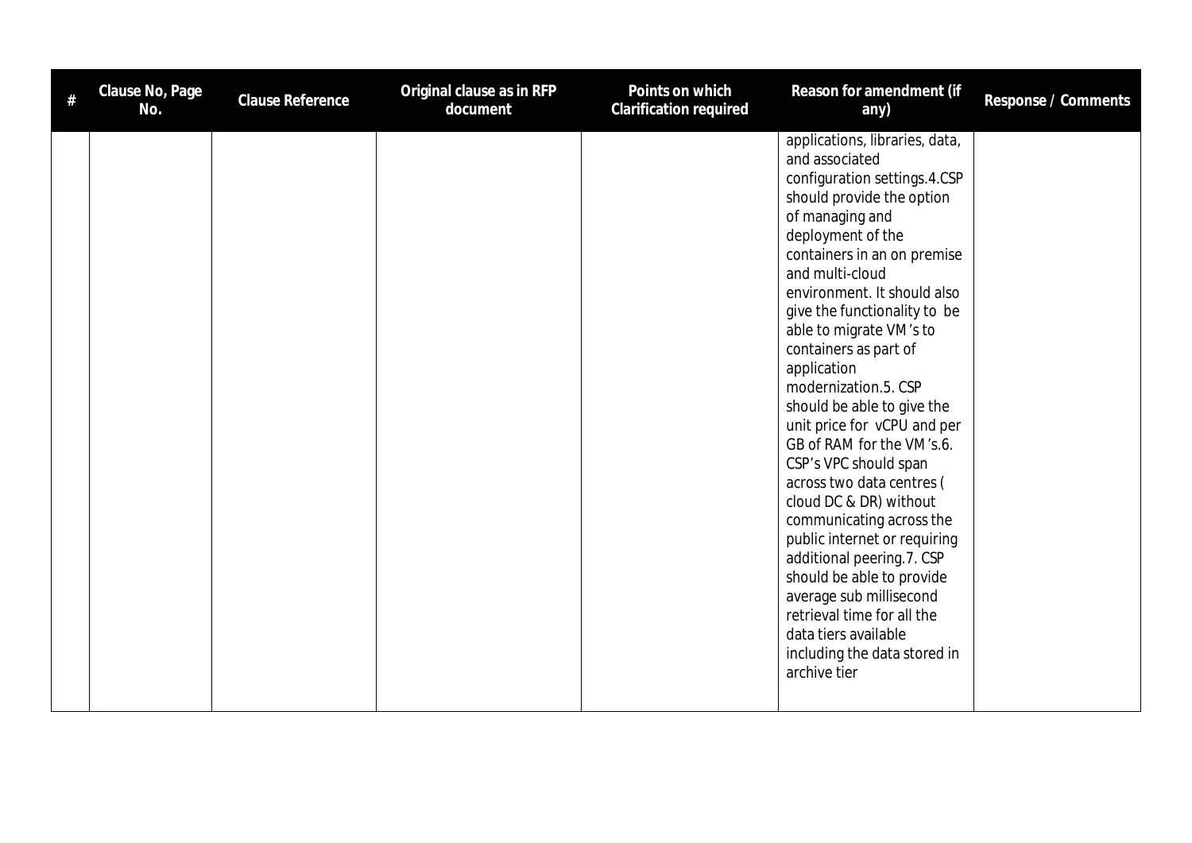| # | Clause No, Page No. | Clause Reference | Original clause as in RFP document | Points on which Clarification required | Reason for amendment (if any) | Response / Comments |
|---|---|---|---|---|---|---|
| | | | | | applications, libraries, data, and associated configuration settings.4.CSP should provide the option of managing and deployment of the containers in an on premise and multi-cloud environment. It should also give the functionality to be able to migrate VM's to containers as part of application modernization.5. CSP should be able to give the unit price for vCPU and per GB of RAM for the VM's.6. CSP's VPC should span across two data centres ( cloud DC & DR) without communicating across the public internet or requiring additional peering.7. CSP should be able to provide average sub millisecond retrieval time for all the data tiers available including the data stored in archive tier | |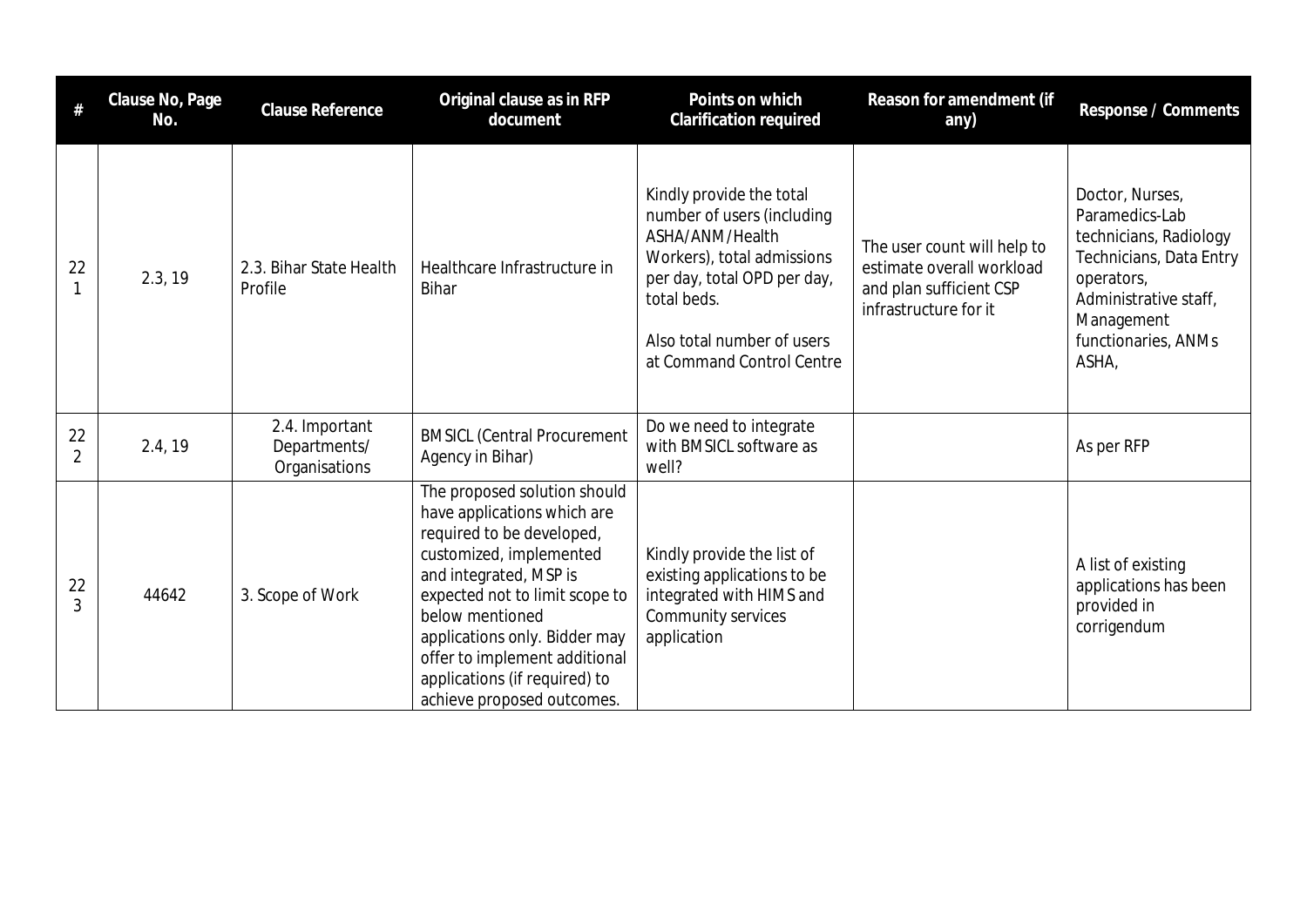| # | Clause No, Page No. | Clause Reference | Original clause as in RFP document | Points on which Clarification required | Reason for amendment (if any) | Response / Comments |
|---|---|---|---|---|---|---|
| 221 | 2.3, 19 | 2.3. Bihar State Health Profile | Healthcare Infrastructure in Bihar | Kindly provide the total number of users (including ASHA/ANM/Health Workers), total admissions per day, total OPD per day, total beds.<br><br>Also total number of users at Command Control Centre | The user count will help to estimate overall workload and plan sufficient CSP infrastructure for it | Doctor, Nurses, Paramedics-Lab technicians, Radiology Technicians, Data Entry operators, Administrative staff, Management functionaries, ANMs ASHA, |
| 222 | 2.4, 19 | 2.4. Important Departments/ Organisations | BMSICL (Central Procurement Agency in Bihar) | Do we need to integrate with BMSICL software as well? | | As per RFP |
| 223 | 44642 | 3. Scope of Work | The proposed solution should have applications which are required to be developed, customized, implemented and integrated, MSP is expected not to limit scope to below mentioned applications only. Bidder may offer to implement additional applications (if required) to achieve proposed outcomes. | Kindly provide the list of existing applications to be integrated with HIMS and Community services application | | A list of existing applications has been provided in corrigendum |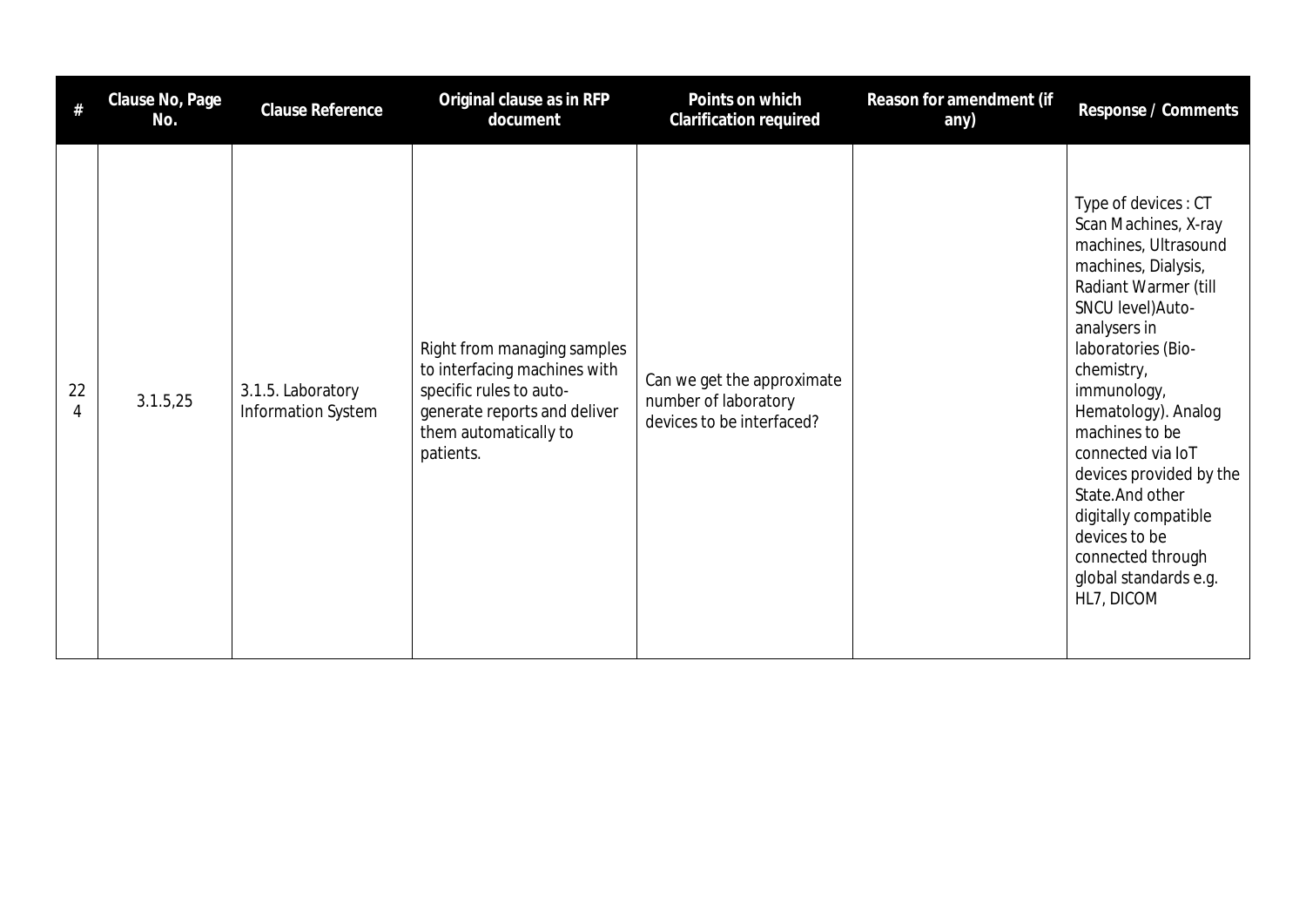| # | Clause No, Page No. | Clause Reference | Original clause as in RFP document | Points on which Clarification required | Reason for amendment (if any) | Response / Comments |
| --- | --- | --- | --- | --- | --- | --- |
| 224 | 3.1.5,25 | 3.1.5. Laboratory Information System | Right from managing samples to interfacing machines with specific rules to auto-generate reports and deliver them automatically to patients. | Can we get the approximate number of laboratory devices to be interfaced? | | Type of devices : CT Scan Machines, X-ray machines, Ultrasound machines, Dialysis, Radiant Warmer (till SNCU level)Auto-analysers in laboratories (Bio-chemistry, immunology, Hematology). Analog machines to be connected via IoT devices provided by the State.And other digitally compatible devices to be connected through global standards e.g. HL7, DICOM |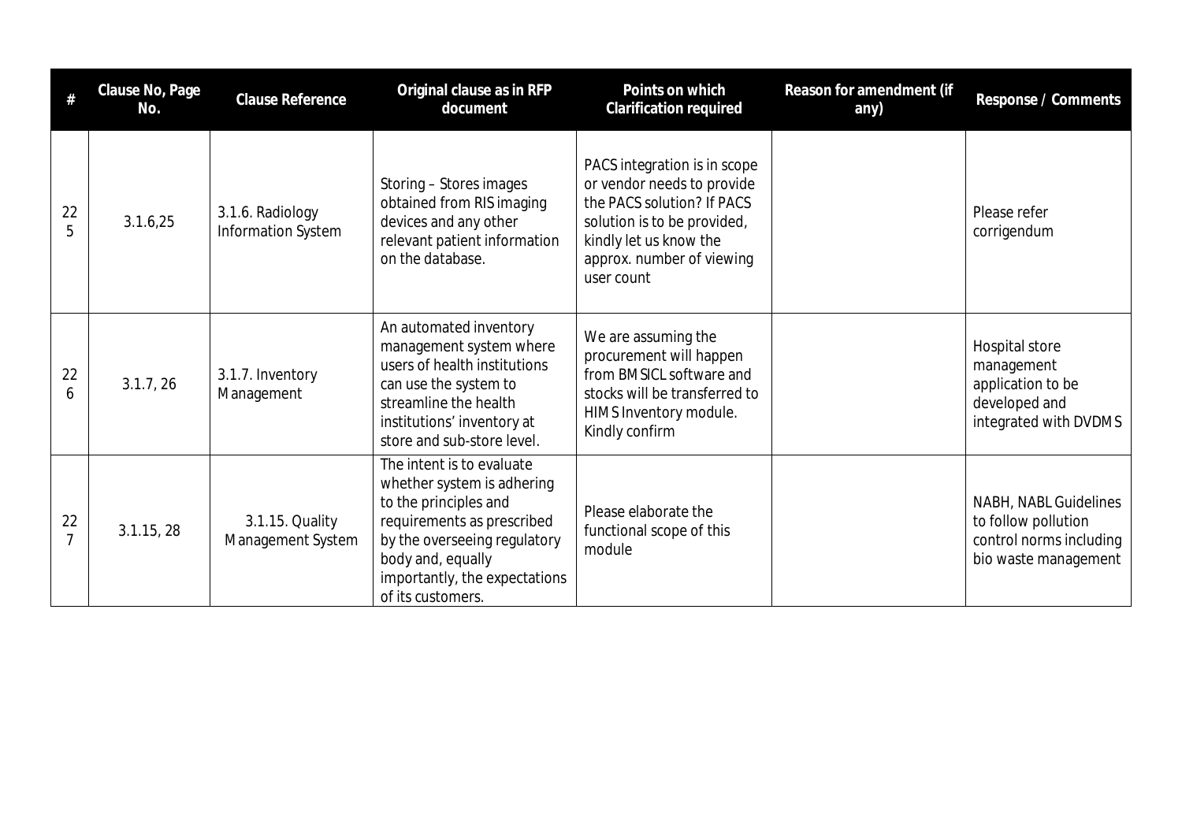| # | Clause No, Page No. | Clause Reference | Original clause as in RFP document | Points on which Clarification required | Reason for amendment (if any) | Response / Comments |
|---|---|---|---|---|---|---|
| 225 | 3.1.6,25 | 3.1.6. Radiology Information System | Storing – Stores images obtained from RIS imaging devices and any other relevant patient information on the database. | PACS integration is in scope or vendor needs to provide the PACS solution? If PACS solution is to be provided, kindly let us know the approx. number of viewing user count | | Please refer corrigendum |
| 226 | 3.1.7, 26 | 3.1.7. Inventory Management | An automated inventory management system where users of health institutions can use the system to streamline the health institutions' inventory at store and sub-store level. | We are assuming the procurement will happen from BMSICL software and stocks will be transferred to HIMS Inventory module. Kindly confirm | | Hospital store management application to be developed and integrated with DVDMS |
| 227 | 3.1.15, 28 | 3.1.15. Quality Management System | The intent is to evaluate whether system is adhering to the principles and requirements as prescribed by the overseeing regulatory body and, equally importantly, the expectations of its customers. | Please elaborate the functional scope of this module | | NABH, NABL Guidelines to follow pollution control norms including bio waste management |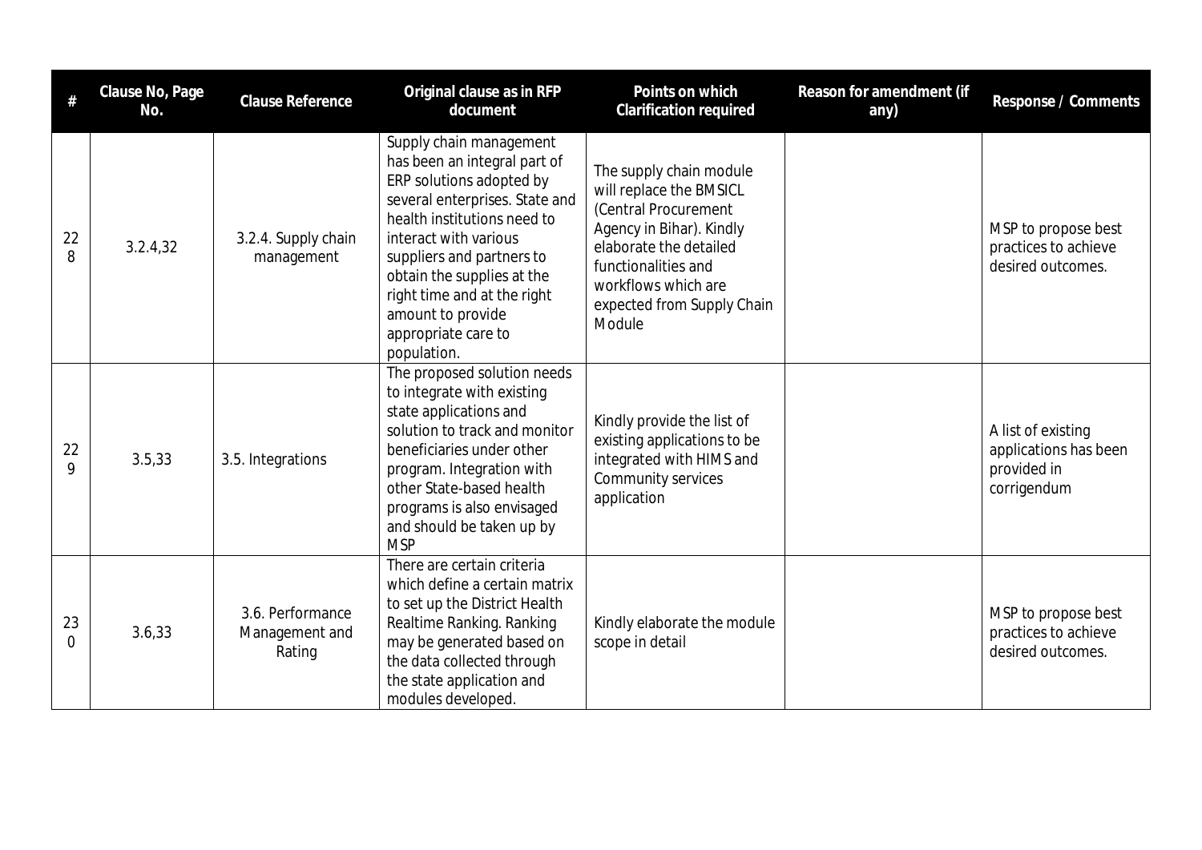| # | Clause No, Page No. | Clause Reference | Original clause as in RFP document | Points on which Clarification required | Reason for amendment (if any) | Response / Comments |
|---|---|---|---|---|---|---|
| 228 | 3.2.4,32 | 3.2.4. Supply chain management | Supply chain management has been an integral part of ERP solutions adopted by several enterprises. State and health institutions need to interact with various suppliers and partners to obtain the supplies at the right time and at the right amount to provide appropriate care to population. | The supply chain module will replace the BMSICL (Central Procurement Agency in Bihar). Kindly elaborate the detailed functionalities and workflows which are expected from Supply Chain Module | | MSP to propose best practices to achieve desired outcomes. |
| 229 | 3.5,33 | 3.5. Integrations | The proposed solution needs to integrate with existing state applications and solution to track and monitor beneficiaries under other program. Integration with other State-based health programs is also envisaged and should be taken up by MSP | Kindly provide the list of existing applications to be integrated with HIMS and Community services application | | A list of existing applications has been provided in corrigendum |
| 230 | 3.6,33 | 3.6. Performance Management and Rating | There are certain criteria which define a certain matrix to set up the District Health Realtime Ranking. Ranking may be generated based on the data collected through the state application and modules developed. | Kindly elaborate the module scope in detail | | MSP to propose best practices to achieve desired outcomes. |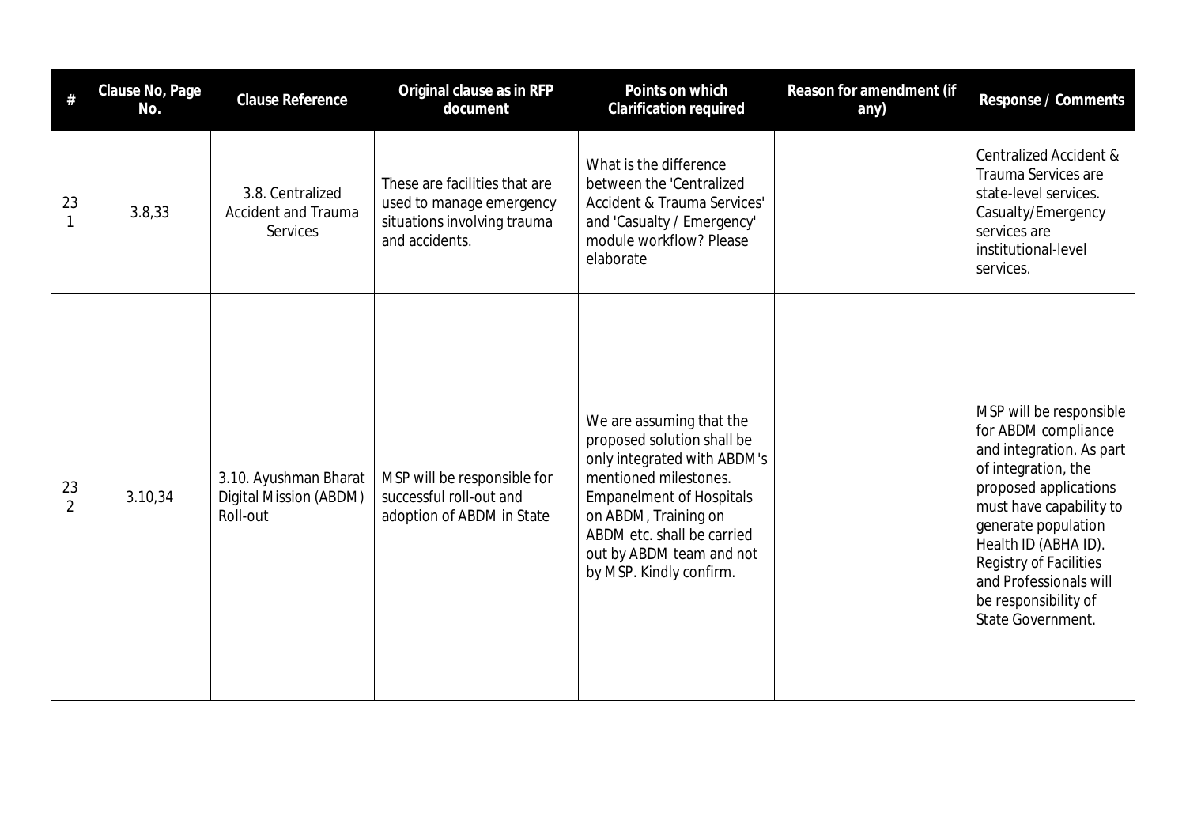| # | Clause No, Page No. | Clause Reference | Original clause as in RFP document | Points on which Clarification required | Reason for amendment (if any) | Response / Comments |
|---|---|---|---|---|---|---|
| 231 | 3.8,33 | 3.8. Centralized Accident and Trauma Services | These are facilities that are used to manage emergency situations involving trauma and accidents. | What is the difference between the 'Centralized Accident & Trauma Services' and 'Casualty / Emergency' module workflow? Please elaborate | | Centralized Accident & Trauma Services are state-level services. Casualty/Emergency services are institutional-level services. |
| 232 | 3.10,34 | 3.10. Ayushman Bharat Digital Mission (ABDM) Roll-out | MSP will be responsible for successful roll-out and adoption of ABDM in State | We are assuming that the proposed solution shall be only integrated with ABDM's mentioned milestones. Empanelment of Hospitals on ABDM, Training on ABDM etc. shall be carried out by ABDM team and not by MSP. Kindly confirm. | | MSP will be responsible for ABDM compliance and integration. As part of integration, the proposed applications must have capability to generate population Health ID (ABHA ID). Registry of Facilities and Professionals will be responsibility of State Government. |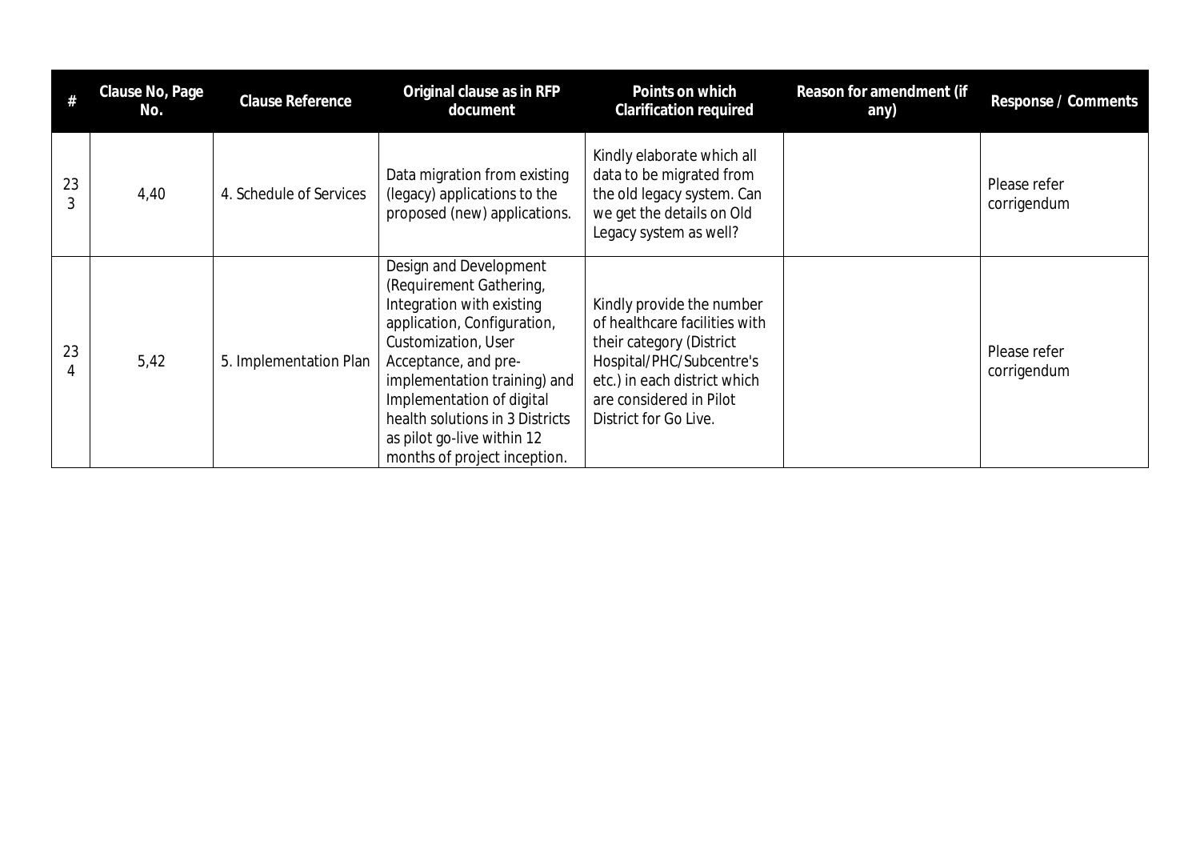| # | Clause No, Page No. | Clause Reference | Original clause as in RFP document | Points on which Clarification required | Reason for amendment (if any) | Response / Comments |
|---|---|---|---|---|---|---|
| 233 | 4,40 | 4. Schedule of Services | Data migration from existing (legacy) applications to the proposed (new) applications. | Kindly elaborate which all data to be migrated from the old legacy system. Can we get the details on Old Legacy system as well? | | Please refer corrigendum |
| 234 | 5,42 | 5. Implementation Plan | Design and Development (Requirement Gathering, Integration with existing application, Configuration, Customization, User Acceptance, and pre-implementation training) and Implementation of digital health solutions in 3 Districts as pilot go-live within 12 months of project inception. | Kindly provide the number of healthcare facilities with their category (District Hospital/PHC/Subcentre's etc.) in each district which are considered in Pilot District for Go Live. | | Please refer corrigendum |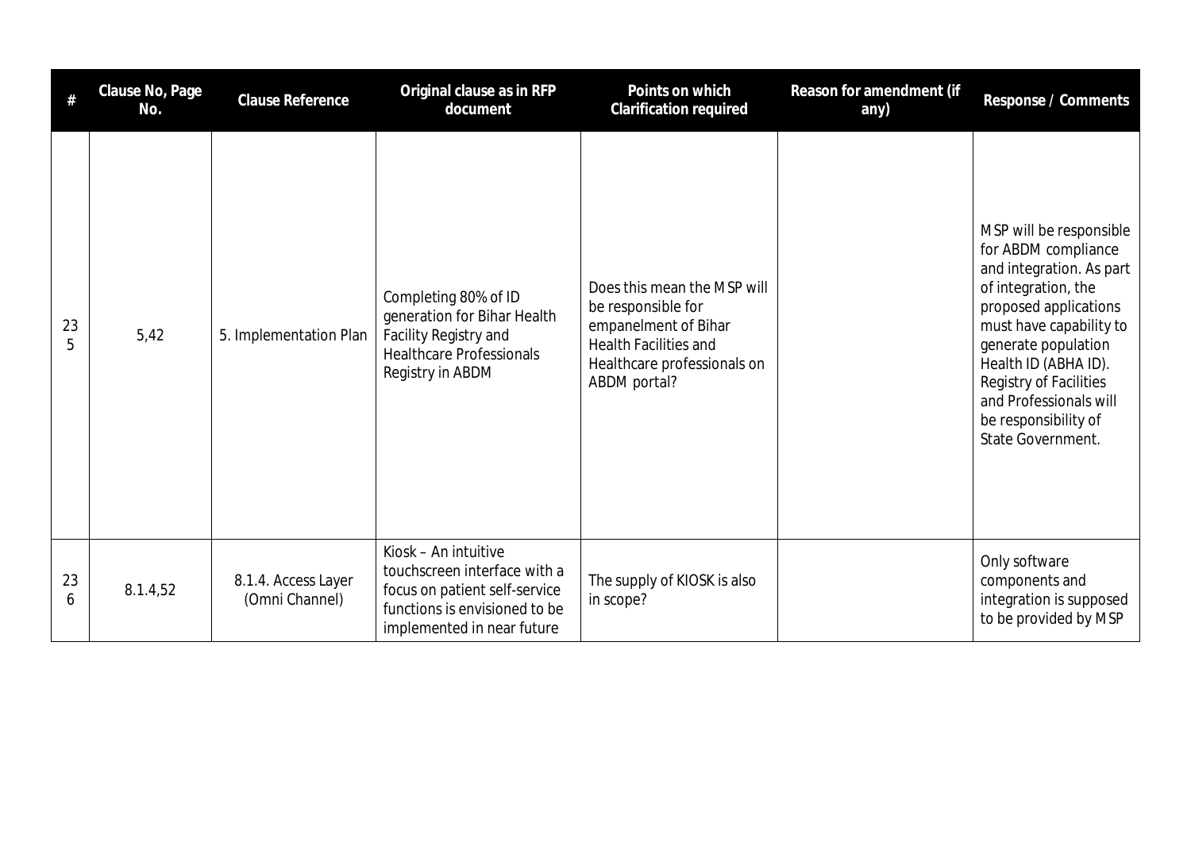| # | Clause No, Page No. | Clause Reference | Original clause as in RFP document | Points on which Clarification required | Reason for amendment (if any) | Response / Comments |
|---|---|---|---|---|---|---|
| 235 | 5,42 | 5. Implementation Plan | Completing 80% of ID generation for Bihar Health Facility Registry and Healthcare Professionals Registry in ABDM | Does this mean the MSP will be responsible for empanelment of Bihar Health Facilities and Healthcare professionals on ABDM portal? | | MSP will be responsible for ABDM compliance and integration. As part of integration, the proposed applications must have capability to generate population Health ID (ABHA ID). Registry of Facilities and Professionals will be responsibility of State Government. |
| 236 | 8.1.4,52 | 8.1.4. Access Layer (Omni Channel) | Kiosk – An intuitive touchscreen interface with a focus on patient self-service functions is envisioned to be implemented in near future | The supply of KIOSK is also in scope? | | Only software components and integration is supposed to be provided by MSP |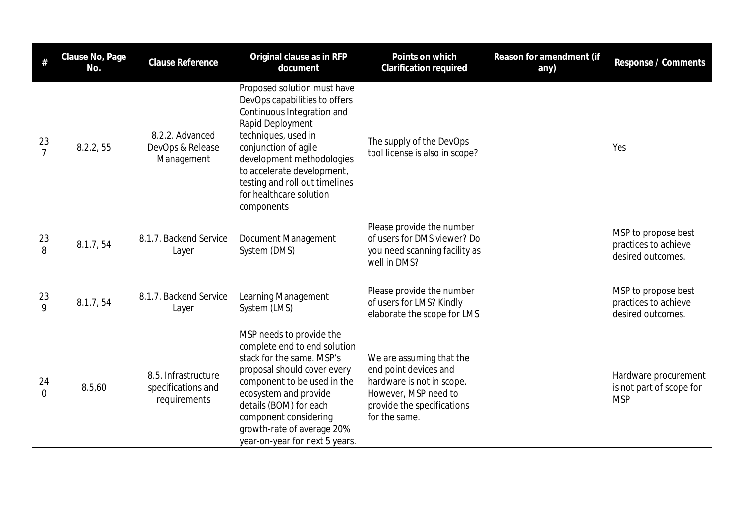| # | Clause No, Page No. | Clause Reference | Original clause as in RFP document | Points on which Clarification required | Reason for amendment (if any) | Response / Comments |
|---|---|---|---|---|---|---|
| 237 | 8.2.2, 55 | 8.2.2. Advanced DevOps & Release Management | Proposed solution must have DevOps capabilities to offers Continuous Integration and Rapid Deployment techniques, used in conjunction of agile development methodologies to accelerate development, testing and roll out timelines for healthcare solution components | The supply of the DevOps tool license is also in scope? | | Yes |
| 238 | 8.1.7, 54 | 8.1.7. Backend Service Layer | Document Management System (DMS) | Please provide the number of users for DMS viewer? Do you need scanning facility as well in DMS? | | MSP to propose best practices to achieve desired outcomes. |
| 239 | 8.1.7, 54 | 8.1.7. Backend Service Layer | Learning Management System (LMS) | Please provide the number of users for LMS? Kindly elaborate the scope for LMS | | MSP to propose best practices to achieve desired outcomes. |
| 240 | 8.5,60 | 8.5. Infrastructure specifications and requirements | MSP needs to provide the complete end to end solution stack for the same. MSP's proposal should cover every component to be used in the ecosystem and provide details (BOM) for each component considering growth-rate of average 20% year-on-year for next 5 years. | We are assuming that the end point devices and hardware is not in scope. However, MSP need to provide the specifications for the same. | | Hardware procurement is not part of scope for MSP |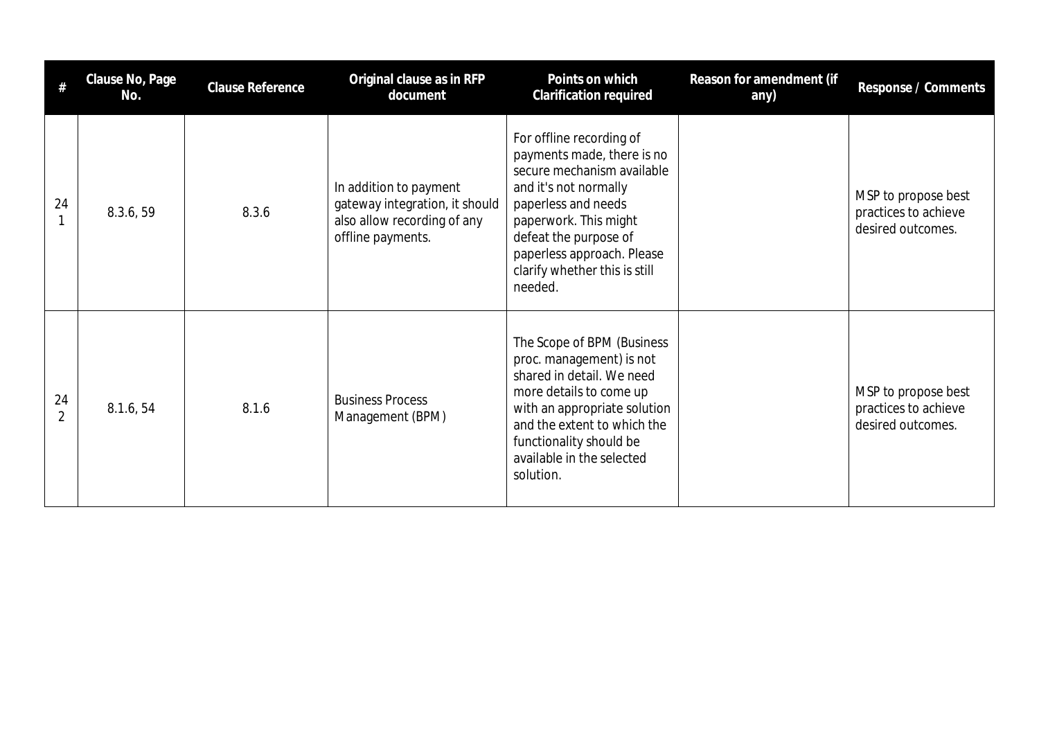| # | Clause No, Page No. | Clause Reference | Original clause as in RFP document | Points on which Clarification required | Reason for amendment (if any) | Response / Comments |
|---|---|---|---|---|---|---|
| 241 | 8.3.6, 59 | 8.3.6 | In addition to payment gateway integration, it should also allow recording of any offline payments. | For offline recording of payments made, there is no secure mechanism available and it's not normally paperless and needs paperwork. This might defeat the purpose of paperless approach. Please clarify whether this is still needed. | | MSP to propose best practices to achieve desired outcomes. |
| 242 | 8.1.6, 54 | 8.1.6 | Business Process Management (BPM) | The Scope of BPM (Business proc. management) is not shared in detail. We need more details to come up with an appropriate solution and the extent to which the functionality should be available in the selected solution. | | MSP to propose best practices to achieve desired outcomes. |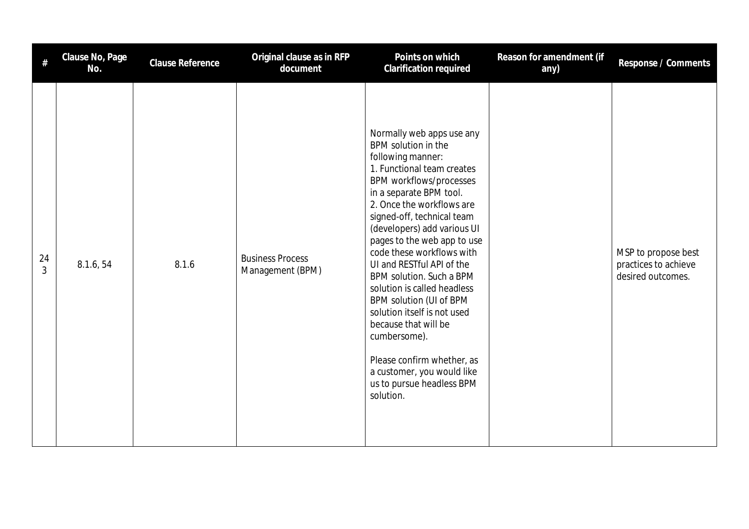| # | Clause No, Page No. | Clause Reference | Original clause as in RFP document | Points on which Clarification required | Reason for amendment (if any) | Response / Comments |
|---|---|---|---|---|---|---|
| 243 | 8.1.6, 54 | 8.1.6 | Business Process Management (BPM) | Normally web apps use any BPM solution in the following manner:<br>1. Functional team creates BPM workflows/processes in a separate BPM tool.<br>2. Once the workflows are signed-off, technical team (developers) add various UI pages to the web app to use code these workflows with UI and RESTful API of the BPM solution. Such a BPM solution is called headless BPM solution (UI of BPM solution itself is not used because that will be cumbersome).<br><br>Please confirm whether, as a customer, you would like us to pursue headless BPM solution. | | MSP to propose best practices to achieve desired outcomes. |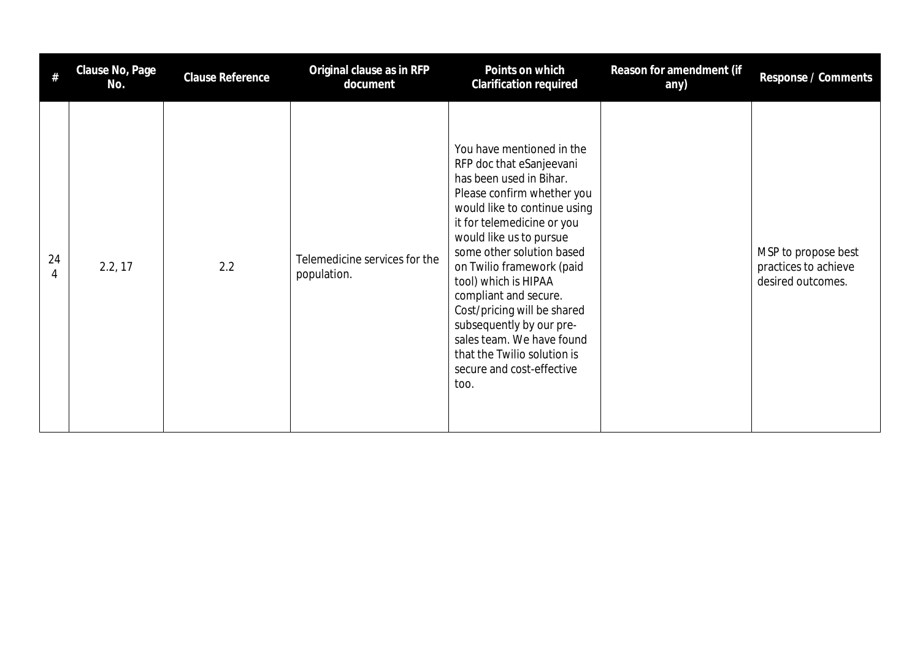| # | Clause No, Page No. | Clause Reference | Original clause as in RFP document | Points on which Clarification required | Reason for amendment (if any) | Response / Comments |
|---|---|---|---|---|---|---|
| 244 | 2.2, 17 | 2.2 | Telemedicine services for the population. | You have mentioned in the RFP doc that eSanjeevani has been used in Bihar. Please confirm whether you would like to continue using it for telemedicine or you would like us to pursue some other solution based on Twilio framework (paid tool) which is HIPAA compliant and secure. Cost/pricing will be shared subsequently by our pre-sales team. We have found that the Twilio solution is secure and cost-effective too. | | MSP to propose best practices to achieve desired outcomes. |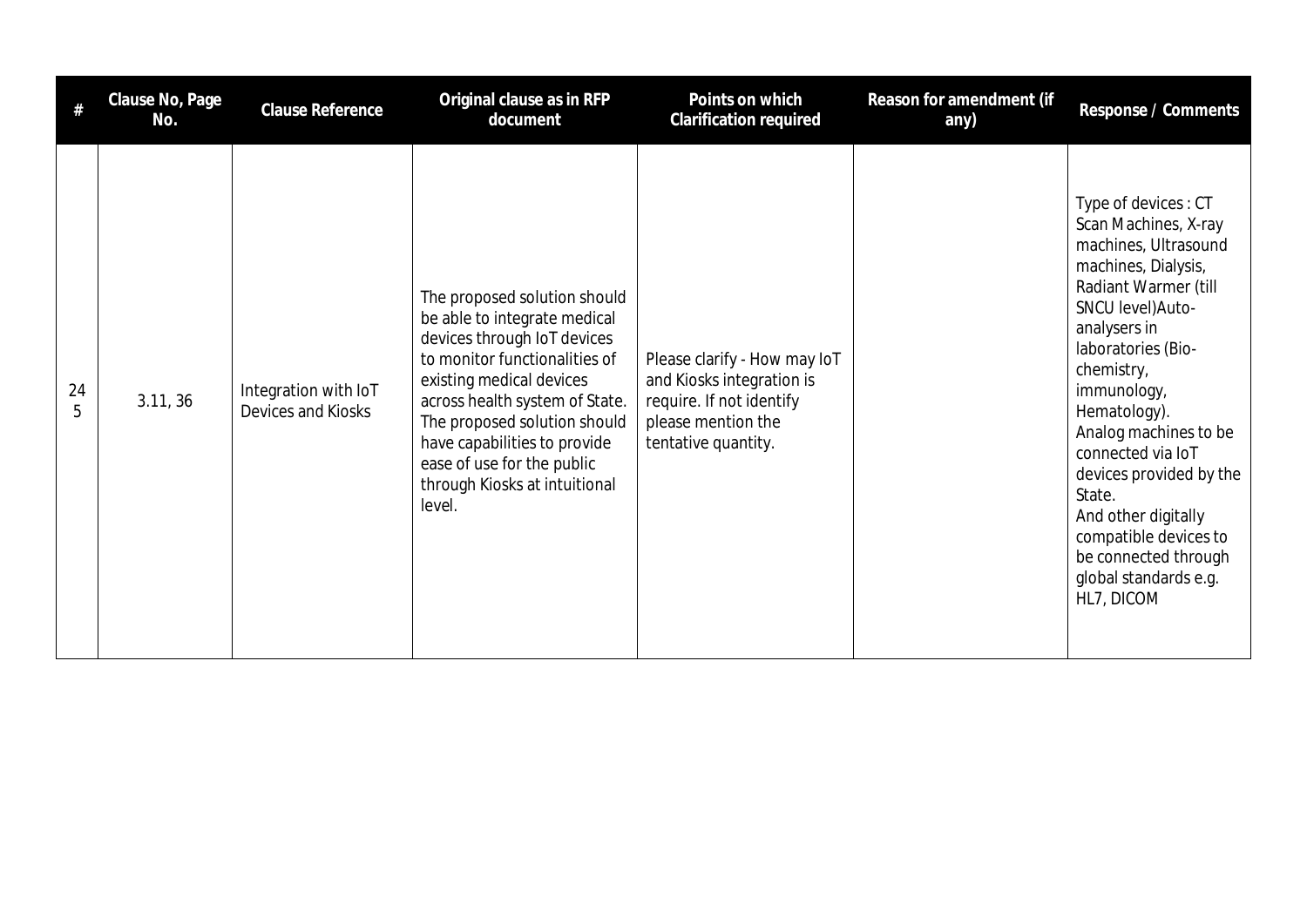| # | Clause No, Page No. | Clause Reference | Original clause as in RFP document | Points on which Clarification required | Reason for amendment (if any) | Response / Comments |
|---|---|---|---|---|---|---|
| 245 | 3.11, 36 | Integration with IoT Devices and Kiosks | The proposed solution should be able to integrate medical devices through IoT devices to monitor functionalities of existing medical devices across health system of State. The proposed solution should have capabilities to provide ease of use for the public through Kiosks at intuitional level. | Please clarify - How may IoT and Kiosks integration is require. If not identify please mention the tentative quantity. | | Type of devices : CT Scan Machines, X-ray machines, Ultrasound machines, Dialysis, Radiant Warmer (till SNCU level)Auto-analysers in laboratories (Bio-chemistry, immunology, Hematology). Analog machines to be connected via IoT devices provided by the State. And other digitally compatible devices to be connected through global standards e.g. HL7, DICOM |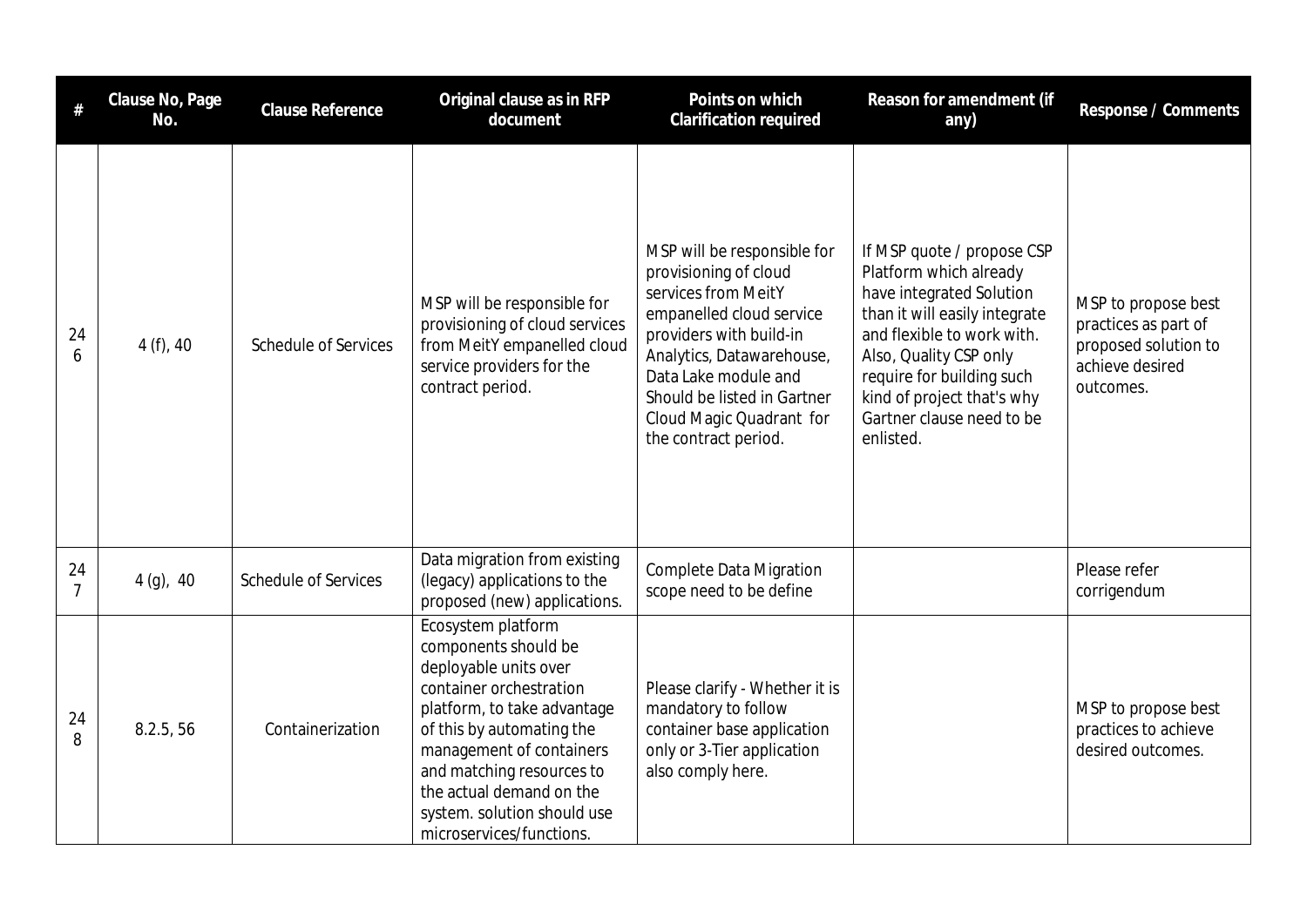| # | Clause No, Page No. | Clause Reference | Original clause as in RFP document | Points on which Clarification required | Reason for amendment (if any) | Response / Comments |
|---|---|---|---|---|---|---|
| 246 | 4 (f), 40 | Schedule of Services | MSP will be responsible for provisioning of cloud services from MeitY empanelled cloud service providers for the contract period. | MSP will be responsible for provisioning of cloud services from MeitY empanelled cloud service providers with build-in Analytics, Datawarehouse, Data Lake module and Should be listed in Gartner Cloud Magic Quadrant for the contract period. | If MSP quote / propose CSP Platform which already have integrated Solution than it will easily integrate and flexible to work with. Also, Quality CSP only require for building such kind of project that's why Gartner clause need to be enlisted. | MSP to propose best practices as part of proposed solution to achieve desired outcomes. |
| 247 | 4 (g), 40 | Schedule of Services | Data migration from existing (legacy) applications to the proposed (new) applications. | Complete Data Migration scope need to be define | | Please refer corrigendum |
| 248 | 8.2.5, 56 | Containerization | Ecosystem platform components should be deployable units over container orchestration platform, to take advantage of this by automating the management of containers and matching resources to the actual demand on the system. solution should use microservices/functions. | Please clarify - Whether it is mandatory to follow container base application only or 3-Tier application also comply here. | | MSP to propose best practices to achieve desired outcomes. |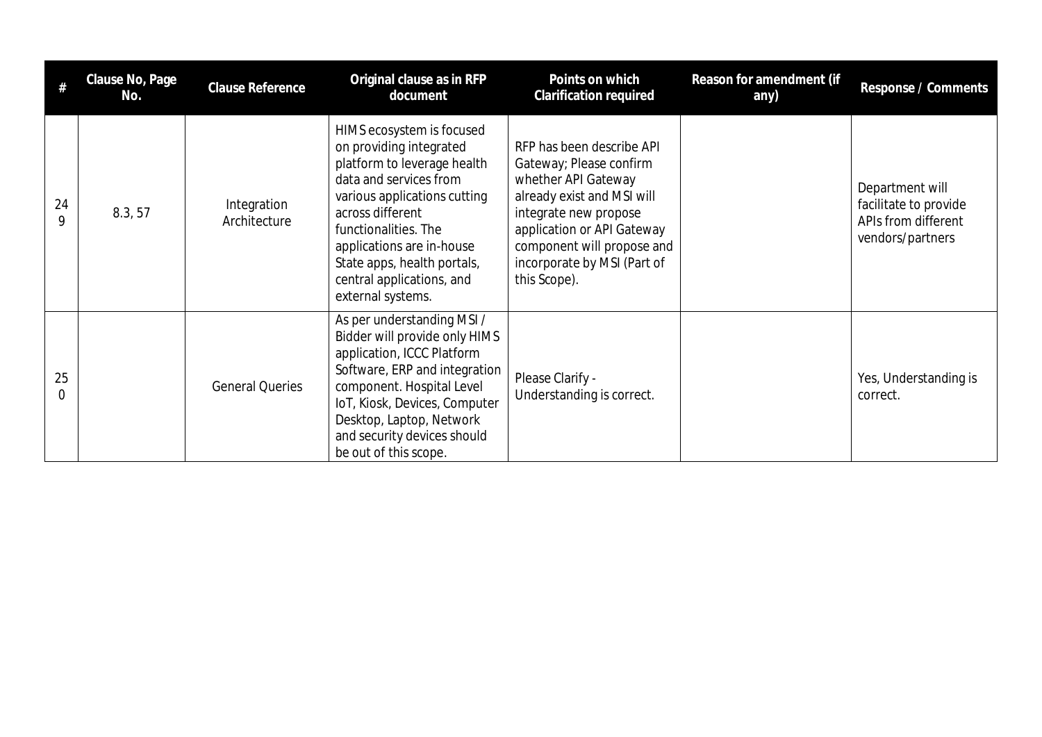| # | Clause No, Page No. | Clause Reference | Original clause as in RFP document | Points on which Clarification required | Reason for amendment (if any) | Response / Comments |
|---|---|---|---|---|---|---|
| 249 | 8.3, 57 | Integration Architecture | HIMS ecosystem is focused on providing integrated platform to leverage health data and services from various applications cutting across different functionalities. The applications are in-house State apps, health portals, central applications, and external systems. | RFP has been describe API Gateway; Please confirm whether API Gateway already exist and MSI will integrate new propose application or API Gateway component will propose and incorporate by MSI (Part of this Scope). | | Department will facilitate to provide APIs from different vendors/partners |
| 250 | | General Queries | As per understanding MSI / Bidder will provide only HIMS application, ICCC Platform Software, ERP and integration component. Hospital Level IoT, Kiosk, Devices, Computer Desktop, Laptop, Network and security devices should be out of this scope. | Please Clarify - Understanding is correct. | | Yes, Understanding is correct. |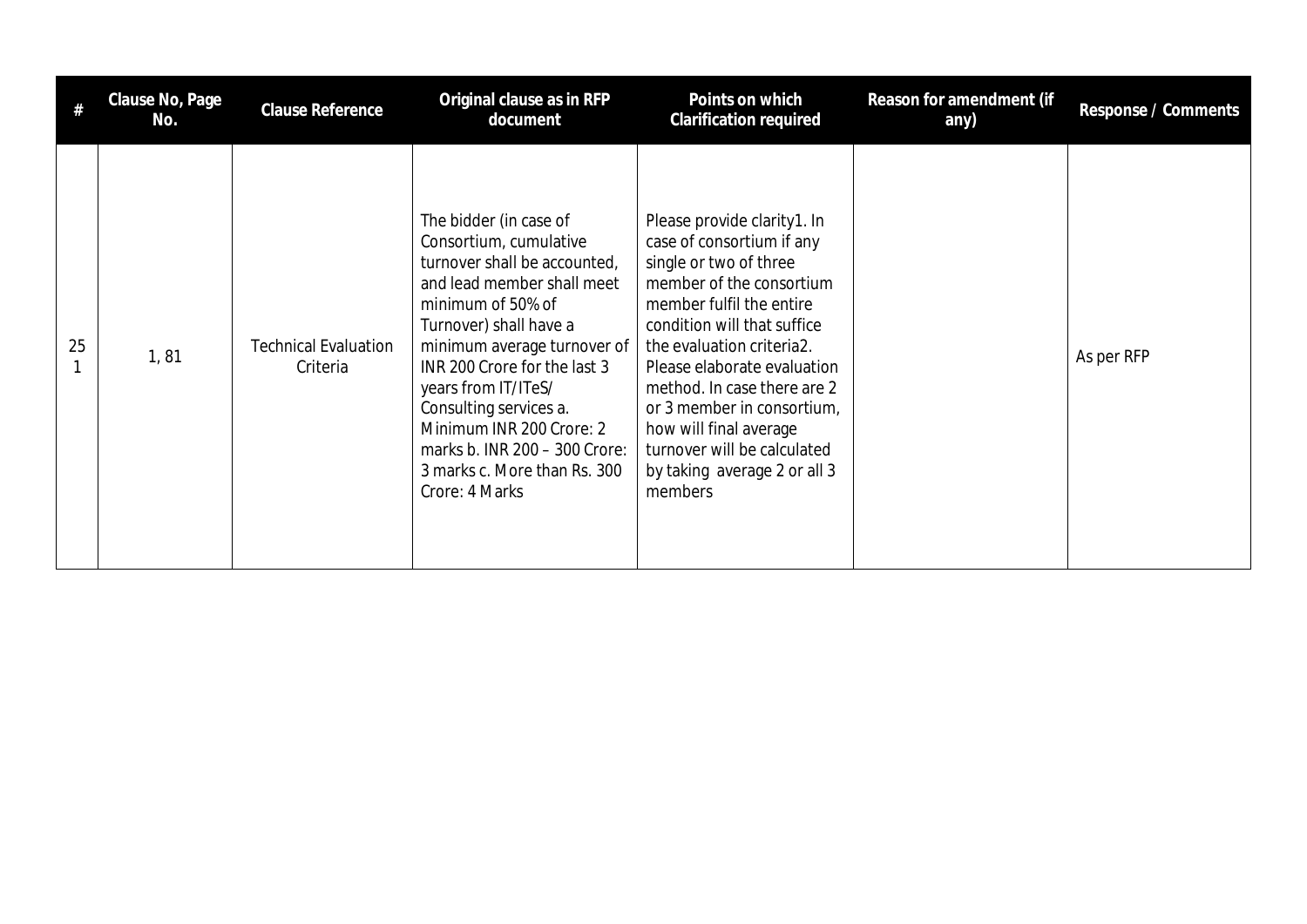| # | Clause No, Page No. | Clause Reference | Original clause as in RFP document | Points on which Clarification required | Reason for amendment (if any) | Response / Comments |
|---|---|---|---|---|---|---|
| 251 | 1, 81 | Technical Evaluation Criteria | The bidder (in case of Consortium, cumulative turnover shall be accounted, and lead member shall meet minimum of 50% of Turnover) shall have a minimum average turnover of INR 200 Crore for the last 3 years from IT/ITeS/ Consulting services a. Minimum INR 200 Crore: 2 marks b. INR 200 – 300 Crore: 3 marks c. More than Rs. 300 Crore: 4 Marks | Please provide clarity1. In case of consortium if any single or two of three member of the consortium member fulfil the entire condition will that suffice the evaluation criteria2. Please elaborate evaluation method. In case there are 2 or 3 member in consortium, how will final average turnover will be calculated by taking average 2 or all 3 members | | As per RFP |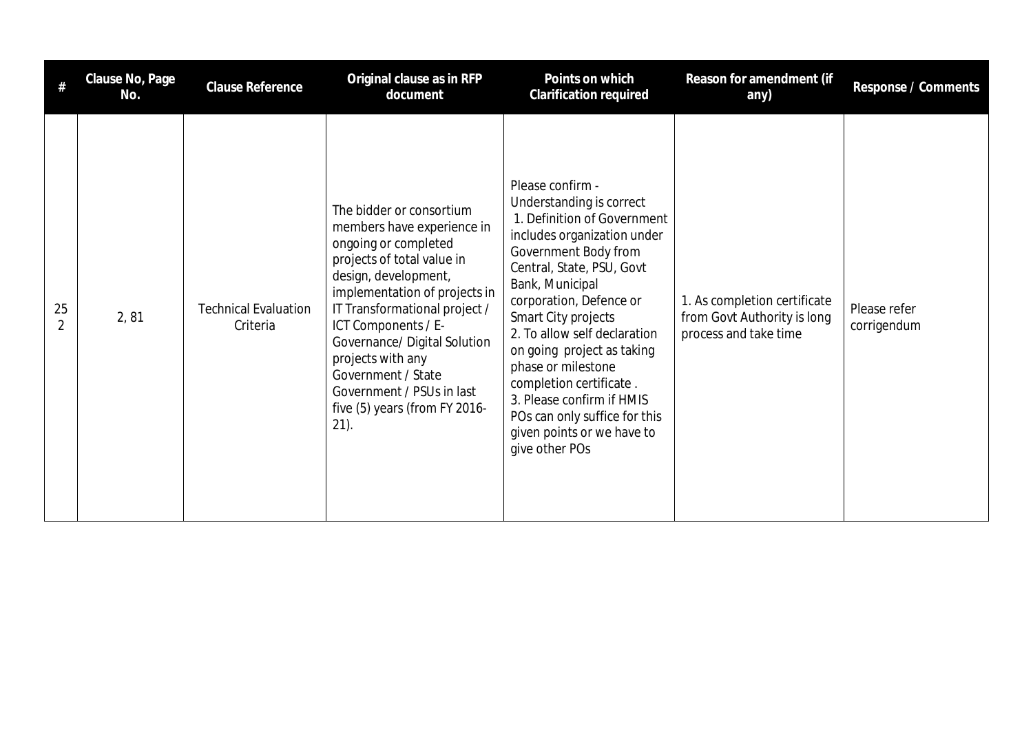| # | Clause No, Page No. | Clause Reference | Original clause as in RFP document | Points on which Clarification required | Reason for amendment (if any) | Response / Comments |
|---|---|---|---|---|---|---|
| 252 | 2, 81 | Technical Evaluation Criteria | The bidder or consortium members have experience in ongoing or completed projects of total value in design, development, implementation of projects in IT Transformational project / ICT Components / E-Governance/ Digital Solution projects with any Government / State Government / PSUs in last five (5) years (from FY 2016-21). | Please confirm - Understanding is correct<br>1. Definition of Government includes organization under Government Body from Central, State, PSU, Govt Bank, Municipal corporation, Defence or Smart City projects<br>2. To allow self declaration on going project as taking phase or milestone completion certificate .<br>3. Please confirm if HMIS POs can only suffice for this given points or we have to give other POs | 1. As completion certificate from Govt Authority is long process and take time | Please refer corrigendum |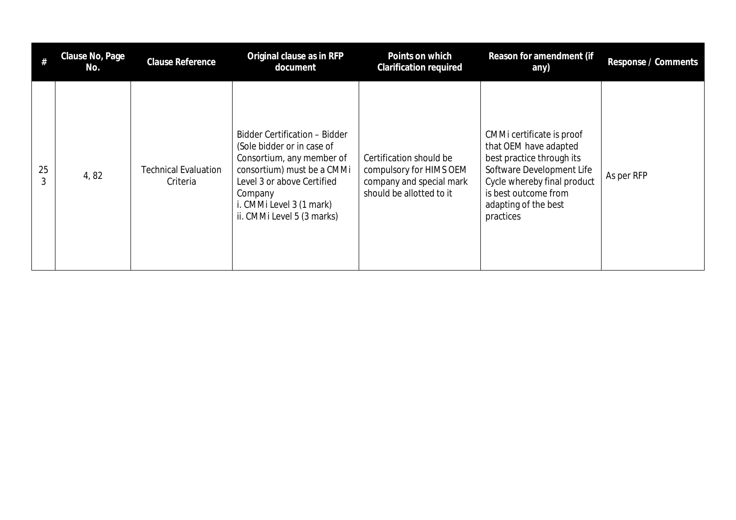| # | Clause No, Page No. | Clause Reference | Original clause as in RFP document | Points on which Clarification required | Reason for amendment (if any) | Response / Comments |
|---|---|---|---|---|---|---|
| 253 | 4, 82 | Technical Evaluation Criteria | Bidder Certification – Bidder (Sole bidder or in case of Consortium, any member of consortium) must be a CMMi Level 3 or above Certified Company<br>i. CMMi Level 3 (1 mark)<br>ii. CMMi Level 5 (3 marks) | Certification should be compulsory for HIMS OEM company and special mark should be allotted to it | CMMi certificate is proof that OEM have adapted best practice through its Software Development Life Cycle whereby final product is best outcome from adapting of the best practices | As per RFP |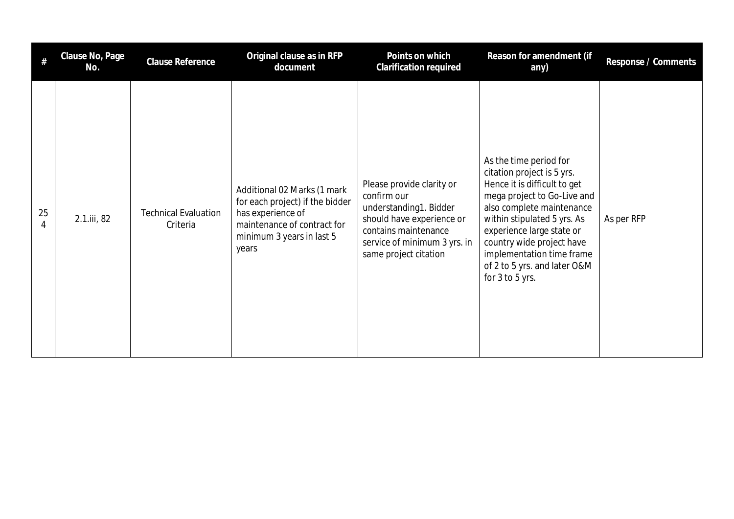| # | Clause No, Page No. | Clause Reference | Original clause as in RFP document | Points on which Clarification required | Reason for amendment (if any) | Response / Comments |
|---|---|---|---|---|---|---|
| 254 | 2.1.iii, 82 | Technical Evaluation Criteria | Additional 02 Marks (1 mark for each project) if the bidder has experience of maintenance of contract for minimum 3 years in last 5 years | Please provide clarity or confirm our understanding1. Bidder should have experience or contains maintenance service of minimum 3 yrs. in same project citation | As the time period for citation project is 5 yrs. Hence it is difficult to get mega project to Go-Live and also complete maintenance within stipulated 5 yrs. As experience large state or country wide project have implementation time frame of 2 to 5 yrs. and later O&M for 3 to 5 yrs. | As per RFP |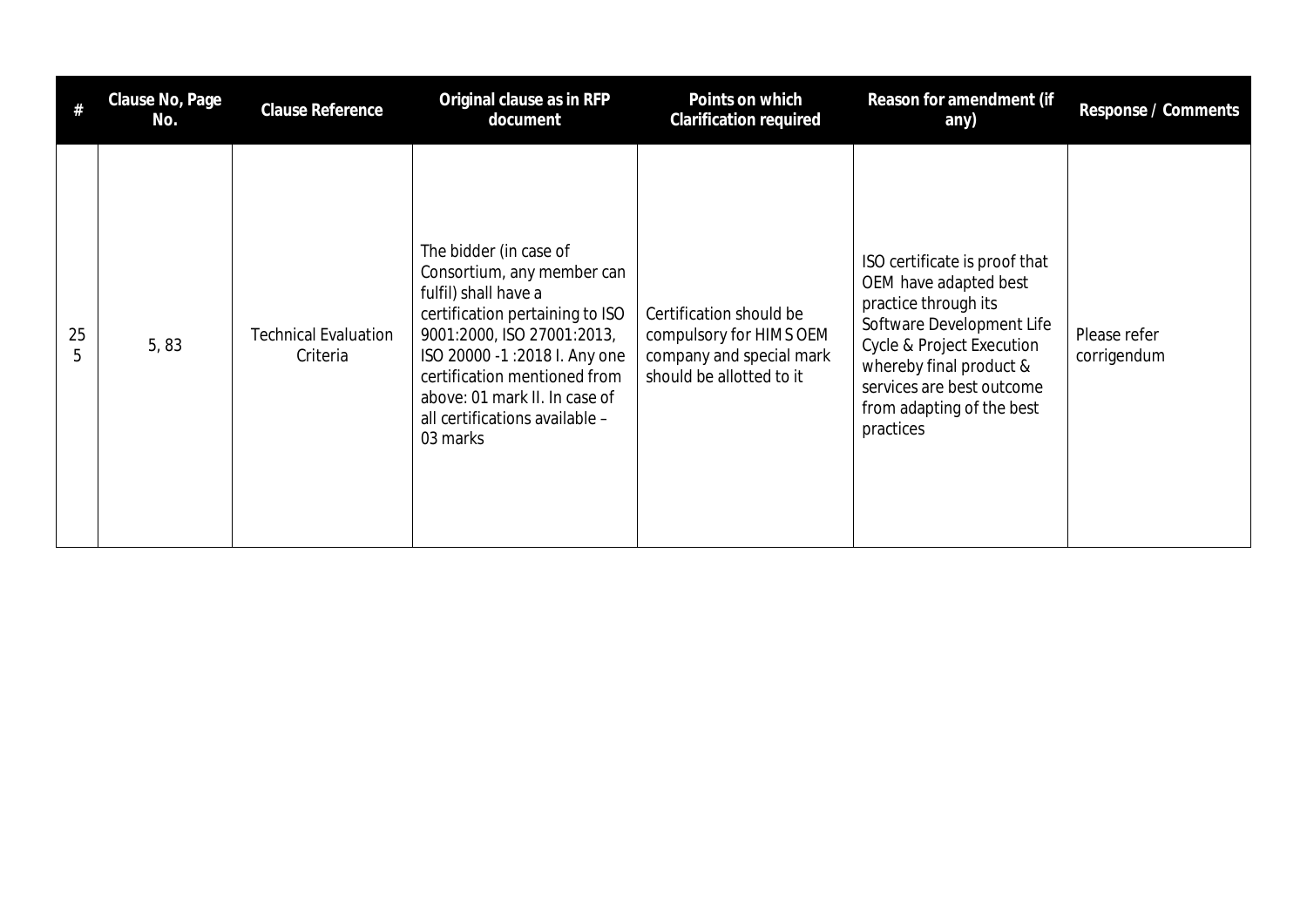| # | Clause No, Page No. | Clause Reference | Original clause as in RFP document | Points on which Clarification required | Reason for amendment (if any) | Response / Comments |
|---|---|---|---|---|---|---|
| 255 | 5, 83 | Technical Evaluation Criteria | The bidder (in case of Consortium, any member can fulfil) shall have a certification pertaining to ISO 9001:2000, ISO 27001:2013, ISO 20000 -1 :2018 I. Any one certification mentioned from above: 01 mark II. In case of all certifications available – 03 marks | Certification should be compulsory for HIMS OEM company and special mark should be allotted to it | ISO certificate is proof that OEM have adapted best practice through its Software Development Life Cycle & Project Execution whereby final product & services are best outcome from adapting of the best practices | Please refer corrigendum |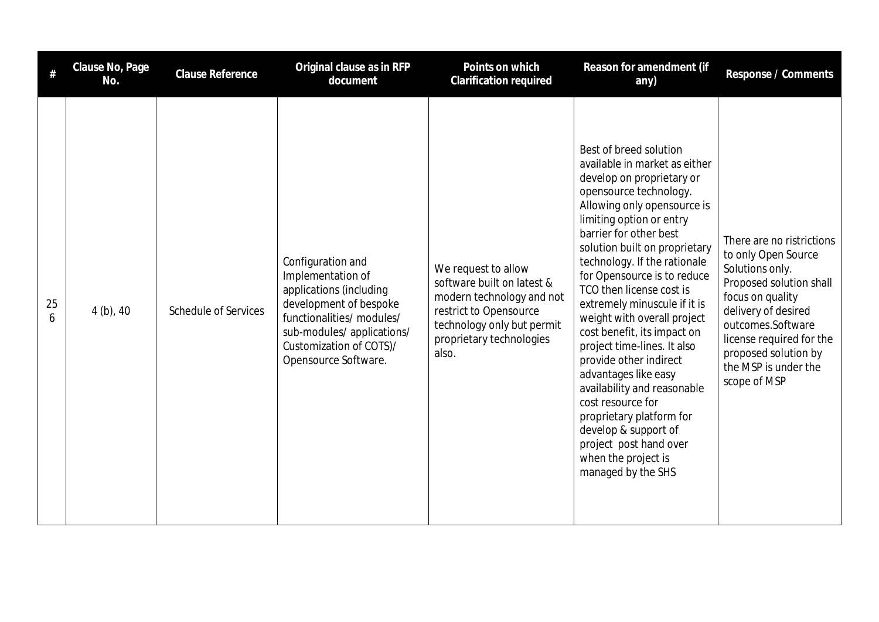| # | Clause No, Page No. | Clause Reference | Original clause as in RFP document | Points on which Clarification required | Reason for amendment (if any) | Response / Comments |
|---|---|---|---|---|---|---|
| 256 | 4 (b), 40 | Schedule of Services | Configuration and Implementation of applications (including development of bespoke functionalities/ modules/ sub-modules/ applications/ Customization of COTS)/ Opensource Software. | We request to allow software built on latest & modern technology and not restrict to Opensource technology only but permit proprietary technologies also. | Best of breed solution available in market as either develop on proprietary or opensource technology. Allowing only opensource is limiting option or entry barrier for other best solution built on proprietary technology. If the rationale for Opensource is to reduce TCO then license cost is extremely minuscule if it is weight with overall project cost benefit, its impact on project time-lines. It also provide other indirect advantages like easy availability and reasonable cost resource for proprietary platform for develop & support of project post hand over when the project is managed by the SHS | There are no ristrictions to only Open Source Solutions only. Proposed solution shall focus on quality delivery of desired outcomes.Software license required for the proposed solution by the MSP is under the scope of MSP |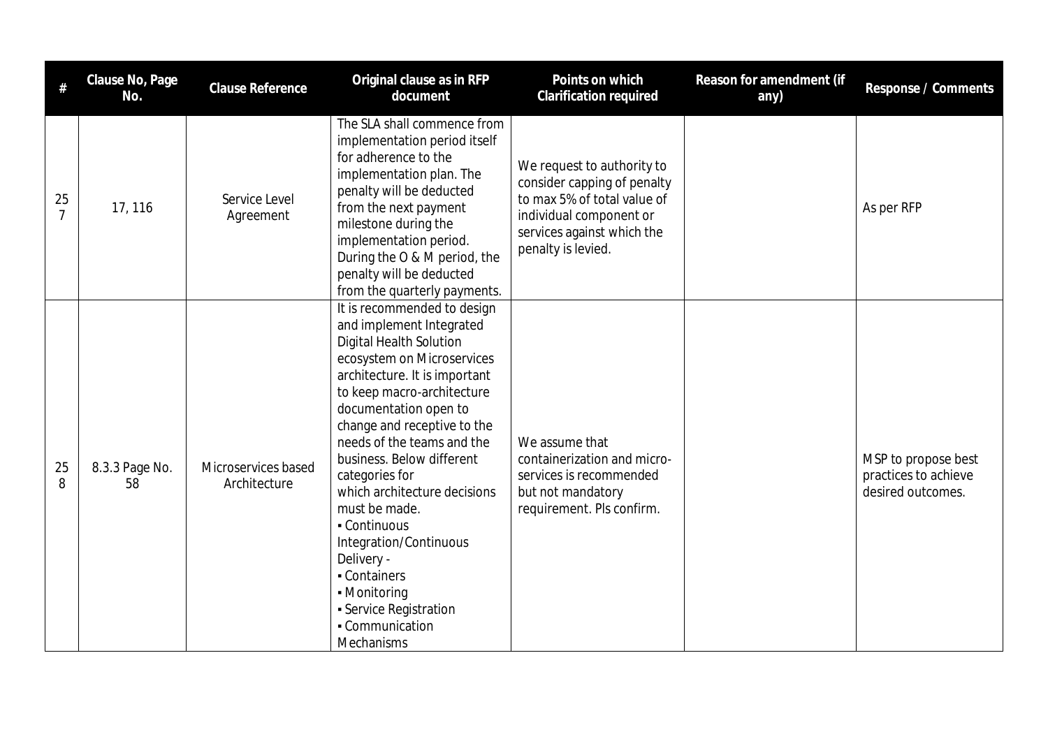| # | Clause No, Page No. | Clause Reference | Original clause as in RFP document | Points on which Clarification required | Reason for amendment (if any) | Response / Comments |
|---|---|---|---|---|---|---|
| 257 | 17, 116 | Service Level Agreement | The SLA shall commence from implementation period itself for adherence to the implementation plan. The penalty will be deducted from the next payment milestone during the implementation period. During the O & M period, the penalty will be deducted from the quarterly payments. | We request to authority to consider capping of penalty to max 5% of total value of individual component or services against which the penalty is levied. | | As per RFP |
| 258 | 8.3.3 Page No. 58 | Microservices based Architecture | It is recommended to design and implement Integrated Digital Health Solution ecosystem on Microservices architecture. It is important to keep macro-architecture documentation open to change and receptive to the needs of the teams and the business. Below different categories for which architecture decisions must be made.<br>▪ Continuous Integration/Continuous Delivery -<br>▪ Containers<br>▪ Monitoring<br>▪ Service Registration<br>▪ Communication Mechanisms | We assume that containerization and micro-services is recommended but not mandatory requirement. Pls confirm. | | MSP to propose best practices to achieve desired outcomes. |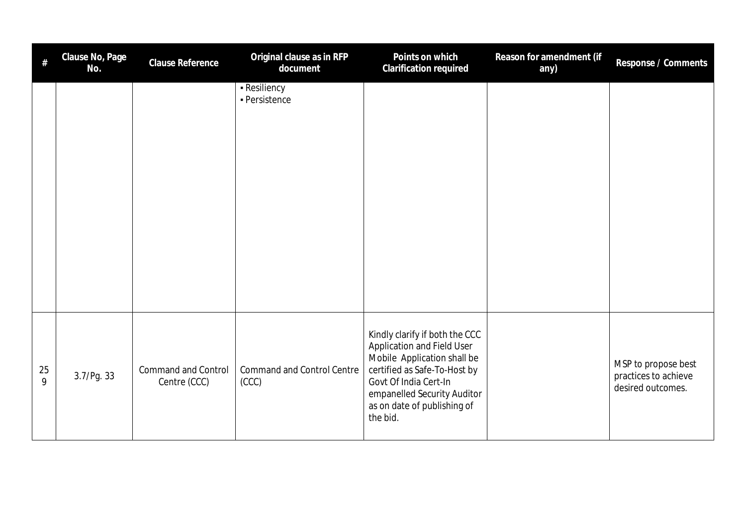| # | Clause No, Page No. | Clause Reference | Original clause as in RFP document | Points on which Clarification required | Reason for amendment (if any) | Response / Comments |
|---|---|---|---|---|---|---|
| | | | ▪ Resiliency<br>▪ Persistence | | | |
| 259 | 3.7/Pg. 33 | Command and Control Centre (CCC) | Command and Control Centre (CCC) | Kindly clarify if both the CCC Application and Field User Mobile Application shall be certified as Safe-To-Host by Govt Of India Cert-In empanelled Security Auditor as on date of publishing of the bid. | | MSP to propose best practices to achieve desired outcomes. |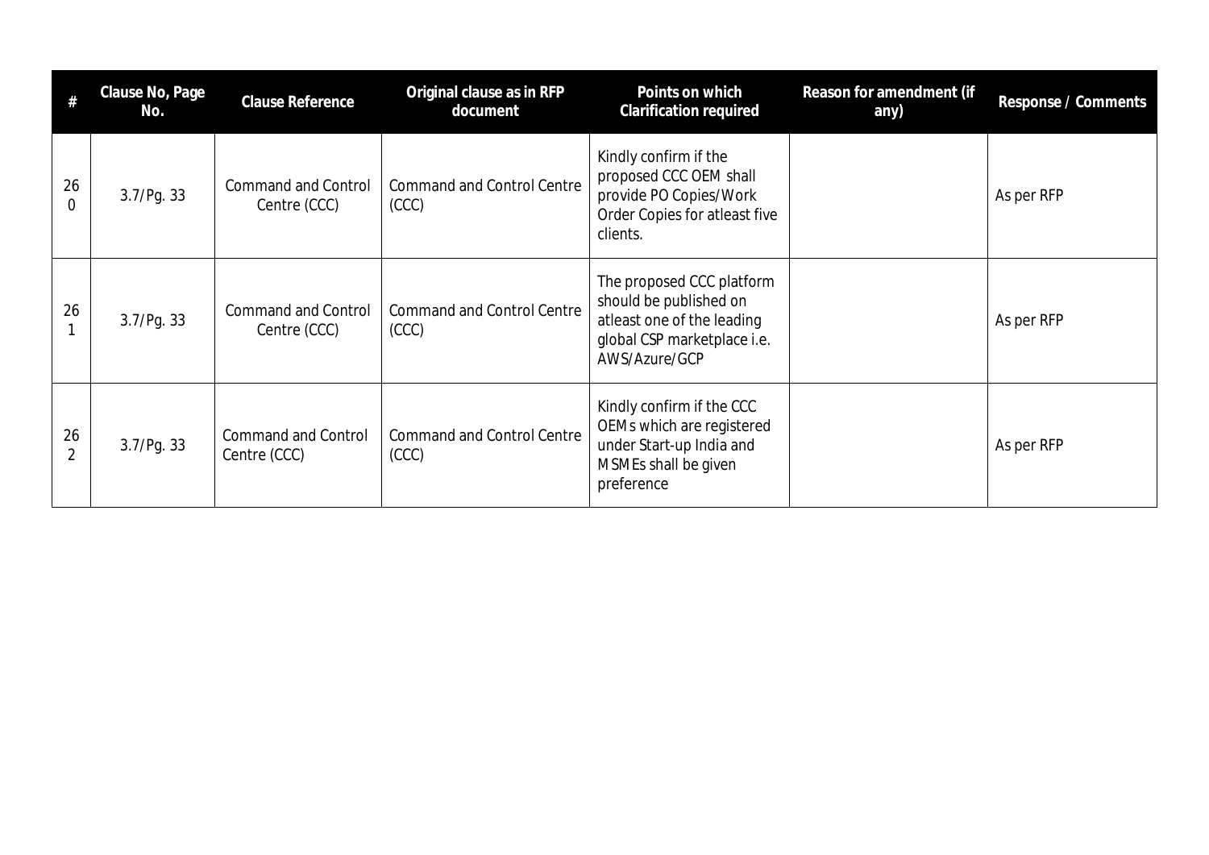| # | Clause No, Page No. | Clause Reference | Original clause as in RFP document | Points on which Clarification required | Reason for amendment (if any) | Response / Comments |
|---|---|---|---|---|---|---|
| 260 | 3.7/Pg. 33 | Command and Control Centre (CCC) | Command and Control Centre (CCC) | Kindly confirm if the proposed CCC OEM shall provide PO Copies/Work Order Copies for atleast five clients. | | As per RFP |
| 261 | 3.7/Pg. 33 | Command and Control Centre (CCC) | Command and Control Centre (CCC) | The proposed CCC platform should be published on atleast one of the leading global CSP marketplace i.e. AWS/Azure/GCP | | As per RFP |
| 262 | 3.7/Pg. 33 | Command and Control Centre (CCC) | Command and Control Centre (CCC) | Kindly confirm if the CCC OEMs which are registered under Start-up India and MSMEs shall be given preference | | As per RFP |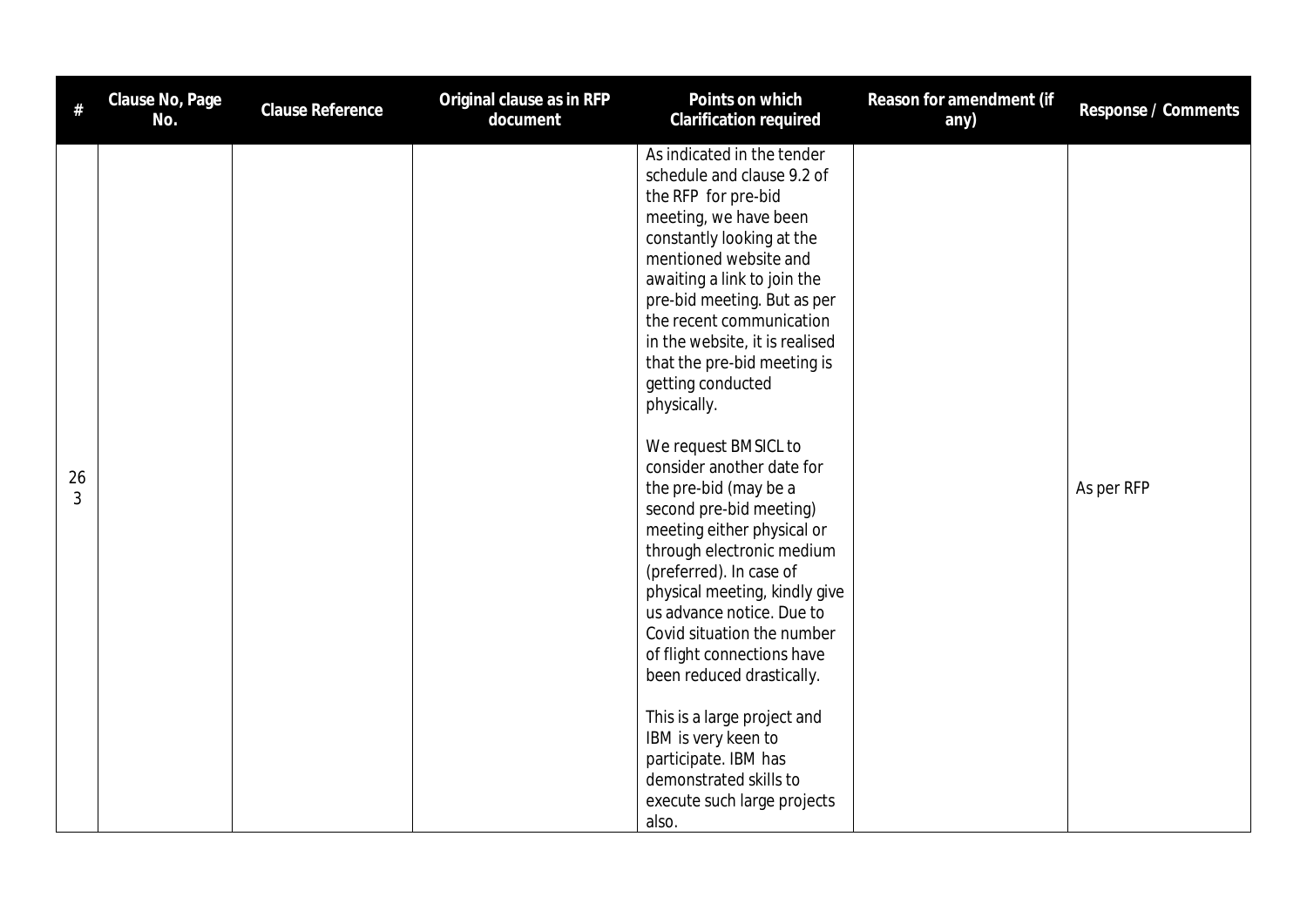| # | Clause No, Page No. | Clause Reference | Original clause as in RFP document | Points on which Clarification required | Reason for amendment (if any) | Response / Comments |
|---|---|---|---|---|---|---|
| 263 | | | | As indicated in the tender schedule and clause 9.2 of the RFP for pre-bid meeting, we have been constantly looking at the mentioned website and awaiting a link to join the pre-bid meeting. But as per the recent communication in the website, it is realised that the pre-bid meeting is getting conducted physically.<br><br>We request BMSICL to consider another date for the pre-bid (may be a second pre-bid meeting) meeting either physical or through electronic medium (preferred). In case of physical meeting, kindly give us advance notice. Due to Covid situation the number of flight connections have been reduced drastically.<br><br>This is a large project and IBM is very keen to participate. IBM has demonstrated skills to execute such large projects also. | | As per RFP |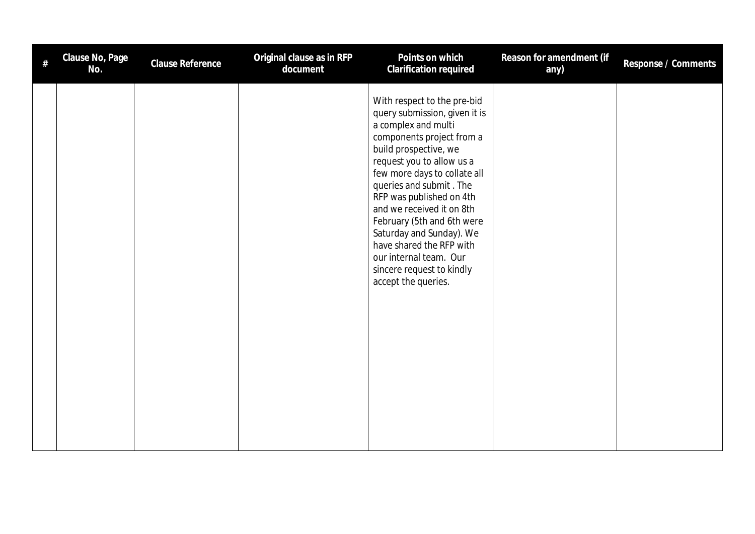| # | Clause No, Page No. | Clause Reference | Original clause as in RFP document | Points on which Clarification required | Reason for amendment (if any) | Response / Comments |
|---|---|---|---|---|---|---|
| | | | | With respect to the pre-bid query submission, given it is a complex and multi components project from a build prospective, we request you to allow us a few more days to collate all queries and submit . The RFP was published on 4th and we received it on 8th February (5th and 6th were Saturday and Sunday). We have shared the RFP with our internal team. Our sincere request to kindly accept the queries. | | |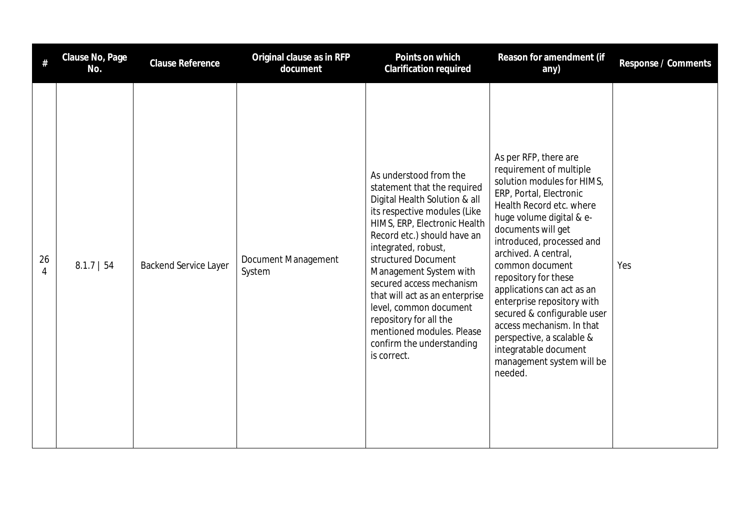| # | Clause No, Page No. | Clause Reference | Original clause as in RFP document | Points on which Clarification required | Reason for amendment (if any) | Response / Comments |
|---|---|---|---|---|---|---|
| 264 | 8.1.7 \| 54 | Backend Service Layer | Document Management System | As understood from the statement that the required Digital Health Solution & all its respective modules (Like HIMS, ERP, Electronic Health Record etc.) should have an integrated, robust, structured Document Management System with secured access mechanism that will act as an enterprise level, common document repository for all the mentioned modules. Please confirm the understanding is correct. | As per RFP, there are requirement of multiple solution modules for HIMS, ERP, Portal, Electronic Health Record etc. where huge volume digital & e-documents will get introduced, processed and archived. A central, common document repository for these applications can act as an enterprise repository with secured & configurable user access mechanism. In that perspective, a scalable & integratable document management system will be needed. | Yes |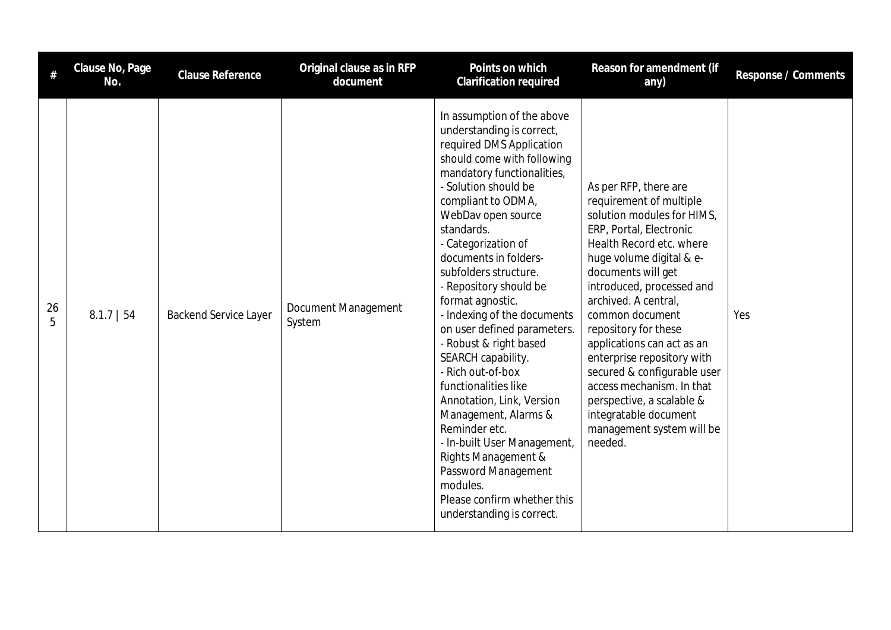| # | Clause No, Page No. | Clause Reference | Original clause as in RFP document | Points on which Clarification required | Reason for amendment (if any) | Response / Comments |
|---|---|---|---|---|---|---|
| 265 | 8.1.7 \| 54 | Backend Service Layer | Document Management System | In assumption of the above understanding is correct, required DMS Application should come with following mandatory functionalities,<br>- Solution should be compliant to ODMA, WebDav open source standards.<br>- Categorization of documents in folders-subfolders structure.<br>- Repository should be format agnostic.<br>- Indexing of the documents on user defined parameters.<br>- Robust & right based SEARCH capability.<br>- Rich out-of-box functionalities like Annotation, Link, Version Management, Alarms & Reminder etc.<br>- In-built User Management, Rights Management & Password Management modules.<br>Please confirm whether this understanding is correct. | As per RFP, there are requirement of multiple solution modules for HIMS, ERP, Portal, Electronic Health Record etc. where huge volume digital & e-documents will get introduced, processed and archived. A central, common document repository for these applications can act as an enterprise repository with secured & configurable user access mechanism. In that perspective, a scalable & integratable document management system will be needed. | Yes |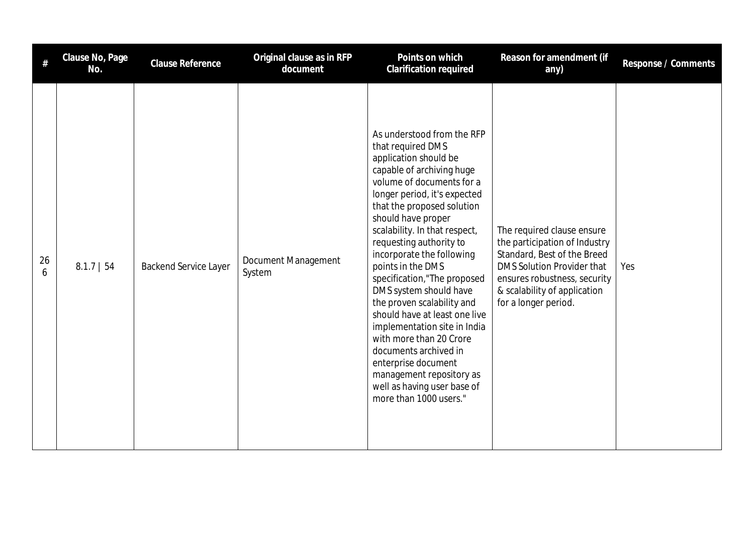| # | Clause No, Page No. | Clause Reference | Original clause as in RFP document | Points on which Clarification required | Reason for amendment (if any) | Response / Comments |
|---|---|---|---|---|---|---|
| 266 | 8.1.7 \| 54 | Backend Service Layer | Document Management System | As understood from the RFP that required DMS application should be capable of archiving huge volume of documents for a longer period, it's expected that the proposed solution should have proper scalability. In that respect, requesting authority to incorporate the following points in the DMS specification,"The proposed DMS system should have the proven scalability and should have at least one live implementation site in India with more than 20 Crore documents archived in enterprise document management repository as well as having user base of more than 1000 users." | The required clause ensure the participation of Industry Standard, Best of the Breed DMS Solution Provider that ensures robustness, security & scalability of application for a longer period. | Yes |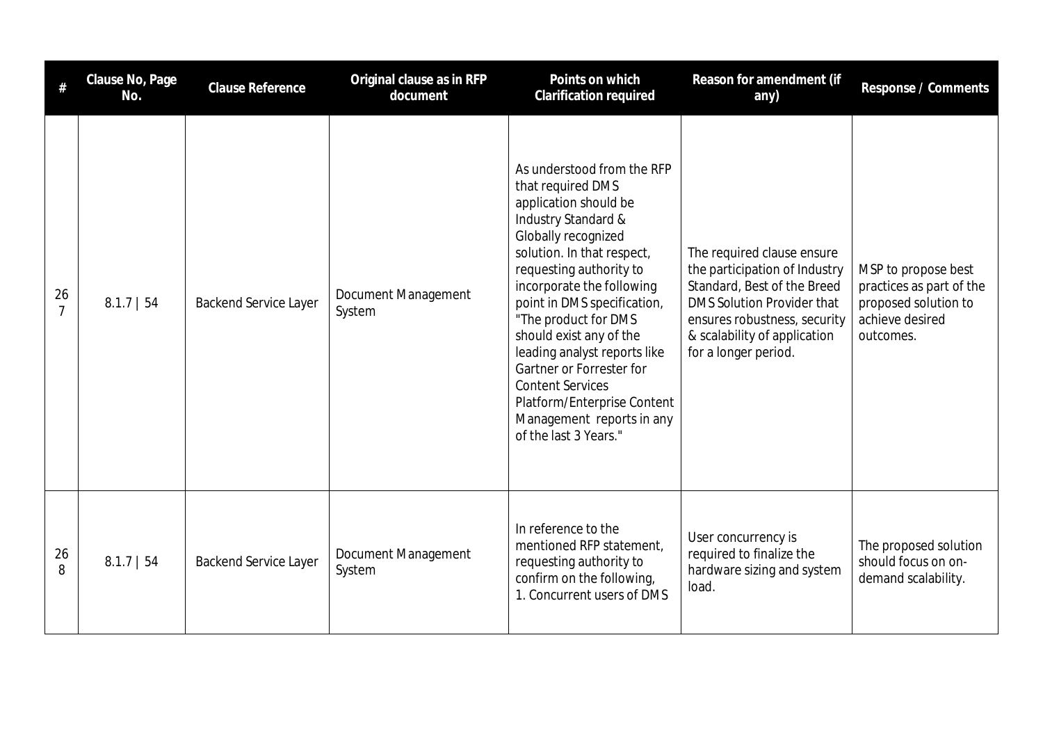| # | Clause No, Page No. | Clause Reference | Original clause as in RFP document | Points on which Clarification required | Reason for amendment (if any) | Response / Comments |
|---|---|---|---|---|---|---|
| 267 | 8.1.7 \| 54 | Backend Service Layer | Document Management System | As understood from the RFP that required DMS application should be Industry Standard & Globally recognized solution. In that respect, requesting authority to incorporate the following point in DMS specification, "The product for DMS should exist any of the leading analyst reports like Gartner or Forrester for Content Services Platform/Enterprise Content Management reports in any of the last 3 Years." | The required clause ensure the participation of Industry Standard, Best of the Breed DMS Solution Provider that ensures robustness, security & scalability of application for a longer period. | MSP to propose best practices as part of the proposed solution to achieve desired outcomes. |
| 268 | 8.1.7 \| 54 | Backend Service Layer | Document Management System | In reference to the mentioned RFP statement, requesting authority to confirm on the following,<br>1. Concurrent users of DMS | User concurrency is required to finalize the hardware sizing and system load. | The proposed solution should focus on on-demand scalability. |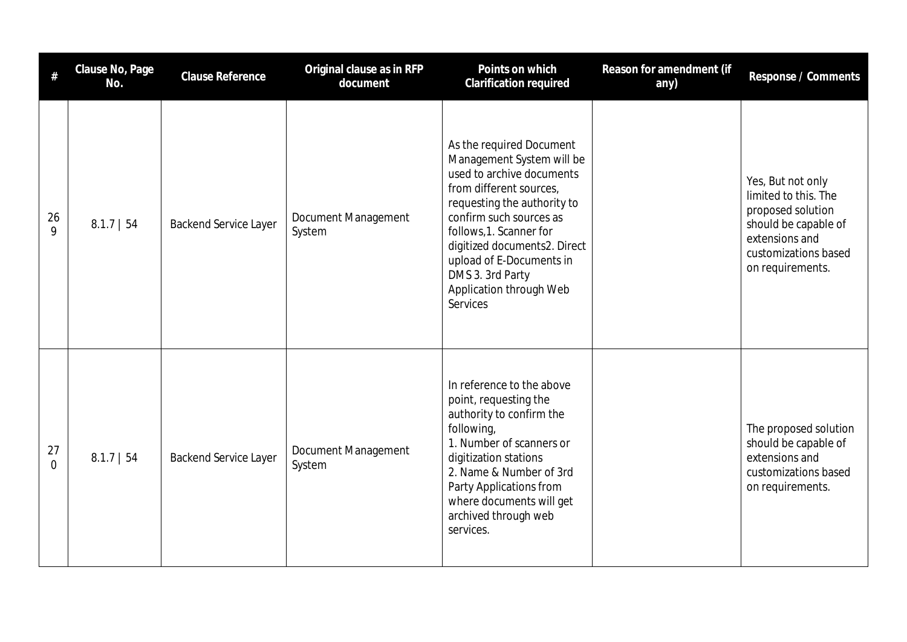| # | Clause No, Page No. | Clause Reference | Original clause as in RFP document | Points on which Clarification required | Reason for amendment (if any) | Response / Comments |
|---|---|---|---|---|---|---|
| 269 | 8.1.7 \| 54 | Backend Service Layer | Document Management System | As the required Document Management System will be used to archive documents from different sources, requesting the authority to confirm such sources as follows,1. Scanner for digitized documents2. Direct upload of E-Documents in DMS 3. 3rd Party Application through Web Services | | Yes, But not only limited to this. The proposed solution should be capable of extensions and customizations based on requirements. |
| 270 | 8.1.7 \| 54 | Backend Service Layer | Document Management System | In reference to the above point, requesting the authority to confirm the following,<br>1. Number of scanners or digitization stations<br>2. Name & Number of 3rd Party Applications from where documents will get archived through web services. | | The proposed solution should be capable of extensions and customizations based on requirements. |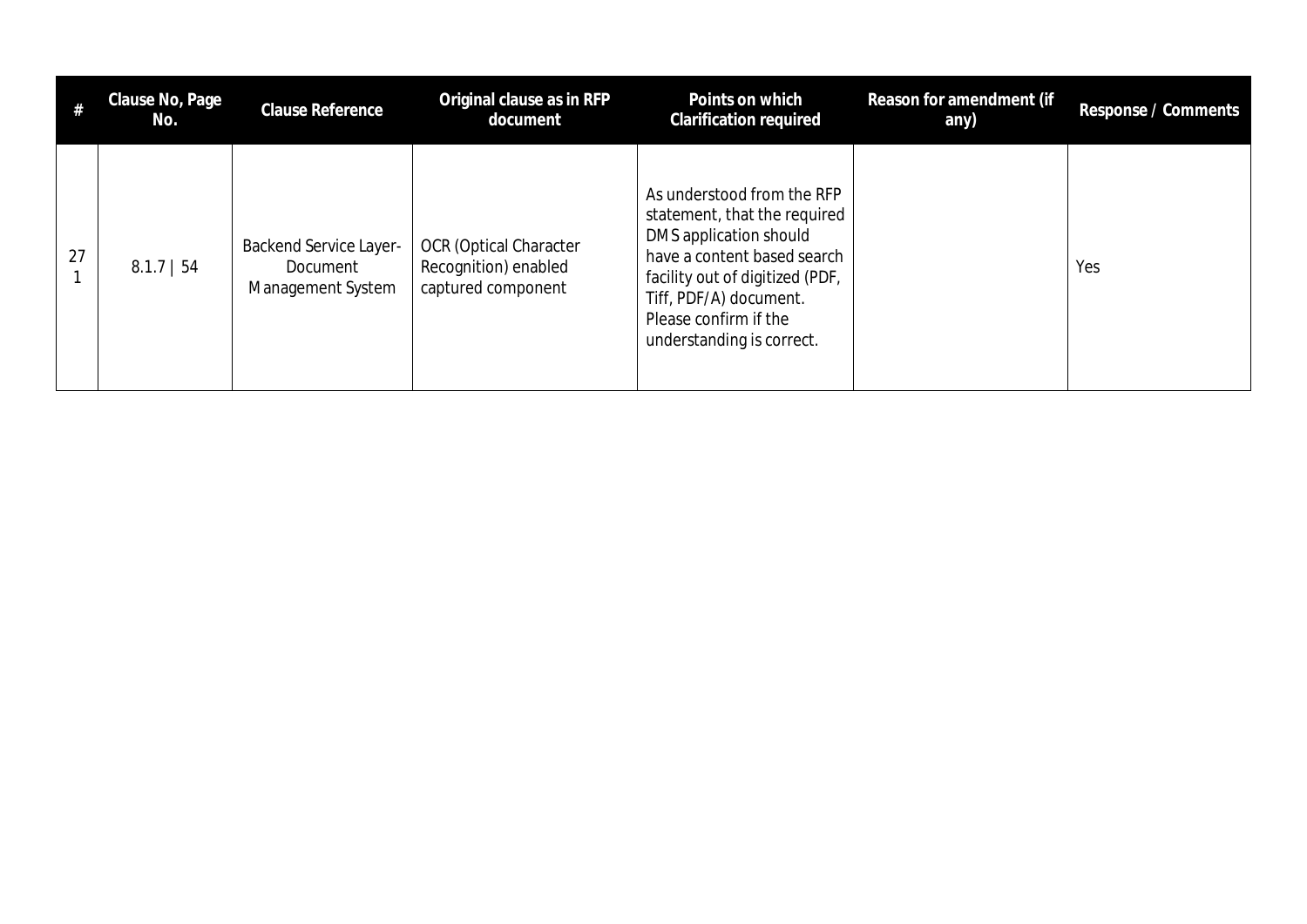| # | Clause No, Page No. | Clause Reference | Original clause as in RFP document | Points on which Clarification required | Reason for amendment (if any) | Response / Comments |
|---|---|---|---|---|---|---|
| 271 | 8.1.7 \| 54 | Backend Service Layer- Document Management System | OCR (Optical Character Recognition) enabled captured component | As understood from the RFP statement, that the required DMS application should have a content based search facility out of digitized (PDF, Tiff, PDF/A) document. Please confirm if the understanding is correct. | | Yes |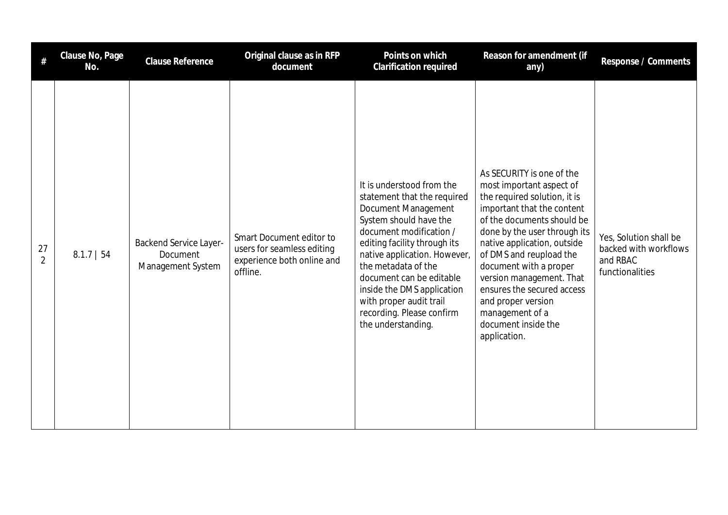| # | Clause No, Page No. | Clause Reference | Original clause as in RFP document | Points on which Clarification required | Reason for amendment (if any) | Response / Comments |
|---|---|---|---|---|---|---|
| 272 | 8.1.7 \| 54 | Backend Service Layer- Document Management System | Smart Document editor to users for seamless editing experience both online and offline. | It is understood from the statement that the required Document Management System should have the document modification / editing facility through its native application. However, the metadata of the document can be editable inside the DMS application with proper audit trail recording. Please confirm the understanding. | As SECURITY is one of the most important aspect of the required solution, it is important that the content of the documents should be done by the user through its native application, outside of DMS and reupload the document with a proper version management. That ensures the secured access and proper version management of a document inside the application. | Yes, Solution shall be backed with workflows and RBAC functionalities |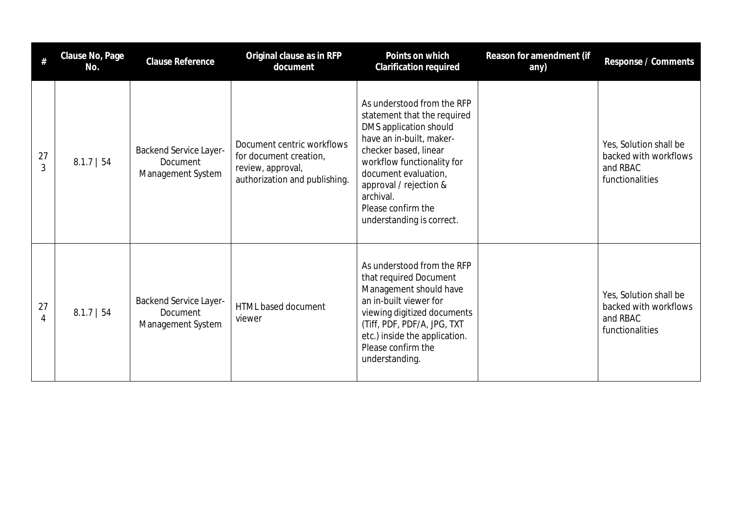| # | Clause No, Page No. | Clause Reference | Original clause as in RFP document | Points on which Clarification required | Reason for amendment (if any) | Response / Comments |
|---|---|---|---|---|---|---|
| 273 | 8.1.7 \| 54 | Backend Service Layer- Document Management System | Document centric workflows for document creation, review, approval, authorization and publishing. | As understood from the RFP statement that the required DMS application should have an in-built, maker-checker based, linear workflow functionality for document evaluation, approval / rejection & archival. Please confirm the understanding is correct. | | Yes, Solution shall be backed with workflows and RBAC functionalities |
| 274 | 8.1.7 \| 54 | Backend Service Layer- Document Management System | HTML based document viewer | As understood from the RFP that required Document Management should have an in-built viewer for viewing digitized documents (Tiff, PDF, PDF/A, JPG, TXT etc.) inside the application. Please confirm the understanding. | | Yes, Solution shall be backed with workflows and RBAC functionalities |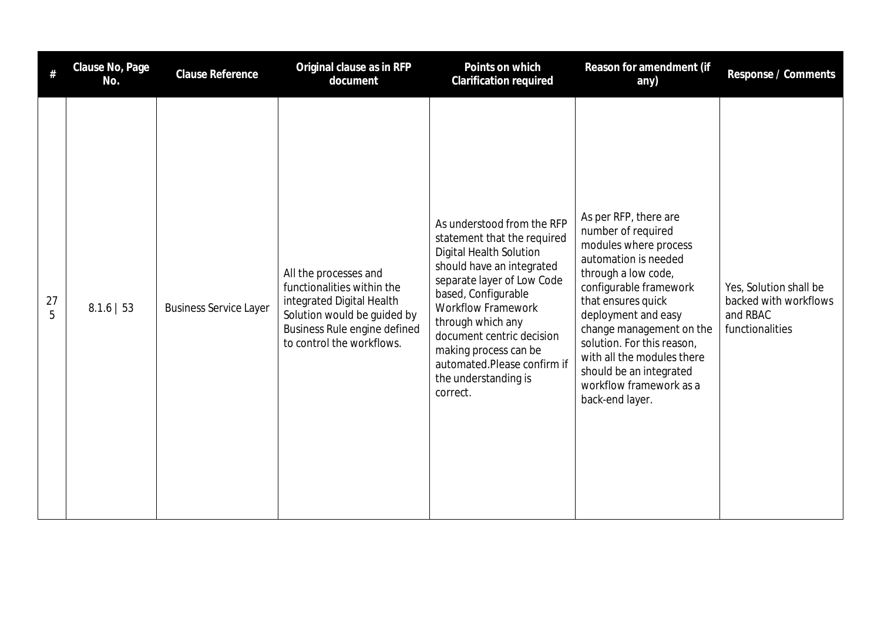| # | Clause No, Page No. | Clause Reference | Original clause as in RFP document | Points on which Clarification required | Reason for amendment (if any) | Response / Comments |
|---|---|---|---|---|---|---|
| 275 | 8.1.6 \| 53 | Business Service Layer | All the processes and functionalities within the integrated Digital Health Solution would be guided by Business Rule engine defined to control the workflows. | As understood from the RFP statement that the required Digital Health Solution should have an integrated separate layer of Low Code based, Configurable Workflow Framework through which any document centric decision making process can be automated.Please confirm if the understanding is correct. | As per RFP, there are number of required modules where process automation is needed through a low code, configurable framework that ensures quick deployment and easy change management on the solution. For this reason, with all the modules there should be an integrated workflow framework as a back-end layer. | Yes, Solution shall be backed with workflows and RBAC functionalities |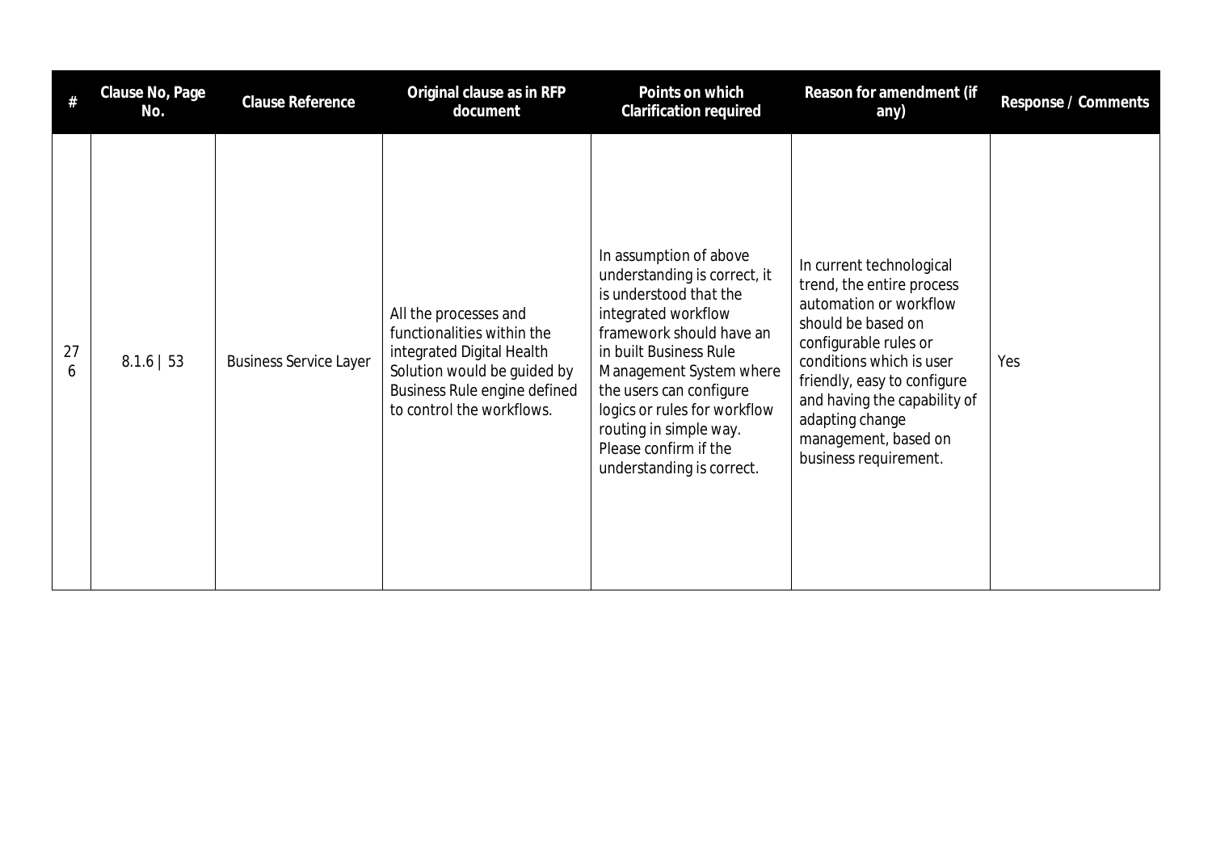| # | Clause No, Page No. | Clause Reference | Original clause as in RFP document | Points on which Clarification required | Reason for amendment (if any) | Response / Comments |
|---|---|---|---|---|---|---|
| 276 | 8.1.6 \| 53 | Business Service Layer | All the processes and functionalities within the integrated Digital Health Solution would be guided by Business Rule engine defined to control the workflows. | In assumption of above understanding is correct, it is understood that the integrated workflow framework should have an in built Business Rule Management System where the users can configure logics or rules for workflow routing in simple way. Please confirm if the understanding is correct. | In current technological trend, the entire process automation or workflow should be based on configurable rules or conditions which is user friendly, easy to configure and having the capability of adapting change management, based on business requirement. | Yes |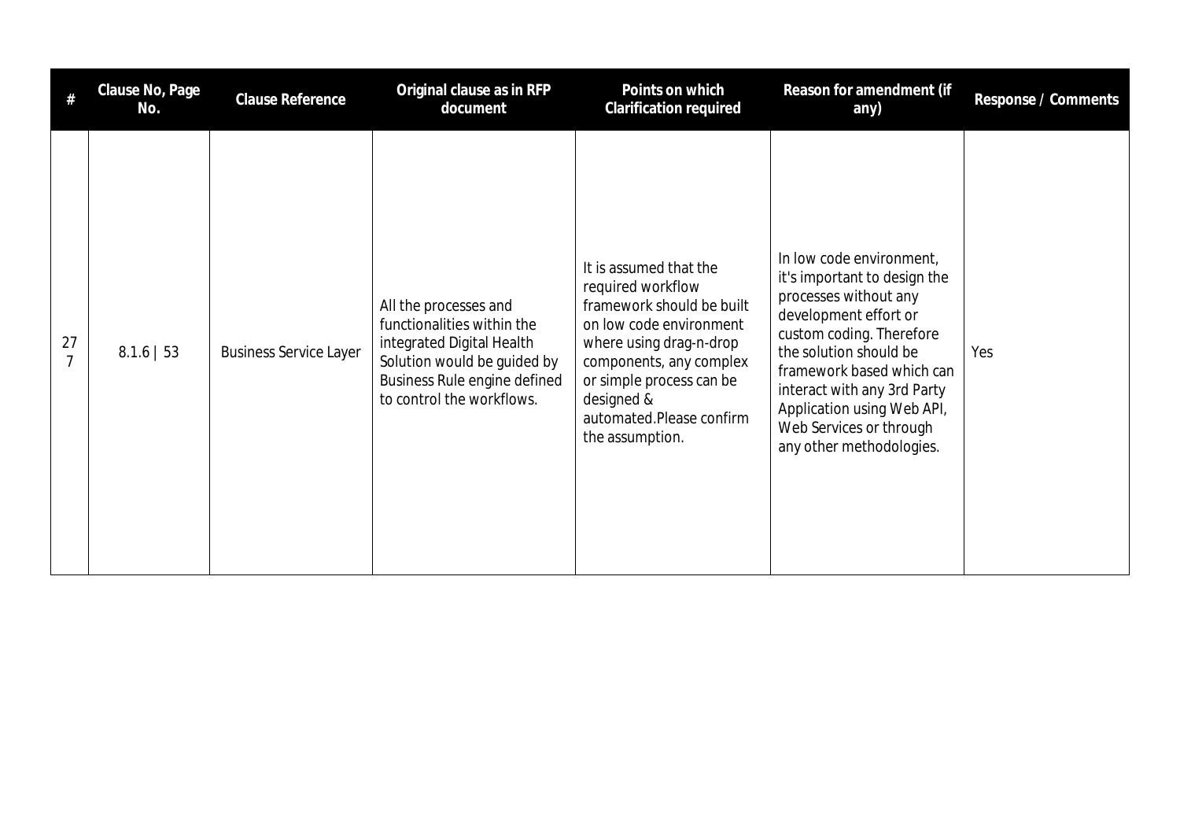| # | Clause No, Page No. | Clause Reference | Original clause as in RFP document | Points on which Clarification required | Reason for amendment (if any) | Response / Comments |
|---|---|---|---|---|---|---|
| 277 | 8.1.6 \| 53 | Business Service Layer | All the processes and functionalities within the integrated Digital Health Solution would be guided by Business Rule engine defined to control the workflows. | It is assumed that the required workflow framework should be built on low code environment where using drag-n-drop components, any complex or simple process can be designed & automated.Please confirm the assumption. | In low code environment, it's important to design the processes without any development effort or custom coding. Therefore the solution should be framework based which can interact with any 3rd Party Application using Web API, Web Services or through any other methodologies. | Yes |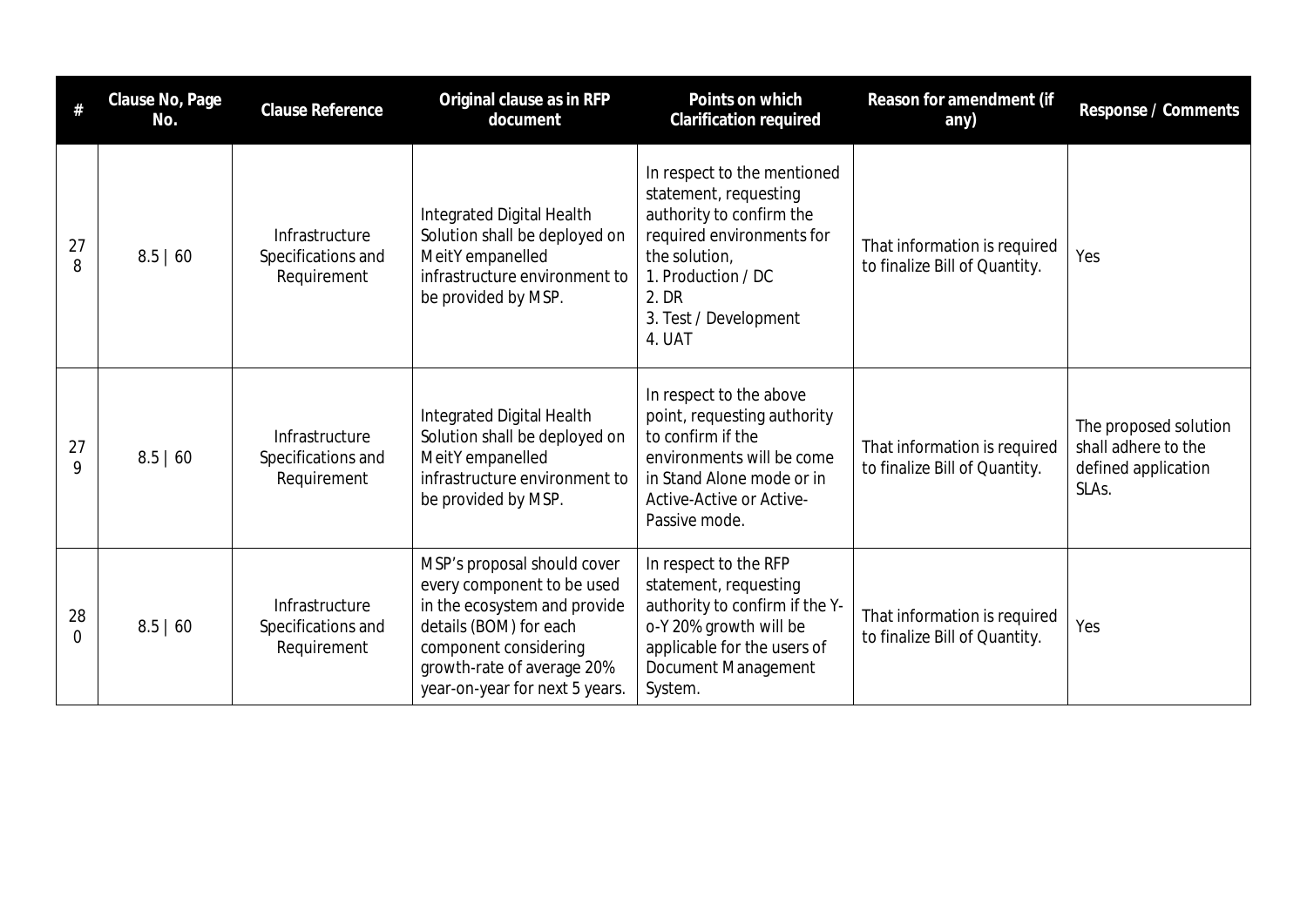| # | Clause No, Page No. | Clause Reference | Original clause as in RFP document | Points on which Clarification required | Reason for amendment (if any) | Response / Comments |
|---|---|---|---|---|---|---|
| 278 | 8.5 \| 60 | Infrastructure Specifications and Requirement | Integrated Digital Health Solution shall be deployed on MeitY empanelled infrastructure environment to be provided by MSP. | In respect to the mentioned statement, requesting authority to confirm the required environments for the solution,<br>1. Production / DC<br>2. DR<br>3. Test / Development<br>4. UAT | That information is required to finalize Bill of Quantity. | Yes |
| 279 | 8.5 \| 60 | Infrastructure Specifications and Requirement | Integrated Digital Health Solution shall be deployed on MeitY empanelled infrastructure environment to be provided by MSP. | In respect to the above point, requesting authority to confirm if the environments will be come in Stand Alone mode or in Active-Active or Active-Passive mode. | That information is required to finalize Bill of Quantity. | The proposed solution shall adhere to the defined application SLAs. |
| 280 | 8.5 \| 60 | Infrastructure Specifications and Requirement | MSP's proposal should cover every component to be used in the ecosystem and provide details (BOM) for each component considering growth-rate of average 20% year-on-year for next 5 years. | In respect to the RFP statement, requesting authority to confirm if the Y-o-Y 20% growth will be applicable for the users of Document Management System. | That information is required to finalize Bill of Quantity. | Yes |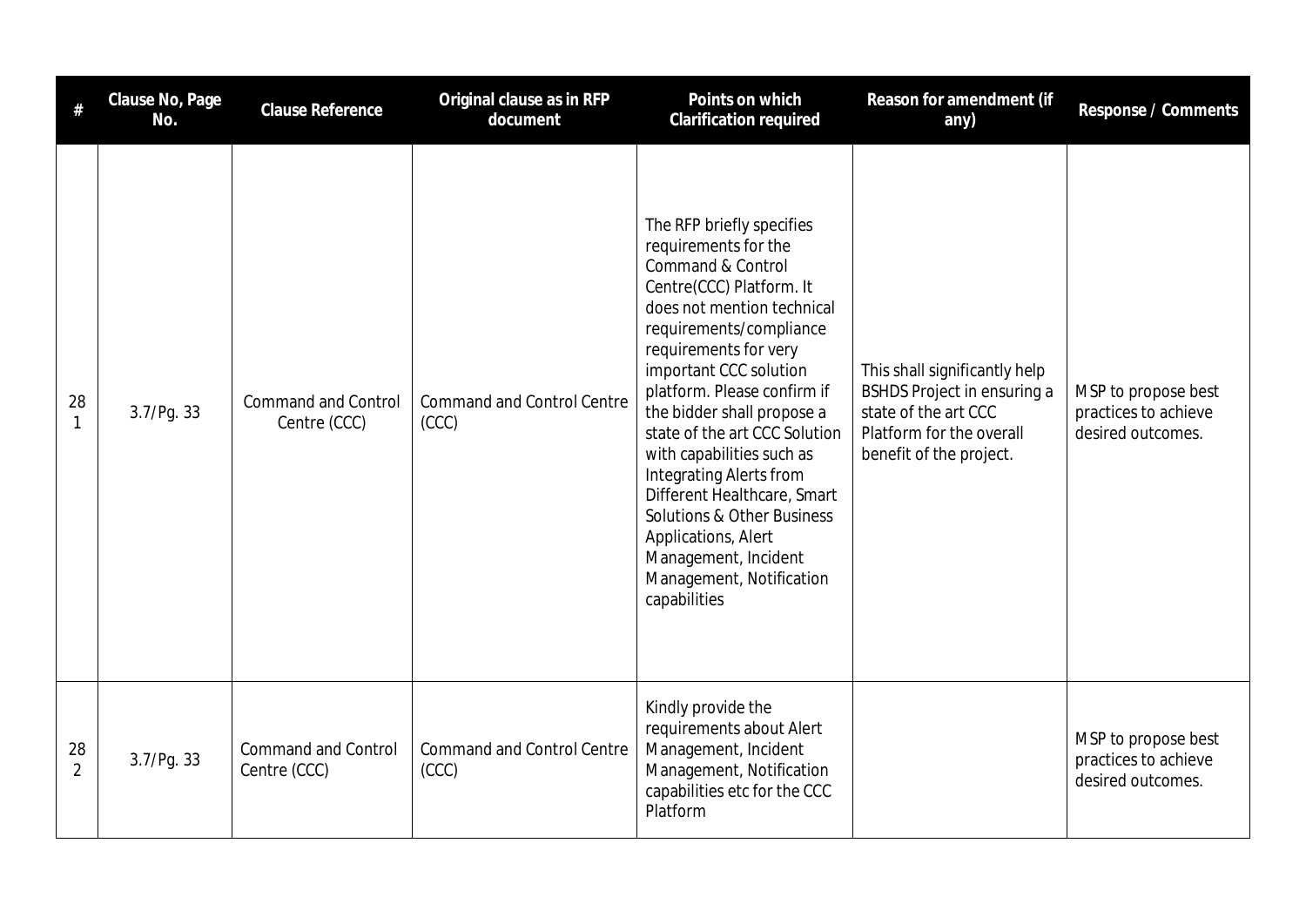| # | Clause No, Page No. | Clause Reference | Original clause as in RFP document | Points on which Clarification required | Reason for amendment (if any) | Response / Comments |
|---|---|---|---|---|---|---|
| 281 | 3.7/Pg. 33 | Command and Control Centre (CCC) | Command and Control Centre (CCC) | The RFP briefly specifies requirements for the Command & Control Centre(CCC) Platform. It does not mention technical requirements/compliance requirements for very important CCC solution platform. Please confirm if the bidder shall propose a state of the art CCC Solution with capabilities such as Integrating Alerts from Different Healthcare, Smart Solutions & Other Business Applications, Alert Management, Incident Management, Notification capabilities | This shall significantly help BSHDS Project in ensuring a state of the art CCC Platform for the overall benefit of the project. | MSP to propose best practices to achieve desired outcomes. |
| 282 | 3.7/Pg. 33 | Command and Control Centre (CCC) | Command and Control Centre (CCC) | Kindly provide the requirements about Alert Management, Incident Management, Notification capabilities etc for the CCC Platform | | MSP to propose best practices to achieve desired outcomes. |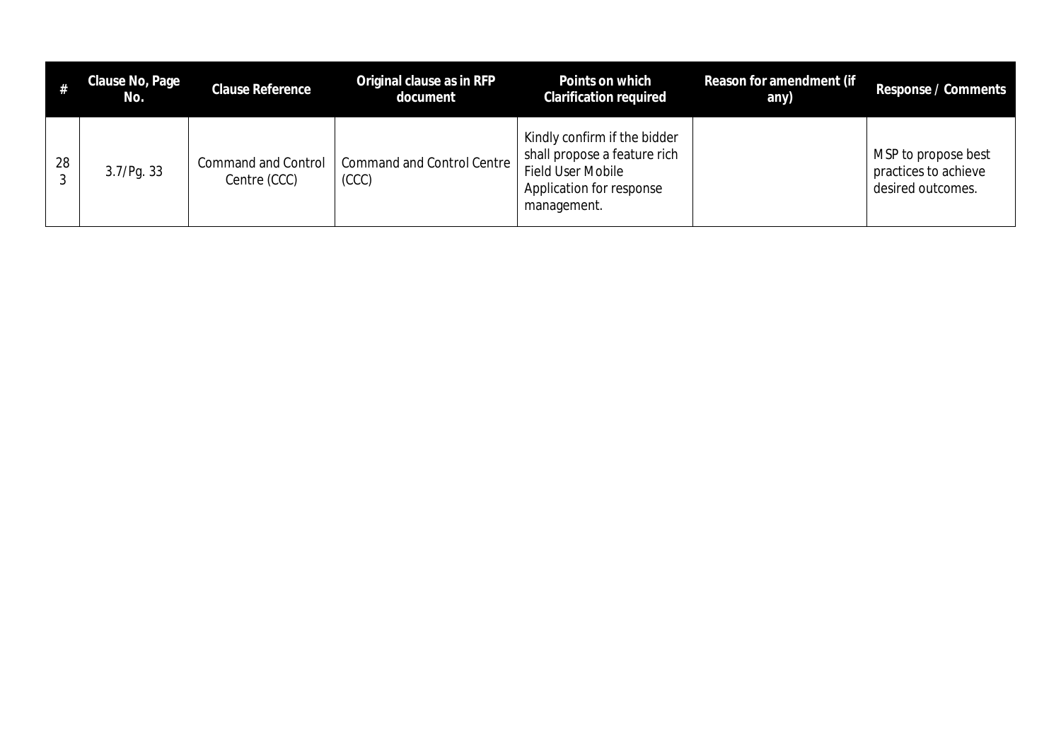| # | Clause No, Page No. | Clause Reference | Original clause as in RFP document | Points on which Clarification required | Reason for amendment (if any) | Response / Comments |
|---|---|---|---|---|---|---|
| 283 | 3.7/Pg. 33 | Command and Control Centre (CCC) | Command and Control Centre (CCC) | Kindly confirm if the bidder shall propose a feature rich Field User Mobile Application for response management. | | MSP to propose best practices to achieve desired outcomes. |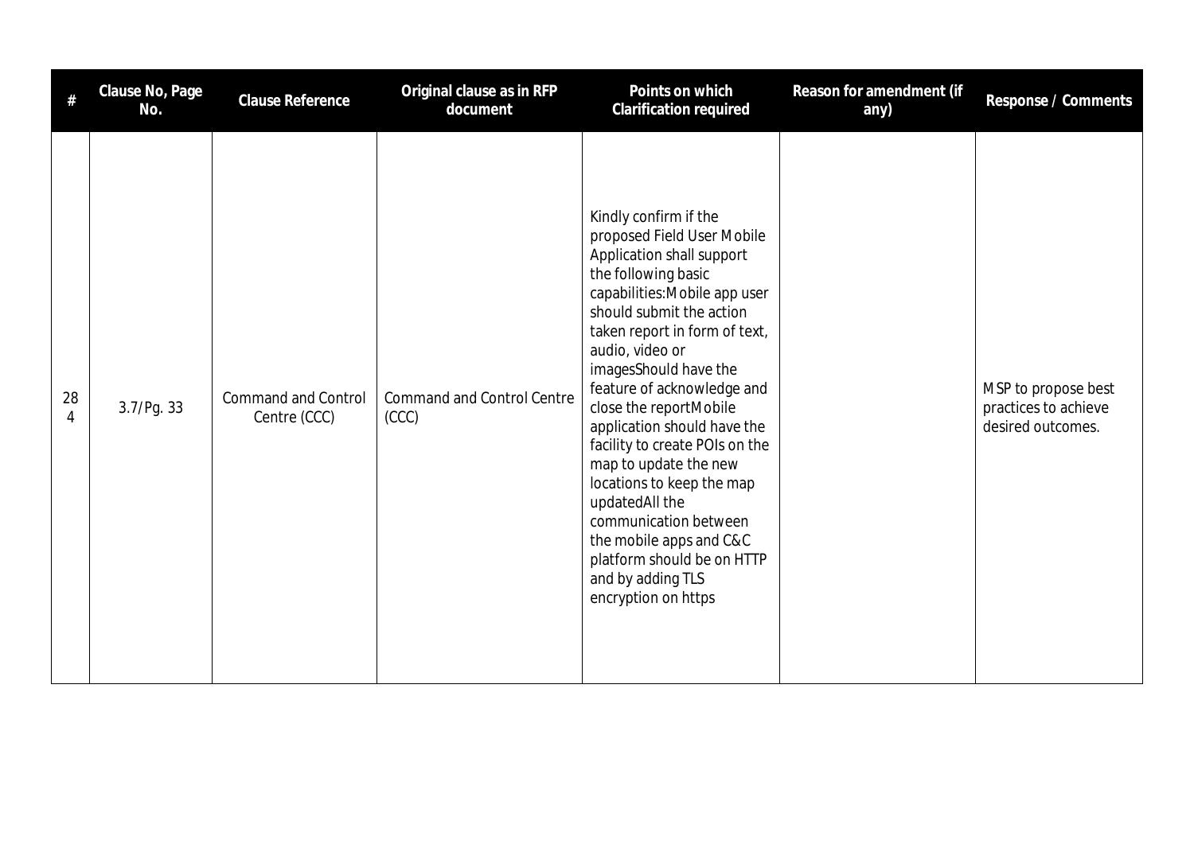| # | Clause No, Page No. | Clause Reference | Original clause as in RFP document | Points on which Clarification required | Reason for amendment (if any) | Response / Comments |
|---|---|---|---|---|---|---|
| 284 | 3.7/Pg. 33 | Command and Control Centre (CCC) | Command and Control Centre (CCC) | Kindly confirm if the proposed Field User Mobile Application shall support the following basic capabilities:Mobile app user should submit the action taken report in form of text, audio, video or imagesShould have the feature of acknowledge and close the reportMobile application should have the facility to create POIs on the map to update the new locations to keep the map updatedAll the communication between the mobile apps and C&C platform should be on HTTP and by adding TLS encryption on https | | MSP to propose best practices to achieve desired outcomes. |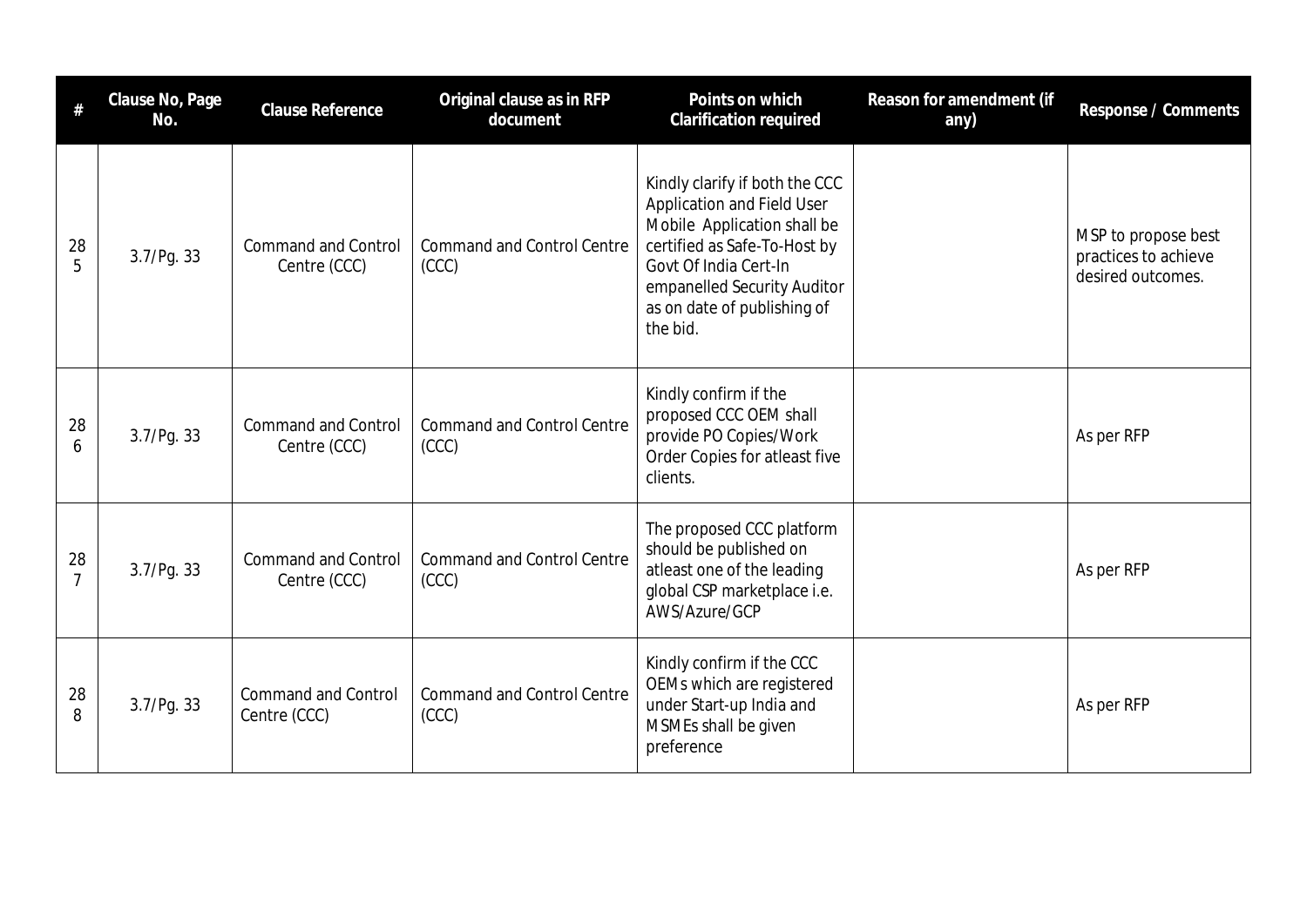| # | Clause No, Page No. | Clause Reference | Original clause as in RFP document | Points on which Clarification required | Reason for amendment (if any) | Response / Comments |
|---|---|---|---|---|---|---|
| 285 | 3.7/Pg. 33 | Command and Control Centre (CCC) | Command and Control Centre (CCC) | Kindly clarify if both the CCC Application and Field User Mobile Application shall be certified as Safe-To-Host by Govt Of India Cert-In empanelled Security Auditor as on date of publishing of the bid. | | MSP to propose best practices to achieve desired outcomes. |
| 286 | 3.7/Pg. 33 | Command and Control Centre (CCC) | Command and Control Centre (CCC) | Kindly confirm if the proposed CCC OEM shall provide PO Copies/Work Order Copies for atleast five clients. | | As per RFP |
| 287 | 3.7/Pg. 33 | Command and Control Centre (CCC) | Command and Control Centre (CCC) | The proposed CCC platform should be published on atleast one of the leading global CSP marketplace i.e. AWS/Azure/GCP | | As per RFP |
| 288 | 3.7/Pg. 33 | Command and Control Centre (CCC) | Command and Control Centre (CCC) | Kindly confirm if the CCC OEMs which are registered under Start-up India and MSMEs shall be given preference | | As per RFP |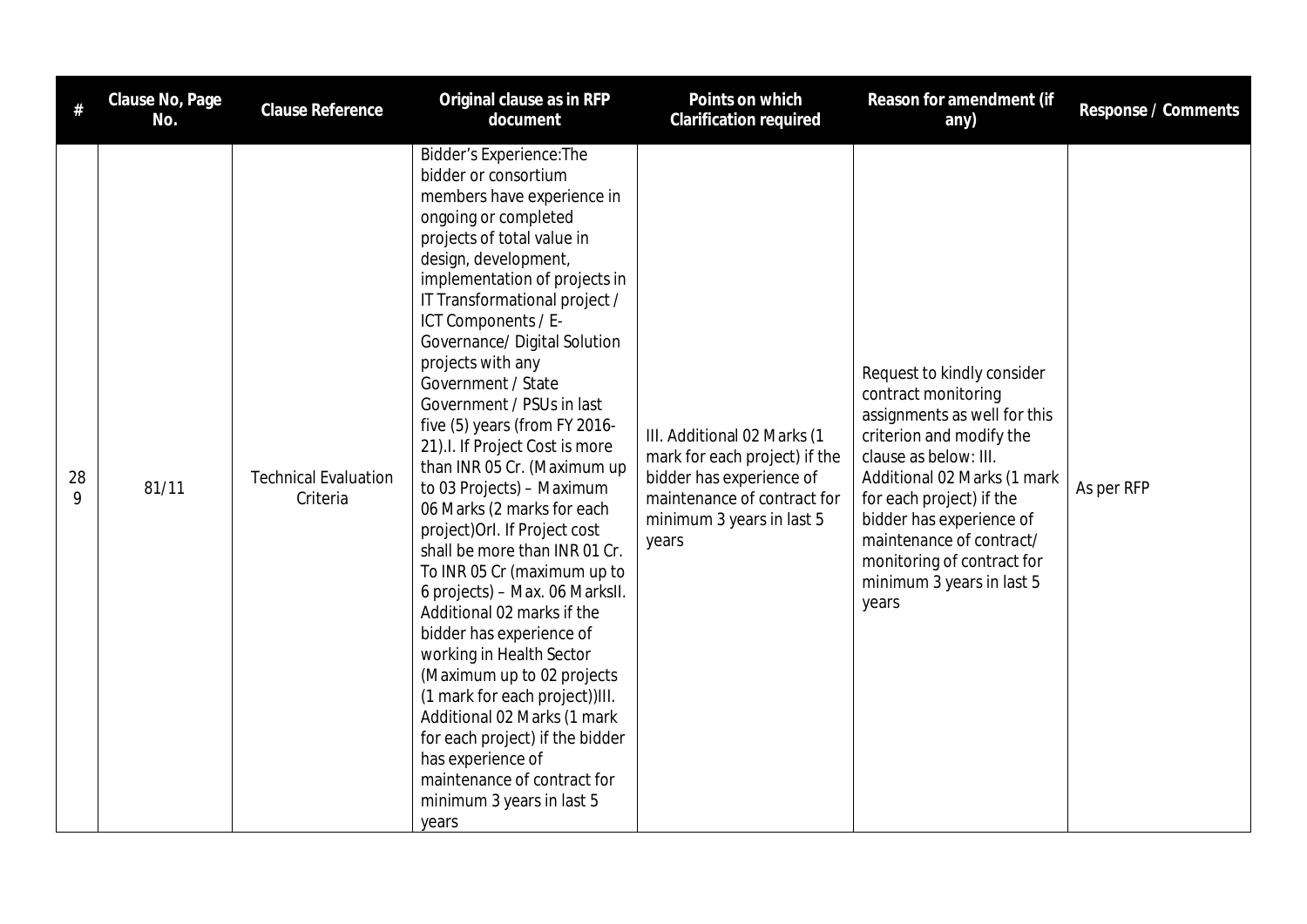| # | Clause No, Page No. | Clause Reference | Original clause as in RFP document | Points on which Clarification required | Reason for amendment (if any) | Response / Comments |
|---|---|---|---|---|---|---|
| 289 | 81/11 | Technical Evaluation Criteria | Bidder's Experience:The bidder or consortium members have experience in ongoing or completed projects of total value in design, development, implementation of projects in IT Transformational project / ICT Components / E-Governance/ Digital Solution projects with any Government / State Government / PSUs in last five (5) years (from FY 2016-21).I. If Project Cost is more than INR 05 Cr. (Maximum up to 03 Projects) – Maximum 06 Marks (2 marks for each project)OrI. If Project cost shall be more than INR 01 Cr. To INR 05 Cr (maximum up to 6 projects) – Max. 06 MarksII. Additional 02 marks if the bidder has experience of working in Health Sector (Maximum up to 02 projects (1 mark for each project))III. Additional 02 Marks (1 mark for each project) if the bidder has experience of maintenance of contract for minimum 3 years in last 5 years | III. Additional 02 Marks (1 mark for each project) if the bidder has experience of maintenance of contract for minimum 3 years in last 5 years | Request to kindly consider contract monitoring assignments as well for this criterion and modify the clause as below: III. Additional 02 Marks (1 mark for each project) if the bidder has experience of maintenance of contract/ monitoring of contract for minimum 3 years in last 5 years | As per RFP |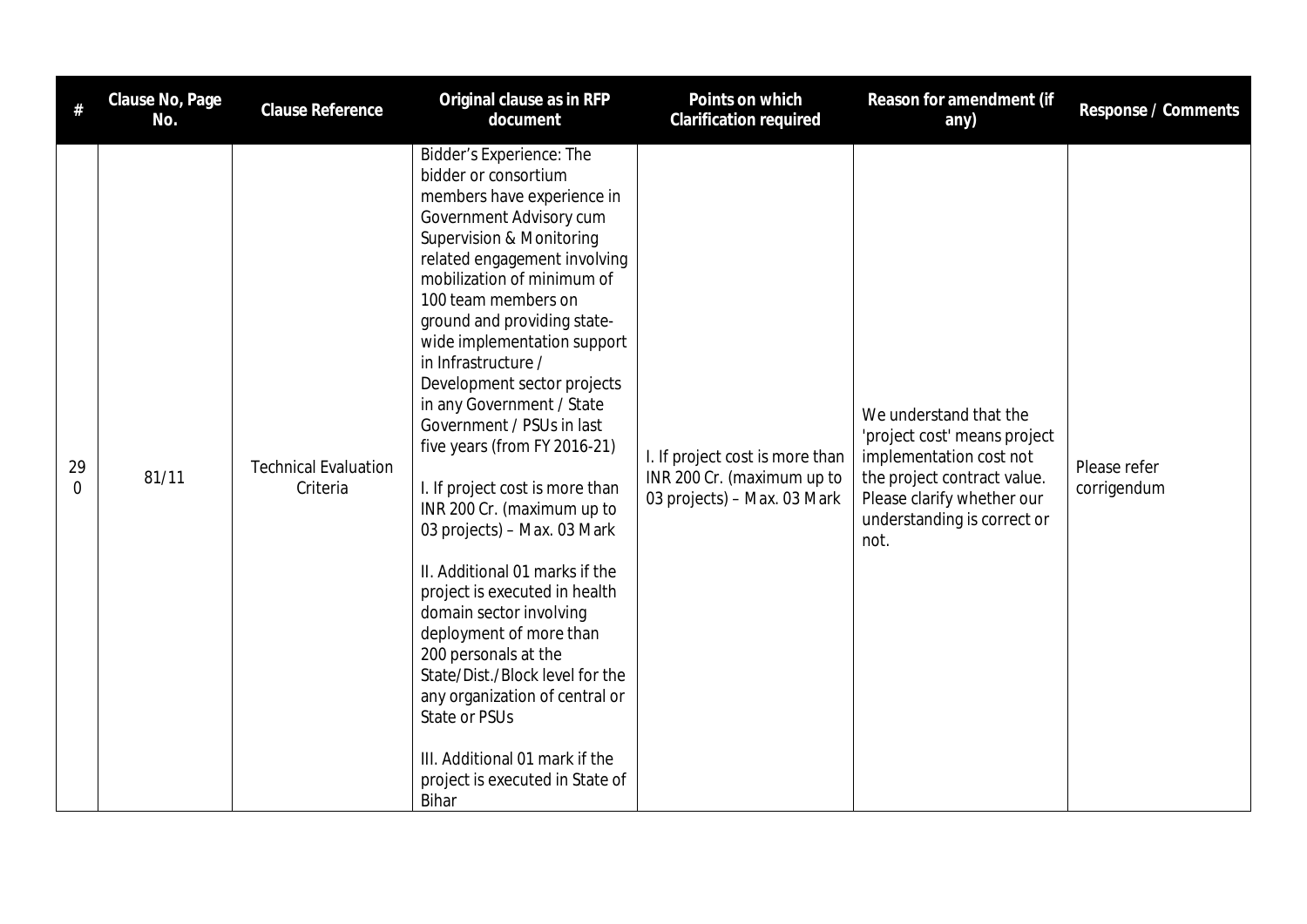| # | Clause No, Page No. | Clause Reference | Original clause as in RFP document | Points on which Clarification required | Reason for amendment (if any) | Response / Comments |
|---|---|---|---|---|---|---|
| 290 | 81/11 | Technical Evaluation Criteria | Bidder's Experience: The bidder or consortium members have experience in Government Advisory cum Supervision & Monitoring related engagement involving mobilization of minimum of 100 team members on ground and providing state-wide implementation support in Infrastructure / Development sector projects in any Government / State Government / PSUs in last five years (from FY 2016-21)<br><br>I. If project cost is more than INR 200 Cr. (maximum up to 03 projects) – Max. 03 Mark<br><br>II. Additional 01 marks if the project is executed in health domain sector involving deployment of more than 200 personals at the State/Dist./Block level for the any organization of central or State or PSUs<br><br>III. Additional 01 mark if the project is executed in State of Bihar | I. If project cost is more than INR 200 Cr. (maximum up to 03 projects) – Max. 03 Mark | We understand that the 'project cost' means project implementation cost not the project contract value. Please clarify whether our understanding is correct or not. | Please refer corrigendum |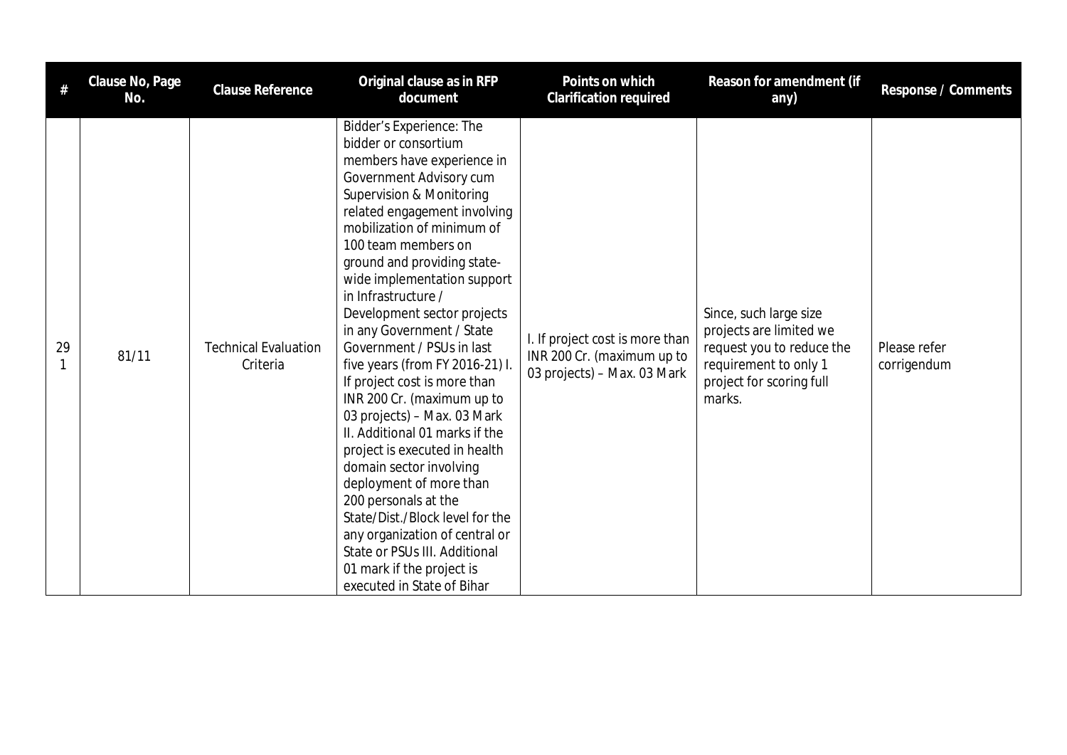| # | Clause No, Page No. | Clause Reference | Original clause as in RFP document | Points on which Clarification required | Reason for amendment (if any) | Response / Comments |
|---|---|---|---|---|---|---|
| 291 | 81/11 | Technical Evaluation Criteria | Bidder's Experience: The bidder or consortium members have experience in Government Advisory cum Supervision & Monitoring related engagement involving mobilization of minimum of 100 team members on ground and providing state-wide implementation support in Infrastructure / Development sector projects in any Government / State Government / PSUs in last five years (from FY 2016-21) I. If project cost is more than INR 200 Cr. (maximum up to 03 projects) – Max. 03 Mark II. Additional 01 marks if the project is executed in health domain sector involving deployment of more than 200 personals at the State/Dist./Block level for the any organization of central or State or PSUs III. Additional 01 mark if the project is executed in State of Bihar | I. If project cost is more than INR 200 Cr. (maximum up to 03 projects) – Max. 03 Mark | Since, such large size projects are limited we request you to reduce the requirement to only 1 project for scoring full marks. | Please refer corrigendum |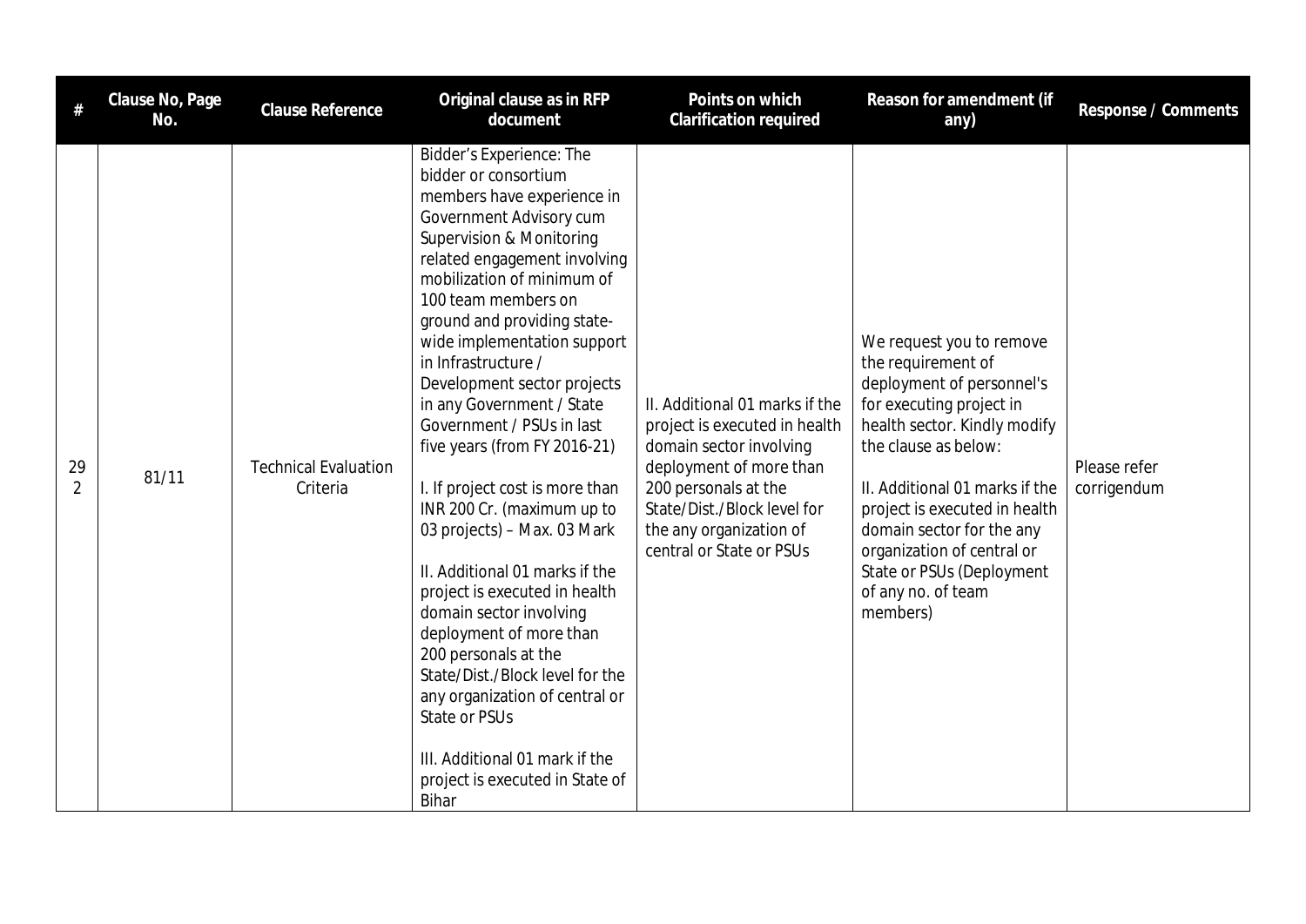| # | Clause No, Page No. | Clause Reference | Original clause as in RFP document | Points on which Clarification required | Reason for amendment (if any) | Response / Comments |
|---|---|---|---|---|---|---|
| 292 | 81/11 | Technical Evaluation Criteria | Bidder's Experience: The bidder or consortium members have experience in Government Advisory cum Supervision & Monitoring related engagement involving mobilization of minimum of 100 team members on ground and providing state-wide implementation support in Infrastructure / Development sector projects in any Government / State Government / PSUs in last five years (from FY 2016-21)<br><br>I. If project cost is more than INR 200 Cr. (maximum up to 03 projects) – Max. 03 Mark<br><br>II. Additional 01 marks if the project is executed in health domain sector involving deployment of more than 200 personals at the State/Dist./Block level for the any organization of central or State or PSUs<br><br>III. Additional 01 mark if the project is executed in State of Bihar | II. Additional 01 marks if the project is executed in health domain sector involving deployment of more than 200 personals at the State/Dist./Block level for the any organization of central or State or PSUs | We request you to remove the requirement of deployment of personnel's for executing project in health sector. Kindly modify the clause as below:<br><br>II. Additional 01 marks if the project is executed in health domain sector for the any organization of central or State or PSUs (Deployment of any no. of team members) | Please refer corrigendum |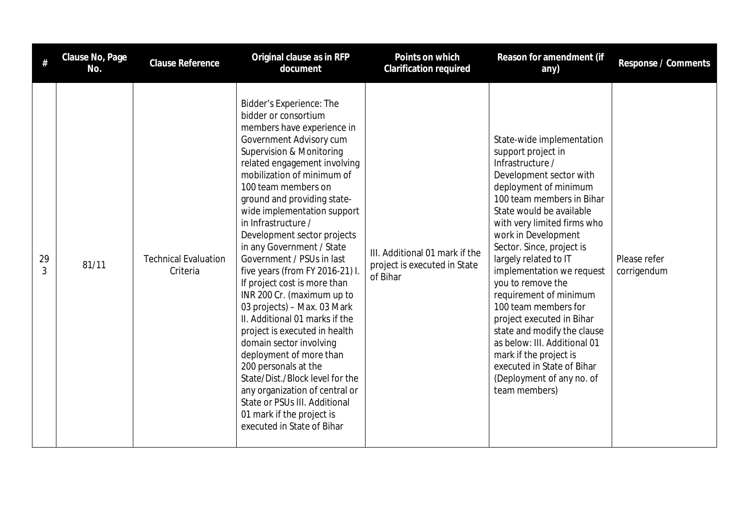| # | Clause No, Page No. | Clause Reference | Original clause as in RFP document | Points on which Clarification required | Reason for amendment (if any) | Response / Comments |
|---|---|---|---|---|---|---|
| 293 | 81/11 | Technical Evaluation Criteria | Bidder's Experience: The bidder or consortium members have experience in Government Advisory cum Supervision & Monitoring related engagement involving mobilization of minimum of 100 team members on ground and providing state-wide implementation support in Infrastructure / Development sector projects in any Government / State Government / PSUs in last five years (from FY 2016-21) I. If project cost is more than INR 200 Cr. (maximum up to 03 projects) – Max. 03 Mark II. Additional 01 marks if the project is executed in health domain sector involving deployment of more than 200 personals at the State/Dist./Block level for the any organization of central or State or PSUs III. Additional 01 mark if the project is executed in State of Bihar | III. Additional 01 mark if the project is executed in State of Bihar | State-wide implementation support project in Infrastructure / Development sector with deployment of minimum 100 team members in Bihar State would be available with very limited firms who work in Development Sector. Since, project is largely related to IT implementation we request you to remove the requirement of minimum 100 team members for project executed in Bihar state and modify the clause as below: III. Additional 01 mark if the project is executed in State of Bihar (Deployment of any no. of team members) | Please refer corrigendum |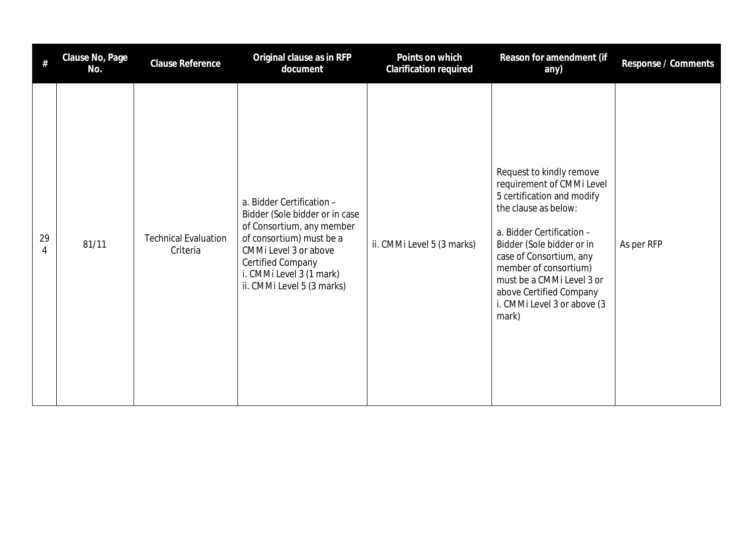| # | Clause No, Page No. | Clause Reference | Original clause as in RFP document | Points on which Clarification required | Reason for amendment (if any) | Response / Comments |
|---|---|---|---|---|---|---|
| 294 | 81/11 | Technical Evaluation Criteria | a. Bidder Certification – Bidder (Sole bidder or in case of Consortium, any member of consortium) must be a CMMi Level 3 or above Certified Company<br>i. CMMi Level 3 (1 mark)<br>ii. CMMi Level 5 (3 marks) | ii. CMMi Level 5 (3 marks) | Request to kindly remove requirement of CMMi Level 5 certification and modify the clause as below:<br><br>a. Bidder Certification – Bidder (Sole bidder or in case of Consortium, any member of consortium) must be a CMMi Level 3 or above Certified Company<br>i. CMMi Level 3 or above (3 mark) | As per RFP |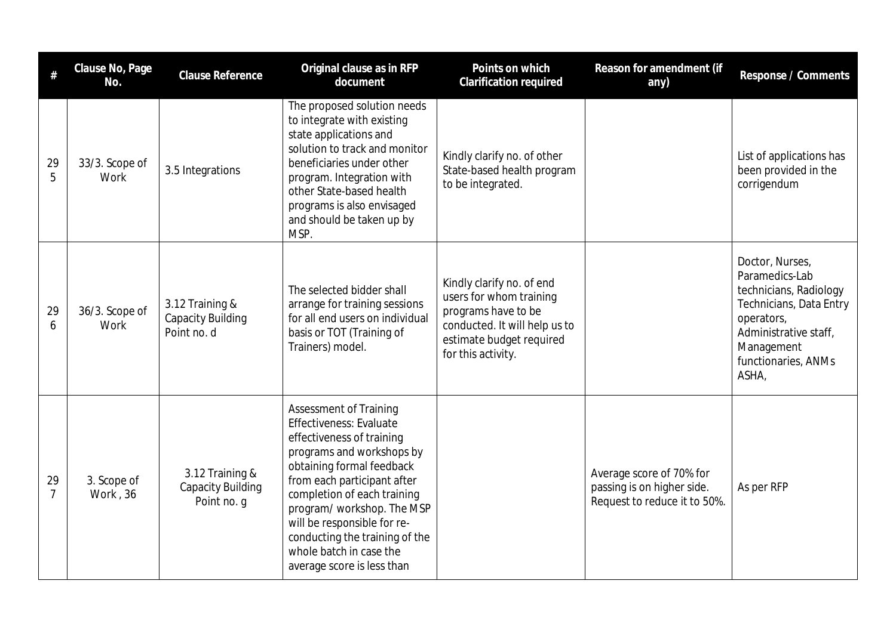| # | Clause No, Page No. | Clause Reference | Original clause as in RFP document | Points on which Clarification required | Reason for amendment (if any) | Response / Comments |
|---|---|---|---|---|---|---|
| 295 | 33/3. Scope of Work | 3.5 Integrations | The proposed solution needs to integrate with existing state applications and solution to track and monitor beneficiaries under other program. Integration with other State-based health programs is also envisaged and should be taken up by MSP. | Kindly clarify no. of other State-based health program to be integrated. | | List of applications has been provided in the corrigendum |
| 296 | 36/3. Scope of Work | 3.12 Training & Capacity Building Point no. d | The selected bidder shall arrange for training sessions for all end users on individual basis or TOT (Training of Trainers) model. | Kindly clarify no. of end users for whom training programs have to be conducted. It will help us to estimate budget required for this activity. | | Doctor, Nurses, Paramedics-Lab technicians, Radiology Technicians, Data Entry operators, Administrative staff, Management functionaries, ANMs ASHA, |
| 297 | 3. Scope of Work , 36 | 3.12 Training & Capacity Building Point no. g | Assessment of Training Effectiveness: Evaluate effectiveness of training programs and workshops by obtaining formal feedback from each participant after completion of each training program/ workshop. The MSP will be responsible for re-conducting the training of the whole batch in case the average score is less than | | Average score of 70% for passing is on higher side. Request to reduce it to 50%. | As per RFP |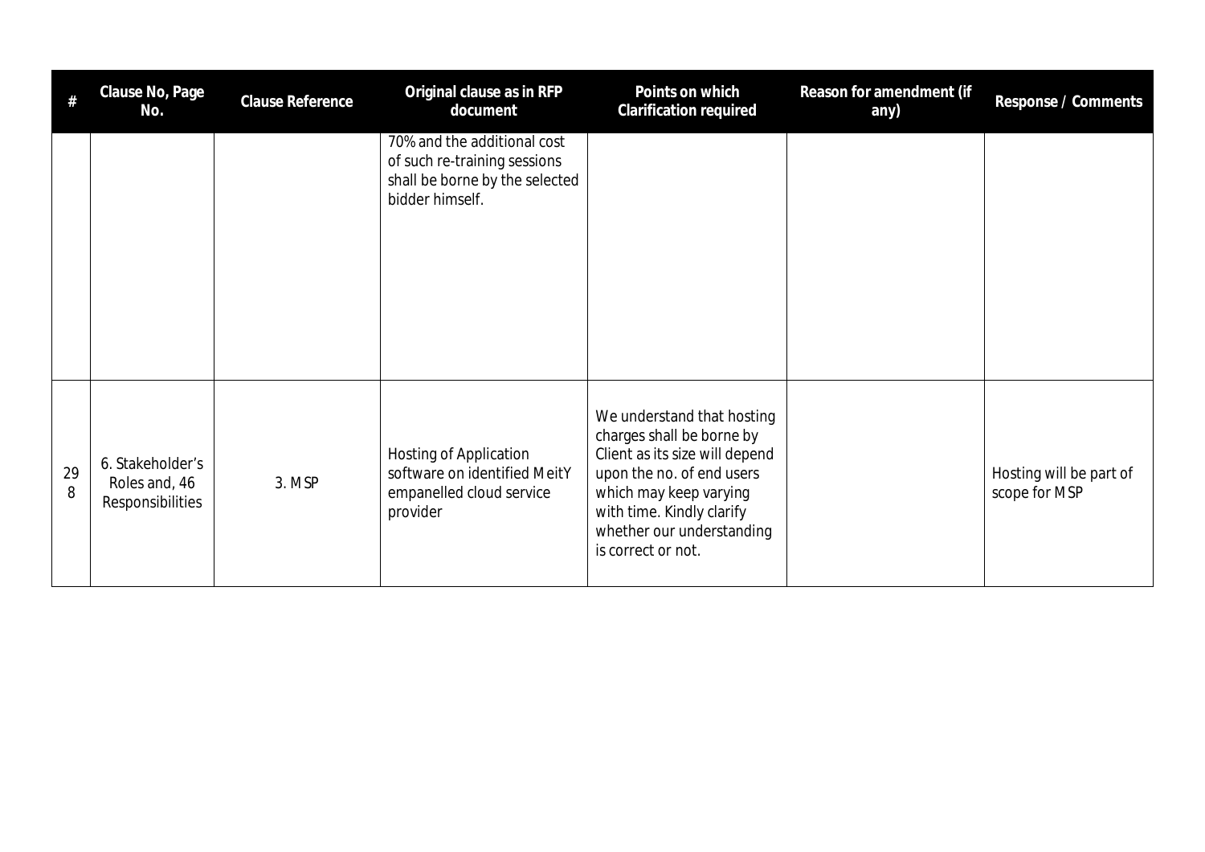| # | Clause No, Page No. | Clause Reference | Original clause as in RFP document | Points on which Clarification required | Reason for amendment (if any) | Response / Comments |
|---|---|---|---|---|---|---|
| | | | 70% and the additional cost of such re-training sessions shall be borne by the selected bidder himself. | | | |
| 298 | 6. Stakeholder's Roles and, 46 Responsibilities | 3. MSP | Hosting of Application software on identified MeitY empanelled cloud service provider | We understand that hosting charges shall be borne by Client as its size will depend upon the no. of end users which may keep varying with time. Kindly clarify whether our understanding is correct or not. | | Hosting will be part of scope for MSP |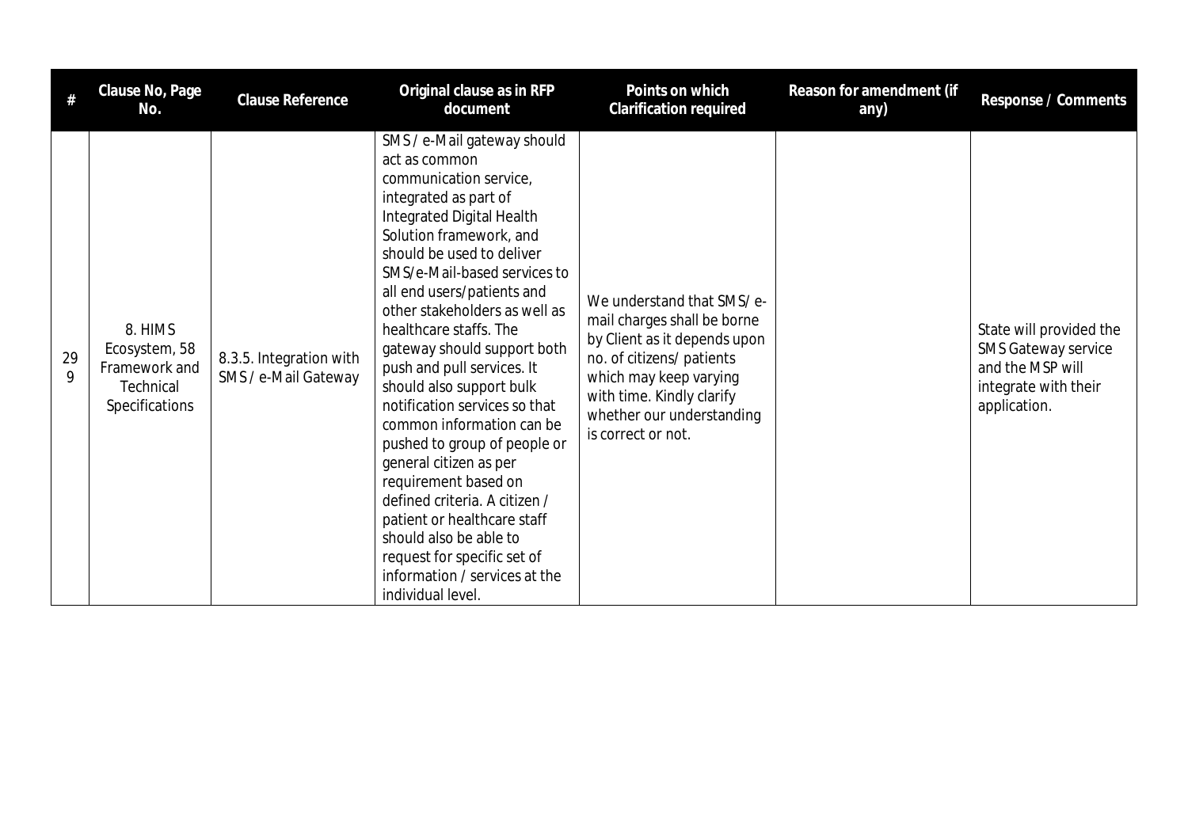| # | Clause No, Page No. | Clause Reference | Original clause as in RFP document | Points on which Clarification required | Reason for amendment (if any) | Response / Comments |
|---|---|---|---|---|---|---|
| 299 | 8. HIMS Ecosystem, 58 Framework and Technical Specifications | 8.3.5. Integration with SMS / e-Mail Gateway | SMS / e-Mail gateway should act as common communication service, integrated as part of Integrated Digital Health Solution framework, and should be used to deliver SMS/e-Mail-based services to all end users/patients and other stakeholders as well as healthcare staffs. The gateway should support both push and pull services. It should also support bulk notification services so that common information can be pushed to group of people or general citizen as per requirement based on defined criteria. A citizen / patient or healthcare staff should also be able to request for specific set of information / services at the individual level. | We understand that SMS/ e-mail charges shall be borne by Client as it depends upon no. of citizens/ patients which may keep varying with time. Kindly clarify whether our understanding is correct or not. | | State will provided the SMS Gateway service and the MSP will integrate with their application. |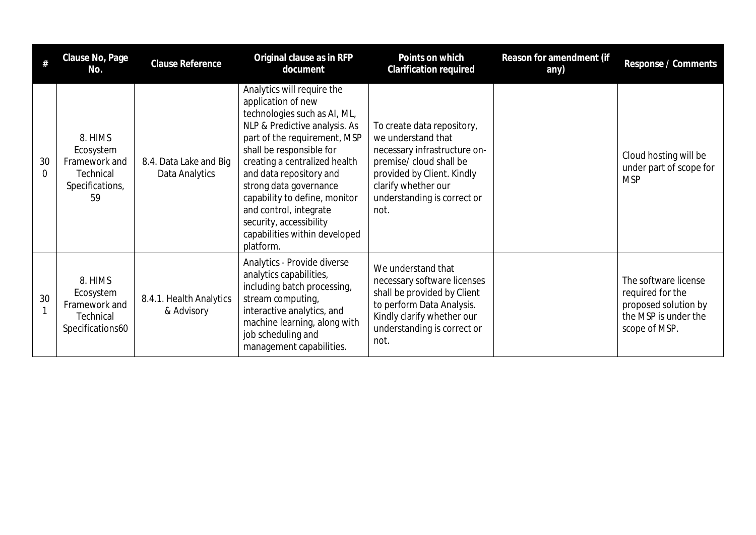| # | Clause No, Page No. | Clause Reference | Original clause as in RFP document | Points on which Clarification required | Reason for amendment (if any) | Response / Comments |
|---|---|---|---|---|---|---|
| 300 | 8. HIMS Ecosystem Framework and Technical Specifications, 59 | 8.4. Data Lake and Big Data Analytics | Analytics will require the application of new technologies such as AI, ML, NLP & Predictive analysis. As part of the requirement, MSP shall be responsible for creating a centralized health and data repository and strong data governance capability to define, monitor and control, integrate security, accessibility capabilities within developed platform. | To create data repository, we understand that necessary infrastructure on-premise/ cloud shall be provided by Client. Kindly clarify whether our understanding is correct or not. | | Cloud hosting will be under part of scope for MSP |
| 301 | 8. HIMS Ecosystem Framework and Technical Specifications60 | 8.4.1. Health Analytics & Advisory | Analytics - Provide diverse analytics capabilities, including batch processing, stream computing, interactive analytics, and machine learning, along with job scheduling and management capabilities. | We understand that necessary software licenses shall be provided by Client to perform Data Analysis. Kindly clarify whether our understanding is correct or not. | | The software license required for the proposed solution by the MSP is under the scope of MSP. |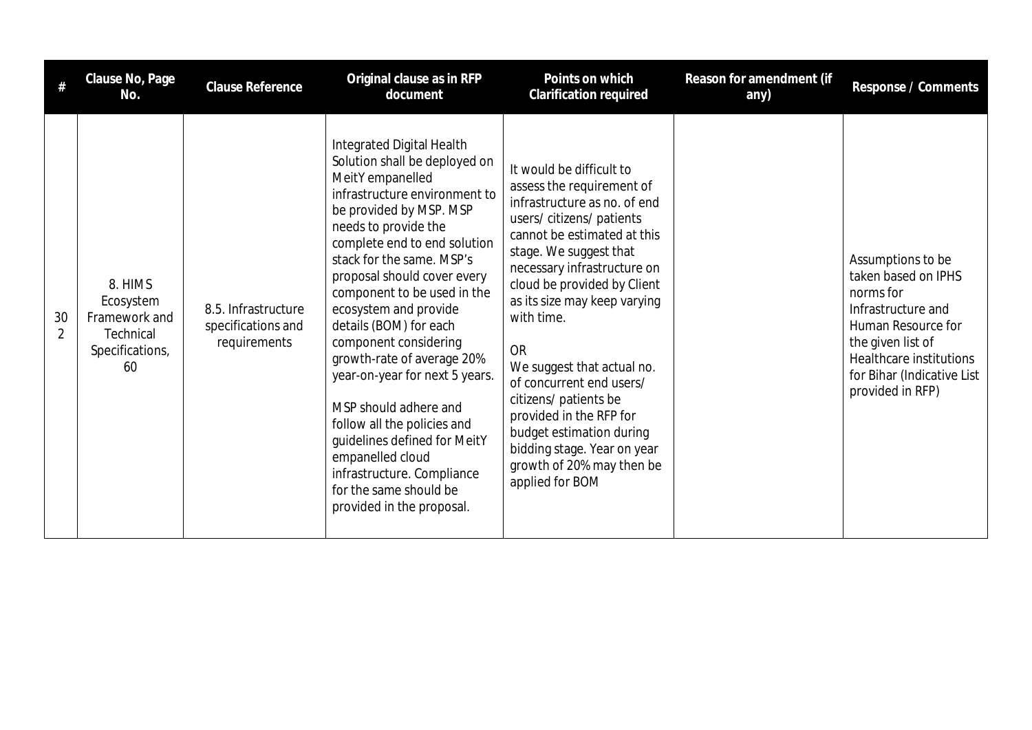| # | Clause No, Page No. | Clause Reference | Original clause as in RFP document | Points on which Clarification required | Reason for amendment (if any) | Response / Comments |
|---|---|---|---|---|---|---|
| 302 | 8. HIMS Ecosystem Framework and Technical Specifications, 60 | 8.5. Infrastructure specifications and requirements | Integrated Digital Health Solution shall be deployed on MeitY empanelled infrastructure environment to be provided by MSP. MSP needs to provide the complete end to end solution stack for the same. MSP's proposal should cover every component to be used in the ecosystem and provide details (BOM) for each component considering growth-rate of average 20% year-on-year for next 5 years.<br><br>MSP should adhere and follow all the policies and guidelines defined for MeitY empanelled cloud infrastructure. Compliance for the same should be provided in the proposal. | It would be difficult to assess the requirement of infrastructure as no. of end users/ citizens/ patients cannot be estimated at this stage. We suggest that necessary infrastructure on cloud be provided by Client as its size may keep varying with time.<br><br>OR<br>We suggest that actual no. of concurrent end users/ citizens/ patients be provided in the RFP for budget estimation during bidding stage. Year on year growth of 20% may then be applied for BOM | | Assumptions to be taken based on IPHS norms for Infrastructure and Human Resource for the given list of Healthcare institutions for Bihar (Indicative List provided in RFP) |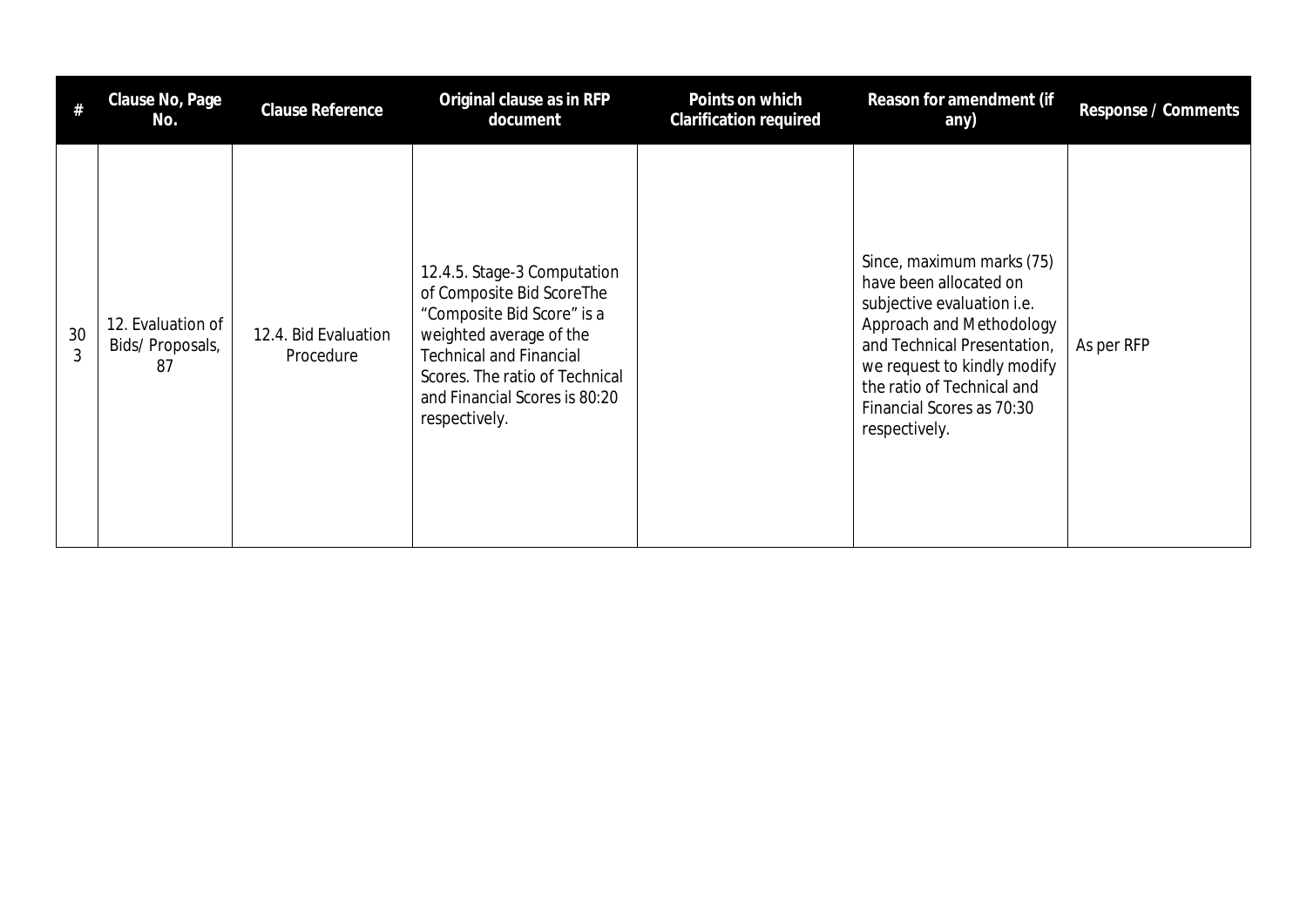| # | Clause No, Page No. | Clause Reference | Original clause as in RFP document | Points on which Clarification required | Reason for amendment (if any) | Response / Comments |
|---|---|---|---|---|---|---|
| 303 | 12. Evaluation of Bids/ Proposals, 87 | 12.4. Bid Evaluation Procedure | 12.4.5. Stage-3 Computation of Composite Bid ScoreThe "Composite Bid Score" is a weighted average of the Technical and Financial Scores. The ratio of Technical and Financial Scores is 80:20 respectively. | | Since, maximum marks (75) have been allocated on subjective evaluation i.e. Approach and Methodology and Technical Presentation, we request to kindly modify the ratio of Technical and Financial Scores as 70:30 respectively. | As per RFP |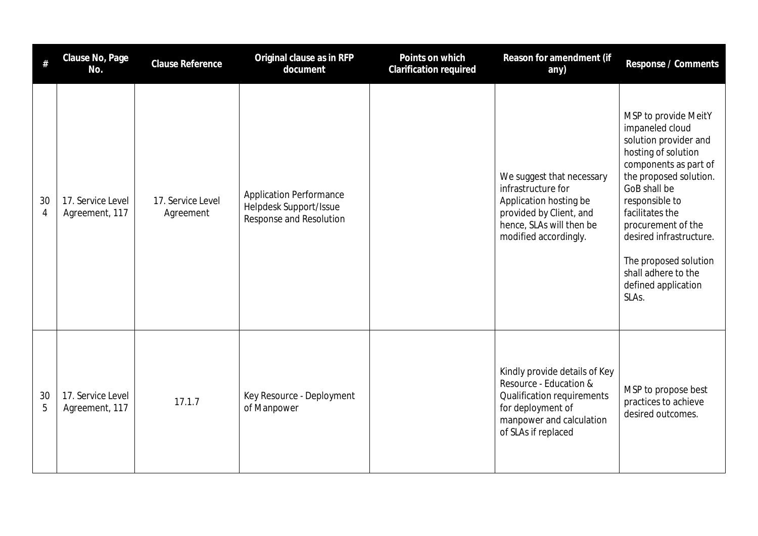| # | Clause No, Page No. | Clause Reference | Original clause as in RFP document | Points on which Clarification required | Reason for amendment (if any) | Response / Comments |
|---|---|---|---|---|---|---|
| 304 | 17. Service Level Agreement, 117 | 17. Service Level Agreement | Application Performance Helpdesk Support/Issue Response and Resolution | | We suggest that necessary infrastructure for Application hosting be provided by Client, and hence, SLAs will then be modified accordingly. | MSP to provide MeitY impaneled cloud solution provider and hosting of solution components as part of the proposed solution. GoB shall be responsible to facilitates the procurement of the desired infrastructure.<br><br>The proposed solution shall adhere to the defined application SLAs. |
| 305 | 17. Service Level Agreement, 117 | 17.1.7 | Key Resource - Deployment of Manpower | | Kindly provide details of Key Resource - Education & Qualification requirements for deployment of manpower and calculation of SLAs if replaced | MSP to propose best practices to achieve desired outcomes. |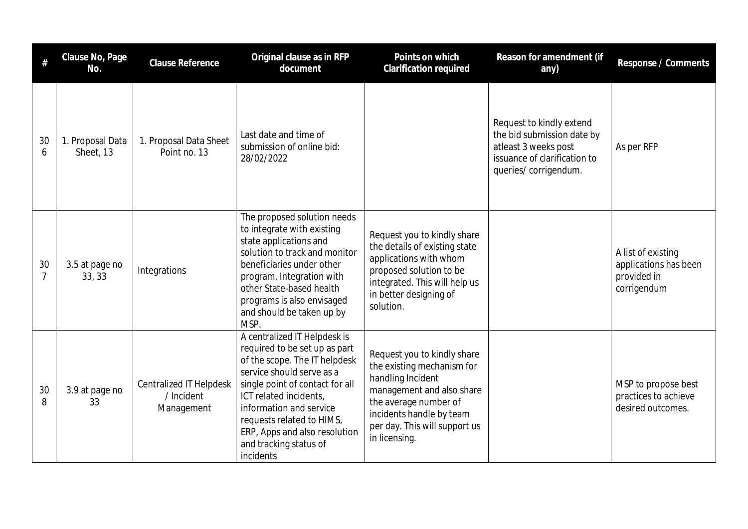| # | Clause No, Page No. | Clause Reference | Original clause as in RFP document | Points on which Clarification required | Reason for amendment (if any) | Response / Comments |
|---|---|---|---|---|---|---|
| 306 | 1. Proposal Data Sheet, 13 | 1. Proposal Data Sheet Point no. 13 | Last date and time of submission of online bid: 28/02/2022 | | Request to kindly extend the bid submission date by atleast 3 weeks post issuance of clarification to queries/ corrigendum. | As per RFP |
| 307 | 3.5 at page no 33, 33 | Integrations | The proposed solution needs to integrate with existing state applications and solution to track and monitor beneficiaries under other program. Integration with other State-based health programs is also envisaged and should be taken up by MSP. | Request you to kindly share the details of existing state applications with whom proposed solution to be integrated. This will help us in better designing of solution. | | A list of existing applications has been provided in corrigendum |
| 308 | 3.9 at page no 33 | Centralized IT Helpdesk / Incident Management | A centralized IT Helpdesk is required to be set up as part of the scope. The IT helpdesk service should serve as a single point of contact for all ICT related incidents, information and service requests related to HIMS, ERP, Apps and also resolution and tracking status of incidents | Request you to kindly share the existing mechanism for handling Incident management and also share the average number of incidents handle by team per day. This will support us in licensing. | | MSP to propose best practices to achieve desired outcomes. |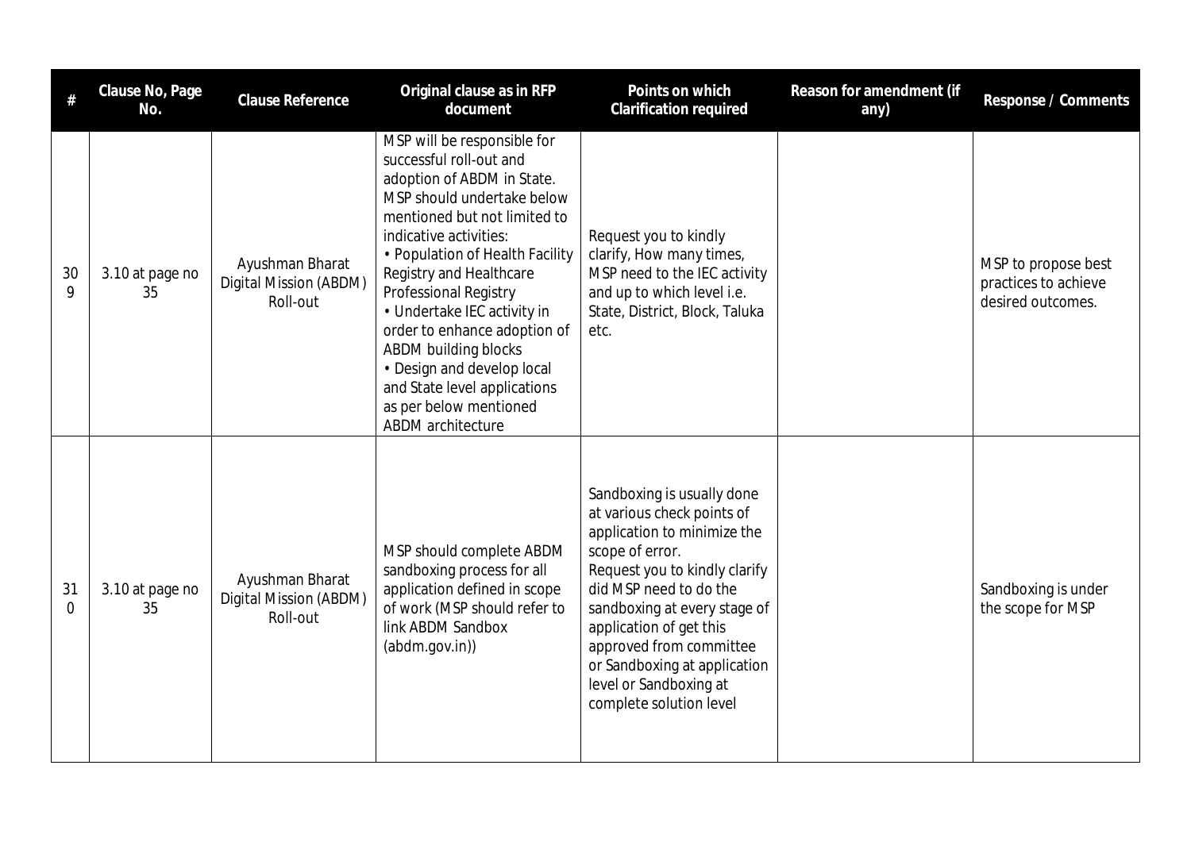| # | Clause No, Page No. | Clause Reference | Original clause as in RFP document | Points on which Clarification required | Reason for amendment (if any) | Response / Comments |
|---|---|---|---|---|---|---|
| 309 | 3.10 at page no 35 | Ayushman Bharat Digital Mission (ABDM) Roll-out | MSP will be responsible for successful roll-out and adoption of ABDM in State. MSP should undertake below mentioned but not limited to indicative activities:<br>• Population of Health Facility Registry and Healthcare Professional Registry<br>• Undertake IEC activity in order to enhance adoption of ABDM building blocks<br>• Design and develop local and State level applications as per below mentioned ABDM architecture | Request you to kindly clarify, How many times, MSP need to the IEC activity and up to which level i.e. State, District, Block, Taluka etc. | | MSP to propose best practices to achieve desired outcomes. |
| 310 | 3.10 at page no 35 | Ayushman Bharat Digital Mission (ABDM) Roll-out | MSP should complete ABDM sandboxing process for all application defined in scope of work (MSP should refer to link ABDM Sandbox (abdm.gov.in)) | Sandboxing is usually done at various check points of application to minimize the scope of error.<br>Request you to kindly clarify did MSP need to do the sandboxing at every stage of application of get this approved from committee or Sandboxing at application level or Sandboxing at complete solution level | | Sandboxing is under the scope for MSP |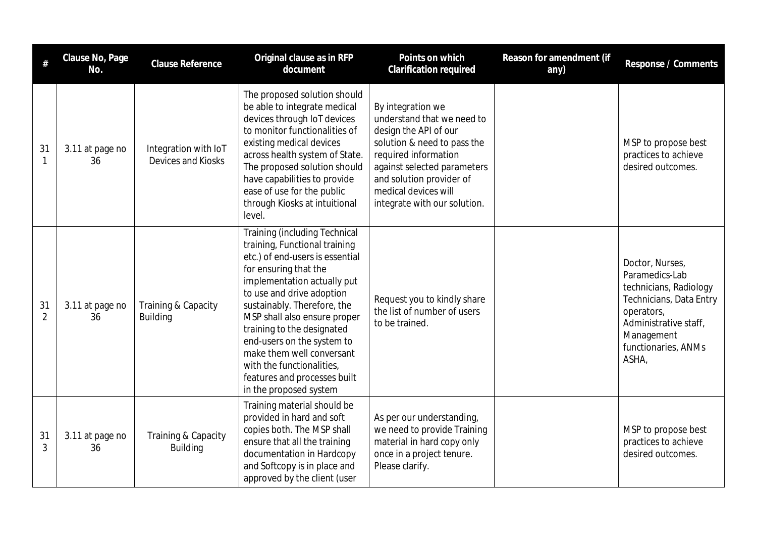| # | Clause No, Page No. | Clause Reference | Original clause as in RFP document | Points on which Clarification required | Reason for amendment (if any) | Response / Comments |
|---|---|---|---|---|---|---|
| 311 | 3.11 at page no 36 | Integration with IoT Devices and Kiosks | The proposed solution should be able to integrate medical devices through IoT devices to monitor functionalities of existing medical devices across health system of State. The proposed solution should have capabilities to provide ease of use for the public through Kiosks at intuitional level. | By integration we understand that we need to design the API of our solution & need to pass the required information against selected parameters and solution provider of medical devices will integrate with our solution. | | MSP to propose best practices to achieve desired outcomes. |
| 312 | 3.11 at page no 36 | Training & Capacity Building | Training (including Technical training, Functional training etc.) of end-users is essential for ensuring that the implementation actually put to use and drive adoption sustainably. Therefore, the MSP shall also ensure proper training to the designated end-users on the system to make them well conversant with the functionalities, features and processes built in the proposed system | Request you to kindly share the list of number of users to be trained. | | Doctor, Nurses, Paramedics-Lab technicians, Radiology Technicians, Data Entry operators, Administrative staff, Management functionaries, ANMs ASHA, |
| 313 | 3.11 at page no 36 | Training & Capacity Building | Training material should be provided in hard and soft copies both. The MSP shall ensure that all the training documentation in Hardcopy and Softcopy is in place and approved by the client (user | As per our understanding, we need to provide Training material in hard copy only once in a project tenure. Please clarify. | | MSP to propose best practices to achieve desired outcomes. |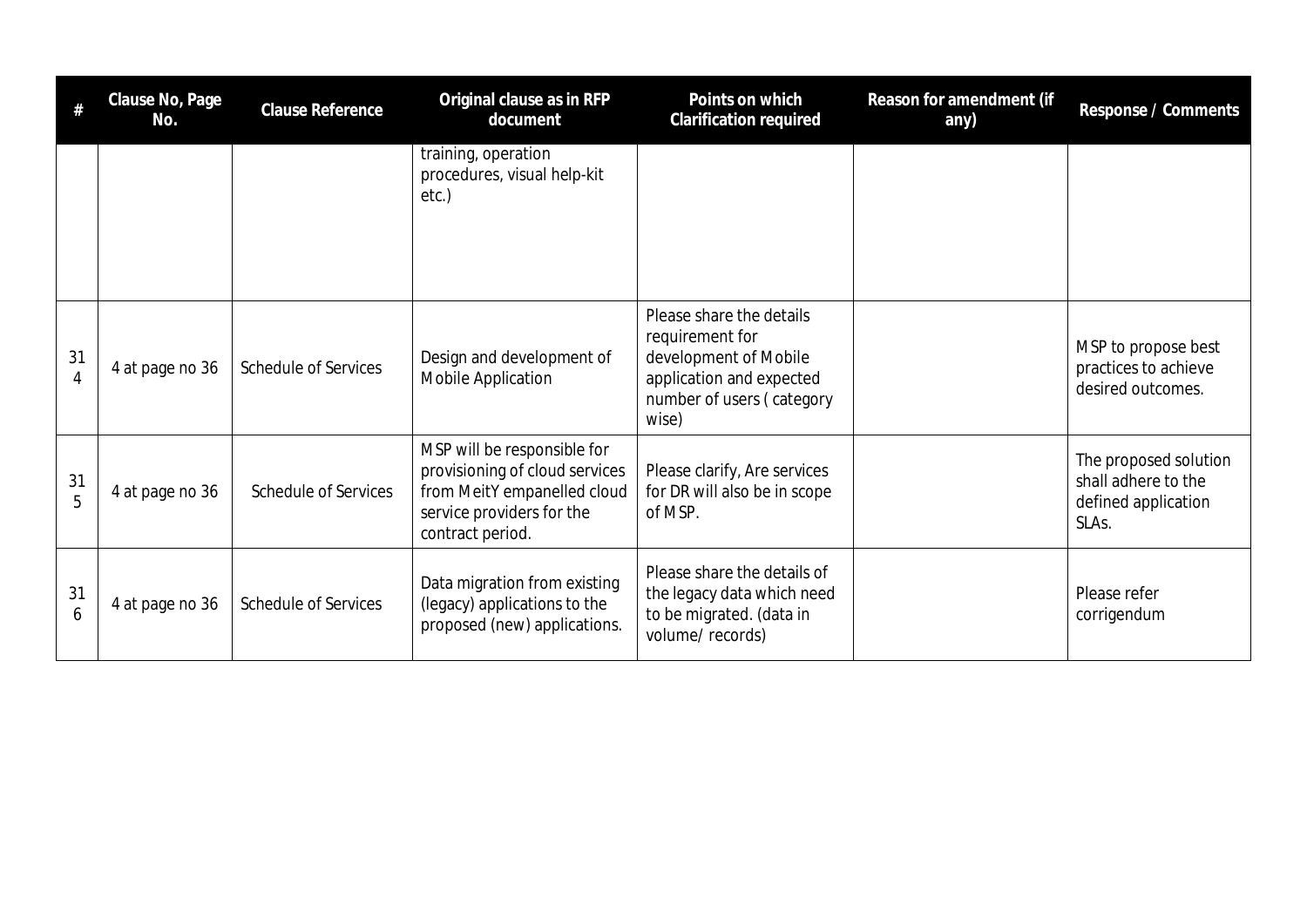| # | Clause No, Page No. | Clause Reference | Original clause as in RFP document | Points on which Clarification required | Reason for amendment (if any) | Response / Comments |
|---|---|---|---|---|---|---|
| | | | training, operation procedures, visual help-kit etc.) | | | |
| 314 | 4 at page no 36 | Schedule of Services | Design and development of Mobile Application | Please share the details requirement for development of Mobile application and expected number of users ( category wise) | | MSP to propose best practices to achieve desired outcomes. |
| 315 | 4 at page no 36 | Schedule of Services | MSP will be responsible for provisioning of cloud services from MeitY empanelled cloud service providers for the contract period. | Please clarify, Are services for DR will also be in scope of MSP. | | The proposed solution shall adhere to the defined application SLAs. |
| 316 | 4 at page no 36 | Schedule of Services | Data migration from existing (legacy) applications to the proposed (new) applications. | Please share the details of the legacy data which need to be migrated. (data in volume/ records) | | Please refer corrigendum |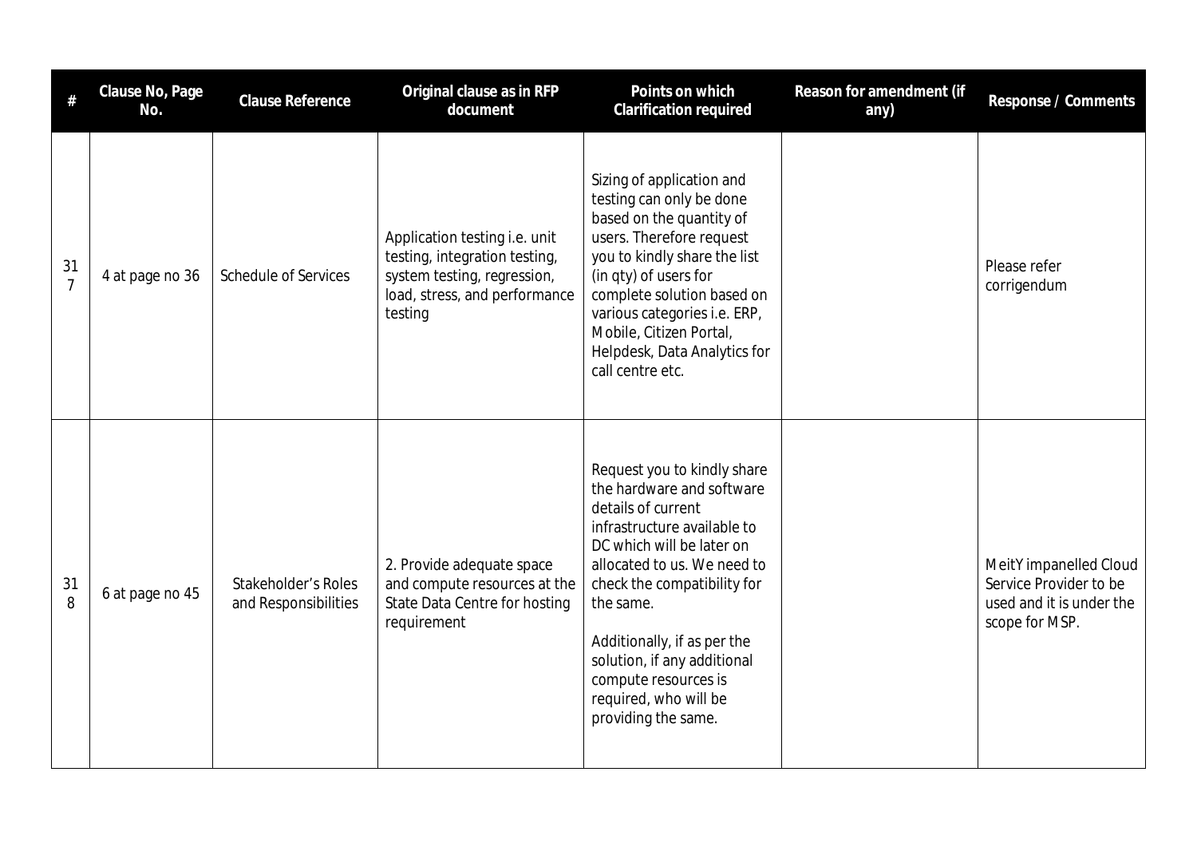| # | Clause No, Page No. | Clause Reference | Original clause as in RFP document | Points on which Clarification required | Reason for amendment (if any) | Response / Comments |
|---|---|---|---|---|---|---|
| 317 | 4 at page no 36 | Schedule of Services | Application testing i.e. unit testing, integration testing, system testing, regression, load, stress, and performance testing | Sizing of application and testing can only be done based on the quantity of users. Therefore request you to kindly share the list (in qty) of users for complete solution based on various categories i.e. ERP, Mobile, Citizen Portal, Helpdesk, Data Analytics for call centre etc. | | Please refer corrigendum |
| 318 | 6 at page no 45 | Stakeholder's Roles and Responsibilities | 2. Provide adequate space and compute resources at the State Data Centre for hosting requirement | Request you to kindly share the hardware and software details of current infrastructure available to DC which will be later on allocated to us. We need to check the compatibility for the same.<br><br>Additionally, if as per the solution, if any additional compute resources is required, who will be providing the same. | | MeitY impanelled Cloud Service Provider to be used and it is under the scope for MSP. |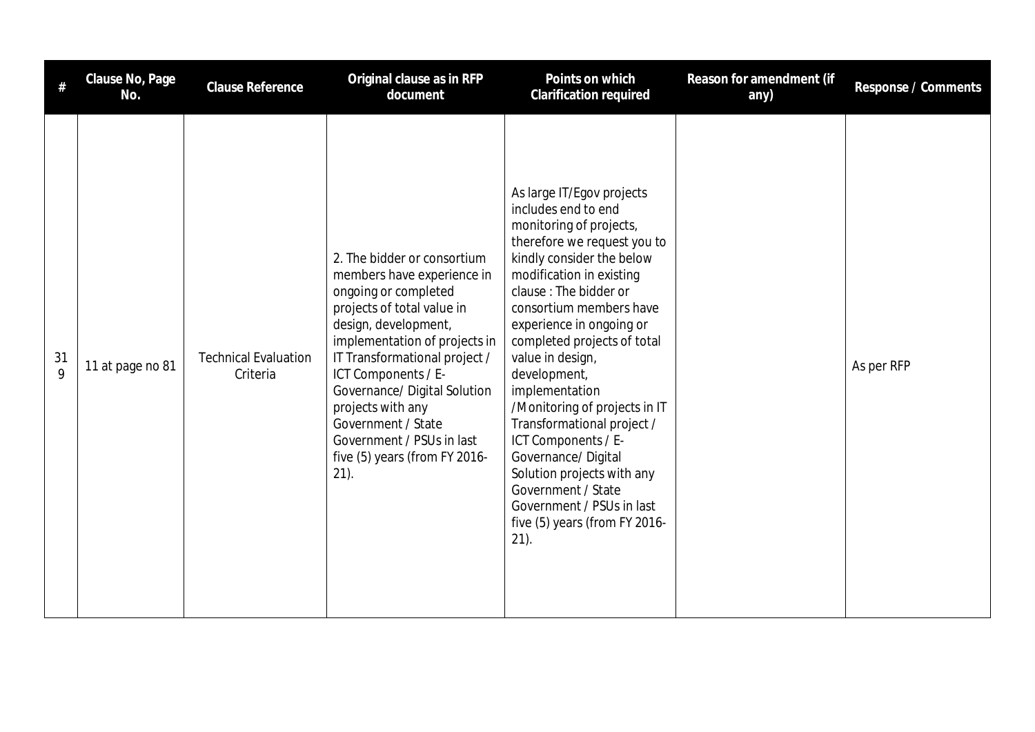| # | Clause No, Page No. | Clause Reference | Original clause as in RFP document | Points on which Clarification required | Reason for amendment (if any) | Response / Comments |
|---|---|---|---|---|---|---|
| 319 | 11 at page no 81 | Technical Evaluation Criteria | 2. The bidder or consortium members have experience in ongoing or completed projects of total value in design, development, implementation of projects in IT Transformational project / ICT Components / E-Governance/ Digital Solution projects with any Government / State Government / PSUs in last five (5) years (from FY 2016-21). | As large IT/Egov projects includes end to end monitoring of projects, therefore we request you to kindly consider the below modification in existing clause : The bidder or consortium members have experience in ongoing or completed projects of total value in design, development, implementation /Monitoring of projects in IT Transformational project / ICT Components / E-Governance/ Digital Solution projects with any Government / State Government / PSUs in last five (5) years (from FY 2016-21). | | As per RFP |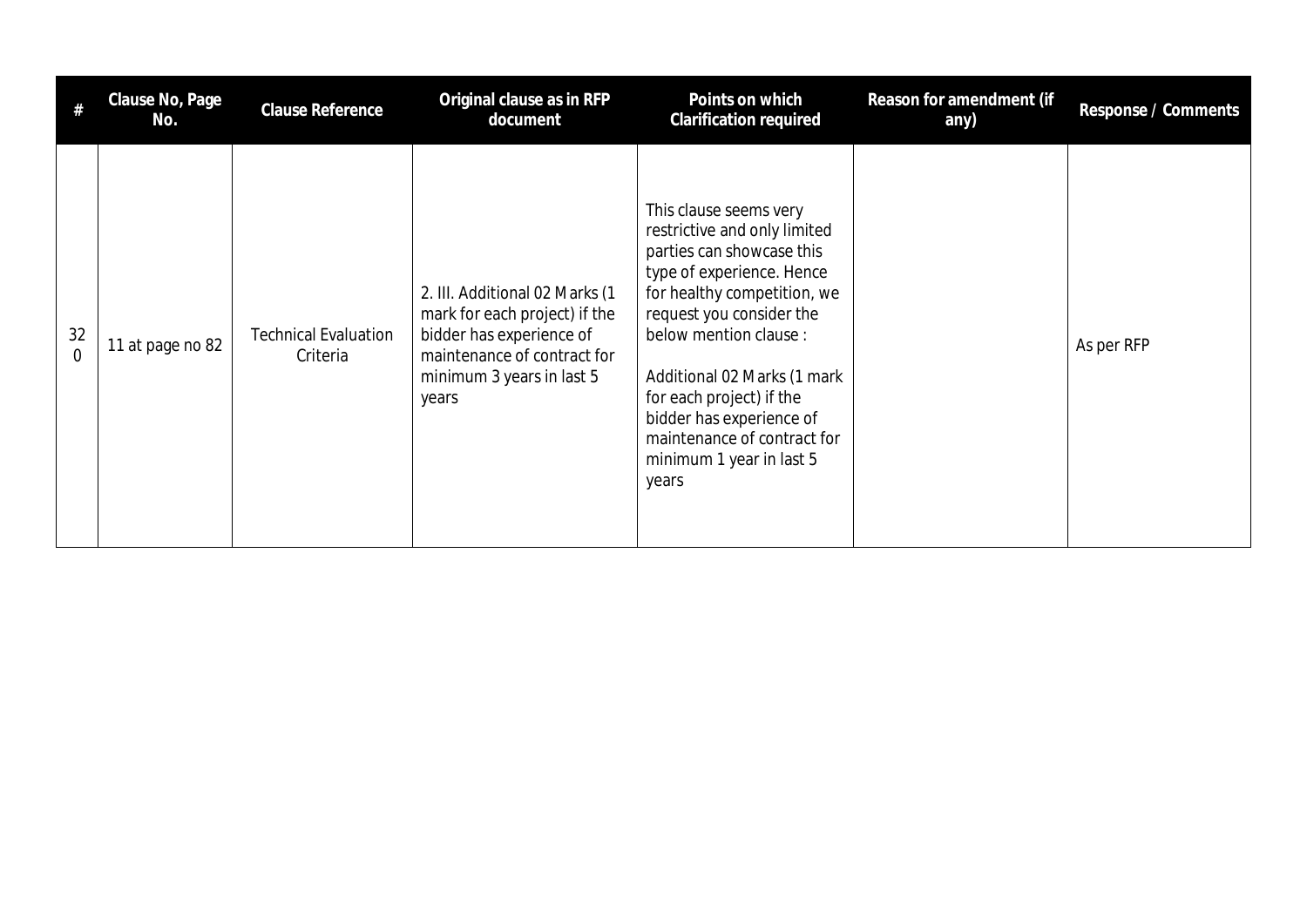| # | Clause No, Page No. | Clause Reference | Original clause as in RFP document | Points on which Clarification required | Reason for amendment (if any) | Response / Comments |
|---|---|---|---|---|---|---|
| 320 | 11 at page no 82 | Technical Evaluation Criteria | 2. III. Additional 02 Marks (1 mark for each project) if the bidder has experience of maintenance of contract for minimum 3 years in last 5 years | This clause seems very restrictive and only limited parties can showcase this type of experience. Hence for healthy competition, we request you consider the below mention clause :<br><br>Additional 02 Marks (1 mark for each project) if the bidder has experience of maintenance of contract for minimum 1 year in last 5 years | | As per RFP |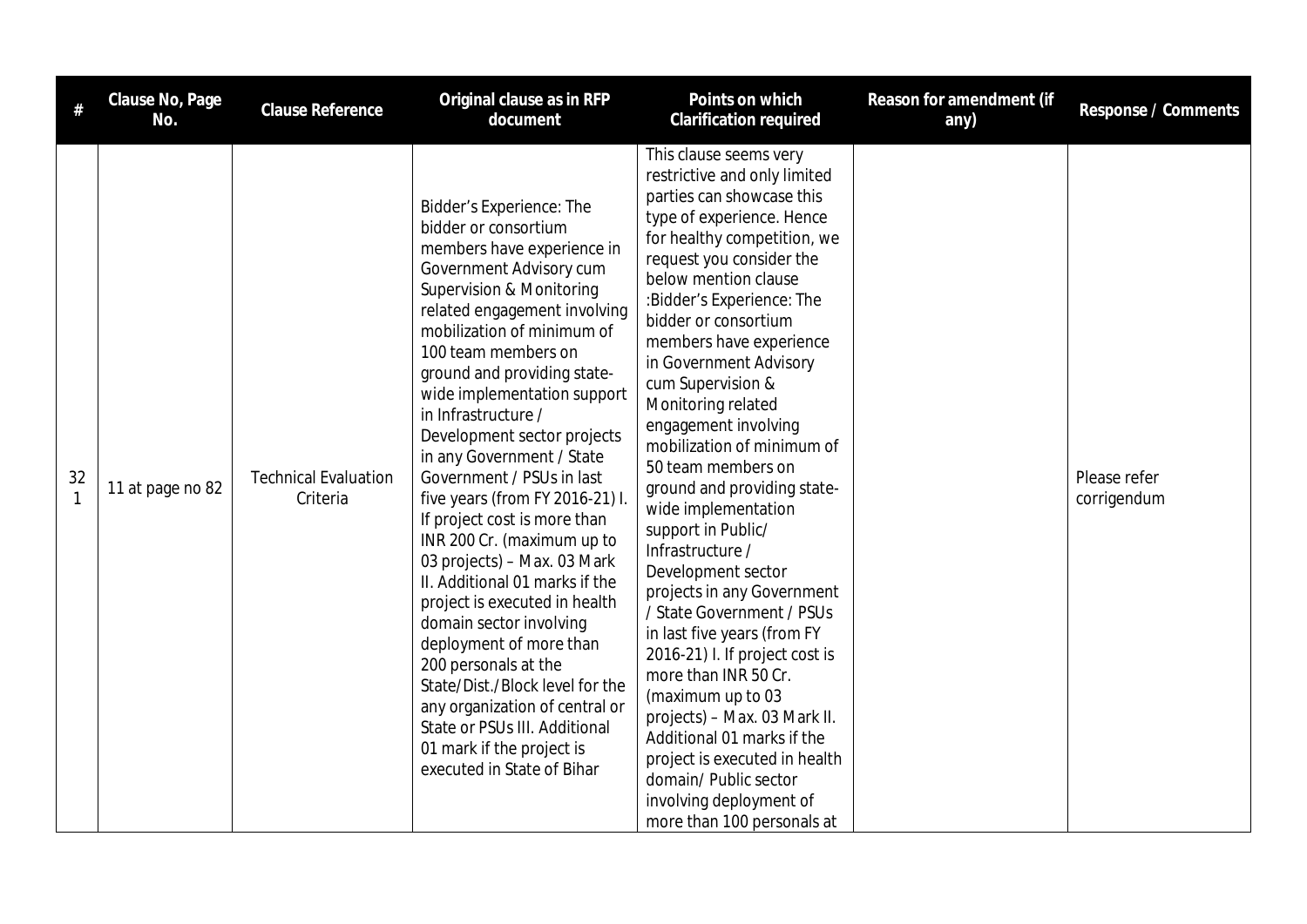| # | Clause No, Page No. | Clause Reference | Original clause as in RFP document | Points on which Clarification required | Reason for amendment (if any) | Response / Comments |
|---|---|---|---|---|---|---|
| 321 | 11 at page no 82 | Technical Evaluation Criteria | Bidder's Experience: The bidder or consortium members have experience in Government Advisory cum Supervision & Monitoring related engagement involving mobilization of minimum of 100 team members on ground and providing state-wide implementation support in Infrastructure / Development sector projects in any Government / State Government / PSUs in last five years (from FY 2016-21) I. If project cost is more than INR 200 Cr. (maximum up to 03 projects) – Max. 03 Mark II. Additional 01 marks if the project is executed in health domain sector involving deployment of more than 200 personals at the State/Dist./Block level for the any organization of central or State or PSUs III. Additional 01 mark if the project is executed in State of Bihar | This clause seems very restrictive and only limited parties can showcase this type of experience. Hence for healthy competition, we request you consider the below mention clause :Bidder's Experience: The bidder or consortium members have experience in Government Advisory cum Supervision & Monitoring related engagement involving mobilization of minimum of 50 team members on ground and providing state-wide implementation support in Public/ Infrastructure / Development sector projects in any Government / State Government / PSUs in last five years (from FY 2016-21) I. If project cost is more than INR 50 Cr. (maximum up to 03 projects) – Max. 03 Mark II. Additional 01 marks if the project is executed in health domain/ Public sector involving deployment of more than 100 personals at | | Please refer corrigendum |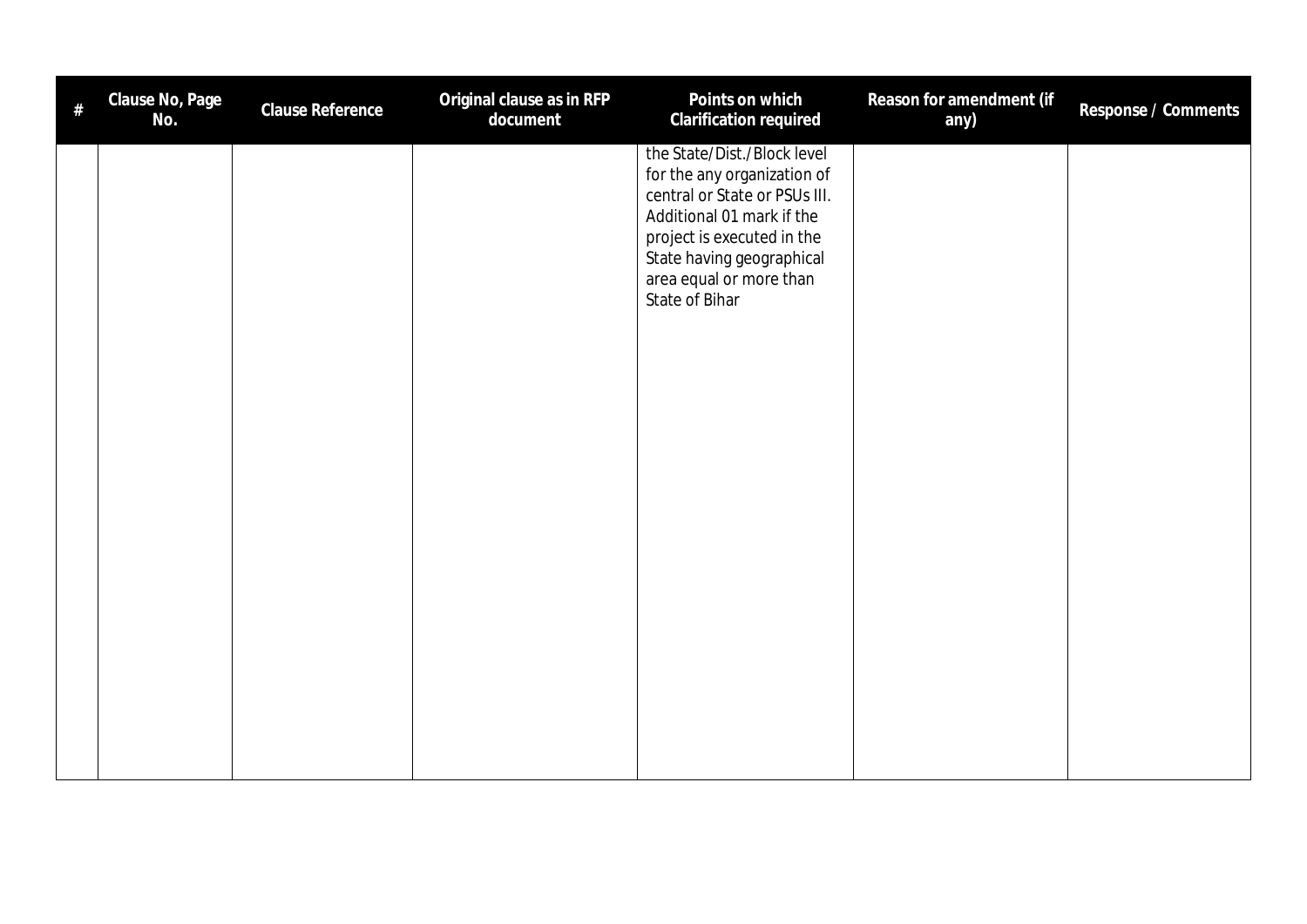| # | Clause No, Page No. | Clause Reference | Original clause as in RFP document | Points on which Clarification required | Reason for amendment (if any) | Response / Comments |
|---|---|---|---|---|---|---|
| | | | | the State/Dist./Block level for the any organization of central or State or PSUs III. Additional 01 mark if the project is executed in the State having geographical area equal or more than State of Bihar | | |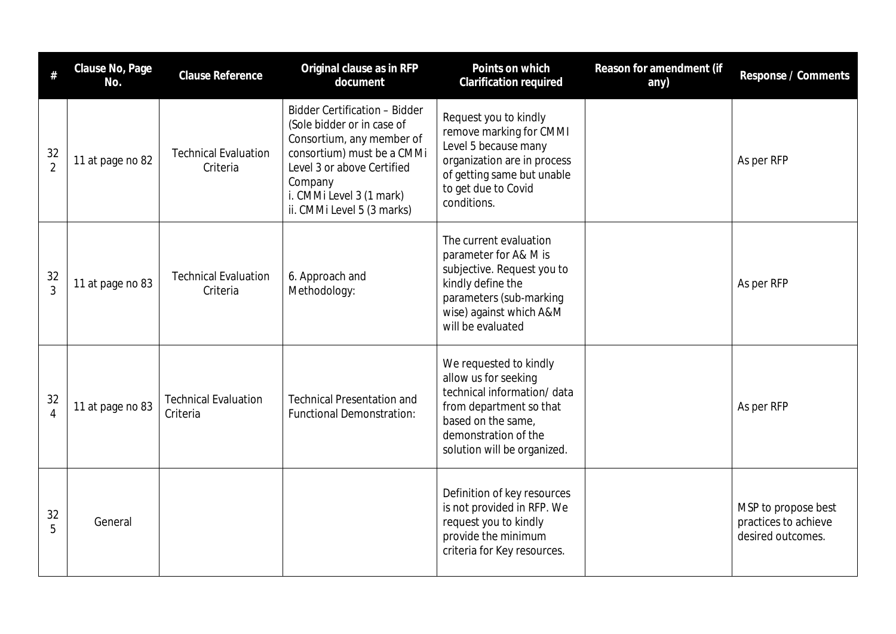| # | Clause No, Page No. | Clause Reference | Original clause as in RFP document | Points on which Clarification required | Reason for amendment (if any) | Response / Comments |
|---|---|---|---|---|---|---|
| 322 | 11 at page no 82 | Technical Evaluation Criteria | Bidder Certification – Bidder (Sole bidder or in case of Consortium, any member of consortium) must be a CMMi Level 3 or above Certified Company<br>i. CMMi Level 3 (1 mark)<br>ii. CMMi Level 5 (3 marks) | Request you to kindly remove marking for CMMI Level 5 because many organization are in process of getting same but unable to get due to Covid conditions. | | As per RFP |
| 323 | 11 at page no 83 | Technical Evaluation Criteria | 6. Approach and Methodology: | The current evaluation parameter for A& M is subjective. Request you to kindly define the parameters (sub-marking wise) against which A&M will be evaluated | | As per RFP |
| 324 | 11 at page no 83 | Technical Evaluation Criteria | Technical Presentation and Functional Demonstration: | We requested to kindly allow us for seeking technical information/ data from department so that based on the same, demonstration of the solution will be organized. | | As per RFP |
| 325 | General | | | Definition of key resources is not provided in RFP. We request you to kindly provide the minimum criteria for Key resources. | | MSP to propose best practices to achieve desired outcomes. |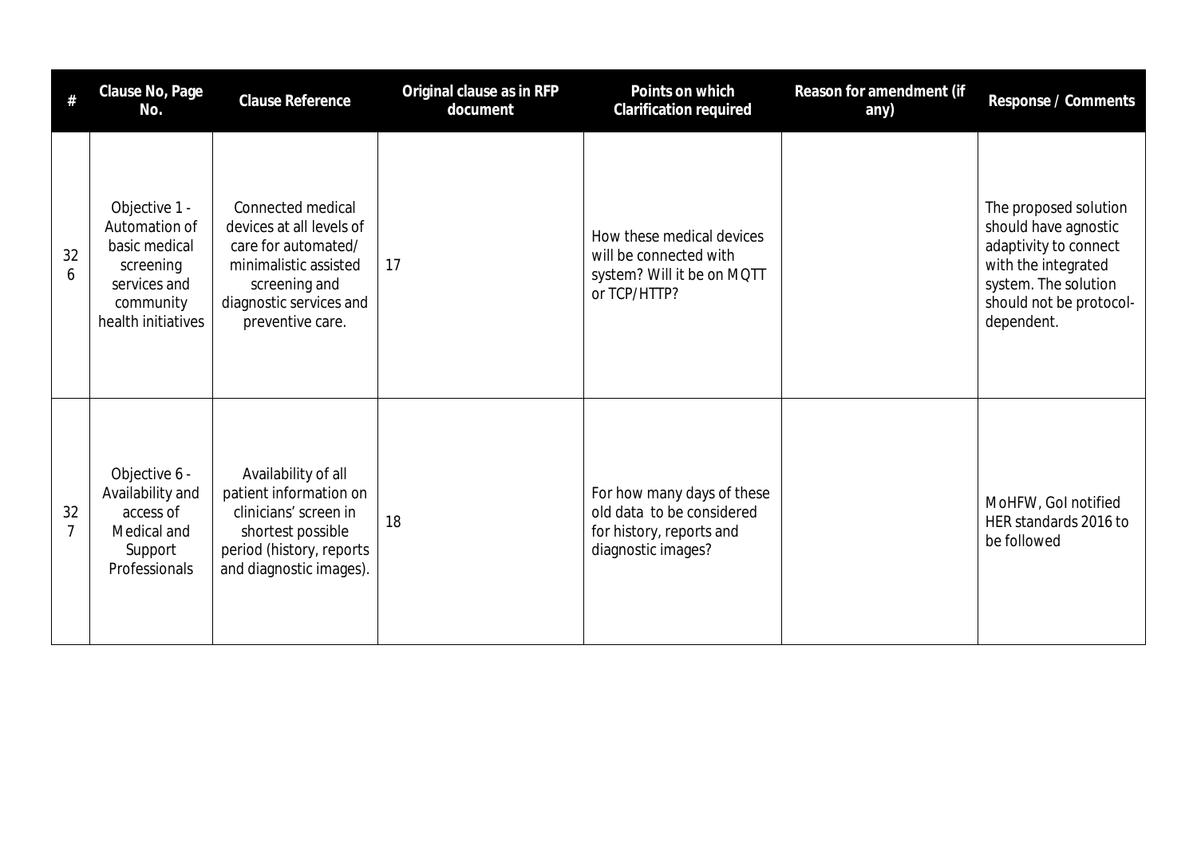| # | Clause No, Page No. | Clause Reference | Original clause as in RFP document | Points on which Clarification required | Reason for amendment (if any) | Response / Comments |
|---|---|---|---|---|---|---|
| 326 | Objective 1 - Automation of basic medical screening services and community health initiatives | Connected medical devices at all levels of care for automated/ minimalistic assisted screening and diagnostic services and preventive care. | 17 | How these medical devices will be connected with system? Will it be on MQTT or TCP/HTTP? | | The proposed solution should have agnostic adaptivity to connect with the integrated system. The solution should not be protocol-dependent. |
| 327 | Objective 6 - Availability and access of Medical and Support Professionals | Availability of all patient information on clinicians' screen in shortest possible period (history, reports and diagnostic images). | 18 | For how many days of these old data to be considered for history, reports and diagnostic images? | | MoHFW, GoI notified HER standards 2016 to be followed |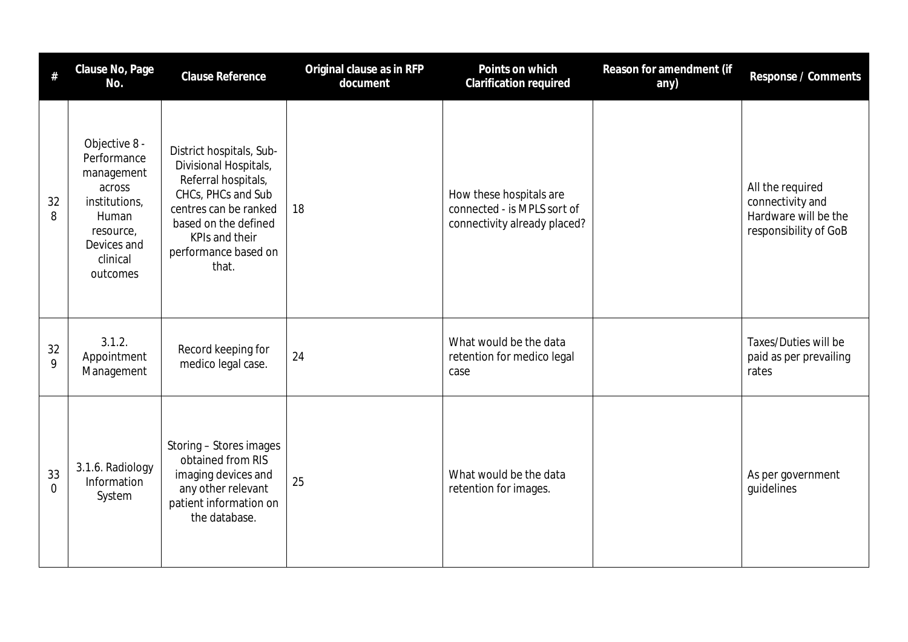| # | Clause No, Page No. | Clause Reference | Original clause as in RFP document | Points on which Clarification required | Reason for amendment (if any) | Response / Comments |
|---|---|---|---|---|---|---|
| 328 | Objective 8 - Performance management across institutions, Human resource, Devices and clinical outcomes | District hospitals, Sub-Divisional Hospitals, Referral hospitals, CHCs, PHCs and Sub centres can be ranked based on the defined KPIs and their performance based on that. | 18 | How these hospitals are connected - is MPLS sort of connectivity already placed? | | All the required connectivity and Hardware will be the responsibility of GoB |
| 329 | 3.1.2. Appointment Management | Record keeping for medico legal case. | 24 | What would be the data retention for medico legal case | | Taxes/Duties will be paid as per prevailing rates |
| 330 | 3.1.6. Radiology Information System | Storing – Stores images obtained from RIS imaging devices and any other relevant patient information on the database. | 25 | What would be the data retention for images. | | As per government guidelines |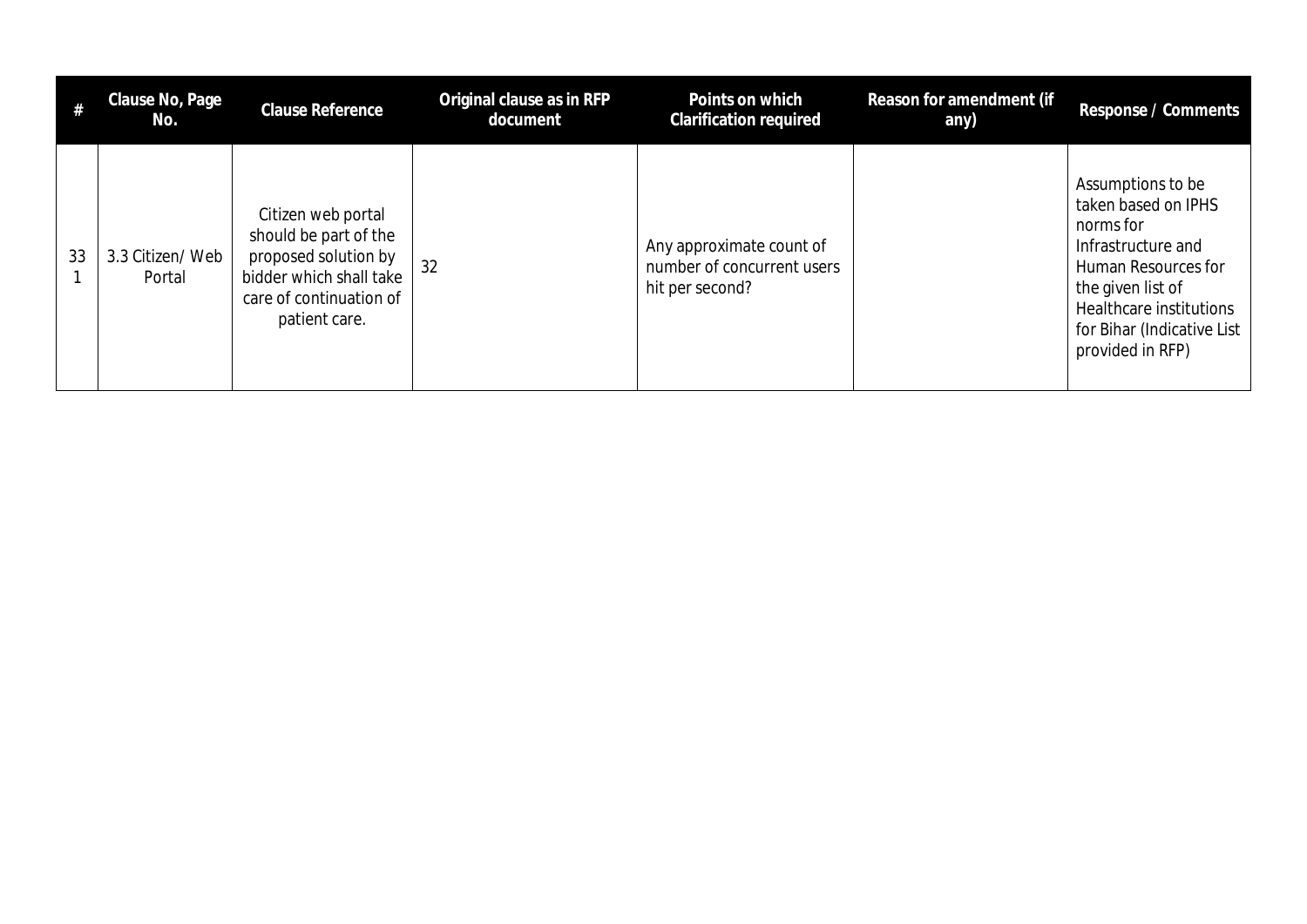| # | Clause No, Page No. | Clause Reference | Original clause as in RFP document | Points on which Clarification required | Reason for amendment (if any) | Response / Comments |
|---|---|---|---|---|---|---|
| 331 | 3.3 Citizen/ Web Portal | Citizen web portal should be part of the proposed solution by bidder which shall take care of continuation of patient care. | 32 | Any approximate count of number of concurrent users hit per second? | | Assumptions to be taken based on IPHS norms for Infrastructure and Human Resources for the given list of Healthcare institutions for Bihar (Indicative List provided in RFP) |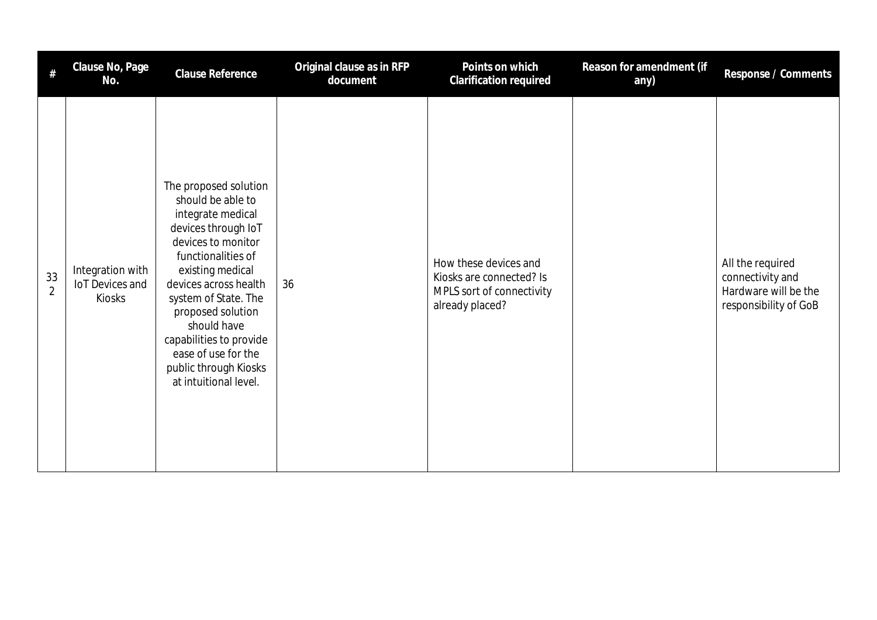| # | Clause No, Page No. | Clause Reference | Original clause as in RFP document | Points on which Clarification required | Reason for amendment (if any) | Response / Comments |
|---|---|---|---|---|---|---|
| 332 | Integration with IoT Devices and Kiosks | The proposed solution should be able to integrate medical devices through IoT devices to monitor functionalities of existing medical devices across health system of State. The proposed solution should have capabilities to provide ease of use for the public through Kiosks at intuitional level. | 36 | How these devices and Kiosks are connected? Is MPLS sort of connectivity already placed? | | All the required connectivity and Hardware will be the responsibility of GoB |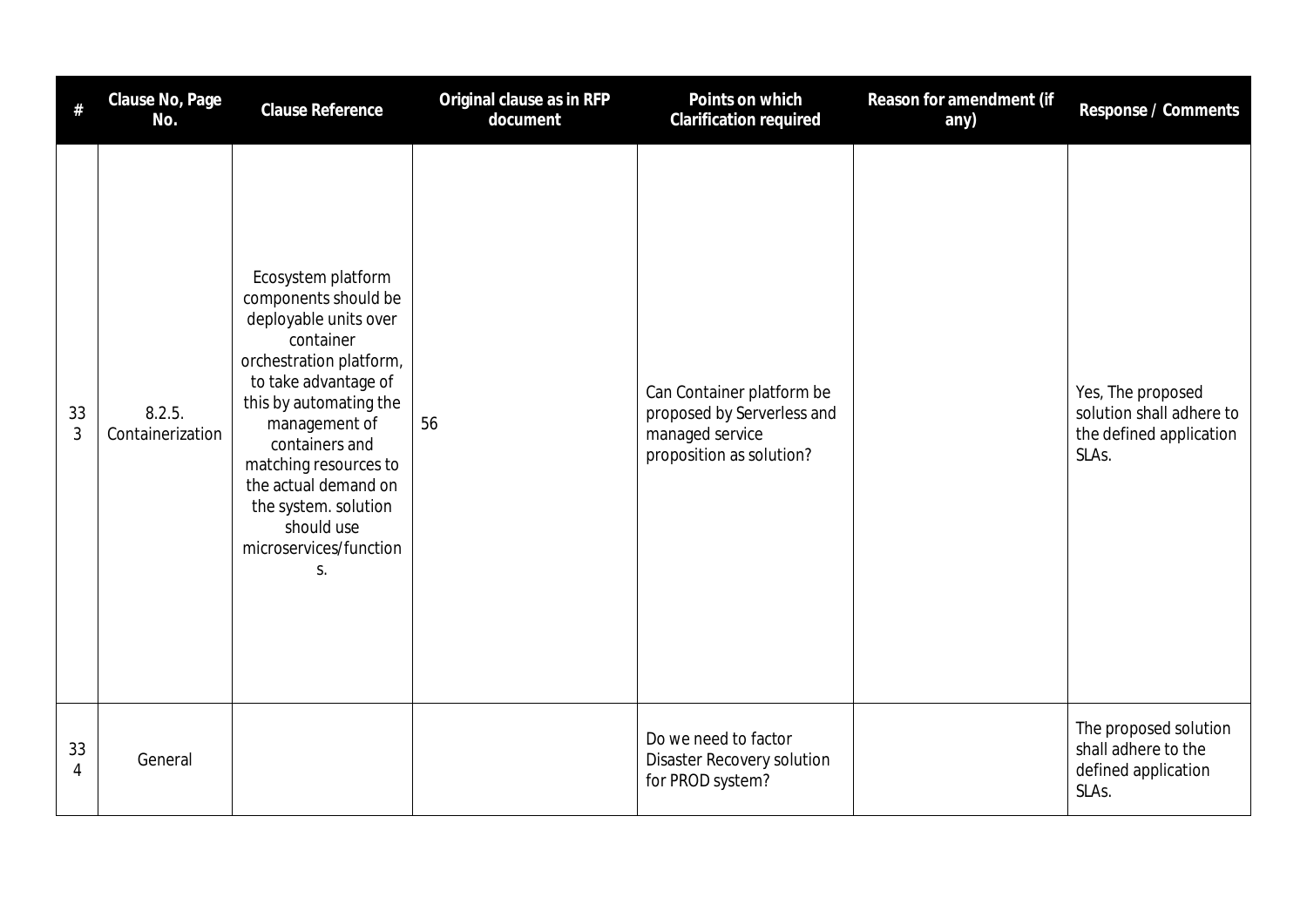| # | Clause No, Page No. | Clause Reference | Original clause as in RFP document | Points on which Clarification required | Reason for amendment (if any) | Response / Comments |
|---|---|---|---|---|---|---|
| 333 | 8.2.5. Containerization | Ecosystem platform components should be deployable units over container orchestration platform, to take advantage of this by automating the management of containers and matching resources to the actual demand on the system. solution should use microservices/functions. | 56 | Can Container platform be proposed by Serverless and managed service proposition as solution? | | Yes, The proposed solution shall adhere to the defined application SLAs. |
| 334 | General | | | Do we need to factor Disaster Recovery solution for PROD system? | | The proposed solution shall adhere to the defined application SLAs. |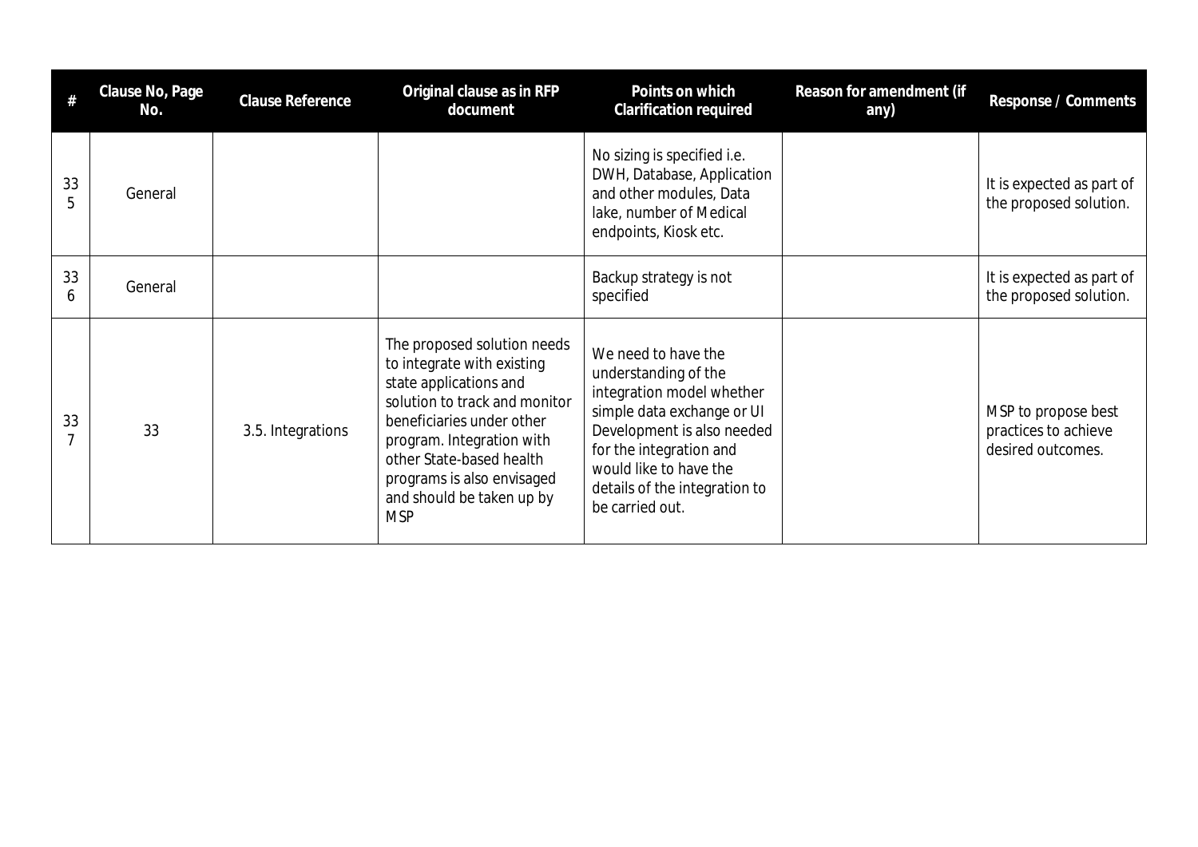| # | Clause No, Page No. | Clause Reference | Original clause as in RFP document | Points on which Clarification required | Reason for amendment (if any) | Response / Comments |
|---|---|---|---|---|---|---|
| 335 | General | | | No sizing is specified i.e. DWH, Database, Application and other modules, Data lake, number of Medical endpoints, Kiosk etc. | | It is expected as part of the proposed solution. |
| 336 | General | | | Backup strategy is not specified | | It is expected as part of the proposed solution. |
| 337 | 33 | 3.5. Integrations | The proposed solution needs to integrate with existing state applications and solution to track and monitor beneficiaries under other program. Integration with other State-based health programs is also envisaged and should be taken up by MSP | We need to have the understanding of the integration model whether simple data exchange or UI Development is also needed for the integration and would like to have the details of the integration to be carried out. | | MSP to propose best practices to achieve desired outcomes. |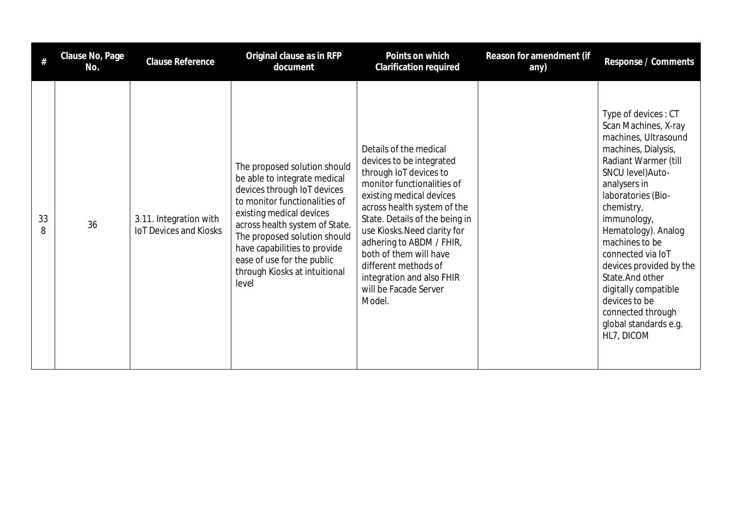| # | Clause No, Page No. | Clause Reference | Original clause as in RFP document | Points on which Clarification required | Reason for amendment (if any) | Response / Comments |
|---|---|---|---|---|---|---|
| 338 | 36 | 3.11. Integration with IoT Devices and Kiosks | The proposed solution should be able to integrate medical devices through IoT devices to monitor functionalities of existing medical devices across health system of State. The proposed solution should have capabilities to provide ease of use for the public through Kiosks at intuitional level | Details of the medical devices to be integrated through IoT devices to monitor functionalities of existing medical devices across health system of the State. Details of the being in use Kiosks.Need clarity for adhering to ABDM / FHIR, both of them will have different methods of integration and also FHIR will be Facade Server Model. | | Type of devices : CT Scan Machines, X-ray machines, Ultrasound machines, Dialysis, Radiant Warmer (till SNCU level)Auto-analysers in laboratories (Bio-chemistry, immunology, Hematology). Analog machines to be connected via IoT devices provided by the State.And other digitally compatible devices to be connected through global standards e.g. HL7, DICOM |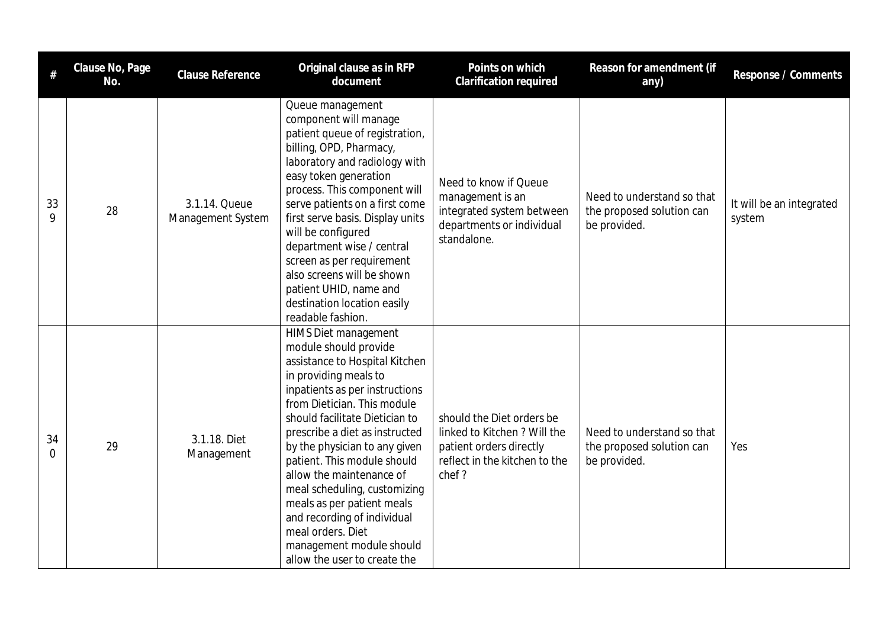| # | Clause No, Page No. | Clause Reference | Original clause as in RFP document | Points on which Clarification required | Reason for amendment (if any) | Response / Comments |
|---|---|---|---|---|---|---|
| 339 | 28 | 3.1.14. Queue Management System | Queue management component will manage patient queue of registration, billing, OPD, Pharmacy, laboratory and radiology with easy token generation process. This component will serve patients on a first come first serve basis. Display units will be configured department wise / central screen as per requirement also screens will be shown patient UHID, name and destination location easily readable fashion. | Need to know if Queue management is an integrated system between departments or individual standalone. | Need to understand so that the proposed solution can be provided. | It will be an integrated system |
| 340 | 29 | 3.1.18. Diet Management | HIMS Diet management module should provide assistance to Hospital Kitchen in providing meals to inpatients as per instructions from Dietician. This module should facilitate Dietician to prescribe a diet as instructed by the physician to any given patient. This module should allow the maintenance of meal scheduling, customizing meals as per patient meals and recording of individual meal orders. Diet management module should allow the user to create the | should the Diet orders be linked to Kitchen ? Will the patient orders directly reflect in the kitchen to the chef ? | Need to understand so that the proposed solution can be provided. | Yes |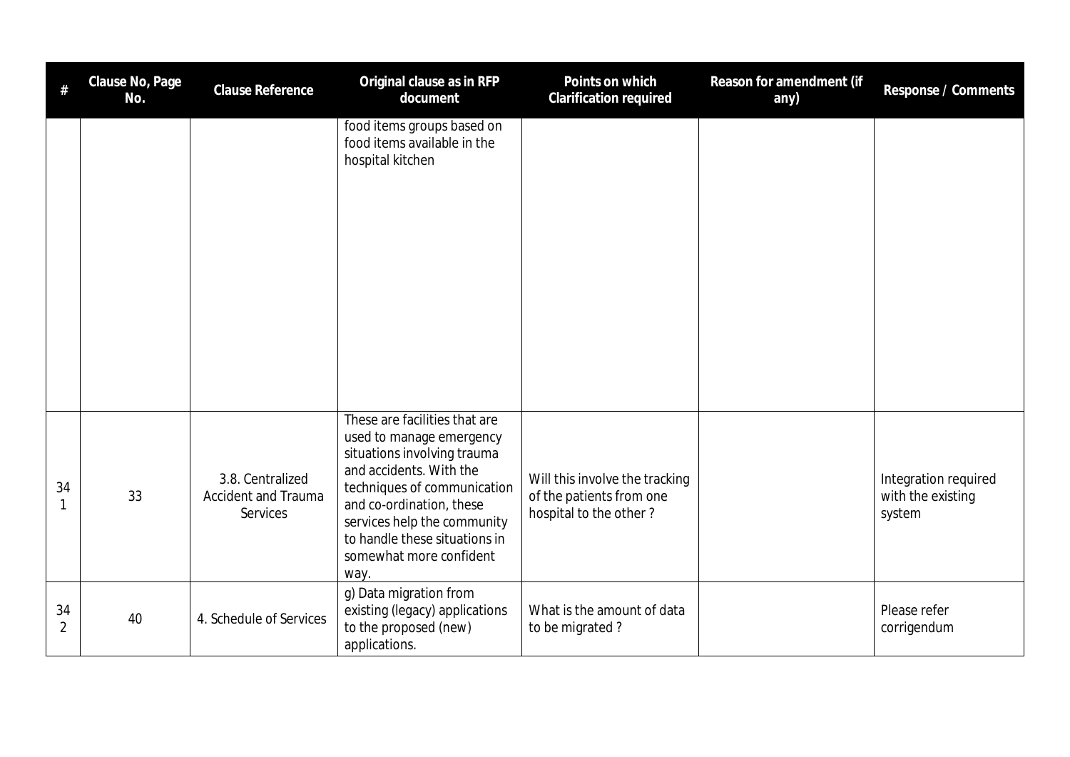| # | Clause No, Page No. | Clause Reference | Original clause as in RFP document | Points on which Clarification required | Reason for amendment (if any) | Response / Comments |
|---|---|---|---|---|---|---|
| | | | food items groups based on food items available in the hospital kitchen | | | |
| 341 | 33 | 3.8. Centralized Accident and Trauma Services | These are facilities that are used to manage emergency situations involving trauma and accidents. With the techniques of communication and co-ordination, these services help the community to handle these situations in somewhat more confident way. | Will this involve the tracking of the patients from one hospital to the other ? | | Integration required with the existing system |
| 342 | 40 | 4. Schedule of Services | g) Data migration from existing (legacy) applications to the proposed (new) applications. | What is the amount of data to be migrated ? | | Please refer corrigendum |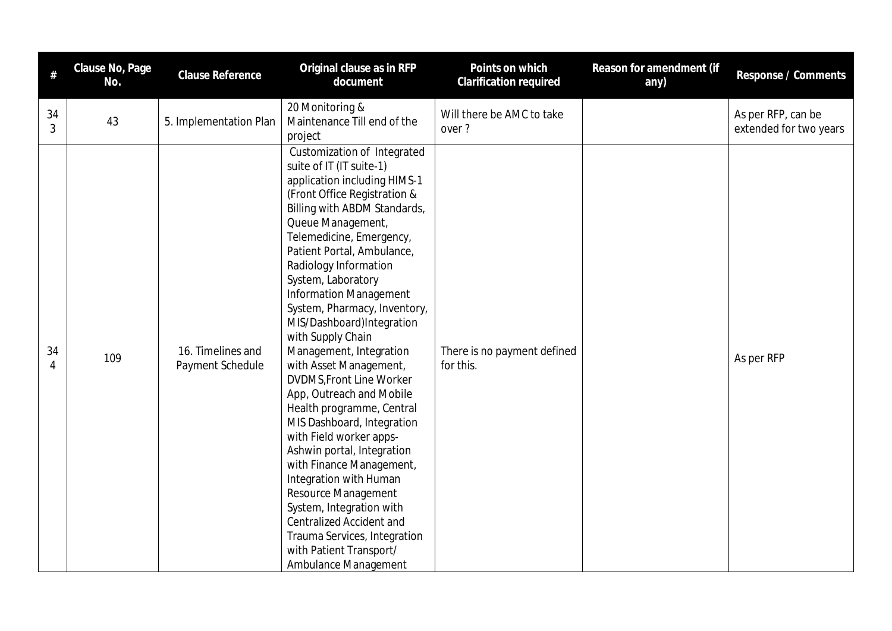| # | Clause No, Page No. | Clause Reference | Original clause as in RFP document | Points on which Clarification required | Reason for amendment (if any) | Response / Comments |
|---|---|---|---|---|---|---|
| 343 | 43 | 5. Implementation Plan | 20 Monitoring & Maintenance Till end of the project | Will there be AMC to take over ? | | As per RFP, can be extended for two years |
| 344 | 109 | 16. Timelines and Payment Schedule | Customization of Integrated suite of IT (IT suite-1) application including HIMS-1 (Front Office Registration & Billing with ABDM Standards, Queue Management, Telemedicine, Emergency, Patient Portal, Ambulance, Radiology Information System, Laboratory Information Management System, Pharmacy, Inventory, MIS/Dashboard)Integration with Supply Chain Management, Integration with Asset Management, DVDMS,Front Line Worker App, Outreach and Mobile Health programme, Central MIS Dashboard, Integration with Field worker apps- Ashwin portal, Integration with Finance Management, Integration with Human Resource Management System, Integration with Centralized Accident and Trauma Services, Integration with Patient Transport/ Ambulance Management | There is no payment defined for this. | | As per RFP |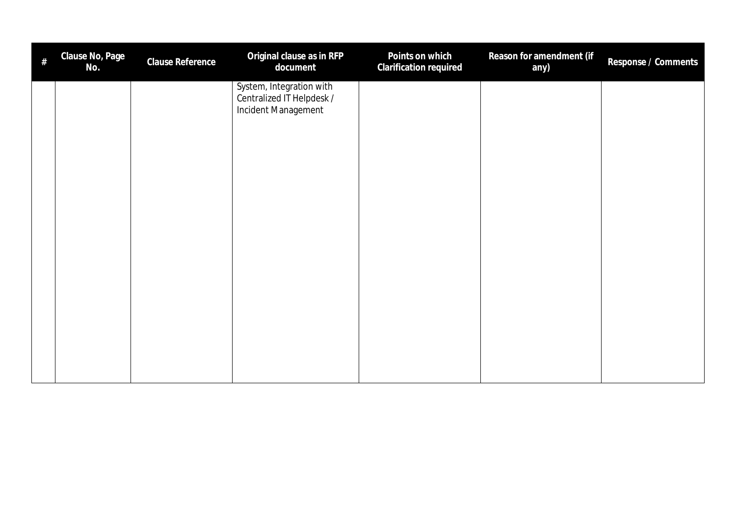| # | Clause No, Page No. | Clause Reference | Original clause as in RFP document | Points on which Clarification required | Reason for amendment (if any) | Response / Comments |
|---|---|---|---|---|---|---|
| | | | System, Integration with Centralized IT Helpdesk / Incident Management | | | |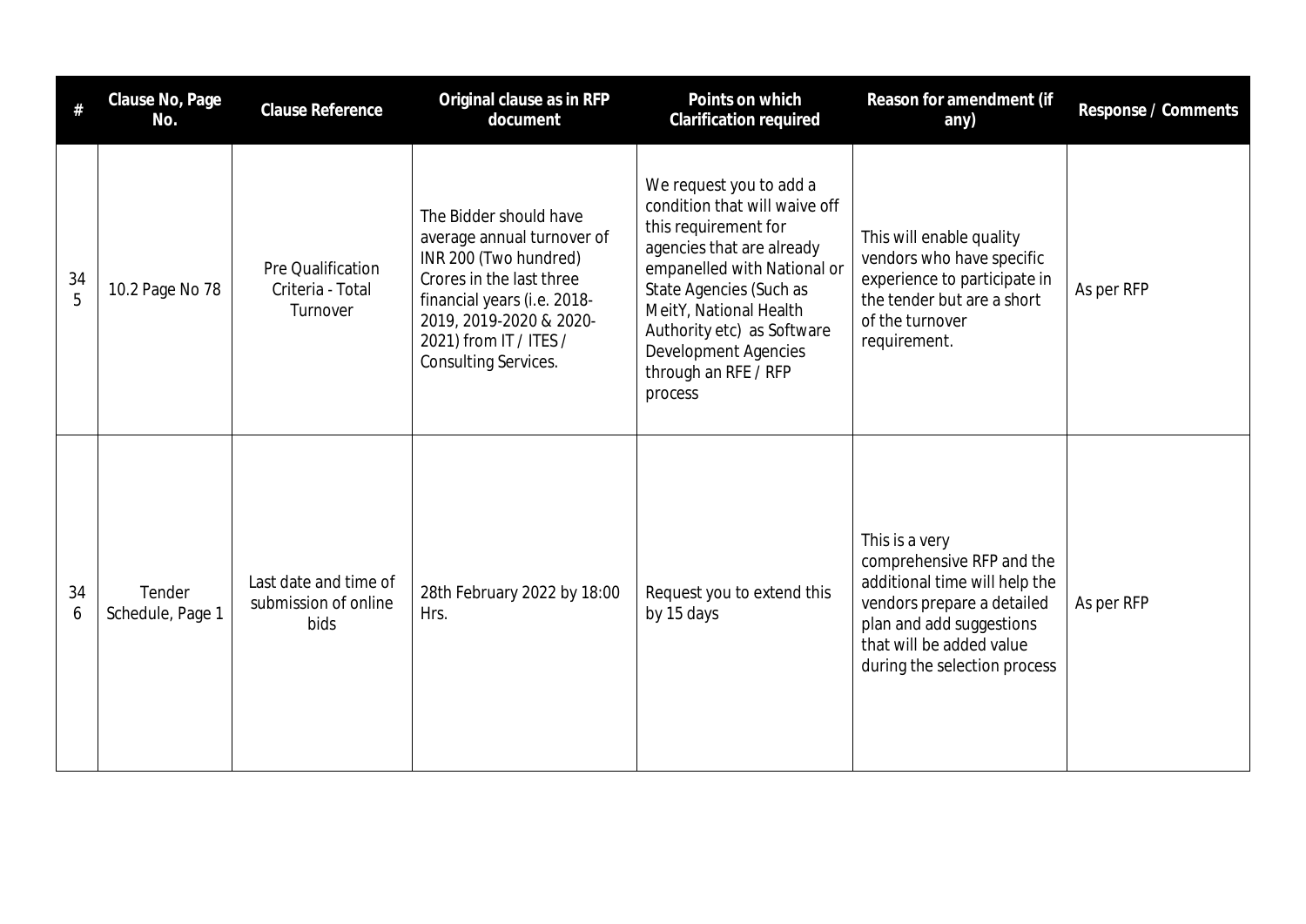| # | Clause No, Page No. | Clause Reference | Original clause as in RFP document | Points on which Clarification required | Reason for amendment (if any) | Response / Comments |
|---|---|---|---|---|---|---|
| 345 | 10.2 Page No 78 | Pre Qualification Criteria - Total Turnover | The Bidder should have average annual turnover of INR 200 (Two hundred) Crores in the last three financial years (i.e. 2018-2019, 2019-2020 & 2020-2021) from IT / ITES / Consulting Services. | We request you to add a condition that will waive off this requirement for agencies that are already empanelled with National or State Agencies (Such as MeitY, National Health Authority etc) as Software Development Agencies through an RFE / RFP process | This will enable quality vendors who have specific experience to participate in the tender but are a short of the turnover requirement. | As per RFP |
| 346 | Tender Schedule, Page 1 | Last date and time of submission of online bids | 28th February 2022 by 18:00 Hrs. | Request you to extend this by 15 days | This is a very comprehensive RFP and the additional time will help the vendors prepare a detailed plan and add suggestions that will be added value during the selection process | As per RFP |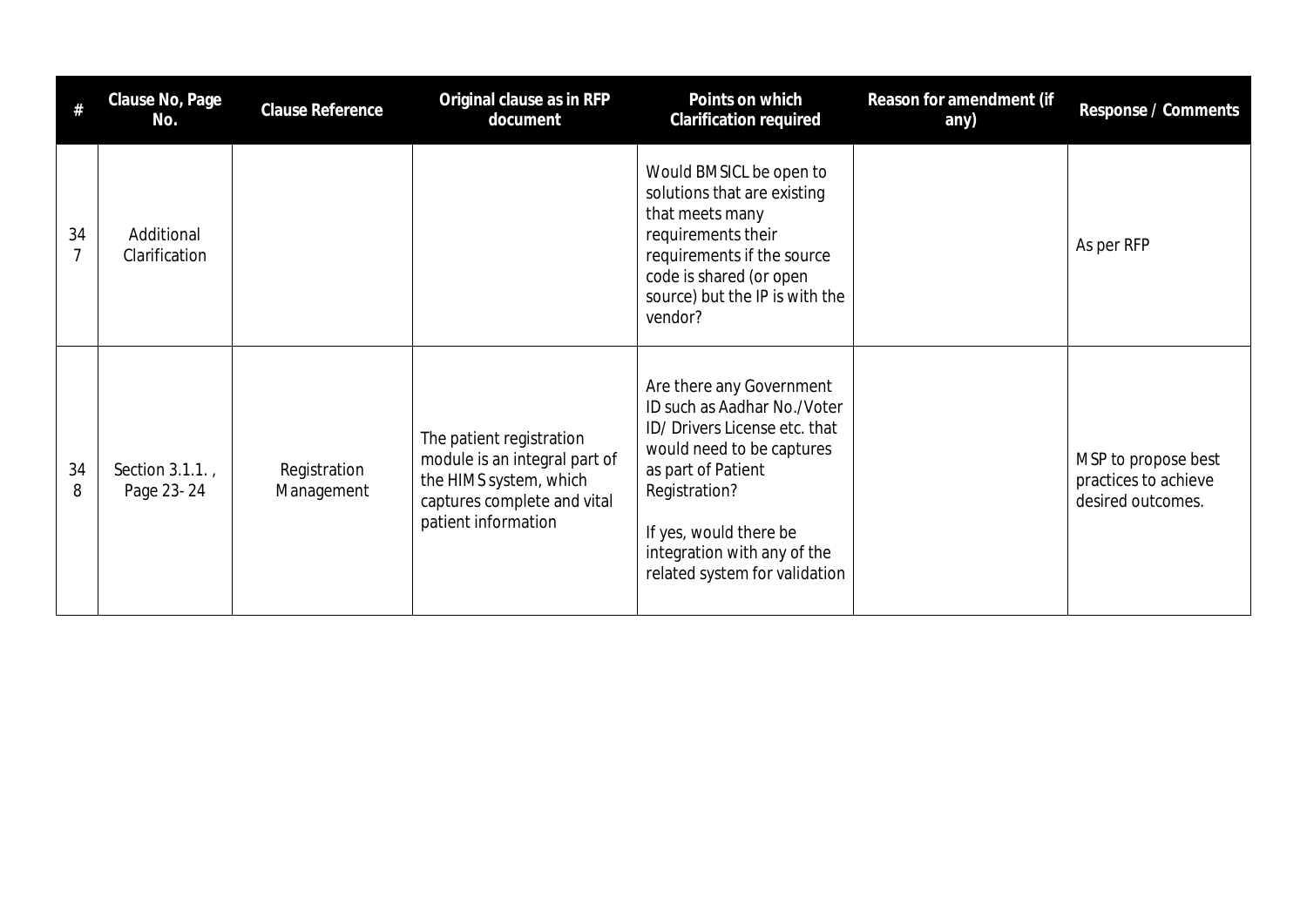| # | Clause No, Page No. | Clause Reference | Original clause as in RFP document | Points on which Clarification required | Reason for amendment (if any) | Response / Comments |
|---|---|---|---|---|---|---|
| 347 | Additional Clarification | | | Would BMSICL be open to solutions that are existing that meets many requirements their requirements if the source code is shared (or open source) but the IP is with the vendor? | | As per RFP |
| 348 | Section 3.1.1. , Page 23- 24 | Registration Management | The patient registration module is an integral part of the HIMS system, which captures complete and vital patient information | Are there any Government ID such as Aadhar No./Voter ID/ Drivers License etc. that would need to be captures as part of Patient Registration?<br><br>If yes, would there be integration with any of the related system for validation | | MSP to propose best practices to achieve desired outcomes. |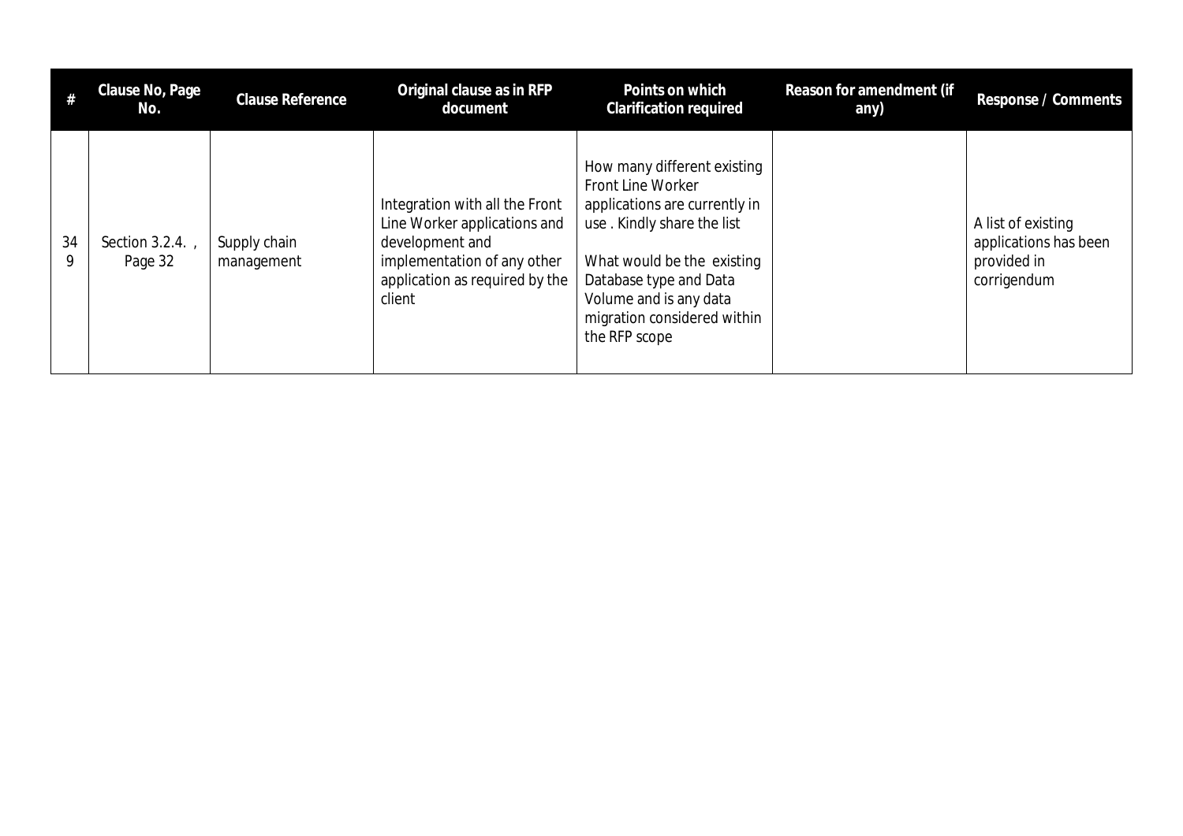| # | Clause No, Page No. | Clause Reference | Original clause as in RFP document | Points on which Clarification required | Reason for amendment (if any) | Response / Comments |
|---|---|---|---|---|---|---|
| 349 | Section 3.2.4. , Page 32 | Supply chain management | Integration with all the Front Line Worker applications and development and implementation of any other application as required by the client | How many different existing Front Line Worker applications are currently in use . Kindly share the list<br><br>What would be the existing Database type and Data Volume and is any data migration considered within the RFP scope | | A list of existing applications has been provided in corrigendum |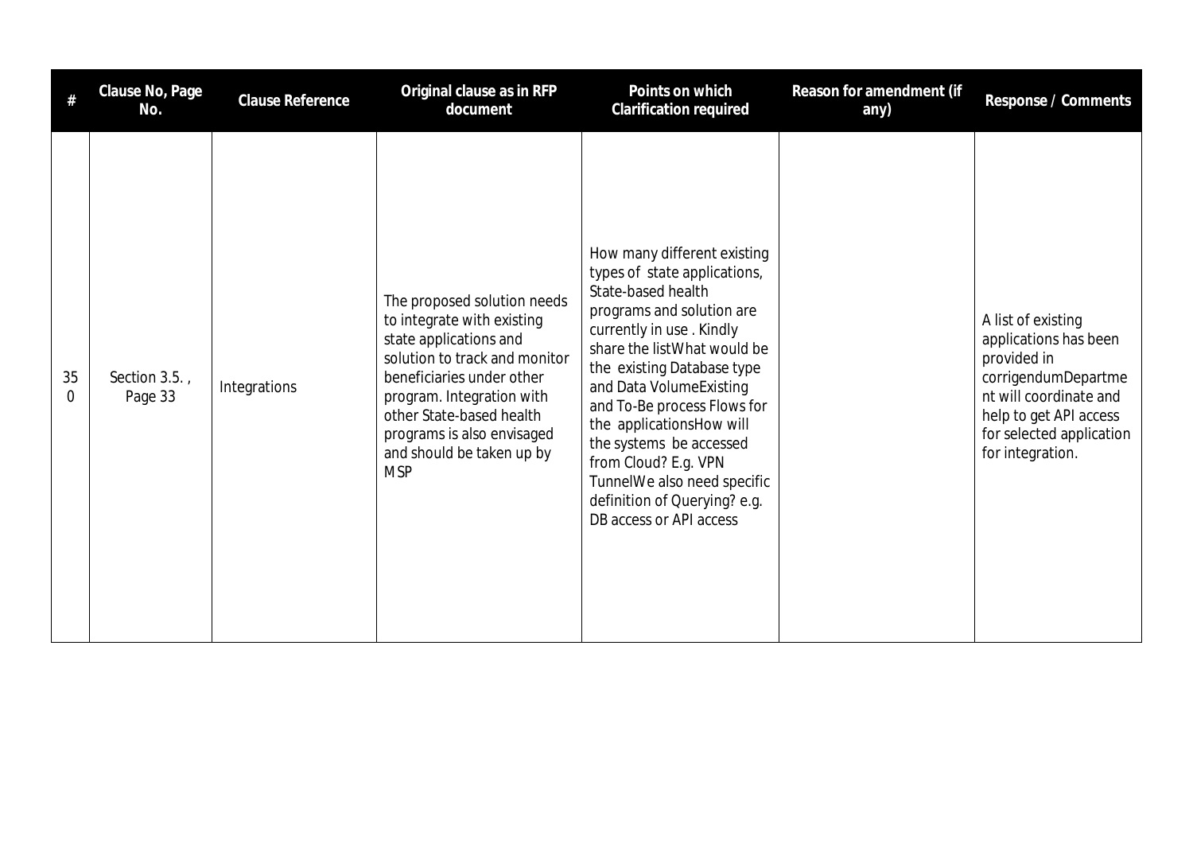| # | Clause No, Page No. | Clause Reference | Original clause as in RFP document | Points on which Clarification required | Reason for amendment (if any) | Response / Comments |
|---|---|---|---|---|---|---|
| 350 | Section 3.5. , Page 33 | Integrations | The proposed solution needs to integrate with existing state applications and solution to track and monitor beneficiaries under other program. Integration with other State-based health programs is also envisaged and should be taken up by MSP | How many different existing types of state applications, State-based health programs and solution are currently in use . Kindly share the listWhat would be the existing Database type and Data VolumeExisting and To-Be process Flows for the applicationsHow will the systems be accessed from Cloud? E.g. VPN TunnelWe also need specific definition of Querying? e.g. DB access or API access | | A list of existing applications has been provided in corrigendumDepartment will coordinate and help to get API access for selected application for integration. |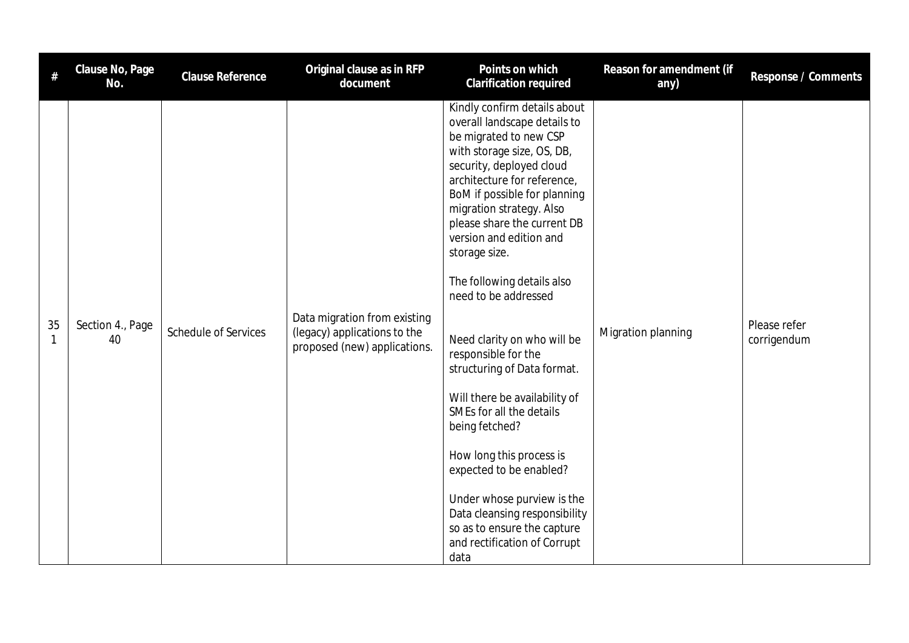| # | Clause No, Page No. | Clause Reference | Original clause as in RFP document | Points on which Clarification required | Reason for amendment (if any) | Response / Comments |
|---|---|---|---|---|---|---|
| 351 | Section 4., Page 40 | Schedule of Services | Data migration from existing (legacy) applications to the proposed (new) applications. | Kindly confirm details about overall landscape details to be migrated to new CSP with storage size, OS, DB, security, deployed cloud architecture for reference, BoM if possible for planning migration strategy. Also please share the current DB version and edition and storage size.<br><br>The following details also need to be addressed<br><br>Need clarity on who will be responsible for the structuring of Data format.<br><br>Will there be availability of SMEs for all the details being fetched?<br><br>How long this process is expected to be enabled?<br><br>Under whose purview is the Data cleansing responsibility so as to ensure the capture and rectification of Corrupt data | Migration planning | Please refer corrigendum |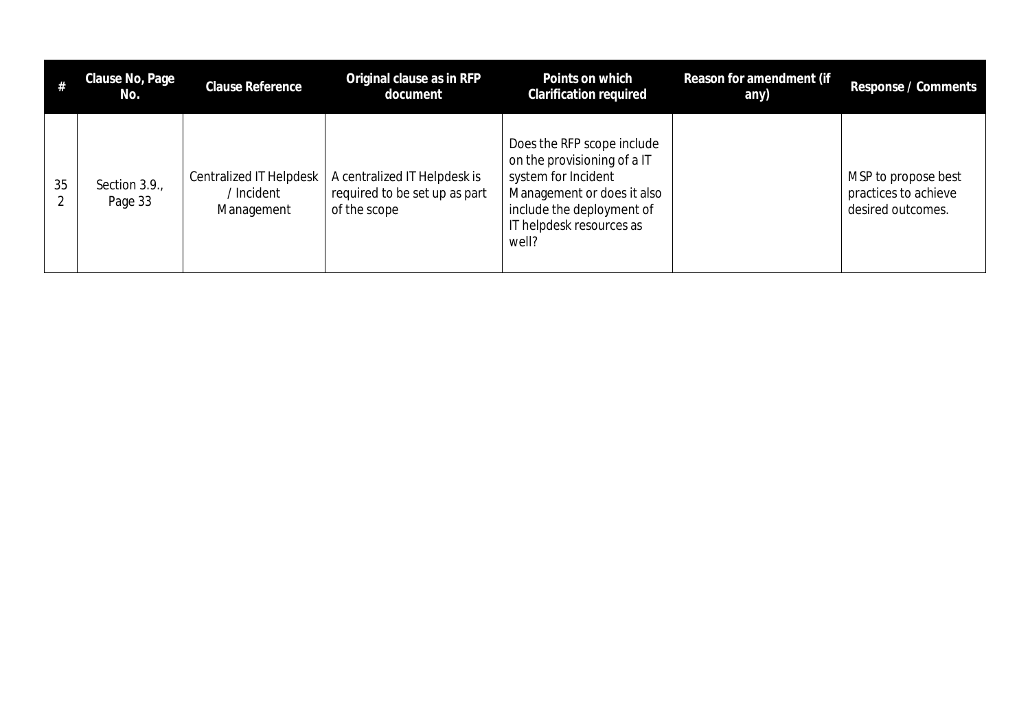| # | Clause No, Page No. | Clause Reference | Original clause as in RFP document | Points on which Clarification required | Reason for amendment (if any) | Response / Comments |
|---|---|---|---|---|---|---|
| 352 | Section 3.9., Page 33 | Centralized IT Helpdesk / Incident Management | A centralized IT Helpdesk is required to be set up as part of the scope | Does the RFP scope include on the provisioning of a IT system for Incident Management or does it also include the deployment of IT helpdesk resources as well? | | MSP to propose best practices to achieve desired outcomes. |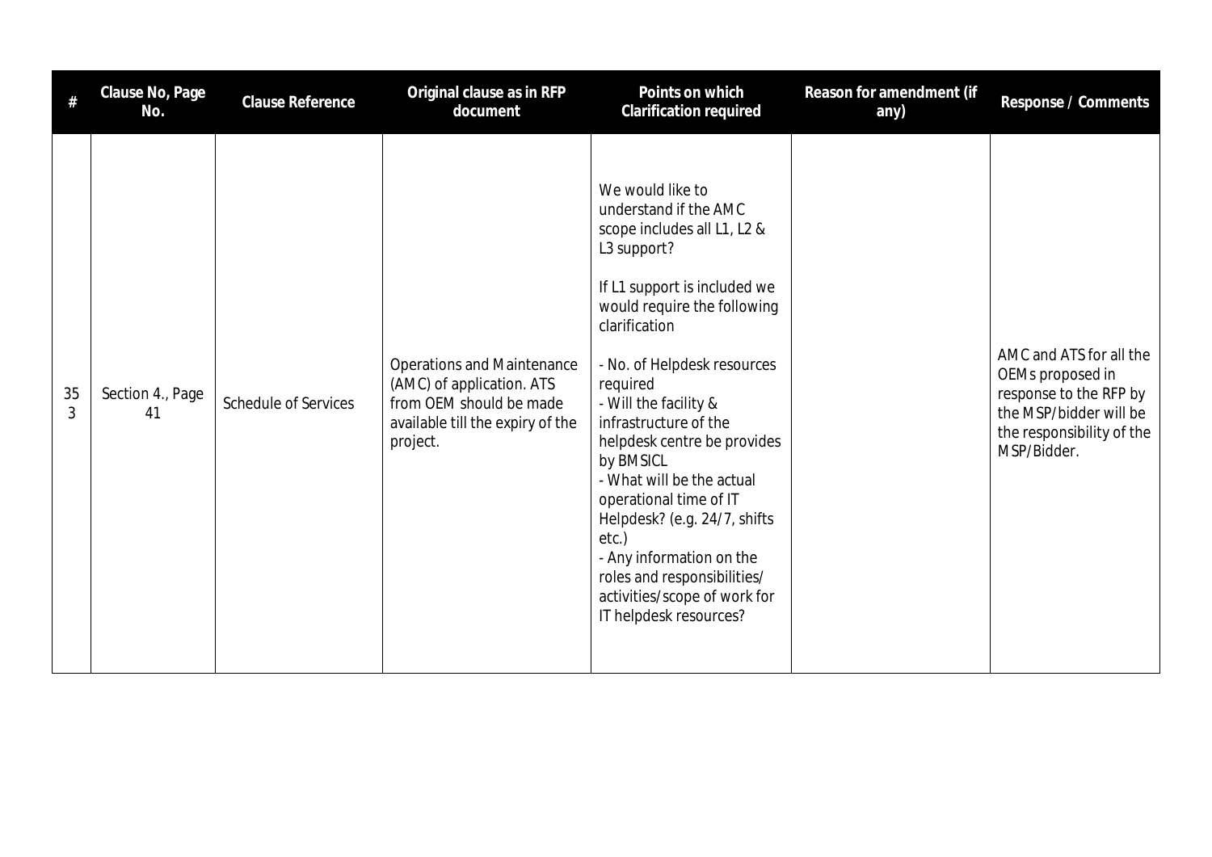| # | Clause No, Page No. | Clause Reference | Original clause as in RFP document | Points on which Clarification required | Reason for amendment (if any) | Response / Comments |
|---|---|---|---|---|---|---|
| 353 | Section 4., Page 41 | Schedule of Services | Operations and Maintenance (AMC) of application. ATS from OEM should be made available till the expiry of the project. | We would like to understand if the AMC scope includes all L1, L2 & L3 support?<br><br>If L1 support is included we would require the following clarification<br><br>- No. of Helpdesk resources required<br>- Will the facility & infrastructure of the helpdesk centre be provides by BMSICL<br>- What will be the actual operational time of IT Helpdesk? (e.g. 24/7, shifts etc.)<br>- Any information on the roles and responsibilities/ activities/scope of work for IT helpdesk resources? | | AMC and ATS for all the OEMs proposed in response to the RFP by the MSP/bidder will be the responsibility of the MSP/Bidder. |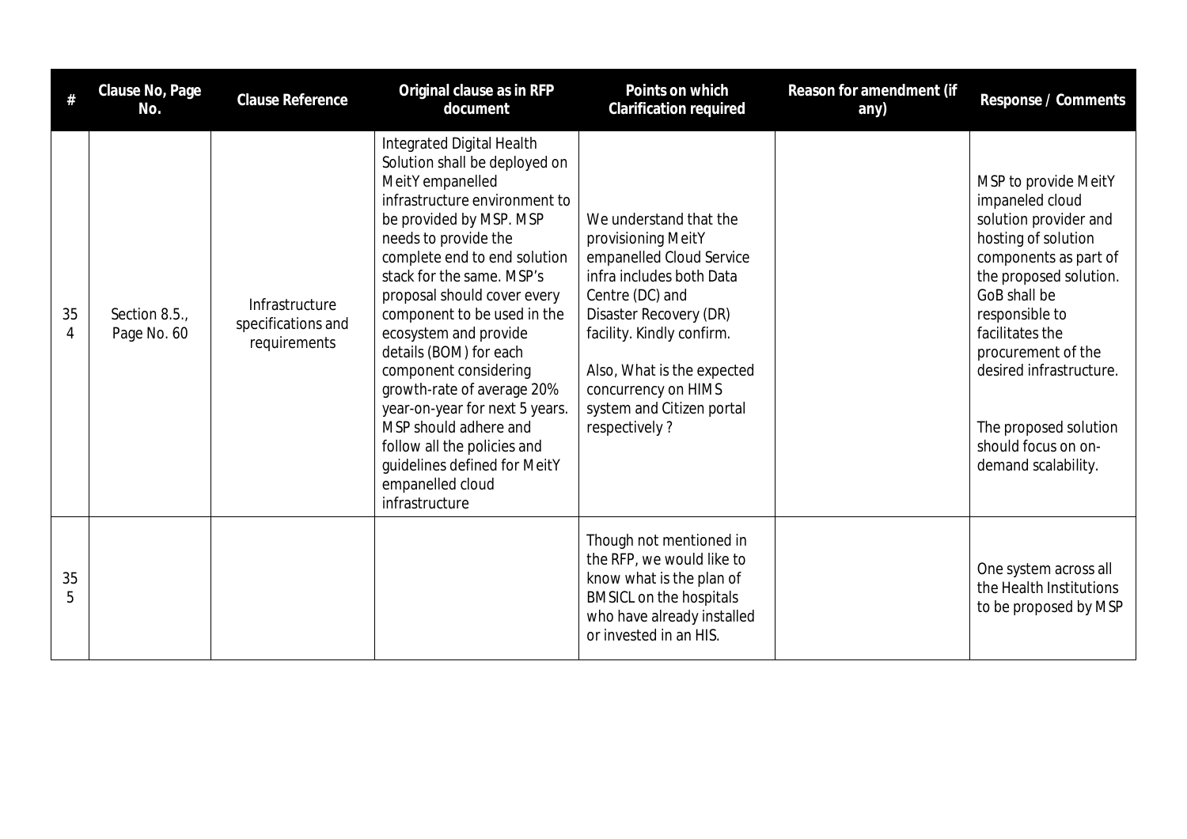| # | Clause No, Page No. | Clause Reference | Original clause as in RFP document | Points on which Clarification required | Reason for amendment (if any) | Response / Comments |
|---|---|---|---|---|---|---|
| 354 | Section 8.5., Page No. 60 | Infrastructure specifications and requirements | Integrated Digital Health Solution shall be deployed on MeitY empanelled infrastructure environment to be provided by MSP. MSP needs to provide the complete end to end solution stack for the same. MSP's proposal should cover every component to be used in the ecosystem and provide details (BOM) for each component considering growth-rate of average 20% year-on-year for next 5 years. MSP should adhere and follow all the policies and guidelines defined for MeitY empanelled cloud infrastructure | We understand that the provisioning MeitY empanelled Cloud Service infra includes both Data Centre (DC) and Disaster Recovery (DR) facility. Kindly confirm.<br><br>Also, What is the expected concurrency on HIMS system and Citizen portal respectively ? | | MSP to provide MeitY impaneled cloud solution provider and hosting of solution components as part of the proposed solution. GoB shall be responsible to facilitates the procurement of the desired infrastructure.<br><br>The proposed solution should focus on on-demand scalability. |
| 355 | | | | Though not mentioned in the RFP, we would like to know what is the plan of BMSICL on the hospitals who have already installed or invested in an HIS. | | One system across all the Health Institutions to be proposed by MSP |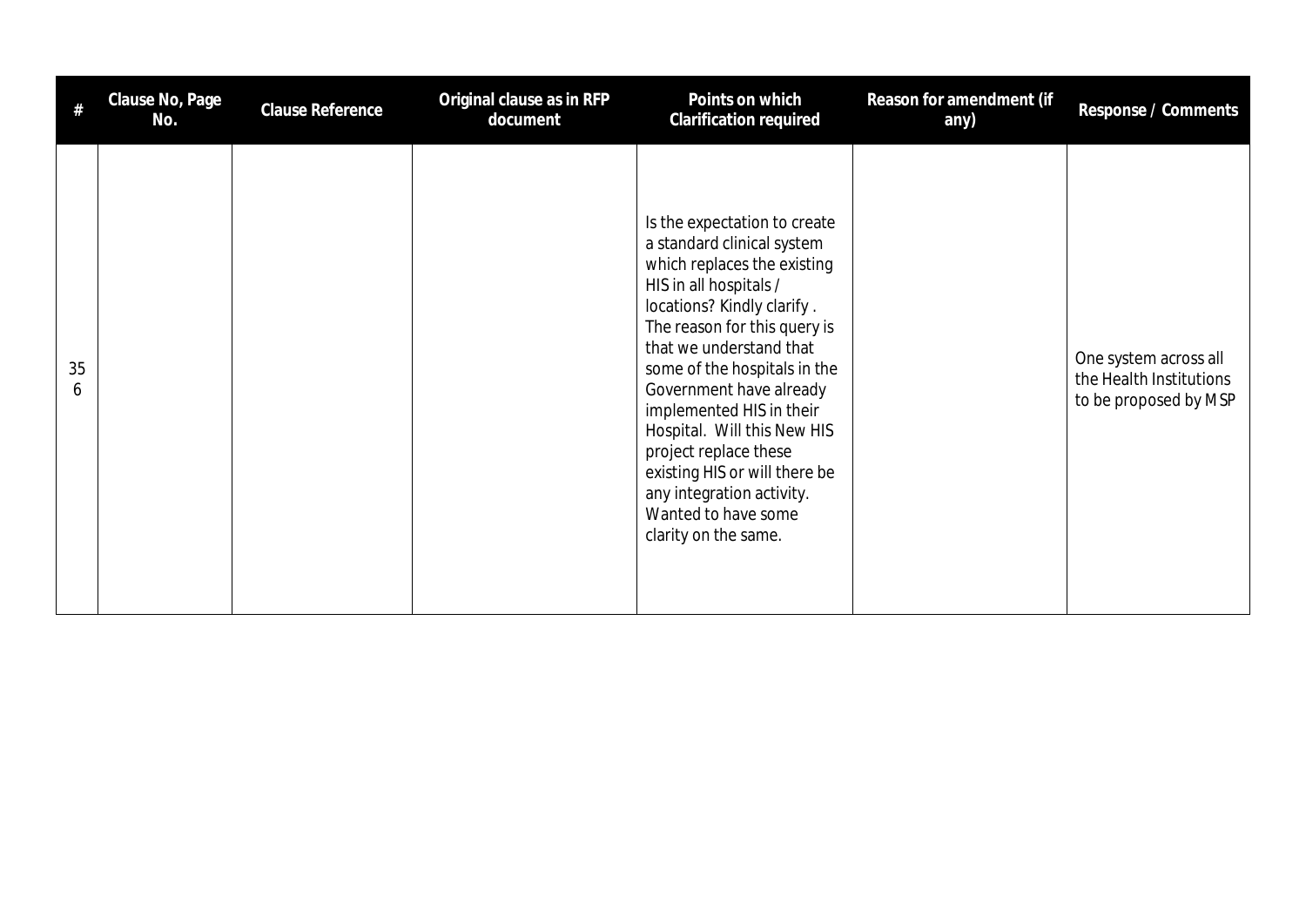| # | Clause No, Page No. | Clause Reference | Original clause as in RFP document | Points on which Clarification required | Reason for amendment (if any) | Response / Comments |
|---|---|---|---|---|---|---|
| 356 | | | | Is the expectation to create a standard clinical system which replaces the existing HIS in all hospitals / locations? Kindly clarify . The reason for this query is that we understand that some of the hospitals in the Government have already implemented HIS in their Hospital. Will this New HIS project replace these existing HIS or will there be any integration activity. Wanted to have some clarity on the same. | | One system across all the Health Institutions to be proposed by MSP |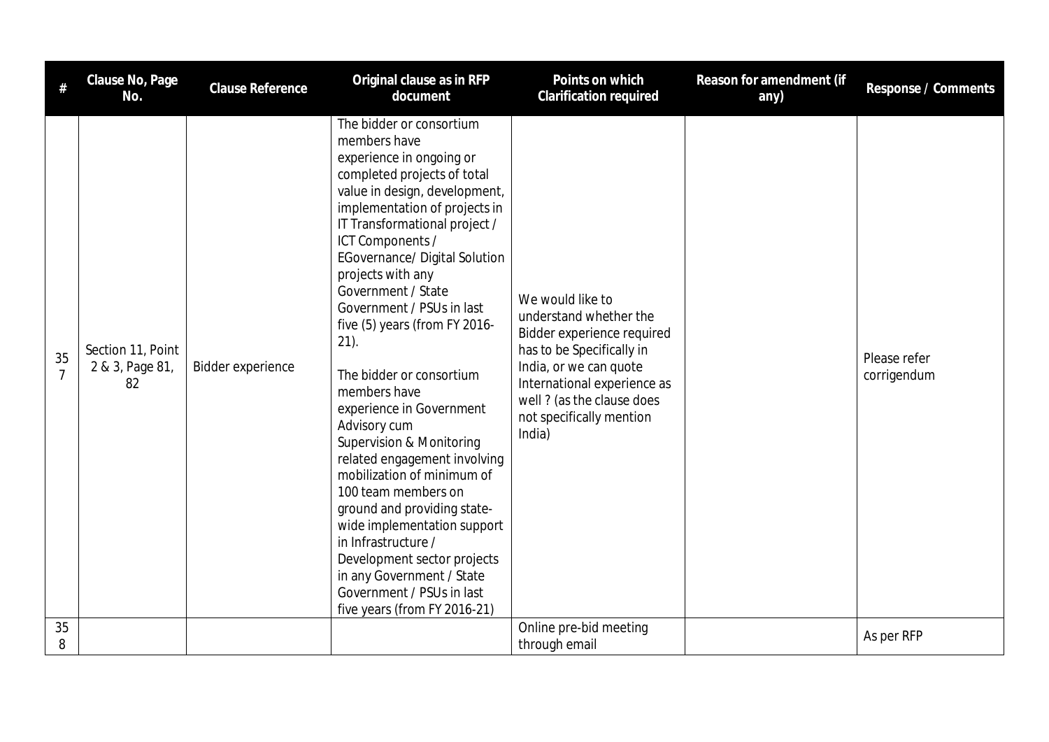| # | Clause No, Page No. | Clause Reference | Original clause as in RFP document | Points on which Clarification required | Reason for amendment (if any) | Response / Comments |
|---|---|---|---|---|---|---|
| 357 | Section 11, Point 2 & 3, Page 81, 82 | Bidder experience | The bidder or consortium members have experience in ongoing or completed projects of total value in design, development, implementation of projects in IT Transformational project / ICT Components / EGovernance/ Digital Solution projects with any Government / State Government / PSUs in last five (5) years (from FY 2016-21).<br><br>The bidder or consortium members have experience in Government Advisory cum Supervision & Monitoring related engagement involving mobilization of minimum of 100 team members on ground and providing state-wide implementation support in Infrastructure / Development sector projects in any Government / State Government / PSUs in last five years (from FY 2016-21) | We would like to understand whether the Bidder experience required has to be Specifically in India, or we can quote International experience as well ? (as the clause does not specifically mention India) | | Please refer corrigendum |
| 358 | | | | Online pre-bid meeting through email | | As per RFP |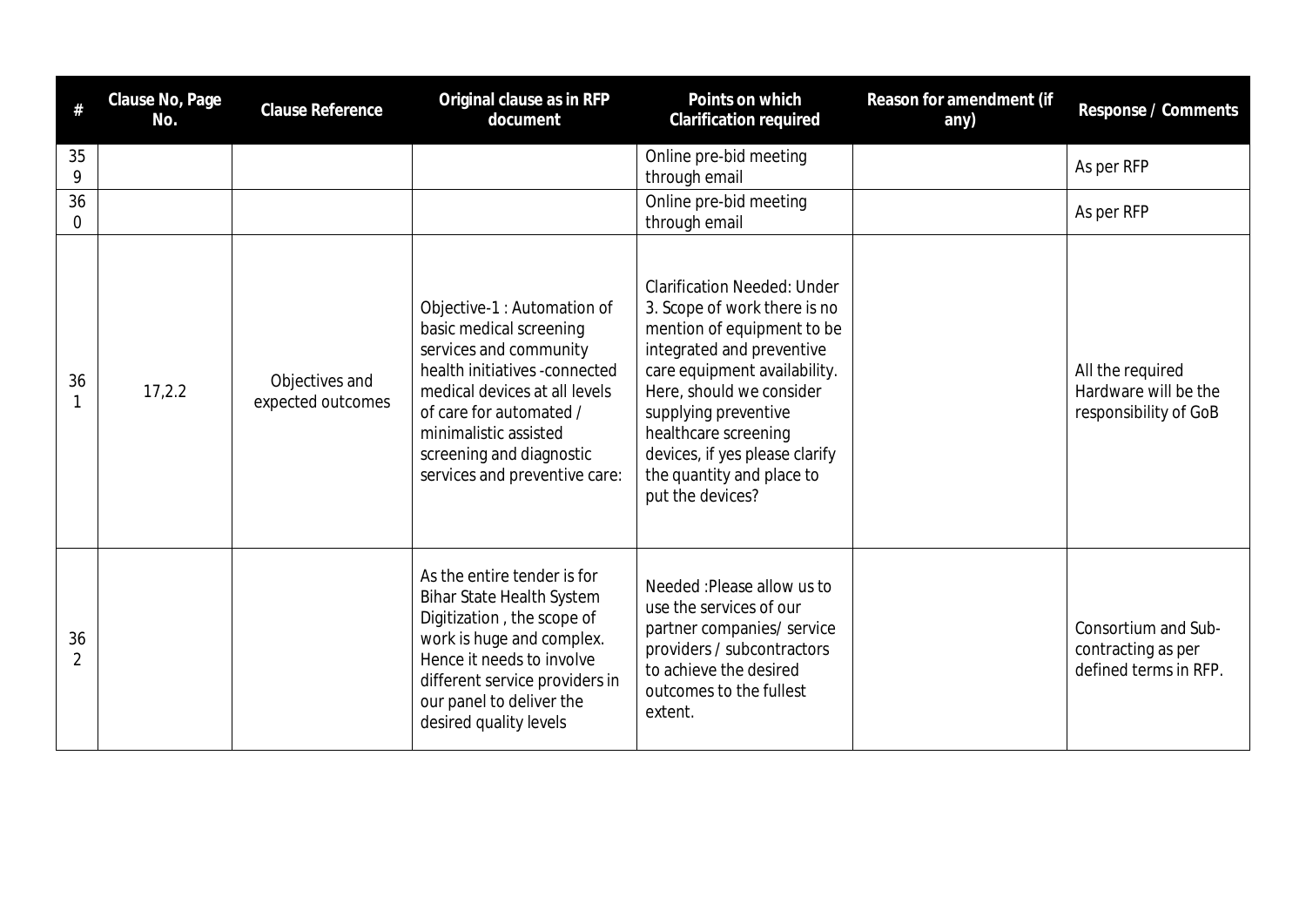| # | Clause No, Page No. | Clause Reference | Original clause as in RFP document | Points on which Clarification required | Reason for amendment (if any) | Response / Comments |
|---|---|---|---|---|---|---|
| 359 | | | | Online pre-bid meeting through email | | As per RFP |
| 360 | | | | Online pre-bid meeting through email | | As per RFP |
| 361 | 17,2.2 | Objectives and expected outcomes | Objective-1 : Automation of basic medical screening services and community health initiatives -connected medical devices at all levels of care for automated / minimalistic assisted screening and diagnostic services and preventive care: | Clarification Needed: Under 3. Scope of work there is no mention of equipment to be integrated and preventive care equipment availability. Here, should we consider supplying preventive healthcare screening devices, if yes please clarify the quantity and place to put the devices? | | All the required Hardware will be the responsibility of GoB |
| 362 | | | As the entire tender is for Bihar State Health System Digitization , the scope of work is huge and complex. Hence it needs to involve different service providers in our panel to deliver the desired quality levels | Needed :Please allow us to use the services of our partner companies/ service providers / subcontractors to achieve the desired outcomes to the fullest extent. | | Consortium and Sub-contracting as per defined terms in RFP. |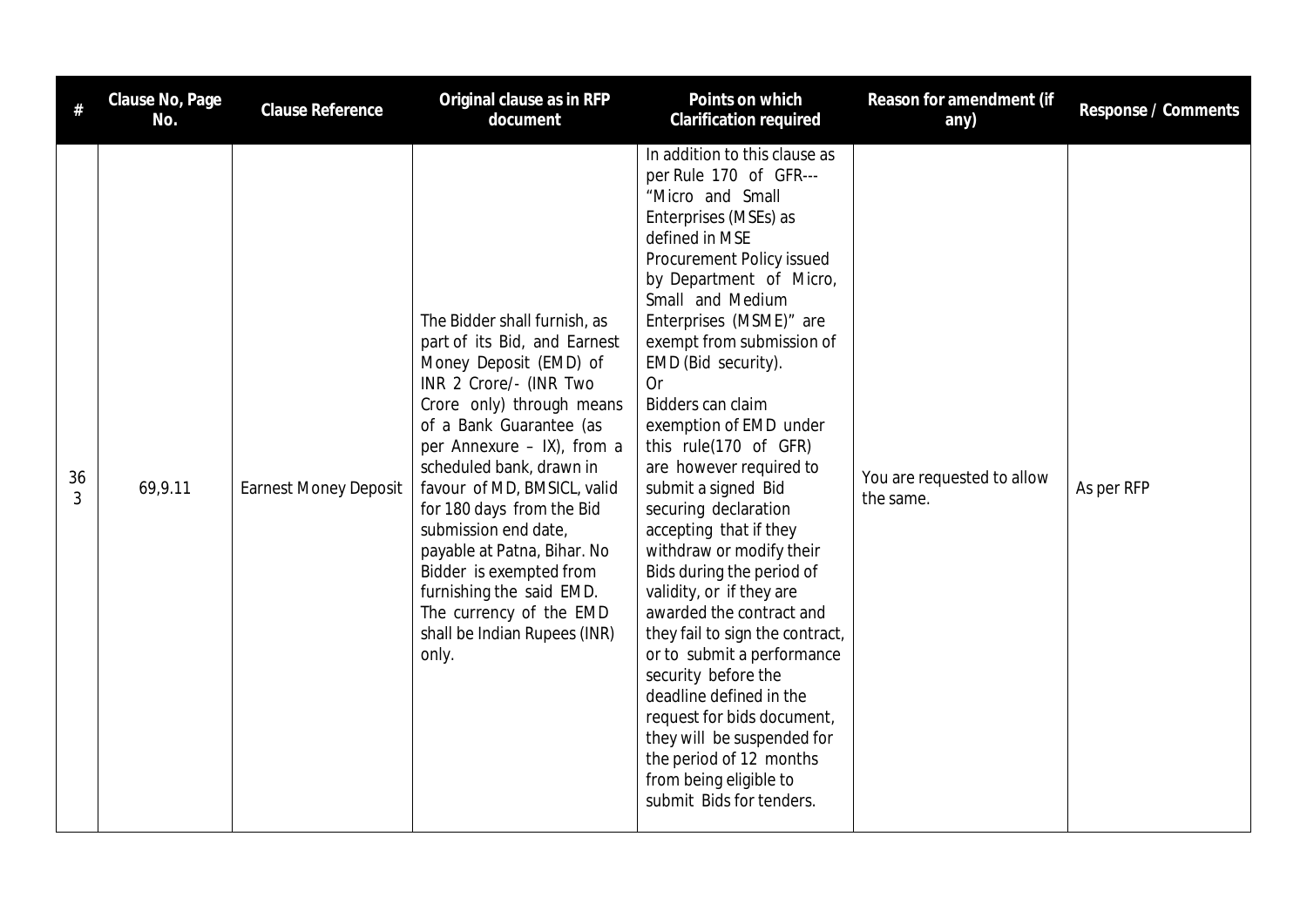| # | Clause No, Page No. | Clause Reference | Original clause as in RFP document | Points on which Clarification required | Reason for amendment (if any) | Response / Comments |
|---|---|---|---|---|---|---|
| 363 | 69,9.11 | Earnest Money Deposit | The Bidder shall furnish, as part of its Bid, and Earnest Money Deposit (EMD) of INR 2 Crore/- (INR Two Crore only) through means of a Bank Guarantee (as per Annexure – IX), from a scheduled bank, drawn in favour of MD, BMSICL, valid for 180 days from the Bid submission end date, payable at Patna, Bihar. No Bidder is exempted from furnishing the said EMD. The currency of the EMD shall be Indian Rupees (INR) only. | In addition to this clause as per Rule 170 of GFR--- "Micro and Small Enterprises (MSEs) as defined in MSE Procurement Policy issued by Department of Micro, Small and Medium Enterprises (MSME)" are exempt from submission of EMD (Bid security).<br>Or<br>Bidders can claim exemption of EMD under this rule(170 of GFR) are however required to submit a signed Bid securing declaration accepting that if they withdraw or modify their Bids during the period of validity, or if they are awarded the contract and they fail to sign the contract, or to submit a performance security before the deadline defined in the request for bids document, they will be suspended for the period of 12 months from being eligible to submit Bids for tenders. | You are requested to allow the same. | As per RFP |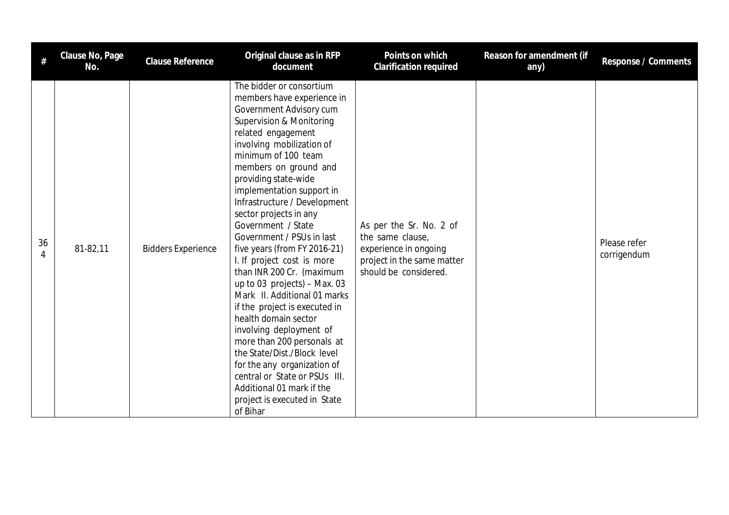| # | Clause No, Page No. | Clause Reference | Original clause as in RFP document | Points on which Clarification required | Reason for amendment (if any) | Response / Comments |
|---|---|---|---|---|---|---|
| 364 | 81-82,11 | Bidders Experience | The bidder or consortium members have experience in Government Advisory cum Supervision & Monitoring related engagement involving mobilization of minimum of 100 team members on ground and providing state-wide implementation support in Infrastructure / Development sector projects in any Government / State Government / PSUs in last five years (from FY 2016-21) I. If project cost is more than INR 200 Cr. (maximum up to 03 projects) – Max. 03 Mark II. Additional 01 marks if the project is executed in health domain sector involving deployment of more than 200 personals at the State/Dist./Block level for the any organization of central or State or PSUs III. Additional 01 mark if the project is executed in State of Bihar | As per the Sr. No. 2 of the same clause, experience in ongoing project in the same matter should be considered. | | Please refer corrigendum |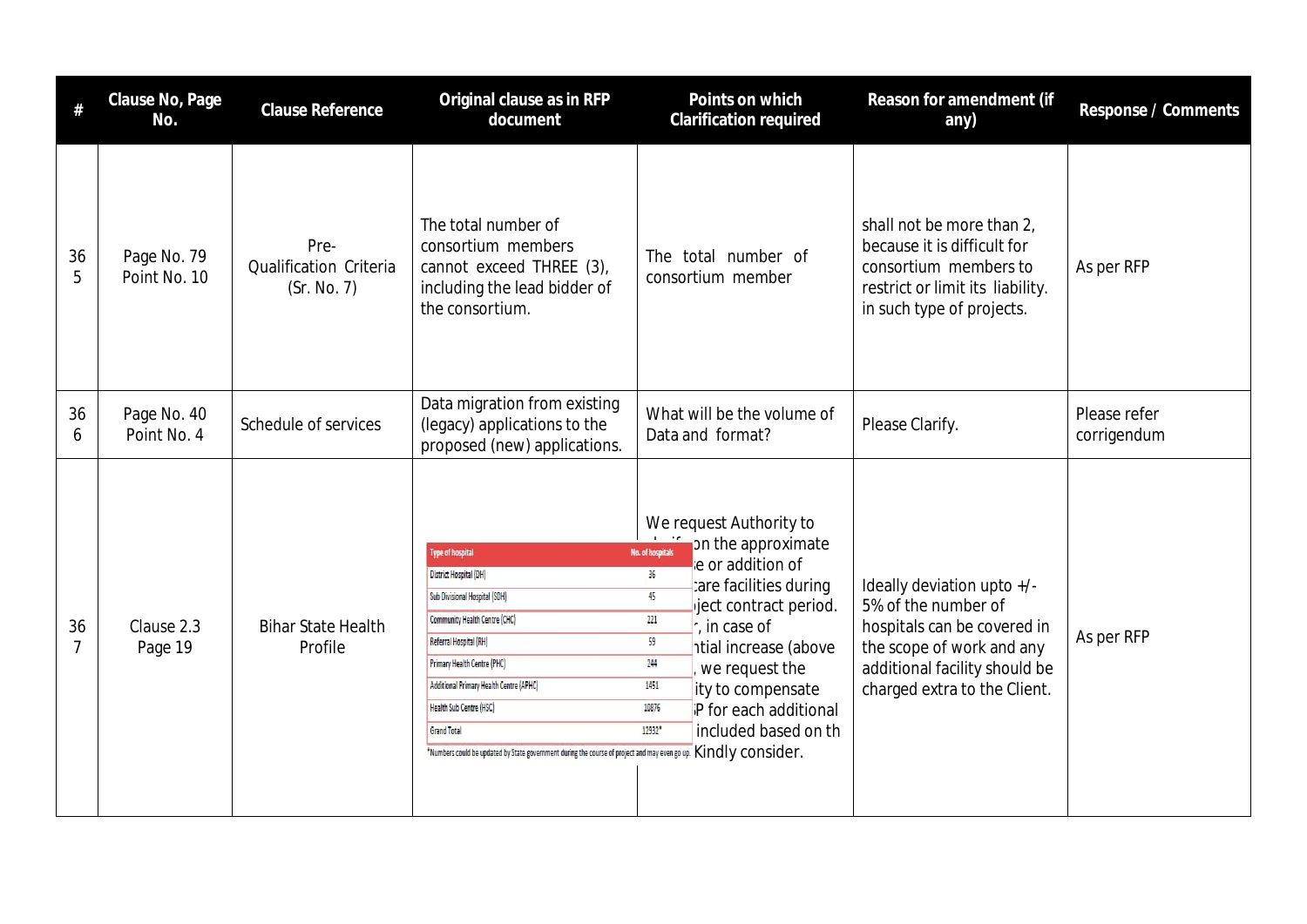| # | Clause No, Page No. | Clause Reference | Original clause as in RFP document | Points on which Clarification required | Reason for amendment (if any) | Response / Comments |
|---|---|---|---|---|---|---|
| 365 | Page No. 79 Point No. 10 | Pre-Qualification Criteria (Sr. No. 7) | The total number of consortium members cannot exceed THREE (3), including the lead bidder of the consortium. | The total number of consortium member | shall not be more than 2, because it is difficult for consortium members to restrict or limit its liability. in such type of projects. | As per RFP |
| 366 | Page No. 40 Point No. 4 | Schedule of services | Data migration from existing (legacy) applications to the proposed (new) applications. | What will be the volume of Data and format? | Please Clarify. | Please refer corrigendum |
| 367 | Clause 2.3 Page 19 | Bihar State Health Profile | Type of hospital / No. of hospitals: District Hospital (DH) 36; Sub Divisional Hospital (SDH) 45; Community Health Centre (CHC) 221; Referral Hospital (RH) 59; Primary Health Centre (PHC) 244; Additional Primary Health Centre (APHC) 1451; Health Sub Centre (HSC) 10876; Grand Total 12932*. *Numbers could be updated by State government during the course of project and may even go up. | We request Authority to ...on the approximate ...e or addition of ...care facilities during ...ject contract period. ..., in case of ...ntial increase (above ..., we request the ...ity to compensate ...P for each additional ...included based on th... Kindly consider. | Ideally deviation upto +/- 5% of the number of hospitals can be covered in the scope of work and any additional facility should be charged extra to the Client. | As per RFP |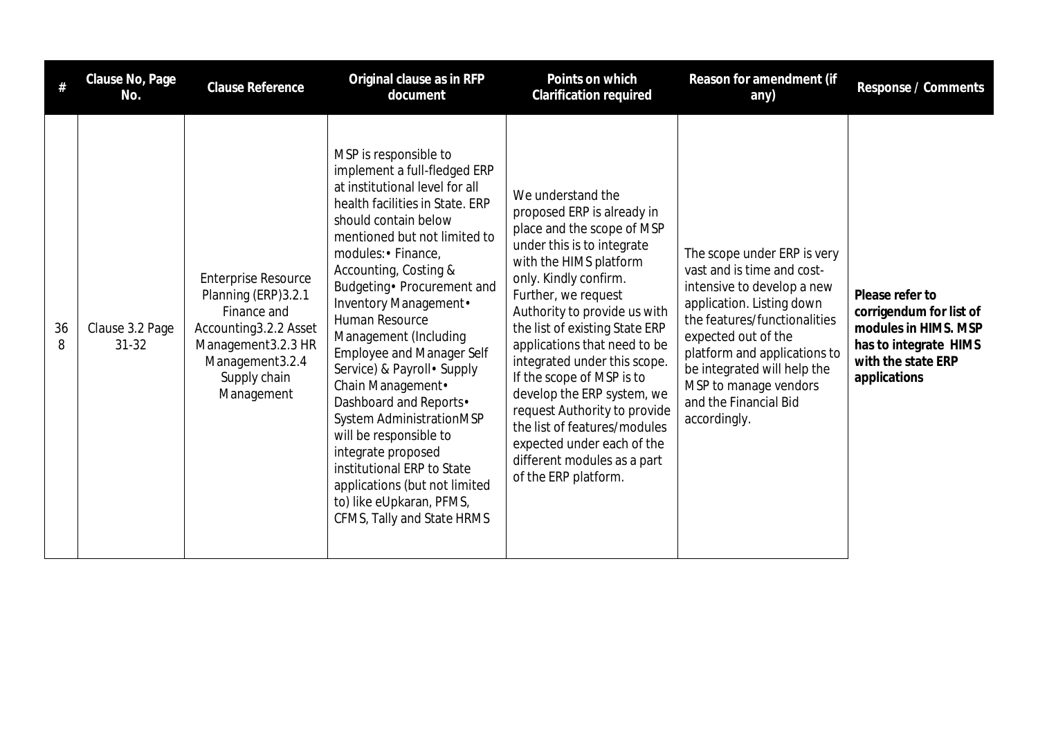| # | Clause No, Page No. | Clause Reference | Original clause as in RFP document | Points on which Clarification required | Reason for amendment (if any) | Response / Comments |
|---|---|---|---|---|---|---|
| 368 | Clause 3.2 Page 31-32 | Enterprise Resource Planning (ERP)3.2.1 Finance and Accounting3.2.2 Asset Management3.2.3 HR Management3.2.4 Supply chain Management | MSP is responsible to implement a full-fledged ERP at institutional level for all health facilities in State. ERP should contain below mentioned but not limited to modules:• Finance, Accounting, Costing & Budgeting• Procurement and Inventory Management• Human Resource Management (Including Employee and Manager Self Service) & Payroll• Supply Chain Management• Dashboard and Reports• System AdministrationMSP will be responsible to integrate proposed institutional ERP to State applications (but not limited to) like eUpkaran, PFMS, CFMS, Tally and State HRMS | We understand the proposed ERP is already in place and the scope of MSP under this is to integrate with the HIMS platform only. Kindly confirm. Further, we request Authority to provide us with the list of existing State ERP applications that need to be integrated under this scope. If the scope of MSP is to develop the ERP system, we request Authority to provide the list of features/modules expected under each of the different modules as a part of the ERP platform. | The scope under ERP is very vast and is time and cost-intensive to develop a new application. Listing down the features/functionalities expected out of the platform and applications to be integrated will help the MSP to manage vendors and the Financial Bid accordingly. | **Please refer to corrigendum for list of modules in HIMS. MSP has to integrate HIMS with the state ERP applications** |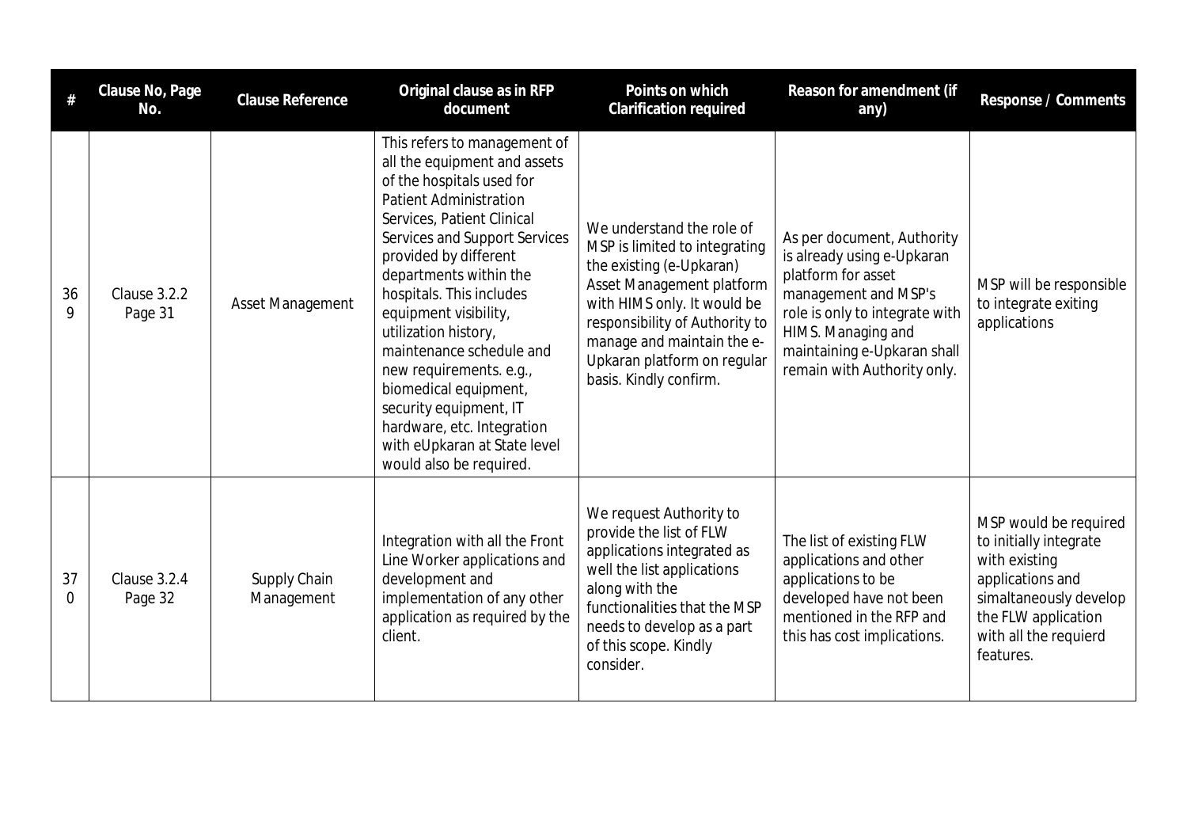| # | Clause No, Page No. | Clause Reference | Original clause as in RFP document | Points on which Clarification required | Reason for amendment (if any) | Response / Comments |
|---|---|---|---|---|---|---|
| 369 | Clause 3.2.2 Page 31 | Asset Management | This refers to management of all the equipment and assets of the hospitals used for Patient Administration Services, Patient Clinical Services and Support Services provided by different departments within the hospitals. This includes equipment visibility, utilization history, maintenance schedule and new requirements. e.g., biomedical equipment, security equipment, IT hardware, etc. Integration with eUpkaran at State level would also be required. | We understand the role of MSP is limited to integrating the existing (e-Upkaran) Asset Management platform with HIMS only. It would be responsibility of Authority to manage and maintain the e-Upkaran platform on regular basis. Kindly confirm. | As per document, Authority is already using e-Upkaran platform for asset management and MSP's role is only to integrate with HIMS. Managing and maintaining e-Upkaran shall remain with Authority only. | MSP will be responsible to integrate exiting applications |
| 370 | Clause 3.2.4 Page 32 | Supply Chain Management | Integration with all the Front Line Worker applications and development and implementation of any other application as required by the client. | We request Authority to provide the list of FLW applications integrated as well the list applications along with the functionalities that the MSP needs to develop as a part of this scope. Kindly consider. | The list of existing FLW applications and other applications to be developed have not been mentioned in the RFP and this has cost implications. | MSP would be required to initially integrate with existing applications and simaltaneously develop the FLW application with all the requierd features. |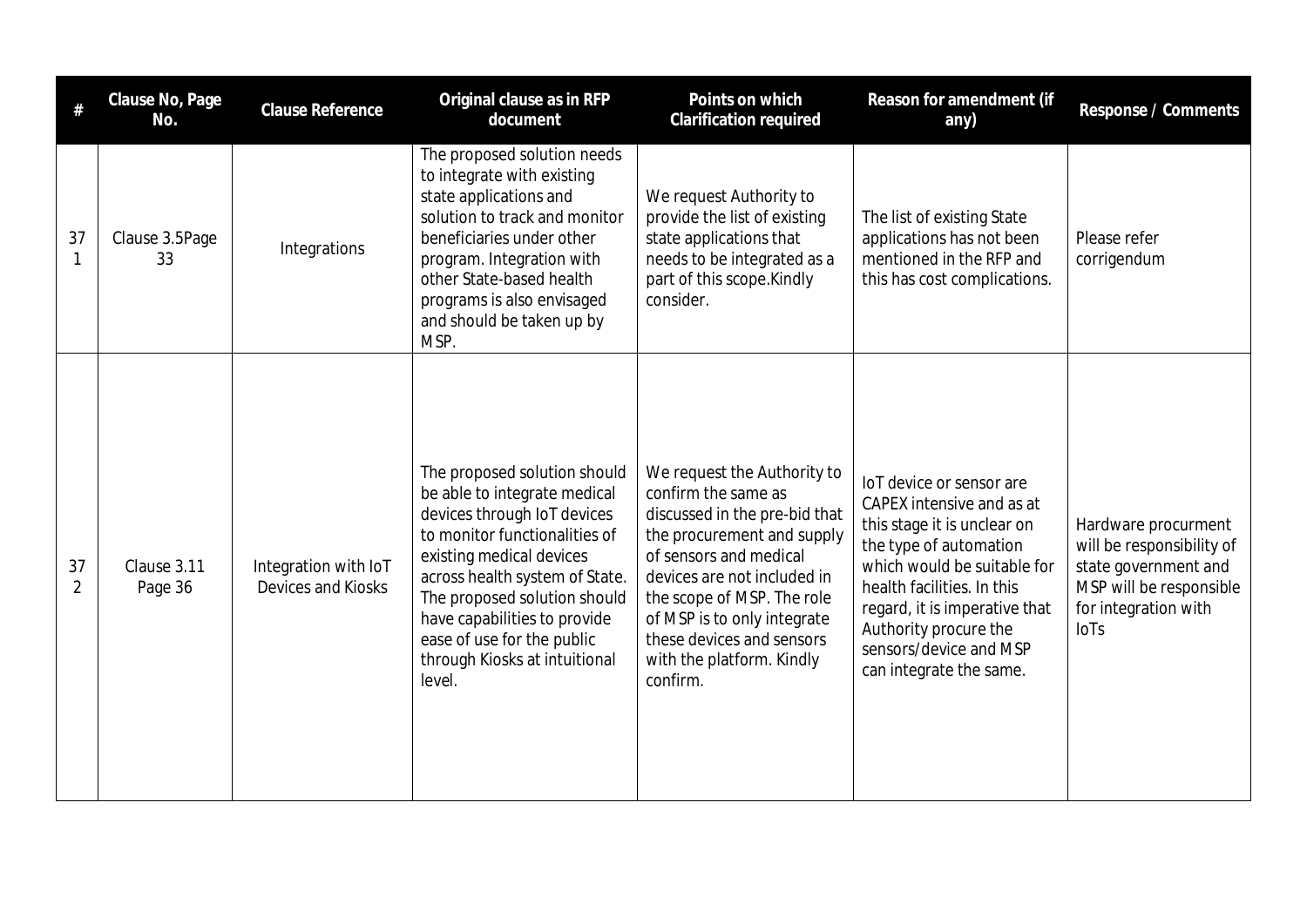| # | Clause No, Page No. | Clause Reference | Original clause as in RFP document | Points on which Clarification required | Reason for amendment (if any) | Response / Comments |
|---|---|---|---|---|---|---|
| 371 | Clause 3.5Page 33 | Integrations | The proposed solution needs to integrate with existing state applications and solution to track and monitor beneficiaries under other program. Integration with other State-based health programs is also envisaged and should be taken up by MSP. | We request Authority to provide the list of existing state applications that needs to be integrated as a part of this scope.Kindly consider. | The list of existing State applications has not been mentioned in the RFP and this has cost complications. | Please refer corrigendum |
| 372 | Clause 3.11 Page 36 | Integration with IoT Devices and Kiosks | The proposed solution should be able to integrate medical devices through IoT devices to monitor functionalities of existing medical devices across health system of State. The proposed solution should have capabilities to provide ease of use for the public through Kiosks at intuitional level. | We request the Authority to confirm the same as discussed in the pre-bid that the procurement and supply of sensors and medical devices are not included in the scope of MSP. The role of MSP is to only integrate these devices and sensors with the platform. Kindly confirm. | IoT device or sensor are CAPEX intensive and as at this stage it is unclear on the type of automation which would be suitable for health facilities. In this regard, it is imperative that Authority procure the sensors/device and MSP can integrate the same. | Hardware procurment will be responsibility of state government and MSP will be responsible for integration with IoTs |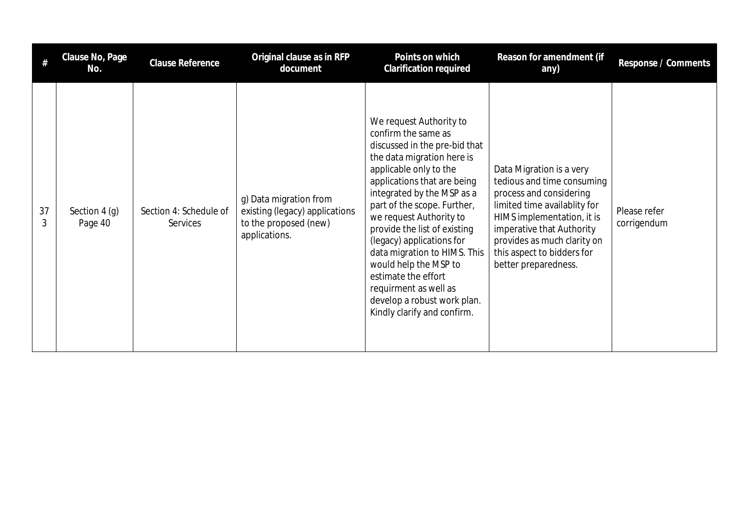| # | Clause No, Page No. | Clause Reference | Original clause as in RFP document | Points on which Clarification required | Reason for amendment (if any) | Response / Comments |
|---|---|---|---|---|---|---|
| 373 | Section 4 (g) Page 40 | Section 4: Schedule of Services | g) Data migration from existing (legacy) applications to the proposed (new) applications. | We request Authority to confirm the same as discussed in the pre-bid that the data migration here is applicable only to the applications that are being integrated by the MSP as a part of the scope. Further, we request Authority to provide the list of existing (legacy) applications for data migration to HIMS. This would help the MSP to estimate the effort requirment as well as develop a robust work plan. Kindly clarify and confirm. | Data Migration is a very tedious and time consuming process and considering limited time availablity for HIMS implementation, it is imperative that Authority provides as much clarity on this aspect to bidders for better preparedness. | Please refer corrigendum |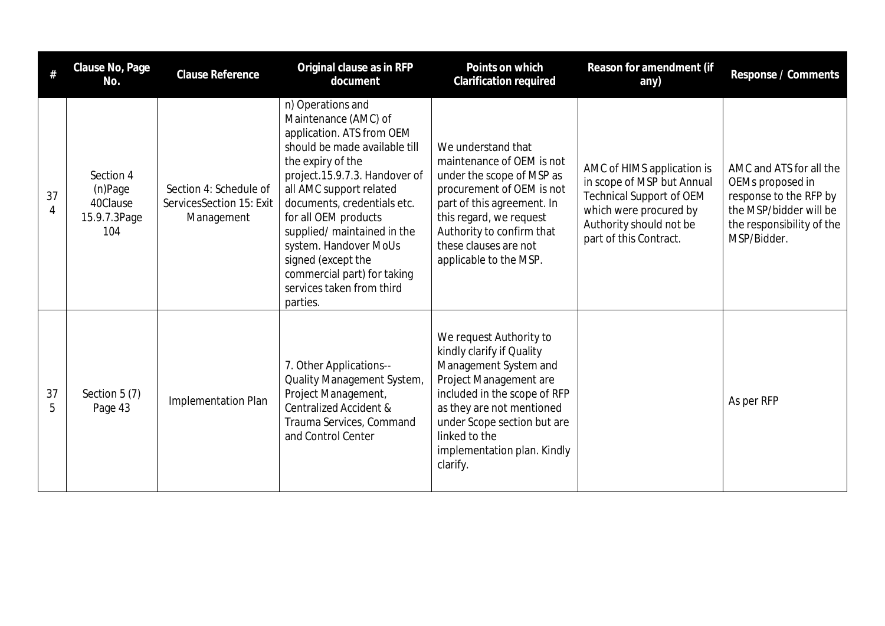| # | Clause No, Page No. | Clause Reference | Original clause as in RFP document | Points on which Clarification required | Reason for amendment (if any) | Response / Comments |
|---|---|---|---|---|---|---|
| 374 | Section 4 (n)Page 40Clause 15.9.7.3Page 104 | Section 4: Schedule of ServicesSection 15: Exit Management | n) Operations and Maintenance (AMC) of application. ATS from OEM should be made available till the expiry of the project.15.9.7.3. Handover of all AMC support related documents, credentials etc. for all OEM products supplied/ maintained in the system. Handover MoUs signed (except the commercial part) for taking services taken from third parties. | We understand that maintenance of OEM is not under the scope of MSP as procurement of OEM is not part of this agreement. In this regard, we request Authority to confirm that these clauses are not applicable to the MSP. | AMC of HIMS application is in scope of MSP but Annual Technical Support of OEM which were procured by Authority should not be part of this Contract. | AMC and ATS for all the OEMs proposed in response to the RFP by the MSP/bidder will be the responsibility of the MSP/Bidder. |
| 375 | Section 5 (7) Page 43 | Implementation Plan | 7. Other Applications-- Quality Management System, Project Management, Centralized Accident & Trauma Services, Command and Control Center | We request Authority to kindly clarify if Quality Management System and Project Management are included in the scope of RFP as they are not mentioned under Scope section but are linked to the implementation plan. Kindly clarify. | | As per RFP |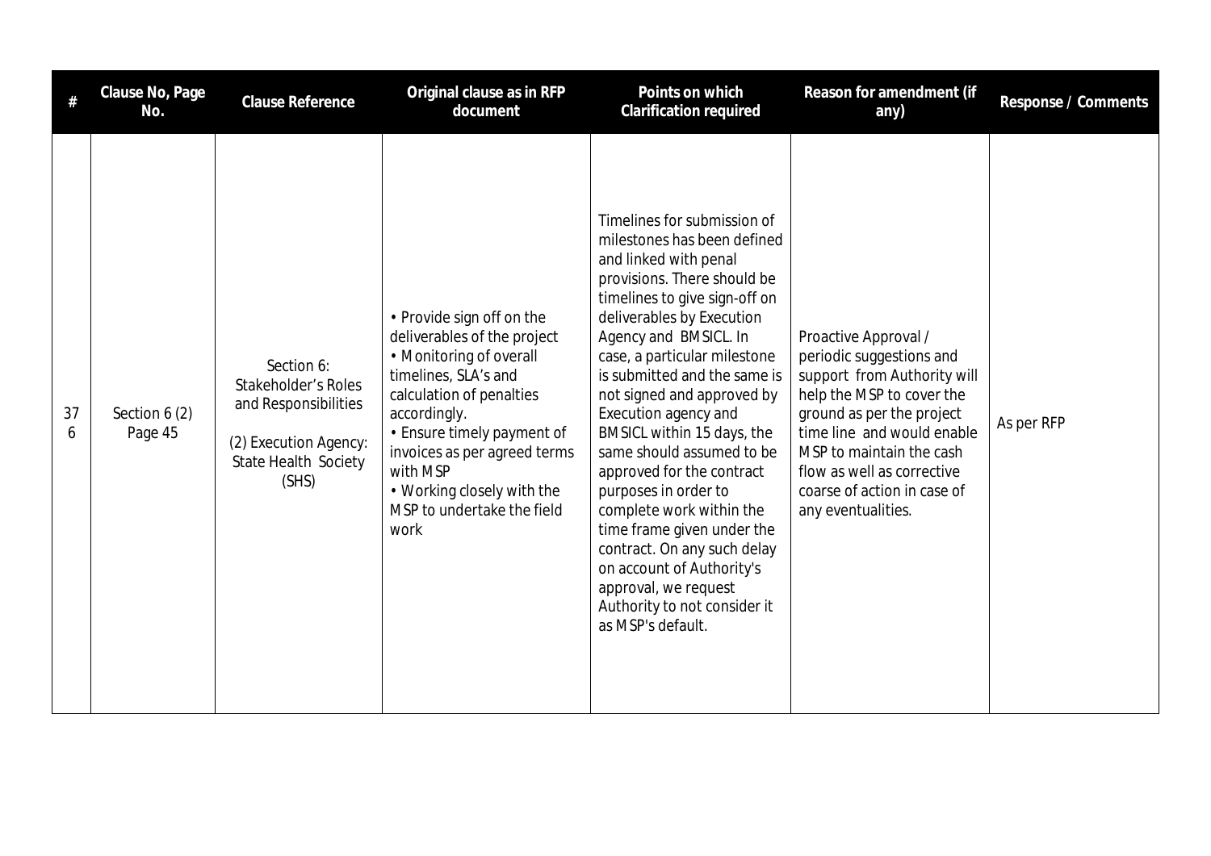| # | Clause No, Page No. | Clause Reference | Original clause as in RFP document | Points on which Clarification required | Reason for amendment (if any) | Response / Comments |
|---|---|---|---|---|---|---|
| 376 | Section 6 (2) Page 45 | Section 6: Stakeholder's Roles and Responsibilities<br><br>(2) Execution Agency: State Health Society (SHS) | • Provide sign off on the deliverables of the project<br>• Monitoring of overall timelines, SLA's and calculation of penalties accordingly.<br>• Ensure timely payment of invoices as per agreed terms with MSP<br>• Working closely with the MSP to undertake the field work | Timelines for submission of milestones has been defined and linked with penal provisions. There should be timelines to give sign-off on deliverables by Execution Agency and BMSICL. In case, a particular milestone is submitted and the same is not signed and approved by Execution agency and BMSICL within 15 days, the same should assumed to be approved for the contract purposes in order to complete work within the time frame given under the contract. On any such delay on account of Authority's approval, we request Authority to not consider it as MSP's default. | Proactive Approval / periodic suggestions and support from Authority will help the MSP to cover the ground as per the project time line and would enable MSP to maintain the cash flow as well as corrective coarse of action in case of any eventualities. | As per RFP |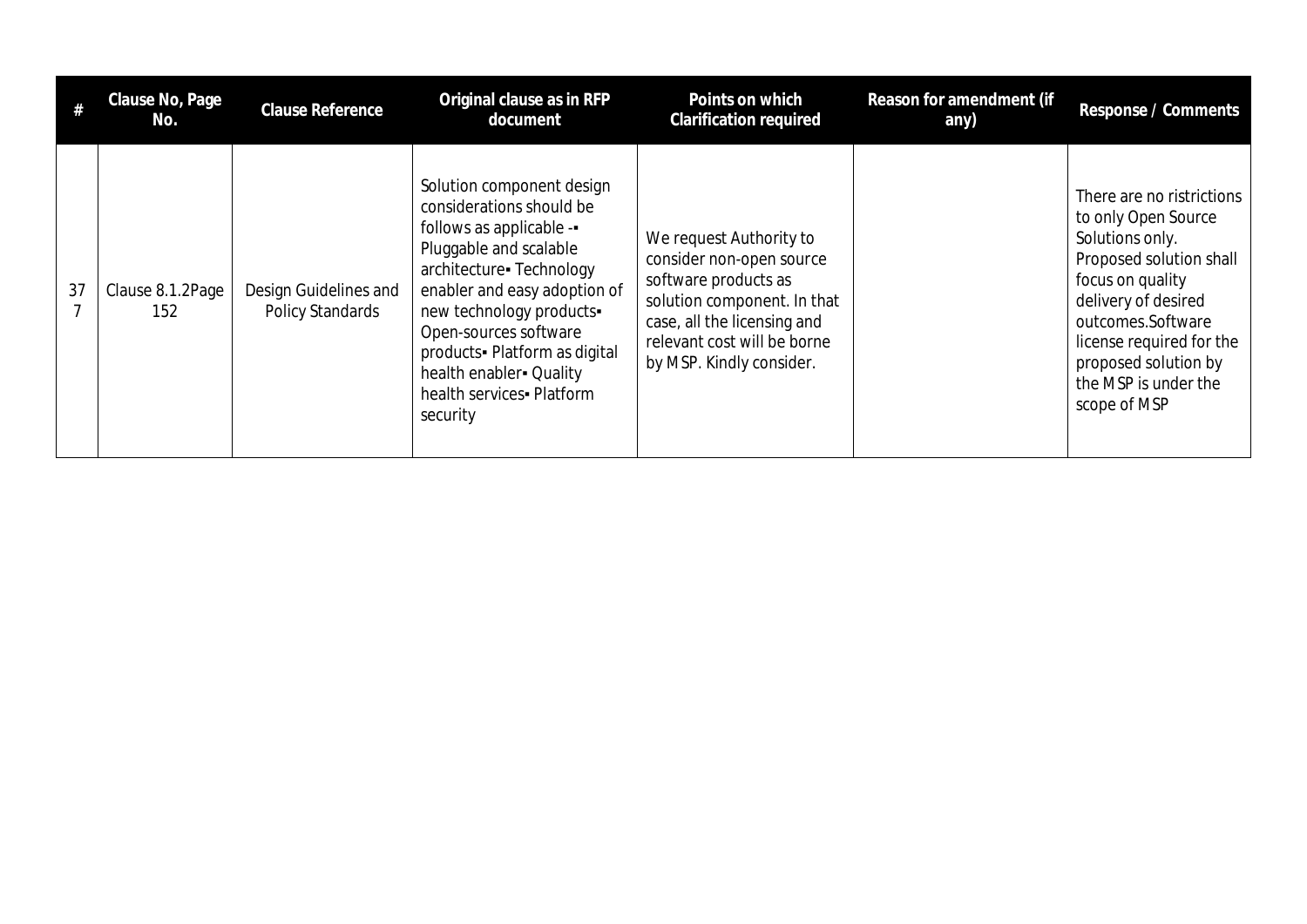| # | Clause No, Page No. | Clause Reference | Original clause as in RFP document | Points on which Clarification required | Reason for amendment (if any) | Response / Comments |
|---|---|---|---|---|---|---|
| 377 | Clause 8.1.2Page 152 | Design Guidelines and Policy Standards | Solution component design considerations should be follows as applicable -▪ Pluggable and scalable architecture▪ Technology enabler and easy adoption of new technology products▪ Open-sources software products▪ Platform as digital health enabler▪ Quality health services▪ Platform security | We request Authority to consider non-open source software products as solution component. In that case, all the licensing and relevant cost will be borne by MSP. Kindly consider. | | There are no ristrictions to only Open Source Solutions only. Proposed solution shall focus on quality delivery of desired outcomes.Software license required for the proposed solution by the MSP is under the scope of MSP |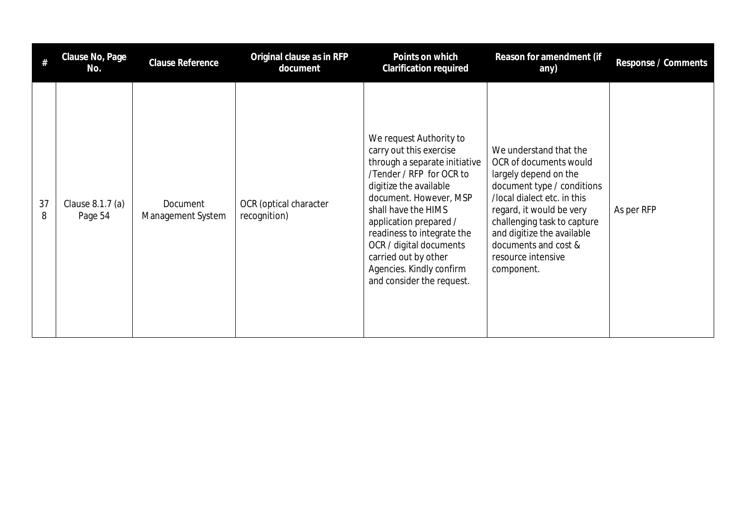| # | Clause No, Page No. | Clause Reference | Original clause as in RFP document | Points on which Clarification required | Reason for amendment (if any) | Response / Comments |
|---|---|---|---|---|---|---|
| 378 | Clause 8.1.7 (a) Page 54 | Document Management System | OCR (optical character recognition) | We request Authority to carry out this exercise through a separate initiative /Tender / RFP for OCR to digitize the available document. However, MSP shall have the HIMS application prepared / readiness to integrate the OCR / digital documents carried out by other Agencies. Kindly confirm and consider the request. | We understand that the OCR of documents would largely depend on the document type / conditions /local dialect etc. in this regard, it would be very challenging task to capture and digitize the available documents and cost & resource intensive component. | As per RFP |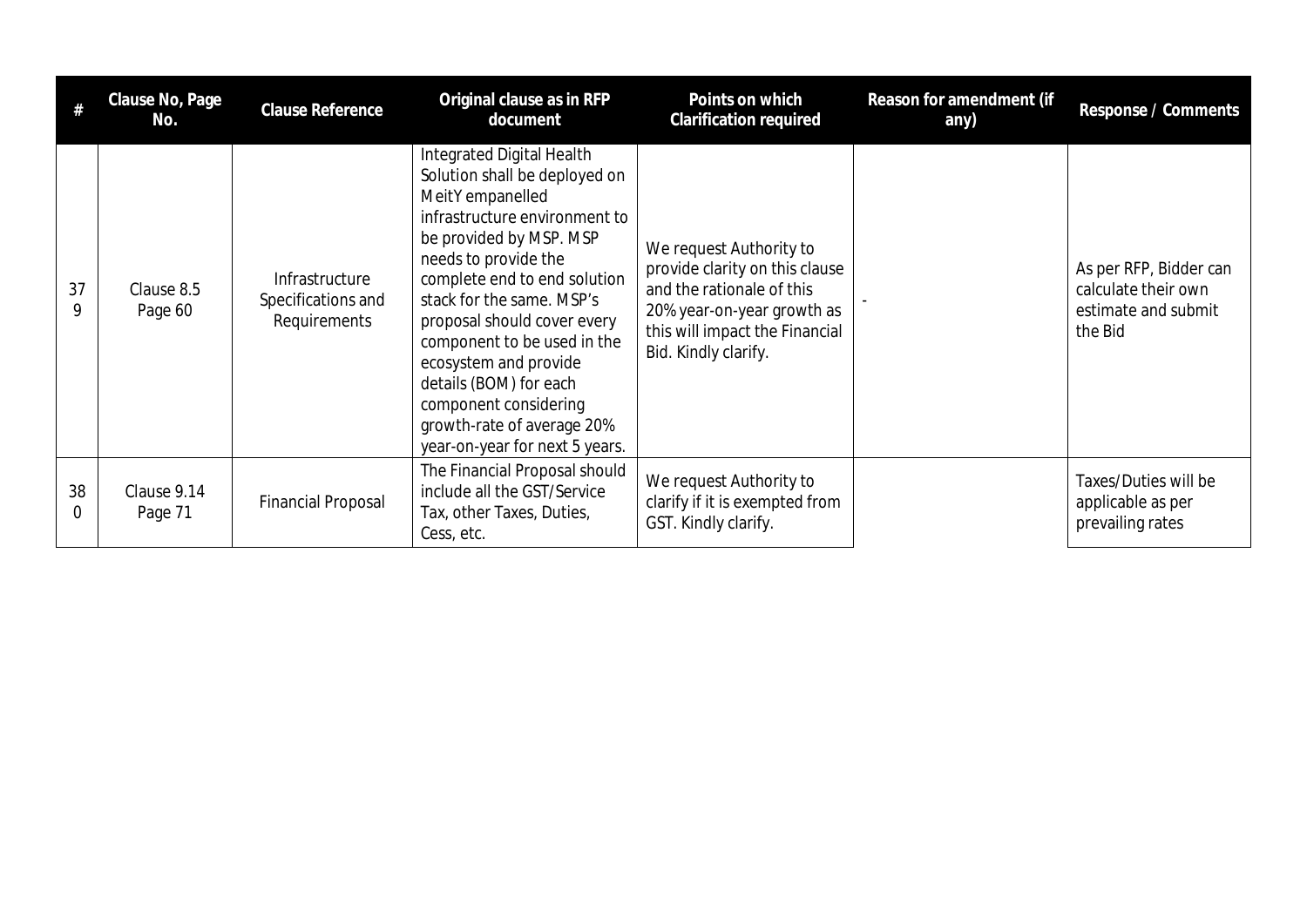| # | Clause No, Page No. | Clause Reference | Original clause as in RFP document | Points on which Clarification required | Reason for amendment (if any) | Response / Comments |
|---|---|---|---|---|---|---|
| 379 | Clause 8.5 Page 60 | Infrastructure Specifications and Requirements | Integrated Digital Health Solution shall be deployed on MeitY empanelled infrastructure environment to be provided by MSP. MSP needs to provide the complete end to end solution stack for the same. MSP's proposal should cover every component to be used in the ecosystem and provide details (BOM) for each component considering growth-rate of average 20% year-on-year for next 5 years. | We request Authority to provide clarity on this clause and the rationale of this 20% year-on-year growth as this will impact the Financial Bid. Kindly clarify. | - | As per RFP, Bidder can calculate their own estimate and submit the Bid |
| 380 | Clause 9.14 Page 71 | Financial Proposal | The Financial Proposal should include all the GST/Service Tax, other Taxes, Duties, Cess, etc. | We request Authority to clarify if it is exempted from GST. Kindly clarify. | | Taxes/Duties will be applicable as per prevailing rates |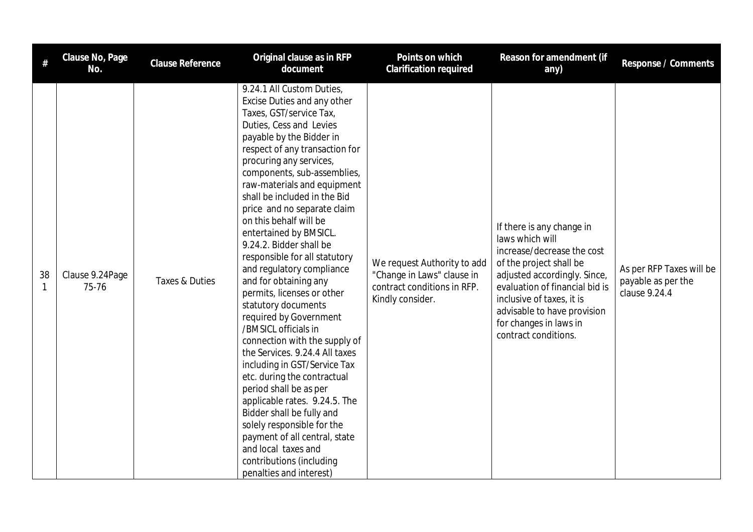| # | Clause No, Page No. | Clause Reference | Original clause as in RFP document | Points on which Clarification required | Reason for amendment (if any) | Response / Comments |
|---|---|---|---|---|---|---|
| 381 | Clause 9.24Page 75-76 | Taxes & Duties | 9.24.1 All Custom Duties, Excise Duties and any other Taxes, GST/service Tax, Duties, Cess and Levies payable by the Bidder in respect of any transaction for procuring any services, components, sub-assemblies, raw-materials and equipment shall be included in the Bid price and no separate claim on this behalf will be entertained by BMSICL. 9.24.2. Bidder shall be responsible for all statutory and regulatory compliance and for obtaining any permits, licenses or other statutory documents required by Government /BMSICL officials in connection with the supply of the Services. 9.24.4 All taxes including in GST/Service Tax etc. during the contractual period shall be as per applicable rates. 9.24.5. The Bidder shall be fully and solely responsible for the payment of all central, state and local taxes and contributions (including penalties and interest) | We request Authority to add "Change in Laws" clause in contract conditions in RFP. Kindly consider. | If there is any change in laws which will increase/decrease the cost of the project shall be adjusted accordingly. Since, evaluation of financial bid is inclusive of taxes, it is advisable to have provision for changes in laws in contract conditions. | As per RFP Taxes will be payable as per the clause 9.24.4 |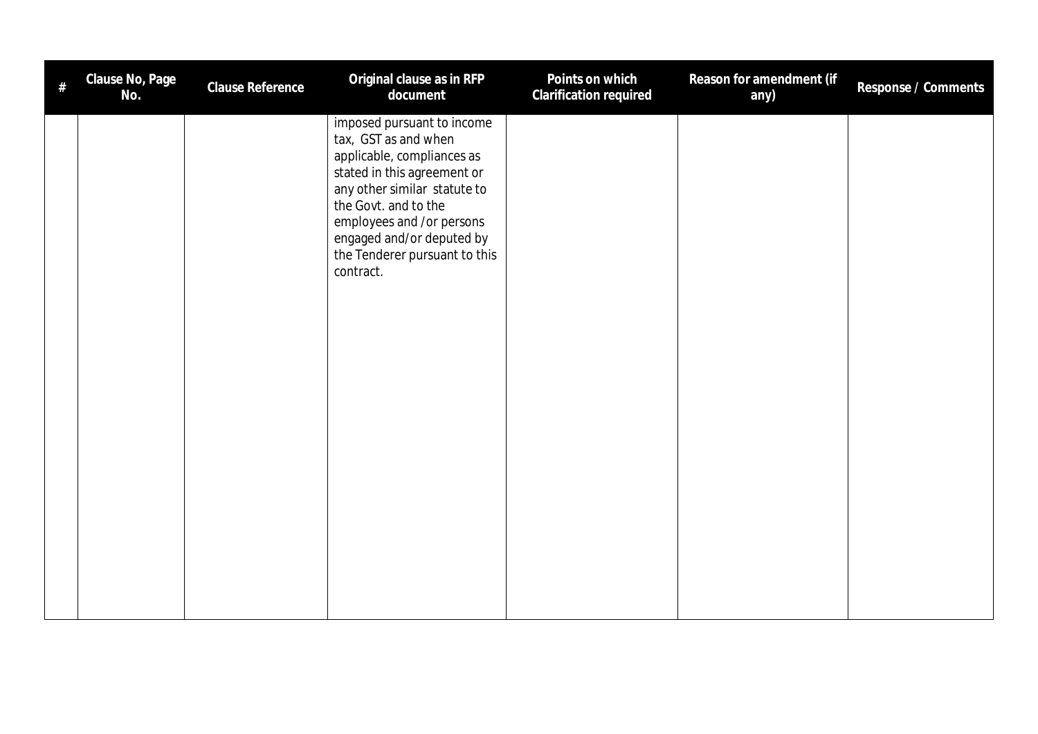| # | Clause No, Page No. | Clause Reference | Original clause as in RFP document | Points on which Clarification required | Reason for amendment (if any) | Response / Comments |
|---|---|---|---|---|---|---|
| | | | imposed pursuant to income tax, GST as and when applicable, compliances as stated in this agreement or any other similar statute to the Govt. and to the employees and /or persons engaged and/or deputed by the Tenderer pursuant to this contract. | | | |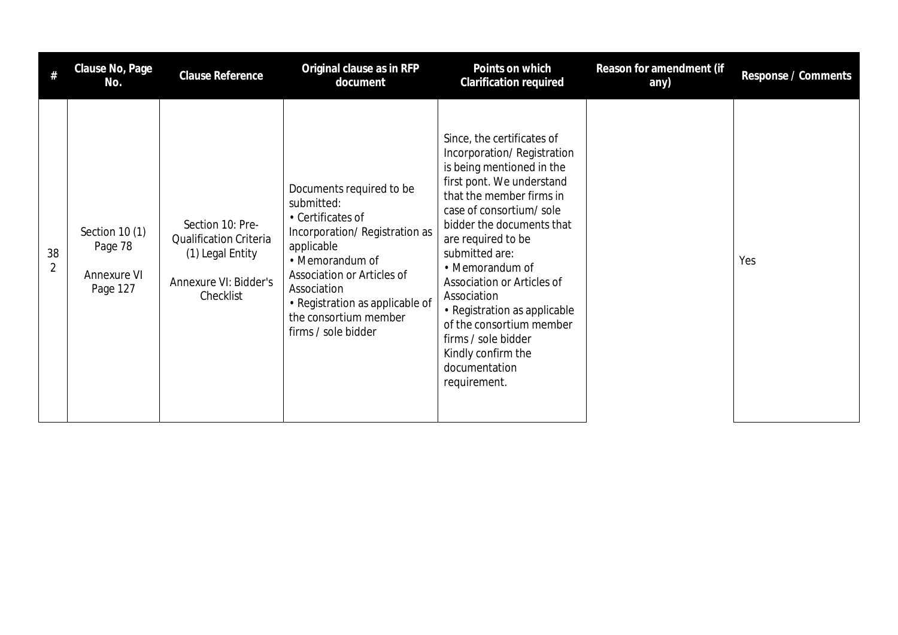| # | Clause No, Page No. | Clause Reference | Original clause as in RFP document | Points on which Clarification required | Reason for amendment (if any) | Response / Comments |
|---|---|---|---|---|---|---|
| 382 | Section 10 (1) Page 78<br><br>Annexure VI Page 127 | Section 10: Pre-Qualification Criteria (1) Legal Entity<br><br>Annexure VI: Bidder's Checklist | Documents required to be submitted:<br>• Certificates of Incorporation/ Registration as applicable<br>• Memorandum of Association or Articles of Association<br>• Registration as applicable of the consortium member firms / sole bidder | Since, the certificates of Incorporation/ Registration is being mentioned in the first pont. We understand that the member firms in case of consortium/ sole bidder the documents that are required to be submitted are:<br>• Memorandum of Association or Articles of Association<br>• Registration as applicable of the consortium member firms / sole bidder<br>Kindly confirm the documentation requirement. | | Yes |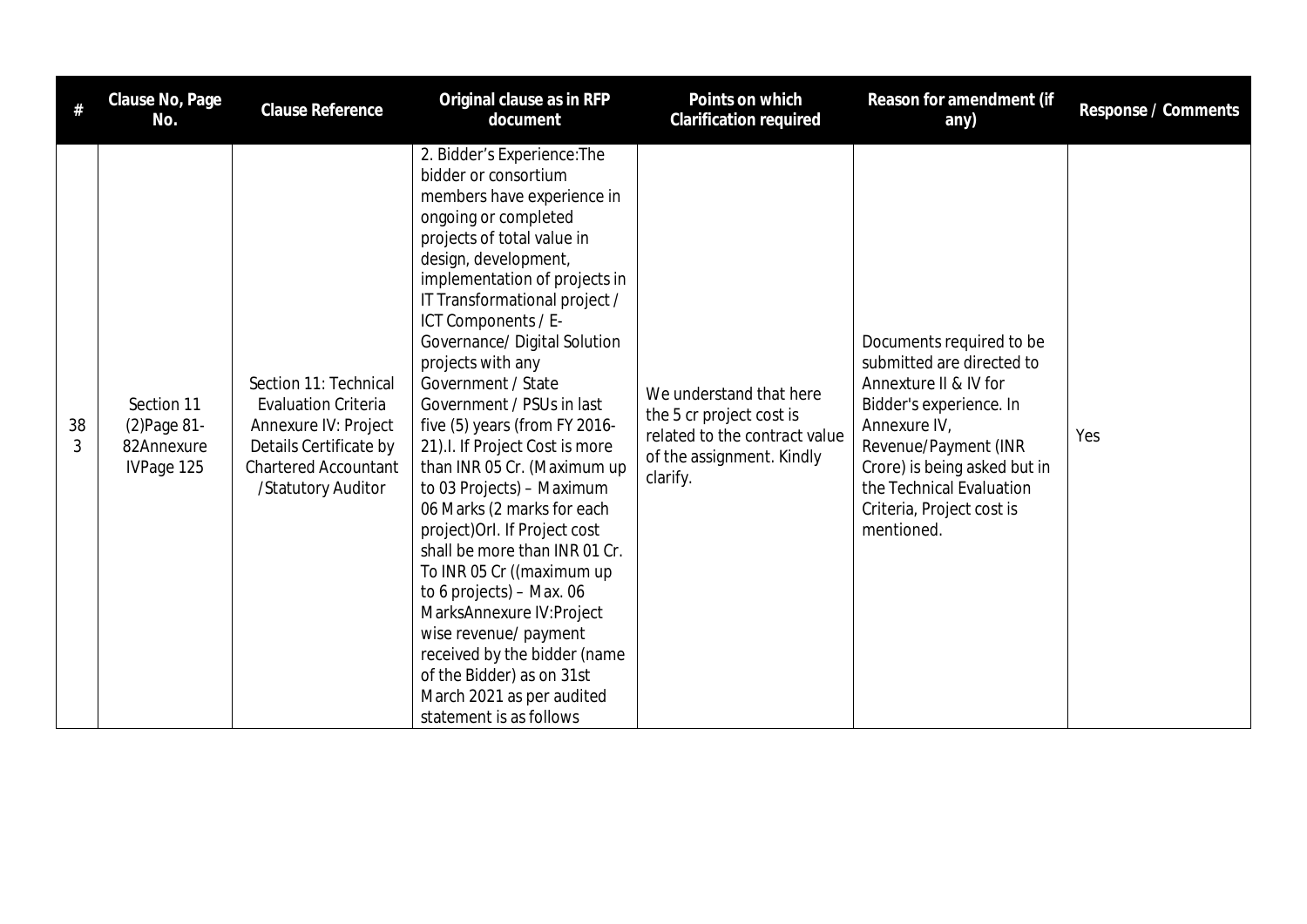| # | Clause No, Page No. | Clause Reference | Original clause as in RFP document | Points on which Clarification required | Reason for amendment (if any) | Response / Comments |
|---|---|---|---|---|---|---|
| 383 | Section 11 (2)Page 81-82Annexure IVPage 125 | Section 11: Technical Evaluation Criteria Annexure IV: Project Details Certificate by Chartered Accountant /Statutory Auditor | 2. Bidder's Experience:The bidder or consortium members have experience in ongoing or completed projects of total value in design, development, implementation of projects in IT Transformational project / ICT Components / E-Governance/ Digital Solution projects with any Government / State Government / PSUs in last five (5) years (from FY 2016-21).I. If Project Cost is more than INR 05 Cr. (Maximum up to 03 Projects) – Maximum 06 Marks (2 marks for each project)OrI. If Project cost shall be more than INR 01 Cr. To INR 05 Cr ((maximum up to 6 projects) – Max. 06 MarksAnnexure IV:Project wise revenue/ payment received by the bidder (name of the Bidder) as on 31st March 2021 as per audited statement is as follows | We understand that here the 5 cr project cost is related to the contract value of the assignment. Kindly clarify. | Documents required to be submitted are directed to Annexture II & IV for Bidder's experience. In Annexure IV, Revenue/Payment (INR Crore) is being asked but in the Technical Evaluation Criteria, Project cost is mentioned. | Yes |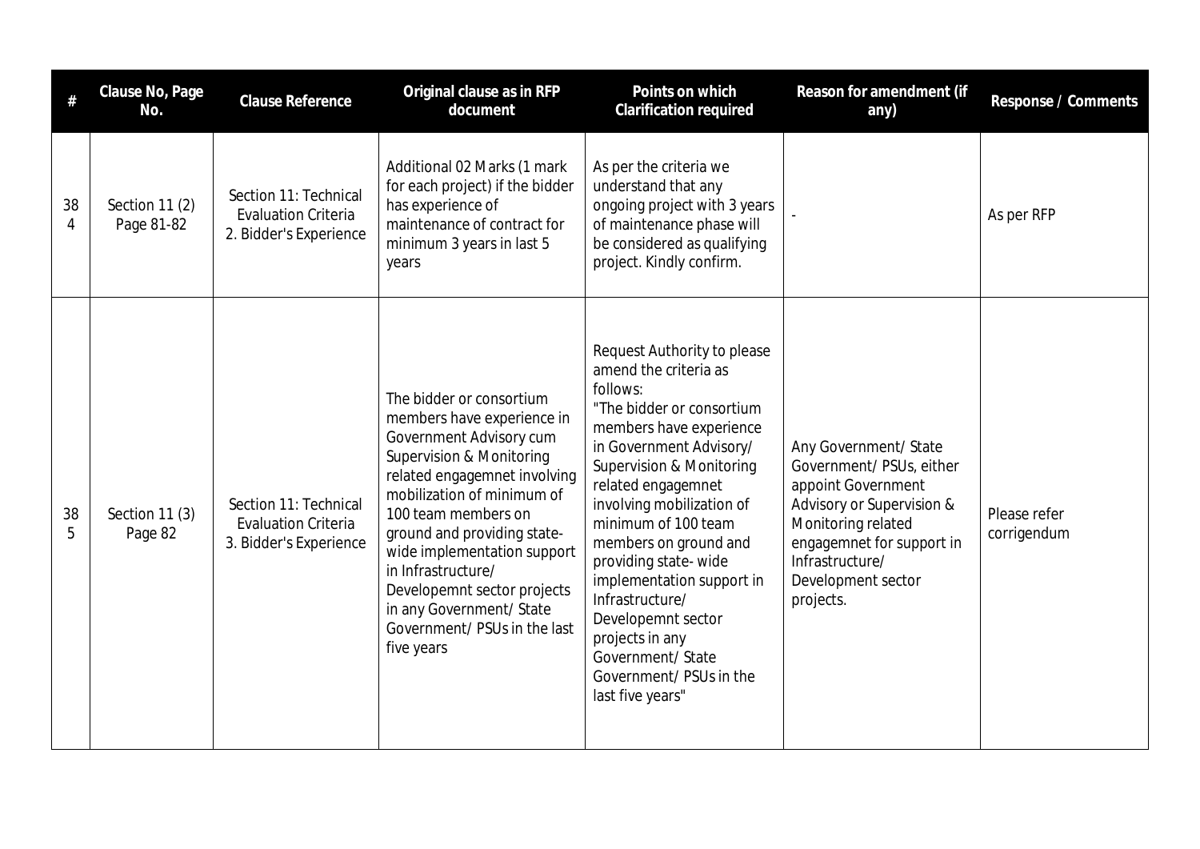| # | Clause No, Page No. | Clause Reference | Original clause as in RFP document | Points on which Clarification required | Reason for amendment (if any) | Response / Comments |
|---|---|---|---|---|---|---|
| 384 | Section 11 (2) Page 81-82 | Section 11: Technical Evaluation Criteria 2. Bidder's Experience | Additional 02 Marks (1 mark for each project) if the bidder has experience of maintenance of contract for minimum 3 years in last 5 years | As per the criteria we understand that any ongoing project with 3 years of maintenance phase will be considered as qualifying project. Kindly confirm. | - | As per RFP |
| 385 | Section 11 (3) Page 82 | Section 11: Technical Evaluation Criteria 3. Bidder's Experience | The bidder or consortium members have experience in Government Advisory cum Supervision & Monitoring related engagemnet involving mobilization of minimum of 100 team members on ground and providing state-wide implementation support in Infrastructure/ Developemnt sector projects in any Government/ State Government/ PSUs in the last five years | Request Authority to please amend the criteria as follows:<br>"The bidder or consortium members have experience in Government Advisory/ Supervision & Monitoring related engagemnet involving mobilization of minimum of 100 team members on ground and providing state- wide implementation support in Infrastructure/ Developemnt sector projects in any Government/ State Government/ PSUs in the last five years" | Any Government/ State Government/ PSUs, either appoint Government Advisory or Supervision & Monitoring related engagemnet for support in Infrastructure/ Development sector projects. | Please refer corrigendum |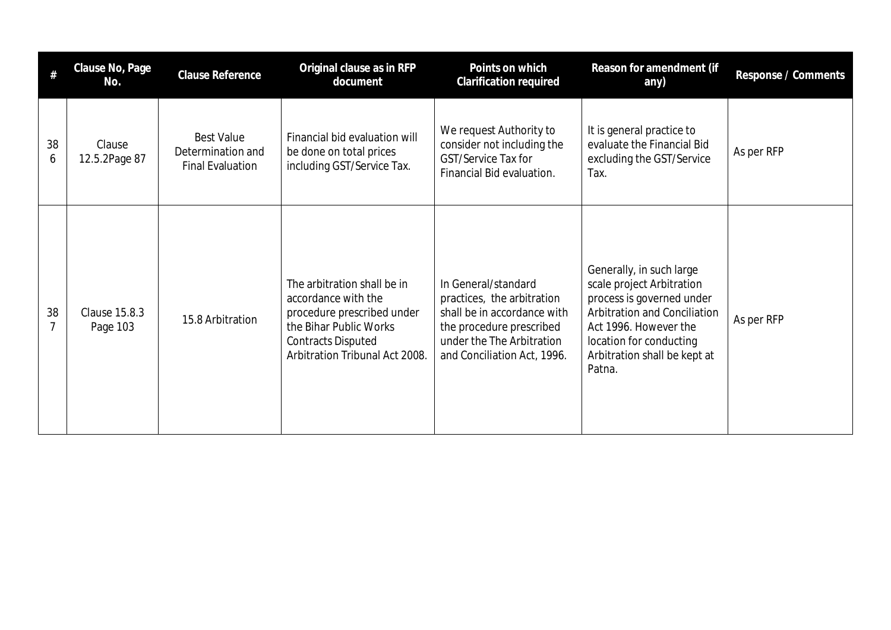| # | Clause No, Page No. | Clause Reference | Original clause as in RFP document | Points on which Clarification required | Reason for amendment (if any) | Response / Comments |
|---|---|---|---|---|---|---|
| 386 | Clause 12.5.2Page 87 | Best Value Determination and Final Evaluation | Financial bid evaluation will be done on total prices including GST/Service Tax. | We request Authority to consider not including the GST/Service Tax for Financial Bid evaluation. | It is general practice to evaluate the Financial Bid excluding the GST/Service Tax. | As per RFP |
| 387 | Clause 15.8.3 Page 103 | 15.8 Arbitration | The arbitration shall be in accordance with the procedure prescribed under the Bihar Public Works Contracts Disputed Arbitration Tribunal Act 2008. | In General/standard practices, the arbitration shall be in accordance with the procedure prescribed under the The Arbitration and Conciliation Act, 1996. | Generally, in such large scale project Arbitration process is governed under Arbitration and Conciliation Act 1996. However the location for conducting Arbitration shall be kept at Patna. | As per RFP |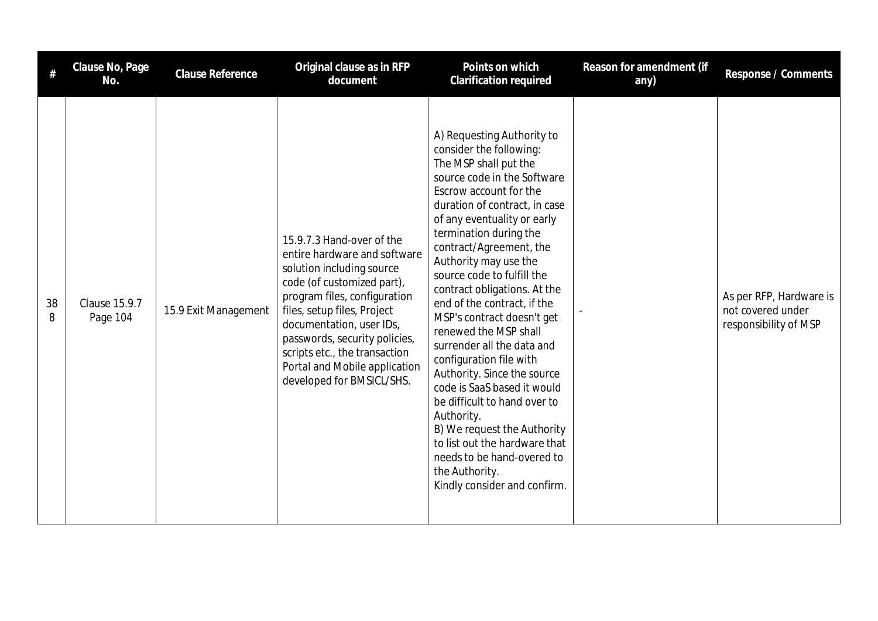| # | Clause No, Page No. | Clause Reference | Original clause as in RFP document | Points on which Clarification required | Reason for amendment (if any) | Response / Comments |
|---|---|---|---|---|---|---|
| 388 | Clause 15.9.7 Page 104 | 15.9 Exit Management | 15.9.7.3 Hand-over of the entire hardware and software solution including source code (of customized part), program files, configuration files, setup files, Project documentation, user IDs, passwords, security policies, scripts etc., the transaction Portal and Mobile application developed for BMSICL/SHS. | A) Requesting Authority to consider the following:<br>The MSP shall put the source code in the Software Escrow account for the duration of contract, in case of any eventuality or early termination during the contract/Agreement, the Authority may use the source code to fulfill the contract obligations. At the end of the contract, if the MSP's contract doesn't get renewed the MSP shall surrender all the data and configuration file with Authority. Since the source code is SaaS based it would be difficult to hand over to Authority.<br>B) We request the Authority to list out the hardware that needs to be hand-overed to the Authority.<br>Kindly consider and confirm. | - | As per RFP, Hardware is not covered under responsibility of MSP |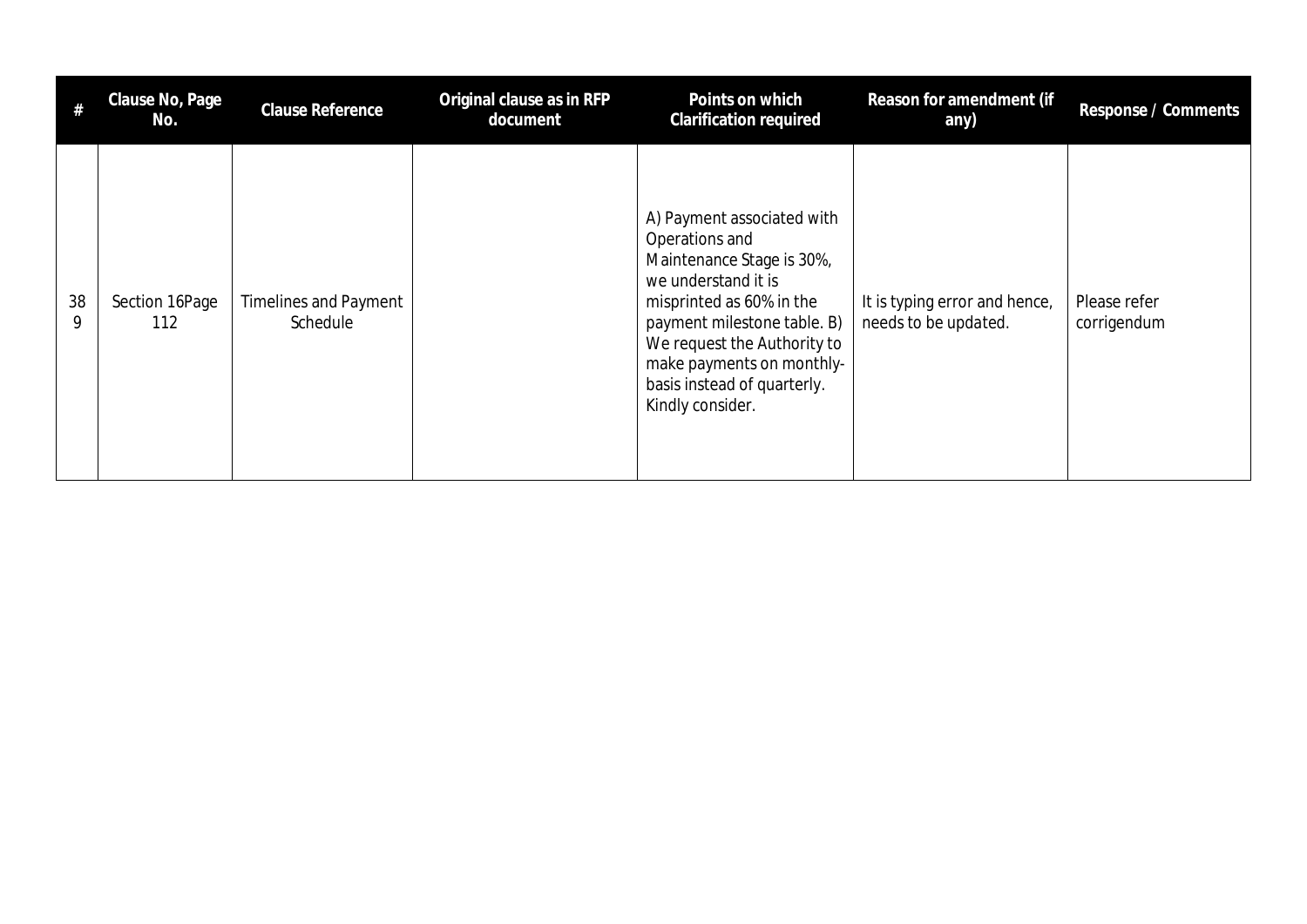| # | Clause No, Page No. | Clause Reference | Original clause as in RFP document | Points on which Clarification required | Reason for amendment (if any) | Response / Comments |
|---|---|---|---|---|---|---|
| 389 | Section 16Page 112 | Timelines and Payment Schedule | | A) Payment associated with Operations and Maintenance Stage is 30%, we understand it is misprinted as 60% in the payment milestone table. B) We request the Authority to make payments on monthly-basis instead of quarterly. Kindly consider. | It is typing error and hence, needs to be updated. | Please refer corrigendum |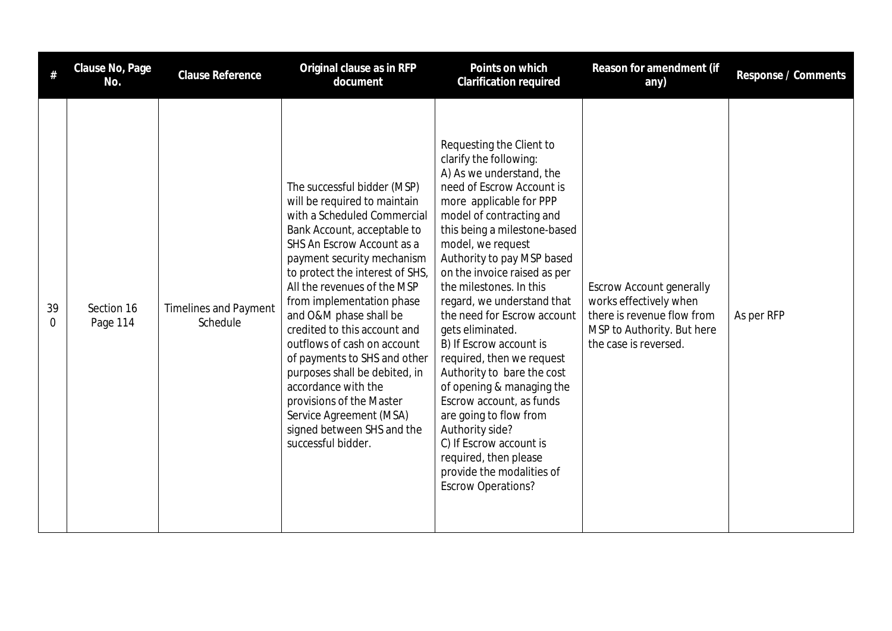| # | Clause No, Page No. | Clause Reference | Original clause as in RFP document | Points on which Clarification required | Reason for amendment (if any) | Response / Comments |
|---|---|---|---|---|---|---|
| 390 | Section 16 Page 114 | Timelines and Payment Schedule | The successful bidder (MSP) will be required to maintain with a Scheduled Commercial Bank Account, acceptable to SHS An Escrow Account as a payment security mechanism to protect the interest of SHS, All the revenues of the MSP from implementation phase and O&M phase shall be credited to this account and outflows of cash on account of payments to SHS and other purposes shall be debited, in accordance with the provisions of the Master Service Agreement (MSA) signed between SHS and the successful bidder. | Requesting the Client to clarify the following:<br>A) As we understand, the need of Escrow Account is more applicable for PPP model of contracting and this being a milestone-based model, we request Authority to pay MSP based on the invoice raised as per the milestones. In this regard, we understand that the need for Escrow account gets eliminated.<br>B) If Escrow account is required, then we request Authority to bare the cost of opening & managing the Escrow account, as funds are going to flow from Authority side?<br>C) If Escrow account is required, then please provide the modalities of Escrow Operations? | Escrow Account generally works effectively when there is revenue flow from MSP to Authority. But here the case is reversed. | As per RFP |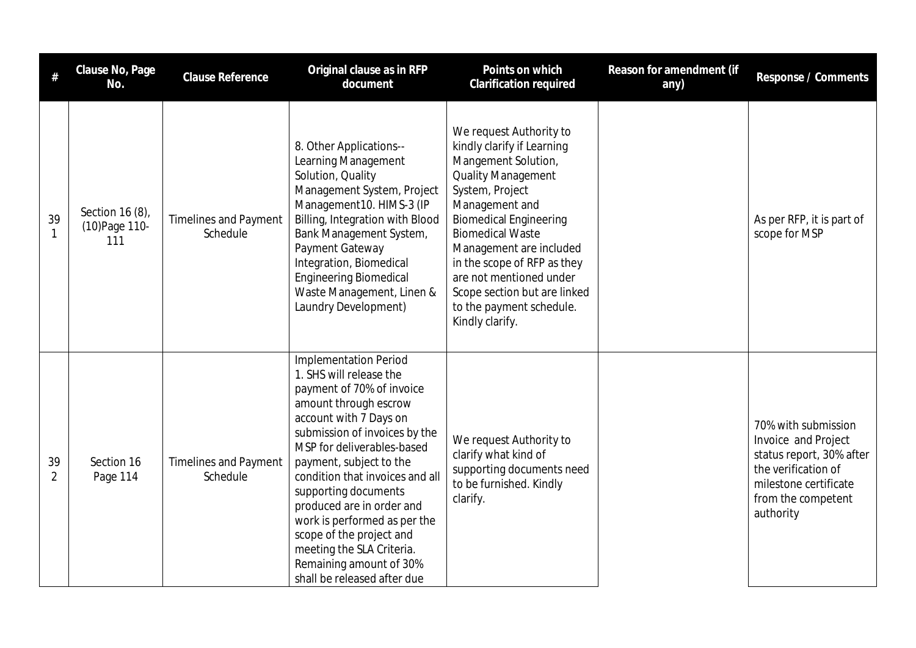| # | Clause No, Page No. | Clause Reference | Original clause as in RFP document | Points on which Clarification required | Reason for amendment (if any) | Response / Comments |
|---|---|---|---|---|---|---|
| 391 | Section 16 (8), (10)Page 110-111 | Timelines and Payment Schedule | 8. Other Applications--Learning Management Solution, Quality Management System, Project Management10. HIMS-3 (IP Billing, Integration with Blood Bank Management System, Payment Gateway Integration, Biomedical Engineering Biomedical Waste Management, Linen & Laundry Development) | We request Authority to kindly clarify if Learning Mangement Solution, Quality Management System, Project Management and Biomedical Engineering Biomedical Waste Management are included in the scope of RFP as they are not mentioned under Scope section but are linked to the payment schedule. Kindly clarify. | | As per RFP, it is part of scope for MSP |
| 392 | Section 16 Page 114 | Timelines and Payment Schedule | Implementation Period 1. SHS will release the payment of 70% of invoice amount through escrow account with 7 Days on submission of invoices by the MSP for deliverables-based payment, subject to the condition that invoices and all supporting documents produced are in order and work is performed as per the scope of the project and meeting the SLA Criteria. Remaining amount of 30% shall be released after due | We request Authority to clarify what kind of supporting documents need to be furnished. Kindly clarify. | | 70% with submission Invoice and Project status report, 30% after the verification of milestone certificate from the competent authority |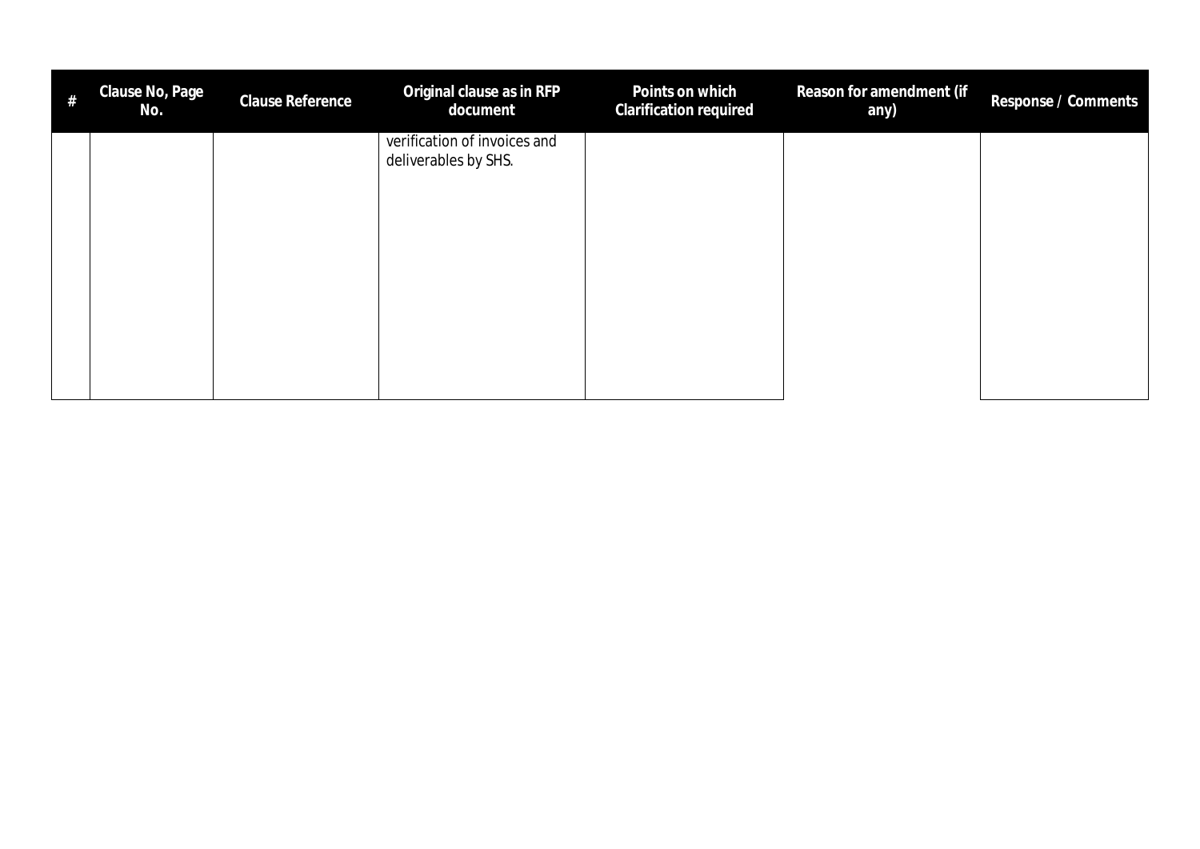| # | Clause No, Page No. | Clause Reference | Original clause as in RFP document | Points on which Clarification required | Reason for amendment (if any) | Response / Comments |
|---|---|---|---|---|---|---|
| | | | verification of invoices and deliverables by SHS. | | | |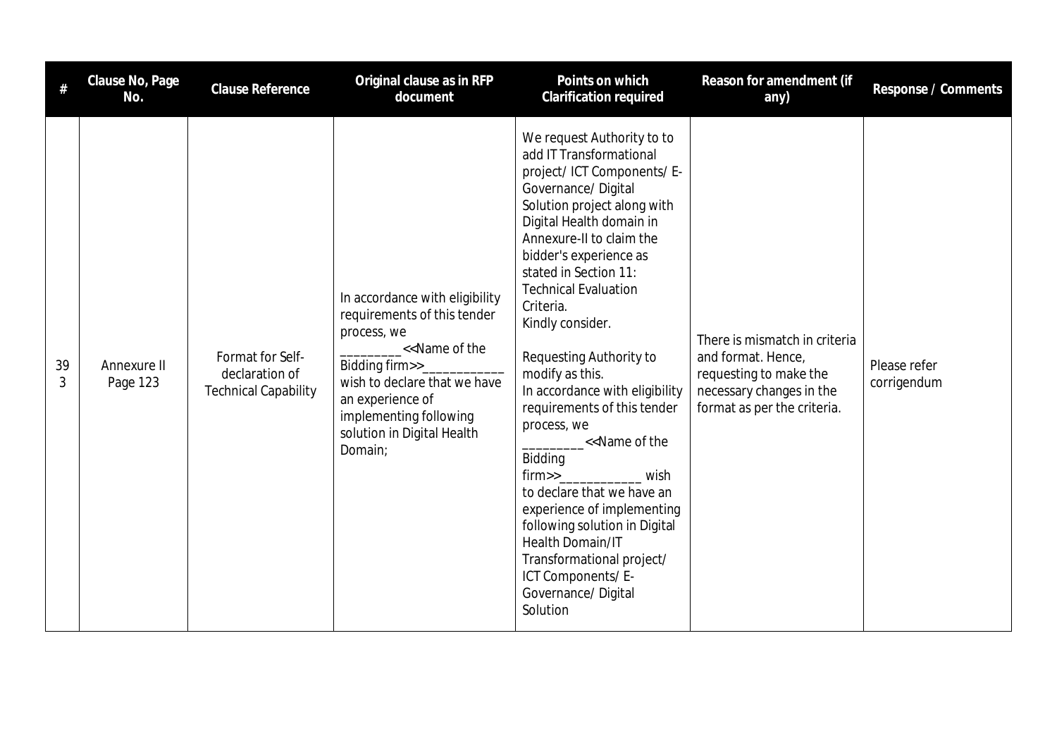| # | Clause No, Page No. | Clause Reference | Original clause as in RFP document | Points on which Clarification required | Reason for amendment (if any) | Response / Comments |
|---|---|---|---|---|---|---|
| 393 | Annexure II Page 123 | Format for Self-declaration of Technical Capability | In accordance with eligibility requirements of this tender process, we _________<<Name of the Bidding firm>>____________ wish to declare that we have an experience of implementing following solution in Digital Health Domain; | We request Authority to to add IT Transformational project/ ICT Components/ E-Governance/ Digital Solution project along with Digital Health domain in Annexure-II to claim the bidder's experience as stated in Section 11: Technical Evaluation Criteria.<br>Kindly consider.<br><br>Requesting Authority to modify as this.<br>In accordance with eligibility requirements of this tender process, we _________<<Name of the Bidding firm>>____________ wish to declare that we have an experience of implementing following solution in Digital Health Domain/IT Transformational project/ ICT Components/ E-Governance/ Digital Solution | There is mismatch in criteria and format. Hence, requesting to make the necessary changes in the format as per the criteria. | Please refer corrigendum |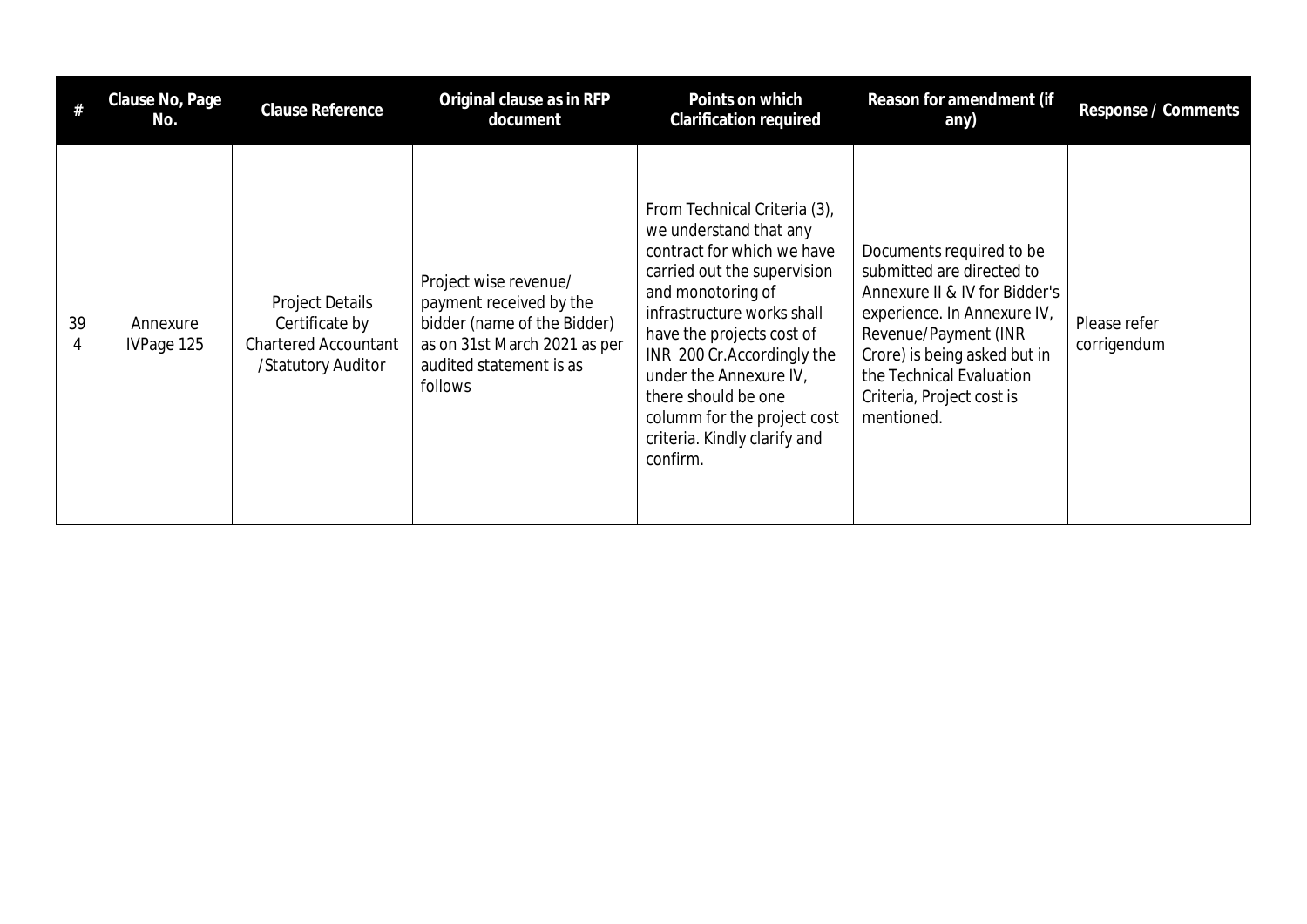| # | Clause No, Page No. | Clause Reference | Original clause as in RFP document | Points on which Clarification required | Reason for amendment (if any) | Response / Comments |
|---|---|---|---|---|---|---|
| 394 | Annexure IVPage 125 | Project Details Certificate by Chartered Accountant /Statutory Auditor | Project wise revenue/ payment received by the bidder (name of the Bidder) as on 31st March 2021 as per audited statement is as follows | From Technical Criteria (3), we understand that any contract for which we have carried out the supervision and monotoring of infrastructure works shall have the projects cost of INR 200 Cr.Accordingly the under the Annexure IV, there should be one columm for the project cost criteria. Kindly clarify and confirm. | Documents required to be submitted are directed to Annexure II & IV for Bidder's experience. In Annexure IV, Revenue/Payment (INR Crore) is being asked but in the Technical Evaluation Criteria, Project cost is mentioned. | Please refer corrigendum |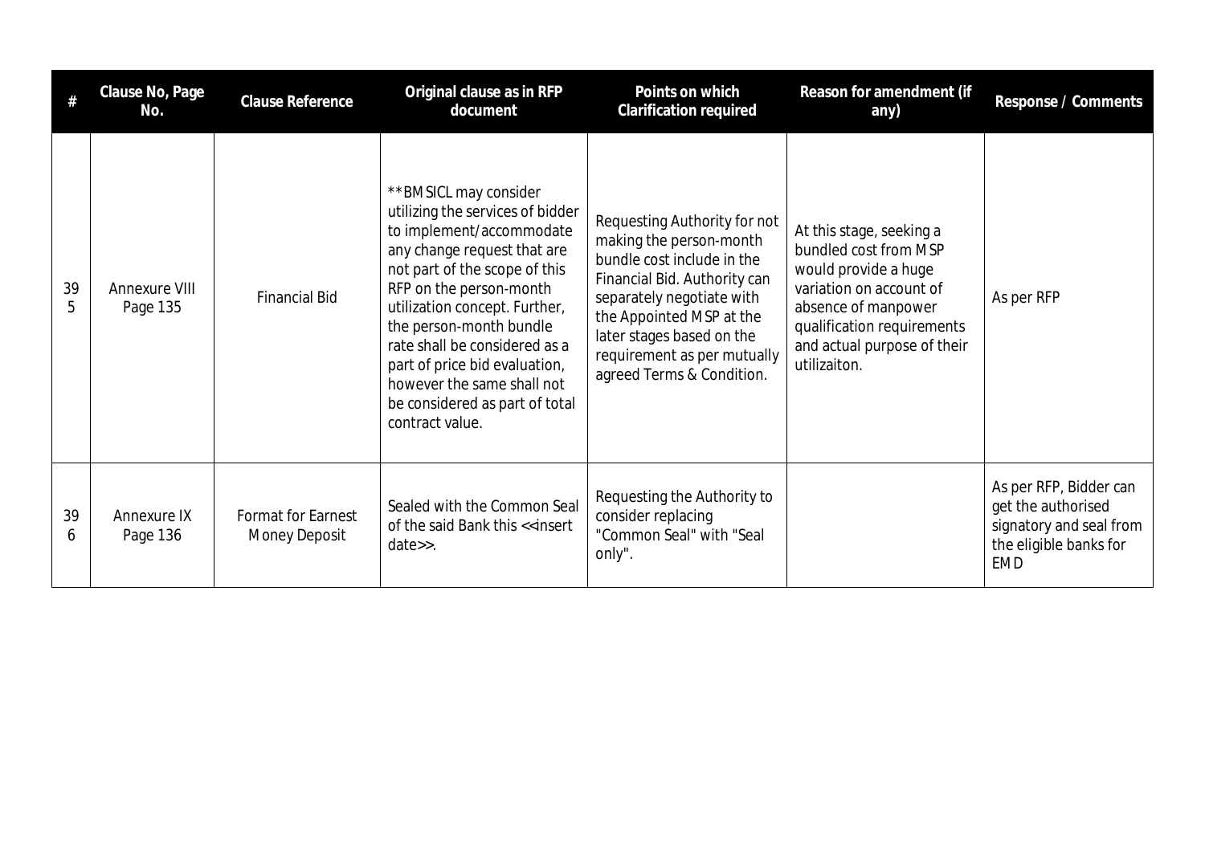| # | Clause No, Page No. | Clause Reference | Original clause as in RFP document | Points on which Clarification required | Reason for amendment (if any) | Response / Comments |
|---|---|---|---|---|---|---|
| 395 | Annexure VIII Page 135 | Financial Bid | **BMSICL may consider utilizing the services of bidder to implement/accommodate any change request that are not part of the scope of this RFP on the person-month utilization concept. Further, the person-month bundle rate shall be considered as a part of price bid evaluation, however the same shall not be considered as part of total contract value. | Requesting Authority for not making the person-month bundle cost include in the Financial Bid. Authority can separately negotiate with the Appointed MSP at the later stages based on the requirement as per mutually agreed Terms & Condition. | At this stage, seeking a bundled cost from MSP would provide a huge variation on account of absence of manpower qualification requirements and actual purpose of their utilizaiton. | As per RFP |
| 396 | Annexure IX Page 136 | Format for Earnest Money Deposit | Sealed with the Common Seal of the said Bank this <<insert date>>. | Requesting the Authority to consider replacing "Common Seal" with "Seal only". | | As per RFP, Bidder can get the authorised signatory and seal from the eligible banks for EMD |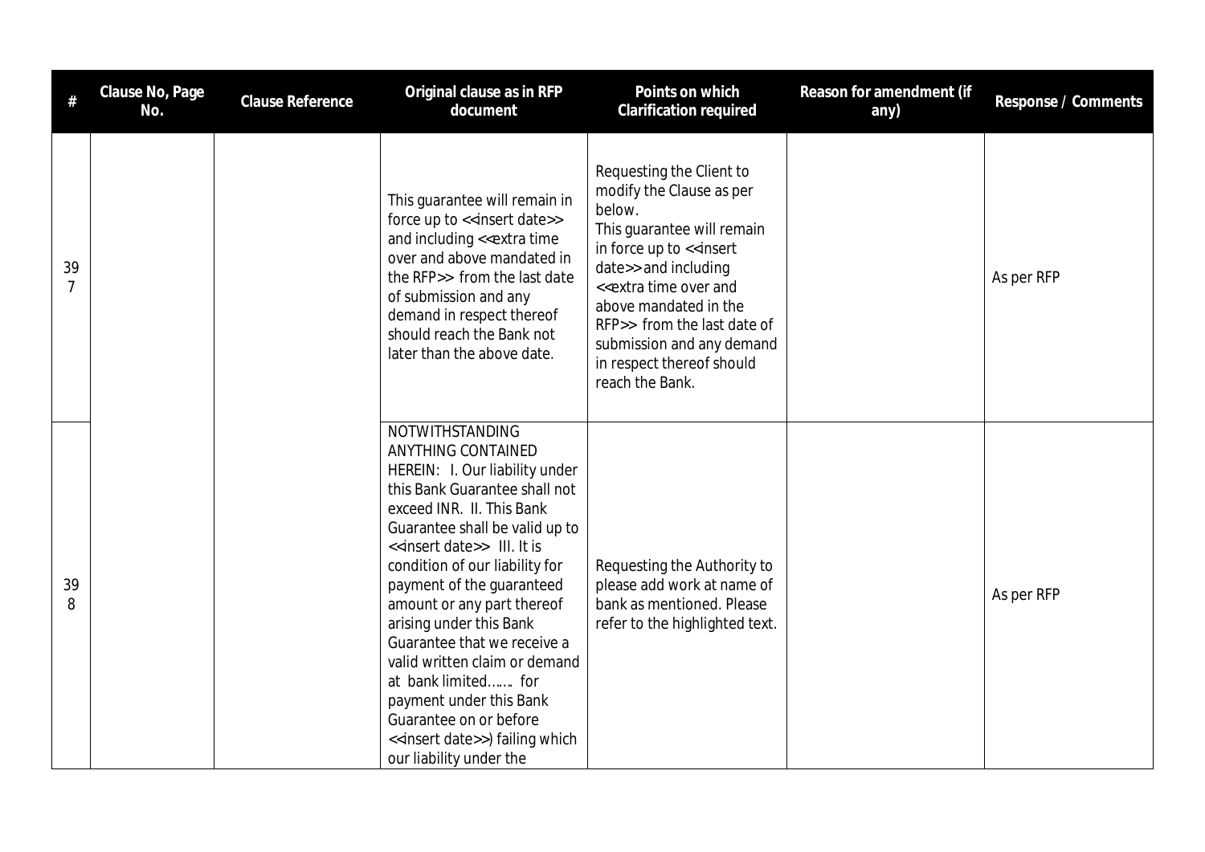| # | Clause No, Page No. | Clause Reference | Original clause as in RFP document | Points on which Clarification required | Reason for amendment (if any) | Response / Comments |
|---|---|---|---|---|---|---|
| 397 | | | This guarantee will remain in force up to <<insert date>> and including <<extra time over and above mandated in the RFP>> from the last date of submission and any demand in respect thereof should reach the Bank not later than the above date. | Requesting the Client to modify the Clause as per below. This guarantee will remain in force up to <<insert date>> and including <<extra time over and above mandated in the RFP>> from the last date of submission and any demand in respect thereof should reach the Bank. | | As per RFP |
| 398 | | | NOTWITHSTANDING ANYTHING CONTAINED HEREIN: I. Our liability under this Bank Guarantee shall not exceed INR. II. This Bank Guarantee shall be valid up to <<insert date>> III. It is condition of our liability for payment of the guaranteed amount or any part thereof arising under this Bank Guarantee that we receive a valid written claim or demand at bank limited……. for payment under this Bank Guarantee on or before <<insert date>>) failing which our liability under the | Requesting the Authority to please add work at name of bank as mentioned. Please refer to the highlighted text. | | As per RFP |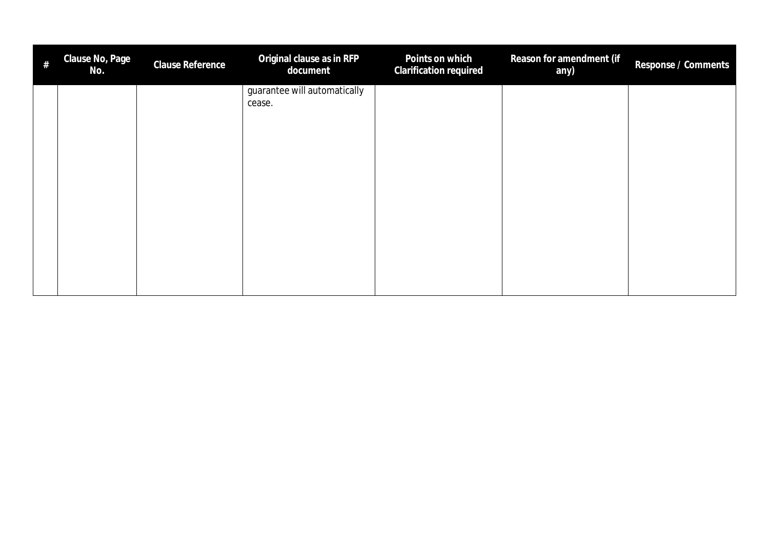| # | Clause No, Page No. | Clause Reference | Original clause as in RFP document | Points on which Clarification required | Reason for amendment (if any) | Response / Comments |
|---|---|---|---|---|---|---|
| | | | guarantee will automatically cease. | | | |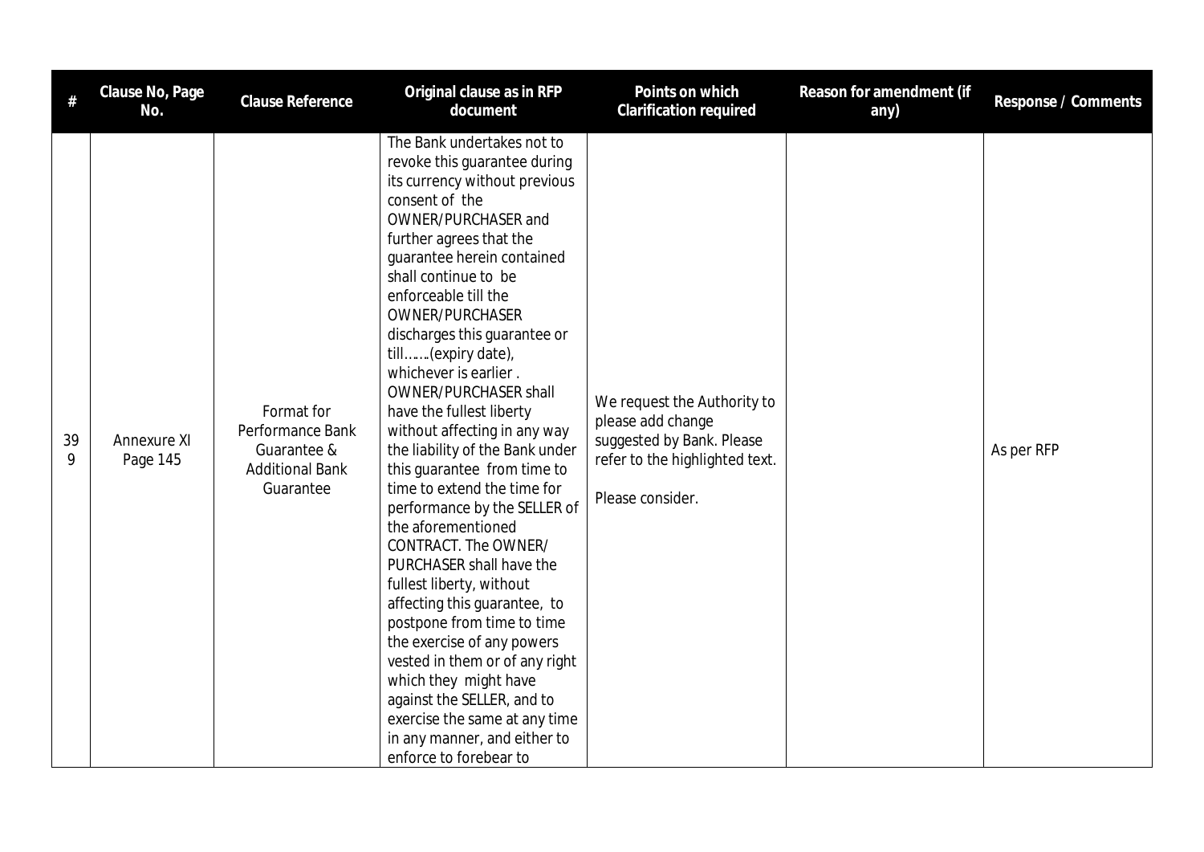| # | Clause No, Page No. | Clause Reference | Original clause as in RFP document | Points on which Clarification required | Reason for amendment (if any) | Response / Comments |
|---|---|---|---|---|---|---|
| 399 | Annexure XI Page 145 | Format for Performance Bank Guarantee & Additional Bank Guarantee | The Bank undertakes not to revoke this guarantee during its currency without previous consent of the OWNER/PURCHASER and further agrees that the guarantee herein contained shall continue to be enforceable till the OWNER/PURCHASER discharges this guarantee or till…….(expiry date), whichever is earlier . OWNER/PURCHASER shall have the fullest liberty without affecting in any way the liability of the Bank under this guarantee from time to time to extend the time for performance by the SELLER of the aforementioned CONTRACT. The OWNER/ PURCHASER shall have the fullest liberty, without affecting this guarantee, to postpone from time to time the exercise of any powers vested in them or of any right which they might have against the SELLER, and to exercise the same at any time in any manner, and either to enforce to forebear to | We request the Authority to please add change suggested by Bank. Please refer to the highlighted text.<br><br>Please consider. | | As per RFP |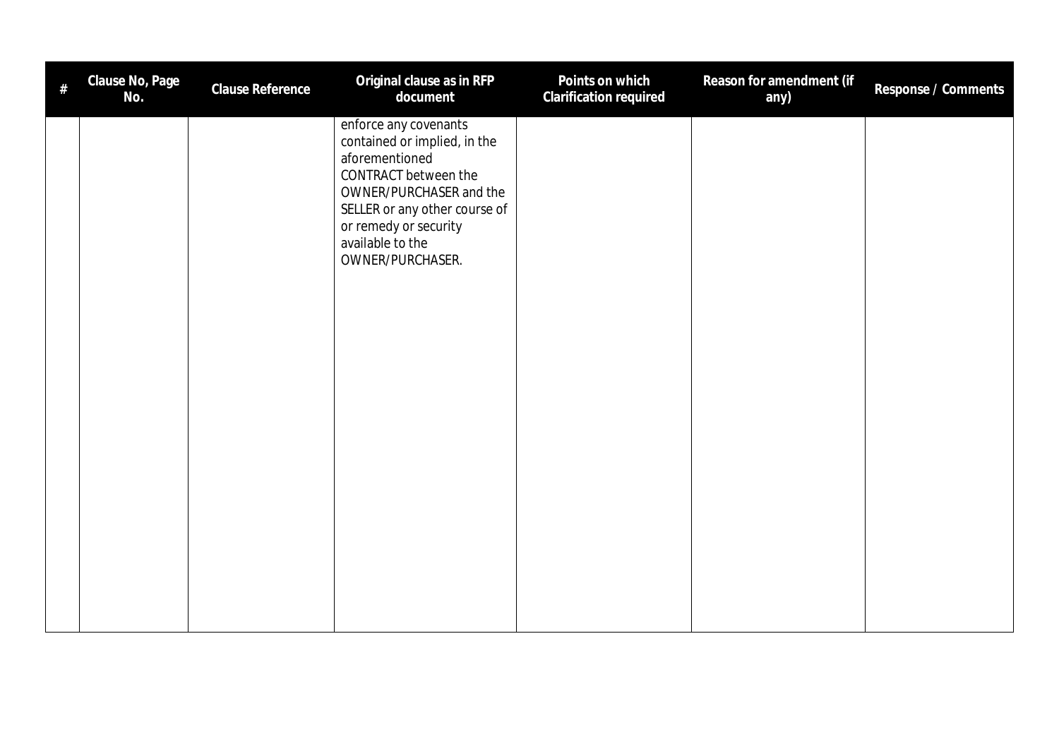| # | Clause No, Page No. | Clause Reference | Original clause as in RFP document | Points on which Clarification required | Reason for amendment (if any) | Response / Comments |
|---|---|---|---|---|---|---|
| | | | enforce any covenants contained or implied, in the aforementioned CONTRACT between the OWNER/PURCHASER and the SELLER or any other course of or remedy or security available to the OWNER/PURCHASER. | | | |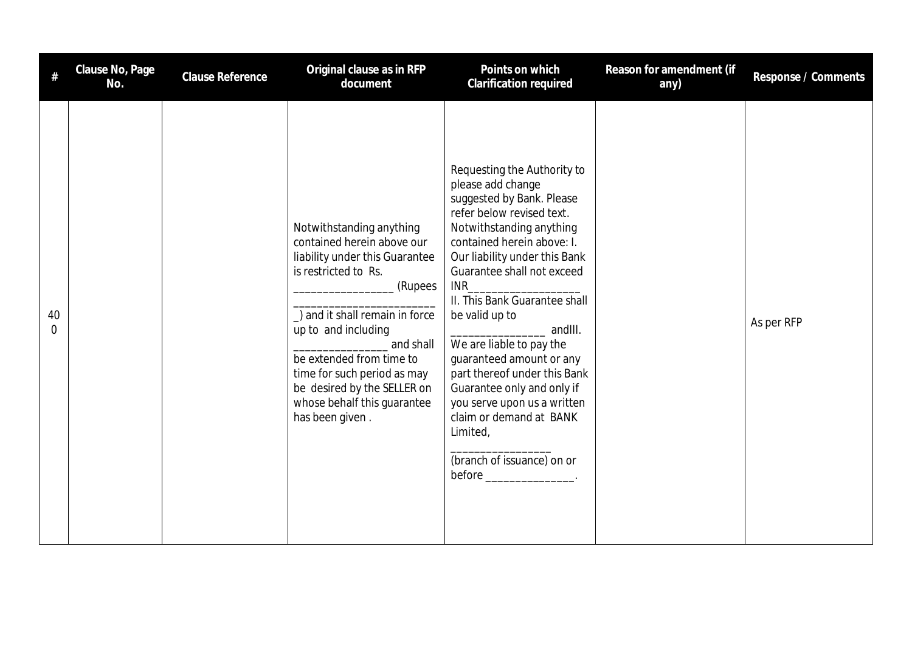| # | Clause No, Page No. | Clause Reference | Original clause as in RFP document | Points on which Clarification required | Reason for amendment (if any) | Response / Comments |
|---|---|---|---|---|---|---|
| 400 | | | Notwithstanding anything contained herein above our liability under this Guarantee is restricted to Rs. _________________ (Rupees ________________________) and it shall remain in force up to and including ________________ and shall be extended from time to time for such period as may be desired by the SELLER on whose behalf this guarantee has been given . | Requesting the Authority to please add change suggested by Bank. Please refer below revised text. Notwithstanding anything contained herein above: I. Our liability under this Bank Guarantee shall not exceed INR___________________ II. This Bank Guarantee shall be valid up to ________________ andIII. We are liable to pay the guaranteed amount or any part thereof under this Bank Guarantee only and only if you serve upon us a written claim or demand at BANK Limited, ________________ (branch of issuance) on or before _______________. | | As per RFP |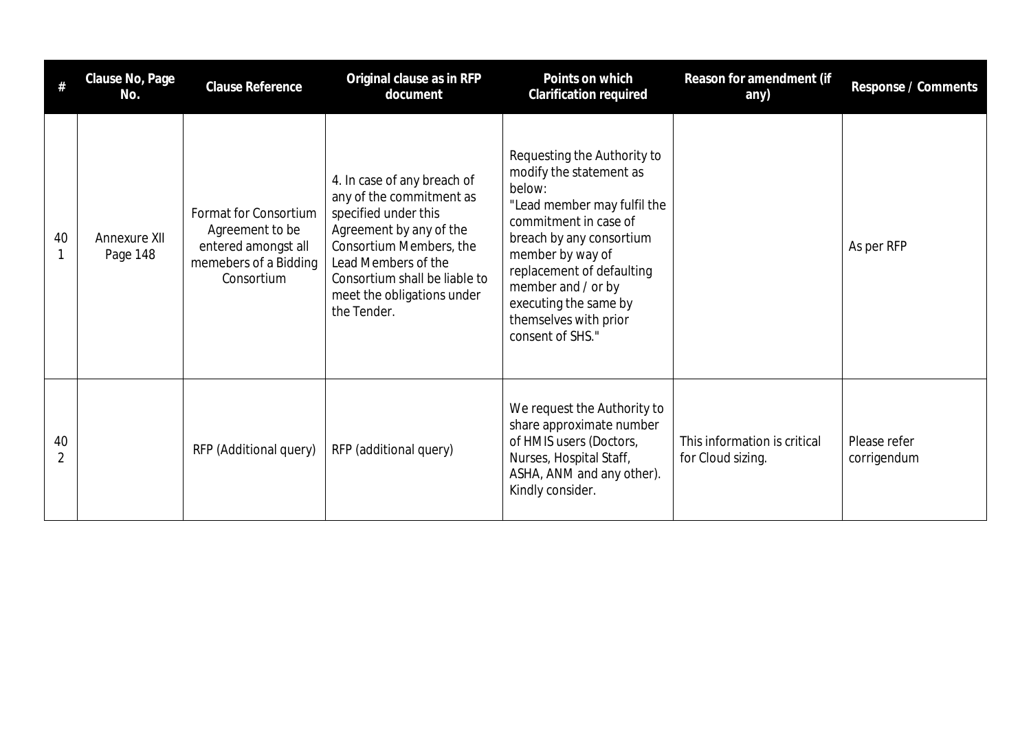| # | Clause No, Page No. | Clause Reference | Original clause as in RFP document | Points on which Clarification required | Reason for amendment (if any) | Response / Comments |
|---|---|---|---|---|---|---|
| 401 | Annexure XII Page 148 | Format for Consortium Agreement to be entered amongst all memebers of a Bidding Consortium | 4. In case of any breach of any of the commitment as specified under this Agreement by any of the Consortium Members, the Lead Members of the Consortium shall be liable to meet the obligations under the Tender. | Requesting the Authority to modify the statement as below: "Lead member may fulfil the commitment in case of breach by any consortium member by way of replacement of defaulting member and / or by executing the same by themselves with prior consent of SHS." | | As per RFP |
| 402 | | RFP (Additional query) | RFP (additional query) | We request the Authority to share approximate number of HMIS users (Doctors, Nurses, Hospital Staff, ASHA, ANM and any other). Kindly consider. | This information is critical for Cloud sizing. | Please refer corrigendum |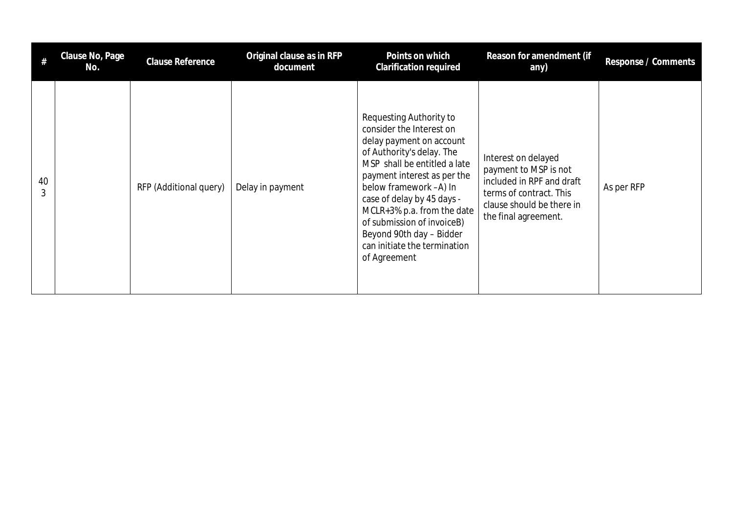| # | Clause No, Page No. | Clause Reference | Original clause as in RFP document | Points on which Clarification required | Reason for amendment (if any) | Response / Comments |
|---|---|---|---|---|---|---|
| 403 | | RFP (Additional query) | Delay in payment | Requesting Authority to consider the Interest on delay payment on account of Authority's delay. The MSP shall be entitled a late payment interest as per the below framework –A) In case of delay by 45 days - MCLR+3% p.a. from the date of submission of invoiceB) Beyond 90th day – Bidder can initiate the termination of Agreement | Interest on delayed payment to MSP is not included in RPF and draft terms of contract. This clause should be there in the final agreement. | As per RFP |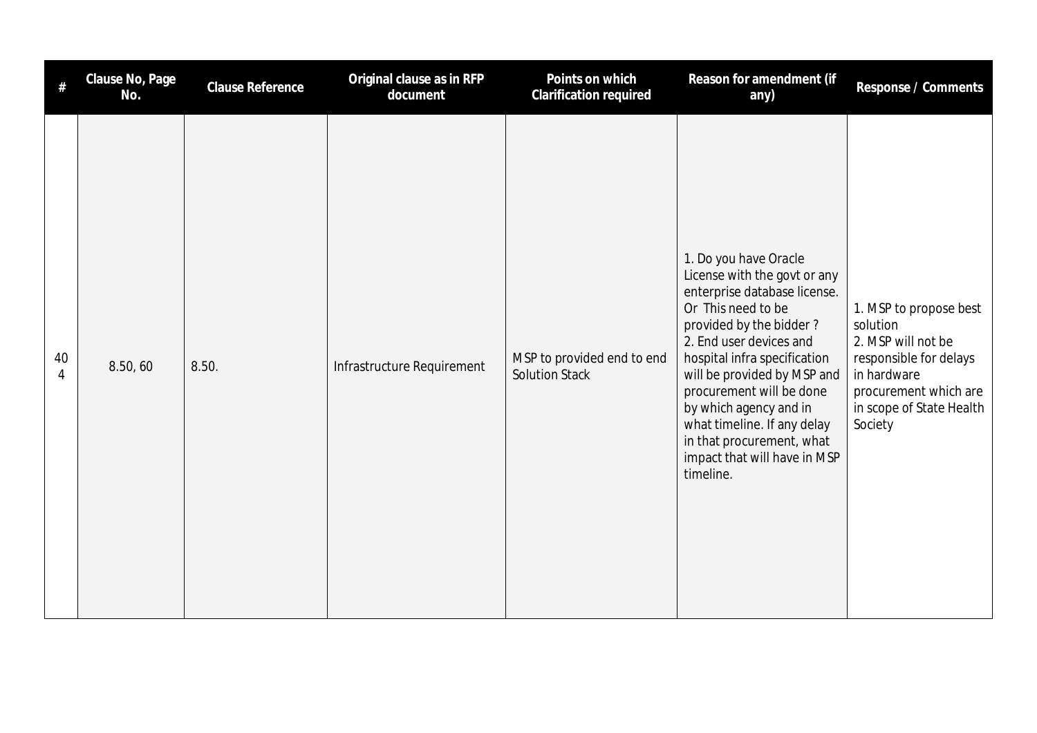| # | Clause No, Page No. | Clause Reference | Original clause as in RFP document | Points on which Clarification required | Reason for amendment (if any) | Response / Comments |
|---|---|---|---|---|---|---|
| 404 | 8.50, 60 | 8.50. | Infrastructure Requirement | MSP to provided end to end Solution Stack | 1. Do you have Oracle License with the govt or any enterprise database license. Or This need to be provided by the bidder ?<br>2. End user devices and hospital infra specification will be provided by MSP and procurement will be done by which agency and in what timeline. If any delay in that procurement, what impact that will have in MSP timeline. | 1. MSP to propose best solution<br>2. MSP will not be responsible for delays in hardware procurement which are in scope of State Health Society |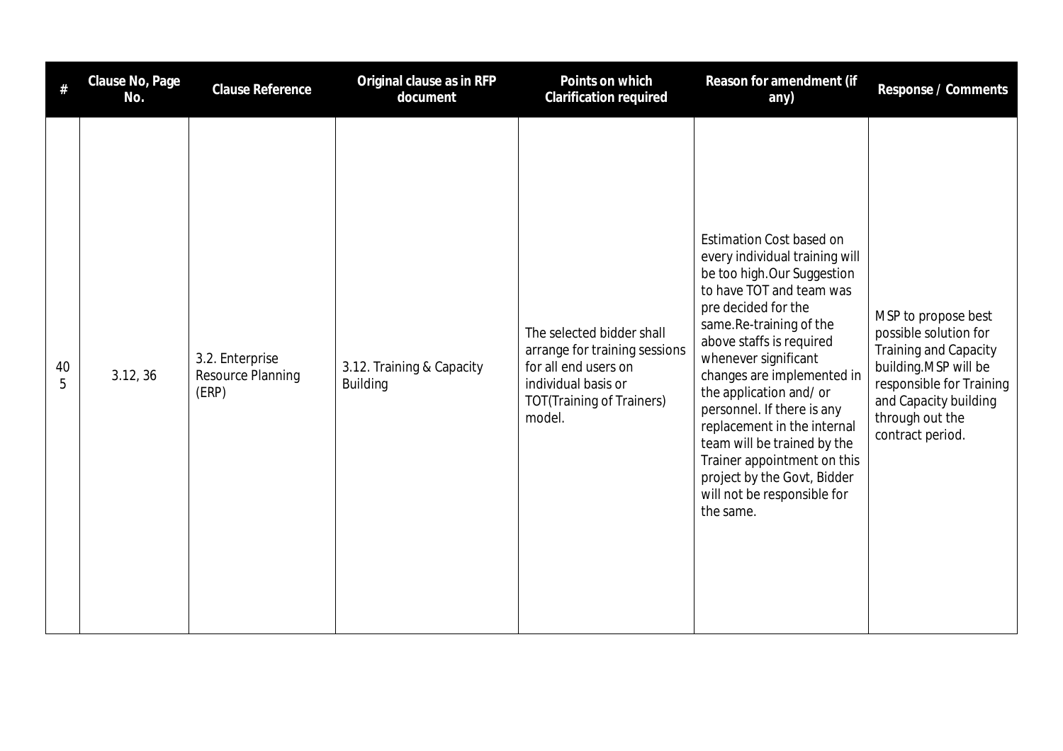| # | Clause No, Page No. | Clause Reference | Original clause as in RFP document | Points on which Clarification required | Reason for amendment (if any) | Response / Comments |
|---|---|---|---|---|---|---|
| 405 | 3.12, 36 | 3.2. Enterprise Resource Planning (ERP) | 3.12. Training & Capacity Building | The selected bidder shall arrange for training sessions for all end users on individual basis or TOT(Training of Trainers) model. | Estimation Cost based on every individual training will be too high.Our Suggestion to have TOT and team was pre decided for the same.Re-training of the above staffs is required whenever significant changes are implemented in the application and/ or personnel. If there is any replacement in the internal team will be trained by the Trainer appointment on this project by the Govt, Bidder will not be responsible for the same. | MSP to propose best possible solution for Training and Capacity building.MSP will be responsible for Training and Capacity building through out the contract period. |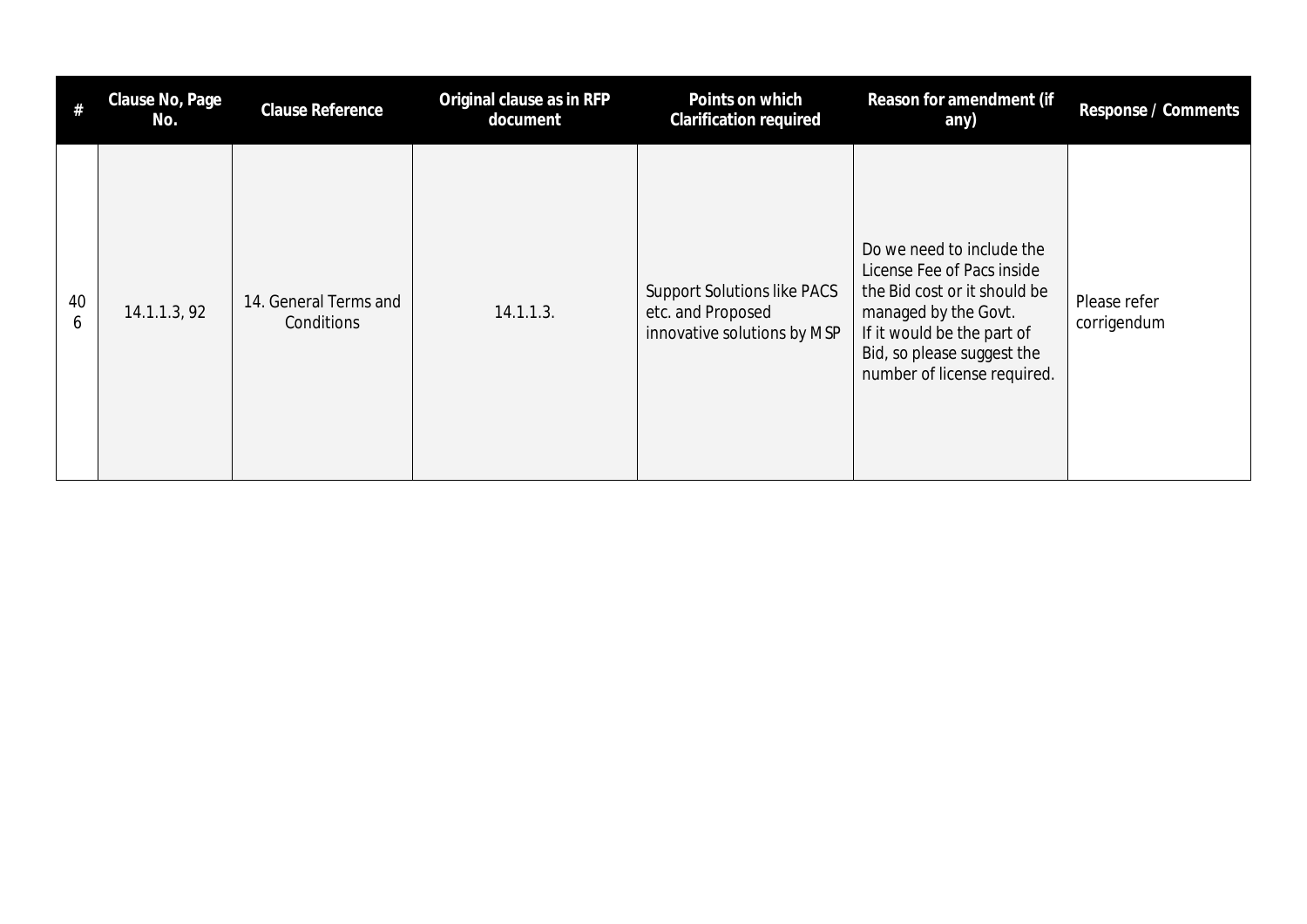| # | Clause No, Page No. | Clause Reference | Original clause as in RFP document | Points on which Clarification required | Reason for amendment (if any) | Response / Comments |
|---|---|---|---|---|---|---|
| 406 | 14.1.1.3, 92 | 14. General Terms and Conditions | 14.1.1.3. | Support Solutions like PACS etc. and Proposed innovative solutions by MSP | Do we need to include the License Fee of Pacs inside the Bid cost or it should be managed by the Govt. If it would be the part of Bid, so please suggest the number of license required. | Please refer corrigendum |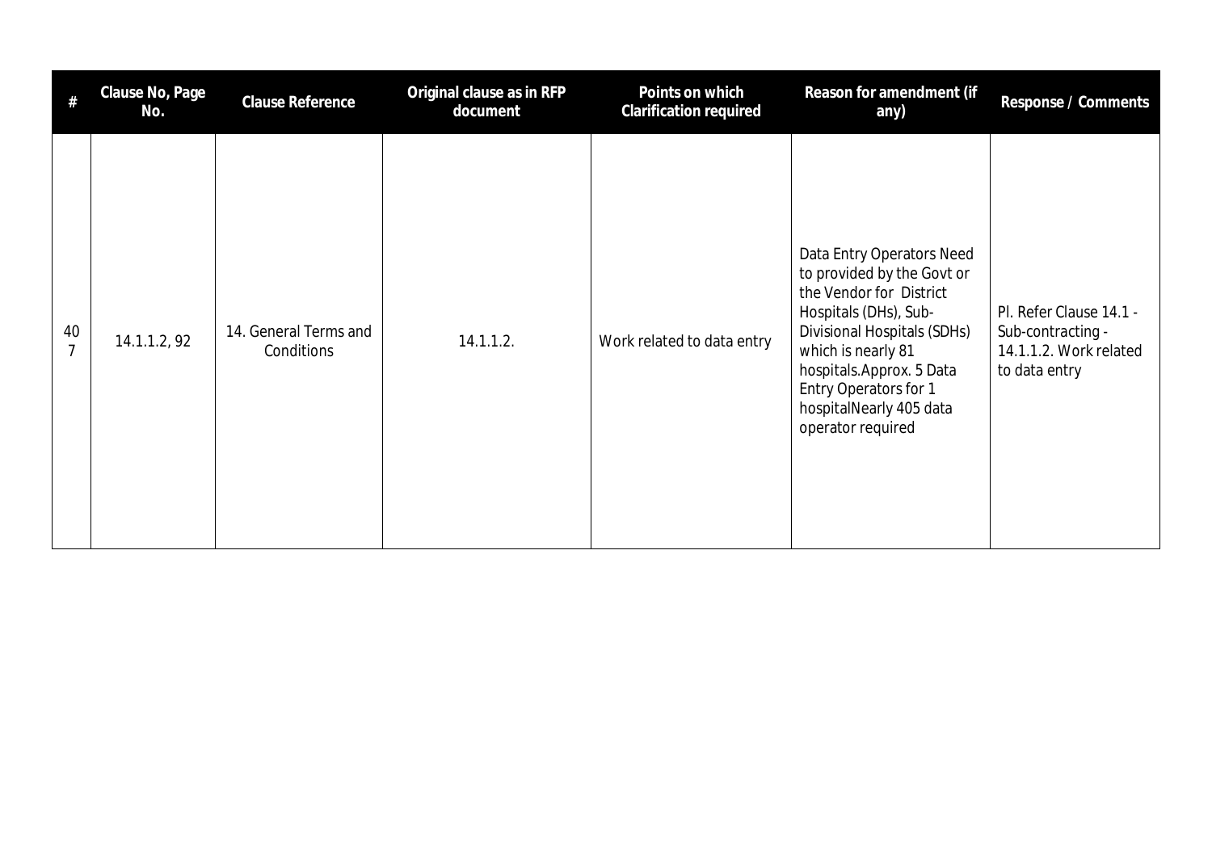| # | Clause No, Page No. | Clause Reference | Original clause as in RFP document | Points on which Clarification required | Reason for amendment (if any) | Response / Comments |
|---|---|---|---|---|---|---|
| 407 | 14.1.1.2, 92 | 14. General Terms and Conditions | 14.1.1.2. | Work related to data entry | Data Entry Operators Need to provided by the Govt or the Vendor for District Hospitals (DHs), Sub-Divisional Hospitals (SDHs) which is nearly 81 hospitals.Approx. 5 Data Entry Operators for 1 hospitalNearly 405 data operator required | Pl. Refer Clause 14.1 - Sub-contracting - 14.1.1.2. Work related to data entry |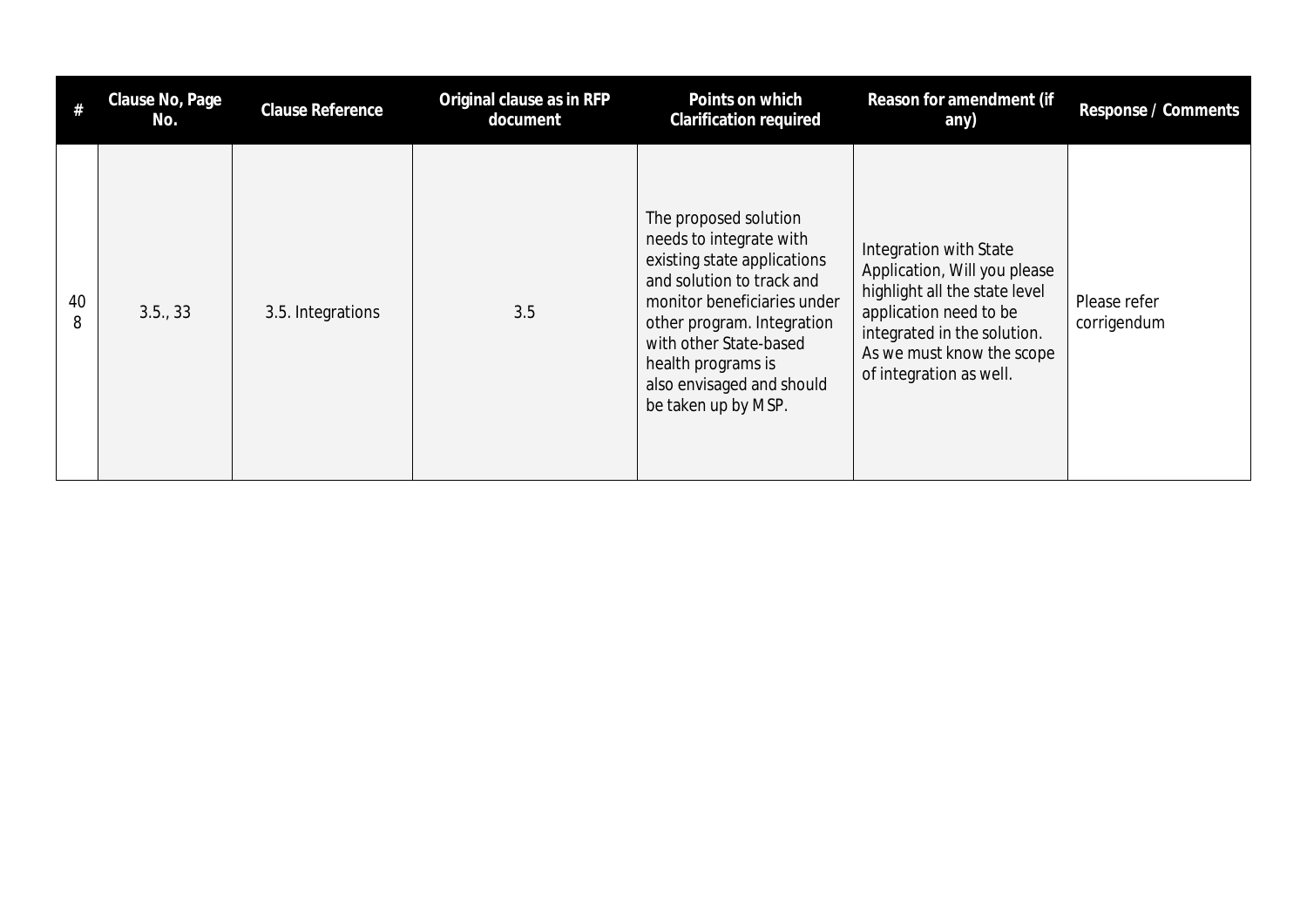| # | Clause No, Page No. | Clause Reference | Original clause as in RFP document | Points on which Clarification required | Reason for amendment (if any) | Response / Comments |
|---|---|---|---|---|---|---|
| 408 | 3.5., 33 | 3.5. Integrations | 3.5 | The proposed solution needs to integrate with existing state applications and solution to track and monitor beneficiaries under other program. Integration with other State-based health programs is also envisaged and should be taken up by MSP. | Integration with State Application, Will you please highlight all the state level application need to be integrated in the solution. As we must know the scope of integration as well. | Please refer corrigendum |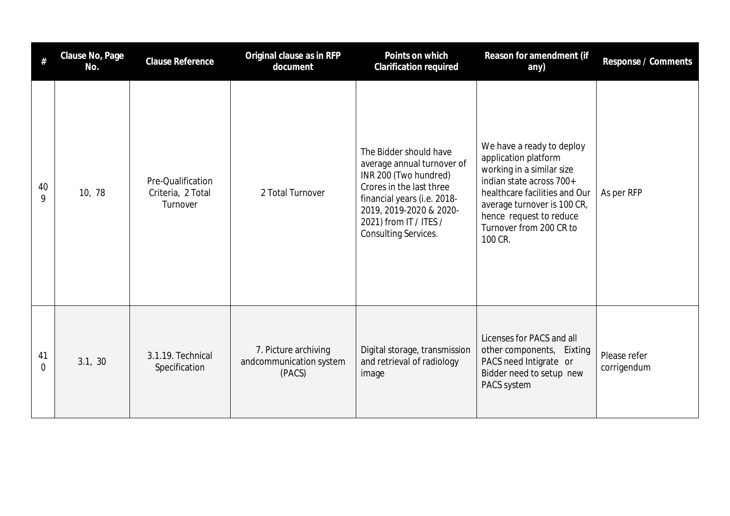| # | Clause No, Page No. | Clause Reference | Original clause as in RFP document | Points on which Clarification required | Reason for amendment (if any) | Response / Comments |
|---|---|---|---|---|---|---|
| 409 | 10, 78 | Pre-Qualification Criteria, 2 Total Turnover | 2 Total Turnover | The Bidder should have average annual turnover of INR 200 (Two hundred) Crores in the last three financial years (i.e. 2018-2019, 2019-2020 & 2020-2021) from IT / ITES / Consulting Services. | We have a ready to deploy application platform working in a similar size indian state across 700+ healthcare facilities and Our average turnover is 100 CR, hence request to reduce Turnover from 200 CR to 100 CR. | As per RFP |
| 410 | 3.1, 30 | 3.1.19. Technical Specification | 7. Picture archiving andcommunication system (PACS) | Digital storage, transmission and retrieval of radiology image | Licenses for PACS and all other components, Eixting PACS need Intigrate or Bidder need to setup new PACS system | Please refer corrigendum |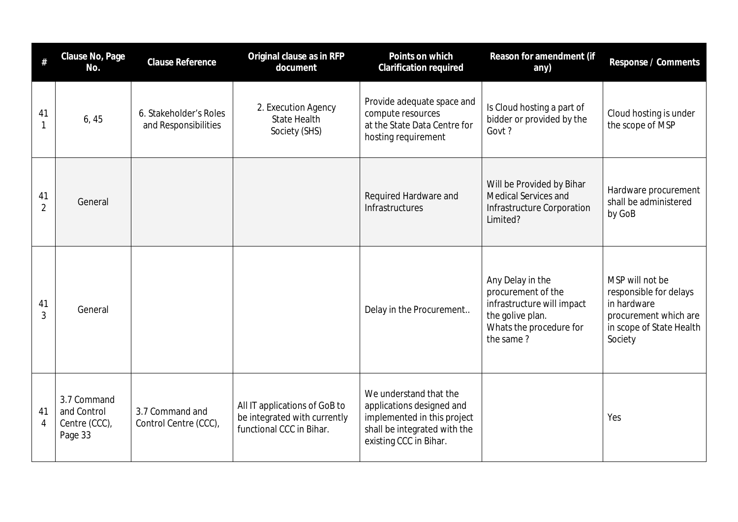| # | Clause No, Page No. | Clause Reference | Original clause as in RFP document | Points on which Clarification required | Reason for amendment (if any) | Response / Comments |
|---|---|---|---|---|---|---|
| 411 | 6, 45 | 6. Stakeholder's Roles and Responsibilities | 2. Execution Agency State Health Society (SHS) | Provide adequate space and compute resources at the State Data Centre for hosting requirement | Is Cloud hosting a part of bidder or provided by the Govt ? | Cloud hosting is under the scope of MSP |
| 412 | General | | | Required Hardware and Infrastructures | Will be Provided by Bihar Medical Services and Infrastructure Corporation Limited? | Hardware procurement shall be administered by GoB |
| 413 | General | | | Delay in the Procurement.. | Any Delay in the procurement of the infrastructure will impact the golive plan. Whats the procedure for the same ? | MSP will not be responsible for delays in hardware procurement which are in scope of State Health Society |
| 414 | 3.7 Command and Control Centre (CCC), Page 33 | 3.7 Command and Control Centre (CCC), | All IT applications of GoB to be integrated with currently functional CCC in Bihar. | We understand that the applications designed and implemented in this project shall be integrated with the existing CCC in Bihar. | | Yes |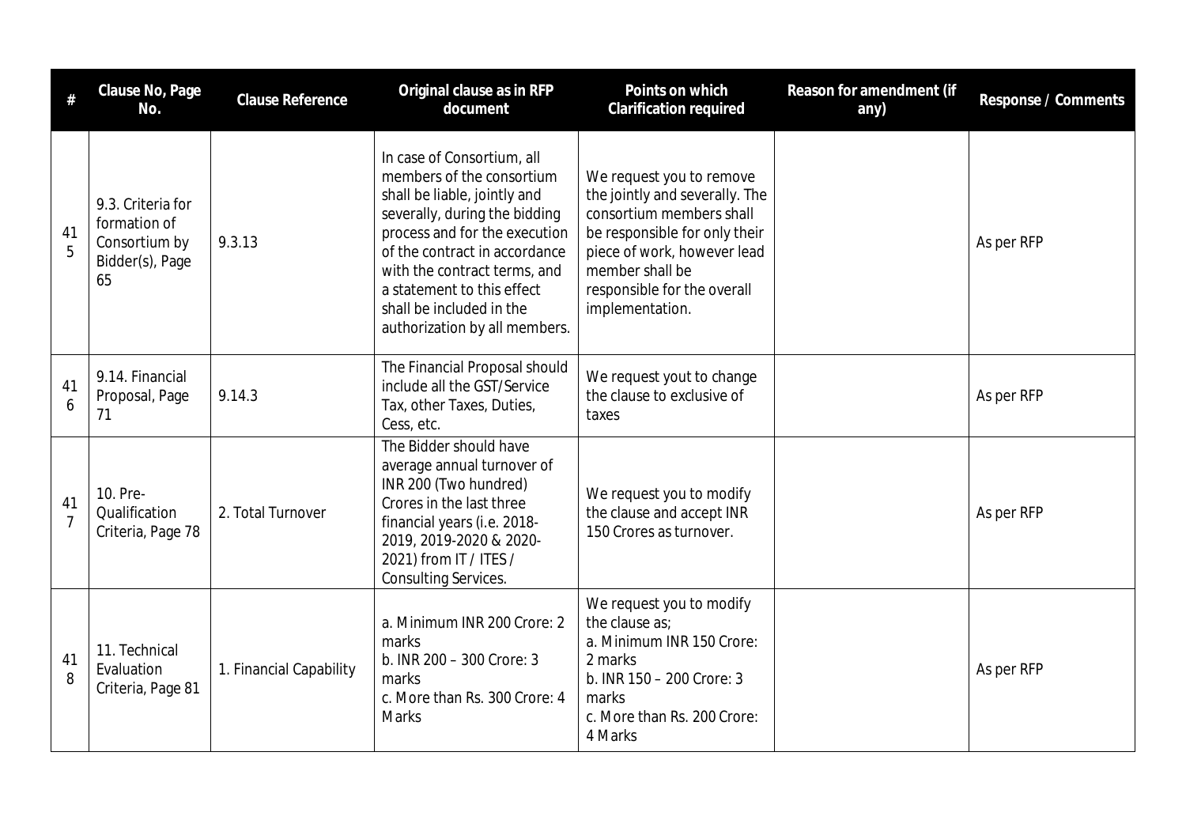| # | Clause No, Page No. | Clause Reference | Original clause as in RFP document | Points on which Clarification required | Reason for amendment (if any) | Response / Comments |
|---|---|---|---|---|---|---|
| 415 | 9.3. Criteria for formation of Consortium by Bidder(s), Page 65 | 9.3.13 | In case of Consortium, all members of the consortium shall be liable, jointly and severally, during the bidding process and for the execution of the contract in accordance with the contract terms, and a statement to this effect shall be included in the authorization by all members. | We request you to remove the jointly and severally. The consortium members shall be responsible for only their piece of work, however lead member shall be responsible for the overall implementation. | | As per RFP |
| 416 | 9.14. Financial Proposal, Page 71 | 9.14.3 | The Financial Proposal should include all the GST/Service Tax, other Taxes, Duties, Cess, etc. | We request yout to change the clause to exclusive of taxes | | As per RFP |
| 417 | 10. Pre-Qualification Criteria, Page 78 | 2. Total Turnover | The Bidder should have average annual turnover of INR 200 (Two hundred) Crores in the last three financial years (i.e. 2018-2019, 2019-2020 & 2020-2021) from IT / ITES / Consulting Services. | We request you to modify the clause and accept INR 150 Crores as turnover. | | As per RFP |
| 418 | 11. Technical Evaluation Criteria, Page 81 | 1. Financial Capability | a. Minimum INR 200 Crore: 2 marks<br>b. INR 200 – 300 Crore: 3 marks<br>c. More than Rs. 300 Crore: 4 Marks | We request you to modify the clause as;<br>a. Minimum INR 150 Crore: 2 marks<br>b. INR 150 – 200 Crore: 3 marks<br>c. More than Rs. 200 Crore: 4 Marks | | As per RFP |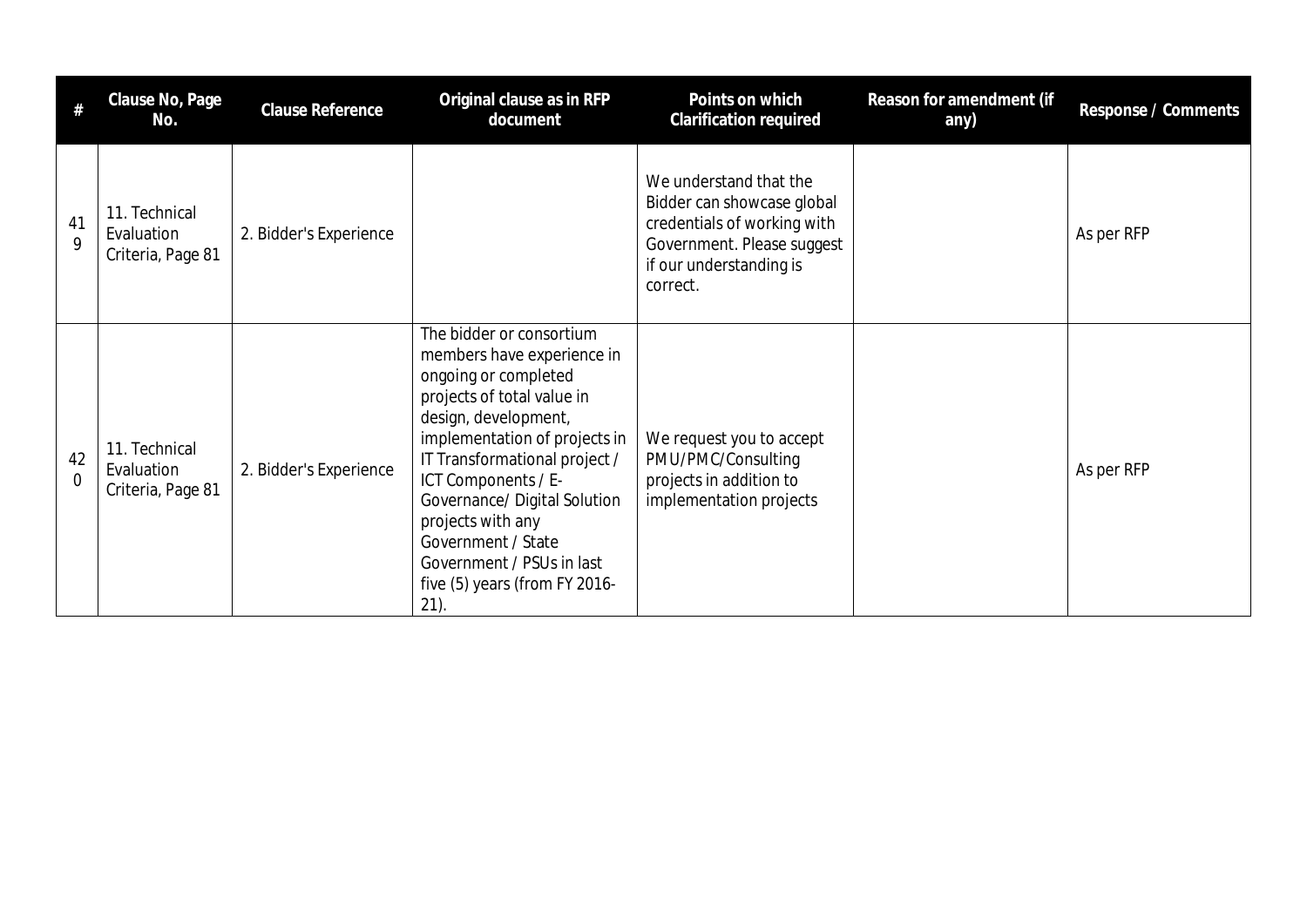| # | Clause No, Page No. | Clause Reference | Original clause as in RFP document | Points on which Clarification required | Reason for amendment (if any) | Response / Comments |
|---|---|---|---|---|---|---|
| 419 | 11. Technical Evaluation Criteria, Page 81 | 2. Bidder's Experience | | We understand that the Bidder can showcase global credentials of working with Government. Please suggest if our understanding is correct. | | As per RFP |
| 420 | 11. Technical Evaluation Criteria, Page 81 | 2. Bidder's Experience | The bidder or consortium members have experience in ongoing or completed projects of total value in design, development, implementation of projects in IT Transformational project / ICT Components / E-Governance/ Digital Solution projects with any Government / State Government / PSUs in last five (5) years (from FY 2016-21). | We request you to accept PMU/PMC/Consulting projects in addition to implementation projects | | As per RFP |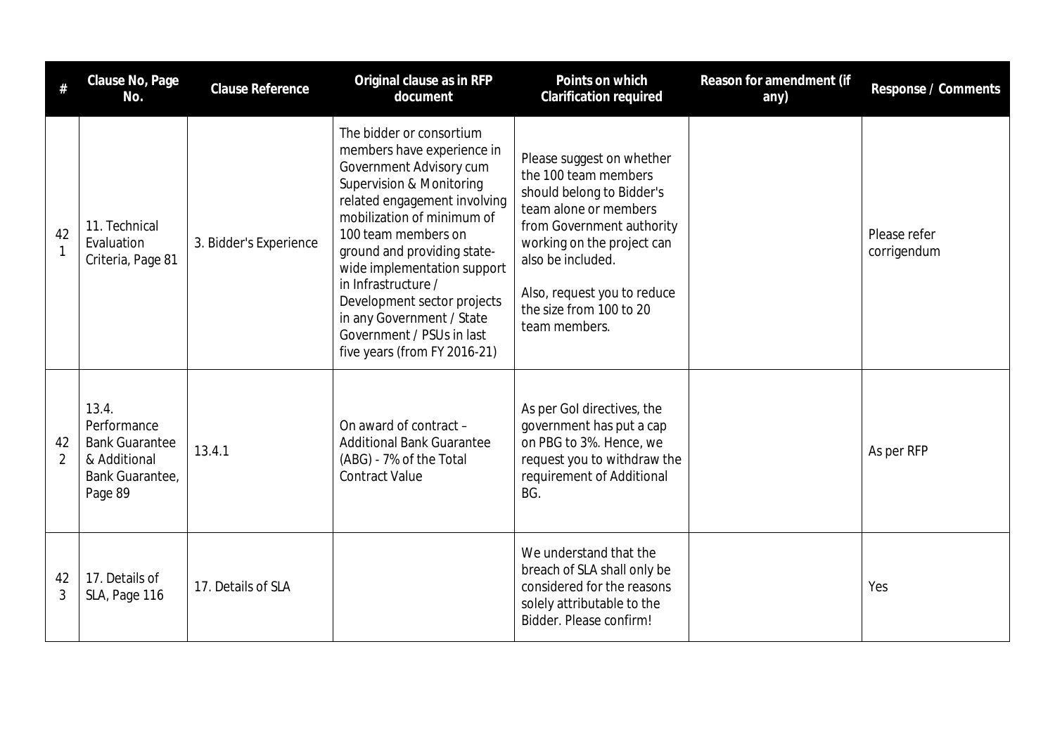| # | Clause No, Page No. | Clause Reference | Original clause as in RFP document | Points on which Clarification required | Reason for amendment (if any) | Response / Comments |
|---|---|---|---|---|---|---|
| 421 | 11. Technical Evaluation Criteria, Page 81 | 3. Bidder's Experience | The bidder or consortium members have experience in Government Advisory cum Supervision & Monitoring related engagement involving mobilization of minimum of 100 team members on ground and providing state-wide implementation support in Infrastructure / Development sector projects in any Government / State Government / PSUs in last five years (from FY 2016-21) | Please suggest on whether the 100 team members should belong to Bidder's team alone or members from Government authority working on the project can also be included.<br><br>Also, request you to reduce the size from 100 to 20 team members. | | Please refer corrigendum |
| 422 | 13.4. Performance Bank Guarantee & Additional Bank Guarantee, Page 89 | 13.4.1 | On award of contract – Additional Bank Guarantee (ABG) - 7% of the Total Contract Value | As per GoI directives, the government has put a cap on PBG to 3%. Hence, we request you to withdraw the requirement of Additional BG. | | As per RFP |
| 423 | 17. Details of SLA, Page 116 | 17. Details of SLA | | We understand that the breach of SLA shall only be considered for the reasons solely attributable to the Bidder. Please confirm! | | Yes |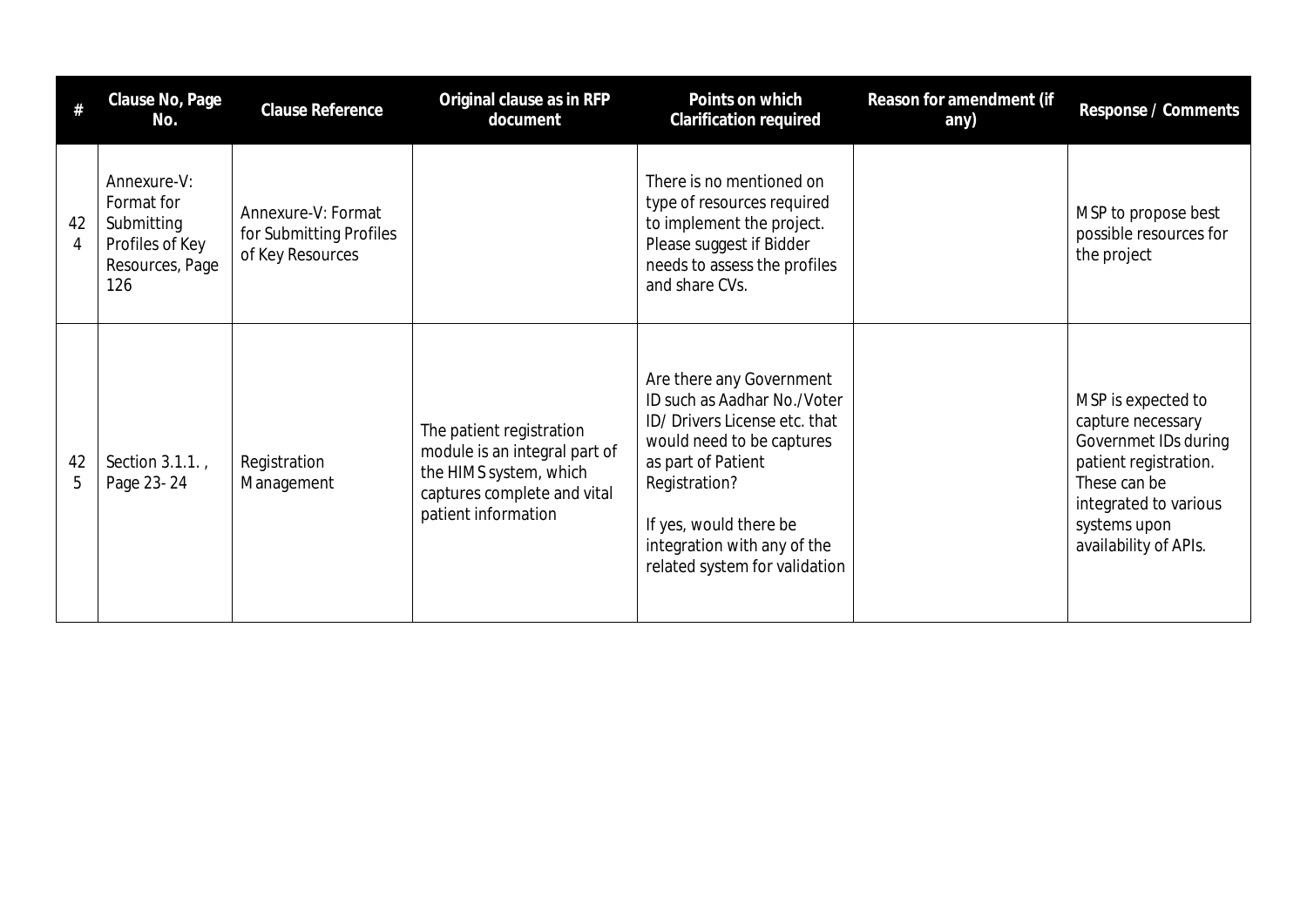| # | Clause No, Page No. | Clause Reference | Original clause as in RFP document | Points on which Clarification required | Reason for amendment (if any) | Response / Comments |
|---|---|---|---|---|---|---|
| 424 | Annexure-V: Format for Submitting Profiles of Key Resources, Page 126 | Annexure-V: Format for Submitting Profiles of Key Resources | | There is no mentioned on type of resources required to implement the project. Please suggest if Bidder needs to assess the profiles and share CVs. | | MSP to propose best possible resources for the project |
| 425 | Section 3.1.1. , Page 23- 24 | Registration Management | The patient registration module is an integral part of the HIMS system, which captures complete and vital patient information | Are there any Government ID such as Aadhar No./Voter ID/ Drivers License etc. that would need to be captures as part of Patient Registration?<br><br>If yes, would there be integration with any of the related system for validation | | MSP is expected to capture necessary Governmet IDs during patient registration. These can be integrated to various systems upon availability of APIs. |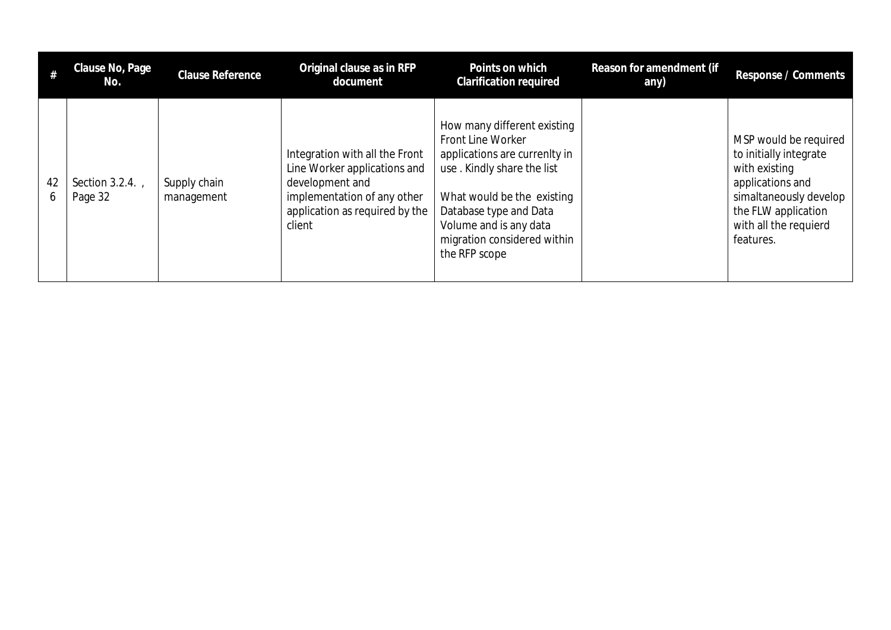| # | Clause No, Page No. | Clause Reference | Original clause as in RFP document | Points on which Clarification required | Reason for amendment (if any) | Response / Comments |
|---|---|---|---|---|---|---|
| 426 | Section 3.2.4. , Page 32 | Supply chain management | Integration with all the Front Line Worker applications and development and implementation of any other application as required by the client | How many different existing Front Line Worker applications are currenlty in use . Kindly share the list<br><br>What would be the existing Database type and Data Volume and is any data migration considered within the RFP scope | | MSP would be required to initially integrate with existing applications and simaltaneously develop the FLW application with all the requierd features. |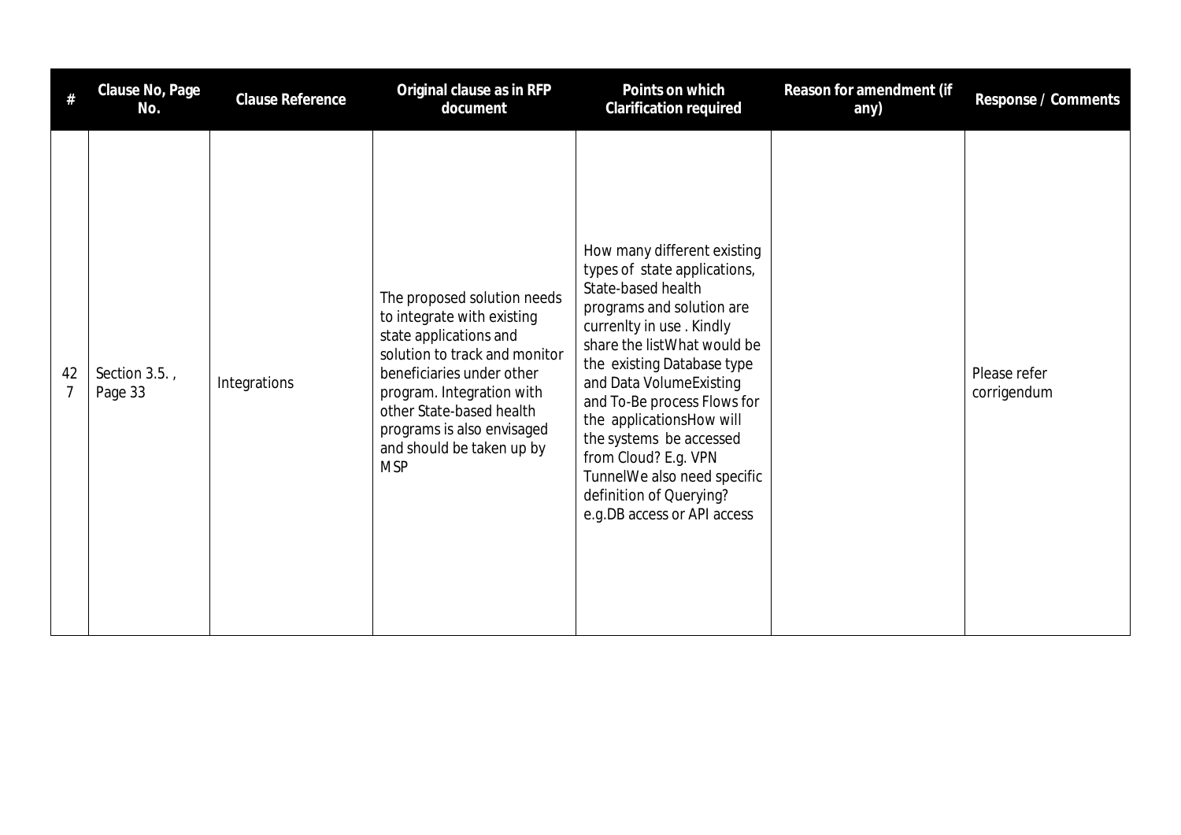| # | Clause No, Page No. | Clause Reference | Original clause as in RFP document | Points on which Clarification required | Reason for amendment (if any) | Response / Comments |
|---|---|---|---|---|---|---|
| 427 | Section 3.5. , Page 33 | Integrations | The proposed solution needs to integrate with existing state applications and solution to track and monitor beneficiaries under other program. Integration with other State-based health programs is also envisaged and should be taken up by MSP | How many different existing types of state applications, State-based health programs and solution are currenlty in use . Kindly share the listWhat would be the existing Database type and Data VolumeExisting and To-Be process Flows for the applicationsHow will the systems be accessed from Cloud? E.g. VPN TunnelWe also need specific definition of Querying? e.g.DB access or API access | | Please refer corrigendum |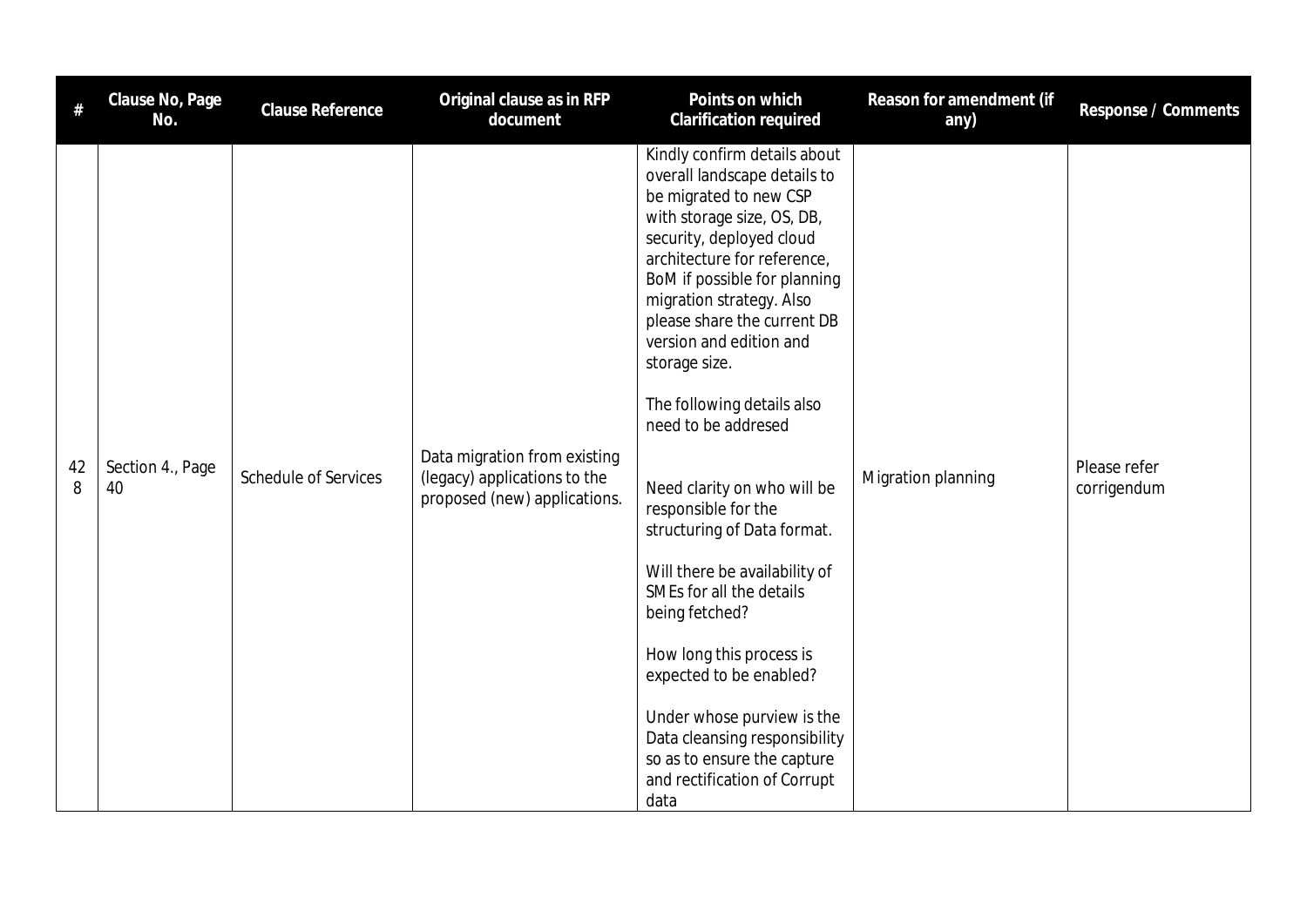| # | Clause No, Page No. | Clause Reference | Original clause as in RFP document | Points on which Clarification required | Reason for amendment (if any) | Response / Comments |
|---|---|---|---|---|---|---|
| 428 | Section 4., Page 40 | Schedule of Services | Data migration from existing (legacy) applications to the proposed (new) applications. | Kindly confirm details about overall landscape details to be migrated to new CSP with storage size, OS, DB, security, deployed cloud architecture for reference, BoM if possible for planning migration strategy. Also please share the current DB version and edition and storage size.<br><br>The following details also need to be addresed<br><br>Need clarity on who will be responsible for the structuring of Data format.<br><br>Will there be availability of SMEs for all the details being fetched?<br><br>How long this process is expected to be enabled?<br><br>Under whose purview is the Data cleansing responsibility so as to ensure the capture and rectification of Corrupt data | Migration planning | Please refer corrigendum |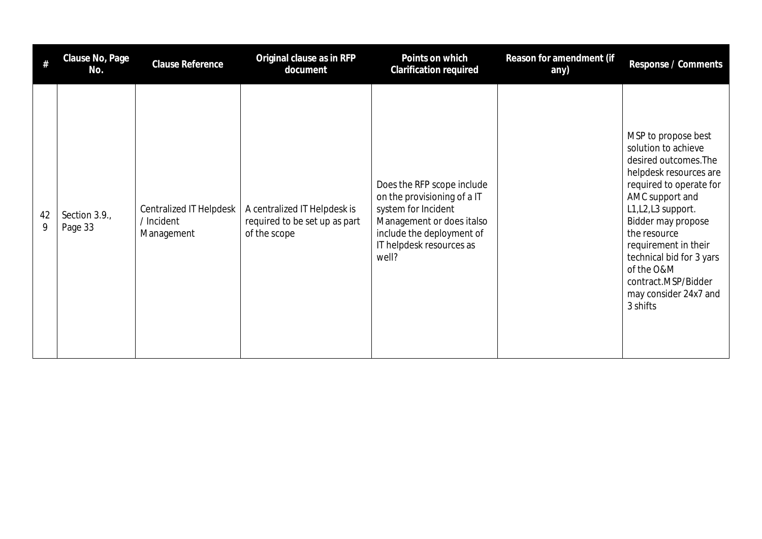| # | Clause No, Page No. | Clause Reference | Original clause as in RFP document | Points on which Clarification required | Reason for amendment (if any) | Response / Comments |
|---|---|---|---|---|---|---|
| 429 | Section 3.9., Page 33 | Centralized IT Helpdesk / Incident Management | A centralized IT Helpdesk is required to be set up as part of the scope | Does the RFP scope include on the provisioning of a IT system for Incident Management or does italso include the deployment of IT helpdesk resources as well? | | MSP to propose best solution to achieve desired outcomes.The helpdesk resources are required to operate for AMC support and L1,L2,L3 support. Bidder may propose the resource requirement in their technical bid for 3 yars of the O&M contract.MSP/Bidder may consider 24x7 and 3 shifts |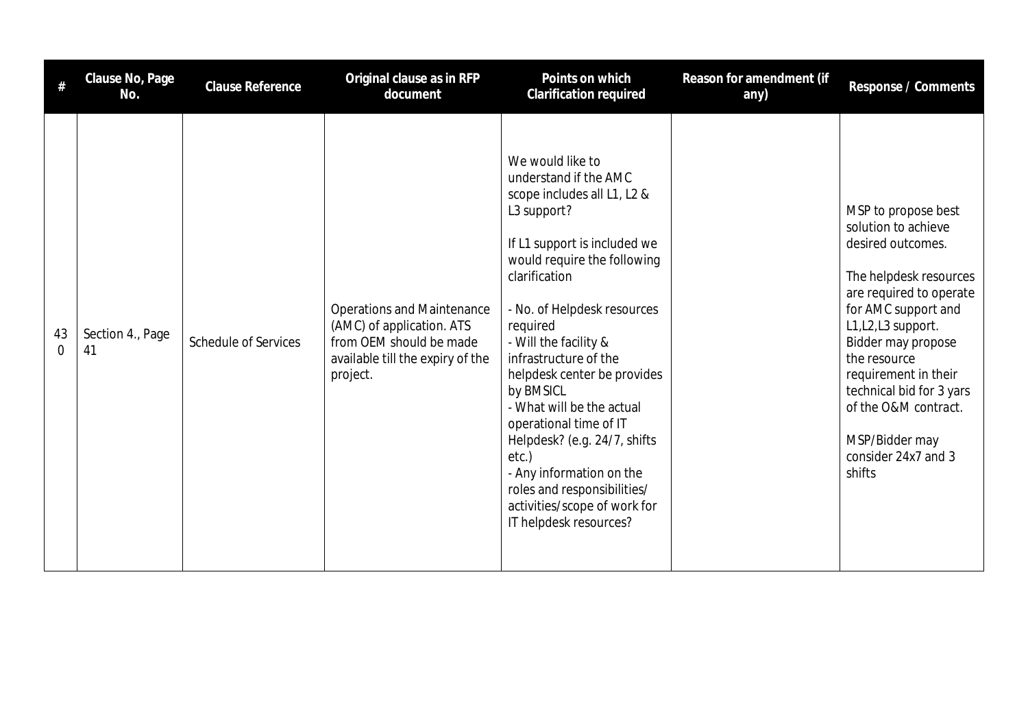| # | Clause No, Page No. | Clause Reference | Original clause as in RFP document | Points on which Clarification required | Reason for amendment (if any) | Response / Comments |
|---|---|---|---|---|---|---|
| 430 | Section 4., Page 41 | Schedule of Services | Operations and Maintenance (AMC) of application. ATS from OEM should be made available till the expiry of the project. | We would like to understand if the AMC scope includes all L1, L2 & L3 support?<br><br>If L1 support is included we would require the following clarification<br><br>- No. of Helpdesk resources required<br>- Will the facility & infrastructure of the helpdesk center be provides by BMSICL<br>- What will be the actual operational time of IT Helpdesk? (e.g. 24/7, shifts etc.)<br>- Any information on the roles and responsibilities/ activities/scope of work for IT helpdesk resources? | | MSP to propose best solution to achieve desired outcomes.<br><br>The helpdesk resources are required to operate for AMC support and L1,L2,L3 support. Bidder may propose the resource requirement in their technical bid for 3 yars of the O&M contract.<br><br>MSP/Bidder may consider 24x7 and 3 shifts |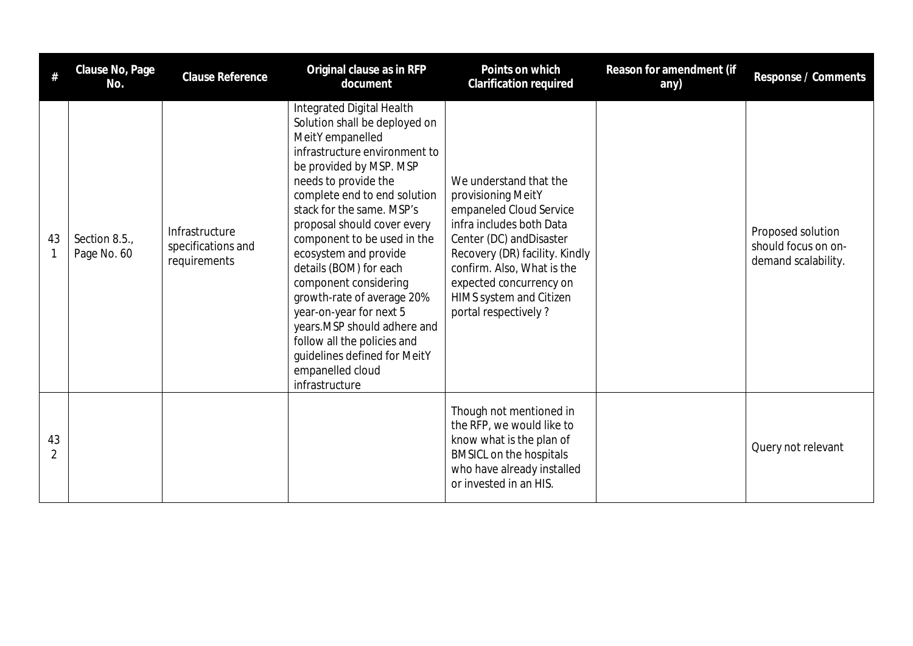| # | Clause No, Page No. | Clause Reference | Original clause as in RFP document | Points on which Clarification required | Reason for amendment (if any) | Response / Comments |
|---|---|---|---|---|---|---|
| 431 | Section 8.5., Page No. 60 | Infrastructure specifications and requirements | Integrated Digital Health Solution shall be deployed on MeitY empanelled infrastructure environment to be provided by MSP. MSP needs to provide the complete end to end solution stack for the same. MSP's proposal should cover every component to be used in the ecosystem and provide details (BOM) for each component considering growth-rate of average 20% year-on-year for next 5 years.MSP should adhere and follow all the policies and guidelines defined for MeitY empanelled cloud infrastructure | We understand that the provisioning MeitY empaneled Cloud Service infra includes both Data Center (DC) andDisaster Recovery (DR) facility. Kindly confirm. Also, What is the expected concurrency on HIMS system and Citizen portal respectively ? | | Proposed solution should focus on on-demand scalability. |
| 432 | | | | Though not mentioned in the RFP, we would like to know what is the plan of BMSICL on the hospitals who have already installed or invested in an HIS. | | Query not relevant |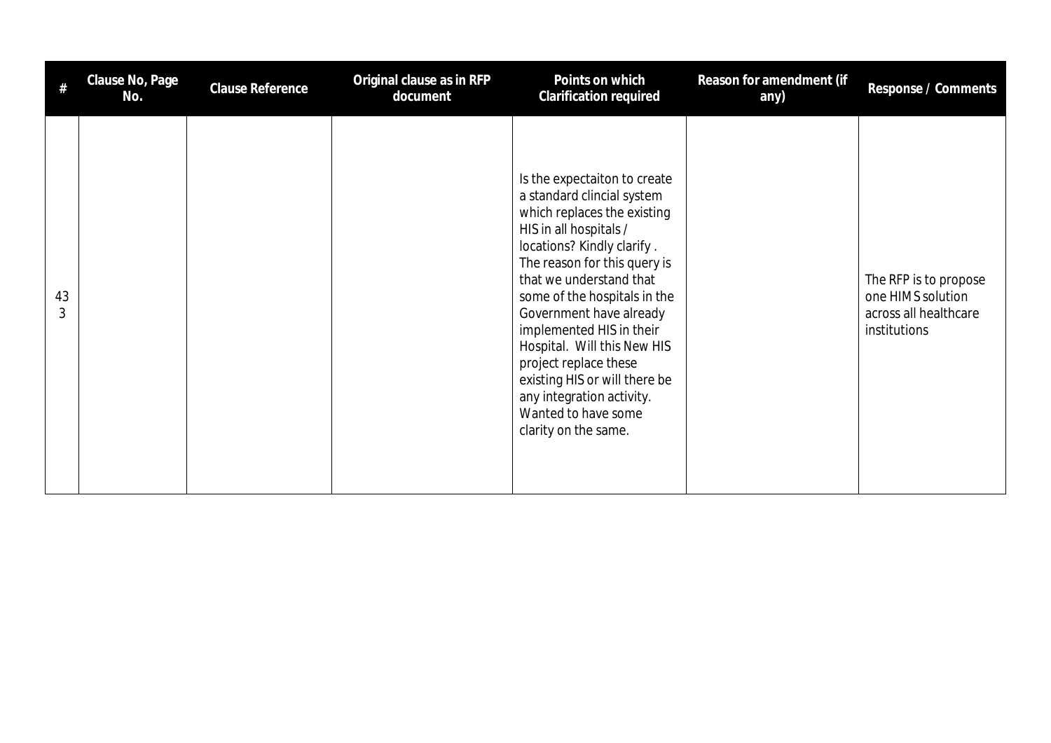| # | Clause No, Page No. | Clause Reference | Original clause as in RFP document | Points on which Clarification required | Reason for amendment (if any) | Response / Comments |
|---|---|---|---|---|---|---|
| 433 | | | | Is the expectaiton to create a standard clincial system which replaces the existing HIS in all hospitals / locations? Kindly clarify . The reason for this query is that we understand that some of the hospitals in the Government have already implemented HIS in their Hospital. Will this New HIS project replace these existing HIS or will there be any integration activity. Wanted to have some clarity on the same. | | The RFP is to propose one HIMS solution across all healthcare institutions |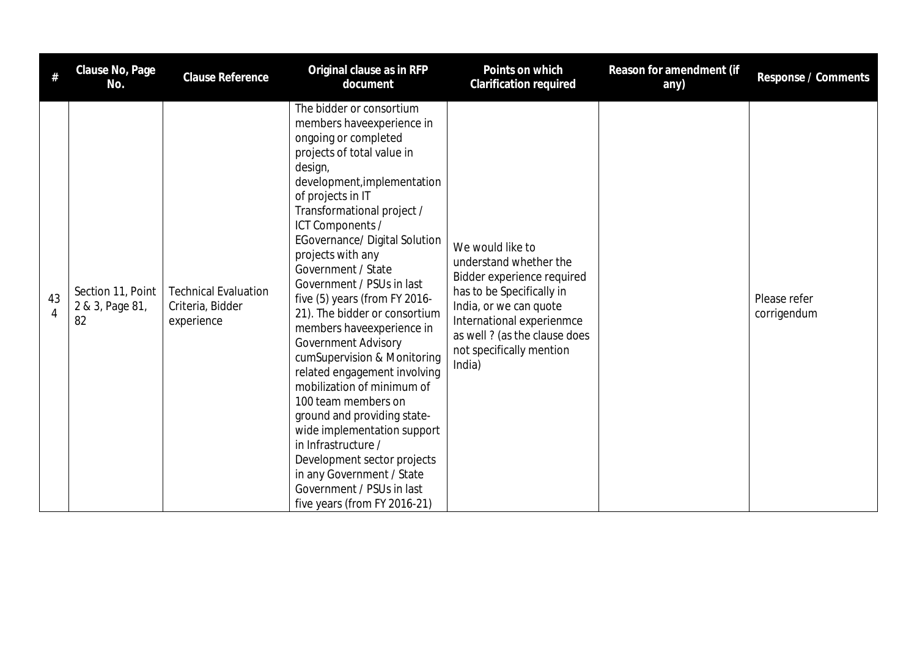| # | Clause No, Page No. | Clause Reference | Original clause as in RFP document | Points on which Clarification required | Reason for amendment (if any) | Response / Comments |
|---|---|---|---|---|---|---|
| 434 | Section 11, Point 2 & 3, Page 81, 82 | Technical Evaluation Criteria, Bidder experience | The bidder or consortium members haveexperience in ongoing or completed projects of total value in design, development,implementation of projects in IT Transformational project / ICT Components / EGovernance/ Digital Solution projects with any Government / State Government / PSUs in last five (5) years (from FY 2016-21). The bidder or consortium members haveexperience in Government Advisory cumSupervision & Monitoring related engagement involving mobilization of minimum of 100 team members on ground and providing state-wide implementation support in Infrastructure / Development sector projects in any Government / State Government / PSUs in last five years (from FY 2016-21) | We would like to understand whether the Bidder experience required has to be Specifically in India, or we can quote International experienmce as well ? (as the clause does not specifically mention India) | | Please refer corrigendum |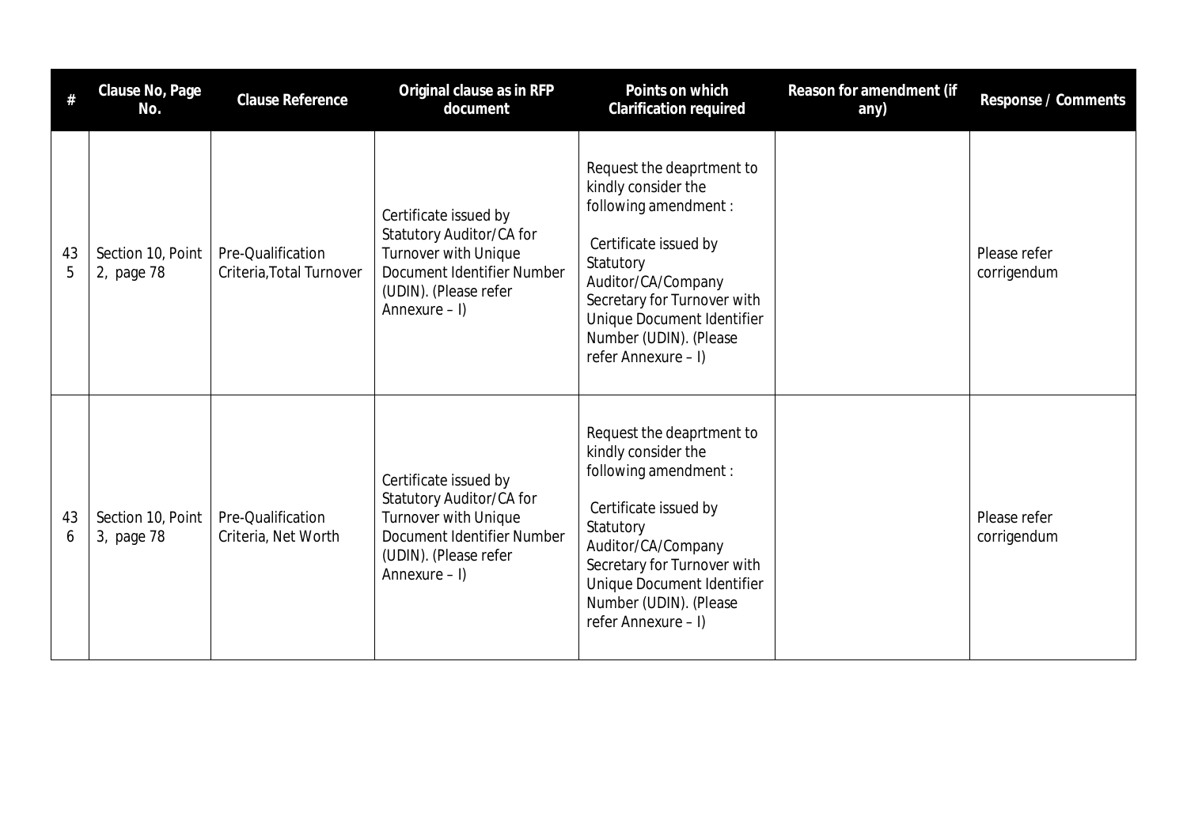| # | Clause No, Page No. | Clause Reference | Original clause as in RFP document | Points on which Clarification required | Reason for amendment (if any) | Response / Comments |
|---|---|---|---|---|---|---|
| 435 | Section 10, Point 2, page 78 | Pre-Qualification Criteria,Total Turnover | Certificate issued by Statutory Auditor/CA for Turnover with Unique Document Identifier Number (UDIN). (Please refer Annexure – I) | Request the deaprtment to kindly consider the following amendment : Certificate issued by Statutory Auditor/CA/Company Secretary for Turnover with Unique Document Identifier Number (UDIN). (Please refer Annexure – I) | | Please refer corrigendum |
| 436 | Section 10, Point 3, page 78 | Pre-Qualification Criteria, Net Worth | Certificate issued by Statutory Auditor/CA for Turnover with Unique Document Identifier Number (UDIN). (Please refer Annexure – I) | Request the deaprtment to kindly consider the following amendment : Certificate issued by Statutory Auditor/CA/Company Secretary for Turnover with Unique Document Identifier Number (UDIN). (Please refer Annexure – I) | | Please refer corrigendum |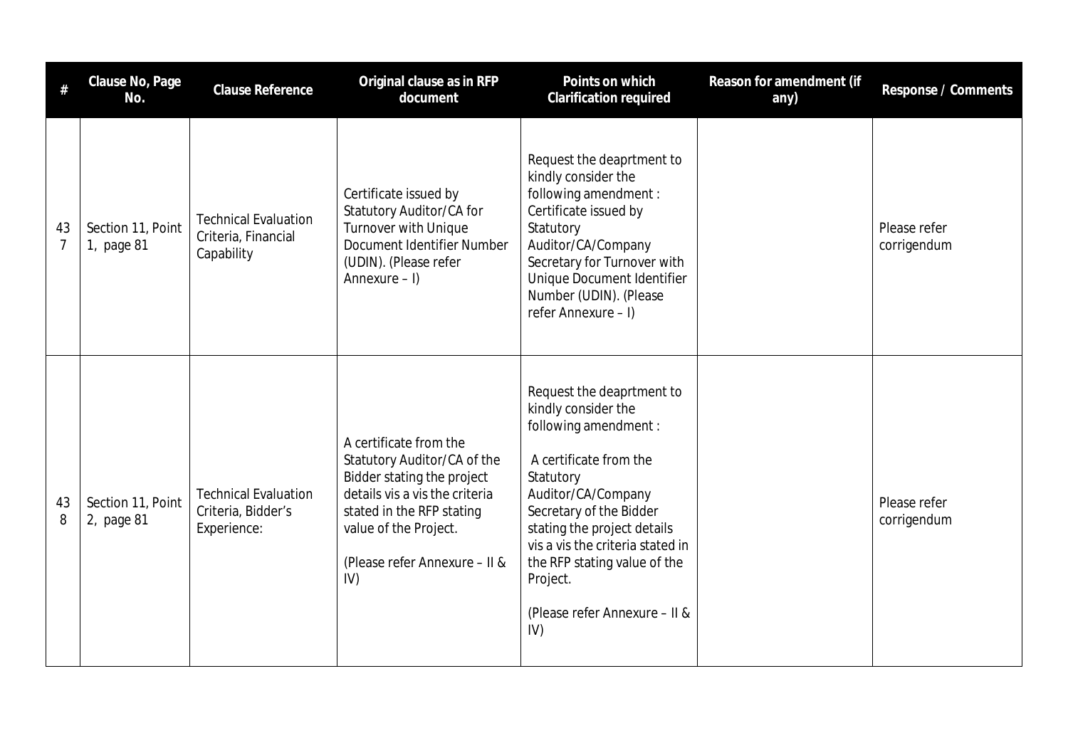| # | Clause No, Page No. | Clause Reference | Original clause as in RFP document | Points on which Clarification required | Reason for amendment (if any) | Response / Comments |
|---|---|---|---|---|---|---|
| 437 | Section 11, Point 1, page 81 | Technical Evaluation Criteria, Financial Capability | Certificate issued by Statutory Auditor/CA for Turnover with Unique Document Identifier Number (UDIN). (Please refer Annexure – I) | Request the deaprtment to kindly consider the following amendment : Certificate issued by Statutory Auditor/CA/Company Secretary for Turnover with Unique Document Identifier Number (UDIN). (Please refer Annexure – I) | | Please refer corrigendum |
| 438 | Section 11, Point 2, page 81 | Technical Evaluation Criteria, Bidder's Experience: | A certificate from the Statutory Auditor/CA of the Bidder stating the project details vis a vis the criteria stated in the RFP stating value of the Project.<br><br>(Please refer Annexure – II & IV) | Request the deaprtment to kindly consider the following amendment :<br><br>A certificate from the Statutory Auditor/CA/Company Secretary of the Bidder stating the project details vis a vis the criteria stated in the RFP stating value of the Project.<br><br>(Please refer Annexure – II & IV) | | Please refer corrigendum |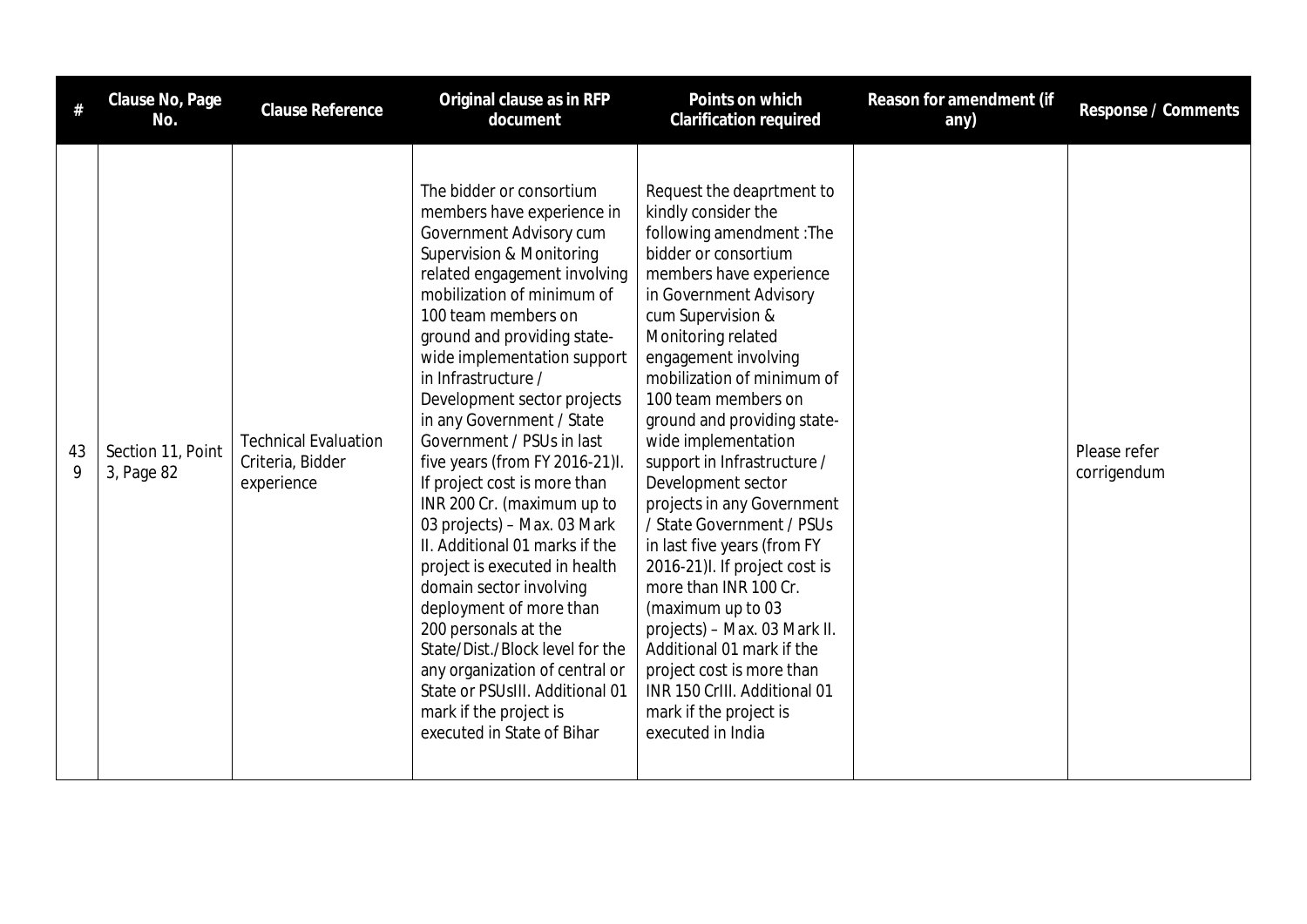| # | Clause No, Page No. | Clause Reference | Original clause as in RFP document | Points on which Clarification required | Reason for amendment (if any) | Response / Comments |
|---|---|---|---|---|---|---|
| 439 | Section 11, Point 3, Page 82 | Technical Evaluation Criteria, Bidder experience | The bidder or consortium members have experience in Government Advisory cum Supervision & Monitoring related engagement involving mobilization of minimum of 100 team members on ground and providing state-wide implementation support in Infrastructure / Development sector projects in any Government / State Government / PSUs in last five years (from FY 2016-21)I. If project cost is more than INR 200 Cr. (maximum up to 03 projects) – Max. 03 Mark II. Additional 01 marks if the project is executed in health domain sector involving deployment of more than 200 personals at the State/Dist./Block level for the any organization of central or State or PSUsIII. Additional 01 mark if the project is executed in State of Bihar | Request the deaprtment to kindly consider the following amendment :The bidder or consortium members have experience in Government Advisory cum Supervision & Monitoring related engagement involving mobilization of minimum of 100 team members on ground and providing state-wide implementation support in Infrastructure / Development sector projects in any Government / State Government / PSUs in last five years (from FY 2016-21)I. If project cost is more than INR 100 Cr. (maximum up to 03 projects) – Max. 03 Mark II. Additional 01 mark if the project cost is more than INR 150 CrIII. Additional 01 mark if the project is executed in India | | Please refer corrigendum |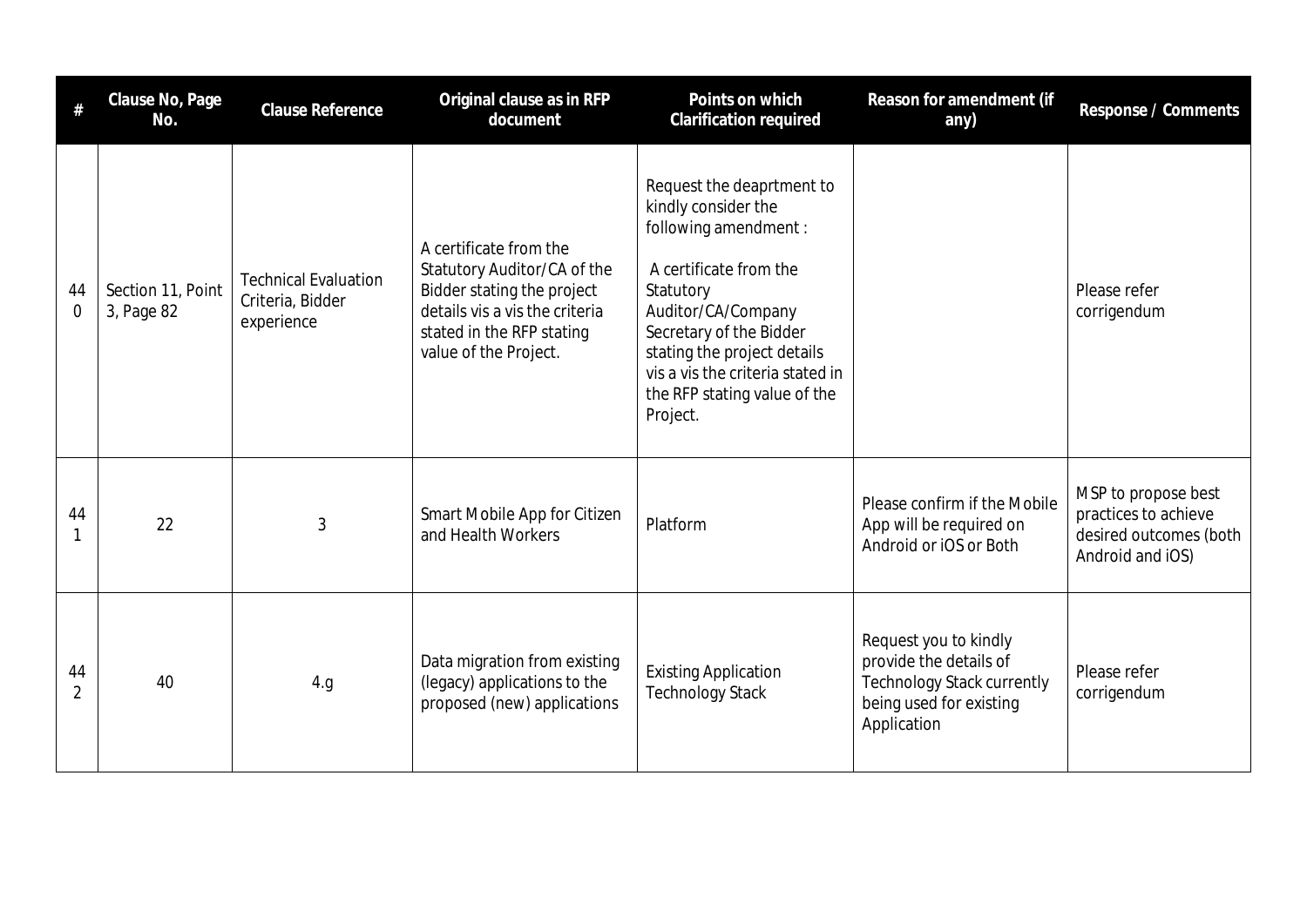| # | Clause No, Page No. | Clause Reference | Original clause as in RFP document | Points on which Clarification required | Reason for amendment (if any) | Response / Comments |
|---|---|---|---|---|---|---|
| 440 | Section 11, Point 3, Page 82 | Technical Evaluation Criteria, Bidder experience | A certificate from the Statutory Auditor/CA of the Bidder stating the project details vis a vis the criteria stated in the RFP stating value of the Project. | Request the deaprtment to kindly consider the following amendment : A certificate from the Statutory Auditor/CA/Company Secretary of the Bidder stating the project details vis a vis the criteria stated in the RFP stating value of the Project. | | Please refer corrigendum |
| 441 | 22 | 3 | Smart Mobile App for Citizen and Health Workers | Platform | Please confirm if the Mobile App will be required on Android or iOS or Both | MSP to propose best practices to achieve desired outcomes (both Android and iOS) |
| 442 | 40 | 4.g | Data migration from existing (legacy) applications to the proposed (new) applications | Existing Application Technology Stack | Request you to kindly provide the details of Technology Stack currently being used for existing Application | Please refer corrigendum |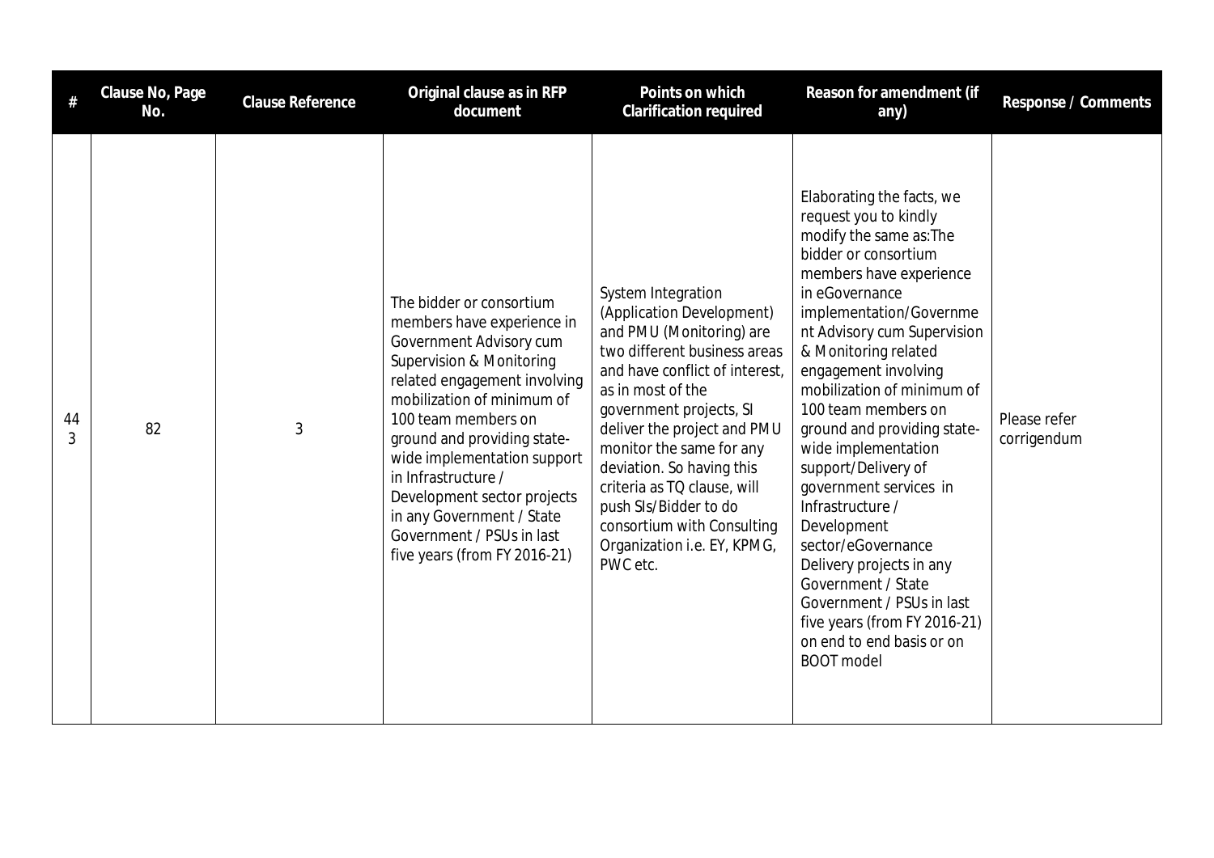| # | Clause No, Page No. | Clause Reference | Original clause as in RFP document | Points on which Clarification required | Reason for amendment (if any) | Response / Comments |
|---|---|---|---|---|---|---|
| 443 | 82 | 3 | The bidder or consortium members have experience in Government Advisory cum Supervision & Monitoring related engagement involving mobilization of minimum of 100 team members on ground and providing state-wide implementation support in Infrastructure / Development sector projects in any Government / State Government / PSUs in last five years (from FY 2016-21) | System Integration (Application Development) and PMU (Monitoring) are two different business areas and have conflict of interest, as in most of the government projects, SI deliver the project and PMU monitor the same for any deviation. So having this criteria as TQ clause, will push SIs/Bidder to do consortium with Consulting Organization i.e. EY, KPMG, PWC etc. | Elaborating the facts, we request you to kindly modify the same as:The bidder or consortium members have experience in eGovernance implementation/Government Advisory cum Supervision & Monitoring related engagement involving mobilization of minimum of 100 team members on ground and providing state-wide implementation support/Delivery of government services in Infrastructure / Development sector/eGovernance Delivery projects in any Government / State Government / PSUs in last five years (from FY 2016-21) on end to end basis or on BOOT model | Please refer corrigendum |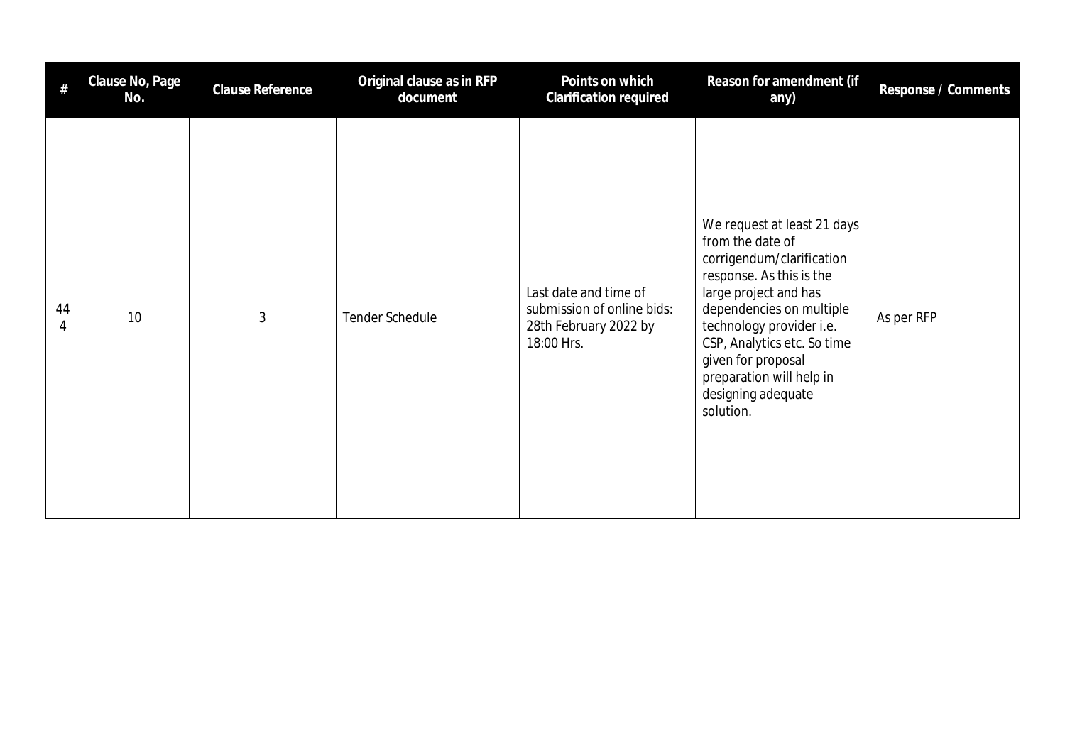| # | Clause No, Page No. | Clause Reference | Original clause as in RFP document | Points on which Clarification required | Reason for amendment (if any) | Response / Comments |
|---|---|---|---|---|---|---|
| 444 | 10 | 3 | Tender Schedule | Last date and time of submission of online bids: 28th February 2022 by 18:00 Hrs. | We request at least 21 days from the date of corrigendum/clarification response. As this is the large project and has dependencies on multiple technology provider i.e. CSP, Analytics etc. So time given for proposal preparation will help in designing adequate solution. | As per RFP |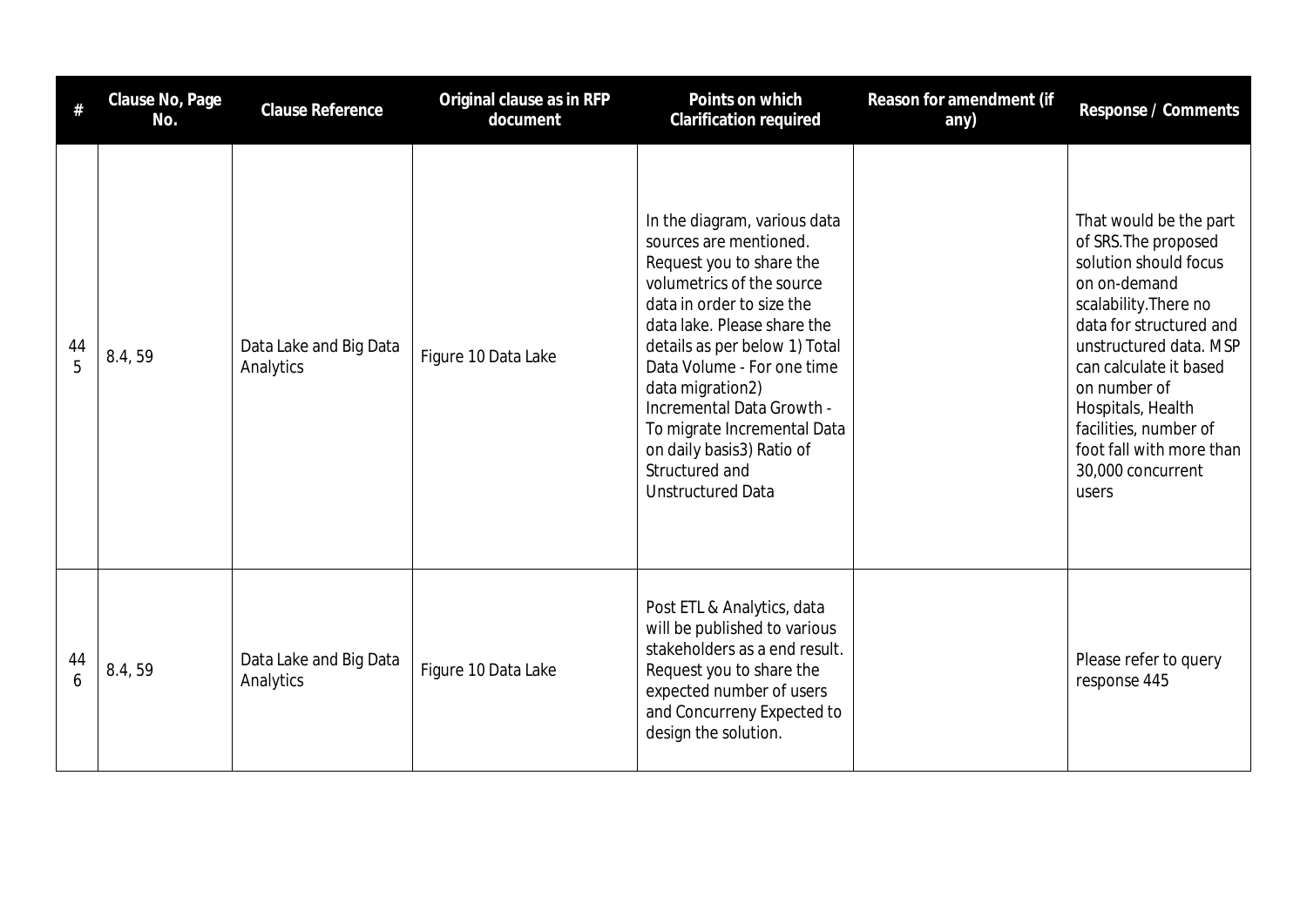| # | Clause No, Page No. | Clause Reference | Original clause as in RFP document | Points on which Clarification required | Reason for amendment (if any) | Response / Comments |
|---|---|---|---|---|---|---|
| 445 | 8.4, 59 | Data Lake and Big Data Analytics | Figure 10 Data Lake | In the diagram, various data sources are mentioned. Request you to share the volumetrics of the source data in order to size the data lake. Please share the details as per below 1) Total Data Volume - For one time data migration2) Incremental Data Growth - To migrate Incremental Data on daily basis3) Ratio of Structured and Unstructured Data | | That would be the part of SRS.The proposed solution should focus on on-demand scalability.There no data for structured and unstructured data. MSP can calculate it based on number of Hospitals, Health facilities, number of foot fall with more than 30,000 concurrent users |
| 446 | 8.4, 59 | Data Lake and Big Data Analytics | Figure 10 Data Lake | Post ETL & Analytics, data will be published to various stakeholders as a end result. Request you to share the expected number of users and Concurreny Expected to design the solution. | | Please refer to query response 445 |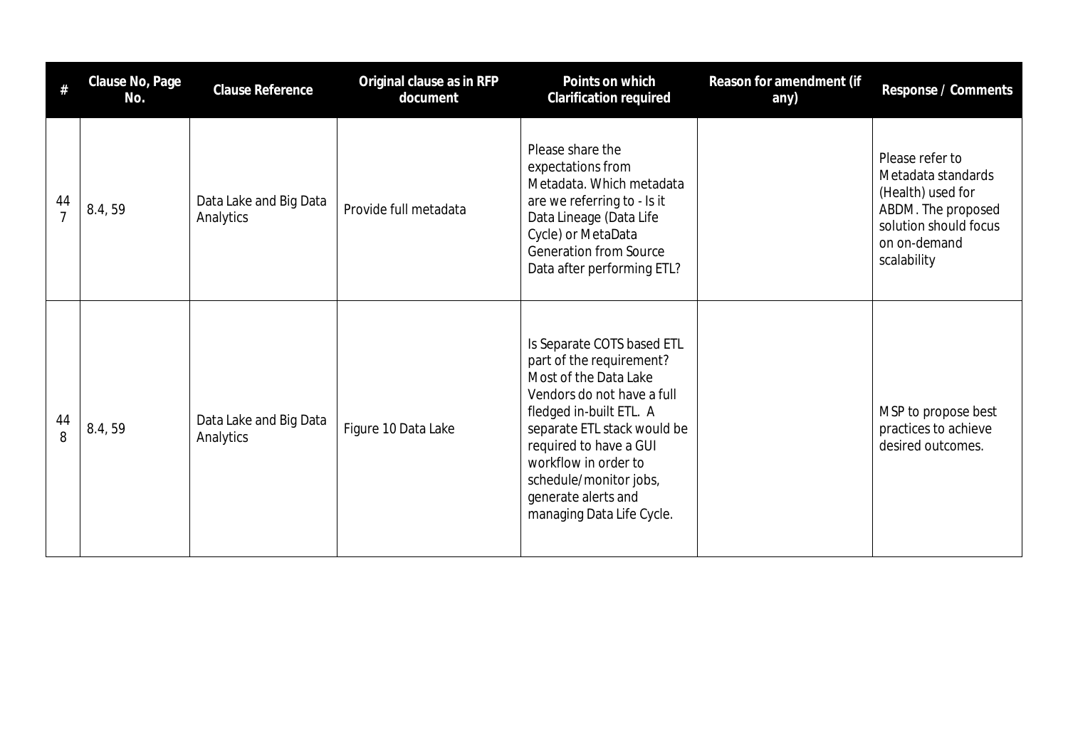| # | Clause No, Page No. | Clause Reference | Original clause as in RFP document | Points on which Clarification required | Reason for amendment (if any) | Response / Comments |
|---|---|---|---|---|---|---|
| 447 | 8.4, 59 | Data Lake and Big Data Analytics | Provide full metadata | Please share the expectations from Metadata. Which metadata are we referring to - Is it Data Lineage (Data Life Cycle) or MetaData Generation from Source Data after performing ETL? | | Please refer to Metadata standards (Health) used for ABDM. The proposed solution should focus on on-demand scalability |
| 448 | 8.4, 59 | Data Lake and Big Data Analytics | Figure 10 Data Lake | Is Separate COTS based ETL part of the requirement? Most of the Data Lake Vendors do not have a full fledged in-built ETL. A separate ETL stack would be required to have a GUI workflow in order to schedule/monitor jobs, generate alerts and managing Data Life Cycle. | | MSP to propose best practices to achieve desired outcomes. |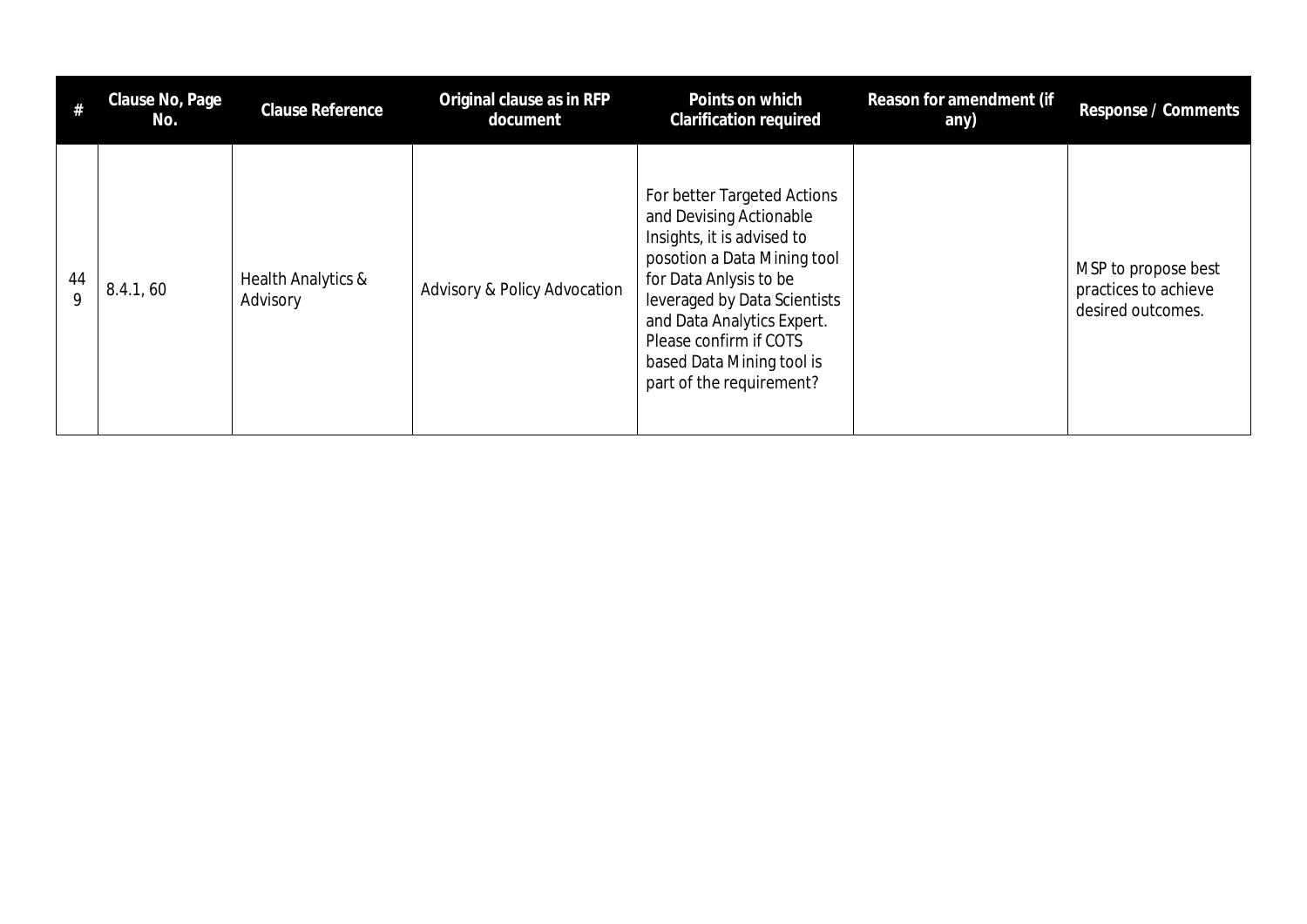| # | Clause No, Page No. | Clause Reference | Original clause as in RFP document | Points on which Clarification required | Reason for amendment (if any) | Response / Comments |
|---|---|---|---|---|---|---|
| 449 | 8.4.1, 60 | Health Analytics & Advisory | Advisory & Policy Advocation | For better Targeted Actions and Devising Actionable Insights, it is advised to posotion a Data Mining tool for Data Anlysis to be leveraged by Data Scientists and Data Analytics Expert. Please confirm if COTS based Data Mining tool is part of the requirement? | | MSP to propose best practices to achieve desired outcomes. |